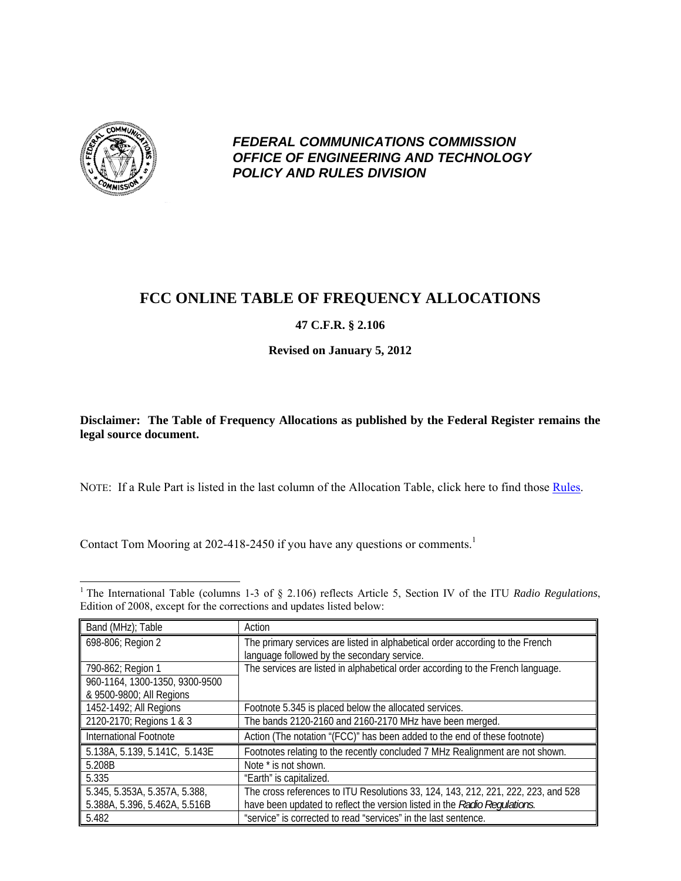**_FEDERAL COMMUNICATIONS COMMISSION_**
**_OFFICE OF ENGINEERING AND TECHNOLOGY_**
**_POLICY AND RULES DIVISION_**

# FCC ONLINE TABLE OF FREQUENCY ALLOCATIONS

**47 C.F.R. § 2.106**

**Revised on January 5, 2012**

**Disclaimer: The Table of Frequency Allocations as published by the Federal Register remains the legal source document.**

NOTE: If a Rule Part is listed in the last column of the Allocation Table, click here to find those Rules.

Contact Tom Mooring at 202-418-2450 if you have any questions or comments.[1]

[1] The International Table (columns 1-3 of § 2.106) reflects Article 5, Section IV of the ITU *Radio Regulations*, Edition of 2008, except for the corrections and updates listed below:

| Band (MHz); Table | Action |
|---|---|
| 698-806; Region 2 | The primary services are listed in alphabetical order according to the French language followed by the secondary service. |
| 790-862; Region 1<br>960-1164, 1300-1350, 9300-9500 & 9500-9800; All Regions | The services are listed in alphabetical order according to the French language. |
| 1452-1492; All Regions | Footnote 5.345 is placed below the allocated services. |
| 2120-2170; Regions 1 & 3 | The bands 2120-2160 and 2160-2170 MHz have been merged. |
| International Footnote | Action (The notation "(FCC)" has been added to the end of these footnote) |
| 5.138A, 5.139, 5.141C, 5.143E | Footnotes relating to the recently concluded 7 MHz Realignment are not shown. |
| 5.208B | Note * is not shown. |
| 5.335 | "Earth" is capitalized. |
| 5.345, 5.353A, 5.357A, 5.388, 5.388A, 5.396, 5.462A, 5.516B | The cross references to ITU Resolutions 33, 124, 143, 212, 221, 222, 223, and 528 have been updated to reflect the version listed in the *Radio Regulations*. |
| 5.482 | "service" is corrected to read "services" in the last sentence. |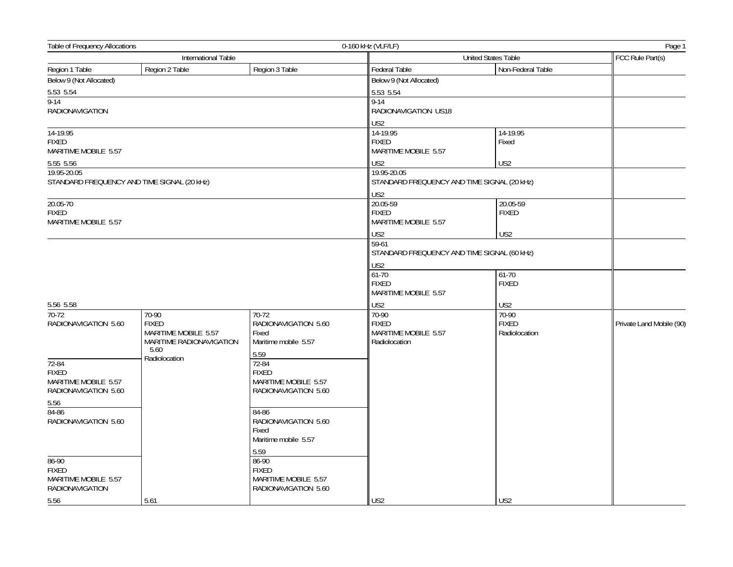Table of Frequency Allocations — 0-160 kHz (VLF/LF)

| International Table | | | United States Table | | FCC Rule Part(s) |
|---|---|---|---|---|---|
| Region 1 Table | Region 2 Table | Region 3 Table | Federal Table | Non-Federal Table | |
| Below 9 (Not Allocated)<br>5.53 5.54 | | | Below 9 (Not Allocated)<br>5.53 5.54 | | |
| 9-14<br>RADIONAVIGATION | | | 9-14<br>RADIONAVIGATION US18<br>US2 | | |
| 14-19.95<br>FIXED<br>MARITIME MOBILE 5.57<br>5.55 5.56 | | | 14-19.95<br>FIXED<br>MARITIME MOBILE 5.57<br>US2 | 14-19.95<br>Fixed<br>US2 | |
| 19.95-20.05<br>STANDARD FREQUENCY AND TIME SIGNAL (20 kHz) | | | 19.95-20.05<br>STANDARD FREQUENCY AND TIME SIGNAL (20 kHz)<br>US2 | | |
| 20.05-70<br>FIXED<br>MARITIME MOBILE 5.57<br>5.56 5.58 | | | 20.05-59<br>FIXED<br>MARITIME MOBILE 5.57<br>US2 | 20.05-59<br>FIXED<br>US2 | |
| | | | 59-61<br>STANDARD FREQUENCY AND TIME SIGNAL (60 kHz)<br>US2 | | |
| | | | 61-70<br>FIXED<br>MARITIME MOBILE 5.57<br>US2 | 61-70<br>FIXED<br>US2 | |
| 70-72<br>RADIONAVIGATION 5.60 | 70-90<br>FIXED<br>MARITIME MOBILE 5.57<br>MARITIME RADIONAVIGATION 5.60<br>Radiolocation<br>5.61 | 70-72<br>RADIONAVIGATION 5.60<br>Fixed<br>Maritime mobile 5.57<br>5.59 | 70-90<br>FIXED<br>MARITIME MOBILE 5.57<br>Radiolocation<br>US2 | 70-90<br>FIXED<br>Radiolocation<br>US2 | Private Land Mobile (90) |
| 72-84<br>FIXED<br>MARITIME MOBILE 5.57<br>RADIONAVIGATION 5.60<br>5.56 | | 72-84<br>FIXED<br>MARITIME MOBILE 5.57<br>RADIONAVIGATION 5.60 | | | |
| 84-86<br>RADIONAVIGATION 5.60 | | 84-86<br>RADIONAVIGATION 5.60<br>Fixed<br>Maritime mobile 5.57<br>5.59 | | | |
| 86-90<br>FIXED<br>MARITIME MOBILE 5.57<br>RADIONAVIGATION<br>5.56 | | 86-90<br>FIXED<br>MARITIME MOBILE 5.57<br>RADIONAVIGATION 5.60 | | | |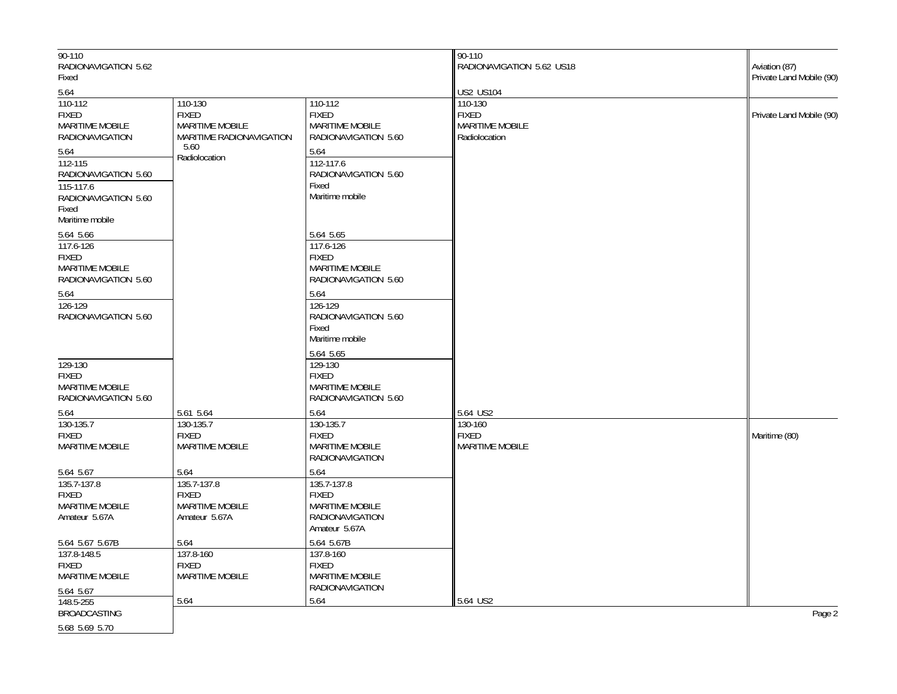| Region 1 | Region 2 | Region 3 | United States | FCC Rule Part(s) |
|---|---|---|---|---|
| 90-110<br>RADIONAVIGATION 5.62<br>Fixed<br><br>5.64 | | | 90-110<br>RADIONAVIGATION 5.62 US18<br><br>US2 US104 | Aviation (87)<br>Private Land Mobile (90) |
| 110-112<br>FIXED<br>MARITIME MOBILE<br>RADIONAVIGATION<br><br>5.64 | 110-130<br>FIXED<br>MARITIME MOBILE<br>MARITIME RADIONAVIGATION 5.60<br>Radiolocation<br><br>5.61 5.64 | 110-112<br>FIXED<br>MARITIME MOBILE<br>RADIONAVIGATION 5.60<br><br>5.64 | 110-130<br>FIXED<br>MARITIME MOBILE<br>Radiolocation<br><br>5.64 US2 | Private Land Mobile (90) |
| 112-115<br>RADIONAVIGATION 5.60 | | 112-117.6<br>RADIONAVIGATION 5.60<br>Fixed<br>Maritime mobile<br><br>5.64 5.65 | | |
| 115-117.6<br>RADIONAVIGATION 5.60<br>Fixed<br>Maritime mobile<br><br>5.64 5.66 | | | | |
| 117.6-126<br>FIXED<br>MARITIME MOBILE<br>RADIONAVIGATION 5.60<br><br>5.64 | | 117.6-126<br>FIXED<br>MARITIME MOBILE<br>RADIONAVIGATION 5.60<br><br>5.64 | | |
| 126-129<br>RADIONAVIGATION 5.60 | | 126-129<br>RADIONAVIGATION 5.60<br>Fixed<br>Maritime mobile<br><br>5.64 5.65 | | |
| 129-130<br>FIXED<br>MARITIME MOBILE<br>RADIONAVIGATION 5.60<br><br>5.64 | | 129-130<br>FIXED<br>MARITIME MOBILE<br>RADIONAVIGATION 5.60<br><br>5.64 | | |
| 130-135.7<br>FIXED<br>MARITIME MOBILE<br><br>5.64 5.67 | 130-135.7<br>FIXED<br>MARITIME MOBILE<br><br>5.64 | 130-135.7<br>FIXED<br>MARITIME MOBILE<br>RADIONAVIGATION<br><br>5.64 | 130-160<br>FIXED<br>MARITIME MOBILE<br><br>5.64 US2 | Maritime (80) |
| 135.7-137.8<br>FIXED<br>MARITIME MOBILE<br>Amateur 5.67A<br><br>5.64 5.67 5.67B | 135.7-137.8<br>FIXED<br>MARITIME MOBILE<br>Amateur 5.67A<br><br>5.64 | 135.7-137.8<br>FIXED<br>MARITIME MOBILE<br>RADIONAVIGATION<br>Amateur 5.67A<br><br>5.64 5.67B | | |
| 137.8-148.5<br>FIXED<br>MARITIME MOBILE<br><br>5.64 5.67 | 137.8-160<br>FIXED<br>MARITIME MOBILE<br><br>5.64 | 137.8-160<br>FIXED<br>MARITIME MOBILE<br>RADIONAVIGATION<br><br>5.64 | | |
| 148.5-255<br>BROADCASTING<br><br>5.68 5.69 5.70 | | | | |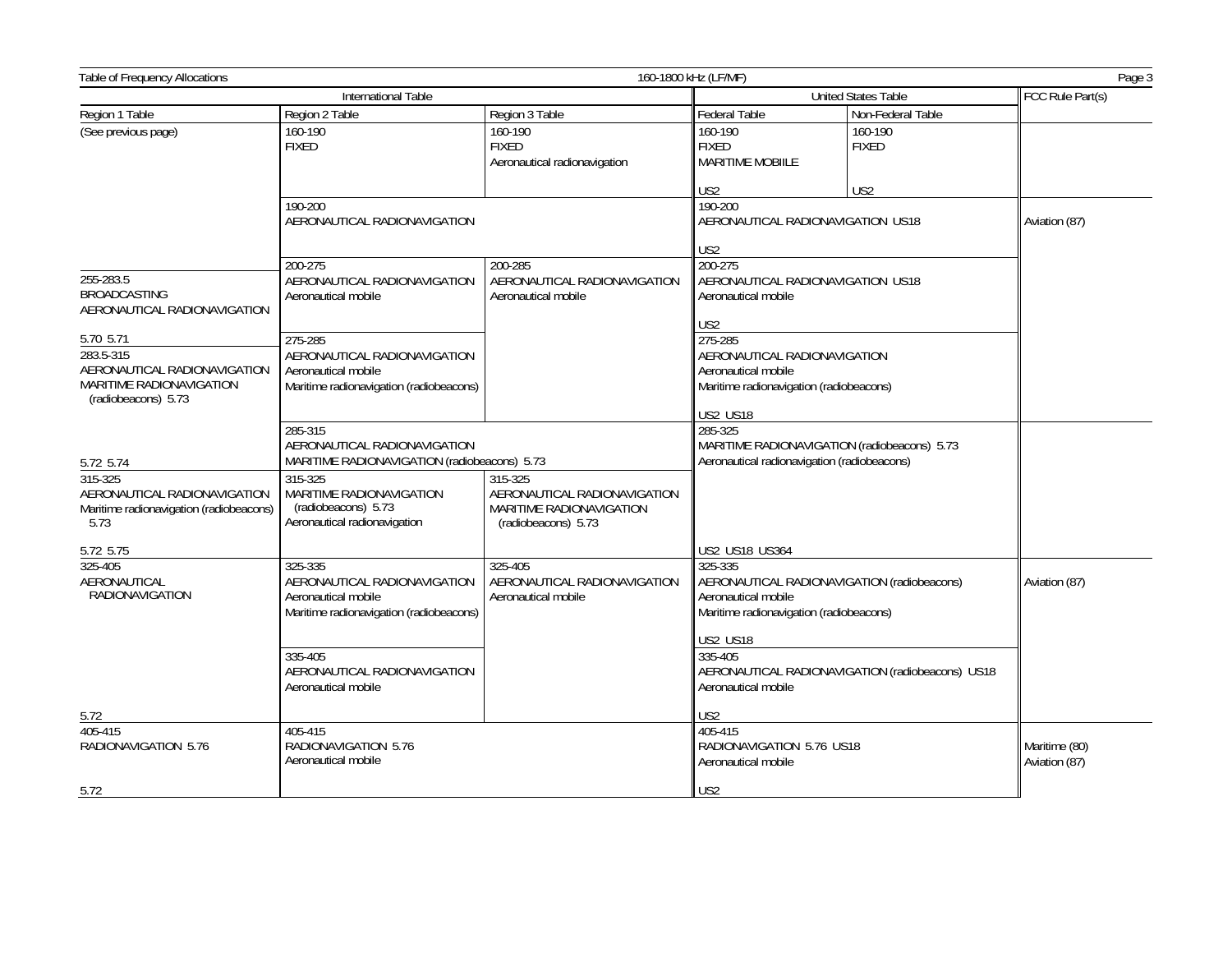| International Table | | | United States Table | | FCC Rule Part(s) |
|---|---|---|---|---|---|
| Region 1 Table | Region 2 Table | Region 3 Table | Federal Table | Non-Federal Table | |
| (See previous page) | 160-190 FIXED | 160-190 FIXED Aeronautical radionavigation | 160-190 FIXED MARITIME MOBIILE US2 | 160-190 FIXED US2 | |
| | 190-200 AERONAUTICAL RADIONAVIGATION | | 190-200 AERONAUTICAL RADIONAVIGATION US18 US2 | | Aviation (87) |
| 255-283.5 BROADCASTING AERONAUTICAL RADIONAVIGATION 5.70 5.71 | 200-275 AERONAUTICAL RADIONAVIGATION Aeronautical mobile | 200-285 AERONAUTICAL RADIONAVIGATION Aeronautical mobile | 200-275 AERONAUTICAL RADIONAVIGATION US18 Aeronautical mobile US2 | | |
| 283.5-315 AERONAUTICAL RADIONAVIGATION MARITIME RADIONAVIGATION (radiobeacons) 5.73 5.72 5.74 | 275-285 AERONAUTICAL RADIONAVIGATION Aeronautical mobile Maritime radionavigation (radiobeacons) | | 275-285 AERONAUTICAL RADIONAVIGATION Aeronautical mobile Maritime radionavigation (radiobeacons) US2 US18 | | |
| | 285-315 AERONAUTICAL RADIONAVIGATION MARITIME RADIONAVIGATION (radiobeacons) 5.73 | | 285-325 MARITIME RADIONAVIGATION (radiobeacons) 5.73 Aeronautical radionavigation (radiobeacons) US2 US18 US364 | | |
| 315-325 AERONAUTICAL RADIONAVIGATION Maritime radionavigation (radiobeacons) 5.73 5.72 5.75 | 315-325 MARITIME RADIONAVIGATION (radiobeacons) 5.73 Aeronautical radionavigation | 315-325 AERONAUTICAL RADIONAVIGATION MARITIME RADIONAVIGATION (radiobeacons) 5.73 | | | |
| 325-405 AERONAUTICAL RADIONAVIGATION 5.72 | 325-335 AERONAUTICAL RADIONAVIGATION Aeronautical mobile Maritime radionavigation (radiobeacons) | 325-405 AERONAUTICAL RADIONAVIGATION Aeronautical mobile | 325-335 AERONAUTICAL RADIONAVIGATION (radiobeacons) Aeronautical mobile Maritime radionavigation (radiobeacons) US2 US18 | | Aviation (87) |
| | 335-405 AERONAUTICAL RADIONAVIGATION Aeronautical mobile | | 335-405 AERONAUTICAL RADIONAVIGATION (radiobeacons) US18 Aeronautical mobile US2 | | |
| 405-415 RADIONAVIGATION 5.76 5.72 | 405-415 RADIONAVIGATION 5.76 Aeronautical mobile | | 405-415 RADIONAVIGATION 5.76 US18 Aeronautical mobile US2 | | Maritime (80) Aviation (87) |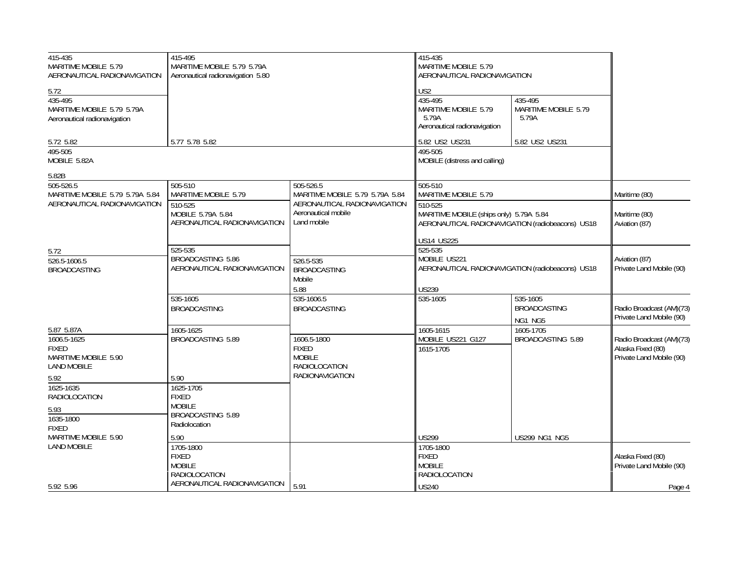| Region 1 Table | Region 2 Table | Region 3 Table | Federal Table | Non-Federal Table | FCC Rule Part(s) |
|---|---|---|---|---|---|
| 415-435 MARITIME MOBILE 5.79 AERONAUTICAL RADIONAVIGATION 5.72 | 415-495 MARITIME MOBILE 5.79 5.79A Aeronautical radionavigation 5.80 5.77 5.78 5.82 | | 415-435 MARITIME MOBILE 5.79 AERONAUTICAL RADIONAVIGATION US2 | | |
| 435-495 MARITIME MOBILE 5.79 5.79A Aeronautical radionavigation 5.72 5.82 | | | 435-495 MARITIME MOBILE 5.79 5.79A Aeronautical radionavigation 5.82 US2 US231 | 435-495 MARITIME MOBILE 5.79 5.79A 5.82 US2 US231 | |
| 495-505 MOBILE 5.82A 5.82B | | | 495-505 MOBILE (distress and calling) | | |
| 505-526.5 MARITIME MOBILE 5.79 5.79A 5.84 AERONAUTICAL RADIONAVIGATION 5.72 | 505-510 MARITIME MOBILE 5.79 | 505-526.5 MARITIME MOBILE 5.79 5.79A 5.84 AERONAUTICAL RADIONAVIGATION Aeronautical mobile Land mobile | 505-510 MARITIME MOBILE 5.79 | | Maritime (80) |
| | 510-525 MOBILE 5.79A 5.84 AERONAUTICAL RADIONAVIGATION | | 510-525 MARITIME MOBILE (ships only) 5.79A 5.84 AERONAUTICAL RADIONAVIGATION (radiobeacons) US18 US14 US225 | | Maritime (80) Aviation (87) |
| 526.5-1606.5 BROADCASTING 5.87 5.87A | 525-535 BROADCASTING 5.86 AERONAUTICAL RADIONAVIGATION | 526.5-535 BROADCASTING Mobile 5.88 | 525-535 MOBILE US221 AERONAUTICAL RADIONAVIGATION (radiobeacons) US18 US239 | | Aviation (87) Private Land Mobile (90) |
| | 535-1605 BROADCASTING | 535-1606.5 BROADCASTING | 535-1605 | 535-1605 BROADCASTING NG1 NG5 | Radio Broadcast (AM)(73) Private Land Mobile (90) |
| 1606.5-1625 FIXED MARITIME MOBILE 5.90 LAND MOBILE 5.92 | 1605-1625 BROADCASTING 5.89 5.90 | 1606.5-1800 FIXED MOBILE RADIOLOCATION RADIONAVIGATION 5.91 | 1605-1615 MOBILE US221 G127 | 1605-1705 BROADCASTING 5.89 US299 NG1 NG5 | Radio Broadcast (AM)(73) Alaska Fixed (80) Private Land Mobile (90) |
| 1625-1635 RADIOLOCATION 5.93 | 1625-1705 FIXED MOBILE BROADCASTING 5.89 Radiolocation 5.90 | | 1615-1705 US299 | | |
| 1635-1800 FIXED MARITIME MOBILE 5.90 LAND MOBILE 5.92 5.96 | 1705-1800 FIXED MOBILE RADIOLOCATION AERONAUTICAL RADIONAVIGATION | | 1705-1800 FIXED MOBILE RADIOLOCATION US240 | | Alaska Fixed (80) Private Land Mobile (90) |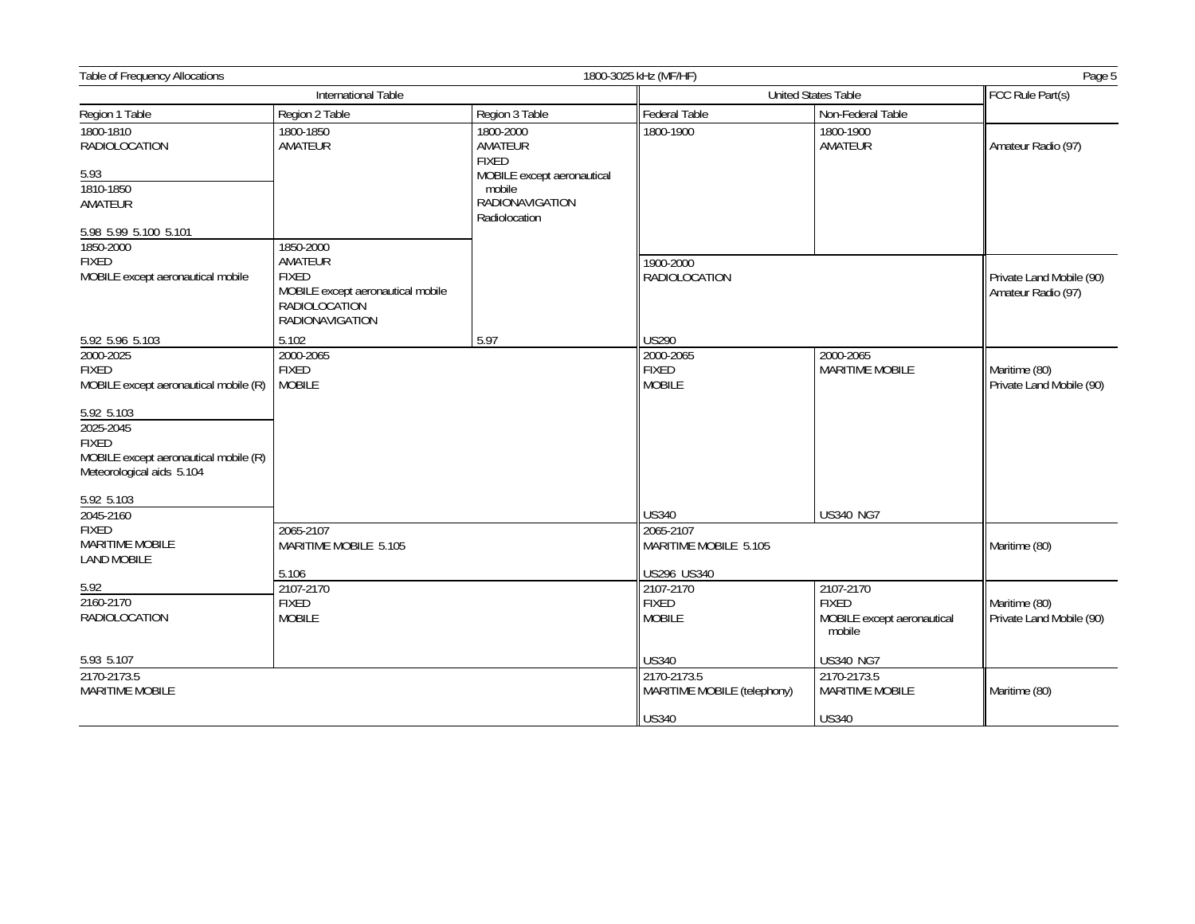Table of Frequency Allocations — 1800-3025 kHz (MF/HF)

| International Table | | | United States Table | | FCC Rule Part(s) |
|---|---|---|---|---|---|
| Region 1 Table | Region 2 Table | Region 3 Table | Federal Table | Non-Federal Table | |
| 1800-1810 RADIOLOCATION 5.93 | 1800-1850 AMATEUR | 1800-2000 AMATEUR FIXED MOBILE except aeronautical mobile RADIONAVIGATION Radiolocation | 1800-1900 | 1800-1900 AMATEUR | Amateur Radio (97) |
| 1810-1850 AMATEUR 5.98 5.99 5.100 5.101 | | | | | |
| 1850-2000 FIXED MOBILE except aeronautical mobile 5.92 5.96 5.103 | 1850-2000 AMATEUR FIXED MOBILE except aeronautical mobile RADIOLOCATION RADIONAVIGATION 5.102 | 5.97 | 1900-2000 RADIOLOCATION US290 | | Private Land Mobile (90) Amateur Radio (97) |
| 2000-2025 FIXED MOBILE except aeronautical mobile (R) 5.92 5.103 | 2000-2065 FIXED MOBILE | | 2000-2065 FIXED MOBILE US340 | 2000-2065 MARITIME MOBILE US340 NG7 | Maritime (80) Private Land Mobile (90) |
| 2025-2045 FIXED MOBILE except aeronautical mobile (R) Meteorological aids 5.104 5.92 5.103 | | | | | |
| 2045-2160 FIXED MARITIME MOBILE LAND MOBILE 5.92 | 2065-2107 MARITIME MOBILE 5.105 5.106 | | 2065-2107 MARITIME MOBILE 5.105 US296 US340 | | Maritime (80) |
| | 2107-2170 FIXED MOBILE | | 2107-2170 FIXED MOBILE US340 | 2107-2170 FIXED MOBILE except aeronautical mobile US340 NG7 | Maritime (80) Private Land Mobile (90) |
| 2160-2170 RADIOLOCATION 5.93 5.107 | | | | | |
| 2170-2173.5 MARITIME MOBILE | | | 2170-2173.5 MARITIME MOBILE (telephony) US340 | 2170-2173.5 MARITIME MOBILE US340 | Maritime (80) |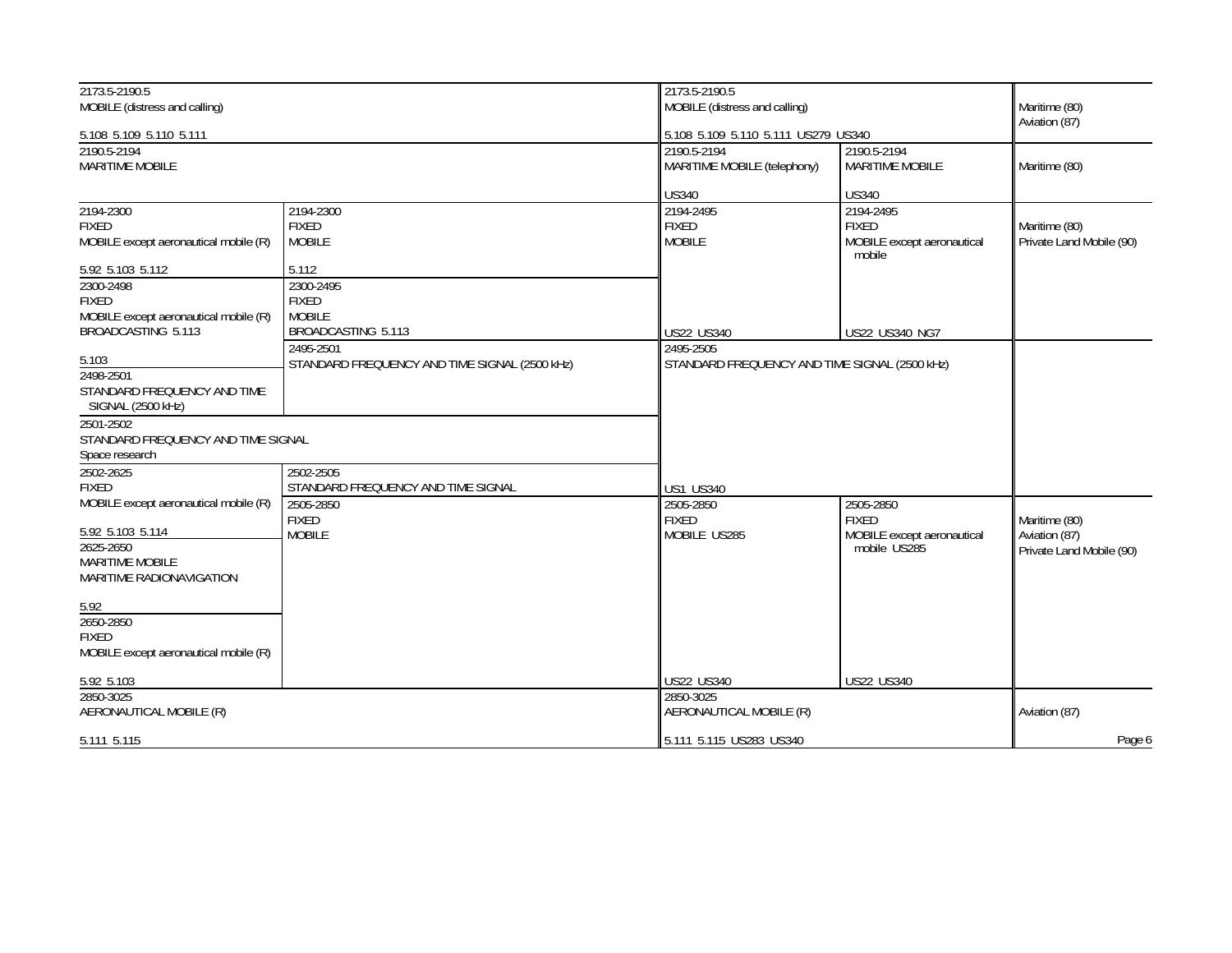| International Table (Region 1) | International Table (Region 2/3) | United States Table (Federal) | United States Table (Non-Federal) | FCC Rule Part(s) |
|---|---|---|---|---|
| 2173.5-2190.5<br>MOBILE (distress and calling)<br><br>5.108 5.109 5.110 5.111 | | 2173.5-2190.5<br>MOBILE (distress and calling)<br><br>5.108 5.109 5.110 5.111 US279 US340 | | Maritime (80)<br>Aviation (87) |
| 2190.5-2194<br>MARITIME MOBILE | | 2190.5-2194<br>MARITIME MOBILE (telephony)<br><br>US340 | 2190.5-2194<br>MARITIME MOBILE<br><br>US340 | Maritime (80) |
| 2194-2300<br>FIXED<br>MOBILE except aeronautical mobile (R)<br><br>5.92 5.103 5.112 | 2194-2300<br>FIXED<br>MOBILE<br><br>5.112 | 2194-2495<br>FIXED<br>MOBILE<br><br>US22 US340 | 2194-2495<br>FIXED<br>MOBILE except aeronautical mobile<br><br>US22 US340 NG7 | Maritime (80)<br>Private Land Mobile (90) |
| 2300-2498<br>FIXED<br>MOBILE except aeronautical mobile (R)<br>BROADCASTING 5.113<br><br>5.103 | 2300-2495<br>FIXED<br>MOBILE<br>BROADCASTING 5.113 | | | |
| 2498-2501<br>STANDARD FREQUENCY AND TIME SIGNAL (2500 kHz) | 2495-2501<br>STANDARD FREQUENCY AND TIME SIGNAL (2500 kHz) | 2495-2505<br>STANDARD FREQUENCY AND TIME SIGNAL (2500 kHz)<br><br>US1 US340 | | |
| 2501-2502<br>STANDARD FREQUENCY AND TIME SIGNAL<br>Space research | | | | |
| 2502-2625<br>FIXED<br>MOBILE except aeronautical mobile (R)<br><br>5.92 5.103 5.114 | 2502-2505<br>STANDARD FREQUENCY AND TIME SIGNAL | | | |
| 2625-2650<br>MARITIME MOBILE<br>MARITIME RADIONAVIGATION<br><br>5.92 | 2505-2850<br>FIXED<br>MOBILE | 2505-2850<br>FIXED<br>MOBILE US285<br><br>US22 US340 | 2505-2850<br>FIXED<br>MOBILE except aeronautical mobile US285<br><br>US22 US340 | Maritime (80)<br>Aviation (87)<br>Private Land Mobile (90) |
| 2650-2850<br>FIXED<br>MOBILE except aeronautical mobile (R)<br><br>5.92 5.103 | | | | |
| 2850-3025<br>AERONAUTICAL MOBILE (R)<br><br>5.111 5.115 | | 2850-3025<br>AERONAUTICAL MOBILE (R)<br><br>5.111 5.115 US283 US340 | | Aviation (87) |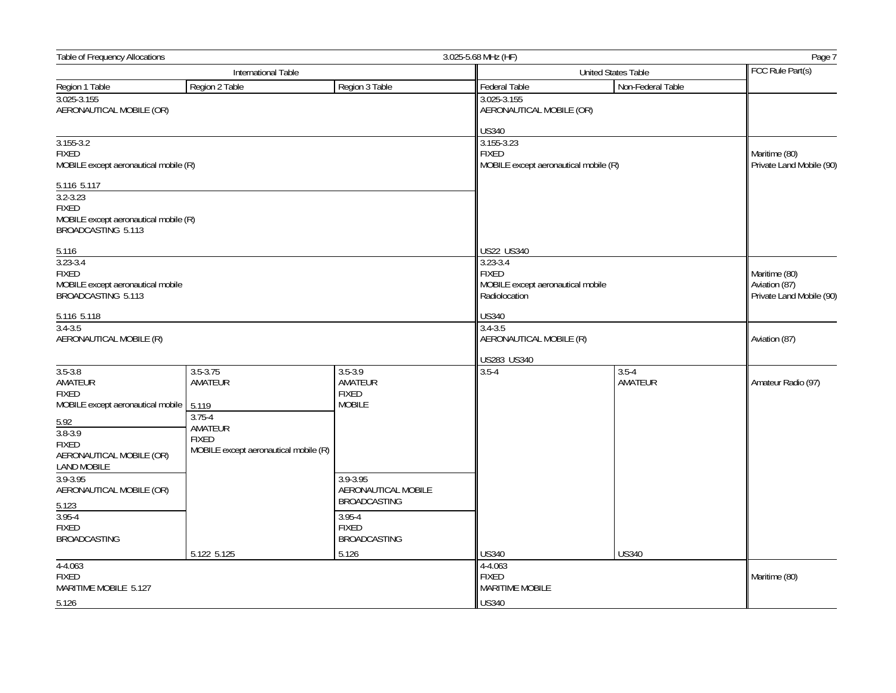Table of Frequency Allocations — 3.025-5.68 MHz (HF)

| International Table | | | United States Table | | FCC Rule Part(s) |
|---|---|---|---|---|---|
| Region 1 Table | Region 2 Table | Region 3 Table | Federal Table | Non-Federal Table | |
| 3.025-3.155 AERONAUTICAL MOBILE (OR) | | | 3.025-3.155 AERONAUTICAL MOBILE (OR) US340 | | |
| 3.155-3.2 FIXED MOBILE except aeronautical mobile (R) 5.116 5.117 | | | 3.155-3.23 FIXED MOBILE except aeronautical mobile (R) US22 US340 | | Maritime (80) Private Land Mobile (90) |
| 3.2-3.23 FIXED MOBILE except aeronautical mobile (R) BROADCASTING 5.113 5.116 | | | | | |
| 3.23-3.4 FIXED MOBILE except aeronautical mobile BROADCASTING 5.113 5.116 5.118 | | | 3.23-3.4 FIXED MOBILE except aeronautical mobile Radiolocation US340 | | Maritime (80) Aviation (87) Private Land Mobile (90) |
| 3.4-3.5 AERONAUTICAL MOBILE (R) | | | 3.4-3.5 AERONAUTICAL MOBILE (R) US283 US340 | | Aviation (87) |
| 3.5-3.8 AMATEUR FIXED MOBILE except aeronautical mobile 5.92 | 3.5-3.75 AMATEUR 5.119 | 3.5-3.9 AMATEUR FIXED MOBILE | 3.5-4 US340 | 3.5-4 AMATEUR US340 | Amateur Radio (97) |
| 3.8-3.9 FIXED AERONAUTICAL MOBILE (OR) LAND MOBILE | 3.75-4 AMATEUR FIXED MOBILE except aeronautical mobile (R) 5.122 5.125 | | | | |
| 3.9-3.95 AERONAUTICAL MOBILE (OR) 5.123 | | 3.9-3.95 AERONAUTICAL MOBILE BROADCASTING | | | |
| 3.95-4 FIXED BROADCASTING | | 3.95-4 FIXED BROADCASTING 5.126 | | | |
| 4-4.063 FIXED MARITIME MOBILE 5.127 5.126 | | | 4-4.063 FIXED MARITIME MOBILE US340 | | Maritime (80) |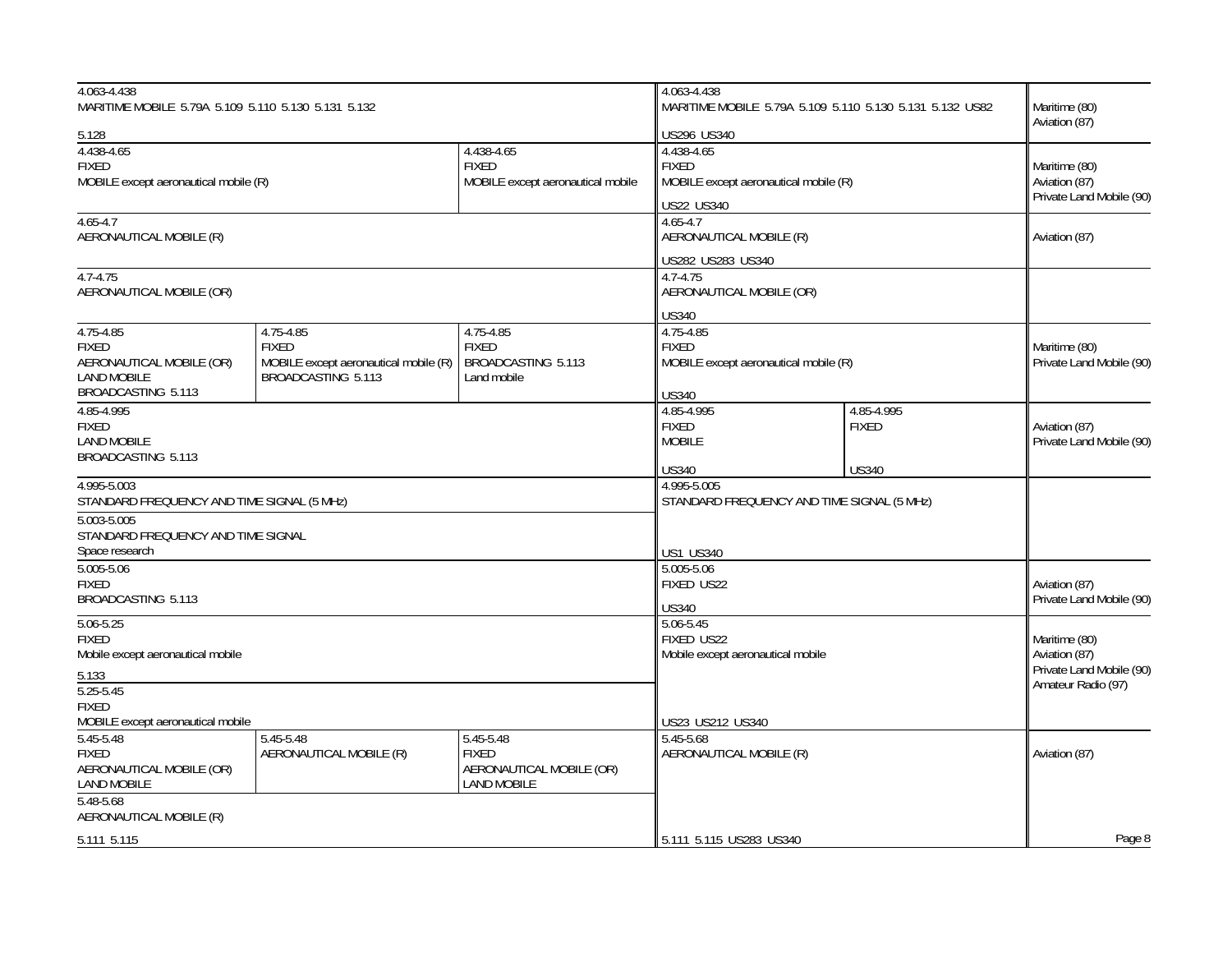| International Table (Region 1) | International Table (Region 2) | International Table (Region 3) | United States Table (Federal) | United States Table (Non-Federal) | FCC Rule Part(s) |
|---|---|---|---|---|---|
| 4.063-4.438 MARITIME MOBILE 5.79A 5.109 5.110 5.130 5.131 5.132 5.128 | | | 4.063-4.438 MARITIME MOBILE 5.79A 5.109 5.110 5.130 5.131 5.132 US82 US296 US340 | | Maritime (80) Aviation (87) |
| 4.438-4.65 FIXED MOBILE except aeronautical mobile (R) | | 4.438-4.65 FIXED MOBILE except aeronautical mobile | 4.438-4.65 FIXED MOBILE except aeronautical mobile (R) US22 US340 | | Maritime (80) Aviation (87) Private Land Mobile (90) |
| 4.65-4.7 AERONAUTICAL MOBILE (R) | | | 4.65-4.7 AERONAUTICAL MOBILE (R) US282 US283 US340 | | Aviation (87) |
| 4.7-4.75 AERONAUTICAL MOBILE (OR) | | | 4.7-4.75 AERONAUTICAL MOBILE (OR) US340 | | |
| 4.75-4.85 FIXED AERONAUTICAL MOBILE (OR) LAND MOBILE BROADCASTING 5.113 | 4.75-4.85 FIXED MOBILE except aeronautical mobile (R) BROADCASTING 5.113 | 4.75-4.85 FIXED BROADCASTING 5.113 Land mobile | 4.75-4.85 FIXED MOBILE except aeronautical mobile (R) US340 | | Maritime (80) Private Land Mobile (90) |
| 4.85-4.995 FIXED LAND MOBILE BROADCASTING 5.113 | | | 4.85-4.995 FIXED MOBILE US340 | 4.85-4.995 FIXED US340 | Aviation (87) Private Land Mobile (90) |
| 4.995-5.003 STANDARD FREQUENCY AND TIME SIGNAL (5 MHz) | | | 4.995-5.005 STANDARD FREQUENCY AND TIME SIGNAL (5 MHz) US1 US340 | | |
| 5.003-5.005 STANDARD FREQUENCY AND TIME SIGNAL Space research | | | | | |
| 5.005-5.06 FIXED BROADCASTING 5.113 | | | 5.005-5.06 FIXED US22 US340 | | Aviation (87) Private Land Mobile (90) |
| 5.06-5.25 FIXED Mobile except aeronautical mobile 5.133 | | | 5.06-5.45 FIXED US22 Mobile except aeronautical mobile US23 US212 US340 | | Maritime (80) Aviation (87) Private Land Mobile (90) Amateur Radio (97) |
| 5.25-5.45 FIXED MOBILE except aeronautical mobile | | | | | |
| 5.45-5.48 FIXED AERONAUTICAL MOBILE (OR) LAND MOBILE | 5.45-5.48 AERONAUTICAL MOBILE (R) | 5.45-5.48 FIXED AERONAUTICAL MOBILE (OR) LAND MOBILE | 5.45-5.68 AERONAUTICAL MOBILE (R) 5.111 5.115 US283 US340 | | Aviation (87) |
| 5.48-5.68 AERONAUTICAL MOBILE (R) 5.111 5.115 | | | | | |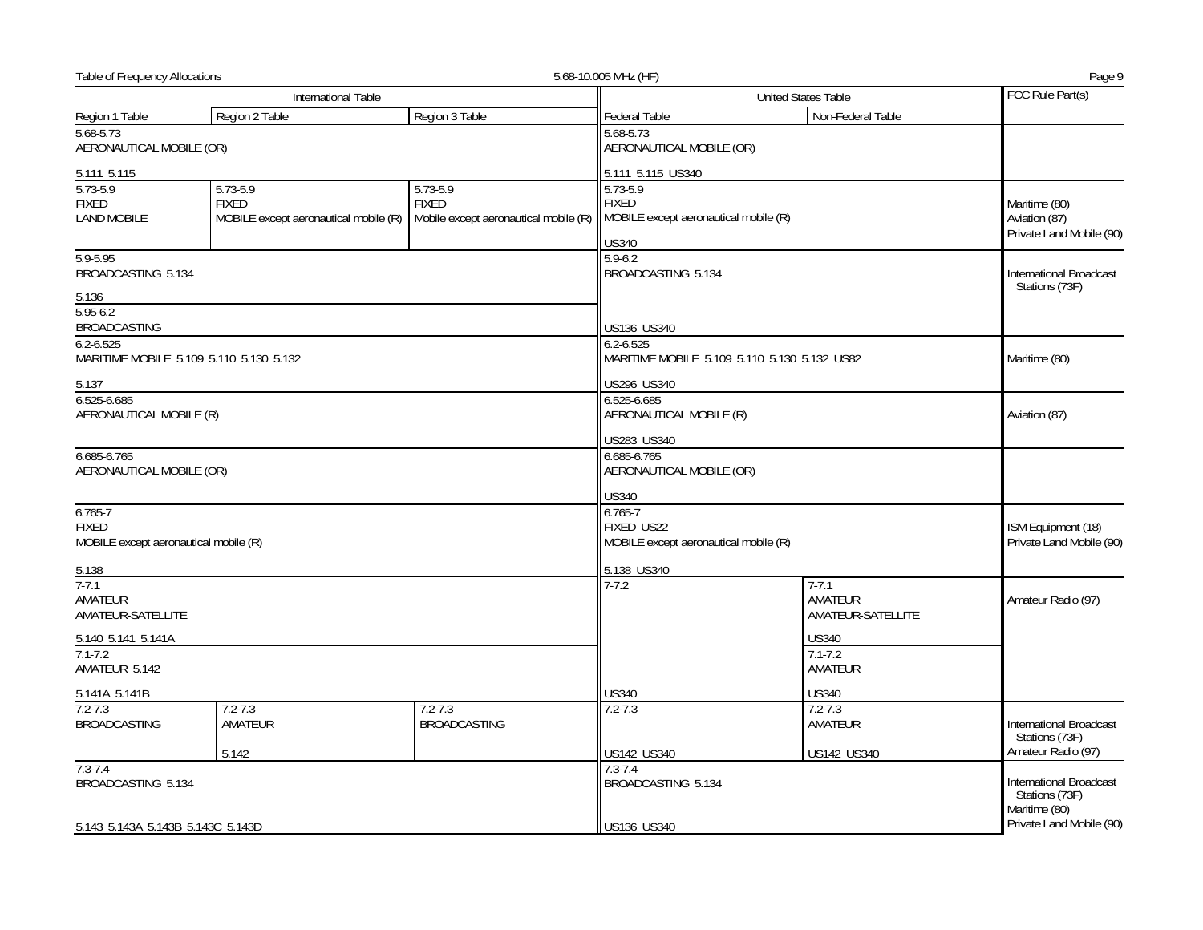Table of Frequency Allocations — 5.68-10.005 MHz (HF)

| International Table | | | United States Table | | FCC Rule Part(s) |
|---|---|---|---|---|---|
| Region 1 Table | Region 2 Table | Region 3 Table | Federal Table | Non-Federal Table | |
| 5.68-5.73 AERONAUTICAL MOBILE (OR) 5.111 5.115 | | | 5.68-5.73 AERONAUTICAL MOBILE (OR) 5.111 5.115 US340 | | |
| 5.73-5.9 FIXED LAND MOBILE | 5.73-5.9 FIXED MOBILE except aeronautical mobile (R) | 5.73-5.9 FIXED Mobile except aeronautical mobile (R) | 5.73-5.9 FIXED MOBILE except aeronautical mobile (R) US340 | | Maritime (80) Aviation (87) Private Land Mobile (90) |
| 5.9-5.95 BROADCASTING 5.134 5.136 | | | 5.9-6.2 BROADCASTING 5.134 US136 US340 | | International Broadcast Stations (73F) |
| 5.95-6.2 BROADCASTING | | | | | |
| 6.2-6.525 MARITIME MOBILE 5.109 5.110 5.130 5.132 5.137 | | | 6.2-6.525 MARITIME MOBILE 5.109 5.110 5.130 5.132 US82 US296 US340 | | Maritime (80) |
| 6.525-6.685 AERONAUTICAL MOBILE (R) | | | 6.525-6.685 AERONAUTICAL MOBILE (R) US283 US340 | | Aviation (87) |
| 6.685-6.765 AERONAUTICAL MOBILE (OR) | | | 6.685-6.765 AERONAUTICAL MOBILE (OR) US340 | | |
| 6.765-7 FIXED MOBILE except aeronautical mobile (R) 5.138 | | | 6.765-7 FIXED US22 MOBILE except aeronautical mobile (R) 5.138 US340 | | ISM Equipment (18) Private Land Mobile (90) |
| 7-7.1 AMATEUR AMATEUR-SATELLITE 5.140 5.141 5.141A | | | 7-7.2 US340 | 7-7.1 AMATEUR AMATEUR-SATELLITE US340 | Amateur Radio (97) |
| 7.1-7.2 AMATEUR 5.142 5.141A 5.141B | | | | 7.1-7.2 AMATEUR US340 | |
| 7.2-7.3 BROADCASTING | 7.2-7.3 AMATEUR 5.142 | 7.2-7.3 BROADCASTING | 7.2-7.3 US142 US340 | 7.2-7.3 AMATEUR US142 US340 | International Broadcast Stations (73F) Amateur Radio (97) |
| 7.3-7.4 BROADCASTING 5.134 5.143 5.143A 5.143B 5.143C 5.143D | | | 7.3-7.4 BROADCASTING 5.134 US136 US340 | | International Broadcast Stations (73F) Maritime (80) Private Land Mobile (90) |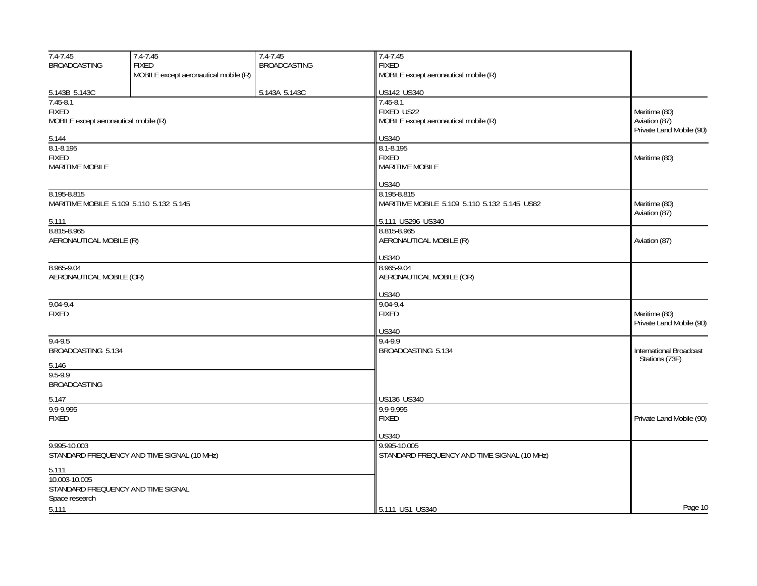| Region 1 Table | Region 2 Table | Region 3 Table | United States Table (Federal / Non-Federal) | FCC Rule Part(s) |
|---|---|---|---|---|
| 7.4-7.45 BROADCASTING 5.143B 5.143C | 7.4-7.45 FIXED MOBILE except aeronautical mobile (R) | 7.4-7.45 BROADCASTING 5.143A 5.143C | 7.4-7.45 FIXED MOBILE except aeronautical mobile (R) US142 US340 | |
| 7.45-8.1 FIXED MOBILE except aeronautical mobile (R) 5.144 | | | 7.45-8.1 FIXED US22 MOBILE except aeronautical mobile (R) US340 | Maritime (80) Aviation (87) Private Land Mobile (90) |
| 8.1-8.195 FIXED MARITIME MOBILE | | | 8.1-8.195 FIXED MARITIME MOBILE US340 | Maritime (80) |
| 8.195-8.815 MARITIME MOBILE 5.109 5.110 5.132 5.145 5.111 | | | 8.195-8.815 MARITIME MOBILE 5.109 5.110 5.132 5.145 US82 5.111 US296 US340 | Maritime (80) Aviation (87) |
| 8.815-8.965 AERONAUTICAL MOBILE (R) | | | 8.815-8.965 AERONAUTICAL MOBILE (R) US340 | Aviation (87) |
| 8.965-9.04 AERONAUTICAL MOBILE (OR) | | | 8.965-9.04 AERONAUTICAL MOBILE (OR) US340 | |
| 9.04-9.4 FIXED | | | 9.04-9.4 FIXED US340 | Maritime (80) Private Land Mobile (90) |
| 9.4-9.5 BROADCASTING 5.134 5.146 | | | 9.4-9.9 BROADCASTING 5.134 US136 US340 | International Broadcast Stations (73F) |
| 9.5-9.9 BROADCASTING 5.147 | | | | |
| 9.9-9.995 FIXED | | | 9.9-9.995 FIXED US340 | Private Land Mobile (90) |
| 9.995-10.003 STANDARD FREQUENCY AND TIME SIGNAL (10 MHz) 5.111 | | | 9.995-10.005 STANDARD FREQUENCY AND TIME SIGNAL (10 MHz) 5.111 US1 US340 | |
| 10.003-10.005 STANDARD FREQUENCY AND TIME SIGNAL Space research 5.111 | | | | |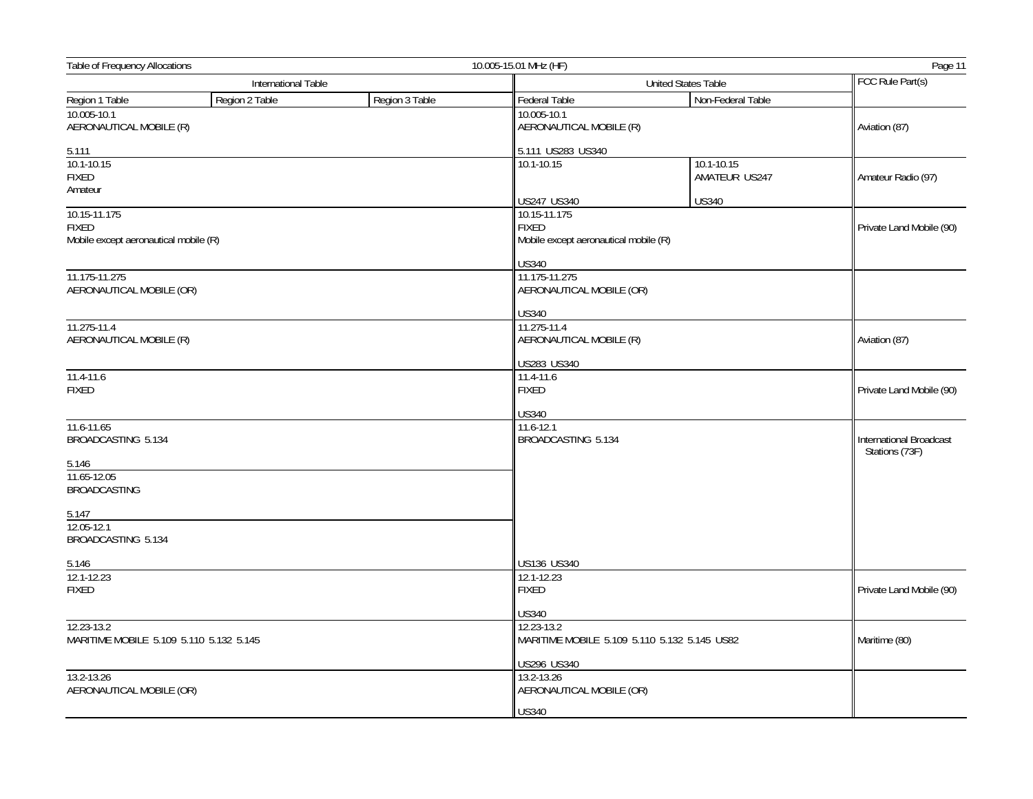| International Table | | | United States Table | | FCC Rule Part(s) |
|---|---|---|---|---|---|
| Region 1 Table | Region 2 Table | Region 3 Table | Federal Table | Non-Federal Table | |
| 10.005-10.1<br>AERONAUTICAL MOBILE (R)<br><br>5.111 | | | 10.005-10.1<br>AERONAUTICAL MOBILE (R)<br><br>5.111 US283 US340 | | Aviation (87) |
| 10.1-10.15<br>FIXED<br>Amateur | | | 10.1-10.15<br><br><br>US247 US340 | 10.1-10.15<br>AMATEUR US247<br><br>US340 | Amateur Radio (97) |
| 10.15-11.175<br>FIXED<br>Mobile except aeronautical mobile (R) | | | 10.15-11.175<br>FIXED<br>Mobile except aeronautical mobile (R)<br><br>US340 | | Private Land Mobile (90) |
| 11.175-11.275<br>AERONAUTICAL MOBILE (OR) | | | 11.175-11.275<br>AERONAUTICAL MOBILE (OR)<br><br>US340 | | |
| 11.275-11.4<br>AERONAUTICAL MOBILE (R) | | | 11.275-11.4<br>AERONAUTICAL MOBILE (R)<br><br>US283 US340 | | Aviation (87) |
| 11.4-11.6<br>FIXED | | | 11.4-11.6<br>FIXED<br><br>US340 | | Private Land Mobile (90) |
| 11.6-11.65<br>BROADCASTING 5.134<br><br>5.146 | | | 11.6-12.1<br>BROADCASTING 5.134<br><br><br><br><br><br><br><br>US136 US340 | | International Broadcast Stations (73F) |
| 11.65-12.05<br>BROADCASTING<br><br>5.147 | | | | | |
| 12.05-12.1<br>BROADCASTING 5.134<br><br>5.146 | | | | | |
| 12.1-12.23<br>FIXED | | | 12.1-12.23<br>FIXED<br><br>US340 | | Private Land Mobile (90) |
| 12.23-13.2<br>MARITIME MOBILE 5.109 5.110 5.132 5.145 | | | 12.23-13.2<br>MARITIME MOBILE 5.109 5.110 5.132 5.145 US82<br><br>US296 US340 | | Maritime (80) |
| 13.2-13.26<br>AERONAUTICAL MOBILE (OR) | | | 13.2-13.26<br>AERONAUTICAL MOBILE (OR)<br><br>US340 | | |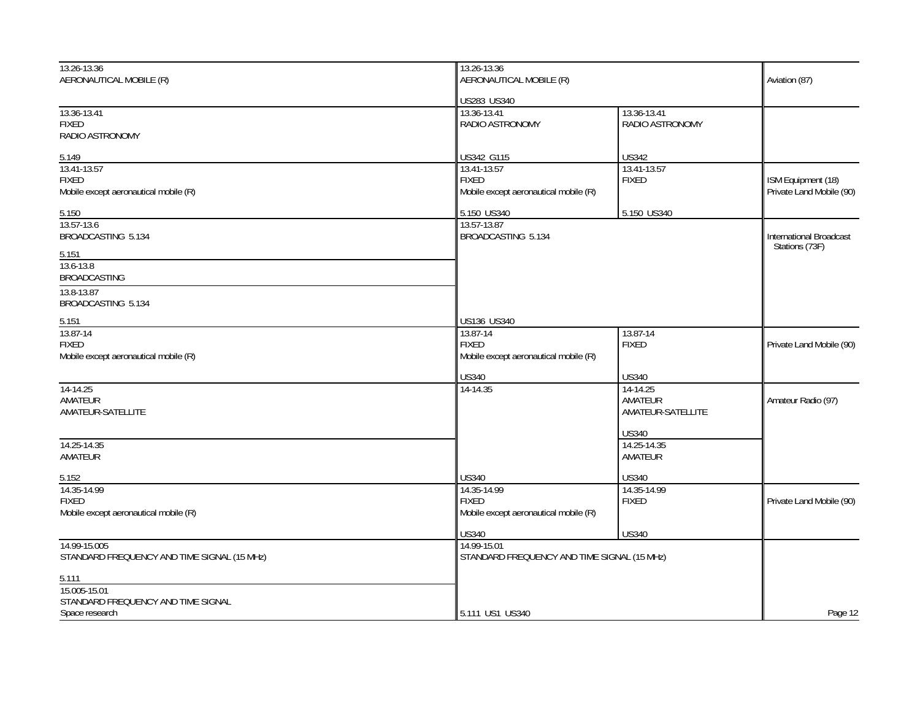| International Table | United States Table – Federal | United States Table – Non-Federal | FCC Rule Part(s) |
|---|---|---|---|
| 13.26-13.36<br>AERONAUTICAL MOBILE (R) | 13.26-13.36<br>AERONAUTICAL MOBILE (R)<br><br>US283 US340 | | Aviation (87) |
| 13.36-13.41<br>FIXED<br>RADIO ASTRONOMY<br><br>5.149 | 13.36-13.41<br>RADIO ASTRONOMY<br><br>US342 G115 | 13.36-13.41<br>RADIO ASTRONOMY<br><br>US342 | |
| 13.41-13.57<br>FIXED<br>Mobile except aeronautical mobile (R)<br><br>5.150 | 13.41-13.57<br>FIXED<br>Mobile except aeronautical mobile (R)<br><br>5.150 US340 | 13.41-13.57<br>FIXED<br><br>5.150 US340 | ISM Equipment (18)<br>Private Land Mobile (90) |
| 13.57-13.6<br>BROADCASTING 5.134<br><br>5.151<br><br>13.6-13.8<br>BROADCASTING<br><br>13.8-13.87<br>BROADCASTING 5.134<br><br>5.151 | 13.57-13.87<br>BROADCASTING 5.134<br><br>US136 US340 | | International Broadcast Stations (73F) |
| 13.87-14<br>FIXED<br>Mobile except aeronautical mobile (R) | 13.87-14<br>FIXED<br>Mobile except aeronautical mobile (R)<br><br>US340 | 13.87-14<br>FIXED<br><br>US340 | Private Land Mobile (90) |
| 14-14.25<br>AMATEUR<br>AMATEUR-SATELLITE<br><br>14.25-14.35<br>AMATEUR<br><br>5.152 | 14-14.35<br><br>US340 | 14-14.25<br>AMATEUR<br>AMATEUR-SATELLITE<br><br>US340<br><br>14.25-14.35<br>AMATEUR<br><br>US340 | Amateur Radio (97) |
| 14.35-14.99<br>FIXED<br>Mobile except aeronautical mobile (R) | 14.35-14.99<br>FIXED<br>Mobile except aeronautical mobile (R)<br><br>US340 | 14.35-14.99<br>FIXED<br><br>US340 | Private Land Mobile (90) |
| 14.99-15.005<br>STANDARD FREQUENCY AND TIME SIGNAL (15 MHz)<br><br>5.111<br><br>15.005-15.01<br>STANDARD FREQUENCY AND TIME SIGNAL<br>Space research | 14.99-15.01<br>STANDARD FREQUENCY AND TIME SIGNAL (15 MHz)<br><br>5.111 US1 US340 | | |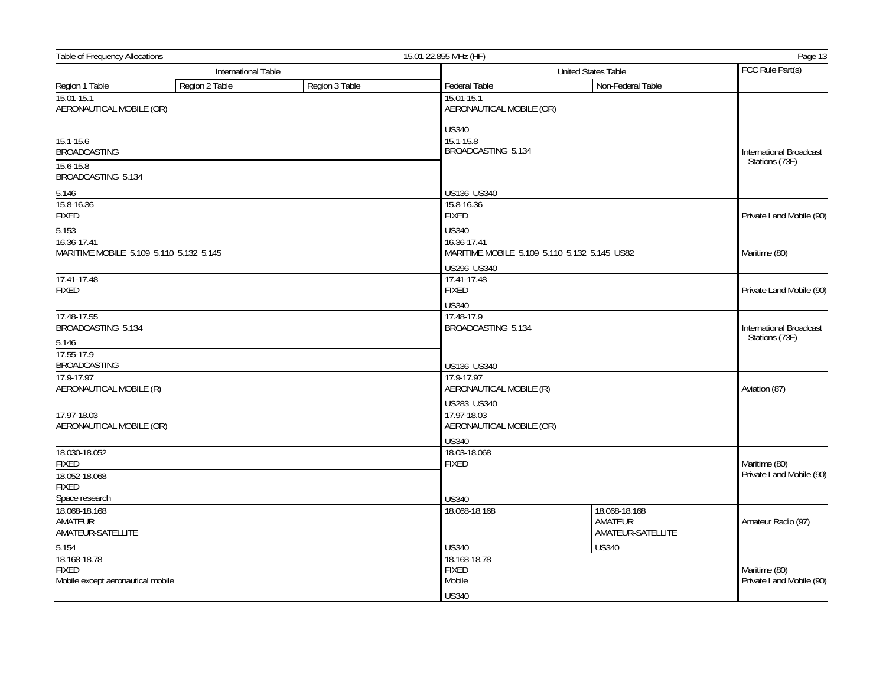| International Table | | | United States Table | | FCC Rule Part(s) |
|---|---|---|---|---|---|
| Region 1 Table | Region 2 Table | Region 3 Table | Federal Table | Non-Federal Table | |
| 15.01-15.1<br>AERONAUTICAL MOBILE (OR) | | | 15.01-15.1<br>AERONAUTICAL MOBILE (OR)<br><br>US340 | | |
| 15.1-15.6<br>BROADCASTING | | | 15.1-15.8<br>BROADCASTING 5.134<br><br>US136 US340 | | International Broadcast Stations (73F) |
| 15.6-15.8<br>BROADCASTING 5.134<br><br>5.146 | | | | | |
| 15.8-16.36<br>FIXED<br><br>5.153 | | | 15.8-16.36<br>FIXED<br><br>US340 | | Private Land Mobile (90) |
| 16.36-17.41<br>MARITIME MOBILE 5.109 5.110 5.132 5.145 | | | 16.36-17.41<br>MARITIME MOBILE 5.109 5.110 5.132 5.145 US82<br><br>US296 US340 | | Maritime (80) |
| 17.41-17.48<br>FIXED | | | 17.41-17.48<br>FIXED<br><br>US340 | | Private Land Mobile (90) |
| 17.48-17.55<br>BROADCASTING 5.134<br><br>5.146 | | | 17.48-17.9<br>BROADCASTING 5.134<br><br>US136 US340 | | International Broadcast Stations (73F) |
| 17.55-17.9<br>BROADCASTING | | | | | |
| 17.9-17.97<br>AERONAUTICAL MOBILE (R) | | | 17.9-17.97<br>AERONAUTICAL MOBILE (R)<br><br>US283 US340 | | Aviation (87) |
| 17.97-18.03<br>AERONAUTICAL MOBILE (OR) | | | 17.97-18.03<br>AERONAUTICAL MOBILE (OR)<br><br>US340 | | |
| 18.030-18.052<br>FIXED | | | 18.03-18.068<br>FIXED<br><br>US340 | | Maritime (80)<br>Private Land Mobile (90) |
| 18.052-18.068<br>FIXED<br>Space research | | | | | |
| 18.068-18.168<br>AMATEUR<br>AMATEUR-SATELLITE<br><br>5.154 | | | 18.068-18.168<br><br>US340 | 18.068-18.168<br>AMATEUR<br>AMATEUR-SATELLITE<br><br>US340 | Amateur Radio (97) |
| 18.168-18.78<br>FIXED<br>Mobile except aeronautical mobile | | | 18.168-18.78<br>FIXED<br>Mobile<br><br>US340 | | Maritime (80)<br>Private Land Mobile (90) |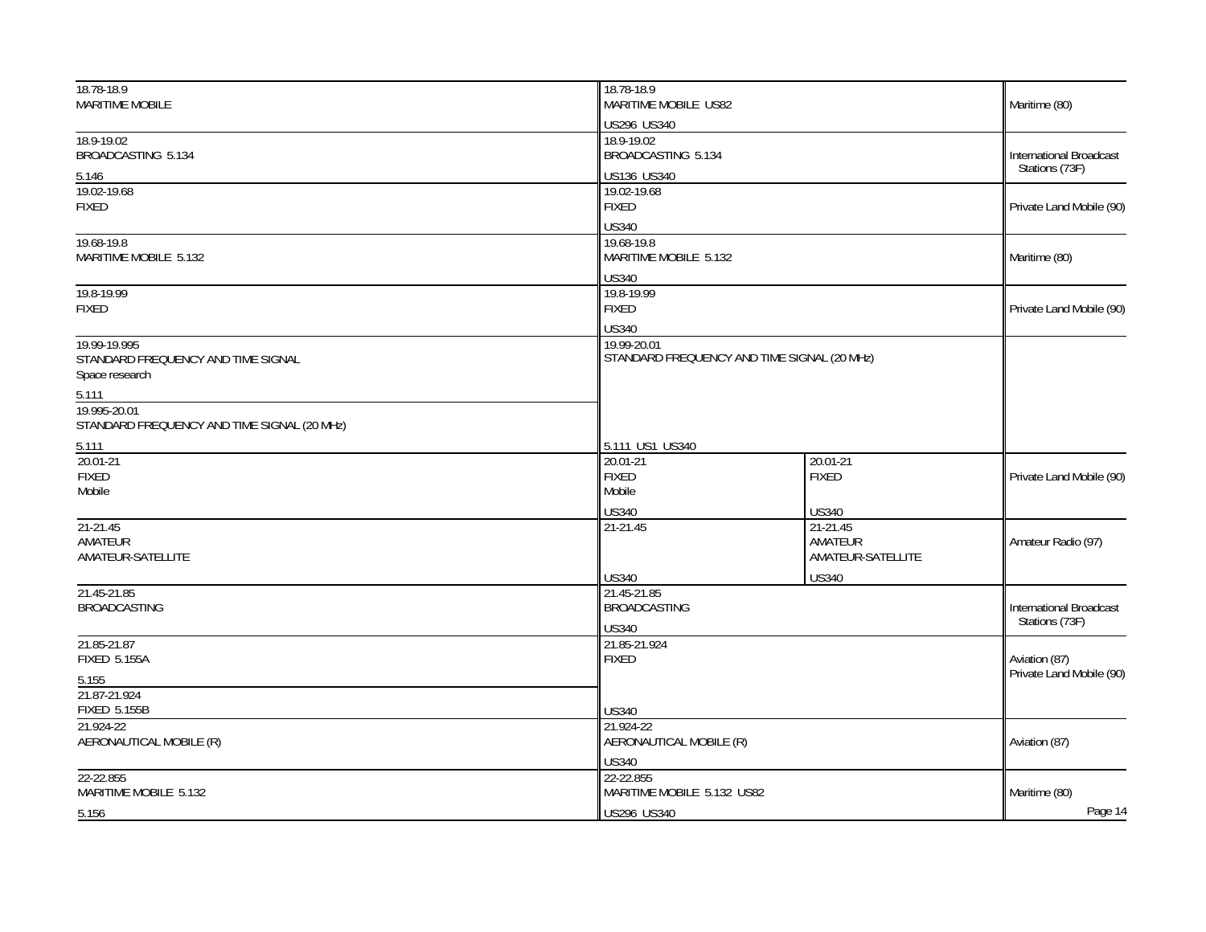| International Table | United States Table (Federal) | United States Table (Non-Federal) | FCC Rule Part(s) |
|---|---|---|---|
| 18.78-18.9<br>MARITIME MOBILE | 18.78-18.9<br>MARITIME MOBILE US82<br>US296 US340 | | Maritime (80) |
| 18.9-19.02<br>BROADCASTING 5.134<br>5.146 | 18.9-19.02<br>BROADCASTING 5.134<br>US136 US340 | | International Broadcast Stations (73F) |
| 19.02-19.68<br>FIXED | 19.02-19.68<br>FIXED<br>US340 | | Private Land Mobile (90) |
| 19.68-19.8<br>MARITIME MOBILE 5.132 | 19.68-19.8<br>MARITIME MOBILE 5.132<br>US340 | | Maritime (80) |
| 19.8-19.99<br>FIXED | 19.8-19.99<br>FIXED<br>US340 | | Private Land Mobile (90) |
| 19.99-19.995<br>STANDARD FREQUENCY AND TIME SIGNAL<br>Space research<br>5.111 | 19.99-20.01<br>STANDARD FREQUENCY AND TIME SIGNAL (20 MHz)<br>5.111 US1 US340 | | |
| 19.995-20.01<br>STANDARD FREQUENCY AND TIME SIGNAL (20 MHz)<br>5.111 | | | |
| 20.01-21<br>FIXED<br>Mobile | 20.01-21<br>FIXED<br>Mobile<br>US340 | 20.01-21<br>FIXED<br>US340 | Private Land Mobile (90) |
| 21-21.45<br>AMATEUR<br>AMATEUR-SATELLITE | 21-21.45<br>US340 | 21-21.45<br>AMATEUR<br>AMATEUR-SATELLITE<br>US340 | Amateur Radio (97) |
| 21.45-21.85<br>BROADCASTING | 21.45-21.85<br>BROADCASTING<br>US340 | | International Broadcast Stations (73F) |
| 21.85-21.87<br>FIXED 5.155A<br>5.155 | 21.85-21.924<br>FIXED<br>US340 | | Aviation (87)<br>Private Land Mobile (90) |
| 21.87-21.924<br>FIXED 5.155B | | | |
| 21.924-22<br>AERONAUTICAL MOBILE (R) | 21.924-22<br>AERONAUTICAL MOBILE (R)<br>US340 | | Aviation (87) |
| 22-22.855<br>MARITIME MOBILE 5.132<br>5.156 | 22-22.855<br>MARITIME MOBILE 5.132 US82<br>US296 US340 | | Maritime (80) |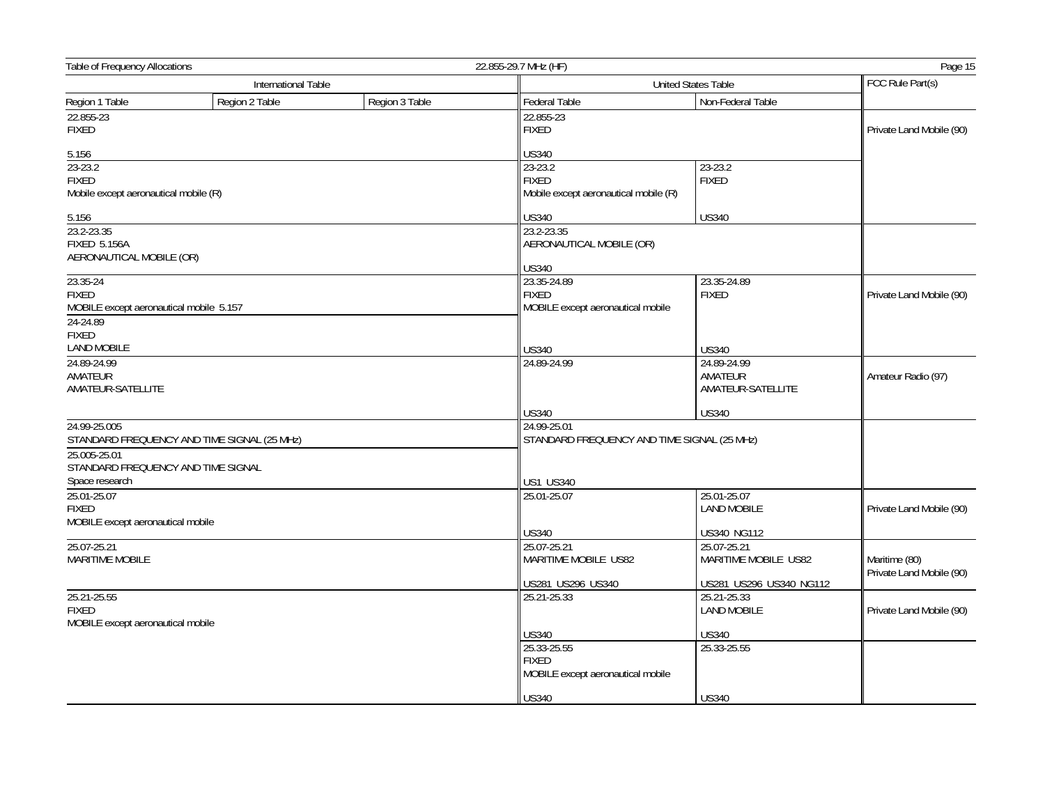| International Table | | | United States Table | | FCC Rule Part(s) |
|---|---|---|---|---|---|
| Region 1 Table | Region 2 Table | Region 3 Table | Federal Table | Non-Federal Table | |
| 22.855-23 FIXED 5.156 | | | 22.855-23 FIXED US340 | | Private Land Mobile (90) |
| 23-23.2 FIXED Mobile except aeronautical mobile (R) 5.156 | | | 23-23.2 FIXED Mobile except aeronautical mobile (R) US340 | 23-23.2 FIXED US340 | |
| 23.2-23.35 FIXED 5.156A AERONAUTICAL MOBILE (OR) | | | 23.2-23.35 AERONAUTICAL MOBILE (OR) US340 | | |
| 23.35-24 FIXED MOBILE except aeronautical mobile 5.157 | | | 23.35-24.89 FIXED MOBILE except aeronautical mobile US340 | 23.35-24.89 FIXED US340 | Private Land Mobile (90) |
| 24-24.89 FIXED LAND MOBILE | | | | | |
| 24.89-24.99 AMATEUR AMATEUR-SATELLITE | | | 24.89-24.99 US340 | 24.89-24.99 AMATEUR AMATEUR-SATELLITE US340 | Amateur Radio (97) |
| 24.99-25.005 STANDARD FREQUENCY AND TIME SIGNAL (25 MHz) | | | 24.99-25.01 STANDARD FREQUENCY AND TIME SIGNAL (25 MHz) US1 US340 | | |
| 25.005-25.01 STANDARD FREQUENCY AND TIME SIGNAL Space research | | | | | |
| 25.01-25.07 FIXED MOBILE except aeronautical mobile | | | 25.01-25.07 US340 | 25.01-25.07 LAND MOBILE US340 NG112 | Private Land Mobile (90) |
| 25.07-25.21 MARITIME MOBILE | | | 25.07-25.21 MARITIME MOBILE US82 US281 US296 US340 | 25.07-25.21 MARITIME MOBILE US82 US281 US296 US340 NG112 | Maritime (80) Private Land Mobile (90) |
| 25.21-25.55 FIXED MOBILE except aeronautical mobile | | | 25.21-25.33 US340 | 25.21-25.33 LAND MOBILE US340 | Private Land Mobile (90) |
| | | | 25.33-25.55 FIXED MOBILE except aeronautical mobile US340 | 25.33-25.55 US340 | |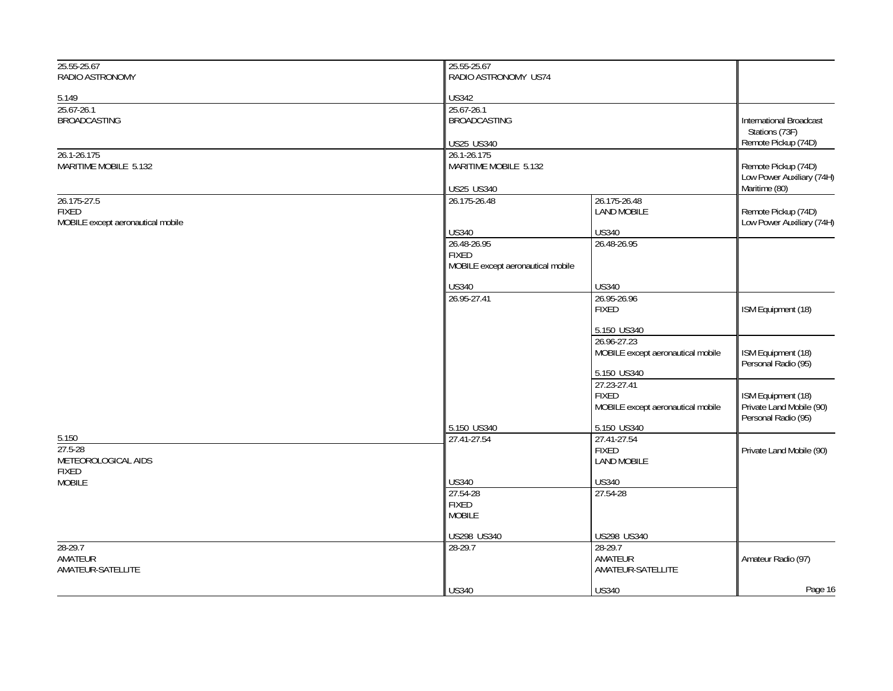| International Table | United States Table (Federal) | United States Table (Non-Federal) | FCC Rule Part(s) |
|---|---|---|---|
| 25.55-25.67<br>RADIO ASTRONOMY<br><br>5.149 | 25.55-25.67<br>RADIO ASTRONOMY US74<br><br>US342 | | |
| 25.67-26.1<br>BROADCASTING | 25.67-26.1<br>BROADCASTING<br><br>US25 US340 | | International Broadcast Stations (73F)<br>Remote Pickup (74D) |
| 26.1-26.175<br>MARITIME MOBILE 5.132 | 26.1-26.175<br>MARITIME MOBILE 5.132<br><br>US25 US340 | | Remote Pickup (74D)<br>Low Power Auxiliary (74H)<br>Maritime (80) |
| 26.175-27.5<br>FIXED<br>MOBILE except aeronautical mobile | 26.175-26.48<br><br>US340 | 26.175-26.48<br>LAND MOBILE<br><br>US340 | Remote Pickup (74D)<br>Low Power Auxiliary (74H) |
| | 26.48-26.95<br>FIXED<br>MOBILE except aeronautical mobile<br><br>US340 | 26.48-26.95<br><br>US340 | |
| | 26.95-27.41 | 26.95-26.96<br>FIXED<br><br>5.150 US340 | ISM Equipment (18) |
| | | 26.96-27.23<br>MOBILE except aeronautical mobile<br><br>5.150 US340 | ISM Equipment (18)<br>Personal Radio (95) |
| 5.150 | 5.150 US340 | 27.23-27.41<br>FIXED<br>MOBILE except aeronautical mobile<br><br>5.150 US340 | ISM Equipment (18)<br>Private Land Mobile (90)<br>Personal Radio (95) |
| 27.5-28<br>METEOROLOGICAL AIDS<br>FIXED<br>MOBILE | 27.41-27.54<br><br>US340 | 27.41-27.54<br>FIXED<br>LAND MOBILE<br><br>US340 | Private Land Mobile (90) |
| | 27.54-28<br>FIXED<br>MOBILE<br><br>US298 US340 | 27.54-28<br><br>US298 US340 | |
| 28-29.7<br>AMATEUR<br>AMATEUR-SATELLITE | 28-29.7<br><br>US340 | 28-29.7<br>AMATEUR<br>AMATEUR-SATELLITE<br><br>US340 | Amateur Radio (97) |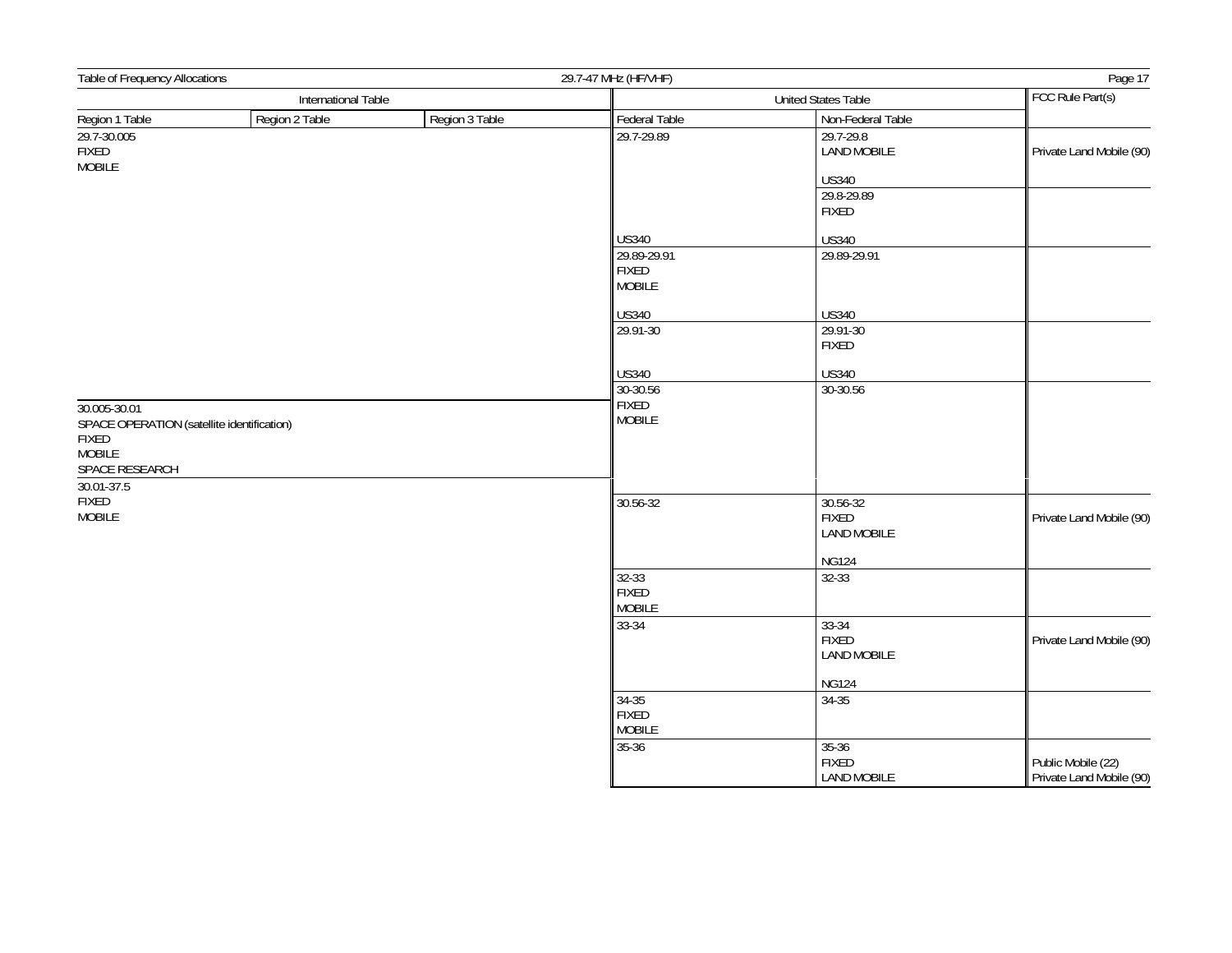| International Table | | | United States Table | | FCC Rule Part(s) |
|---|---|---|---|---|---|
| Region 1 Table | Region 2 Table | Region 3 Table | Federal Table | Non-Federal Table | |
| 29.7-30.005 FIXED MOBILE | | | 29.7-29.89 US340 | 29.7-29.8 LAND MOBILE US340 | Private Land Mobile (90) |
| | | | | 29.8-29.89 FIXED US340 | |
| | | | 29.89-29.91 FIXED MOBILE US340 | 29.89-29.91 US340 | |
| | | | 29.91-30 US340 | 29.91-30 FIXED US340 | |
| 30.005-30.01 SPACE OPERATION (satellite identification) FIXED MOBILE SPACE RESEARCH | | | 30-30.56 FIXED MOBILE | 30-30.56 | |
| 30.01-37.5 FIXED MOBILE | | | 30.56-32 | 30.56-32 FIXED LAND MOBILE NG124 | Private Land Mobile (90) |
| | | | 32-33 FIXED MOBILE | 32-33 | |
| | | | 33-34 | 33-34 FIXED LAND MOBILE NG124 | Private Land Mobile (90) |
| | | | 34-35 FIXED MOBILE | 34-35 | |
| | | | 35-36 | 35-36 FIXED LAND MOBILE | Public Mobile (22) Private Land Mobile (90) |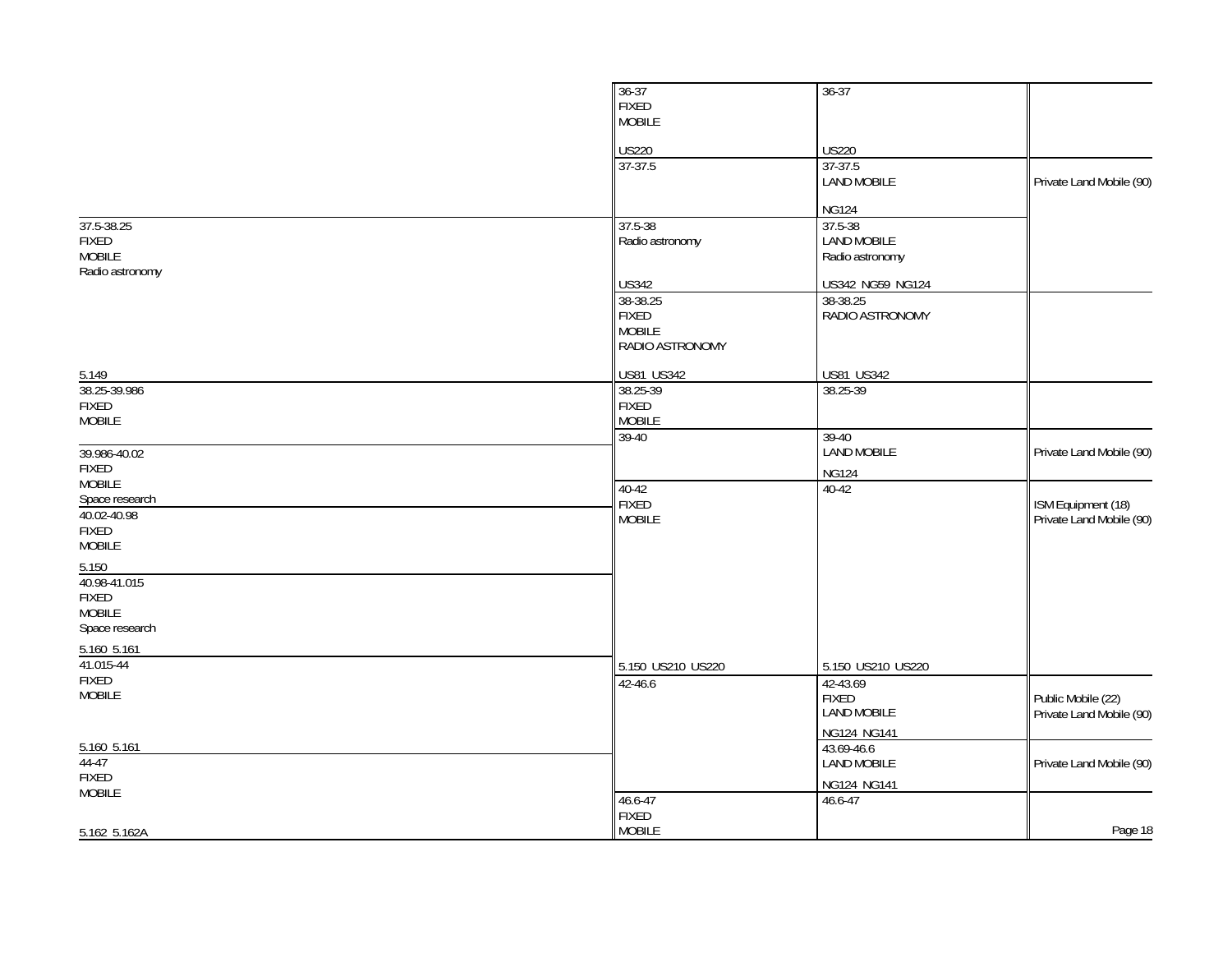| International Table | United States Table – Federal Table | United States Table – Non-Federal Table | FCC Rule Part(s) |
|---|---|---|---|
| | 36-37<br>FIXED<br>MOBILE<br><br>US220 | 36-37<br><br><br><br>US220 | |
| | 37-37.5 | 37-37.5<br>LAND MOBILE<br><br>NG124 | Private Land Mobile (90) |
| 37.5-38.25<br>FIXED<br>MOBILE<br>Radio astronomy<br><br><br><br><br><br>5.149 | 37.5-38<br>Radio astronomy<br><br><br>US342 | 37.5-38<br>LAND MOBILE<br>Radio astronomy<br><br>US342 NG59 NG124 | |
| | 38-38.25<br>FIXED<br>MOBILE<br>RADIO ASTRONOMY<br><br>US81 US342 | 38-38.25<br>RADIO ASTRONOMY<br><br><br><br>US81 US342 | |
| 38.25-39.986<br>FIXED<br>MOBILE | 38.25-39<br>FIXED<br>MOBILE | 38.25-39 | |
| 39.986-40.02<br>FIXED<br>MOBILE<br>Space research | 39-40 | 39-40<br>LAND MOBILE<br><br>NG124 | Private Land Mobile (90) |
| 40.02-40.98<br>FIXED<br>MOBILE<br><br>5.150 | 40-42<br>FIXED<br>MOBILE<br><br><br><br><br><br><br><br><br>5.150 US210 US220 | 40-42<br><br><br><br><br><br><br><br><br><br><br>5.150 US210 US220 | ISM Equipment (18)<br>Private Land Mobile (90) |
| 40.98-41.015<br>FIXED<br>MOBILE<br>Space research<br><br>5.160 5.161 | | | |
| 41.015-44<br>FIXED<br>MOBILE<br><br><br><br>5.160 5.161 | 42-46.6 | 42-43.69<br>FIXED<br>LAND MOBILE<br><br>NG124 NG141 | Public Mobile (22)<br>Private Land Mobile (90) |
| 44-47<br>FIXED<br>MOBILE | | 43.69-46.6<br>LAND MOBILE<br><br>NG124 NG141 | Private Land Mobile (90) |
| 5.162 5.162A | 46.6-47<br>FIXED<br>MOBILE | 46.6-47 | |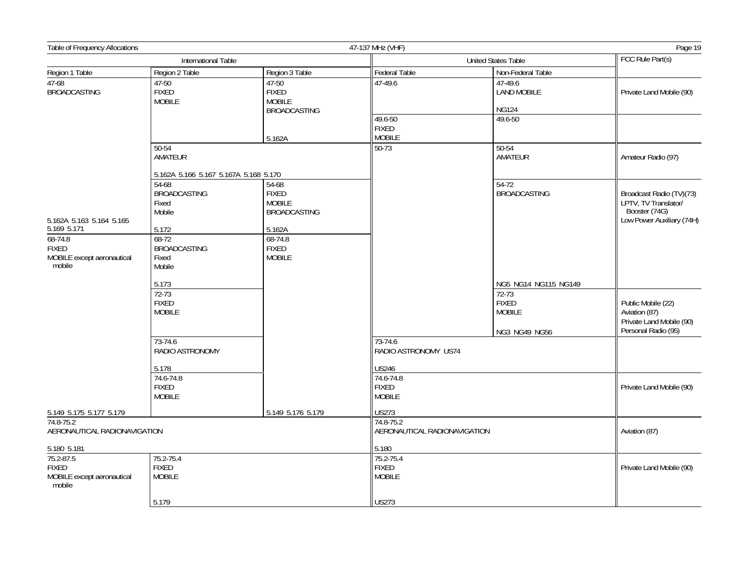| International Table | | | United States Table | | FCC Rule Part(s) |
|---|---|---|---|---|---|
| Region 1 Table | Region 2 Table | Region 3 Table | Federal Table | Non-Federal Table | |
| 47-68 BROADCASTING | 47-50 FIXED MOBILE | 47-50 FIXED MOBILE BROADCASTING 5.162A | 47-49.6 | 47-49.6 LAND MOBILE NG124 | Private Land Mobile (90) |
| | | | 49.6-50 FIXED MOBILE | 49.6-50 | |
| | 50-54 AMATEUR 5.162A 5.166 5.167 5.167A 5.168 5.170 | | 50-73 | 50-54 AMATEUR | Amateur Radio (97) |
| 5.162A 5.163 5.164 5.165 5.169 5.171 | 54-68 BROADCASTING Fixed Mobile 5.172 | 54-68 FIXED MOBILE BROADCASTING 5.162A | | 54-72 BROADCASTING NG5 NG14 NG115 NG149 | Broadcast Radio (TV)(73) LPTV, TV Translator/ Booster (74G) Low Power Auxiliary (74H) |
| 68-74.8 FIXED MOBILE except aeronautical mobile | 68-72 BROADCASTING Fixed Mobile 5.173 | 68-74.8 FIXED MOBILE | | | |
| | 72-73 FIXED MOBILE | | | 72-73 FIXED MOBILE NG3 NG49 NG56 | Public Mobile (22) Aviation (87) Private Land Mobile (90) Personal Radio (95) |
| | 73-74.6 RADIO ASTRONOMY 5.178 | | 73-74.6 RADIO ASTRONOMY US74 US246 | | |
| 5.149 5.175 5.177 5.179 | 74.6-74.8 FIXED MOBILE | 5.149 5.176 5.179 | 74.6-74.8 FIXED MOBILE US273 | | Private Land Mobile (90) |
| 74.8-75.2 AERONAUTICAL RADIONAVIGATION 5.180 5.181 | | | 74.8-75.2 AERONAUTICAL RADIONAVIGATION 5.180 | | Aviation (87) |
| 75.2-87.5 FIXED MOBILE except aeronautical mobile | 75.2-75.4 FIXED MOBILE 5.179 | | 75.2-75.4 FIXED MOBILE US273 | | Private Land Mobile (90) |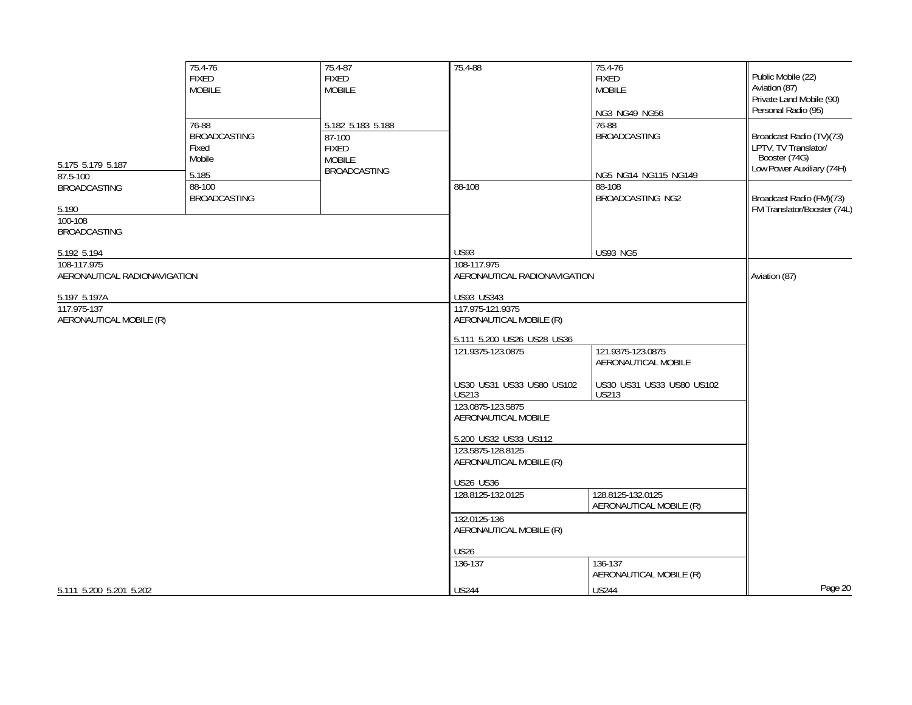| Region 1 Table | Region 2 Table | Region 3 Table | Federal Table | Non-Federal Table | FCC Rule Part(s) |
|---|---|---|---|---|---|
| 5.175 5.179 5.187 | 75.4-76 FIXED MOBILE | 75.4-87 FIXED MOBILE 5.182 5.183 5.188 | 75.4-88 | 75.4-76 FIXED MOBILE NG3 NG49 NG56 | Public Mobile (22) Aviation (87) Private Land Mobile (90) Personal Radio (95) |
| | 76-88 BROADCASTING Fixed Mobile 5.185 | | | 76-88 BROADCASTING NG5 NG14 NG115 NG149 | Broadcast Radio (TV)(73) LPTV, TV Translator/ Booster (74G) Low Power Auxiliary (74H) |
| 87.5-100 BROADCASTING 5.190 | 88-100 BROADCASTING | 87-100 FIXED MOBILE BROADCASTING | 88-108 US93 | 88-108 BROADCASTING NG2 US93 NG5 | Broadcast Radio (FM)(73) FM Translator/Booster (74L) |
| 100-108 BROADCASTING 5.192 5.194 | | | | | |
| 108-117.975 AERONAUTICAL RADIONAVIGATION 5.197 5.197A | | | 108-117.975 AERONAUTICAL RADIONAVIGATION US93 US343 | | Aviation (87) |
| 117.975-137 AERONAUTICAL MOBILE (R) 5.111 5.200 5.201 5.202 | | | 117.975-121.9375 AERONAUTICAL MOBILE (R) 5.111 5.200 US26 US28 US36 | | |
| | | | 121.9375-123.0875 US30 US31 US33 US80 US102 US213 | 121.9375-123.0875 AERONAUTICAL MOBILE US30 US31 US33 US80 US102 US213 | |
| | | | 123.0875-123.5875 AERONAUTICAL MOBILE 5.200 US32 US33 US112 | | |
| | | | 123.5875-128.8125 AERONAUTICAL MOBILE (R) US26 US36 | | |
| | | | 128.8125-132.0125 | 128.8125-132.0125 AERONAUTICAL MOBILE (R) | |
| | | | 132.0125-136 AERONAUTICAL MOBILE (R) US26 | | |
| | | | 136-137 US244 | 136-137 AERONAUTICAL MOBILE (R) US244 | |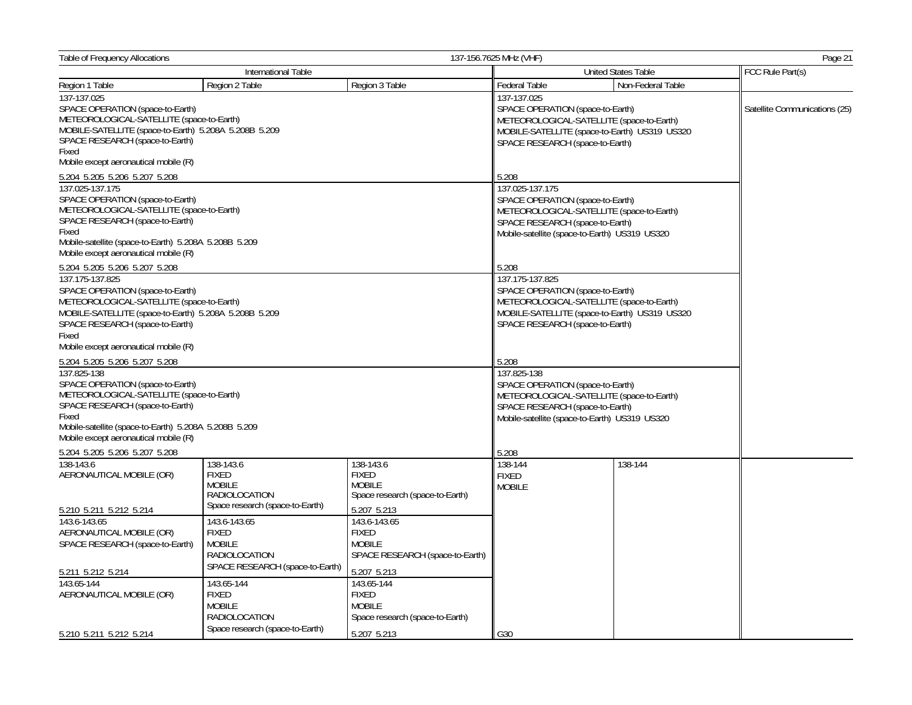Table of Frequency Allocations — 137-156.7625 MHz (VHF)

| International Table | | | United States Table | | FCC Rule Part(s) |
|---|---|---|---|---|---|
| Region 1 Table | Region 2 Table | Region 3 Table | Federal Table | Non-Federal Table | |
| 137-137.025<br>SPACE OPERATION (space-to-Earth)<br>METEOROLOGICAL-SATELLITE (space-to-Earth)<br>MOBILE-SATELLITE (space-to-Earth) 5.208A 5.208B 5.209<br>SPACE RESEARCH (space-to-Earth)<br>Fixed<br>Mobile except aeronautical mobile (R)<br>5.204 5.205 5.206 5.207 5.208 | | | 137-137.025<br>SPACE OPERATION (space-to-Earth)<br>METEOROLOGICAL-SATELLITE (space-to-Earth)<br>MOBILE-SATELLITE (space-to-Earth) US319 US320<br>SPACE RESEARCH (space-to-Earth)<br>5.208 | | Satellite Communications (25) |
| 137.025-137.175<br>SPACE OPERATION (space-to-Earth)<br>METEOROLOGICAL-SATELLITE (space-to-Earth)<br>SPACE RESEARCH (space-to-Earth)<br>Fixed<br>Mobile-satellite (space-to-Earth) 5.208A 5.208B 5.209<br>Mobile except aeronautical mobile (R)<br>5.204 5.205 5.206 5.207 5.208 | | | 137.025-137.175<br>SPACE OPERATION (space-to-Earth)<br>METEOROLOGICAL-SATELLITE (space-to-Earth)<br>SPACE RESEARCH (space-to-Earth)<br>Mobile-satellite (space-to-Earth) US319 US320<br>5.208 | | |
| 137.175-137.825<br>SPACE OPERATION (space-to-Earth)<br>METEOROLOGICAL-SATELLITE (space-to-Earth)<br>MOBILE-SATELLITE (space-to-Earth) 5.208A 5.208B 5.209<br>SPACE RESEARCH (space-to-Earth)<br>Fixed<br>Mobile except aeronautical mobile (R)<br>5.204 5.205 5.206 5.207 5.208 | | | 137.175-137.825<br>SPACE OPERATION (space-to-Earth)<br>METEOROLOGICAL-SATELLITE (space-to-Earth)<br>MOBILE-SATELLITE (space-to-Earth) US319 US320<br>SPACE RESEARCH (space-to-Earth)<br>5.208 | | |
| 137.825-138<br>SPACE OPERATION (space-to-Earth)<br>METEOROLOGICAL-SATELLITE (space-to-Earth)<br>SPACE RESEARCH (space-to-Earth)<br>Fixed<br>Mobile-satellite (space-to-Earth) 5.208A 5.208B 5.209<br>Mobile except aeronautical mobile (R)<br>5.204 5.205 5.206 5.207 5.208 | | | 137.825-138<br>SPACE OPERATION (space-to-Earth)<br>METEOROLOGICAL-SATELLITE (space-to-Earth)<br>SPACE RESEARCH (space-to-Earth)<br>Mobile-satellite (space-to-Earth) US319 US320<br>5.208 | | |
| 138-143.6<br>AERONAUTICAL MOBILE (OR)<br>5.210 5.211 5.212 5.214 | 138-143.6<br>FIXED<br>MOBILE<br>RADIOLOCATION<br>Space research (space-to-Earth) | 138-143.6<br>FIXED<br>MOBILE<br>Space research (space-to-Earth)<br>5.207 5.213 | 138-144<br>FIXED<br>MOBILE<br><br><br><br><br><br><br><br>G30 | 138-144 | |
| 143.6-143.65<br>AERONAUTICAL MOBILE (OR)<br>SPACE RESEARCH (space-to-Earth)<br>5.211 5.212 5.214 | 143.6-143.65<br>FIXED<br>MOBILE<br>RADIOLOCATION<br>SPACE RESEARCH (space-to-Earth) | 143.6-143.65<br>FIXED<br>MOBILE<br>SPACE RESEARCH (space-to-Earth)<br>5.207 5.213 | | | |
| 143.65-144<br>AERONAUTICAL MOBILE (OR)<br>5.210 5.211 5.212 5.214 | 143.65-144<br>FIXED<br>MOBILE<br>RADIOLOCATION<br>Space research (space-to-Earth) | 143.65-144<br>FIXED<br>MOBILE<br>Space research (space-to-Earth)<br>5.207 5.213 | | | |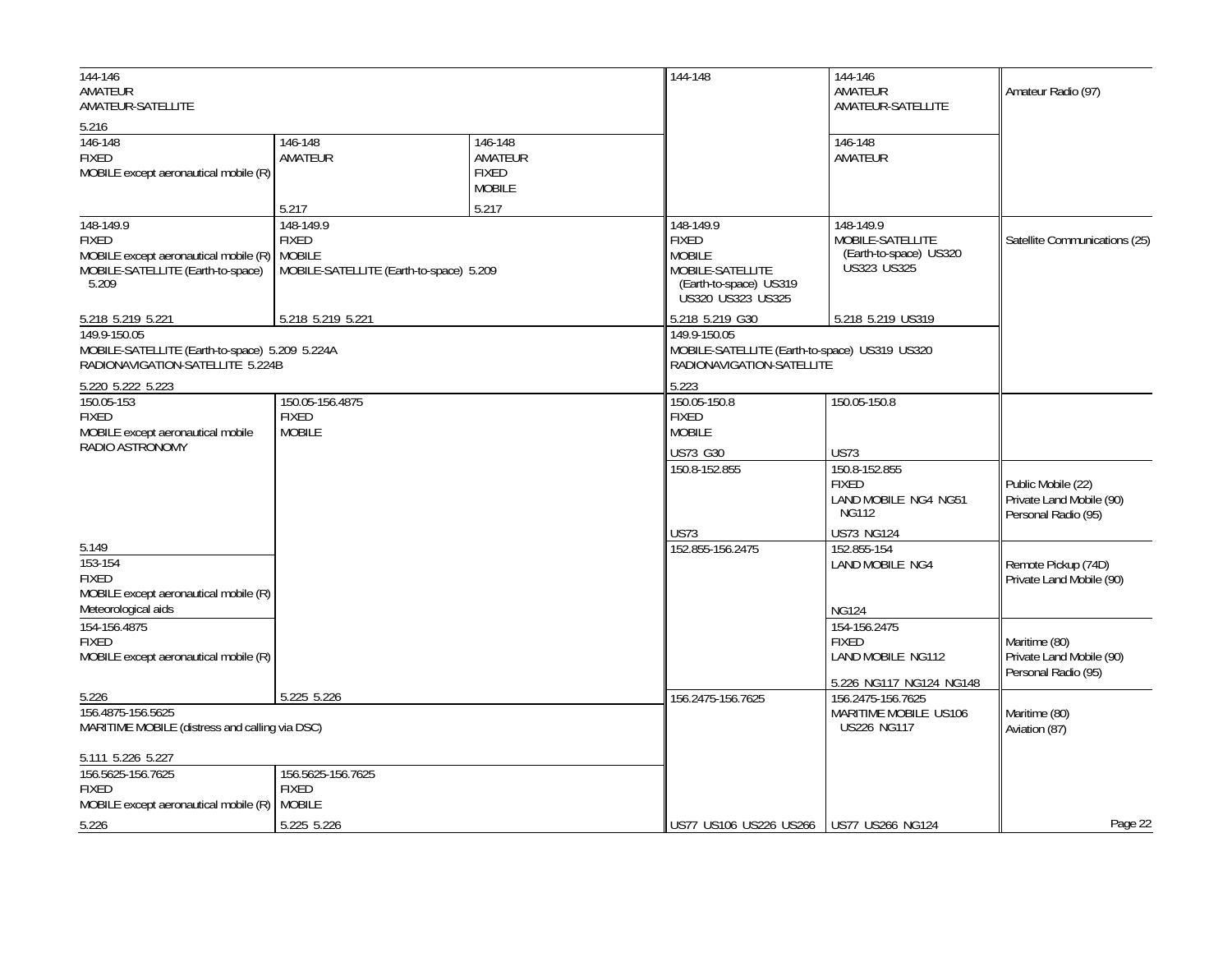| Region 1 Table | Region 2 Table | Region 3 Table | Federal Table | Non-Federal Table | FCC Rule Part(s) |
|---|---|---|---|---|---|
| 144-146<br>AMATEUR<br>AMATEUR-SATELLITE<br><br>5.216 | | | 144-148 | 144-146<br>AMATEUR<br>AMATEUR-SATELLITE | Amateur Radio (97) |
| 146-148<br>FIXED<br>MOBILE except aeronautical mobile (R) | 146-148<br>AMATEUR<br><br>5.217 | 146-148<br>AMATEUR<br>FIXED<br>MOBILE<br><br>5.217 | | 146-148<br>AMATEUR | |
| 148-149.9<br>FIXED<br>MOBILE except aeronautical mobile (R)<br>MOBILE-SATELLITE (Earth-to-space) 5.209<br><br>5.218 5.219 5.221 | 148-149.9<br>FIXED<br>MOBILE<br>MOBILE-SATELLITE (Earth-to-space) 5.209<br><br>5.218 5.219 5.221 | | 148-149.9<br>FIXED<br>MOBILE<br>MOBILE-SATELLITE (Earth-to-space) US319 US320 US323 US325<br><br>5.218 5.219 G30 | 148-149.9<br>MOBILE-SATELLITE (Earth-to-space) US320 US323 US325<br><br>5.218 5.219 US319 | Satellite Communications (25) |
| 149.9-150.05<br>MOBILE-SATELLITE (Earth-to-space) 5.209 5.224A<br>RADIONAVIGATION-SATELLITE 5.224B<br><br>5.220 5.222 5.223 | | | 149.9-150.05<br>MOBILE-SATELLITE (Earth-to-space) US319 US320<br>RADIONAVIGATION-SATELLITE<br><br>5.223 | | |
| 150.05-153<br>FIXED<br>MOBILE except aeronautical mobile<br>RADIO ASTRONOMY<br><br>5.149 | 150.05-156.4875<br>FIXED<br>MOBILE | | 150.05-150.8<br>FIXED<br>MOBILE<br><br>US73 G30 | 150.05-150.8<br><br>US73 | |
| | | | 150.8-152.855<br><br>US73 | 150.8-152.855<br>FIXED<br>LAND MOBILE NG4 NG51 NG112<br><br>US73 NG124 | Public Mobile (22)<br>Private Land Mobile (90)<br>Personal Radio (95) |
| 153-154<br>FIXED<br>MOBILE except aeronautical mobile (R)<br>Meteorological aids | | | 152.855-156.2475 | 152.855-154<br>LAND MOBILE NG4<br><br>NG124 | Remote Pickup (74D)<br>Private Land Mobile (90) |
| 154-156.4875<br>FIXED<br>MOBILE except aeronautical mobile (R)<br><br>5.226 | 5.225 5.226 | | | 154-156.2475<br>FIXED<br>LAND MOBILE NG112<br><br>5.226 NG117 NG124 NG148 | Maritime (80)<br>Private Land Mobile (90)<br>Personal Radio (95) |
| 156.4875-156.5625<br>MARITIME MOBILE (distress and calling via DSC)<br><br>5.111 5.226 5.227 | | | 156.2475-156.7625 | 156.2475-156.7625<br>MARITIME MOBILE US106 US226 NG117 | Maritime (80)<br>Aviation (87) |
| 156.5625-156.7625<br>FIXED<br>MOBILE except aeronautical mobile (R)<br><br>5.226 | 156.5625-156.7625<br>FIXED<br>MOBILE<br><br>5.225 5.226 | | US77 US106 US226 US266 | US77 US266 NG124 | |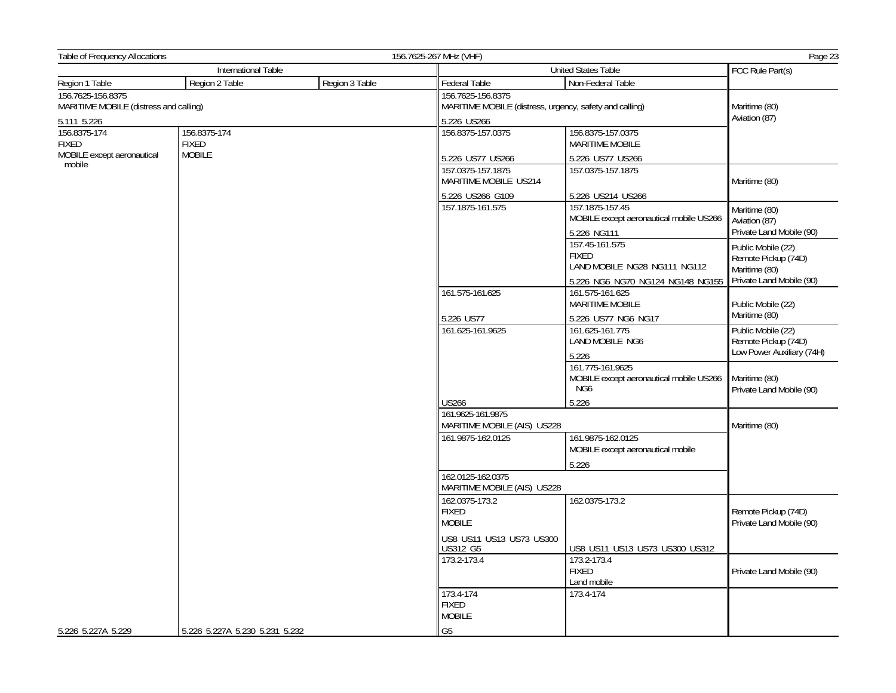| International Table | | | United States Table | | FCC Rule Part(s) |
|---|---|---|---|---|---|
| Region 1 Table | Region 2 Table | Region 3 Table | Federal Table | Non-Federal Table | |
| 156.7625-156.8375 MARITIME MOBILE (distress and calling) 5.111 5.226 | | | 156.7625-156.8375 MARITIME MOBILE (distress, urgency, safety and calling) 5.226 US266 | | Maritime (80) Aviation (87) |
| 156.8375-174 FIXED MOBILE except aeronautical mobile | 156.8375-174 FIXED MOBILE | | 156.8375-157.0375 5.226 US77 US266 | 156.8375-157.0375 MARITIME MOBILE 5.226 US77 US266 | |
| | | | 157.0375-157.1875 MARITIME MOBILE US214 5.226 US266 G109 | 157.0375-157.1875 5.226 US214 US266 | Maritime (80) |
| | | | 157.1875-161.575 | 157.1875-157.45 MOBILE except aeronautical mobile US266 5.226 NG111 | Maritime (80) Aviation (87) Private Land Mobile (90) |
| | | | | 157.45-161.575 FIXED LAND MOBILE NG28 NG111 NG112 5.226 NG6 NG70 NG124 NG148 NG155 | Public Mobile (22) Remote Pickup (74D) Maritime (80) Private Land Mobile (90) |
| | | | 161.575-161.625 5.226 US77 | 161.575-161.625 MARITIME MOBILE 5.226 US77 NG6 NG17 | Public Mobile (22) Maritime (80) |
| | | | 161.625-161.9625 | 161.625-161.775 LAND MOBILE NG6 5.226 | Public Mobile (22) Remote Pickup (74D) Low Power Auxiliary (74H) |
| | | | US266 | 161.775-161.9625 MOBILE except aeronautical mobile US266 NG6 5.226 | Maritime (80) Private Land Mobile (90) |
| | | | 161.9625-161.9875 MARITIME MOBILE (AIS) US228 | | Maritime (80) |
| | | | 161.9875-162.0125 | 161.9875-162.0125 MOBILE except aeronautical mobile 5.226 | |
| | | | 162.0125-162.0375 MARITIME MOBILE (AIS) US228 | | |
| | | | 162.0375-173.2 FIXED MOBILE US8 US11 US13 US73 US300 US312 G5 | 162.0375-173.2 US8 US11 US13 US73 US300 US312 | Remote Pickup (74D) Private Land Mobile (90) |
| | | | 173.2-173.4 | 173.2-173.4 FIXED Land mobile | Private Land Mobile (90) |
| | | | 173.4-174 FIXED MOBILE G5 | 173.4-174 | |
| 5.226 5.227A 5.229 | 5.226 5.227A 5.230 5.231 5.232 | | | | |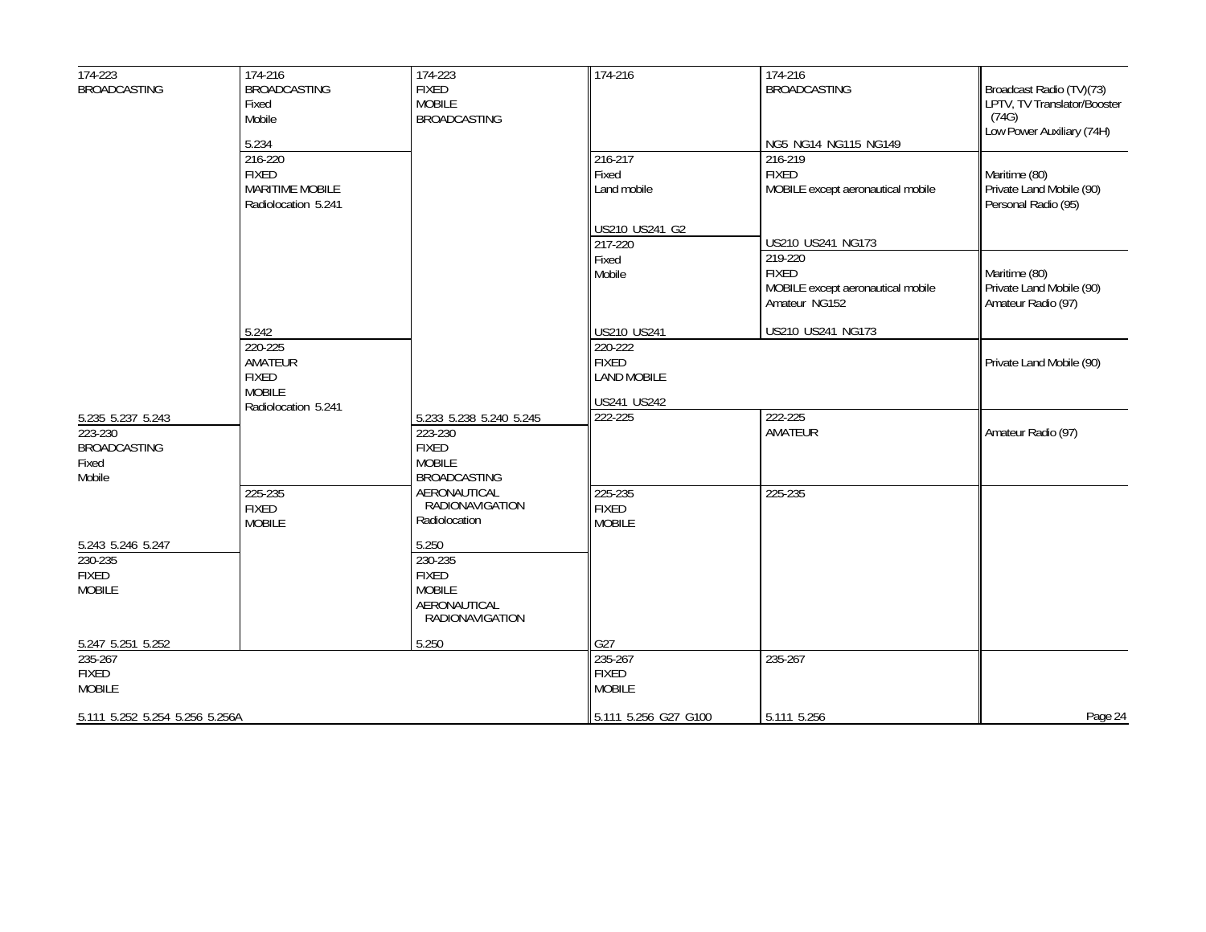| Region 1 Table | Region 2 Table | Region 3 Table | Federal Table | Non-Federal Table | FCC Rule Part(s) |
|---|---|---|---|---|---|
| 174-223 BROADCASTING | 174-216 BROADCASTING Fixed Mobile 5.234 | 174-223 FIXED MOBILE BROADCASTING | 174-216 | 174-216 BROADCASTING NG5 NG14 NG115 NG149 | Broadcast Radio (TV)(73) LPTV, TV Translator/Booster (74G) Low Power Auxiliary (74H) |
| | 216-220 FIXED MARITIME MOBILE Radiolocation 5.241 | | 216-217 Fixed Land mobile US210 US241 G2 | 216-219 FIXED MOBILE except aeronautical mobile US210 US241 NG173 | Maritime (80) Private Land Mobile (90) Personal Radio (95) |
| | 5.242 | | 217-220 Fixed Mobile US210 US241 | 219-220 FIXED MOBILE except aeronautical mobile Amateur NG152 US210 US241 NG173 | Maritime (80) Private Land Mobile (90) Amateur Radio (97) |
| 5.235 5.237 5.243 | 220-225 AMATEUR FIXED MOBILE Radiolocation 5.241 | 5.233 5.238 5.240 5.245 | 220-222 FIXED LAND MOBILE US241 US242 | | Private Land Mobile (90) |
| 223-230 BROADCASTING Fixed Mobile | | 223-230 FIXED MOBILE BROADCASTING AERONAUTICAL RADIONAVIGATION Radiolocation 5.250 | 222-225 | 222-225 AMATEUR | Amateur Radio (97) |
| 5.243 5.246 5.247 | 225-235 FIXED MOBILE | | 225-235 FIXED MOBILE G27 | 225-235 | |
| 230-235 FIXED MOBILE 5.247 5.251 5.252 | | 230-235 FIXED MOBILE AERONAUTICAL RADIONAVIGATION 5.250 | | | |
| 235-267 FIXED MOBILE 5.111 5.252 5.254 5.256 5.256A | | | 235-267 FIXED MOBILE 5.111 5.256 G27 G100 | 235-267 5.111 5.256 | |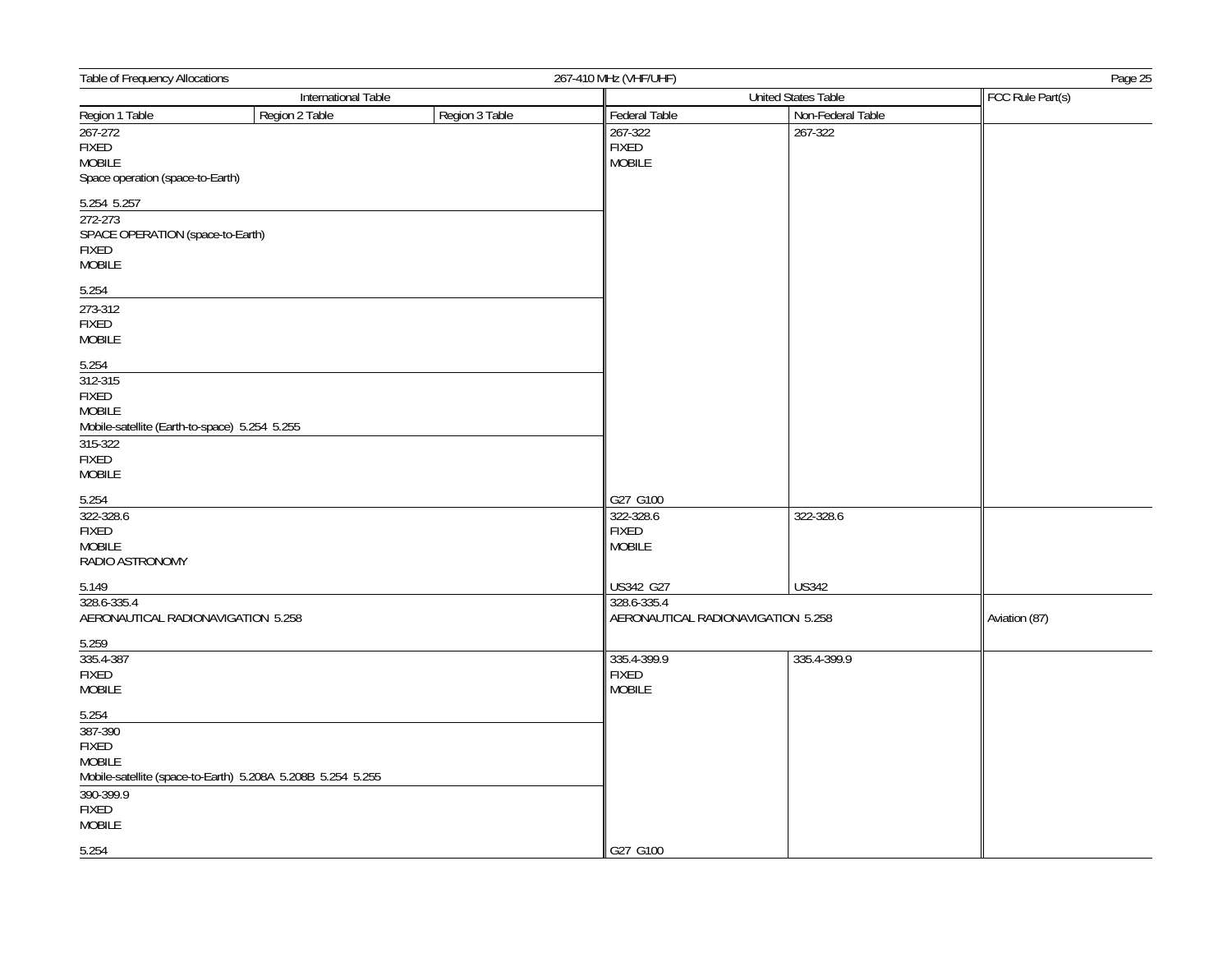Table of Frequency Allocations — 267-410 MHz (VHF/UHF)

| International Table | | | United States Table | | FCC Rule Part(s) |
|---|---|---|---|---|---|
| Region 1 Table | Region 2 Table | Region 3 Table | Federal Table | Non-Federal Table | |
| 267-272<br>FIXED<br>MOBILE<br>Space operation (space-to-Earth)<br><br>5.254 5.257 | | | 267-322<br>FIXED<br>MOBILE | 267-322 | |
| 272-273<br>SPACE OPERATION (space-to-Earth)<br>FIXED<br>MOBILE<br><br>5.254 | | | | | |
| 273-312<br>FIXED<br>MOBILE<br><br>5.254 | | | | | |
| 312-315<br>FIXED<br>MOBILE<br>Mobile-satellite (Earth-to-space) 5.254 5.255 | | | | | |
| 315-322<br>FIXED<br>MOBILE<br><br>5.254 | | | G27 G100 | | |
| 322-328.6<br>FIXED<br>MOBILE<br>RADIO ASTRONOMY<br><br>5.149 | | | 322-328.6<br>FIXED<br>MOBILE<br><br>US342 G27 | 322-328.6<br><br><br><br>US342 | |
| 328.6-335.4<br>AERONAUTICAL RADIONAVIGATION 5.258<br><br>5.259 | | | 328.6-335.4<br>AERONAUTICAL RADIONAVIGATION 5.258 | | Aviation (87) |
| 335.4-387<br>FIXED<br>MOBILE<br><br>5.254 | | | 335.4-399.9<br>FIXED<br>MOBILE | 335.4-399.9 | |
| 387-390<br>FIXED<br>MOBILE<br>Mobile-satellite (space-to-Earth) 5.208A 5.208B 5.254 5.255 | | | | | |
| 390-399.9<br>FIXED<br>MOBILE<br><br>5.254 | | | G27 G100 | | |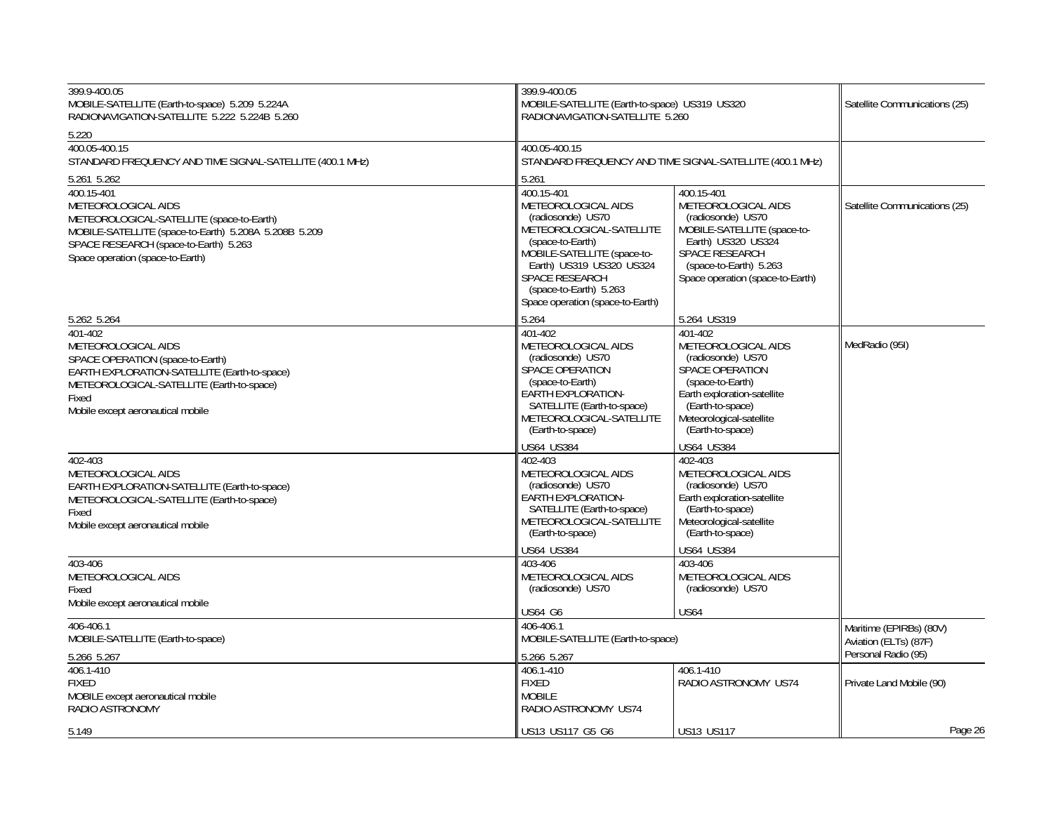| International Table | United States Table | | FCC Rule Part(s) |
|---|---|---|---|
| 399.9-400.05<br>MOBILE-SATELLITE (Earth-to-space) 5.209 5.224A<br>RADIONAVIGATION-SATELLITE 5.222 5.224B 5.260<br>5.220 | 399.9-400.05<br>MOBILE-SATELLITE (Earth-to-space) US319 US320<br>RADIONAVIGATION-SATELLITE 5.260 | | Satellite Communications (25) |
| 400.05-400.15<br>STANDARD FREQUENCY AND TIME SIGNAL-SATELLITE (400.1 MHz)<br>5.261 5.262 | 400.05-400.15<br>STANDARD FREQUENCY AND TIME SIGNAL-SATELLITE (400.1 MHz)<br>5.261 | | |
| 400.15-401<br>METEOROLOGICAL AIDS<br>METEOROLOGICAL-SATELLITE (space-to-Earth)<br>MOBILE-SATELLITE (space-to-Earth) 5.208A 5.208B 5.209<br>SPACE RESEARCH (space-to-Earth) 5.263<br>Space operation (space-to-Earth)<br>5.262 5.264 | 400.15-401<br>METEOROLOGICAL AIDS (radiosonde) US70<br>METEOROLOGICAL-SATELLITE (space-to-Earth)<br>MOBILE-SATELLITE (space-to-Earth) US319 US320 US324<br>SPACE RESEARCH (space-to-Earth) 5.263<br>Space operation (space-to-Earth)<br>5.264 | 400.15-401<br>METEOROLOGICAL AIDS (radiosonde) US70<br>MOBILE-SATELLITE (space-to-Earth) US320 US324<br>SPACE RESEARCH (space-to-Earth) 5.263<br>Space operation (space-to-Earth)<br>5.264 US319 | Satellite Communications (25) |
| 401-402<br>METEOROLOGICAL AIDS<br>SPACE OPERATION (space-to-Earth)<br>EARTH EXPLORATION-SATELLITE (Earth-to-space)<br>METEOROLOGICAL-SATELLITE (Earth-to-space)<br>Fixed<br>Mobile except aeronautical mobile | 401-402<br>METEOROLOGICAL AIDS (radiosonde) US70<br>SPACE OPERATION (space-to-Earth)<br>EARTH EXPLORATION-SATELLITE (Earth-to-space)<br>METEOROLOGICAL-SATELLITE (Earth-to-space)<br>US64 US384 | 401-402<br>METEOROLOGICAL AIDS (radiosonde) US70<br>SPACE OPERATION (space-to-Earth)<br>Earth exploration-satellite (Earth-to-space)<br>Meteorological-satellite (Earth-to-space)<br>US64 US384 | MedRadio (95I) |
| 402-403<br>METEOROLOGICAL AIDS<br>EARTH EXPLORATION-SATELLITE (Earth-to-space)<br>METEOROLOGICAL-SATELLITE (Earth-to-space)<br>Fixed<br>Mobile except aeronautical mobile | 402-403<br>METEOROLOGICAL AIDS (radiosonde) US70<br>EARTH EXPLORATION-SATELLITE (Earth-to-space)<br>METEOROLOGICAL-SATELLITE (Earth-to-space)<br>US64 US384 | 402-403<br>METEOROLOGICAL AIDS (radiosonde) US70<br>Earth exploration-satellite (Earth-to-space)<br>Meteorological-satellite (Earth-to-space)<br>US64 US384 | |
| 403-406<br>METEOROLOGICAL AIDS<br>Fixed<br>Mobile except aeronautical mobile | 403-406<br>METEOROLOGICAL AIDS (radiosonde) US70<br>US64 G6 | 403-406<br>METEOROLOGICAL AIDS (radiosonde) US70<br>US64 | |
| 406-406.1<br>MOBILE-SATELLITE (Earth-to-space)<br>5.266 5.267 | 406-406.1<br>MOBILE-SATELLITE (Earth-to-space)<br>5.266 5.267 | | Maritime (EPIRBs) (80V)<br>Aviation (ELTs) (87F)<br>Personal Radio (95) |
| 406.1-410<br>FIXED<br>MOBILE except aeronautical mobile<br>RADIO ASTRONOMY<br>5.149 | 406.1-410<br>FIXED<br>MOBILE<br>RADIO ASTRONOMY US74<br>US13 US117 G5 G6 | 406.1-410<br>RADIO ASTRONOMY US74<br>US13 US117 | Private Land Mobile (90) |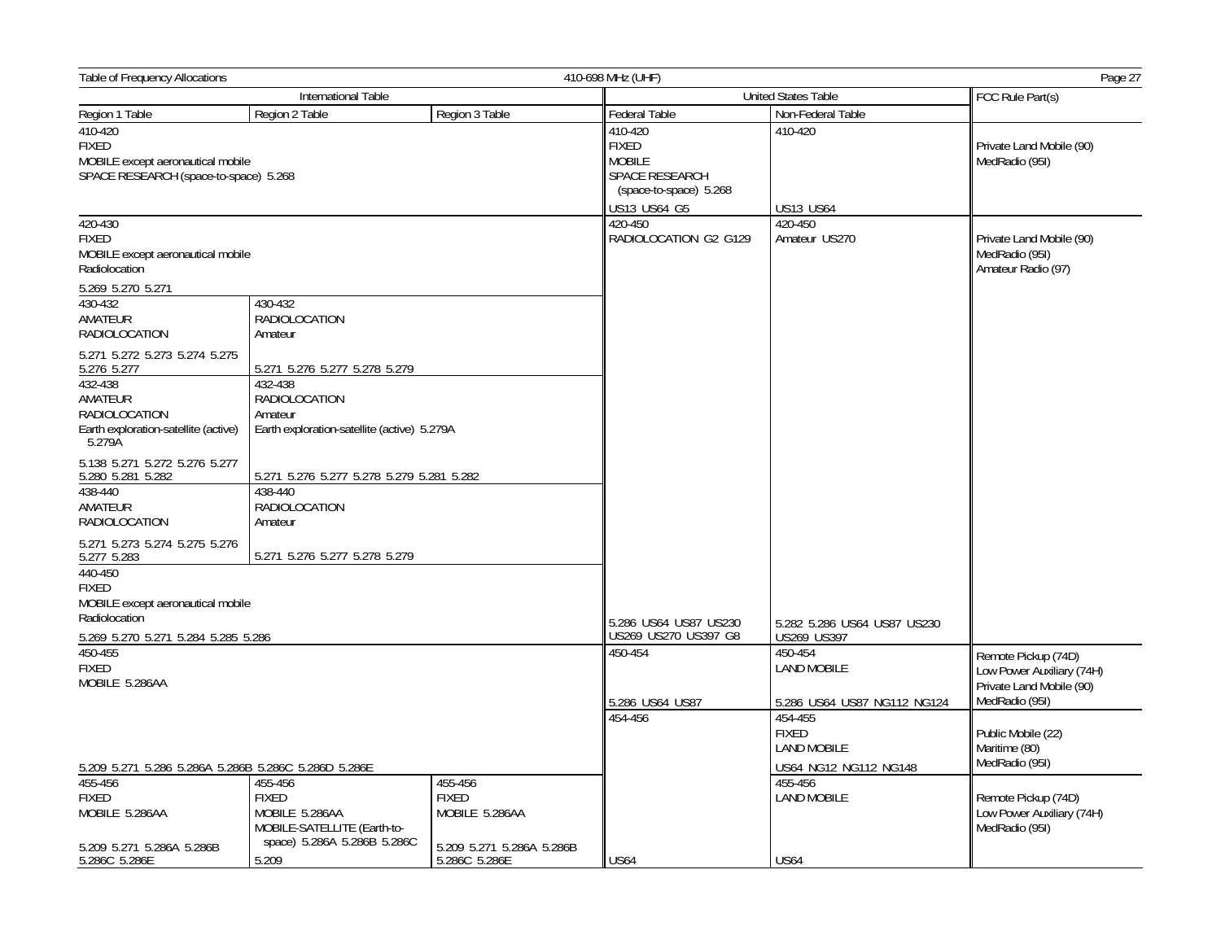## Table of Frequency Allocations — 410-698 MHz (UHF)

| International Table | | | United States Table | | FCC Rule Part(s) |
|---|---|---|---|---|---|
| Region 1 Table | Region 2 Table | Region 3 Table | Federal Table | Non-Federal Table | |
| 410-420<br>FIXED<br>MOBILE except aeronautical mobile<br>SPACE RESEARCH (space-to-space) 5.268 | | | 410-420<br>FIXED<br>MOBILE<br>SPACE RESEARCH (space-to-space) 5.268<br><br>US13 US64 G5 | 410-420<br><br><br><br><br>US13 US64 | Private Land Mobile (90)<br>MedRadio (95I) |
| 420-430<br>FIXED<br>MOBILE except aeronautical mobile<br>Radiolocation<br><br>5.269 5.270 5.271 | | | 420-450<br>RADIOLOCATION G2 G129<br><br><br><br><br><br><br><br><br><br><br><br><br>5.286 US64 US87 US230 US269 US270 US397 G8 | 420-450<br>Amateur US270<br><br><br><br><br><br><br><br><br><br><br><br><br>5.282 5.286 US64 US87 US230 US269 US397 | Private Land Mobile (90)<br>MedRadio (95I)<br>Amateur Radio (97) |
| 430-432<br>AMATEUR<br>RADIOLOCATION<br><br>5.271 5.272 5.273 5.274 5.275 5.276 5.277 | 430-432<br>RADIOLOCATION<br>Amateur<br><br>5.271 5.276 5.277 5.278 5.279 | | | | |
| 432-438<br>AMATEUR<br>RADIOLOCATION<br>Earth exploration-satellite (active) 5.279A<br><br>5.138 5.271 5.272 5.276 5.277 5.280 5.281 5.282 | 432-438<br>RADIOLOCATION<br>Amateur<br>Earth exploration-satellite (active) 5.279A<br><br>5.271 5.276 5.277 5.278 5.279 5.281 5.282 | | | | |
| 438-440<br>AMATEUR<br>RADIOLOCATION<br><br>5.271 5.273 5.274 5.275 5.276 5.277 5.283 | 438-440<br>RADIOLOCATION<br>Amateur<br><br>5.271 5.276 5.277 5.278 5.279 | | | | |
| 440-450<br>FIXED<br>MOBILE except aeronautical mobile<br>Radiolocation<br><br>5.269 5.270 5.271 5.284 5.285 5.286 | | | | | |
| 450-455<br>FIXED<br>MOBILE 5.286AA<br><br>5.209 5.271 5.286 5.286A 5.286B 5.286C 5.286D 5.286E | | | 450-454<br><br>5.286 US64 US87 | 450-454<br>LAND MOBILE<br><br>5.286 US64 US87 NG112 NG124 | Remote Pickup (74D)<br>Low Power Auxiliary (74H)<br>Private Land Mobile (90)<br>MedRadio (95I) |
| | | | 454-456 | 454-455<br>FIXED<br>LAND MOBILE<br><br>US64 NG12 NG112 NG148 | Public Mobile (22)<br>Maritime (80)<br>MedRadio (95I) |
| 455-456<br>FIXED<br>MOBILE 5.286AA<br><br>5.209 5.271 5.286A 5.286B 5.286C 5.286E | 455-456<br>FIXED<br>MOBILE 5.286AA<br>MOBILE-SATELLITE (Earth-to-space) 5.286A 5.286B 5.286C<br>5.209 | 455-456<br>FIXED<br>MOBILE 5.286AA<br><br>5.209 5.271 5.286A 5.286B 5.286C 5.286E | US64 | 455-456<br>LAND MOBILE<br><br>US64 | Remote Pickup (74D)<br>Low Power Auxiliary (74H)<br>MedRadio (95I) |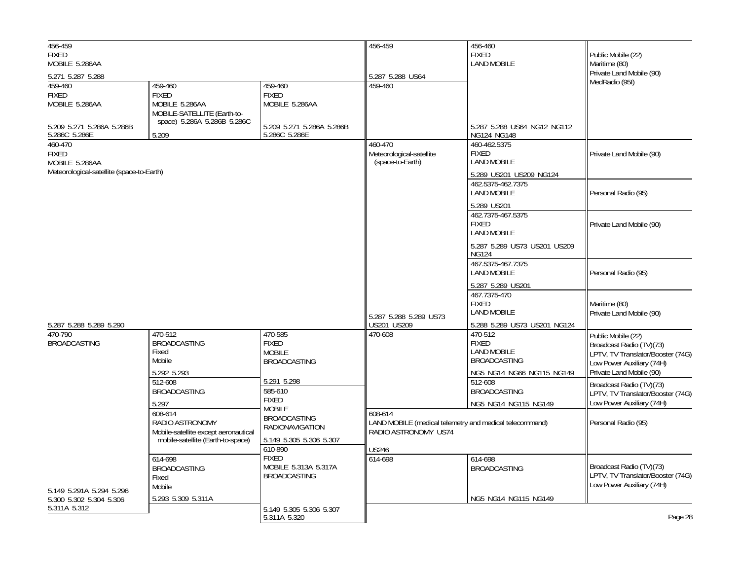| Region 1 Table | Region 2 Table | Region 3 Table | Federal Table | Non-Federal Table | FCC Rule Part(s) |
|---|---|---|---|---|---|
| 456-459<br>FIXED<br>MOBILE 5.286AA<br><br>5.271 5.287 5.288 | | | 456-459<br><br>5.287 5.288 US64 | 456-460<br>FIXED<br>LAND MOBILE<br><br>5.287 5.288 US64 NG12 NG112 NG124 NG148 | Public Mobile (22)<br>Maritime (80)<br>Private Land Mobile (90)<br>MedRadio (95I) |
| 459-460<br>FIXED<br>MOBILE 5.286AA<br><br>5.209 5.271 5.286A 5.286B 5.286C 5.286E | 459-460<br>FIXED<br>MOBILE 5.286AA<br>MOBILE-SATELLITE (Earth-to-space) 5.286A 5.286B 5.286C<br><br>5.209 | 459-460<br>FIXED<br>MOBILE 5.286AA<br><br>5.209 5.271 5.286A 5.286B 5.286C 5.286E | 459-460 | | |
| 460-470<br>FIXED<br>MOBILE 5.286AA<br>Meteorological-satellite (space-to-Earth)<br><br>5.287 5.288 5.289 5.290 | | | 460-470<br>Meteorological-satellite (space-to-Earth)<br><br>5.287 5.288 5.289 US73 US201 US209 | 460-462.5375<br>FIXED<br>LAND MOBILE<br><br>5.289 US201 US209 NG124 | Private Land Mobile (90) |
| | | | | 462.5375-462.7375<br>LAND MOBILE<br><br>5.289 US201 | Personal Radio (95) |
| | | | | 462.7375-467.5375<br>FIXED<br>LAND MOBILE<br><br>5.287 5.289 US73 US201 US209 NG124 | Private Land Mobile (90) |
| | | | | 467.5375-467.7375<br>LAND MOBILE<br><br>5.287 5.289 US201 | Personal Radio (95) |
| | | | | 467.7375-470<br>FIXED<br>LAND MOBILE<br><br>5.288 5.289 US73 US201 NG124 | Maritime (80)<br>Private Land Mobile (90) |
| 470-790<br>BROADCASTING<br><br>5.149 5.291A 5.294 5.296 5.300 5.302 5.304 5.306 5.311A 5.312 | 470-512<br>BROADCASTING<br>Fixed<br>Mobile<br><br>5.292 5.293 | 470-585<br>FIXED<br>MOBILE<br>BROADCASTING<br><br>5.291 5.298 | 470-608<br><br>US246 | 470-512<br>FIXED<br>LAND MOBILE<br>BROADCASTING<br><br>NG5 NG14 NG66 NG115 NG149 | Public Mobile (22)<br>Broadcast Radio (TV)(73)<br>LPTV, TV Translator/Booster (74G)<br>Low Power Auxiliary (74H)<br>Private Land Mobile (90) |
| | 512-608<br>BROADCASTING<br><br>5.297 | 585-610<br>FIXED<br>MOBILE<br>BROADCASTING<br>RADIONAVIGATION<br><br>5.149 5.305 5.306 5.307 | | 512-608<br>BROADCASTING<br><br>NG5 NG14 NG115 NG149 | Broadcast Radio (TV)(73)<br>LPTV, TV Translator/Booster (74G)<br>Low Power Auxiliary (74H) |
| | 608-614<br>RADIO ASTRONOMY<br>Mobile-satellite except aeronautical mobile-satellite (Earth-to-space) | | 608-614<br>LAND MOBILE (medical telemetry and medical telecommand)<br>RADIO ASTRONOMY US74<br><br>US246 | | Personal Radio (95) |
| | 614-698<br>BROADCASTING<br>Fixed<br>Mobile<br><br>5.293 5.309 5.311A | 610-890<br>FIXED<br>MOBILE 5.313A 5.317A<br>BROADCASTING<br><br>5.149 5.305 5.306 5.307 5.311A 5.320 | 614-698 | 614-698<br>BROADCASTING<br><br>NG5 NG14 NG115 NG149 | Broadcast Radio (TV)(73)<br>LPTV, TV Translator/Booster (74G)<br>Low Power Auxiliary (74H) |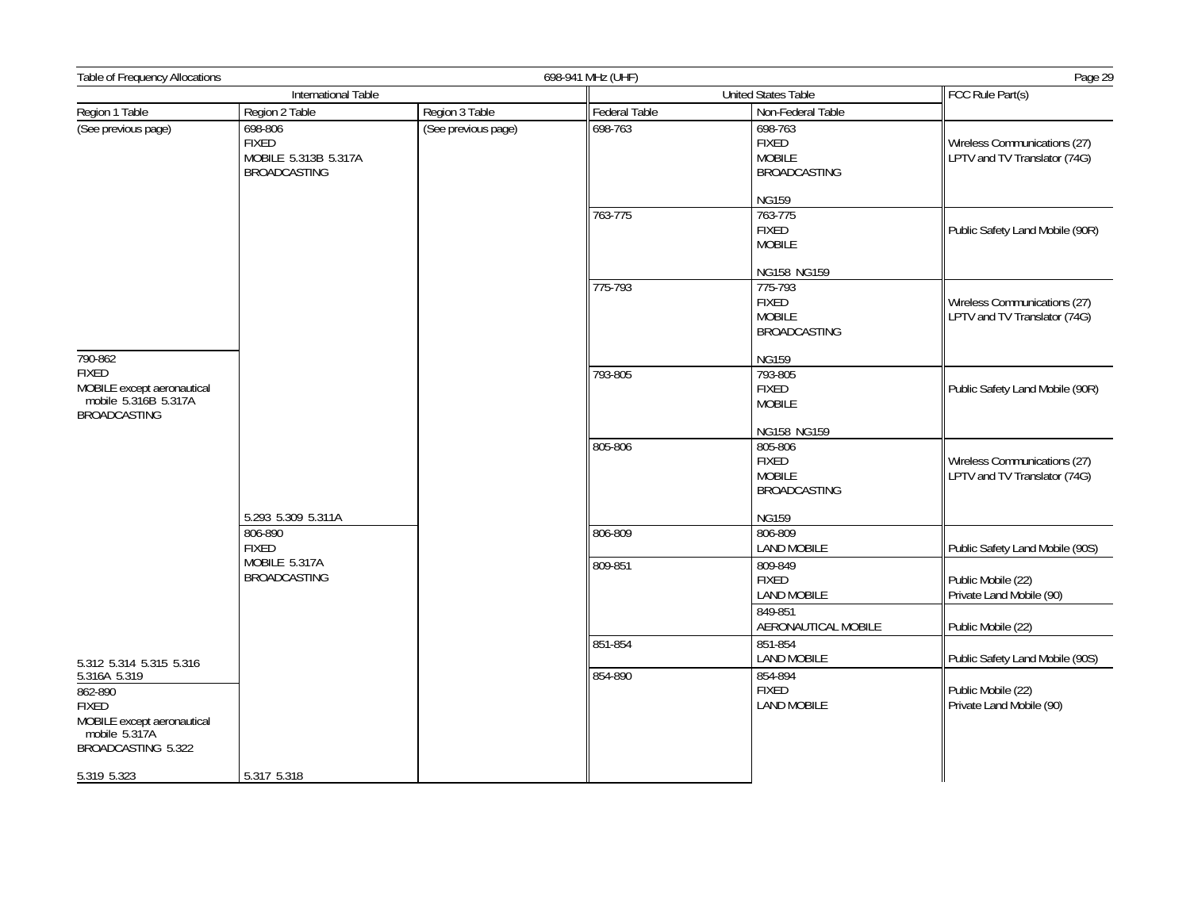Table of Frequency Allocations — 698-941 MHz (UHF)

| International Table | | | United States Table | | FCC Rule Part(s) |
|---|---|---|---|---|---|
| Region 1 Table | Region 2 Table | Region 3 Table | Federal Table | Non-Federal Table | |
| (See previous page) | 698-806 FIXED MOBILE 5.313B 5.317A BROADCASTING | (See previous page) | 698-763 | 698-763 FIXED MOBILE BROADCASTING NG159 | Wireless Communications (27) LPTV and TV Translator (74G) |
| | | | 763-775 | 763-775 FIXED MOBILE NG158 NG159 | Public Safety Land Mobile (90R) |
| | | | 775-793 | 775-793 FIXED MOBILE BROADCASTING NG159 | Wireless Communications (27) LPTV and TV Translator (74G) |
| 790-862 FIXED MOBILE except aeronautical mobile 5.316B 5.317A BROADCASTING | | | 793-805 | 793-805 FIXED MOBILE NG158 NG159 | Public Safety Land Mobile (90R) |
| | 5.293 5.309 5.311A | | 805-806 | 805-806 FIXED MOBILE BROADCASTING NG159 | Wireless Communications (27) LPTV and TV Translator (74G) |
| | 806-890 FIXED MOBILE 5.317A BROADCASTING | | 806-809 | 806-809 LAND MOBILE | Public Safety Land Mobile (90S) |
| | | | 809-851 | 809-849 FIXED LAND MOBILE | Public Mobile (22) Private Land Mobile (90) |
| | | | | 849-851 AERONAUTICAL MOBILE | Public Mobile (22) |
| 5.312 5.314 5.315 5.316 5.316A 5.319 | | | 851-854 | 851-854 LAND MOBILE | Public Safety Land Mobile (90S) |
| 862-890 FIXED MOBILE except aeronautical mobile 5.317A BROADCASTING 5.322 5.319 5.323 | 5.317 5.318 | | 854-890 | 854-894 FIXED LAND MOBILE | Public Mobile (22) Private Land Mobile (90) |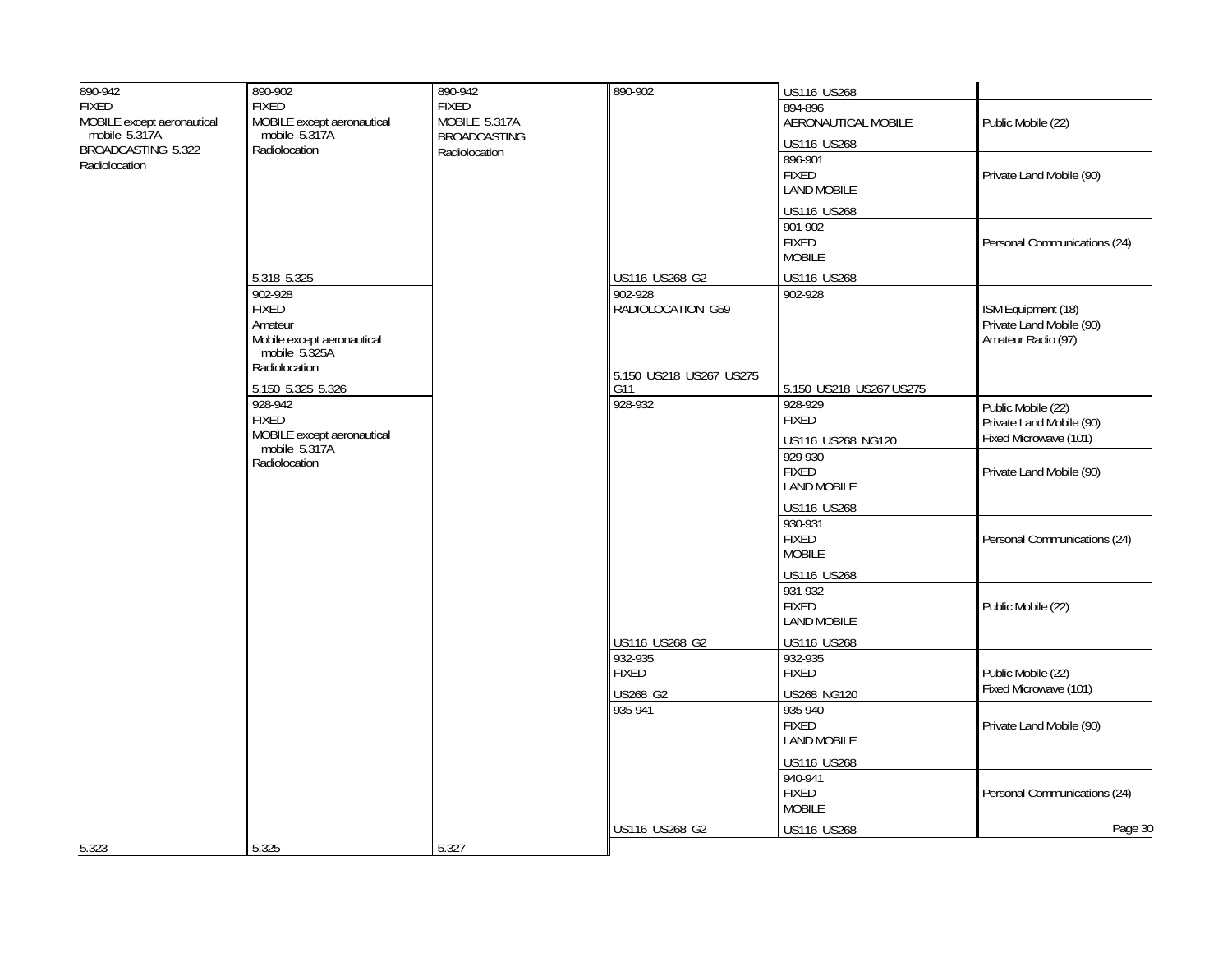| Region 1 Table | Region 2 Table | Region 3 Table | Federal Table | Non-Federal Table | FCC Rule Part(s) |
|---|---|---|---|---|---|
| 890-942 FIXED MOBILE except aeronautical mobile 5.317A BROADCASTING 5.322 Radiolocation | 890-902 FIXED MOBILE except aeronautical mobile 5.317A Radiolocation 5.318 5.325 | 890-942 FIXED MOBILE 5.317A BROADCASTING Radiolocation | 890-902 US116 US268 G2 | US116 US268 | |
| | | | | 894-896 AERONAUTICAL MOBILE US116 US268 | Public Mobile (22) |
| | | | | 896-901 FIXED LAND MOBILE US116 US268 | Private Land Mobile (90) |
| | | | | 901-902 FIXED MOBILE US116 US268 | Personal Communications (24) |
| | 902-928 FIXED Amateur Mobile except aeronautical mobile 5.325A Radiolocation 5.150 5.325 5.326 | | 902-928 RADIOLOCATION G59 5.150 US218 US267 US275 G11 | 902-928 5.150 US218 US267 US275 | ISM Equipment (18) Private Land Mobile (90) Amateur Radio (97) |
| | 928-942 FIXED MOBILE except aeronautical mobile 5.317A Radiolocation | | 928-932 US116 US268 G2 | 928-929 FIXED US116 US268 NG120 | Public Mobile (22) Private Land Mobile (90) Fixed Microwave (101) |
| | | | | 929-930 FIXED LAND MOBILE US116 US268 | Private Land Mobile (90) |
| | | | | 930-931 FIXED MOBILE US116 US268 | Personal Communications (24) |
| | | | | 931-932 FIXED LAND MOBILE US116 US268 | Public Mobile (22) |
| | | | 932-935 FIXED US268 G2 | 932-935 FIXED US268 NG120 | Public Mobile (22) Fixed Microwave (101) |
| | | | 935-941 US116 US268 G2 | 935-940 FIXED LAND MOBILE US116 US268 | Private Land Mobile (90) |
| | | | | 940-941 FIXED MOBILE US116 US268 | Personal Communications (24) |
| 5.323 | 5.325 | 5.327 | | | |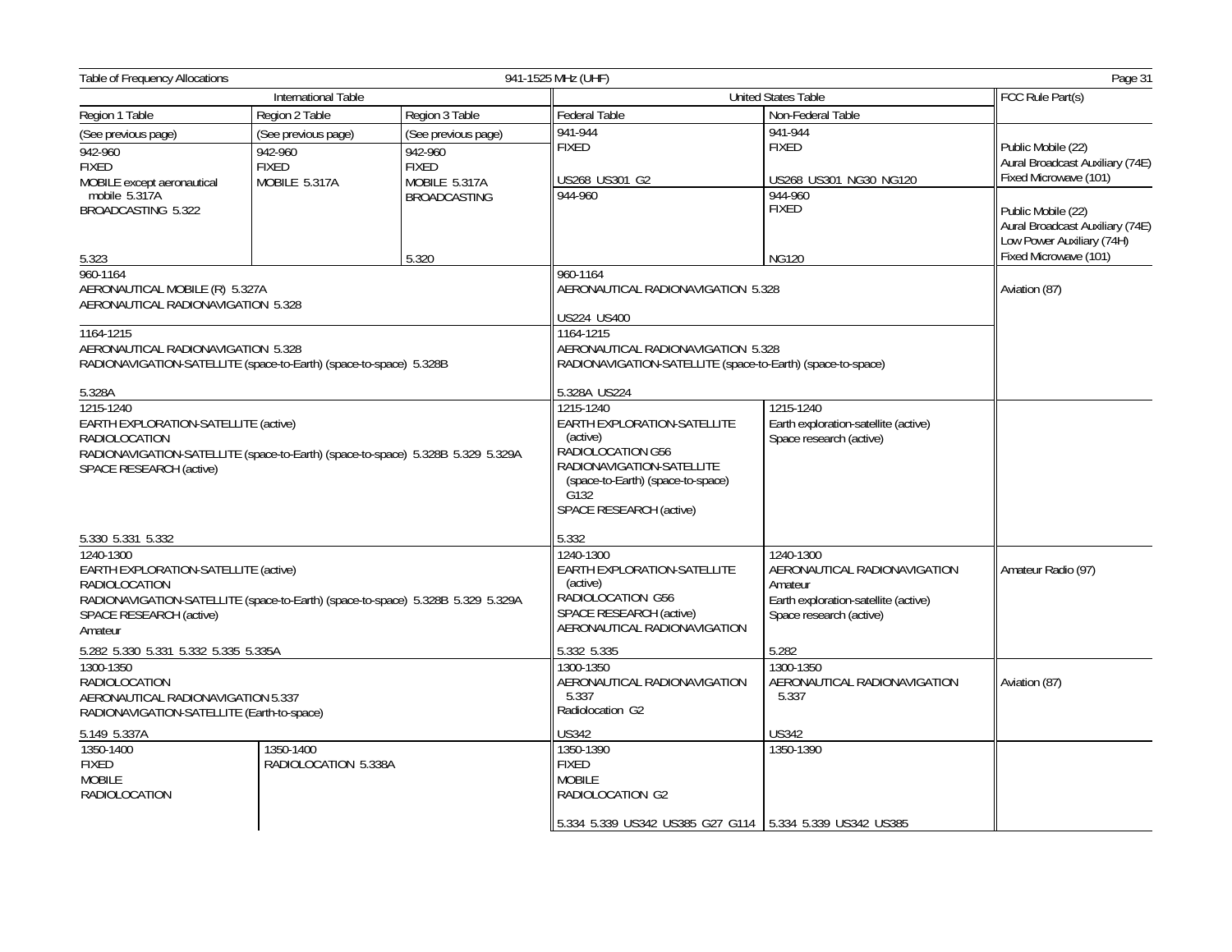| International Table | | | United States Table | | FCC Rule Part(s) |
|---|---|---|---|---|---|
| Region 1 Table | Region 2 Table | Region 3 Table | Federal Table | Non-Federal Table | |
| (See previous page) | (See previous page) | (See previous page) | 941-944<br>FIXED<br><br>US268 US301 G2 | 941-944<br>FIXED<br><br>US268 US301 NG30 NG120 | Public Mobile (22)<br>Aural Broadcast Auxiliary (74E)<br>Fixed Microwave (101) |
| 942-960<br>FIXED<br>MOBILE except aeronautical mobile 5.317A<br>BROADCASTING 5.322<br><br>5.323 | 942-960<br>FIXED<br>MOBILE 5.317A | 942-960<br>FIXED<br>MOBILE 5.317A<br>BROADCASTING<br><br>5.320 | 944-960 | 944-960<br>FIXED<br><br>NG120 | Public Mobile (22)<br>Aural Broadcast Auxiliary (74E)<br>Low Power Auxiliary (74H)<br>Fixed Microwave (101) |
| 960-1164<br>AERONAUTICAL MOBILE (R) 5.327A<br>AERONAUTICAL RADIONAVIGATION 5.328 | | | 960-1164<br>AERONAUTICAL RADIONAVIGATION 5.328<br><br>US224 US400 | | Aviation (87) |
| 1164-1215<br>AERONAUTICAL RADIONAVIGATION 5.328<br>RADIONAVIGATION-SATELLITE (space-to-Earth) (space-to-space) 5.328B<br><br>5.328A | | | 1164-1215<br>AERONAUTICAL RADIONAVIGATION 5.328<br>RADIONAVIGATION-SATELLITE (space-to-Earth) (space-to-space)<br><br>5.328A US224 | | |
| 1215-1240<br>EARTH EXPLORATION-SATELLITE (active)<br>RADIOLOCATION<br>RADIONAVIGATION-SATELLITE (space-to-Earth) (space-to-space) 5.328B 5.329 5.329A<br>SPACE RESEARCH (active)<br><br>5.330 5.331 5.332 | | | 1215-1240<br>EARTH EXPLORATION-SATELLITE (active)<br>RADIOLOCATION G56<br>RADIONAVIGATION-SATELLITE (space-to-Earth) (space-to-space) G132<br>SPACE RESEARCH (active)<br><br>5.332 | 1215-1240<br>Earth exploration-satellite (active)<br>Space research (active) | |
| 1240-1300<br>EARTH EXPLORATION-SATELLITE (active)<br>RADIOLOCATION<br>RADIONAVIGATION-SATELLITE (space-to-Earth) (space-to-space) 5.328B 5.329 5.329A<br>SPACE RESEARCH (active)<br>Amateur<br><br>5.282 5.330 5.331 5.332 5.335 5.335A | | | 1240-1300<br>EARTH EXPLORATION-SATELLITE (active)<br>RADIOLOCATION G56<br>SPACE RESEARCH (active)<br>AERONAUTICAL RADIONAVIGATION<br><br>5.332 5.335 | 1240-1300<br>AERONAUTICAL RADIONAVIGATION<br>Amateur<br>Earth exploration-satellite (active)<br>Space research (active)<br><br>5.282 | Amateur Radio (97) |
| 1300-1350<br>RADIOLOCATION<br>AERONAUTICAL RADIONAVIGATION 5.337<br>RADIONAVIGATION-SATELLITE (Earth-to-space)<br><br>5.149 5.337A | | | 1300-1350<br>AERONAUTICAL RADIONAVIGATION 5.337<br>Radiolocation G2<br><br>US342 | 1300-1350<br>AERONAUTICAL RADIONAVIGATION 5.337<br><br>US342 | Aviation (87) |
| 1350-1400<br>FIXED<br>MOBILE<br>RADIOLOCATION | 1350-1400<br>RADIOLOCATION 5.338A | | 1350-1390<br>FIXED<br>MOBILE<br>RADIOLOCATION G2<br><br>5.334 5.339 US342 US385 G27 G114 | 1350-1390<br><br>5.334 5.339 US342 US385 | |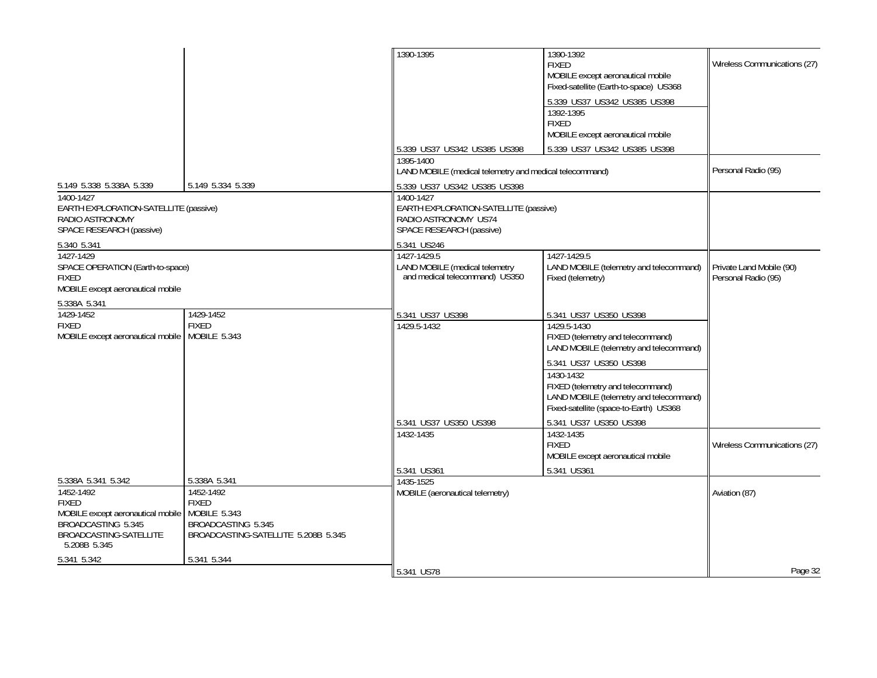| Region 2 Table | Region 3 Table | Federal Table | Non-Federal Table | FCC Rule Part(s) |
|---|---|---|---|---|
| 5.149 5.338 5.338A 5.339 | 5.149 5.334 5.339 | 1390-1395<br><br>5.339 US37 US342 US385 US398 | 1390-1392<br>FIXED<br>MOBILE except aeronautical mobile<br>Fixed-satellite (Earth-to-space) US368<br><br>5.339 US37 US342 US385 US398 | Wireless Communications (27) |
| | | | 1392-1395<br>FIXED<br>MOBILE except aeronautical mobile<br><br>5.339 US37 US342 US385 US398 | |
| | | 1395-1400<br>LAND MOBILE (medical telemetry and medical telecommand)<br><br>5.339 US37 US342 US385 US398 | | Personal Radio (95) |
| 1400-1427<br>EARTH EXPLORATION-SATELLITE (passive)<br>RADIO ASTRONOMY<br>SPACE RESEARCH (passive)<br><br>5.340 5.341 | | 1400-1427<br>EARTH EXPLORATION-SATELLITE (passive)<br>RADIO ASTRONOMY US74<br>SPACE RESEARCH (passive)<br><br>5.341 US246 | | |
| 1427-1429<br>SPACE OPERATION (Earth-to-space)<br>FIXED<br>MOBILE except aeronautical mobile<br><br>5.338A 5.341 | | 1427-1429.5<br>LAND MOBILE (medical telemetry and medical telecommand) US350<br><br>5.341 US37 US398 | 1427-1429.5<br>LAND MOBILE (telemetry and telecommand)<br>Fixed (telemetry)<br><br>5.341 US37 US350 US398 | Private Land Mobile (90)<br>Personal Radio (95) |
| 1429-1452<br>FIXED<br>MOBILE except aeronautical mobile<br><br>5.338A 5.341 5.342 | 1429-1452<br>FIXED<br>MOBILE 5.343<br><br>5.338A 5.341 | 1429.5-1432<br><br>5.341 US37 US350 US398 | 1429.5-1430<br>FIXED (telemetry and telecommand)<br>LAND MOBILE (telemetry and telecommand)<br><br>5.341 US37 US350 US398 | |
| | | | 1430-1432<br>FIXED (telemetry and telecommand)<br>LAND MOBILE (telemetry and telecommand)<br>Fixed-satellite (space-to-Earth) US368<br><br>5.341 US37 US350 US398 | |
| | | 1432-1435<br><br>5.341 US361 | 1432-1435<br>FIXED<br>MOBILE except aeronautical mobile<br><br>5.341 US361 | Wireless Communications (27) |
| 1452-1492<br>FIXED<br>MOBILE except aeronautical mobile<br>BROADCASTING 5.345<br>BROADCASTING-SATELLITE 5.208B 5.345<br><br>5.341 5.342 | 1452-1492<br>FIXED<br>MOBILE 5.343<br>BROADCASTING 5.345<br>BROADCASTING-SATELLITE 5.208B 5.345<br><br>5.341 5.344 | 1435-1525<br>MOBILE (aeronautical telemetry)<br><br>5.341 US78 | | Aviation (87) |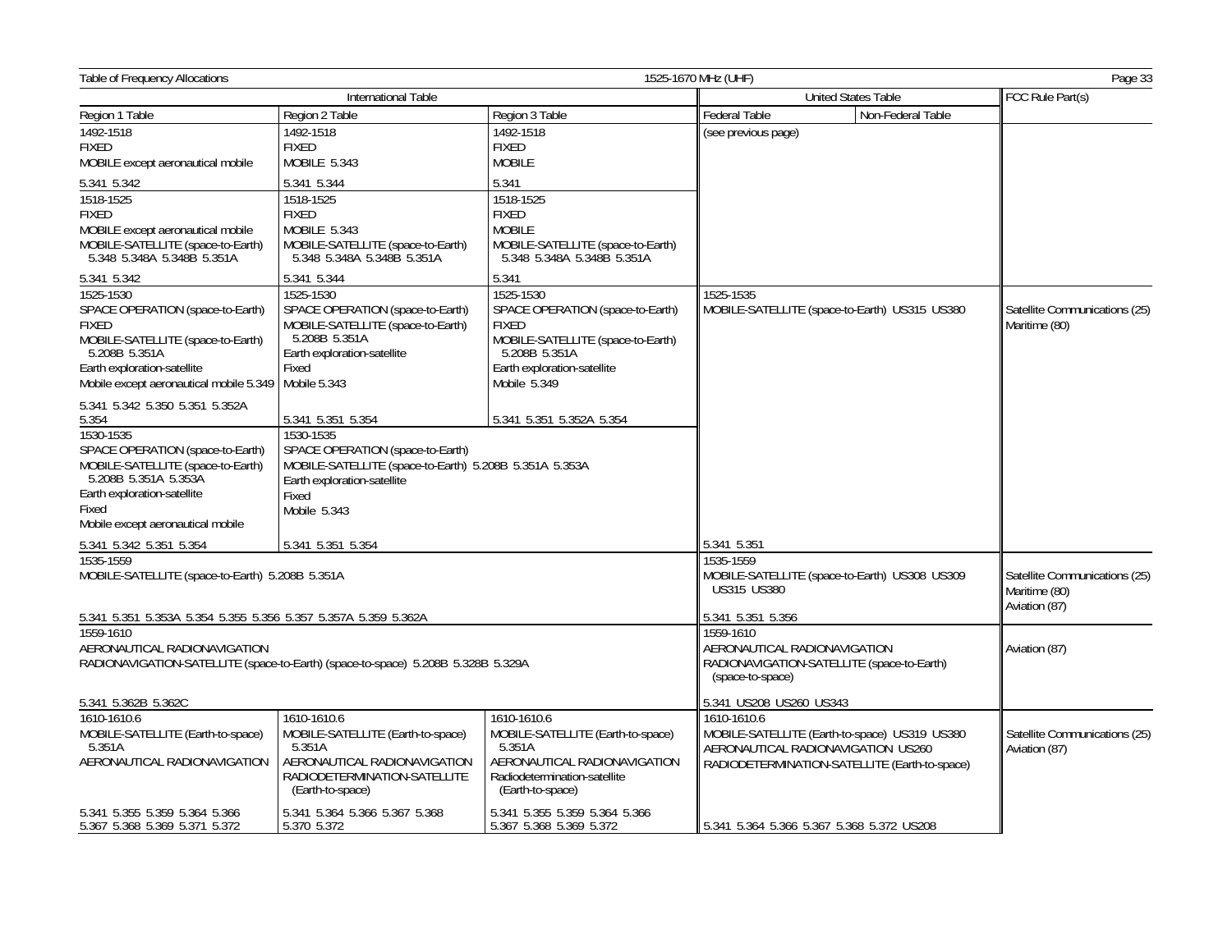Table of Frequency Allocations — 1525-1670 MHz (UHF)

| International Table | | | United States Table | | FCC Rule Part(s) |
|---|---|---|---|---|---|
| Region 1 Table | Region 2 Table | Region 3 Table | Federal Table | Non-Federal Table | |
| 1492-1518<br>FIXED<br>MOBILE except aeronautical mobile<br><br>5.341 5.342 | 1492-1518<br>FIXED<br>MOBILE 5.343<br><br>5.341 5.344 | 1492-1518<br>FIXED<br>MOBILE<br><br>5.341 | (see previous page) | | |
| 1518-1525<br>FIXED<br>MOBILE except aeronautical mobile<br>MOBILE-SATELLITE (space-to-Earth) 5.348 5.348A 5.348B 5.351A<br><br>5.341 5.342 | 1518-1525<br>FIXED<br>MOBILE 5.343<br>MOBILE-SATELLITE (space-to-Earth) 5.348 5.348A 5.348B 5.351A<br><br>5.341 5.344 | 1518-1525<br>FIXED<br>MOBILE<br>MOBILE-SATELLITE (space-to-Earth) 5.348 5.348A 5.348B 5.351A<br><br>5.341 | | | |
| 1525-1530<br>SPACE OPERATION (space-to-Earth)<br>FIXED<br>MOBILE-SATELLITE (space-to-Earth) 5.208B 5.351A<br>Earth exploration-satellite<br>Mobile except aeronautical mobile 5.349<br><br>5.341 5.342 5.350 5.351 5.352A 5.354 | 1525-1530<br>SPACE OPERATION (space-to-Earth)<br>MOBILE-SATELLITE (space-to-Earth) 5.208B 5.351A<br>Earth exploration-satellite<br>Fixed<br>Mobile 5.343<br><br>5.341 5.351 5.354 | 1525-1530<br>SPACE OPERATION (space-to-Earth)<br>FIXED<br>MOBILE-SATELLITE (space-to-Earth) 5.208B 5.351A<br>Earth exploration-satellite<br>Mobile 5.349<br><br>5.341 5.351 5.352A 5.354 | 1525-1535<br>MOBILE-SATELLITE (space-to-Earth) US315 US380<br><br>5.341 5.351 | | Satellite Communications (25)<br>Maritime (80) |
| 1530-1535<br>SPACE OPERATION (space-to-Earth)<br>MOBILE-SATELLITE (space-to-Earth) 5.208B 5.351A 5.353A<br>Earth exploration-satellite<br>Fixed<br>Mobile except aeronautical mobile<br><br>5.341 5.342 5.351 5.354 | 1530-1535<br>SPACE OPERATION (space-to-Earth)<br>MOBILE-SATELLITE (space-to-Earth) 5.208B 5.351A 5.353A<br>Earth exploration-satellite<br>Fixed<br>Mobile 5.343<br><br>5.341 5.351 5.354 | | | | |
| 1535-1559<br>MOBILE-SATELLITE (space-to-Earth) 5.208B 5.351A<br><br>5.341 5.351 5.353A 5.354 5.355 5.356 5.357 5.357A 5.359 5.362A | | | 1535-1559<br>MOBILE-SATELLITE (space-to-Earth) US308 US309 US315 US380<br><br>5.341 5.351 5.356 | | Satellite Communications (25)<br>Maritime (80)<br>Aviation (87) |
| 1559-1610<br>AERONAUTICAL RADIONAVIGATION<br>RADIONAVIGATION-SATELLITE (space-to-Earth) (space-to-space) 5.208B 5.328B 5.329A<br><br>5.341 5.362B 5.362C | | | 1559-1610<br>AERONAUTICAL RADIONAVIGATION<br>RADIONAVIGATION-SATELLITE (space-to-Earth) (space-to-space)<br><br>5.341 US208 US260 US343 | | Aviation (87) |
| 1610-1610.6<br>MOBILE-SATELLITE (Earth-to-space) 5.351A<br>AERONAUTICAL RADIONAVIGATION<br><br>5.341 5.355 5.359 5.364 5.366 5.367 5.368 5.369 5.371 5.372 | 1610-1610.6<br>MOBILE-SATELLITE (Earth-to-space) 5.351A<br>AERONAUTICAL RADIONAVIGATION<br>RADIODETERMINATION-SATELLITE (Earth-to-space)<br><br>5.341 5.364 5.366 5.367 5.368 5.370 5.372 | 1610-1610.6<br>MOBILE-SATELLITE (Earth-to-space) 5.351A<br>AERONAUTICAL RADIONAVIGATION<br>Radiodetermination-satellite (Earth-to-space)<br><br>5.341 5.355 5.359 5.364 5.366 5.367 5.368 5.369 5.372 | 1610-1610.6<br>MOBILE-SATELLITE (Earth-to-space) US319 US380<br>AERONAUTICAL RADIONAVIGATION US260<br>RADIODETERMINATION-SATELLITE (Earth-to-space)<br><br>5.341 5.364 5.366 5.367 5.368 5.372 US208 | | Satellite Communications (25)<br>Aviation (87) |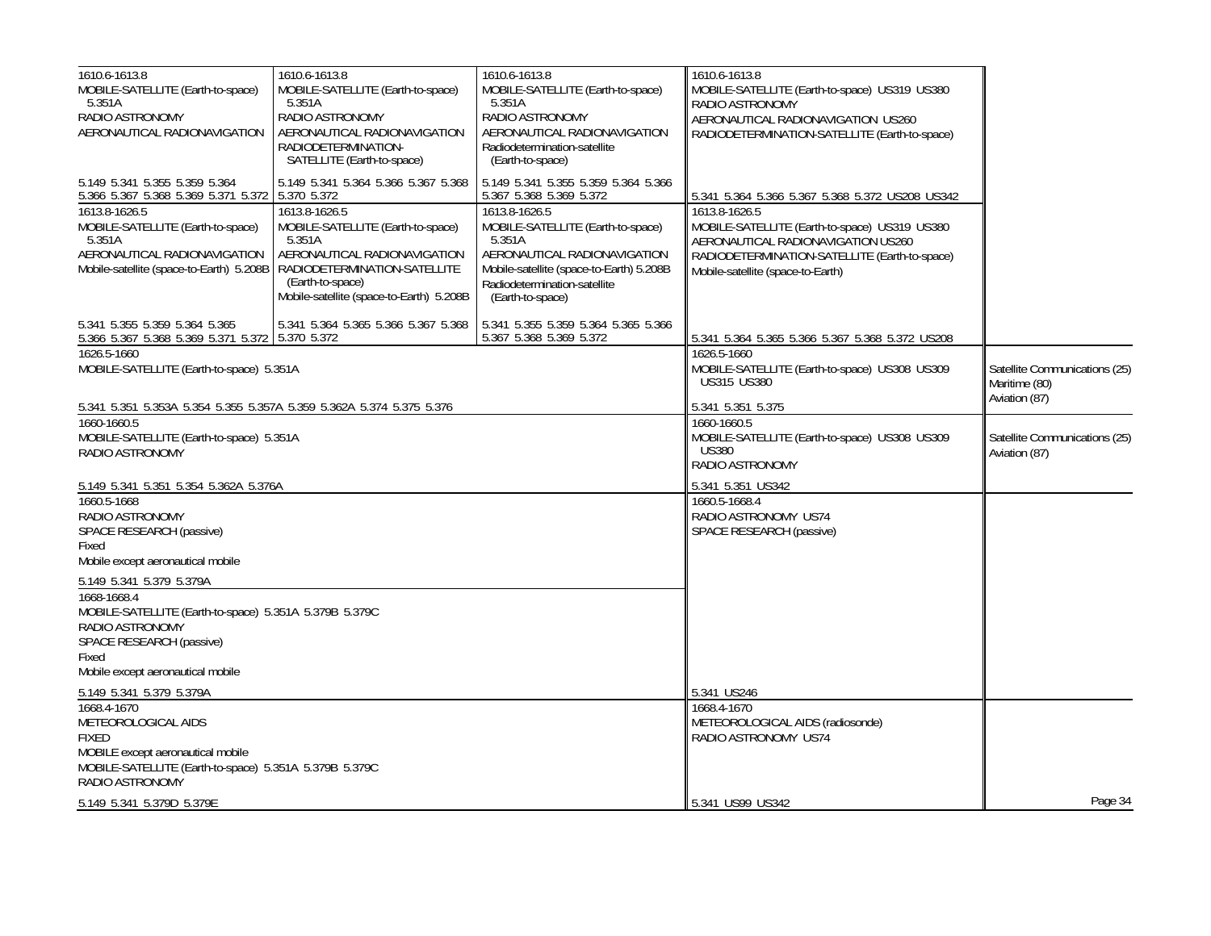| Region 1 Table | Region 2 Table | Region 3 Table | United States Table (Federal / Non-Federal) | FCC Rule Part(s) |
|---|---|---|---|---|
| 1610.6-1613.8<br>MOBILE-SATELLITE (Earth-to-space) 5.351A<br>RADIO ASTRONOMY<br>AERONAUTICAL RADIONAVIGATION<br><br>5.149 5.341 5.355 5.359 5.364 5.366 5.367 5.368 5.369 5.371 5.372 | 1610.6-1613.8<br>MOBILE-SATELLITE (Earth-to-space) 5.351A<br>RADIO ASTRONOMY<br>AERONAUTICAL RADIONAVIGATION<br>RADIODETERMINATION-SATELLITE (Earth-to-space)<br><br>5.149 5.341 5.364 5.366 5.367 5.368 5.370 5.372 | 1610.6-1613.8<br>MOBILE-SATELLITE (Earth-to-space) 5.351A<br>RADIO ASTRONOMY<br>AERONAUTICAL RADIONAVIGATION<br>Radiodetermination-satellite (Earth-to-space)<br><br>5.149 5.341 5.355 5.359 5.364 5.366 5.367 5.368 5.369 5.372 | 1610.6-1613.8<br>MOBILE-SATELLITE (Earth-to-space) US319 US380<br>RADIO ASTRONOMY<br>AERONAUTICAL RADIONAVIGATION US260<br>RADIODETERMINATION-SATELLITE (Earth-to-space)<br><br>5.341 5.364 5.366 5.367 5.368 5.372 US208 US342 | |
| 1613.8-1626.5<br>MOBILE-SATELLITE (Earth-to-space) 5.351A<br>AERONAUTICAL RADIONAVIGATION<br>Mobile-satellite (space-to-Earth) 5.208B<br><br>5.341 5.355 5.359 5.364 5.365 5.366 5.367 5.368 5.369 5.371 5.372 | 1613.8-1626.5<br>MOBILE-SATELLITE (Earth-to-space) 5.351A<br>AERONAUTICAL RADIONAVIGATION<br>RADIODETERMINATION-SATELLITE (Earth-to-space)<br>Mobile-satellite (space-to-Earth) 5.208B<br><br>5.341 5.364 5.365 5.366 5.367 5.368 5.370 5.372 | 1613.8-1626.5<br>MOBILE-SATELLITE (Earth-to-space) 5.351A<br>AERONAUTICAL RADIONAVIGATION<br>Mobile-satellite (space-to-Earth) 5.208B<br>Radiodetermination-satellite (Earth-to-space)<br><br>5.341 5.355 5.359 5.364 5.365 5.366 5.367 5.368 5.369 5.372 | 1613.8-1626.5<br>MOBILE-SATELLITE (Earth-to-space) US319 US380<br>AERONAUTICAL RADIONAVIGATION US260<br>RADIODETERMINATION-SATELLITE (Earth-to-space)<br>Mobile-satellite (space-to-Earth)<br><br>5.341 5.364 5.365 5.366 5.367 5.368 5.372 US208 | |
| 1626.5-1660<br>MOBILE-SATELLITE (Earth-to-space) 5.351A<br><br>5.341 5.351 5.353A 5.354 5.355 5.357A 5.359 5.362A 5.374 5.375 5.376 | | | 1626.5-1660<br>MOBILE-SATELLITE (Earth-to-space) US308 US309 US315 US380<br><br>5.341 5.351 5.375 | Satellite Communications (25)<br>Maritime (80)<br>Aviation (87) |
| 1660-1660.5<br>MOBILE-SATELLITE (Earth-to-space) 5.351A<br>RADIO ASTRONOMY<br><br>5.149 5.341 5.351 5.354 5.362A 5.376A | | | 1660-1660.5<br>MOBILE-SATELLITE (Earth-to-space) US308 US309 US380<br>RADIO ASTRONOMY<br><br>5.341 5.351 US342 | Satellite Communications (25)<br>Aviation (87) |
| 1660.5-1668<br>RADIO ASTRONOMY<br>SPACE RESEARCH (passive)<br>Fixed<br>Mobile except aeronautical mobile<br><br>5.149 5.341 5.379 5.379A | | | 1660.5-1668.4<br>RADIO ASTRONOMY US74<br>SPACE RESEARCH (passive)<br><br>5.341 US246 | |
| 1668-1668.4<br>MOBILE-SATELLITE (Earth-to-space) 5.351A 5.379B 5.379C<br>RADIO ASTRONOMY<br>SPACE RESEARCH (passive)<br>Fixed<br>Mobile except aeronautical mobile<br><br>5.149 5.341 5.379 5.379A | | | | |
| 1668.4-1670<br>METEOROLOGICAL AIDS<br>FIXED<br>MOBILE except aeronautical mobile<br>MOBILE-SATELLITE (Earth-to-space) 5.351A 5.379B 5.379C<br>RADIO ASTRONOMY<br><br>5.149 5.341 5.379D 5.379E | | | 1668.4-1670<br>METEOROLOGICAL AIDS (radiosonde)<br>RADIO ASTRONOMY US74<br><br>5.341 US99 US342 | |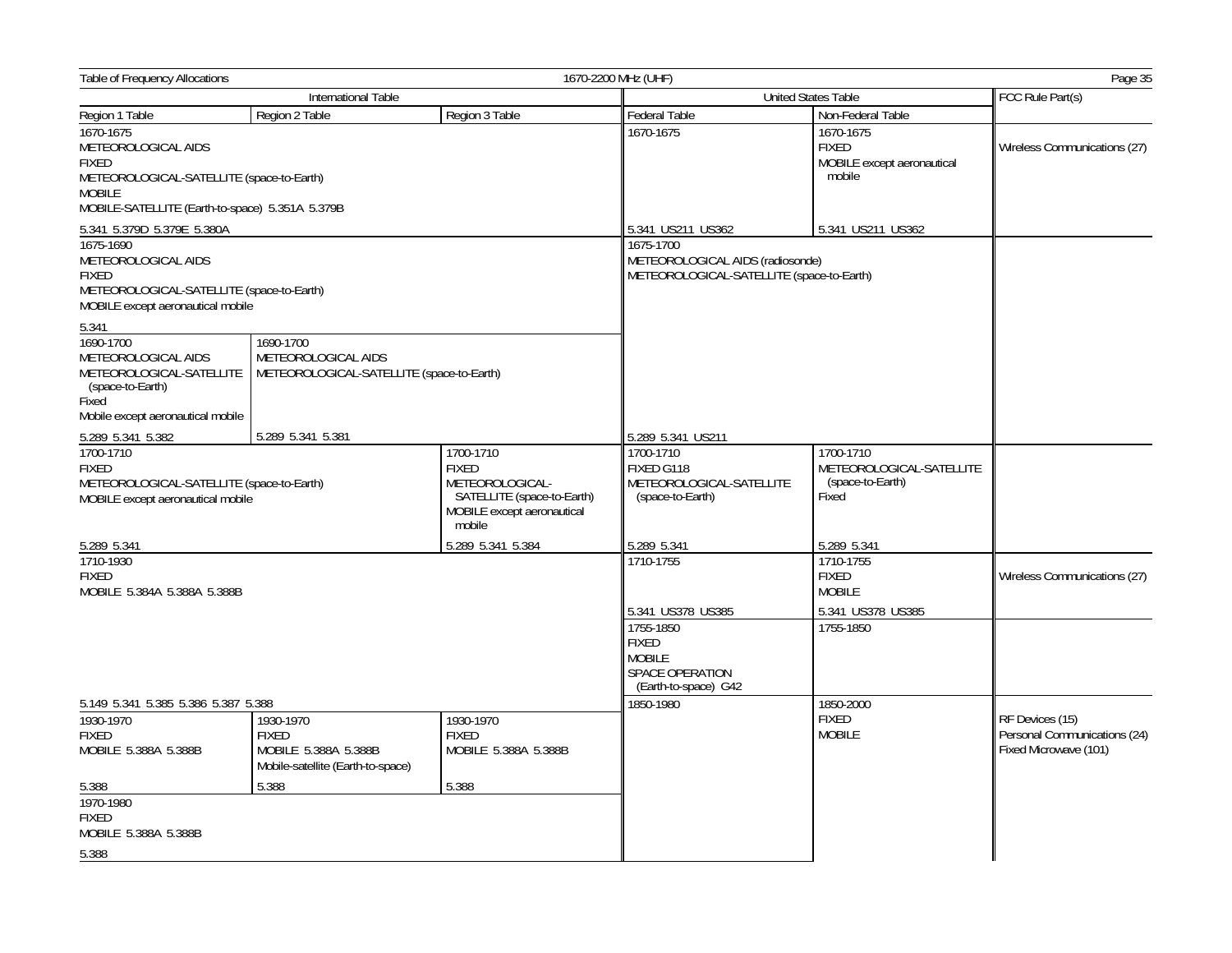| International Table | | | United States Table | | FCC Rule Part(s) |
|---|---|---|---|---|---|
| Region 1 Table | Region 2 Table | Region 3 Table | Federal Table | Non-Federal Table | |
| 1670-1675<br>METEOROLOGICAL AIDS<br>FIXED<br>METEOROLOGICAL-SATELLITE (space-to-Earth)<br>MOBILE<br>MOBILE-SATELLITE (Earth-to-space) 5.351A 5.379B<br><br>5.341 5.379D 5.379E 5.380A | | | 1670-1675<br><br>5.341 US211 US362 | 1670-1675<br>FIXED<br>MOBILE except aeronautical mobile<br><br>5.341 US211 US362 | Wireless Communications (27) |
| 1675-1690<br>METEOROLOGICAL AIDS<br>FIXED<br>METEOROLOGICAL-SATELLITE (space-to-Earth)<br>MOBILE except aeronautical mobile<br><br>5.341 | | | 1675-1700<br>METEOROLOGICAL AIDS (radiosonde)<br>METEOROLOGICAL-SATELLITE (space-to-Earth)<br><br>5.289 5.341 US211 | | |
| 1690-1700<br>METEOROLOGICAL AIDS<br>METEOROLOGICAL-SATELLITE (space-to-Earth)<br>Fixed<br>Mobile except aeronautical mobile<br><br>5.289 5.341 5.382 | 1690-1700<br>METEOROLOGICAL AIDS<br>METEOROLOGICAL-SATELLITE (space-to-Earth)<br><br>5.289 5.341 5.381 | | | | |
| 1700-1710<br>FIXED<br>METEOROLOGICAL-SATELLITE (space-to-Earth)<br>MOBILE except aeronautical mobile<br><br>5.289 5.341 | | 1700-1710<br>FIXED<br>METEOROLOGICAL-SATELLITE (space-to-Earth)<br>MOBILE except aeronautical mobile<br><br>5.289 5.341 5.384 | 1700-1710<br>FIXED G118<br>METEOROLOGICAL-SATELLITE (space-to-Earth)<br><br>5.289 5.341 | 1700-1710<br>METEOROLOGICAL-SATELLITE (space-to-Earth)<br>Fixed<br><br>5.289 5.341 | |
| 1710-1930<br>FIXED<br>MOBILE 5.384A 5.388A 5.388B<br><br>5.149 5.341 5.385 5.386 5.387 5.388 | | | 1710-1755<br><br>5.341 US378 US385 | 1710-1755<br>FIXED<br>MOBILE<br><br>5.341 US378 US385 | Wireless Communications (27) |
| | | | 1755-1850<br>FIXED<br>MOBILE<br>SPACE OPERATION (Earth-to-space) G42 | 1755-1850 | |
| 1930-1970<br>FIXED<br>MOBILE 5.388A 5.388B<br><br>5.388 | 1930-1970<br>FIXED<br>MOBILE 5.388A 5.388B<br>Mobile-satellite (Earth-to-space)<br><br>5.388 | 1930-1970<br>FIXED<br>MOBILE 5.388A 5.388B<br><br>5.388 | 1850-1980 | 1850-2000<br>FIXED<br>MOBILE | RF Devices (15)<br>Personal Communications (24)<br>Fixed Microwave (101) |
| 1970-1980<br>FIXED<br>MOBILE 5.388A 5.388B<br><br>5.388 | | | | | |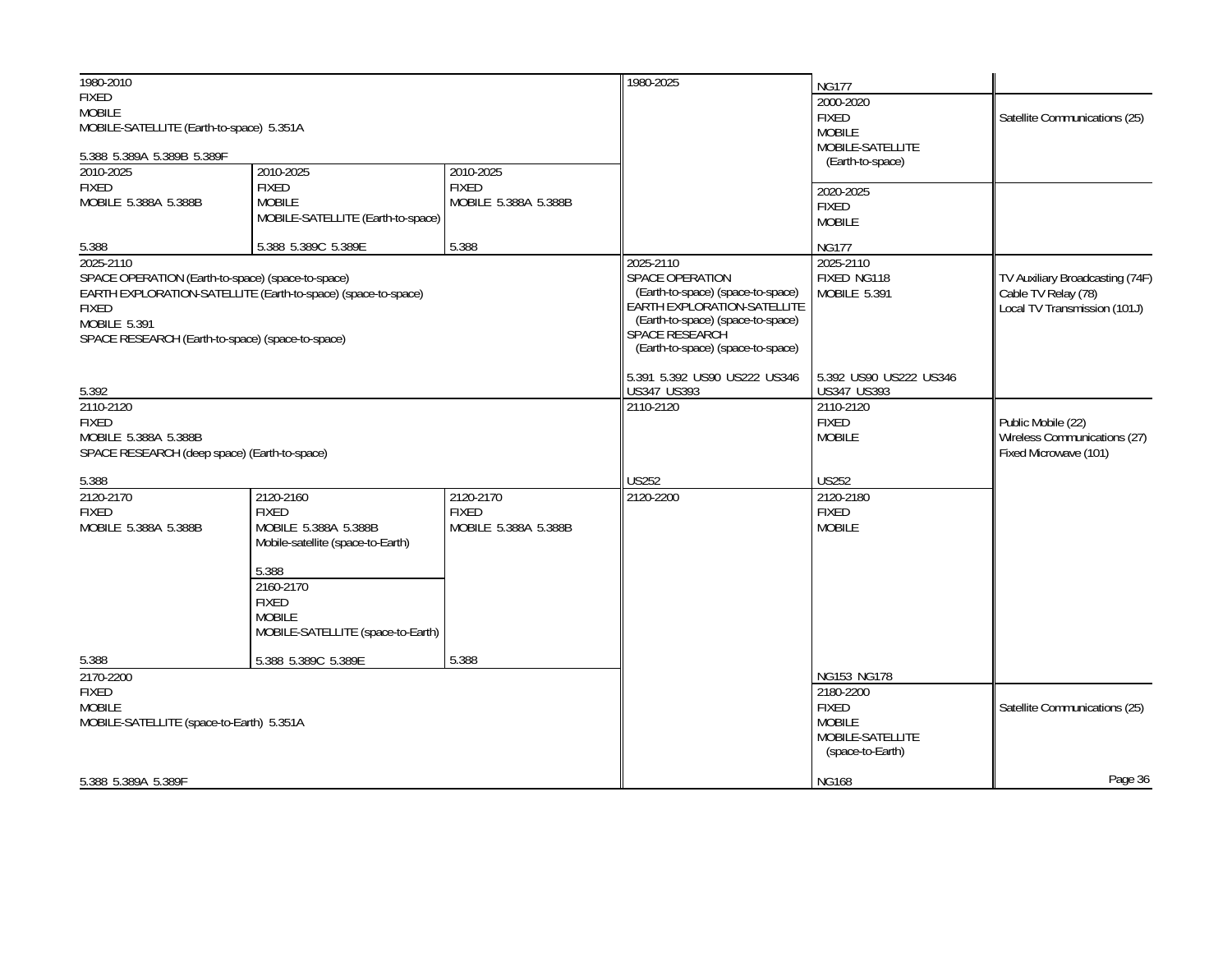| Region 1 Table | Region 2 Table | Region 3 Table | Federal Table | Non-Federal Table | FCC Rule Part(s) |
|---|---|---|---|---|---|
| 1980-2010<br>FIXED<br>MOBILE<br>MOBILE-SATELLITE (Earth-to-space) 5.351A<br><br>5.388 5.389A 5.389B 5.389F | | | 1980-2025 | NG177 | |
| | | | | 2000-2020<br>FIXED<br>MOBILE<br>MOBILE-SATELLITE<br>(Earth-to-space) | Satellite Communications (25) |
| 2010-2025<br>FIXED<br>MOBILE 5.388A 5.388B<br><br>5.388 | 2010-2025<br>FIXED<br>MOBILE<br>MOBILE-SATELLITE (Earth-to-space)<br><br>5.388 5.389C 5.389E | 2010-2025<br>FIXED<br>MOBILE 5.388A 5.388B<br><br>5.388 | | 2020-2025<br>FIXED<br>MOBILE<br><br>NG177 | |
| 2025-2110<br>SPACE OPERATION (Earth-to-space) (space-to-space)<br>EARTH EXPLORATION-SATELLITE (Earth-to-space) (space-to-space)<br>FIXED<br>MOBILE 5.391<br>SPACE RESEARCH (Earth-to-space) (space-to-space)<br><br>5.392 | | | 2025-2110<br>SPACE OPERATION<br>(Earth-to-space) (space-to-space)<br>EARTH EXPLORATION-SATELLITE<br>(Earth-to-space) (space-to-space)<br>SPACE RESEARCH<br>(Earth-to-space) (space-to-space)<br><br>5.391 5.392 US90 US222 US346 US347 US393 | 2025-2110<br>FIXED NG118<br>MOBILE 5.391<br><br>5.392 US90 US222 US346 US347 US393 | TV Auxiliary Broadcasting (74F)<br>Cable TV Relay (78)<br>Local TV Transmission (101J) |
| 2110-2120<br>FIXED<br>MOBILE 5.388A 5.388B<br>SPACE RESEARCH (deep space) (Earth-to-space)<br><br>5.388 | | | 2110-2120<br><br>US252 | 2110-2120<br>FIXED<br>MOBILE<br><br>US252 | Public Mobile (22)<br>Wireless Communications (27)<br>Fixed Microwave (101) |
| 2120-2170<br>FIXED<br>MOBILE 5.388A 5.388B<br><br>5.388 | 2120-2160<br>FIXED<br>MOBILE 5.388A 5.388B<br>Mobile-satellite (space-to-Earth)<br><br>5.388<br><br>2160-2170<br>FIXED<br>MOBILE<br>MOBILE-SATELLITE (space-to-Earth)<br><br>5.388 5.389C 5.389E | 2120-2170<br>FIXED<br>MOBILE 5.388A 5.388B<br><br>5.388 | 2120-2200 | 2120-2180<br>FIXED<br>MOBILE<br><br>NG153 NG178 | |
| 2170-2200<br>FIXED<br>MOBILE<br>MOBILE-SATELLITE (space-to-Earth) 5.351A<br><br>5.388 5.389A 5.389F | | | | 2180-2200<br>FIXED<br>MOBILE<br>MOBILE-SATELLITE<br>(space-to-Earth)<br><br>NG168 | Satellite Communications (25) |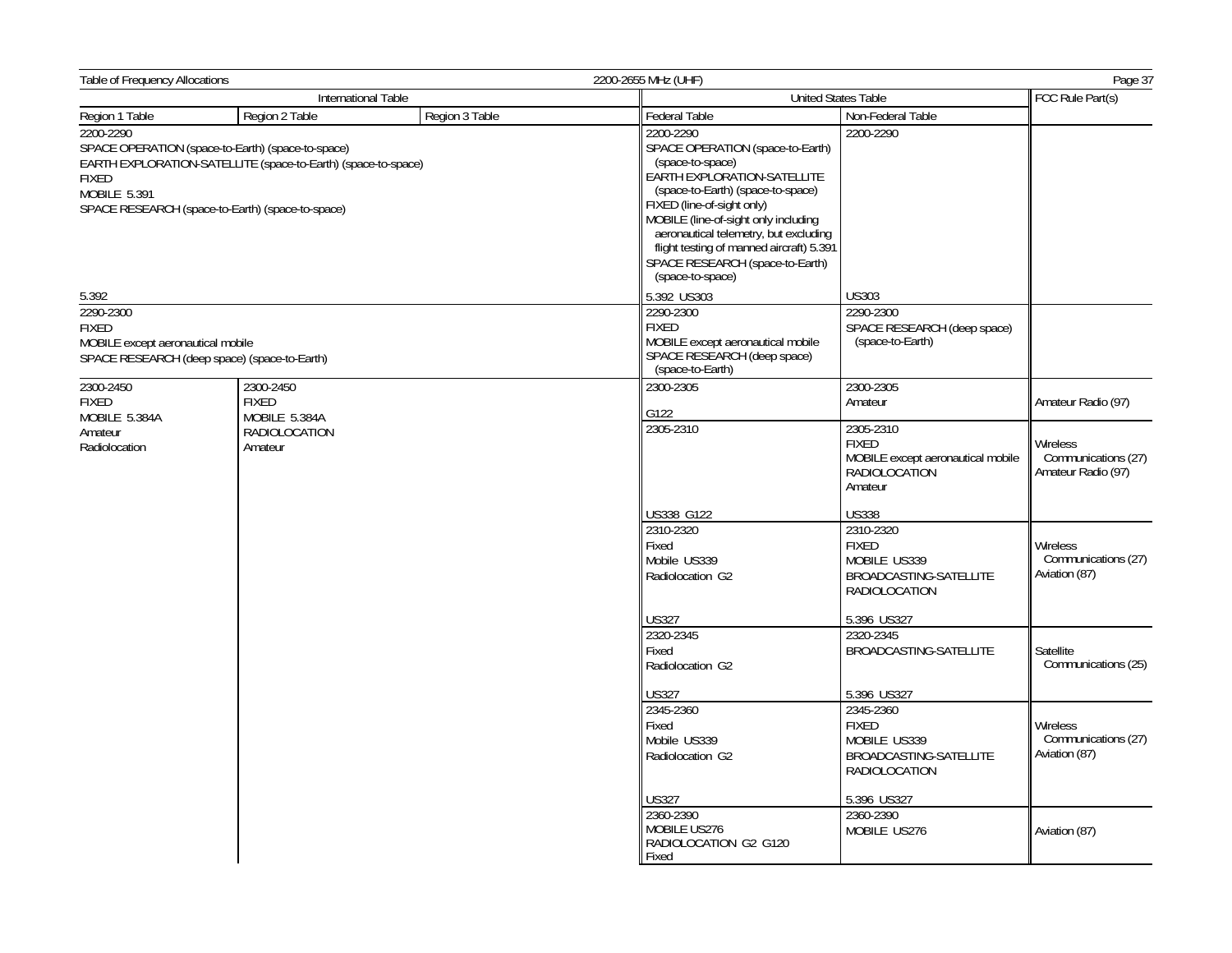| International Table | | | United States Table | | FCC Rule Part(s) |
|---|---|---|---|---|---|
| Region 1 Table | Region 2 Table | Region 3 Table | Federal Table | Non-Federal Table | |
| 2200-2290 SPACE OPERATION (space-to-Earth) (space-to-space) EARTH EXPLORATION-SATELLITE (space-to-Earth) (space-to-space) FIXED MOBILE 5.391 SPACE RESEARCH (space-to-Earth) (space-to-space) 5.392 | | | 2200-2290 SPACE OPERATION (space-to-Earth) (space-to-space) EARTH EXPLORATION-SATELLITE (space-to-Earth) (space-to-space) FIXED (line-of-sight only) MOBILE (line-of-sight only including aeronautical telemetry, but excluding flight testing of manned aircraft) 5.391 SPACE RESEARCH (space-to-Earth) (space-to-space) 5.392 US303 | 2200-2290 US303 | |
| 2290-2300 FIXED MOBILE except aeronautical mobile SPACE RESEARCH (deep space) (space-to-Earth) | | | 2290-2300 FIXED MOBILE except aeronautical mobile SPACE RESEARCH (deep space) (space-to-Earth) | 2290-2300 SPACE RESEARCH (deep space) (space-to-Earth) | |
| 2300-2450 FIXED MOBILE 5.384A Amateur Radiolocation | 2300-2450 FIXED MOBILE 5.384A RADIOLOCATION Amateur | | 2300-2305 G122 | 2300-2305 Amateur | Amateur Radio (97) |
| | | | 2305-2310 US338 G122 | 2305-2310 FIXED MOBILE except aeronautical mobile RADIOLOCATION Amateur US338 | Wireless Communications (27) Amateur Radio (97) |
| | | | 2310-2320 Fixed Mobile US339 Radiolocation G2 US327 | 2310-2320 FIXED MOBILE US339 BROADCASTING-SATELLITE RADIOLOCATION 5.396 US327 | Wireless Communications (27) Aviation (87) |
| | | | 2320-2345 Fixed Radiolocation G2 US327 | 2320-2345 BROADCASTING-SATELLITE 5.396 US327 | Satellite Communications (25) |
| | | | 2345-2360 Fixed Mobile US339 Radiolocation G2 US327 | 2345-2360 FIXED MOBILE US339 BROADCASTING-SATELLITE RADIOLOCATION 5.396 US327 | Wireless Communications (27) Aviation (87) |
| | | | 2360-2390 MOBILE US276 RADIOLOCATION G2 G120 Fixed | 2360-2390 MOBILE US276 | Aviation (87) |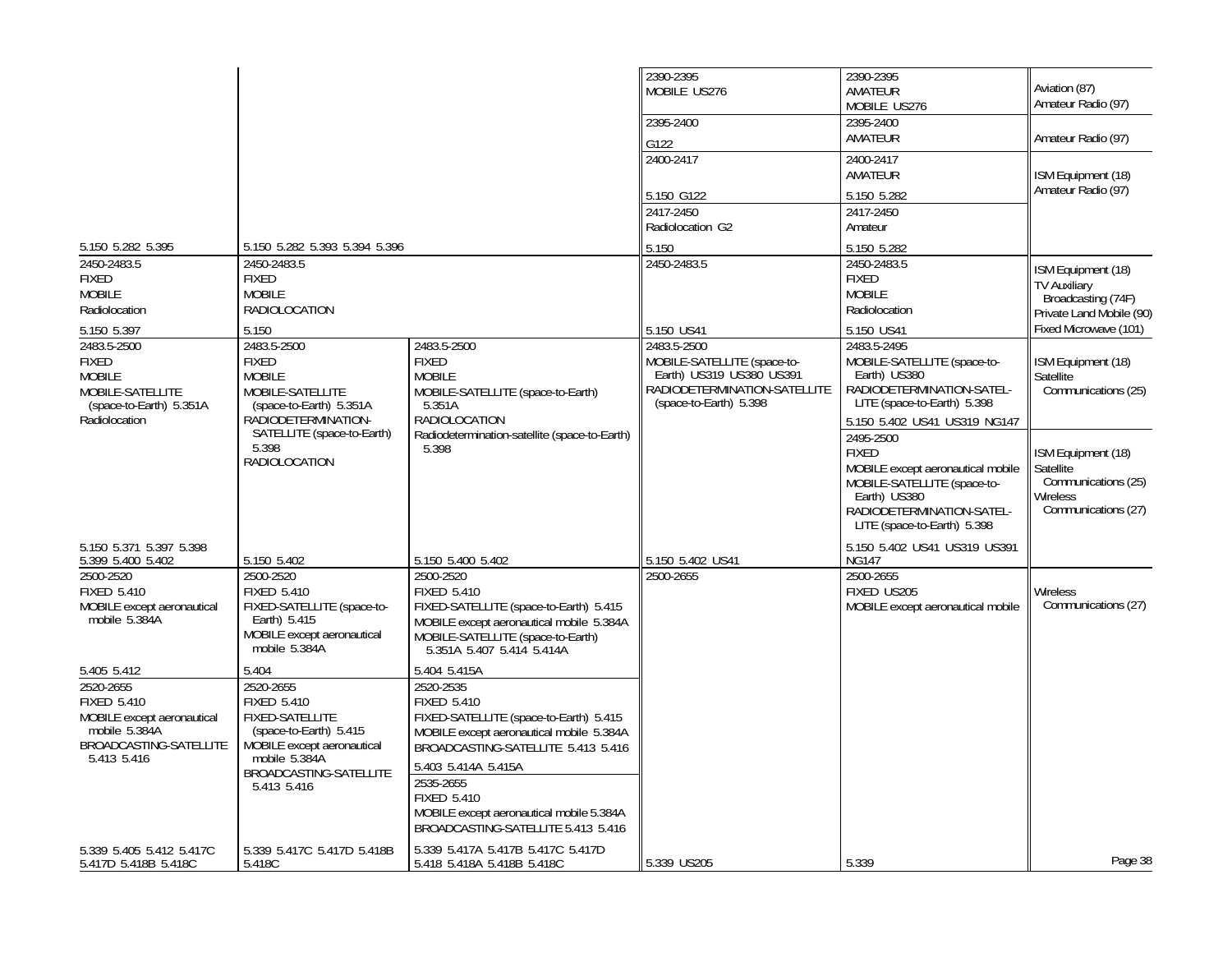| Region 1 Table | Region 2 Table | Region 3 Table | Federal Table | Non-Federal Table | FCC Rule Part(s) |
|---|---|---|---|---|---|
| | | | 2390-2395<br>MOBILE US276 | 2390-2395<br>AMATEUR<br>MOBILE US276 | Aviation (87)<br>Amateur Radio (97) |
| | | | 2395-2400<br>G122 | 2395-2400<br>AMATEUR | Amateur Radio (97) |
| | | | 2400-2417<br><br>5.150 G122 | 2400-2417<br>AMATEUR<br><br>5.150 5.282 | ISM Equipment (18)<br>Amateur Radio (97) |
| 5.150 5.282 5.395 | 5.150 5.282 5.393 5.394 5.396 | | 2417-2450<br>Radiolocation G2<br><br>5.150 | 2417-2450<br>Amateur<br><br>5.150 5.282 | |
| 2450-2483.5<br>FIXED<br>MOBILE<br>Radiolocation<br><br>5.150 5.397 | 2450-2483.5<br>FIXED<br>MOBILE<br>RADIOLOCATION<br><br>5.150 | | 2450-2483.5<br><br>5.150 US41 | 2450-2483.5<br>FIXED<br>MOBILE<br>Radiolocation<br><br>5.150 US41 | ISM Equipment (18)<br>TV Auxiliary Broadcasting (74F)<br>Private Land Mobile (90)<br>Fixed Microwave (101) |
| 2483.5-2500<br>FIXED<br>MOBILE<br>MOBILE-SATELLITE (space-to-Earth) 5.351A<br>Radiolocation<br><br>5.150 5.371 5.397 5.398 5.399 5.400 5.402 | 2483.5-2500<br>FIXED<br>MOBILE<br>MOBILE-SATELLITE (space-to-Earth) 5.351A<br>RADIODETERMINATION-SATELLITE (space-to-Earth) 5.398<br>RADIOLOCATION<br><br>5.150 5.402 | 2483.5-2500<br>FIXED<br>MOBILE<br>MOBILE-SATELLITE (space-to-Earth) 5.351A<br>RADIOLOCATION<br>Radiodetermination-satellite (space-to-Earth) 5.398<br><br>5.150 5.400 5.402 | 2483.5-2500<br>MOBILE-SATELLITE (space-to-Earth) US319 US380 US391<br>RADIODETERMINATION-SATELLITE (space-to-Earth) 5.398<br><br>5.150 5.402 US41 | 2483.5-2495<br>MOBILE-SATELLITE (space-to-Earth) US380<br>RADIODETERMINATION-SATELLITE (space-to-Earth) 5.398<br>5.150 5.402 US41 US319 NG147 | ISM Equipment (18)<br>Satellite Communications (25) |
| | | | | 2495-2500<br>FIXED<br>MOBILE except aeronautical mobile<br>MOBILE-SATELLITE (space-to-Earth) US380<br>RADIODETERMINATION-SATELLITE (space-to-Earth) 5.398<br>5.150 5.402 US41 US319 US391 NG147 | ISM Equipment (18)<br>Satellite Communications (25)<br>Wireless Communications (27) |
| 2500-2520<br>FIXED 5.410<br>MOBILE except aeronautical mobile 5.384A<br><br>5.405 5.412 | 2500-2520<br>FIXED 5.410<br>FIXED-SATELLITE (space-to-Earth) 5.415<br>MOBILE except aeronautical mobile 5.384A<br><br>5.404 | 2500-2520<br>FIXED 5.410<br>FIXED-SATELLITE (space-to-Earth) 5.415<br>MOBILE except aeronautical mobile 5.384A<br>MOBILE-SATELLITE (space-to-Earth) 5.351A 5.407 5.414 5.414A<br><br>5.404 5.415A | 2500-2655<br><br>5.339 US205 | 2500-2655<br>FIXED US205<br>MOBILE except aeronautical mobile<br><br>5.339 | Wireless Communications (27) |
| 2520-2655<br>FIXED 5.410<br>MOBILE except aeronautical mobile 5.384A<br>BROADCASTING-SATELLITE 5.413 5.416<br><br>5.339 5.405 5.412 5.417C 5.417D 5.418B 5.418C | 2520-2655<br>FIXED 5.410<br>FIXED-SATELLITE (space-to-Earth) 5.415<br>MOBILE except aeronautical mobile 5.384A<br>BROADCASTING-SATELLITE 5.413 5.416<br><br>5.339 5.417C 5.417D 5.418B 5.418C | 2520-2535<br>FIXED 5.410<br>FIXED-SATELLITE (space-to-Earth) 5.415<br>MOBILE except aeronautical mobile 5.384A<br>BROADCASTING-SATELLITE 5.413 5.416<br>5.403 5.414A 5.415A<br><br>2535-2655<br>FIXED 5.410<br>MOBILE except aeronautical mobile 5.384A<br>BROADCASTING-SATELLITE 5.413 5.416<br><br>5.339 5.417A 5.417B 5.417C 5.417D 5.418 5.418A 5.418B 5.418C | | | |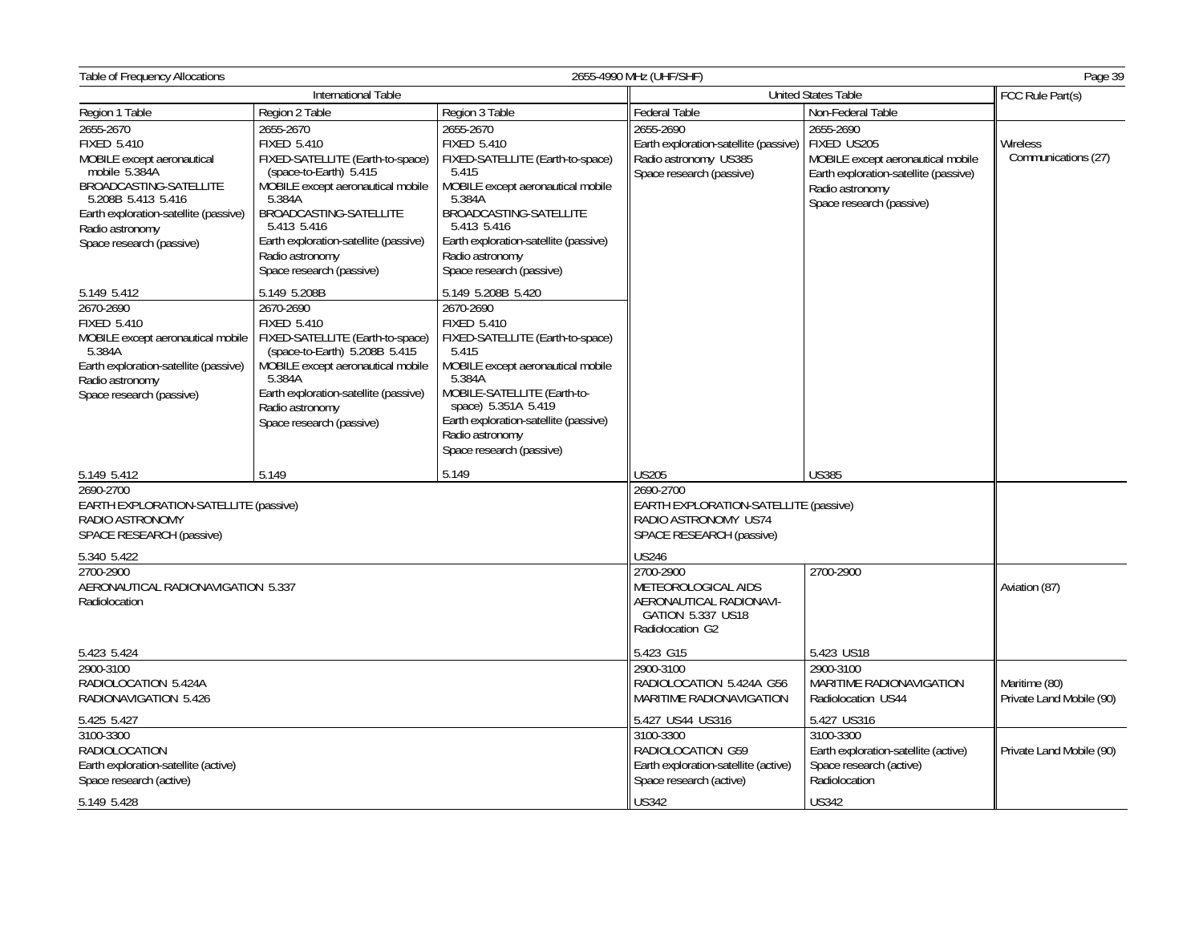| International Table | | | United States Table | | FCC Rule Part(s) |
|---|---|---|---|---|---|
| Region 1 Table | Region 2 Table | Region 3 Table | Federal Table | Non-Federal Table | |
| 2655-2670<br>FIXED 5.410<br>MOBILE except aeronautical mobile 5.384A<br>BROADCASTING-SATELLITE 5.208B 5.413 5.416<br>Earth exploration-satellite (passive)<br>Radio astronomy<br>Space research (passive)<br><br>5.149 5.412 | 2655-2670<br>FIXED 5.410<br>FIXED-SATELLITE (Earth-to-space) (space-to-Earth) 5.415<br>MOBILE except aeronautical mobile 5.384A<br>BROADCASTING-SATELLITE 5.413 5.416<br>Earth exploration-satellite (passive)<br>Radio astronomy<br>Space research (passive)<br><br>5.149 5.208B | 2655-2670<br>FIXED 5.410<br>FIXED-SATELLITE (Earth-to-space) 5.415<br>MOBILE except aeronautical mobile 5.384A<br>BROADCASTING-SATELLITE 5.413 5.416<br>Earth exploration-satellite (passive)<br>Radio astronomy<br>Space research (passive)<br><br>5.149 5.208B 5.420 | 2655-2690<br>Earth exploration-satellite (passive)<br>Radio astronomy US385<br>Space research (passive)<br><br><br><br><br><br><br><br><br><br><br><br><br><br><br><br><br>US205 | 2655-2690<br>FIXED US205<br>MOBILE except aeronautical mobile<br>Earth exploration-satellite (passive)<br>Radio astronomy<br>Space research (passive)<br><br><br><br><br><br><br><br><br><br><br><br><br><br><br>US385 | Wireless Communications (27) |
| 2670-2690<br>FIXED 5.410<br>MOBILE except aeronautical mobile 5.384A<br>Earth exploration-satellite (passive)<br>Radio astronomy<br>Space research (passive)<br><br>5.149 5.412 | 2670-2690<br>FIXED 5.410<br>FIXED-SATELLITE (Earth-to-space) (space-to-Earth) 5.208B 5.415<br>MOBILE except aeronautical mobile 5.384A<br>Earth exploration-satellite (passive)<br>Radio astronomy<br>Space research (passive)<br><br>5.149 | 2670-2690<br>FIXED 5.410<br>FIXED-SATELLITE (Earth-to-space) 5.415<br>MOBILE except aeronautical mobile 5.384A<br>MOBILE-SATELLITE (Earth-to-space) 5.351A 5.419<br>Earth exploration-satellite (passive)<br>Radio astronomy<br>Space research (passive)<br><br>5.149 | | | |
| 2690-2700<br>EARTH EXPLORATION-SATELLITE (passive)<br>RADIO ASTRONOMY<br>SPACE RESEARCH (passive)<br><br>5.340 5.422 | | | 2690-2700<br>EARTH EXPLORATION-SATELLITE (passive)<br>RADIO ASTRONOMY US74<br>SPACE RESEARCH (passive)<br><br>US246 | | |
| 2700-2900<br>AERONAUTICAL RADIONAVIGATION 5.337<br>Radiolocation<br><br>5.423 5.424 | | | 2700-2900<br>METEOROLOGICAL AIDS<br>AERONAUTICAL RADIONAVIGATION 5.337 US18<br>Radiolocation G2<br><br>5.423 G15 | 2700-2900<br><br><br><br><br>5.423 US18 | Aviation (87) |
| 2900-3100<br>RADIOLOCATION 5.424A<br>RADIONAVIGATION 5.426<br><br>5.425 5.427 | | | 2900-3100<br>RADIOLOCATION 5.424A G56<br>MARITIME RADIONAVIGATION<br><br>5.427 US44 US316 | 2900-3100<br>MARITIME RADIONAVIGATION<br>Radiolocation US44<br><br>5.427 US316 | Maritime (80)<br>Private Land Mobile (90) |
| 3100-3300<br>RADIOLOCATION<br>Earth exploration-satellite (active)<br>Space research (active)<br><br>5.149 5.428 | | | 3100-3300<br>RADIOLOCATION G59<br>Earth exploration-satellite (active)<br>Space research (active)<br><br>US342 | 3100-3300<br>Earth exploration-satellite (active)<br>Space research (active)<br>Radiolocation<br><br>US342 | Private Land Mobile (90) |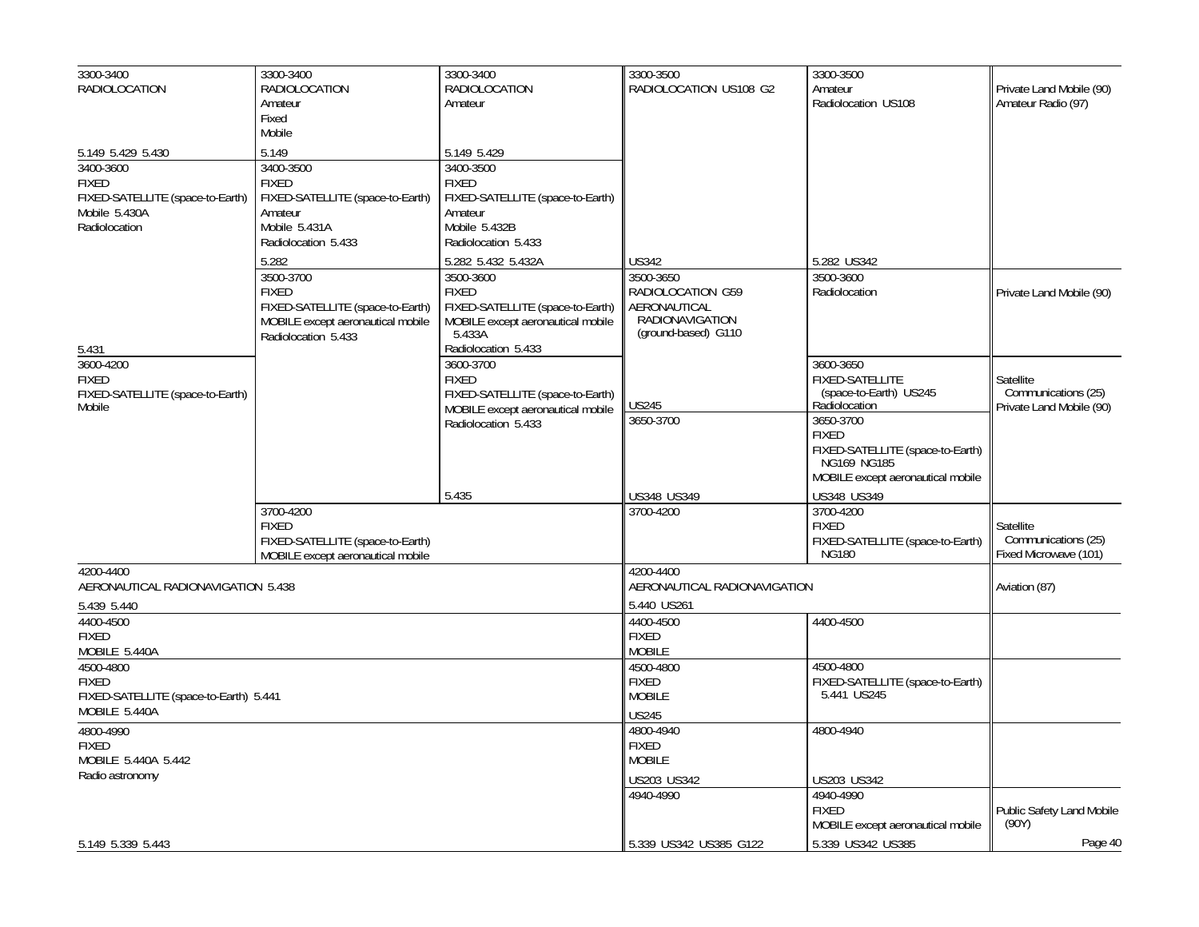| Region 1 Table | Region 2 Table | Region 3 Table | Federal Table | Non-Federal Table | FCC Rule Part(s) |
|---|---|---|---|---|---|
| 3300-3400<br>RADIOLOCATION<br><br>5.149 5.429 5.430 | 3300-3400<br>RADIOLOCATION<br>Amateur<br>Fixed<br>Mobile<br><br>5.149 | 3300-3400<br>RADIOLOCATION<br>Amateur<br><br>5.149 5.429 | 3300-3500<br>RADIOLOCATION US108 G2<br><br>US342 | 3300-3500<br>Amateur<br>Radiolocation US108<br><br>5.282 US342 | Private Land Mobile (90)<br>Amateur Radio (97) |
| 3400-3600<br>FIXED<br>FIXED-SATELLITE (space-to-Earth)<br>Mobile 5.430A<br>Radiolocation<br><br>5.431 | 3400-3500<br>FIXED<br>FIXED-SATELLITE (space-to-Earth)<br>Amateur<br>Mobile 5.431A<br>Radiolocation 5.433<br><br>5.282 | 3400-3500<br>FIXED<br>FIXED-SATELLITE (space-to-Earth)<br>Amateur<br>Mobile 5.432B<br>Radiolocation 5.433<br><br>5.282 5.432 5.432A | | | |
| | 3500-3700<br>FIXED<br>FIXED-SATELLITE (space-to-Earth)<br>MOBILE except aeronautical mobile<br>Radiolocation 5.433 | 3500-3600<br>FIXED<br>FIXED-SATELLITE (space-to-Earth)<br>MOBILE except aeronautical mobile 5.433A<br>Radiolocation 5.433 | 3500-3650<br>RADIOLOCATION G59<br>AERONAUTICAL RADIONAVIGATION (ground-based) G110<br><br>US245 | 3500-3600<br>Radiolocation | Private Land Mobile (90) |
| 3600-4200<br>FIXED<br>FIXED-SATELLITE (space-to-Earth)<br>Mobile | | 3600-3700<br>FIXED<br>FIXED-SATELLITE (space-to-Earth)<br>MOBILE except aeronautical mobile<br>Radiolocation 5.433<br><br>5.435 | | 3600-3650<br>FIXED-SATELLITE (space-to-Earth) US245<br>Radiolocation | Satellite Communications (25)<br>Private Land Mobile (90) |
| | | | 3650-3700<br><br>US348 US349 | 3650-3700<br>FIXED<br>FIXED-SATELLITE (space-to-Earth) NG169 NG185<br>MOBILE except aeronautical mobile<br><br>US348 US349 | |
| | 3700-4200<br>FIXED<br>FIXED-SATELLITE (space-to-Earth)<br>MOBILE except aeronautical mobile | | 3700-4200 | 3700-4200<br>FIXED<br>FIXED-SATELLITE (space-to-Earth) NG180 | Satellite Communications (25)<br>Fixed Microwave (101) |
| 4200-4400<br>AERONAUTICAL RADIONAVIGATION 5.438<br><br>5.439 5.440 | | | 4200-4400<br>AERONAUTICAL RADIONAVIGATION<br><br>5.440 US261 | | Aviation (87) |
| 4400-4500<br>FIXED<br>MOBILE 5.440A | | | 4400-4500<br>FIXED<br>MOBILE | 4400-4500 | |
| 4500-4800<br>FIXED<br>FIXED-SATELLITE (space-to-Earth) 5.441<br>MOBILE 5.440A | | | 4500-4800<br>FIXED<br>MOBILE<br><br>US245 | 4500-4800<br>FIXED-SATELLITE (space-to-Earth) 5.441 US245 | |
| 4800-4990<br>FIXED<br>MOBILE 5.440A 5.442<br>Radio astronomy | | | 4800-4940<br>FIXED<br>MOBILE<br><br>US203 US342 | 4800-4940<br><br>US203 US342 | |
| 5.149 5.339 5.443 | | | 4940-4990<br><br>5.339 US342 US385 G122 | 4940-4990<br>FIXED<br>MOBILE except aeronautical mobile<br><br>5.339 US342 US385 | Public Safety Land Mobile (90Y) |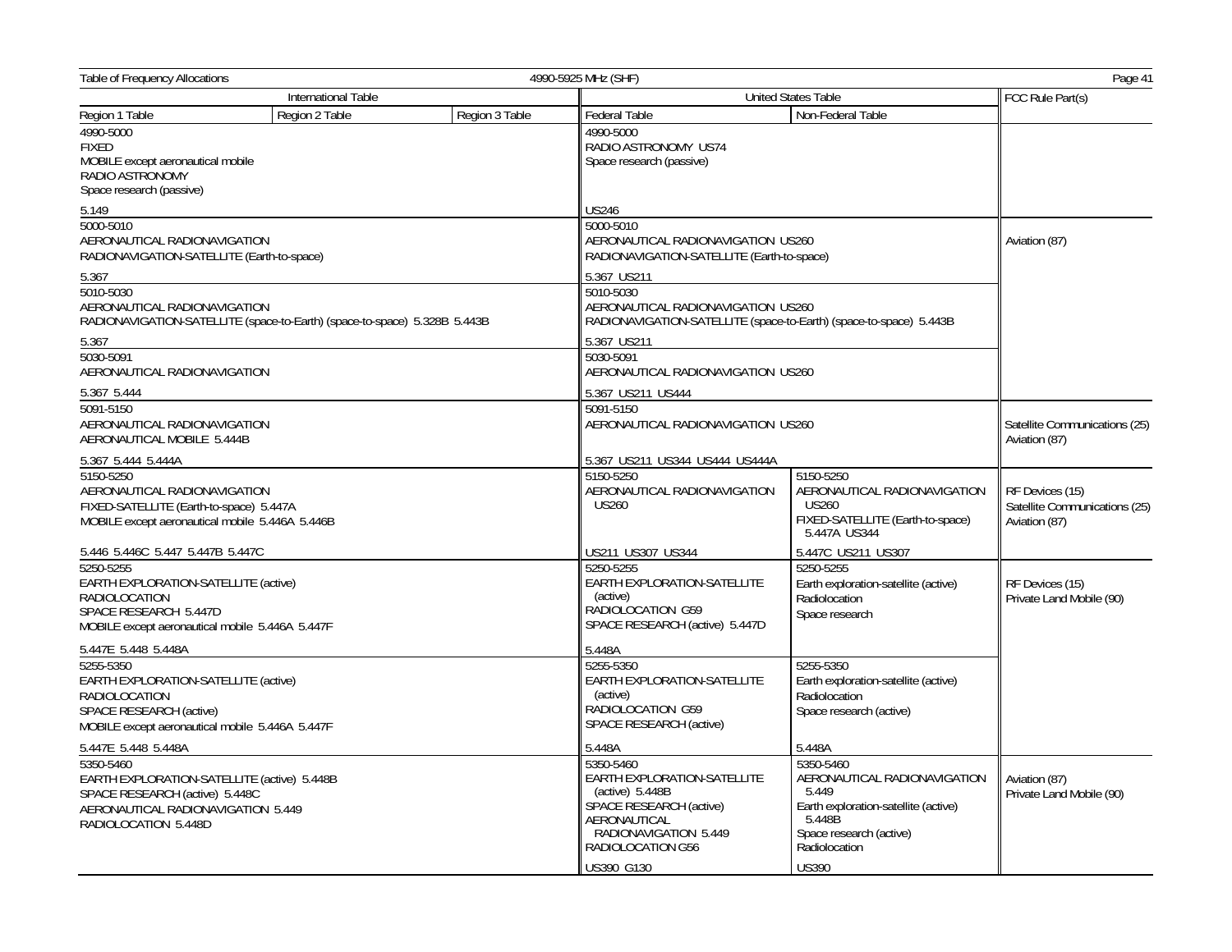Table of Frequency Allocations — 4990-5925 MHz (SHF)

| International Table | | | United States Table | | FCC Rule Part(s) |
|---|---|---|---|---|---|
| Region 1 Table | Region 2 Table | Region 3 Table | Federal Table | Non-Federal Table | |
| 4990-5000<br>FIXED<br>MOBILE except aeronautical mobile<br>RADIO ASTRONOMY<br>Space research (passive)<br><br>5.149 | | | 4990-5000<br>RADIO ASTRONOMY US74<br>Space research (passive)<br><br>US246 | | |
| 5000-5010<br>AERONAUTICAL RADIONAVIGATION<br>RADIONAVIGATION-SATELLITE (Earth-to-space)<br><br>5.367 | | | 5000-5010<br>AERONAUTICAL RADIONAVIGATION US260<br>RADIONAVIGATION-SATELLITE (Earth-to-space)<br><br>5.367 US211 | | Aviation (87) |
| 5010-5030<br>AERONAUTICAL RADIONAVIGATION<br>RADIONAVIGATION-SATELLITE (space-to-Earth) (space-to-space) 5.328B 5.443B<br><br>5.367 | | | 5010-5030<br>AERONAUTICAL RADIONAVIGATION US260<br>RADIONAVIGATION-SATELLITE (space-to-Earth) (space-to-space) 5.443B<br><br>5.367 US211 | | |
| 5030-5091<br>AERONAUTICAL RADIONAVIGATION<br><br>5.367 5.444 | | | 5030-5091<br>AERONAUTICAL RADIONAVIGATION US260<br><br>5.367 US211 US444 | | |
| 5091-5150<br>AERONAUTICAL RADIONAVIGATION<br>AERONAUTICAL MOBILE 5.444B<br><br>5.367 5.444 5.444A | | | 5091-5150<br>AERONAUTICAL RADIONAVIGATION US260<br><br>5.367 US211 US344 US444 US444A | | Satellite Communications (25)<br>Aviation (87) |
| 5150-5250<br>AERONAUTICAL RADIONAVIGATION<br>FIXED-SATELLITE (Earth-to-space) 5.447A<br>MOBILE except aeronautical mobile 5.446A 5.446B<br><br>5.446 5.446C 5.447 5.447B 5.447C | | | 5150-5250<br>AERONAUTICAL RADIONAVIGATION US260<br><br>US211 US307 US344 | 5150-5250<br>AERONAUTICAL RADIONAVIGATION US260<br>FIXED-SATELLITE (Earth-to-space) 5.447A US344<br><br>5.447C US211 US307 | RF Devices (15)<br>Satellite Communications (25)<br>Aviation (87) |
| 5250-5255<br>EARTH EXPLORATION-SATELLITE (active)<br>RADIOLOCATION<br>SPACE RESEARCH 5.447D<br>MOBILE except aeronautical mobile 5.446A 5.447F<br><br>5.447E 5.448 5.448A | | | 5250-5255<br>EARTH EXPLORATION-SATELLITE (active)<br>RADIOLOCATION G59<br>SPACE RESEARCH (active) 5.447D<br><br>5.448A | 5250-5255<br>Earth exploration-satellite (active)<br>Radiolocation<br>Space research | RF Devices (15)<br>Private Land Mobile (90) |
| 5255-5350<br>EARTH EXPLORATION-SATELLITE (active)<br>RADIOLOCATION<br>SPACE RESEARCH (active)<br>MOBILE except aeronautical mobile 5.446A 5.447F<br><br>5.447E 5.448 5.448A | | | 5255-5350<br>EARTH EXPLORATION-SATELLITE (active)<br>RADIOLOCATION G59<br>SPACE RESEARCH (active)<br><br>5.448A | 5255-5350<br>Earth exploration-satellite (active)<br>Radiolocation<br>Space research (active)<br><br>5.448A | |
| 5350-5460<br>EARTH EXPLORATION-SATELLITE (active) 5.448B<br>SPACE RESEARCH (active) 5.448C<br>AERONAUTICAL RADIONAVIGATION 5.449<br>RADIOLOCATION 5.448D | | | 5350-5460<br>EARTH EXPLORATION-SATELLITE (active) 5.448B<br>SPACE RESEARCH (active)<br>AERONAUTICAL RADIONAVIGATION 5.449<br>RADIOLOCATION G56<br><br>US390 G130 | 5350-5460<br>AERONAUTICAL RADIONAVIGATION 5.449<br>Earth exploration-satellite (active) 5.448B<br>Space research (active)<br>Radiolocation<br><br>US390 | Aviation (87)<br>Private Land Mobile (90) |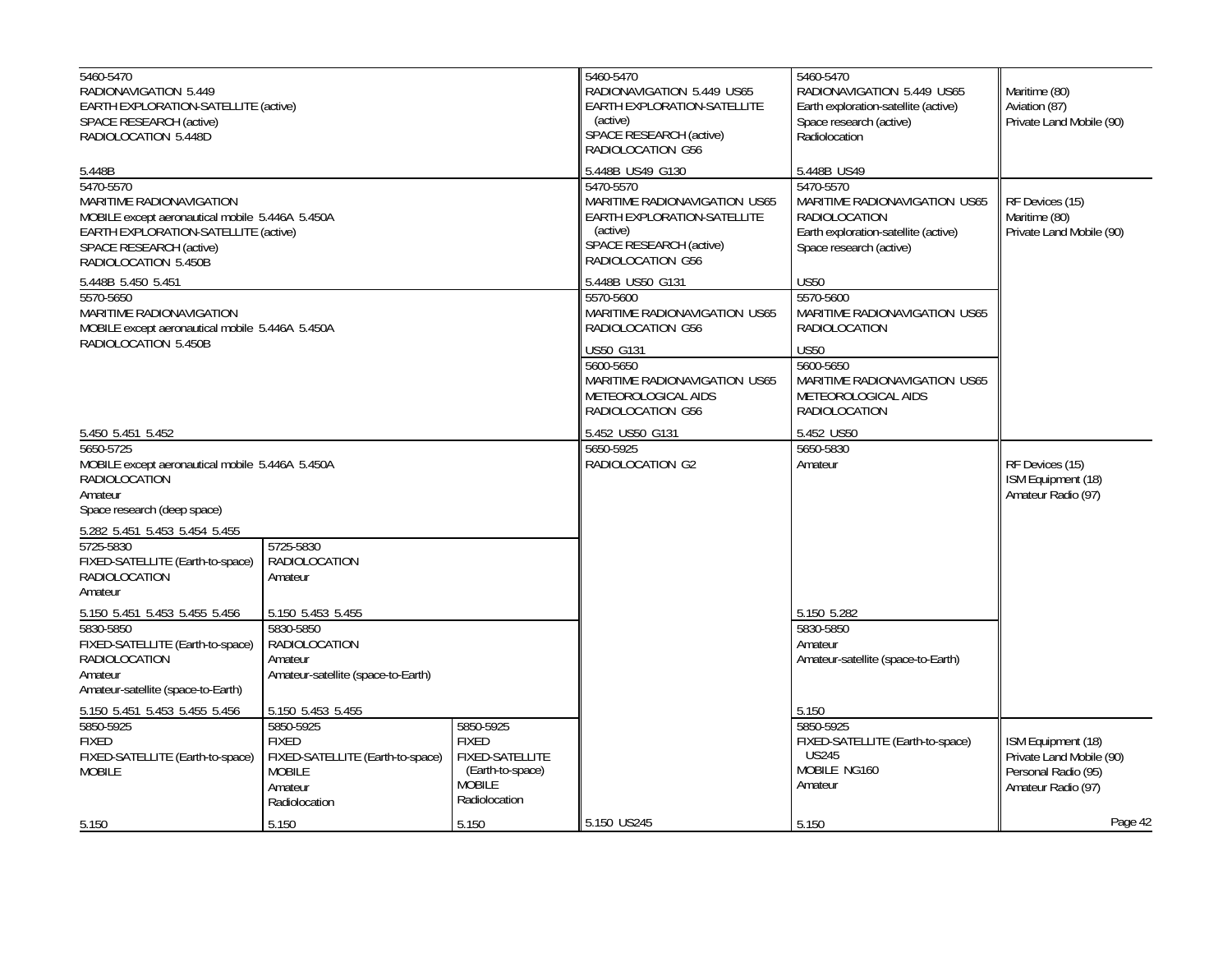| International Table | | | United States Table | | FCC Rule Part(s) |
|---|---|---|---|---|---|
| Region 1 Table | Region 2 Table | Region 3 Table | Federal Table | Non-Federal Table | |
| 5460-5470<br>RADIONAVIGATION 5.449<br>EARTH EXPLORATION-SATELLITE (active)<br>SPACE RESEARCH (active)<br>RADIOLOCATION 5.448D<br><br>5.448B | | | 5460-5470<br>RADIONAVIGATION 5.449 US65<br>EARTH EXPLORATION-SATELLITE (active)<br>SPACE RESEARCH (active)<br>RADIOLOCATION G56<br><br>5.448B US49 G130 | 5460-5470<br>RADIONAVIGATION 5.449 US65<br>Earth exploration-satellite (active)<br>Space research (active)<br>Radiolocation<br><br>5.448B US49 | Maritime (80)<br>Aviation (87)<br>Private Land Mobile (90) |
| 5470-5570<br>MARITIME RADIONAVIGATION<br>MOBILE except aeronautical mobile 5.446A 5.450A<br>EARTH EXPLORATION-SATELLITE (active)<br>SPACE RESEARCH (active)<br>RADIOLOCATION 5.450B<br><br>5.448B 5.450 5.451 | | | 5470-5570<br>MARITIME RADIONAVIGATION US65<br>EARTH EXPLORATION-SATELLITE (active)<br>SPACE RESEARCH (active)<br>RADIOLOCATION G56<br><br>5.448B US50 G131 | 5470-5570<br>MARITIME RADIONAVIGATION US65<br>RADIOLOCATION<br>Earth exploration-satellite (active)<br>Space research (active)<br><br>US50 | RF Devices (15)<br>Maritime (80)<br>Private Land Mobile (90) |
| 5570-5650<br>MARITIME RADIONAVIGATION<br>MOBILE except aeronautical mobile 5.446A 5.450A<br>RADIOLOCATION 5.450B<br><br>5.450 5.451 5.452 | | | 5570-5600<br>MARITIME RADIONAVIGATION US65<br>RADIOLOCATION G56<br><br>US50 G131 | 5570-5600<br>MARITIME RADIONAVIGATION US65<br>RADIOLOCATION<br><br>US50 | |
| | | | 5600-5650<br>MARITIME RADIONAVIGATION US65<br>METEOROLOGICAL AIDS<br>RADIOLOCATION G56<br><br>5.452 US50 G131 | 5600-5650<br>MARITIME RADIONAVIGATION US65<br>METEOROLOGICAL AIDS<br>RADIOLOCATION<br><br>5.452 US50 | |
| 5650-5725<br>MOBILE except aeronautical mobile 5.446A 5.450A<br>RADIOLOCATION<br>Amateur<br>Space research (deep space)<br><br>5.282 5.451 5.453 5.454 5.455 | | | 5650-5925<br>RADIOLOCATION G2 | 5650-5830<br>Amateur<br><br>5.150 5.282 | RF Devices (15)<br>ISM Equipment (18)<br>Amateur Radio (97) |
| 5725-5830<br>FIXED-SATELLITE (Earth-to-space)<br>RADIOLOCATION<br>Amateur<br><br>5.150 5.451 5.453 5.455 5.456 | 5725-5830<br>RADIOLOCATION<br>Amateur<br><br>5.150 5.453 5.455 | | | | |
| 5830-5850<br>FIXED-SATELLITE (Earth-to-space)<br>RADIOLOCATION<br>Amateur<br>Amateur-satellite (space-to-Earth)<br><br>5.150 5.451 5.453 5.455 5.456 | 5830-5850<br>RADIOLOCATION<br>Amateur<br>Amateur-satellite (space-to-Earth)<br><br>5.150 5.453 5.455 | | | 5830-5850<br>Amateur<br>Amateur-satellite (space-to-Earth)<br><br>5.150 | |
| 5850-5925<br>FIXED<br>FIXED-SATELLITE (Earth-to-space)<br>MOBILE<br><br>5.150 | 5850-5925<br>FIXED<br>FIXED-SATELLITE (Earth-to-space)<br>MOBILE<br>Amateur<br>Radiolocation<br><br>5.150 | 5850-5925<br>FIXED<br>FIXED-SATELLITE (Earth-to-space)<br>MOBILE<br>Radiolocation<br><br>5.150 | 5.150 US245 | 5850-5925<br>FIXED-SATELLITE (Earth-to-space) US245<br>MOBILE NG160<br>Amateur<br><br>5.150 | ISM Equipment (18)<br>Private Land Mobile (90)<br>Personal Radio (95)<br>Amateur Radio (97) |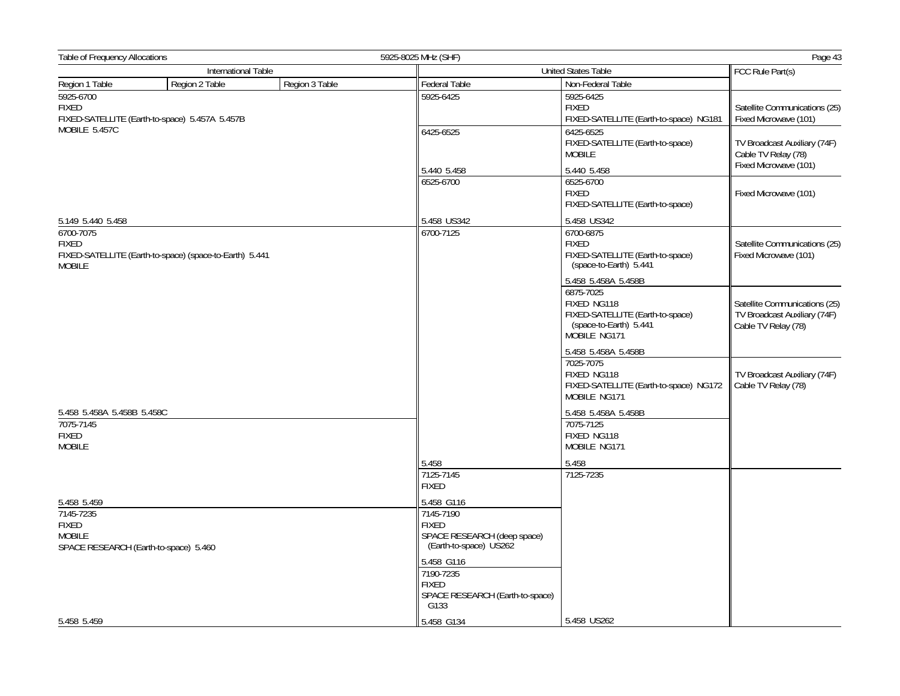**Table of Frequency Allocations — 5925-8025 MHz (SHF)**

| International Table | | | United States Table | | FCC Rule Part(s) |
|---|---|---|---|---|---|
| Region 1 Table | Region 2 Table | Region 3 Table | Federal Table | Non-Federal Table | |
| 5925-6700<br>FIXED<br>FIXED-SATELLITE (Earth-to-space) 5.457A 5.457B<br>MOBILE 5.457C<br><br>5.149 5.440 5.458 | | | 5925-6425 | 5925-6425<br>FIXED<br>FIXED-SATELLITE (Earth-to-space) NG181 | Satellite Communications (25)<br>Fixed Microwave (101) |
| | | | 6425-6525<br><br>5.440 5.458 | 6425-6525<br>FIXED-SATELLITE (Earth-to-space)<br>MOBILE<br><br>5.440 5.458 | TV Broadcast Auxiliary (74F)<br>Cable TV Relay (78)<br>Fixed Microwave (101) |
| | | | 6525-6700<br><br>5.458 US342 | 6525-6700<br>FIXED<br>FIXED-SATELLITE (Earth-to-space)<br><br>5.458 US342 | Fixed Microwave (101) |
| 6700-7075<br>FIXED<br>FIXED-SATELLITE (Earth-to-space) (space-to-Earth) 5.441<br>MOBILE<br><br>5.458 5.458A 5.458B 5.458C | | | 6700-7125<br><br>5.458 | 6700-6875<br>FIXED<br>FIXED-SATELLITE (Earth-to-space) (space-to-Earth) 5.441<br><br>5.458 5.458A 5.458B | Satellite Communications (25)<br>Fixed Microwave (101) |
| | | | | 6875-7025<br>FIXED NG118<br>FIXED-SATELLITE (Earth-to-space) (space-to-Earth) 5.441<br>MOBILE NG171<br><br>5.458 5.458A 5.458B | Satellite Communications (25)<br>TV Broadcast Auxiliary (74F)<br>Cable TV Relay (78) |
| | | | | 7025-7075<br>FIXED NG118<br>FIXED-SATELLITE (Earth-to-space) NG172<br>MOBILE NG171<br><br>5.458 5.458A 5.458B | TV Broadcast Auxiliary (74F)<br>Cable TV Relay (78) |
| 7075-7145<br>FIXED<br>MOBILE<br><br>5.458 5.459 | | | | 7075-7125<br>FIXED NG118<br>MOBILE NG171<br><br>5.458 | |
| | | | 7125-7145<br>FIXED<br><br>5.458 G116 | 7125-7235<br><br>5.458 US262 | |
| 7145-7235<br>FIXED<br>MOBILE<br>SPACE RESEARCH (Earth-to-space) 5.460<br><br>5.458 5.459 | | | 7145-7190<br>FIXED<br>SPACE RESEARCH (deep space) (Earth-to-space) US262<br><br>5.458 G116 | | |
| | | | 7190-7235<br>FIXED<br>SPACE RESEARCH (Earth-to-space) G133<br><br>5.458 G134 | | |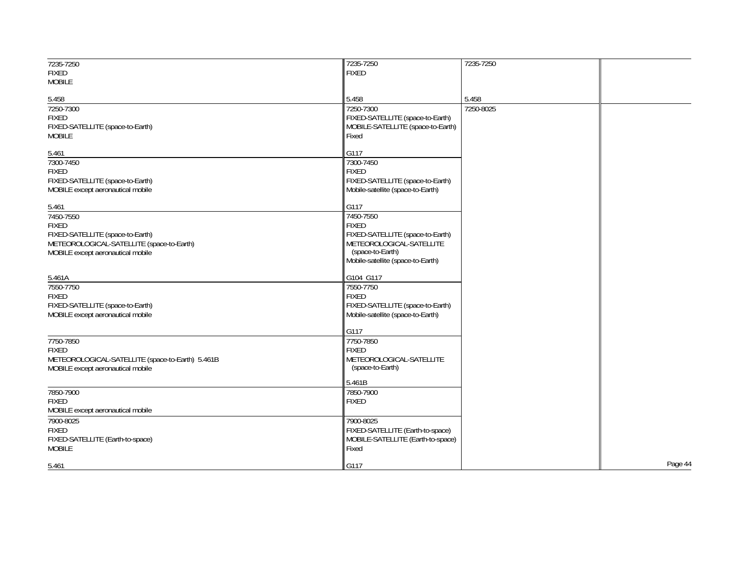| International | Federal | Non-Federal | |
|---|---|---|---|
| 7235-7250<br>FIXED<br>MOBILE<br><br>5.458 | 7235-7250<br>FIXED<br><br>5.458 | 7235-7250<br><br>5.458 | |
| 7250-7300<br>FIXED<br>FIXED-SATELLITE (space-to-Earth)<br>MOBILE<br><br>5.461 | 7250-7300<br>FIXED-SATELLITE (space-to-Earth)<br>MOBILE-SATELLITE (space-to-Earth)<br>Fixed<br><br>G117 | 7250-8025 | |
| 7300-7450<br>FIXED<br>FIXED-SATELLITE (space-to-Earth)<br>MOBILE except aeronautical mobile<br><br>5.461 | 7300-7450<br>FIXED<br>FIXED-SATELLITE (space-to-Earth)<br>Mobile-satellite (space-to-Earth)<br><br>G117 | | |
| 7450-7550<br>FIXED<br>FIXED-SATELLITE (space-to-Earth)<br>METEOROLOGICAL-SATELLITE (space-to-Earth)<br>MOBILE except aeronautical mobile<br><br>5.461A | 7450-7550<br>FIXED<br>FIXED-SATELLITE (space-to-Earth)<br>METEOROLOGICAL-SATELLITE (space-to-Earth)<br>Mobile-satellite (space-to-Earth)<br><br>G104 G117 | | |
| 7550-7750<br>FIXED<br>FIXED-SATELLITE (space-to-Earth)<br>MOBILE except aeronautical mobile | 7550-7750<br>FIXED<br>FIXED-SATELLITE (space-to-Earth)<br>Mobile-satellite (space-to-Earth)<br><br>G117 | | |
| 7750-7850<br>FIXED<br>METEOROLOGICAL-SATELLITE (space-to-Earth) 5.461B<br>MOBILE except aeronautical mobile | 7750-7850<br>FIXED<br>METEOROLOGICAL-SATELLITE (space-to-Earth)<br><br>5.461B | | |
| 7850-7900<br>FIXED<br>MOBILE except aeronautical mobile | 7850-7900<br>FIXED | | |
| 7900-8025<br>FIXED<br>FIXED-SATELLITE (Earth-to-space)<br>MOBILE<br><br>5.461 | 7900-8025<br>FIXED-SATELLITE (Earth-to-space)<br>MOBILE-SATELLITE (Earth-to-space)<br>Fixed<br><br>G117 | | |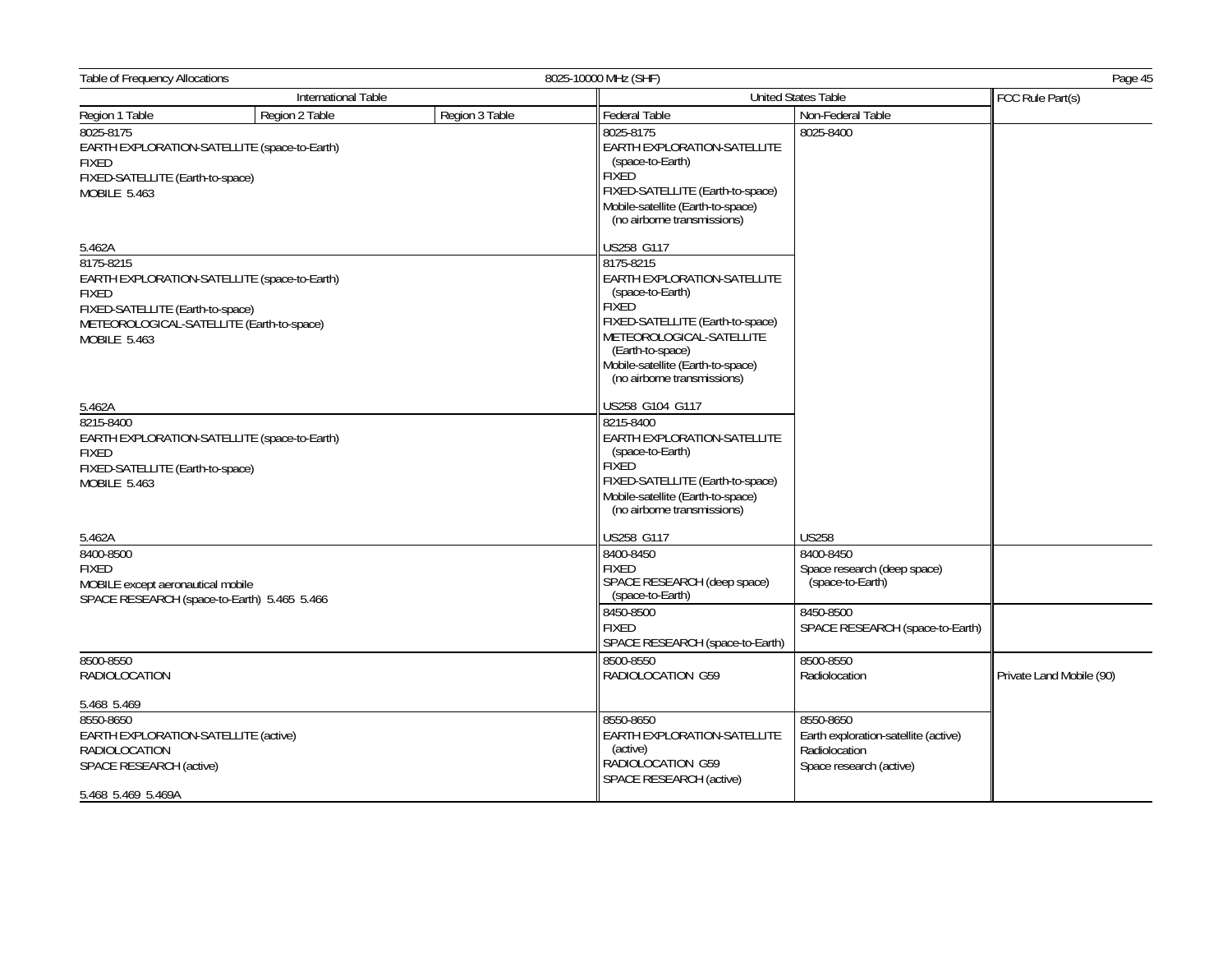Table of Frequency Allocations — 8025-10000 MHz (SHF)

| International Table | | | United States Table | | FCC Rule Part(s) |
|---|---|---|---|---|---|
| Region 1 Table | Region 2 Table | Region 3 Table | Federal Table | Non-Federal Table | |
| 8025-8175<br>EARTH EXPLORATION-SATELLITE (space-to-Earth)<br>FIXED<br>FIXED-SATELLITE (Earth-to-space)<br>MOBILE 5.463<br><br>5.462A | | | 8025-8175<br>EARTH EXPLORATION-SATELLITE (space-to-Earth)<br>FIXED<br>FIXED-SATELLITE (Earth-to-space)<br>Mobile-satellite (Earth-to-space) (no airborne transmissions)<br><br>US258 G117 | 8025-8400 | |
| 8175-8215<br>EARTH EXPLORATION-SATELLITE (space-to-Earth)<br>FIXED<br>FIXED-SATELLITE (Earth-to-space)<br>METEOROLOGICAL-SATELLITE (Earth-to-space)<br>MOBILE 5.463<br><br>5.462A | | | 8175-8215<br>EARTH EXPLORATION-SATELLITE (space-to-Earth)<br>FIXED<br>FIXED-SATELLITE (Earth-to-space)<br>METEOROLOGICAL-SATELLITE (Earth-to-space)<br>Mobile-satellite (Earth-to-space) (no airborne transmissions)<br><br>US258 G104 G117 | | |
| 8215-8400<br>EARTH EXPLORATION-SATELLITE (space-to-Earth)<br>FIXED<br>FIXED-SATELLITE (Earth-to-space)<br>MOBILE 5.463<br><br>5.462A | | | 8215-8400<br>EARTH EXPLORATION-SATELLITE (space-to-Earth)<br>FIXED<br>FIXED-SATELLITE (Earth-to-space)<br>Mobile-satellite (Earth-to-space) (no airborne transmissions)<br><br>US258 G117 | US258 | |
| 8400-8500<br>FIXED<br>MOBILE except aeronautical mobile<br>SPACE RESEARCH (space-to-Earth) 5.465 5.466 | | | 8400-8450<br>FIXED<br>SPACE RESEARCH (deep space) (space-to-Earth) | 8400-8450<br>Space research (deep space) (space-to-Earth) | |
| | | | 8450-8500<br>FIXED<br>SPACE RESEARCH (space-to-Earth) | 8450-8500<br>SPACE RESEARCH (space-to-Earth) | |
| 8500-8550<br>RADIOLOCATION<br><br>5.468 5.469 | | | 8500-8550<br>RADIOLOCATION G59 | 8500-8550<br>Radiolocation | Private Land Mobile (90) |
| 8550-8650<br>EARTH EXPLORATION-SATELLITE (active)<br>RADIOLOCATION<br>SPACE RESEARCH (active)<br><br>5.468 5.469 5.469A | | | 8550-8650<br>EARTH EXPLORATION-SATELLITE (active)<br>RADIOLOCATION G59<br>SPACE RESEARCH (active) | 8550-8650<br>Earth exploration-satellite (active)<br>Radiolocation<br>Space research (active) | |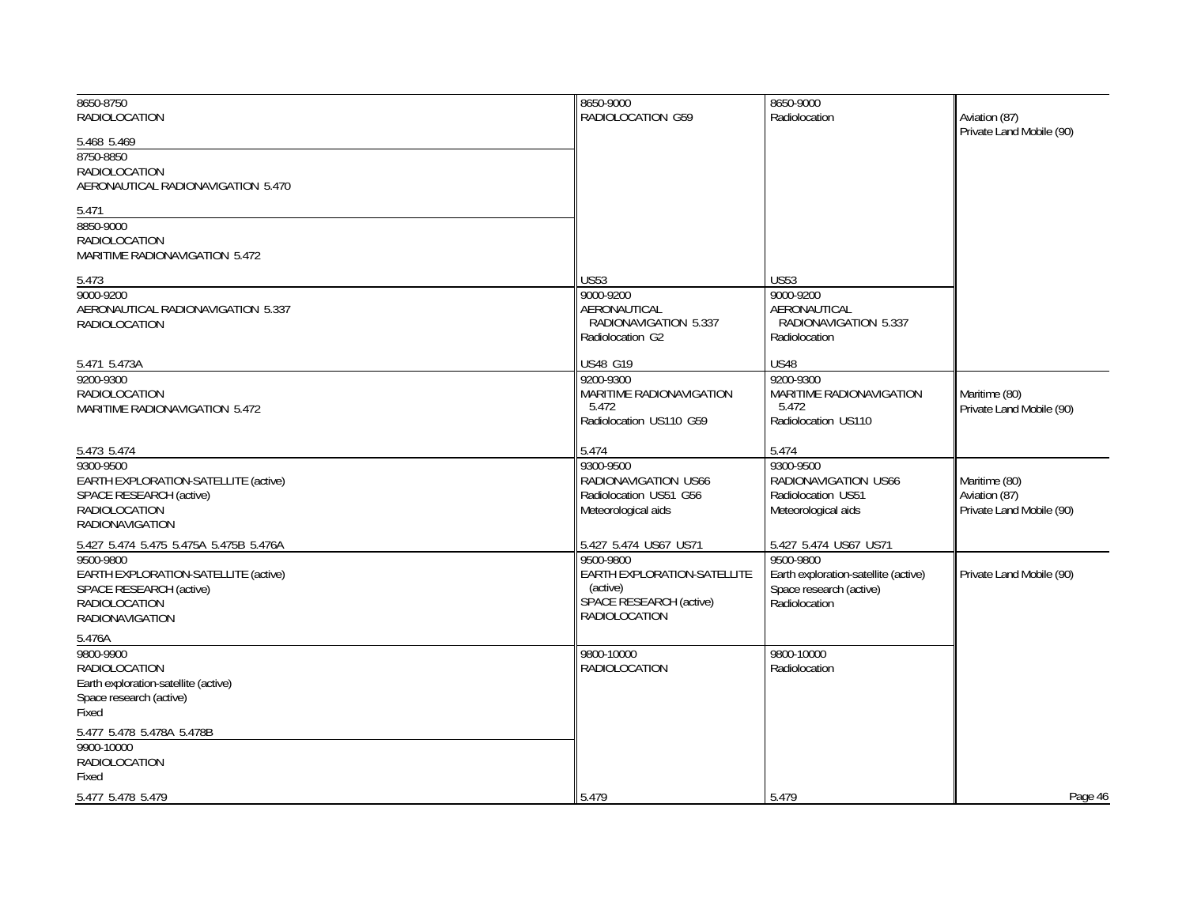| International Table | United States Table: Federal | United States Table: Non-Federal | FCC Rule Part(s) |
|---|---|---|---|
| 8650-8750<br>RADIOLOCATION<br><br>5.468 5.469 | 8650-9000<br>RADIOLOCATION G59<br><br>US53 | 8650-9000<br>Radiolocation<br><br>US53 | Aviation (87)<br>Private Land Mobile (90) |
| 8750-8850<br>RADIOLOCATION<br>AERONAUTICAL RADIONAVIGATION 5.470<br><br>5.471 | | | |
| 8850-9000<br>RADIOLOCATION<br>MARITIME RADIONAVIGATION 5.472<br><br>5.473 | | | |
| 9000-9200<br>AERONAUTICAL RADIONAVIGATION 5.337<br>RADIOLOCATION<br><br>5.471 5.473A | 9000-9200<br>AERONAUTICAL RADIONAVIGATION 5.337<br>Radiolocation G2<br><br>US48 G19 | 9000-9200<br>AERONAUTICAL RADIONAVIGATION 5.337<br>Radiolocation<br><br>US48 | |
| 9200-9300<br>RADIOLOCATION<br>MARITIME RADIONAVIGATION 5.472<br><br>5.473 5.474 | 9200-9300<br>MARITIME RADIONAVIGATION 5.472<br>Radiolocation US110 G59<br><br>5.474 | 9200-9300<br>MARITIME RADIONAVIGATION 5.472<br>Radiolocation US110<br><br>5.474 | Maritime (80)<br>Private Land Mobile (90) |
| 9300-9500<br>EARTH EXPLORATION-SATELLITE (active)<br>SPACE RESEARCH (active)<br>RADIOLOCATION<br>RADIONAVIGATION<br><br>5.427 5.474 5.475 5.475A 5.475B 5.476A | 9300-9500<br>RADIONAVIGATION US66<br>Radiolocation US51 G56<br>Meteorological aids<br><br>5.427 5.474 US67 US71 | 9300-9500<br>RADIONAVIGATION US66<br>Radiolocation US51<br>Meteorological aids<br><br>5.427 5.474 US67 US71 | Maritime (80)<br>Aviation (87)<br>Private Land Mobile (90) |
| 9500-9800<br>EARTH EXPLORATION-SATELLITE (active)<br>SPACE RESEARCH (active)<br>RADIOLOCATION<br>RADIONAVIGATION<br><br>5.476A | 9500-9800<br>EARTH EXPLORATION-SATELLITE (active)<br>SPACE RESEARCH (active)<br>RADIOLOCATION | 9500-9800<br>Earth exploration-satellite (active)<br>Space research (active)<br>Radiolocation | Private Land Mobile (90) |
| 9800-9900<br>RADIOLOCATION<br>Earth exploration-satellite (active)<br>Space research (active)<br>Fixed<br><br>5.477 5.478 5.478A 5.478B | 9800-10000<br>RADIOLOCATION<br><br>5.479 | 9800-10000<br>Radiolocation<br><br>5.479 | |
| 9900-10000<br>RADIOLOCATION<br>Fixed<br><br>5.477 5.478 5.479 | | | |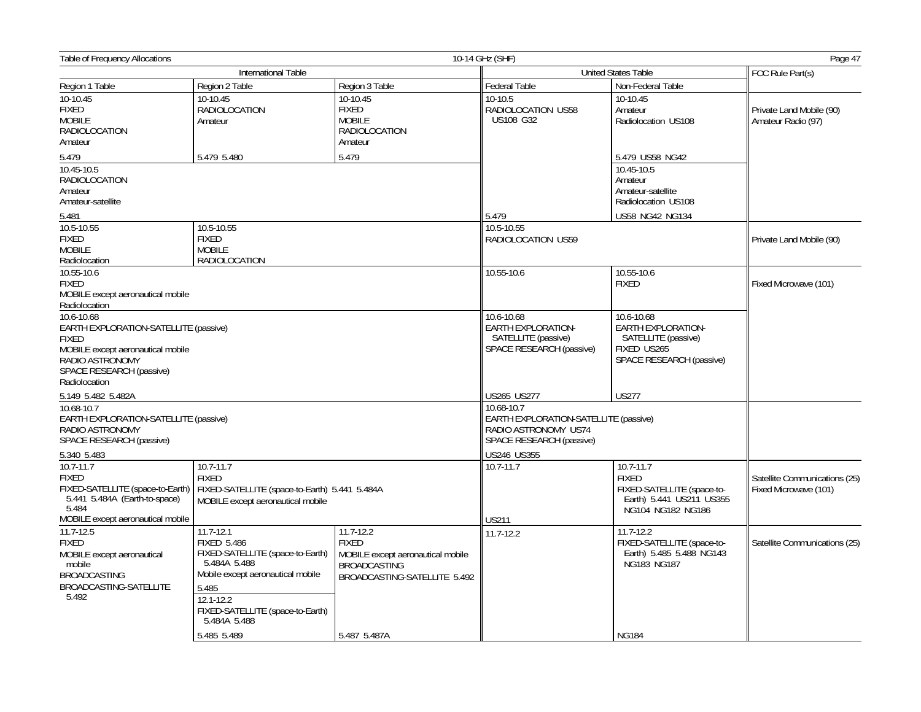Table of Frequency Allocations — 10-14 GHz (SHF)

| International Table | | | United States Table | | FCC Rule Part(s) |
|---|---|---|---|---|---|
| Region 1 Table | Region 2 Table | Region 3 Table | Federal Table | Non-Federal Table | |
| 10-10.45<br>FIXED<br>MOBILE<br>RADIOLOCATION<br>Amateur<br><br>5.479 | 10-10.45<br>RADIOLOCATION<br>Amateur<br><br>5.479 5.480 | 10-10.45<br>FIXED<br>MOBILE<br>RADIOLOCATION<br>Amateur<br><br>5.479 | 10-10.5<br>RADIOLOCATION US58 US108 G32<br><br>5.479 | 10-10.45<br>Amateur<br>Radiolocation US108<br><br>5.479 US58 NG42 | Private Land Mobile (90)<br>Amateur Radio (97) |
| 10.45-10.5<br>RADIOLOCATION<br>Amateur<br>Amateur-satellite<br><br>5.481 | | | | 10.45-10.5<br>Amateur<br>Amateur-satellite<br>Radiolocation US108<br><br>US58 NG42 NG134 | |
| 10.5-10.55<br>FIXED<br>MOBILE<br>Radiolocation | 10.5-10.55<br>FIXED<br>MOBILE<br>RADIOLOCATION | | 10.5-10.55<br>RADIOLOCATION US59 | | Private Land Mobile (90) |
| 10.55-10.6<br>FIXED<br>MOBILE except aeronautical mobile<br>Radiolocation | | | 10.55-10.6 | 10.55-10.6<br>FIXED | Fixed Microwave (101) |
| 10.6-10.68<br>EARTH EXPLORATION-SATELLITE (passive)<br>FIXED<br>MOBILE except aeronautical mobile<br>RADIO ASTRONOMY<br>SPACE RESEARCH (passive)<br>Radiolocation<br><br>5.149 5.482 5.482A | | | 10.6-10.68<br>EARTH EXPLORATION-SATELLITE (passive)<br>SPACE RESEARCH (passive)<br><br>US265 US277 | 10.6-10.68<br>EARTH EXPLORATION-SATELLITE (passive)<br>FIXED US265<br>SPACE RESEARCH (passive)<br><br>US277 | |
| 10.68-10.7<br>EARTH EXPLORATION-SATELLITE (passive)<br>RADIO ASTRONOMY<br>SPACE RESEARCH (passive)<br><br>5.340 5.483 | | | 10.68-10.7<br>EARTH EXPLORATION-SATELLITE (passive)<br>RADIO ASTRONOMY US74<br>SPACE RESEARCH (passive)<br><br>US246 US355 | | |
| 10.7-11.7<br>FIXED<br>FIXED-SATELLITE (space-to-Earth) 5.441 5.484A (Earth-to-space) 5.484<br>MOBILE except aeronautical mobile | 10.7-11.7<br>FIXED<br>FIXED-SATELLITE (space-to-Earth) 5.441 5.484A<br>MOBILE except aeronautical mobile | | 10.7-11.7<br><br>US211 | 10.7-11.7<br>FIXED<br>FIXED-SATELLITE (space-to-Earth) 5.441 US211 US355 NG104 NG182 NG186 | Satellite Communications (25)<br>Fixed Microwave (101) |
| 11.7-12.5<br>FIXED<br>MOBILE except aeronautical mobile<br>BROADCASTING<br>BROADCASTING-SATELLITE 5.492 | 11.7-12.1<br>FIXED 5.486<br>FIXED-SATELLITE (space-to-Earth) 5.484A 5.488<br>Mobile except aeronautical mobile<br><br>5.485<br>12.1-12.2<br>FIXED-SATELLITE (space-to-Earth) 5.484A 5.488<br><br>5.485 5.489 | 11.7-12.2<br>FIXED<br>MOBILE except aeronautical mobile<br>BROADCASTING<br>BROADCASTING-SATELLITE 5.492<br><br>5.487 5.487A | 11.7-12.2 | 11.7-12.2<br>FIXED-SATELLITE (space-to-Earth) 5.485 5.488 NG143 NG183 NG187<br><br>NG184 | Satellite Communications (25) |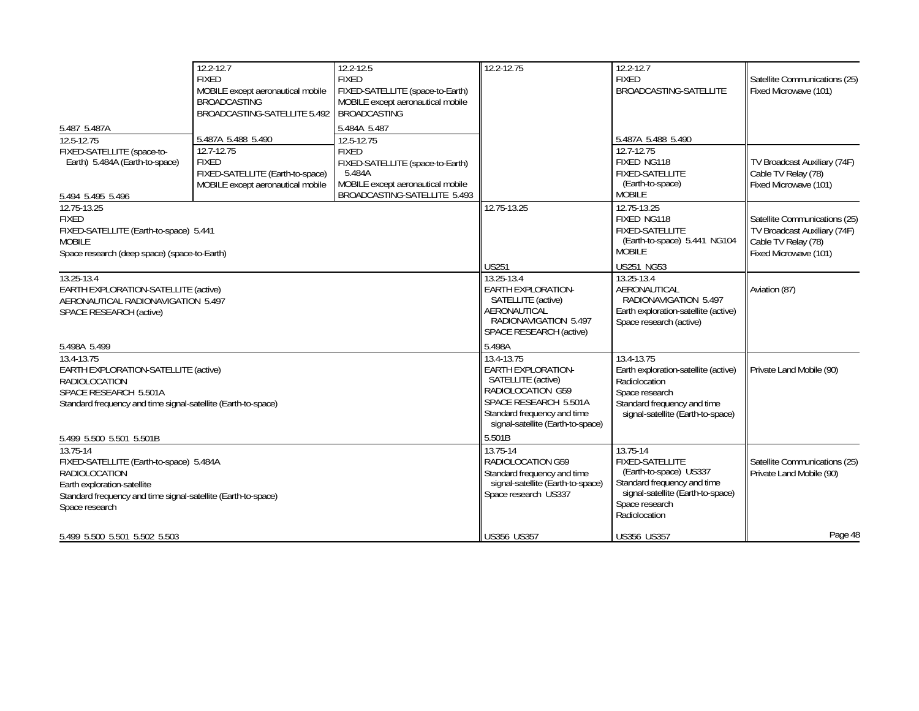| Region 1 Table | Region 2 Table | Region 3 Table | Federal Table | Non-Federal Table | FCC Rule Part(s) |
|---|---|---|---|---|---|
| 5.487 5.487A | 12.2-12.7 FIXED MOBILE except aeronautical mobile BROADCASTING BROADCASTING-SATELLITE 5.492 5.487A 5.488 5.490 | 12.2-12.5 FIXED FIXED-SATELLITE (space-to-Earth) MOBILE except aeronautical mobile BROADCASTING 5.484A 5.487 | 12.2-12.75 | 12.2-12.7 FIXED BROADCASTING-SATELLITE 5.487A 5.488 5.490 | Satellite Communications (25) Fixed Microwave (101) |
| 12.5-12.75 FIXED-SATELLITE (space-to-Earth) 5.484A (Earth-to-space) 5.494 5.495 5.496 | 12.7-12.75 FIXED FIXED-SATELLITE (Earth-to-space) MOBILE except aeronautical mobile | 12.5-12.75 FIXED FIXED-SATELLITE (space-to-Earth) 5.484A MOBILE except aeronautical mobile BROADCASTING-SATELLITE 5.493 | | 12.7-12.75 FIXED NG118 FIXED-SATELLITE (Earth-to-space) MOBILE | TV Broadcast Auxiliary (74F) Cable TV Relay (78) Fixed Microwave (101) |
| 12.75-13.25 FIXED FIXED-SATELLITE (Earth-to-space) 5.441 MOBILE Space research (deep space) (space-to-Earth) | | | 12.75-13.25 US251 | 12.75-13.25 FIXED NG118 FIXED-SATELLITE (Earth-to-space) 5.441 NG104 MOBILE US251 NG53 | Satellite Communications (25) TV Broadcast Auxiliary (74F) Cable TV Relay (78) Fixed Microwave (101) |
| 13.25-13.4 EARTH EXPLORATION-SATELLITE (active) AERONAUTICAL RADIONAVIGATION 5.497 SPACE RESEARCH (active) 5.498A 5.499 | | | 13.25-13.4 EARTH EXPLORATION-SATELLITE (active) AERONAUTICAL RADIONAVIGATION 5.497 SPACE RESEARCH (active) 5.498A | 13.25-13.4 AERONAUTICAL RADIONAVIGATION 5.497 Earth exploration-satellite (active) Space research (active) | Aviation (87) |
| 13.4-13.75 EARTH EXPLORATION-SATELLITE (active) RADIOLOCATION SPACE RESEARCH 5.501A Standard frequency and time signal-satellite (Earth-to-space) 5.499 5.500 5.501 5.501B | | | 13.4-13.75 EARTH EXPLORATION-SATELLITE (active) RADIOLOCATION G59 SPACE RESEARCH 5.501A Standard frequency and time signal-satellite (Earth-to-space) 5.501B | 13.4-13.75 Earth exploration-satellite (active) Radiolocation Space research Standard frequency and time signal-satellite (Earth-to-space) | Private Land Mobile (90) |
| 13.75-14 FIXED-SATELLITE (Earth-to-space) 5.484A RADIOLOCATION Earth exploration-satellite Standard frequency and time signal-satellite (Earth-to-space) Space research 5.499 5.500 5.501 5.502 5.503 | | | 13.75-14 RADIOLOCATION G59 Standard frequency and time signal-satellite (Earth-to-space) Space research US337 US356 US357 | 13.75-14 FIXED-SATELLITE (Earth-to-space) US337 Standard frequency and time signal-satellite (Earth-to-space) Space research Radiolocation US356 US357 | Satellite Communications (25) Private Land Mobile (90) |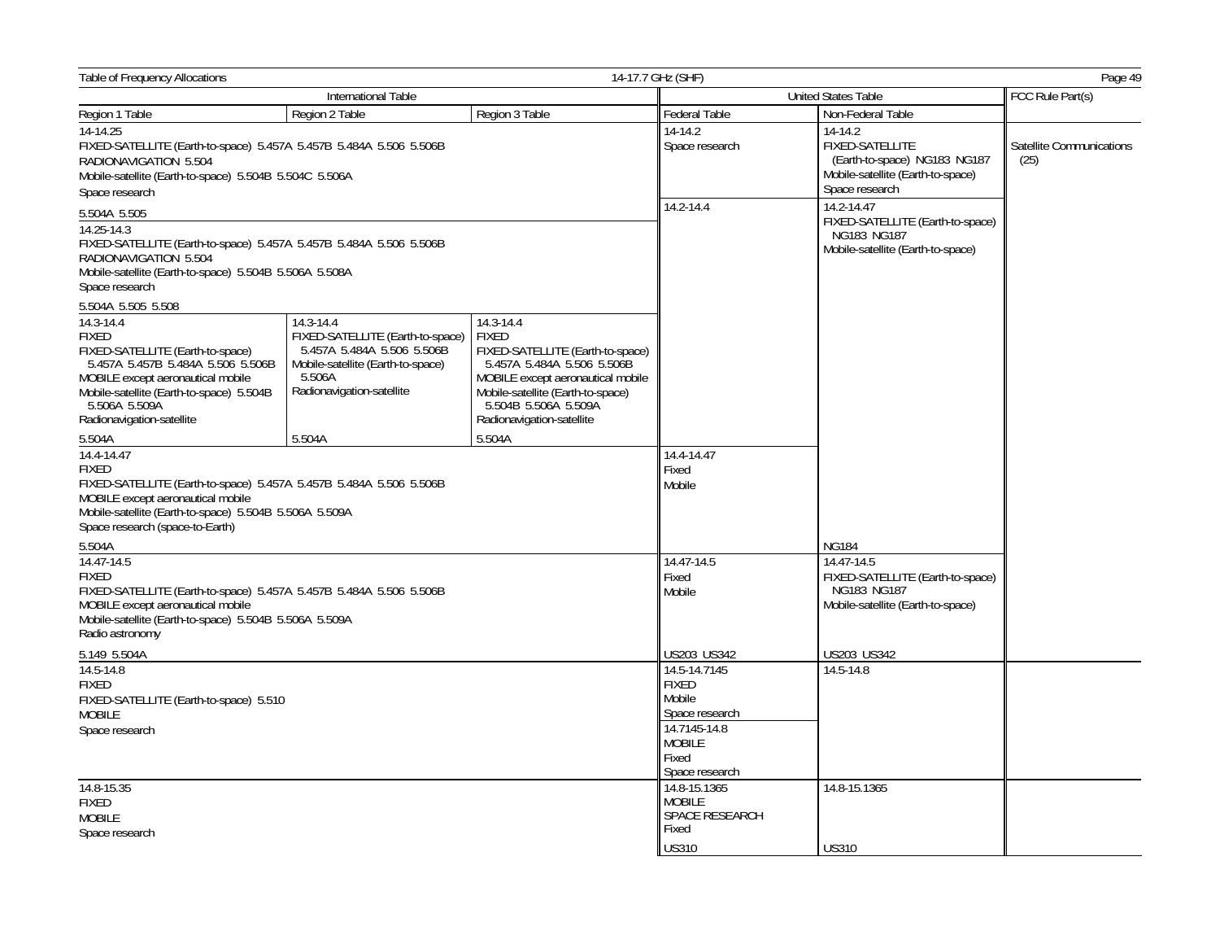Table of Frequency Allocations — 14-17.7 GHz (SHF)

| International Table | | | United States Table | | FCC Rule Part(s) |
|---|---|---|---|---|---|
| Region 1 Table | Region 2 Table | Region 3 Table | Federal Table | Non-Federal Table | |
| 14-14.25<br>FIXED-SATELLITE (Earth-to-space) 5.457A 5.457B 5.484A 5.506 5.506B<br>RADIONAVIGATION 5.504<br>Mobile-satellite (Earth-to-space) 5.504B 5.504C 5.506A<br>Space research<br><br>5.504A 5.505 | | | 14-14.2<br>Space research | 14-14.2<br>FIXED-SATELLITE (Earth-to-space) NG183 NG187<br>Mobile-satellite (Earth-to-space)<br>Space research | Satellite Communications (25) |
| 14.25-14.3<br>FIXED-SATELLITE (Earth-to-space) 5.457A 5.457B 5.484A 5.506 5.506B<br>RADIONAVIGATION 5.504<br>Mobile-satellite (Earth-to-space) 5.504B 5.506A 5.508A<br>Space research<br><br>5.504A 5.505 5.508 | | | 14.2-14.4 | 14.2-14.47<br>FIXED-SATELLITE (Earth-to-space) NG183 NG187<br>Mobile-satellite (Earth-to-space) | |
| 14.3-14.4<br>FIXED<br>FIXED-SATELLITE (Earth-to-space) 5.457A 5.457B 5.484A 5.506 5.506B<br>MOBILE except aeronautical mobile<br>Mobile-satellite (Earth-to-space) 5.504B 5.506A 5.509A<br>Radionavigation-satellite<br><br>5.504A | 14.3-14.4<br>FIXED-SATELLITE (Earth-to-space) 5.457A 5.484A 5.506 5.506B<br>Mobile-satellite (Earth-to-space) 5.506A<br>Radionavigation-satellite<br><br>5.504A | 14.3-14.4<br>FIXED<br>FIXED-SATELLITE (Earth-to-space) 5.457A 5.484A 5.506 5.506B<br>MOBILE except aeronautical mobile<br>Mobile-satellite (Earth-to-space) 5.504B 5.506A 5.509A<br>Radionavigation-satellite<br><br>5.504A | | | |
| 14.4-14.47<br>FIXED<br>FIXED-SATELLITE (Earth-to-space) 5.457A 5.457B 5.484A 5.506 5.506B<br>MOBILE except aeronautical mobile<br>Mobile-satellite (Earth-to-space) 5.504B 5.506A 5.509A<br>Space research (space-to-Earth)<br><br>5.504A | | | 14.4-14.47<br>Fixed<br>Mobile | NG184 | |
| 14.47-14.5<br>FIXED<br>FIXED-SATELLITE (Earth-to-space) 5.457A 5.457B 5.484A 5.506 5.506B<br>MOBILE except aeronautical mobile<br>Mobile-satellite (Earth-to-space) 5.504B 5.506A 5.509A<br>Radio astronomy<br><br>5.149 5.504A | | | 14.47-14.5<br>Fixed<br>Mobile<br><br>US203 US342 | 14.47-14.5<br>FIXED-SATELLITE (Earth-to-space) NG183 NG187<br>Mobile-satellite (Earth-to-space)<br><br>US203 US342 | |
| 14.5-14.8<br>FIXED<br>FIXED-SATELLITE (Earth-to-space) 5.510<br>MOBILE<br>Space research | | | 14.5-14.7145<br>FIXED<br>Mobile<br>Space research<br><br>14.7145-14.8<br>MOBILE<br>Fixed<br>Space research | 14.5-14.8 | |
| 14.8-15.35<br>FIXED<br>MOBILE<br>Space research | | | 14.8-15.1365<br>MOBILE<br>SPACE RESEARCH<br>Fixed<br><br>US310 | 14.8-15.1365<br><br>US310 | |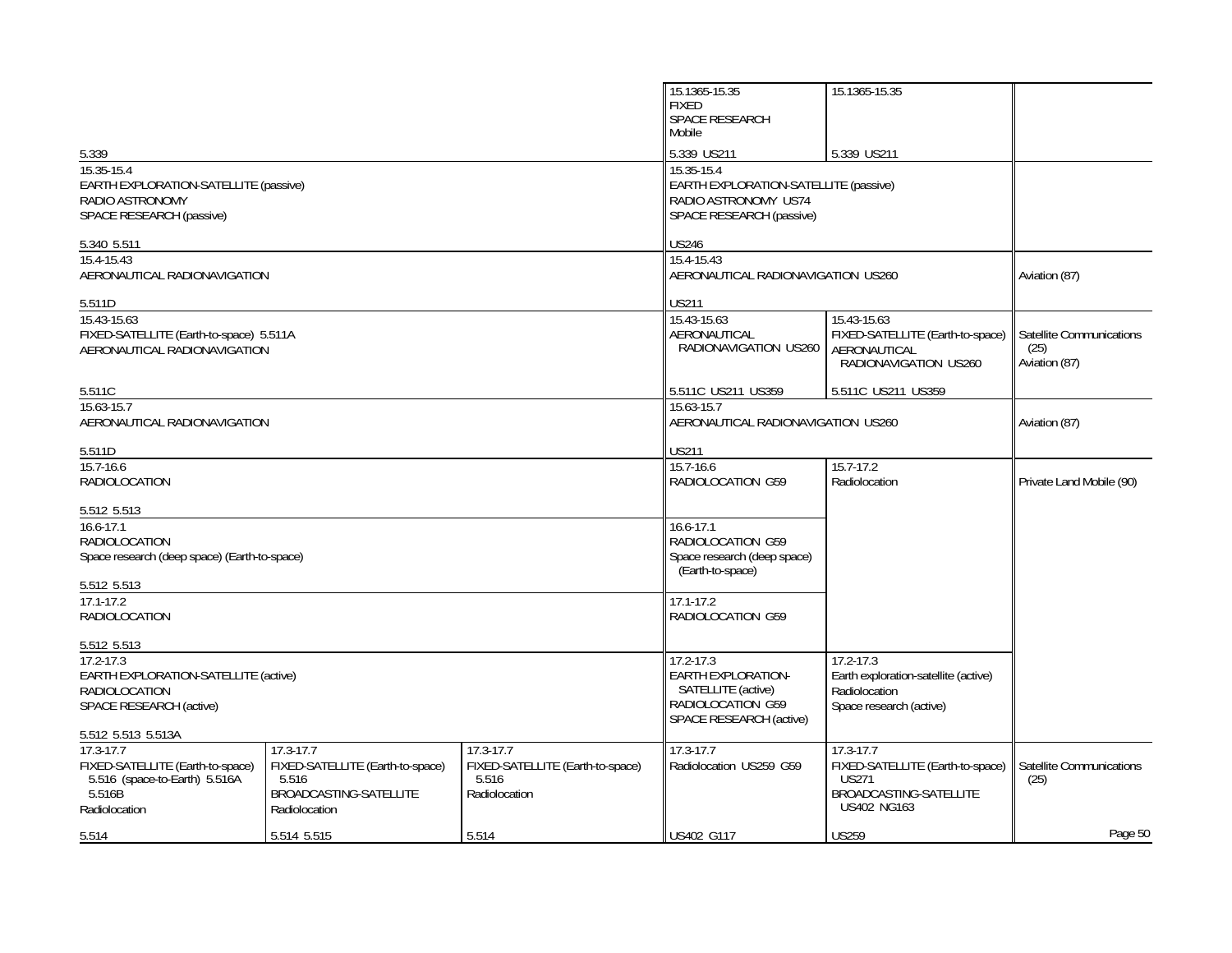| International Table (Region 1) | International Table (Region 2) | International Table (Region 3) | Federal Table | Non-Federal Table | FCC Rule Part(s) |
|---|---|---|---|---|---|
| 5.339 | | | 15.1365-15.35 FIXED SPACE RESEARCH Mobile 5.339 US211 | 15.1365-15.35 5.339 US211 | |
| 15.35-15.4 EARTH EXPLORATION-SATELLITE (passive) RADIO ASTRONOMY SPACE RESEARCH (passive) 5.340 5.511 | | | 15.35-15.4 EARTH EXPLORATION-SATELLITE (passive) RADIO ASTRONOMY US74 SPACE RESEARCH (passive) US246 | | |
| 15.4-15.43 AERONAUTICAL RADIONAVIGATION 5.511D | | | 15.4-15.43 AERONAUTICAL RADIONAVIGATION US260 US211 | | Aviation (87) |
| 15.43-15.63 FIXED-SATELLITE (Earth-to-space) 5.511A AERONAUTICAL RADIONAVIGATION 5.511C | | | 15.43-15.63 AERONAUTICAL RADIONAVIGATION US260 5.511C US211 US359 | 15.43-15.63 FIXED-SATELLITE (Earth-to-space) AERONAUTICAL RADIONAVIGATION US260 5.511C US211 US359 | Satellite Communications (25) Aviation (87) |
| 15.63-15.7 AERONAUTICAL RADIONAVIGATION 5.511D | | | 15.63-15.7 AERONAUTICAL RADIONAVIGATION US260 US211 | | Aviation (87) |
| 15.7-16.6 RADIOLOCATION 5.512 5.513 | | | 15.7-16.6 RADIOLOCATION G59 | 15.7-17.2 Radiolocation | Private Land Mobile (90) |
| 16.6-17.1 RADIOLOCATION Space research (deep space) (Earth-to-space) 5.512 5.513 | | | 16.6-17.1 RADIOLOCATION G59 Space research (deep space) (Earth-to-space) | | |
| 17.1-17.2 RADIOLOCATION 5.512 5.513 | | | 17.1-17.2 RADIOLOCATION G59 | | |
| 17.2-17.3 EARTH EXPLORATION-SATELLITE (active) RADIOLOCATION SPACE RESEARCH (active) 5.512 5.513 5.513A | | | 17.2-17.3 EARTH EXPLORATION-SATELLITE (active) RADIOLOCATION G59 SPACE RESEARCH (active) | 17.2-17.3 Earth exploration-satellite (active) Radiolocation Space research (active) | |
| 17.3-17.7 FIXED-SATELLITE (Earth-to-space) 5.516 (space-to-Earth) 5.516A 5.516B Radiolocation 5.514 | 17.3-17.7 FIXED-SATELLITE (Earth-to-space) 5.516 BROADCASTING-SATELLITE Radiolocation 5.514 5.515 | 17.3-17.7 FIXED-SATELLITE (Earth-to-space) 5.516 Radiolocation 5.514 | 17.3-17.7 Radiolocation US259 G59 US402 G117 | 17.3-17.7 FIXED-SATELLITE (Earth-to-space) US271 BROADCASTING-SATELLITE US402 NG163 US259 | Satellite Communications (25) |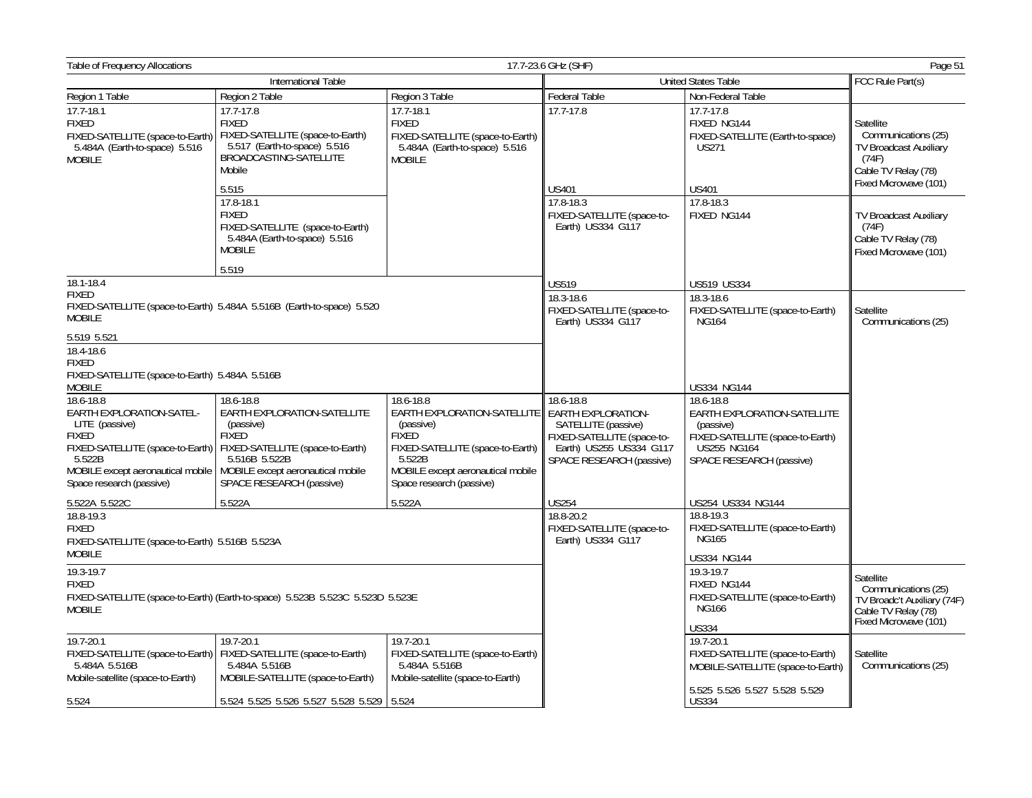Table of Frequency Allocations — 17.7-23.6 GHz (SHF)

| International Table | | | United States Table | | FCC Rule Part(s) |
|---|---|---|---|---|---|
| Region 1 Table | Region 2 Table | Region 3 Table | Federal Table | Non-Federal Table | |
| 17.7-18.1<br>FIXED<br>FIXED-SATELLITE (space-to-Earth) 5.484A (Earth-to-space) 5.516<br>MOBILE | 17.7-17.8<br>FIXED<br>FIXED-SATELLITE (space-to-Earth) 5.517 (Earth-to-space) 5.516<br>BROADCASTING-SATELLITE<br>Mobile<br><br>5.515 | 17.7-18.1<br>FIXED<br>FIXED-SATELLITE (space-to-Earth) 5.484A (Earth-to-space) 5.516<br>MOBILE | 17.7-17.8<br><br>US401 | 17.7-17.8<br>FIXED NG144<br>FIXED-SATELLITE (Earth-to-space) US271<br><br>US401 | Satellite Communications (25)<br>TV Broadcast Auxiliary (74F)<br>Cable TV Relay (78)<br>Fixed Microwave (101) |
| | 17.8-18.1<br>FIXED<br>FIXED-SATELLITE (space-to-Earth) 5.484A (Earth-to-space) 5.516<br>MOBILE<br><br>5.519 | | 17.8-18.3<br>FIXED-SATELLITE (space-to-Earth) US334 G117<br><br>US519 | 17.8-18.3<br>FIXED NG144<br><br>US519 US334 | TV Broadcast Auxiliary (74F)<br>Cable TV Relay (78)<br>Fixed Microwave (101) |
| 18.1-18.4<br>FIXED<br>FIXED-SATELLITE (space-to-Earth) 5.484A 5.516B (Earth-to-space) 5.520<br>MOBILE<br><br>5.519 5.521 | | | | | |
| 18.4-18.6<br>FIXED<br>FIXED-SATELLITE (space-to-Earth) 5.484A 5.516B<br>MOBILE | | | 18.3-18.6<br>FIXED-SATELLITE (space-to-Earth) US334 G117 | 18.3-18.6<br>FIXED-SATELLITE (space-to-Earth) NG164<br><br>US334 NG144 | Satellite Communications (25) |
| 18.6-18.8<br>EARTH EXPLORATION-SATELLITE (passive)<br>FIXED<br>FIXED-SATELLITE (space-to-Earth) 5.522B<br>MOBILE except aeronautical mobile<br>Space research (passive)<br><br>5.522A 5.522C | 18.6-18.8<br>EARTH EXPLORATION-SATELLITE (passive)<br>FIXED<br>FIXED-SATELLITE (space-to-Earth) 5.516B 5.522B<br>MOBILE except aeronautical mobile<br>SPACE RESEARCH (passive)<br><br>5.522A | 18.6-18.8<br>EARTH EXPLORATION-SATELLITE (passive)<br>FIXED<br>FIXED-SATELLITE (space-to-Earth) 5.522B<br>MOBILE except aeronautical mobile<br>Space research (passive)<br><br>5.522A | 18.6-18.8<br>EARTH EXPLORATION-SATELLITE (passive)<br>FIXED-SATELLITE (space-to-Earth) US255 US334 G117<br>SPACE RESEARCH (passive)<br><br>US254 | 18.6-18.8<br>EARTH EXPLORATION-SATELLITE (passive)<br>FIXED-SATELLITE (space-to-Earth) US255 NG164<br>SPACE RESEARCH (passive)<br><br>US254 US334 NG144 | |
| 18.8-19.3<br>FIXED<br>FIXED-SATELLITE (space-to-Earth) 5.516B 5.523A<br>MOBILE | | | 18.8-20.2<br>FIXED-SATELLITE (space-to-Earth) US334 G117 | 18.8-19.3<br>FIXED-SATELLITE (space-to-Earth) NG165<br><br>US334 NG144 | |
| 19.3-19.7<br>FIXED<br>FIXED-SATELLITE (space-to-Earth) (Earth-to-space) 5.523B 5.523C 5.523D 5.523E<br>MOBILE | | | | 19.3-19.7<br>FIXED NG144<br>FIXED-SATELLITE (space-to-Earth) NG166<br><br>US334 | Satellite Communications (25)<br>TV Broadc't Auxiliary (74F)<br>Cable TV Relay (78)<br>Fixed Microwave (101) |
| 19.7-20.1<br>FIXED-SATELLITE (space-to-Earth) 5.484A 5.516B<br>Mobile-satellite (space-to-Earth)<br><br>5.524 | 19.7-20.1<br>FIXED-SATELLITE (space-to-Earth) 5.484A 5.516B<br>MOBILE-SATELLITE (space-to-Earth)<br><br>5.524 5.525 5.526 5.527 5.528 5.529 | 19.7-20.1<br>FIXED-SATELLITE (space-to-Earth) 5.484A 5.516B<br>Mobile-satellite (space-to-Earth)<br><br>5.524 | | 19.7-20.1<br>FIXED-SATELLITE (space-to-Earth)<br>MOBILE-SATELLITE (space-to-Earth)<br><br>5.525 5.526 5.527 5.528 5.529 US334 | Satellite Communications (25) |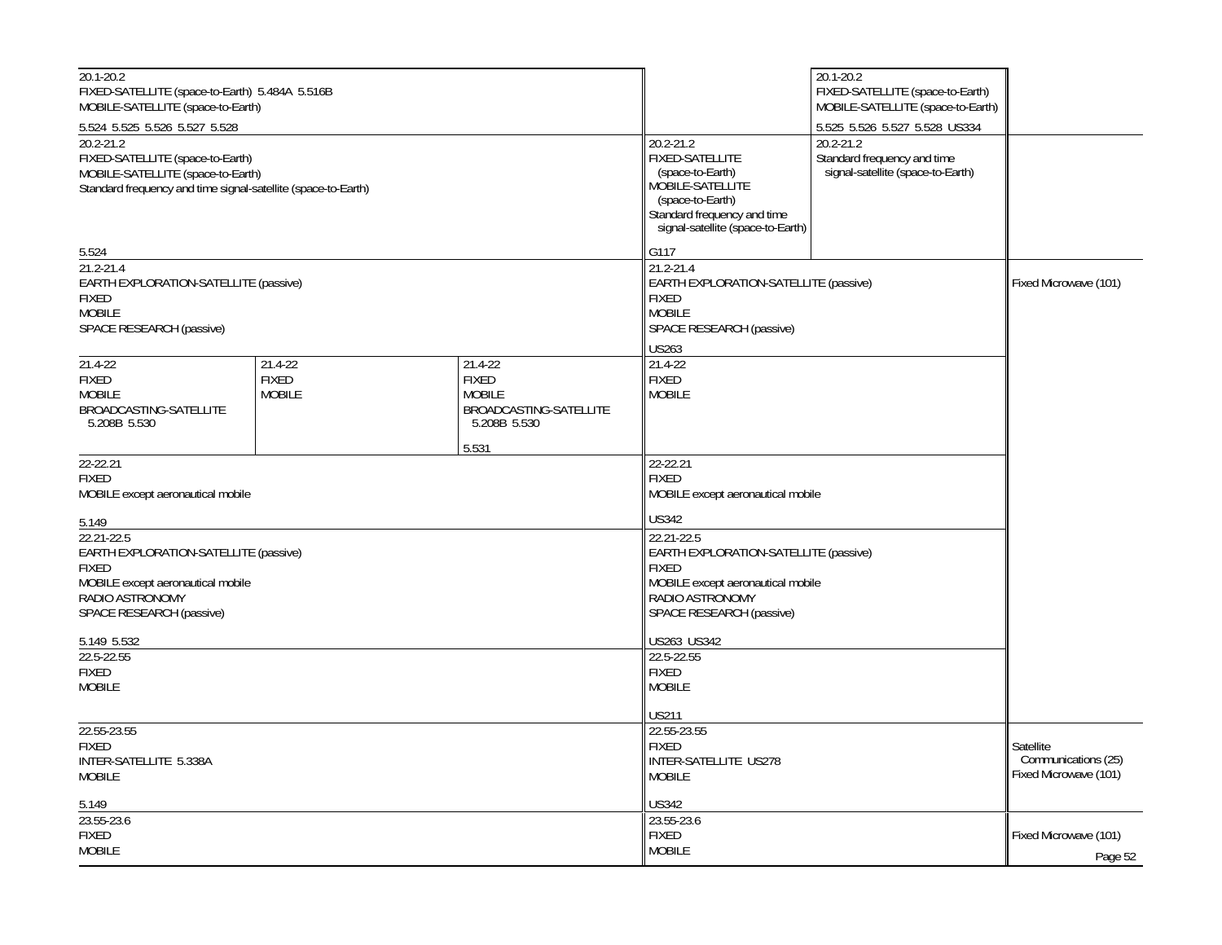| Region 1 Table | Region 2 Table | Region 3 Table | Federal Table | Non-Federal Table | FCC Rule Part(s) |
|---|---|---|---|---|---|
| 20.1-20.2<br>FIXED-SATELLITE (space-to-Earth) 5.484A 5.516B<br>MOBILE-SATELLITE (space-to-Earth)<br><br>5.524 5.525 5.526 5.527 5.528 | | | | 20.1-20.2<br>FIXED-SATELLITE (space-to-Earth)<br>MOBILE-SATELLITE (space-to-Earth)<br><br>5.525 5.526 5.527 5.528 US334 | |
| 20.2-21.2<br>FIXED-SATELLITE (space-to-Earth)<br>MOBILE-SATELLITE (space-to-Earth)<br>Standard frequency and time signal-satellite (space-to-Earth)<br><br>5.524 | | | 20.2-21.2<br>FIXED-SATELLITE (space-to-Earth)<br>MOBILE-SATELLITE (space-to-Earth)<br>Standard frequency and time signal-satellite (space-to-Earth)<br><br>G117 | 20.2-21.2<br>Standard frequency and time signal-satellite (space-to-Earth) | |
| 21.2-21.4<br>EARTH EXPLORATION-SATELLITE (passive)<br>FIXED<br>MOBILE<br>SPACE RESEARCH (passive) | | | 21.2-21.4<br>EARTH EXPLORATION-SATELLITE (passive)<br>FIXED<br>MOBILE<br>SPACE RESEARCH (passive)<br><br>US263 | | Fixed Microwave (101) |
| 21.4-22<br>FIXED<br>MOBILE<br>BROADCASTING-SATELLITE 5.208B 5.530 | 21.4-22<br>FIXED<br>MOBILE | 21.4-22<br>FIXED<br>MOBILE<br>BROADCASTING-SATELLITE 5.208B 5.530<br><br>5.531 | 21.4-22<br>FIXED<br>MOBILE | | |
| 22-22.21<br>FIXED<br>MOBILE except aeronautical mobile<br><br>5.149 | | | 22-22.21<br>FIXED<br>MOBILE except aeronautical mobile<br><br>US342 | | |
| 22.21-22.5<br>EARTH EXPLORATION-SATELLITE (passive)<br>FIXED<br>MOBILE except aeronautical mobile<br>RADIO ASTRONOMY<br>SPACE RESEARCH (passive)<br><br>5.149 5.532 | | | 22.21-22.5<br>EARTH EXPLORATION-SATELLITE (passive)<br>FIXED<br>MOBILE except aeronautical mobile<br>RADIO ASTRONOMY<br>SPACE RESEARCH (passive)<br><br>US263 US342 | | |
| 22.5-22.55<br>FIXED<br>MOBILE | | | 22.5-22.55<br>FIXED<br>MOBILE<br><br>US211 | | |
| 22.55-23.55<br>FIXED<br>INTER-SATELLITE 5.338A<br>MOBILE<br><br>5.149 | | | 22.55-23.55<br>FIXED<br>INTER-SATELLITE US278<br>MOBILE<br><br>US342 | | Satellite Communications (25)<br>Fixed Microwave (101) |
| 23.55-23.6<br>FIXED<br>MOBILE | | | 23.55-23.6<br>FIXED<br>MOBILE | | Fixed Microwave (101) |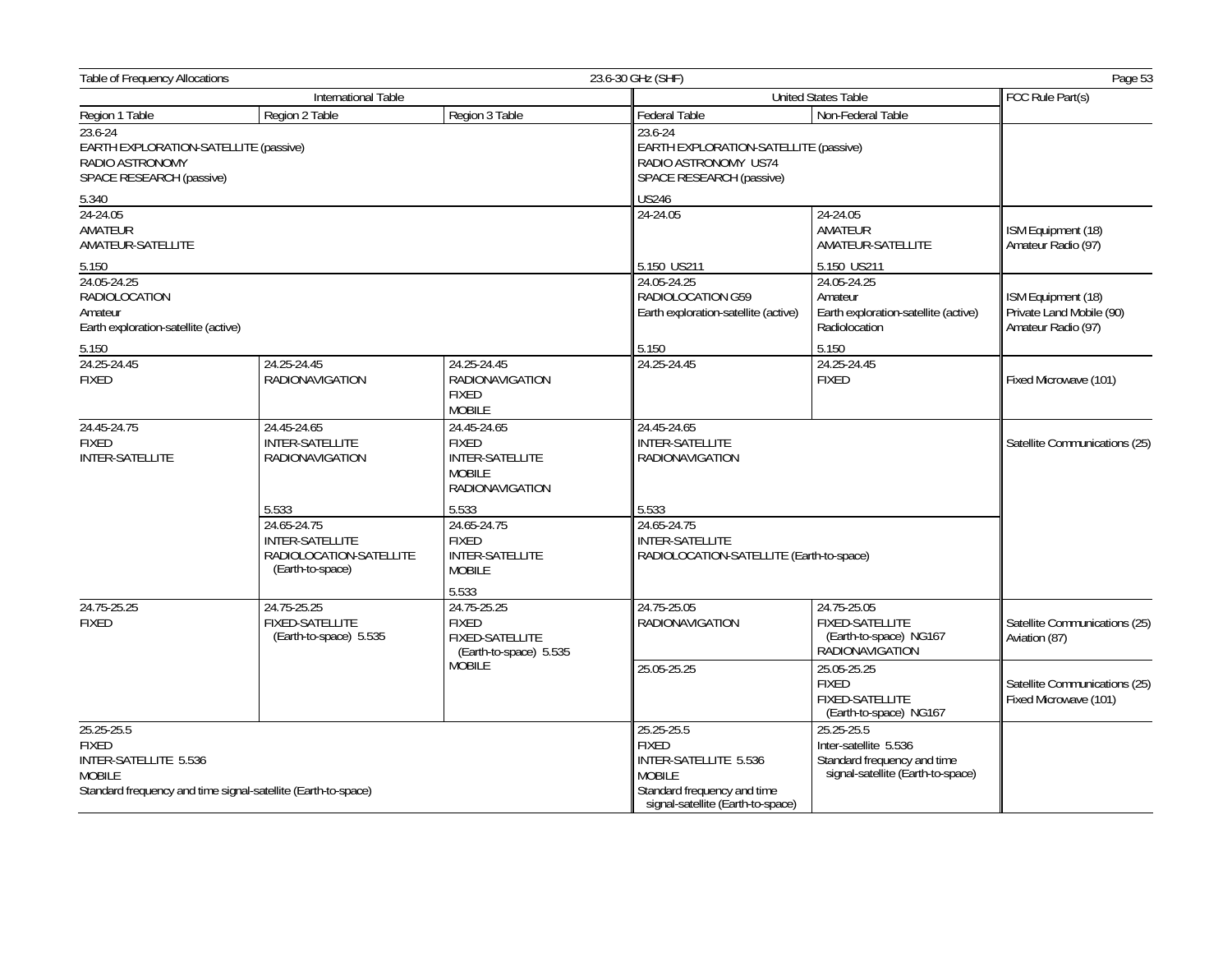| International Table | | | United States Table | | FCC Rule Part(s) |
|---|---|---|---|---|---|
| Region 1 Table | Region 2 Table | Region 3 Table | Federal Table | Non-Federal Table | |
| 23.6-24<br>EARTH EXPLORATION-SATELLITE (passive)<br>RADIO ASTRONOMY<br>SPACE RESEARCH (passive)<br><br>5.340 | | | 23.6-24<br>EARTH EXPLORATION-SATELLITE (passive)<br>RADIO ASTRONOMY US74<br>SPACE RESEARCH (passive)<br><br>US246 | | |
| 24-24.05<br>AMATEUR<br>AMATEUR-SATELLITE<br><br>5.150 | | | 24-24.05<br><br>5.150 US211 | 24-24.05<br>AMATEUR<br>AMATEUR-SATELLITE<br><br>5.150 US211 | ISM Equipment (18)<br>Amateur Radio (97) |
| 24.05-24.25<br>RADIOLOCATION<br>Amateur<br>Earth exploration-satellite (active)<br><br>5.150 | | | 24.05-24.25<br>RADIOLOCATION G59<br>Earth exploration-satellite (active)<br><br>5.150 | 24.05-24.25<br>Amateur<br>Earth exploration-satellite (active)<br>Radiolocation<br><br>5.150 | ISM Equipment (18)<br>Private Land Mobile (90)<br>Amateur Radio (97) |
| 24.25-24.45<br>FIXED | 24.25-24.45<br>RADIONAVIGATION | 24.25-24.45<br>RADIONAVIGATION<br>FIXED<br>MOBILE | 24.25-24.45 | 24.25-24.45<br>FIXED | Fixed Microwave (101) |
| 24.45-24.75<br>FIXED<br>INTER-SATELLITE | 24.45-24.65<br>INTER-SATELLITE<br>RADIONAVIGATION<br><br>5.533 | 24.45-24.65<br>FIXED<br>INTER-SATELLITE<br>MOBILE<br>RADIONAVIGATION<br><br>5.533 | 24.45-24.65<br>INTER-SATELLITE<br>RADIONAVIGATION<br><br>5.533 | | Satellite Communications (25) |
| | 24.65-24.75<br>INTER-SATELLITE<br>RADIOLOCATION-SATELLITE (Earth-to-space) | 24.65-24.75<br>FIXED<br>INTER-SATELLITE<br>MOBILE<br><br>5.533 | 24.65-24.75<br>INTER-SATELLITE<br>RADIOLOCATION-SATELLITE (Earth-to-space) | | |
| 24.75-25.25<br>FIXED | 24.75-25.25<br>FIXED-SATELLITE (Earth-to-space) 5.535 | 24.75-25.25<br>FIXED<br>FIXED-SATELLITE (Earth-to-space) 5.535<br>MOBILE | 24.75-25.05<br>RADIONAVIGATION | 24.75-25.05<br>FIXED-SATELLITE (Earth-to-space) NG167<br>RADIONAVIGATION | Satellite Communications (25)<br>Aviation (87) |
| | | | 25.05-25.25 | 25.05-25.25<br>FIXED<br>FIXED-SATELLITE (Earth-to-space) NG167 | Satellite Communications (25)<br>Fixed Microwave (101) |
| 25.25-25.5<br>FIXED<br>INTER-SATELLITE 5.536<br>MOBILE<br>Standard frequency and time signal-satellite (Earth-to-space) | | | 25.25-25.5<br>FIXED<br>INTER-SATELLITE 5.536<br>MOBILE<br>Standard frequency and time signal-satellite (Earth-to-space) | 25.25-25.5<br>Inter-satellite 5.536<br>Standard frequency and time signal-satellite (Earth-to-space) | |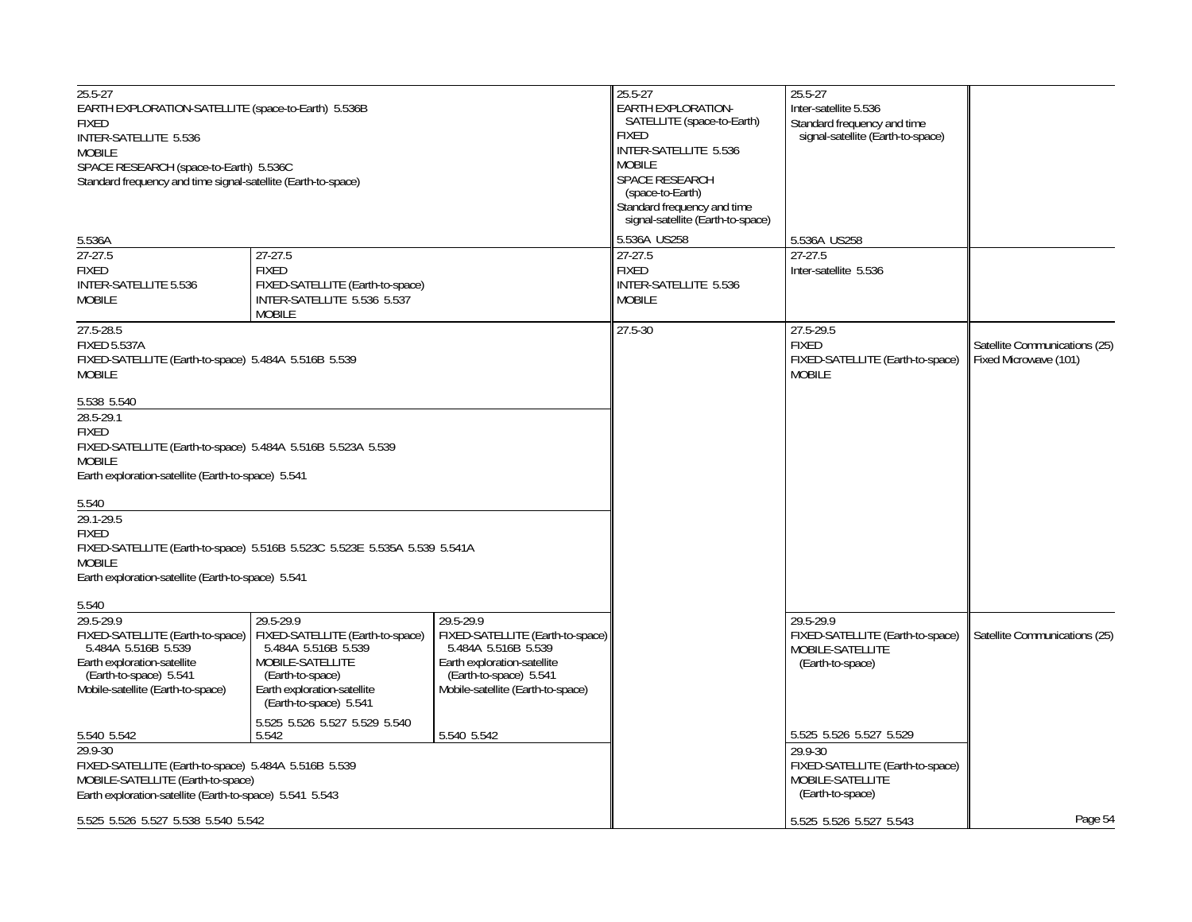| ITU Region 1 | ITU Region 2 | ITU Region 3 | United States Federal | United States Non-Federal | FCC Rule Part(s) |
|---|---|---|---|---|---|
| 25.5-27<br>EARTH EXPLORATION-SATELLITE (space-to-Earth) 5.536B<br>FIXED<br>INTER-SATELLITE 5.536<br>MOBILE<br>SPACE RESEARCH (space-to-Earth) 5.536C<br>Standard frequency and time signal-satellite (Earth-to-space)<br><br>5.536A | | | 25.5-27<br>EARTH EXPLORATION-SATELLITE (space-to-Earth)<br>FIXED<br>INTER-SATELLITE 5.536<br>MOBILE<br>SPACE RESEARCH (space-to-Earth)<br>Standard frequency and time signal-satellite (Earth-to-space)<br><br>5.536A US258 | 25.5-27<br>Inter-satellite 5.536<br>Standard frequency and time signal-satellite (Earth-to-space)<br><br>5.536A US258 | |
| 27-27.5<br>FIXED<br>INTER-SATELLITE 5.536<br>MOBILE | 27-27.5<br>FIXED<br>FIXED-SATELLITE (Earth-to-space)<br>INTER-SATELLITE 5.536 5.537<br>MOBILE | | 27-27.5<br>FIXED<br>INTER-SATELLITE 5.536<br>MOBILE | 27-27.5<br>Inter-satellite 5.536 | |
| 27.5-28.5<br>FIXED 5.537A<br>FIXED-SATELLITE (Earth-to-space) 5.484A 5.516B 5.539<br>MOBILE<br><br>5.538 5.540 | | | 27.5-30 | 27.5-29.5<br>FIXED<br>FIXED-SATELLITE (Earth-to-space)<br>MOBILE | Satellite Communications (25)<br>Fixed Microwave (101) |
| 28.5-29.1<br>FIXED<br>FIXED-SATELLITE (Earth-to-space) 5.484A 5.516B 5.523A 5.539<br>MOBILE<br>Earth exploration-satellite (Earth-to-space) 5.541<br><br>5.540 | | | | | |
| 29.1-29.5<br>FIXED<br>FIXED-SATELLITE (Earth-to-space) 5.516B 5.523C 5.523E 5.535A 5.539 5.541A<br>MOBILE<br>Earth exploration-satellite (Earth-to-space) 5.541<br><br>5.540 | | | | | |
| 29.5-29.9<br>FIXED-SATELLITE (Earth-to-space) 5.484A 5.516B 5.539<br>Earth exploration-satellite (Earth-to-space) 5.541<br>Mobile-satellite (Earth-to-space)<br><br>5.540 5.542 | 29.5-29.9<br>FIXED-SATELLITE (Earth-to-space) 5.484A 5.516B 5.539<br>MOBILE-SATELLITE (Earth-to-space)<br>Earth exploration-satellite (Earth-to-space) 5.541<br><br>5.525 5.526 5.527 5.529 5.540 5.542 | 29.5-29.9<br>FIXED-SATELLITE (Earth-to-space) 5.484A 5.516B 5.539<br>Earth exploration-satellite (Earth-to-space) 5.541<br>Mobile-satellite (Earth-to-space)<br><br>5.540 5.542 | | 29.5-29.9<br>FIXED-SATELLITE (Earth-to-space)<br>MOBILE-SATELLITE (Earth-to-space)<br><br>5.525 5.526 5.527 5.529 | Satellite Communications (25) |
| 29.9-30<br>FIXED-SATELLITE (Earth-to-space) 5.484A 5.516B 5.539<br>MOBILE-SATELLITE (Earth-to-space)<br>Earth exploration-satellite (Earth-to-space) 5.541 5.543<br><br>5.525 5.526 5.527 5.538 5.540 5.542 | | | | 29.9-30<br>FIXED-SATELLITE (Earth-to-space)<br>MOBILE-SATELLITE (Earth-to-space)<br><br>5.525 5.526 5.527 5.543 | |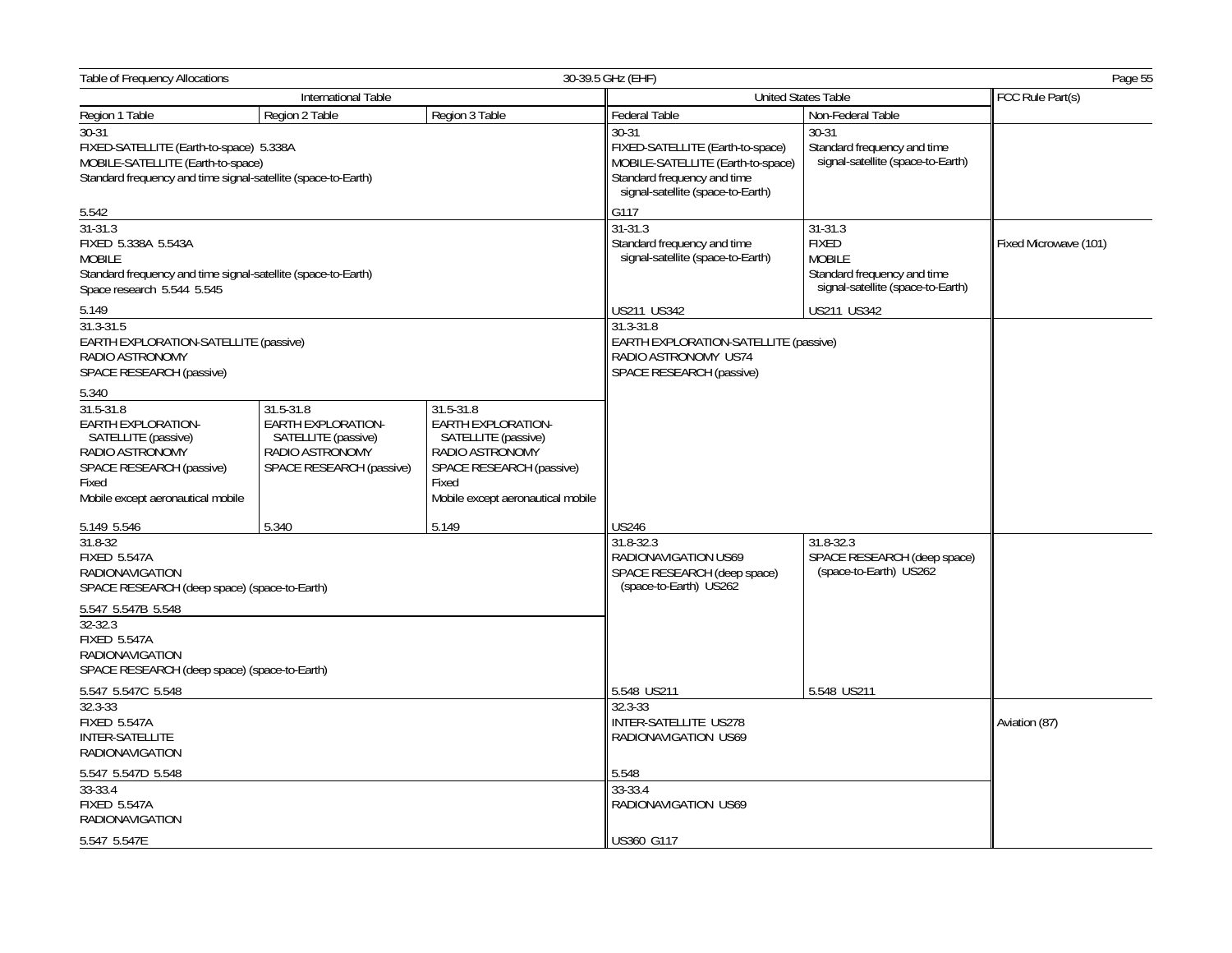Table of Frequency Allocations — 30-39.5 GHz (EHF)

| International Table | | | United States Table | | FCC Rule Part(s) |
|---|---|---|---|---|---|
| Region 1 Table | Region 2 Table | Region 3 Table | Federal Table | Non-Federal Table | |
| 30-31<br>FIXED-SATELLITE (Earth-to-space) 5.338A<br>MOBILE-SATELLITE (Earth-to-space)<br>Standard frequency and time signal-satellite (space-to-Earth)<br><br>5.542 | | | 30-31<br>FIXED-SATELLITE (Earth-to-space)<br>MOBILE-SATELLITE (Earth-to-space)<br>Standard frequency and time signal-satellite (space-to-Earth)<br><br>G117 | 30-31<br>Standard frequency and time signal-satellite (space-to-Earth) | |
| 31-31.3<br>FIXED 5.338A 5.543A<br>MOBILE<br>Standard frequency and time signal-satellite (space-to-Earth)<br>Space research 5.544 5.545<br><br>5.149 | | | 31-31.3<br>Standard frequency and time signal-satellite (space-to-Earth)<br><br>US211 US342 | 31-31.3<br>FIXED<br>MOBILE<br>Standard frequency and time signal-satellite (space-to-Earth)<br><br>US211 US342 | Fixed Microwave (101) |
| 31.3-31.5<br>EARTH EXPLORATION-SATELLITE (passive)<br>RADIO ASTRONOMY<br>SPACE RESEARCH (passive)<br><br>5.340 | | | 31.3-31.8<br>EARTH EXPLORATION-SATELLITE (passive)<br>RADIO ASTRONOMY US74<br>SPACE RESEARCH (passive)<br><br>US246 | | |
| 31.5-31.8<br>EARTH EXPLORATION-SATELLITE (passive)<br>RADIO ASTRONOMY<br>SPACE RESEARCH (passive)<br>Fixed<br>Mobile except aeronautical mobile<br><br>5.149 5.546 | 31.5-31.8<br>EARTH EXPLORATION-SATELLITE (passive)<br>RADIO ASTRONOMY<br>SPACE RESEARCH (passive)<br><br>5.340 | 31.5-31.8<br>EARTH EXPLORATION-SATELLITE (passive)<br>RADIO ASTRONOMY<br>SPACE RESEARCH (passive)<br>Fixed<br>Mobile except aeronautical mobile<br><br>5.149 | | | |
| 31.8-32<br>FIXED 5.547A<br>RADIONAVIGATION<br>SPACE RESEARCH (deep space) (space-to-Earth)<br><br>5.547 5.547B 5.548 | | | 31.8-32.3<br>RADIONAVIGATION US69<br>SPACE RESEARCH (deep space) (space-to-Earth) US262<br><br>5.548 US211 | 31.8-32.3<br>SPACE RESEARCH (deep space) (space-to-Earth) US262<br><br>5.548 US211 | |
| 32-32.3<br>FIXED 5.547A<br>RADIONAVIGATION<br>SPACE RESEARCH (deep space) (space-to-Earth)<br><br>5.547 5.547C 5.548 | | | | | |
| 32.3-33<br>FIXED 5.547A<br>INTER-SATELLITE<br>RADIONAVIGATION<br><br>5.547 5.547D 5.548 | | | 32.3-33<br>INTER-SATELLITE US278<br>RADIONAVIGATION US69<br><br>5.548 | | Aviation (87) |
| 33-33.4<br>FIXED 5.547A<br>RADIONAVIGATION<br><br>5.547 5.547E | | | 33-33.4<br>RADIONAVIGATION US69<br><br>US360 G117 | | |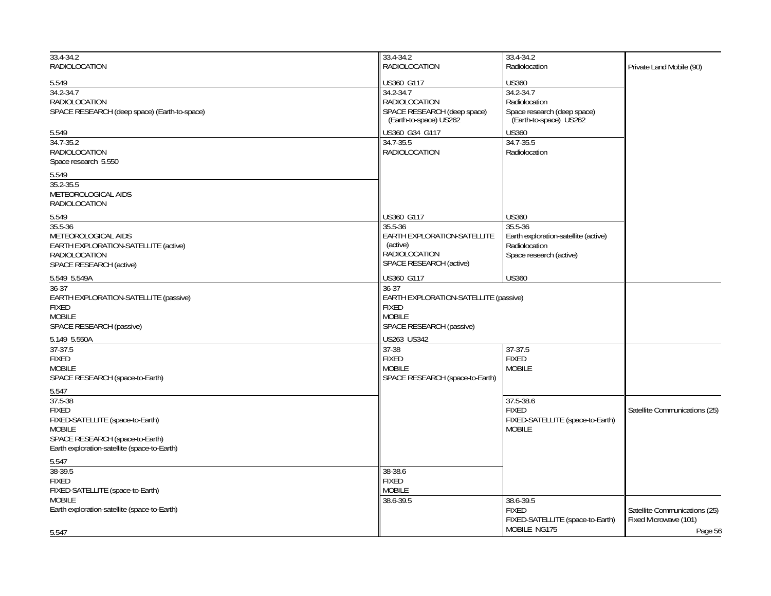| International Table | United States Table: Federal Table | United States Table: Non-Federal Table | FCC Rule Part(s) |
|---|---|---|---|
| 33.4-34.2<br>RADIOLOCATION<br><br>5.549 | 33.4-34.2<br>RADIOLOCATION<br><br>US360 G117 | 33.4-34.2<br>Radiolocation<br><br>US360 | Private Land Mobile (90) |
| 34.2-34.7<br>RADIOLOCATION<br>SPACE RESEARCH (deep space) (Earth-to-space)<br><br>5.549 | 34.2-34.7<br>RADIOLOCATION<br>SPACE RESEARCH (deep space) (Earth-to-space) US262<br><br>US360 G34 G117 | 34.2-34.7<br>Radiolocation<br>Space research (deep space) (Earth-to-space) US262<br><br>US360 | |
| 34.7-35.2<br>RADIOLOCATION<br>Space research 5.550<br><br>5.549 | 34.7-35.5<br>RADIOLOCATION<br><br>US360 G117 | 34.7-35.5<br>Radiolocation<br><br>US360 | |
| 35.2-35.5<br>METEOROLOGICAL AIDS<br>RADIOLOCATION<br><br>5.549 | | | |
| 35.5-36<br>METEOROLOGICAL AIDS<br>EARTH EXPLORATION-SATELLITE (active)<br>RADIOLOCATION<br>SPACE RESEARCH (active)<br><br>5.549 5.549A | 35.5-36<br>EARTH EXPLORATION-SATELLITE (active)<br>RADIOLOCATION<br>SPACE RESEARCH (active)<br><br>US360 G117 | 35.5-36<br>Earth exploration-satellite (active)<br>Radiolocation<br>Space research (active)<br><br>US360 | |
| 36-37<br>EARTH EXPLORATION-SATELLITE (passive)<br>FIXED<br>MOBILE<br>SPACE RESEARCH (passive)<br><br>5.149 5.550A | 36-37<br>EARTH EXPLORATION-SATELLITE (passive)<br>FIXED<br>MOBILE<br>SPACE RESEARCH (passive)<br><br>US263 US342 | | |
| 37-37.5<br>FIXED<br>MOBILE<br>SPACE RESEARCH (space-to-Earth)<br><br>5.547 | 37-38<br>FIXED<br>MOBILE<br>SPACE RESEARCH (space-to-Earth) | 37-37.5<br>FIXED<br>MOBILE | |
| 37.5-38<br>FIXED<br>FIXED-SATELLITE (space-to-Earth)<br>MOBILE<br>SPACE RESEARCH (space-to-Earth)<br>Earth exploration-satellite (space-to-Earth)<br><br>5.547 | | 37.5-38.6<br>FIXED<br>FIXED-SATELLITE (space-to-Earth)<br>MOBILE | Satellite Communications (25) |
| 38-39.5<br>FIXED<br>FIXED-SATELLITE (space-to-Earth)<br>MOBILE<br>Earth exploration-satellite (space-to-Earth)<br><br>5.547 | 38-38.6<br>FIXED<br>MOBILE | | |
| | 38.6-39.5 | 38.6-39.5<br>FIXED<br>FIXED-SATELLITE (space-to-Earth)<br>MOBILE NG175 | Satellite Communications (25)<br>Fixed Microwave (101) |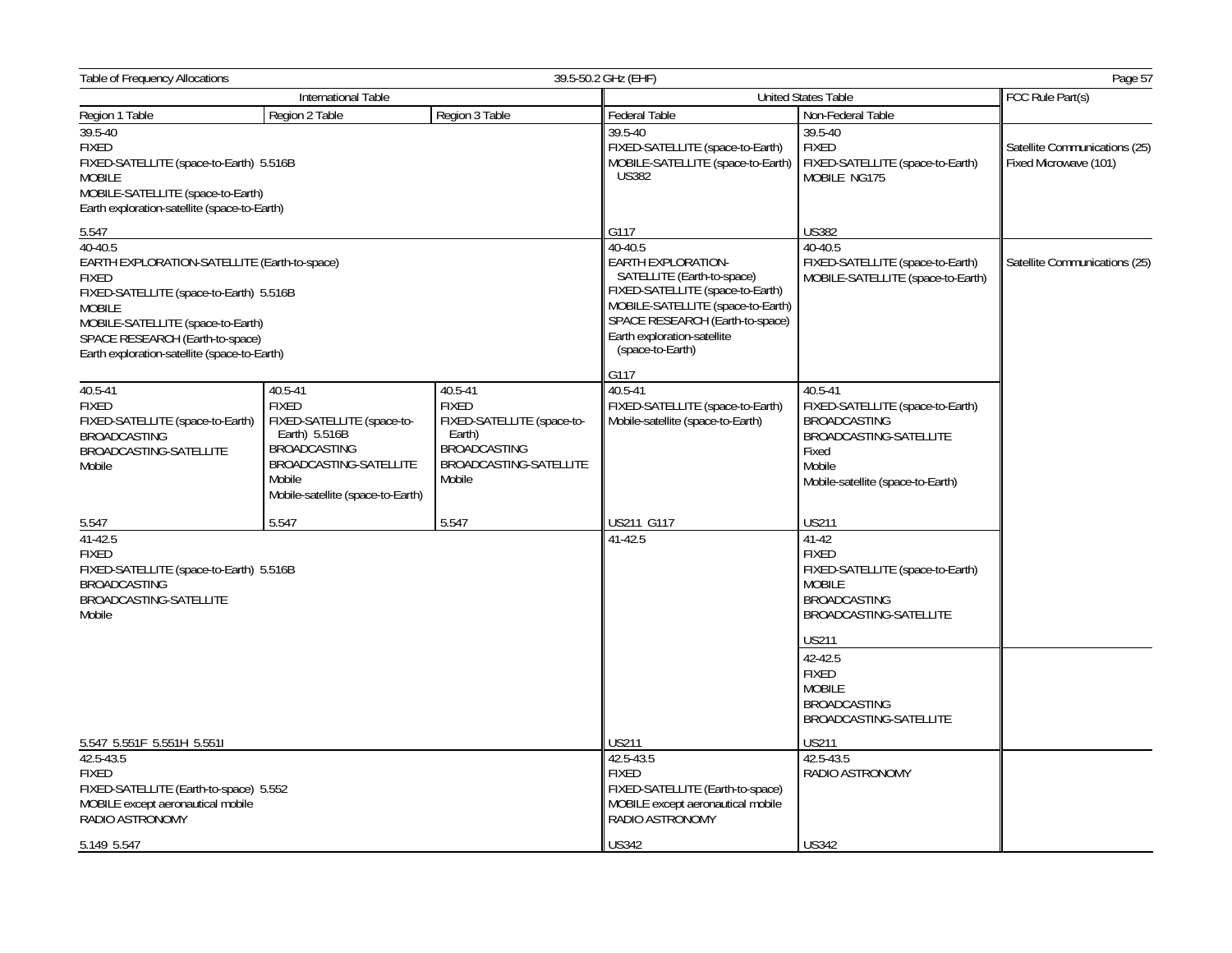Table of Frequency Allocations — 39.5-50.2 GHz (EHF)

| International Table | | | United States Table | | FCC Rule Part(s) |
|---|---|---|---|---|---|
| Region 1 Table | Region 2 Table | Region 3 Table | Federal Table | Non-Federal Table | |
| 39.5-40<br>FIXED<br>FIXED-SATELLITE (space-to-Earth) 5.516B<br>MOBILE<br>MOBILE-SATELLITE (space-to-Earth)<br>Earth exploration-satellite (space-to-Earth)<br><br>5.547 | | | 39.5-40<br>FIXED-SATELLITE (space-to-Earth)<br>MOBILE-SATELLITE (space-to-Earth) US382<br><br>G117 | 39.5-40<br>FIXED<br>FIXED-SATELLITE (space-to-Earth)<br>MOBILE NG175<br><br>US382 | Satellite Communications (25)<br>Fixed Microwave (101) |
| 40-40.5<br>EARTH EXPLORATION-SATELLITE (Earth-to-space)<br>FIXED<br>FIXED-SATELLITE (space-to-Earth) 5.516B<br>MOBILE<br>MOBILE-SATELLITE (space-to-Earth)<br>SPACE RESEARCH (Earth-to-space)<br>Earth exploration-satellite (space-to-Earth) | | | 40-40.5<br>EARTH EXPLORATION-SATELLITE (Earth-to-space)<br>FIXED-SATELLITE (space-to-Earth)<br>MOBILE-SATELLITE (space-to-Earth)<br>SPACE RESEARCH (Earth-to-space)<br>Earth exploration-satellite (space-to-Earth)<br><br>G117 | 40-40.5<br>FIXED-SATELLITE (space-to-Earth)<br>MOBILE-SATELLITE (space-to-Earth) | Satellite Communications (25) |
| 40.5-41<br>FIXED<br>FIXED-SATELLITE (space-to-Earth)<br>BROADCASTING<br>BROADCASTING-SATELLITE<br>Mobile<br><br>5.547 | 40.5-41<br>FIXED<br>FIXED-SATELLITE (space-to-Earth) 5.516B<br>BROADCASTING<br>BROADCASTING-SATELLITE<br>Mobile<br>Mobile-satellite (space-to-Earth)<br><br>5.547 | 40.5-41<br>FIXED<br>FIXED-SATELLITE (space-to-Earth)<br>BROADCASTING<br>BROADCASTING-SATELLITE<br>Mobile<br><br>5.547 | 40.5-41<br>FIXED-SATELLITE (space-to-Earth)<br>Mobile-satellite (space-to-Earth)<br><br>US211 G117 | 40.5-41<br>FIXED-SATELLITE (space-to-Earth)<br>BROADCASTING<br>BROADCASTING-SATELLITE<br>Fixed<br>Mobile<br>Mobile-satellite (space-to-Earth)<br><br>US211 | |
| 41-42.5<br>FIXED<br>FIXED-SATELLITE (space-to-Earth) 5.516B<br>BROADCASTING<br>BROADCASTING-SATELLITE<br>Mobile<br><br>5.547 5.551F 5.551H 5.551I | | | 41-42.5<br><br>US211 | 41-42<br>FIXED<br>FIXED-SATELLITE (space-to-Earth)<br>MOBILE<br>BROADCASTING<br>BROADCASTING-SATELLITE<br><br>US211 | |
| | | | | 42-42.5<br>FIXED<br>MOBILE<br>BROADCASTING<br>BROADCASTING-SATELLITE<br><br>US211 | |
| 42.5-43.5<br>FIXED<br>FIXED-SATELLITE (Earth-to-space) 5.552<br>MOBILE except aeronautical mobile<br>RADIO ASTRONOMY<br><br>5.149 5.547 | | | 42.5-43.5<br>FIXED<br>FIXED-SATELLITE (Earth-to-space)<br>MOBILE except aeronautical mobile<br>RADIO ASTRONOMY<br><br>US342 | 42.5-43.5<br>RADIO ASTRONOMY<br><br>US342 | |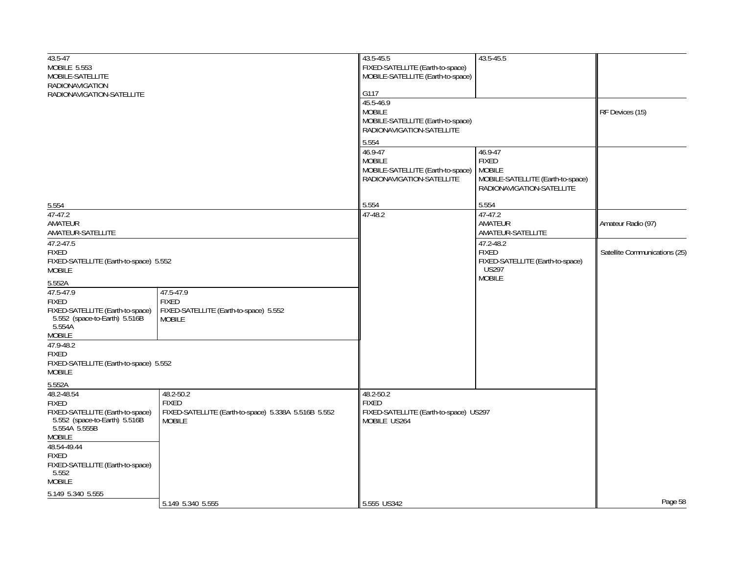| International Table | | United States Table | | FCC Rule Part(s) |
|---|---|---|---|---|
| Region 1 Table | Region 2 Table / Region 3 Table | Federal Table | Non-Federal Table | |
| 43.5-47<br>MOBILE 5.553<br>MOBILE-SATELLITE<br>RADIONAVIGATION<br>RADIONAVIGATION-SATELLITE<br><br>5.554 | | 43.5-45.5<br>FIXED-SATELLITE (Earth-to-space)<br>MOBILE-SATELLITE (Earth-to-space)<br><br>G117 | 43.5-45.5 | |
| | | 45.5-46.9<br>MOBILE<br>MOBILE-SATELLITE (Earth-to-space)<br>RADIONAVIGATION-SATELLITE<br><br>5.554 | | RF Devices (15) |
| | | 46.9-47<br>MOBILE<br>MOBILE-SATELLITE (Earth-to-space)<br>RADIONAVIGATION-SATELLITE<br><br>5.554 | 46.9-47<br>FIXED<br>MOBILE<br>MOBILE-SATELLITE (Earth-to-space)<br>RADIONAVIGATION-SATELLITE<br><br>5.554 | |
| 47-47.2<br>AMATEUR<br>AMATEUR-SATELLITE | | 47-48.2 | 47-47.2<br>AMATEUR<br>AMATEUR-SATELLITE | Amateur Radio (97) |
| 47.2-47.5<br>FIXED<br>FIXED-SATELLITE (Earth-to-space) 5.552<br>MOBILE<br><br>5.552A | | | 47.2-48.2<br>FIXED<br>FIXED-SATELLITE (Earth-to-space) US297<br>MOBILE | Satellite Communications (25) |
| 47.5-47.9<br>FIXED<br>FIXED-SATELLITE (Earth-to-space) 5.552 (space-to-Earth) 5.516B 5.554A<br>MOBILE | 47.5-47.9<br>FIXED<br>FIXED-SATELLITE (Earth-to-space) 5.552<br>MOBILE | | | |
| 47.9-48.2<br>FIXED<br>FIXED-SATELLITE (Earth-to-space) 5.552<br>MOBILE<br><br>5.552A | | | | |
| 48.2-48.54<br>FIXED<br>FIXED-SATELLITE (Earth-to-space) 5.552 (space-to-Earth) 5.516B 5.554A 5.555B<br>MOBILE | 48.2-50.2<br>FIXED<br>FIXED-SATELLITE (Earth-to-space) 5.338A 5.516B 5.552<br>MOBILE<br><br>5.149 5.340 5.555 | 48.2-50.2<br>FIXED<br>FIXED-SATELLITE (Earth-to-space) US297<br>MOBILE US264<br><br>5.555 US342 | | |
| 48.54-49.44<br>FIXED<br>FIXED-SATELLITE (Earth-to-space) 5.552<br>MOBILE<br><br>5.149 5.340 5.555 | | | | |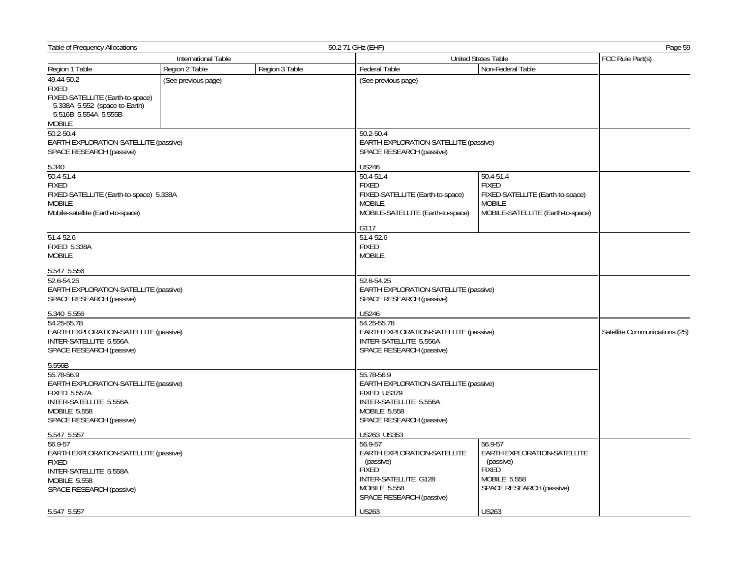| International Table | | | United States Table | | FCC Rule Part(s) |
|---|---|---|---|---|---|
| Region 1 Table | Region 2 Table | Region 3 Table | Federal Table | Non-Federal Table | |
| 49.44-50.2<br>FIXED<br>FIXED-SATELLITE (Earth-to-space)<br>5.338A 5.552 (space-to-Earth)<br>5.516B 5.554A 5.555B<br>MOBILE | (See previous page) | | (See previous page) | | |
| 50.2-50.4<br>EARTH EXPLORATION-SATELLITE (passive)<br>SPACE RESEARCH (passive)<br><br>5.340 | | | 50.2-50.4<br>EARTH EXPLORATION-SATELLITE (passive)<br>SPACE RESEARCH (passive)<br><br>US246 | | |
| 50.4-51.4<br>FIXED<br>FIXED-SATELLITE (Earth-to-space) 5.338A<br>MOBILE<br>Mobile-satellite (Earth-to-space) | | | 50.4-51.4<br>FIXED<br>FIXED-SATELLITE (Earth-to-space)<br>MOBILE<br>MOBILE-SATELLITE (Earth-to-space)<br><br>G117 | 50.4-51.4<br>FIXED<br>FIXED-SATELLITE (Earth-to-space)<br>MOBILE<br>MOBILE-SATELLITE (Earth-to-space) | |
| 51.4-52.6<br>FIXED 5.338A<br>MOBILE<br><br>5.547 5.556 | | | 51.4-52.6<br>FIXED<br>MOBILE | | |
| 52.6-54.25<br>EARTH EXPLORATION-SATELLITE (passive)<br>SPACE RESEARCH (passive)<br><br>5.340 5.556 | | | 52.6-54.25<br>EARTH EXPLORATION-SATELLITE (passive)<br>SPACE RESEARCH (passive)<br><br>US246 | | |
| 54.25-55.78<br>EARTH EXPLORATION-SATELLITE (passive)<br>INTER-SATELLITE 5.556A<br>SPACE RESEARCH (passive)<br><br>5.556B | | | 54.25-55.78<br>EARTH EXPLORATION-SATELLITE (passive)<br>INTER-SATELLITE 5.556A<br>SPACE RESEARCH (passive) | | Satellite Communications (25) |
| 55.78-56.9<br>EARTH EXPLORATION-SATELLITE (passive)<br>FIXED 5.557A<br>INTER-SATELLITE 5.556A<br>MOBILE 5.558<br>SPACE RESEARCH (passive)<br><br>5.547 5.557 | | | 55.78-56.9<br>EARTH EXPLORATION-SATELLITE (passive)<br>FIXED US379<br>INTER-SATELLITE 5.556A<br>MOBILE 5.558<br>SPACE RESEARCH (passive)<br><br>US263 US353 | | |
| 56.9-57<br>EARTH EXPLORATION-SATELLITE (passive)<br>FIXED<br>INTER-SATELLITE 5.558A<br>MOBILE 5.558<br>SPACE RESEARCH (passive)<br><br>5.547 5.557 | | | 56.9-57<br>EARTH EXPLORATION-SATELLITE (passive)<br>FIXED<br>INTER-SATELLITE G128<br>MOBILE 5.558<br>SPACE RESEARCH (passive)<br><br>US263 | 56.9-57<br>EARTH EXPLORATION-SATELLITE (passive)<br>FIXED<br>MOBILE 5.558<br>SPACE RESEARCH (passive)<br><br>US263 | |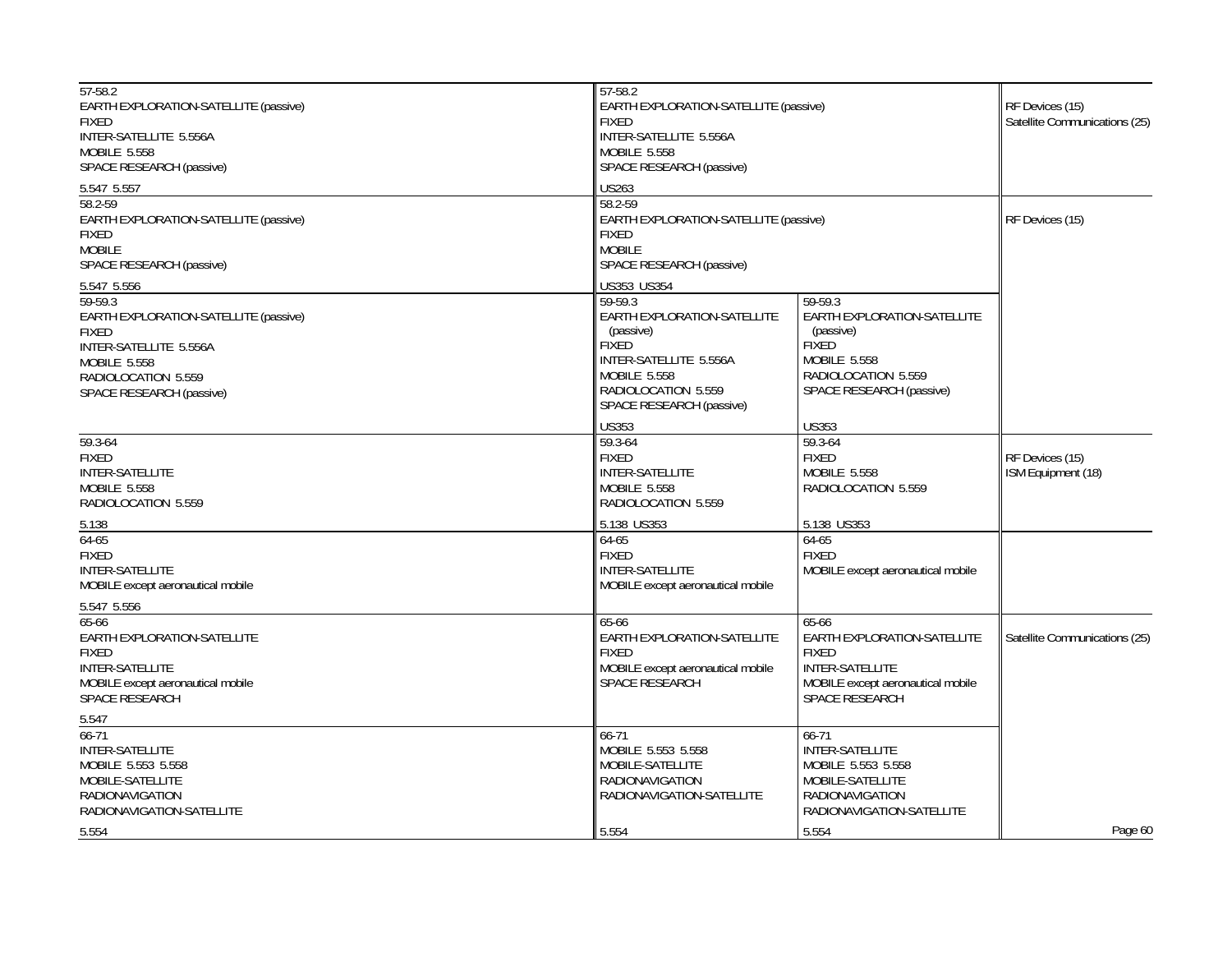| International Table | United States Table (Federal) | United States Table (Non-Federal) | FCC Rule Part(s) |
|---|---|---|---|
| 57-58.2<br>EARTH EXPLORATION-SATELLITE (passive)<br>FIXED<br>INTER-SATELLITE 5.556A<br>MOBILE 5.558<br>SPACE RESEARCH (passive)<br><br>5.547 5.557 | 57-58.2<br>EARTH EXPLORATION-SATELLITE (passive)<br>FIXED<br>INTER-SATELLITE 5.556A<br>MOBILE 5.558<br>SPACE RESEARCH (passive)<br><br>US263 | | RF Devices (15)<br>Satellite Communications (25) |
| 58.2-59<br>EARTH EXPLORATION-SATELLITE (passive)<br>FIXED<br>MOBILE<br>SPACE RESEARCH (passive)<br><br>5.547 5.556 | 58.2-59<br>EARTH EXPLORATION-SATELLITE (passive)<br>FIXED<br>MOBILE<br>SPACE RESEARCH (passive)<br><br>US353 US354 | | RF Devices (15) |
| 59-59.3<br>EARTH EXPLORATION-SATELLITE (passive)<br>FIXED<br>INTER-SATELLITE 5.556A<br>MOBILE 5.558<br>RADIOLOCATION 5.559<br>SPACE RESEARCH (passive) | 59-59.3<br>EARTH EXPLORATION-SATELLITE (passive)<br>FIXED<br>INTER-SATELLITE 5.556A<br>MOBILE 5.558<br>RADIOLOCATION 5.559<br>SPACE RESEARCH (passive)<br><br>US353 | 59-59.3<br>EARTH EXPLORATION-SATELLITE (passive)<br>FIXED<br>MOBILE 5.558<br>RADIOLOCATION 5.559<br>SPACE RESEARCH (passive)<br><br>US353 | |
| 59.3-64<br>FIXED<br>INTER-SATELLITE<br>MOBILE 5.558<br>RADIOLOCATION 5.559<br><br>5.138 | 59.3-64<br>FIXED<br>INTER-SATELLITE<br>MOBILE 5.558<br>RADIOLOCATION 5.559<br><br>5.138 US353 | 59.3-64<br>FIXED<br>MOBILE 5.558<br>RADIOLOCATION 5.559<br><br>5.138 US353 | RF Devices (15)<br>ISM Equipment (18) |
| 64-65<br>FIXED<br>INTER-SATELLITE<br>MOBILE except aeronautical mobile<br><br>5.547 5.556 | 64-65<br>FIXED<br>INTER-SATELLITE<br>MOBILE except aeronautical mobile | 64-65<br>FIXED<br>MOBILE except aeronautical mobile | |
| 65-66<br>EARTH EXPLORATION-SATELLITE<br>FIXED<br>INTER-SATELLITE<br>MOBILE except aeronautical mobile<br>SPACE RESEARCH<br><br>5.547 | 65-66<br>EARTH EXPLORATION-SATELLITE<br>FIXED<br>MOBILE except aeronautical mobile<br>SPACE RESEARCH | 65-66<br>EARTH EXPLORATION-SATELLITE<br>FIXED<br>INTER-SATELLITE<br>MOBILE except aeronautical mobile<br>SPACE RESEARCH | Satellite Communications (25) |
| 66-71<br>INTER-SATELLITE<br>MOBILE 5.553 5.558<br>MOBILE-SATELLITE<br>RADIONAVIGATION<br>RADIONAVIGATION-SATELLITE<br><br>5.554 | 66-71<br>MOBILE 5.553 5.558<br>MOBILE-SATELLITE<br>RADIONAVIGATION<br>RADIONAVIGATION-SATELLITE<br><br>5.554 | 66-71<br>INTER-SATELLITE<br>MOBILE 5.553 5.558<br>MOBILE-SATELLITE<br>RADIONAVIGATION<br>RADIONAVIGATION-SATELLITE<br><br>5.554 | |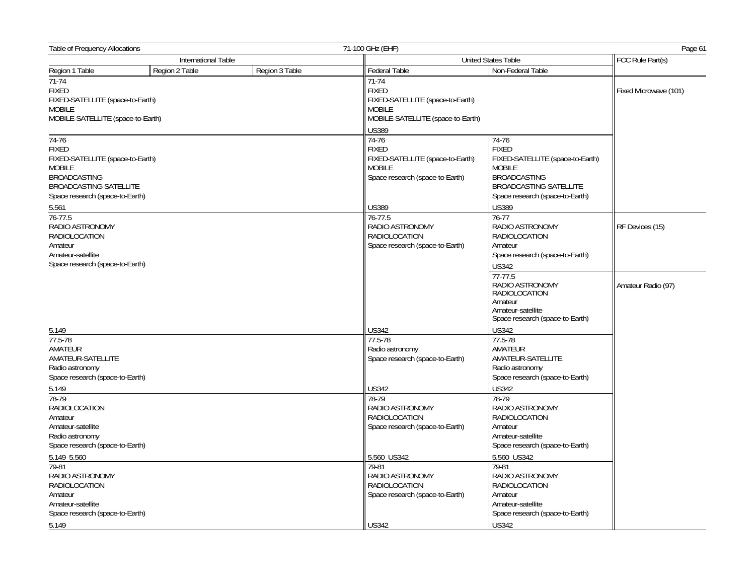Table of Frequency Allocations — 71-100 GHz (EHF)

| International Table | | | United States Table | | FCC Rule Part(s) |
|---|---|---|---|---|---|
| Region 1 Table | Region 2 Table | Region 3 Table | Federal Table | Non-Federal Table | |
| 71-74<br>FIXED<br>FIXED-SATELLITE (space-to-Earth)<br>MOBILE<br>MOBILE-SATELLITE (space-to-Earth) | | | 71-74<br>FIXED<br>FIXED-SATELLITE (space-to-Earth)<br>MOBILE<br>MOBILE-SATELLITE (space-to-Earth)<br><br>US389 | | Fixed Microwave (101) |
| 74-76<br>FIXED<br>FIXED-SATELLITE (space-to-Earth)<br>MOBILE<br>BROADCASTING<br>BROADCASTING-SATELLITE<br>Space research (space-to-Earth)<br><br>5.561 | | | 74-76<br>FIXED<br>FIXED-SATELLITE (space-to-Earth)<br>MOBILE<br>Space research (space-to-Earth)<br><br>US389 | 74-76<br>FIXED<br>FIXED-SATELLITE (space-to-Earth)<br>MOBILE<br>BROADCASTING<br>BROADCASTING-SATELLITE<br>Space research (space-to-Earth)<br><br>US389 | |
| 76-77.5<br>RADIO ASTRONOMY<br>RADIOLOCATION<br>Amateur<br>Amateur-satellite<br>Space research (space-to-Earth)<br><br>5.149 | | | 76-77.5<br>RADIO ASTRONOMY<br>RADIOLOCATION<br>Space research (space-to-Earth)<br><br>US342 | 76-77<br>RADIO ASTRONOMY<br>RADIOLOCATION<br>Amateur<br>Space research (space-to-Earth)<br><br>US342 | RF Devices (15) |
| | | | | 77-77.5<br>RADIO ASTRONOMY<br>RADIOLOCATION<br>Amateur<br>Amateur-satellite<br>Space research (space-to-Earth)<br><br>US342 | Amateur Radio (97) |
| 77.5-78<br>AMATEUR<br>AMATEUR-SATELLITE<br>Radio astronomy<br>Space research (space-to-Earth)<br><br>5.149 | | | 77.5-78<br>Radio astronomy<br>Space research (space-to-Earth)<br><br>US342 | 77.5-78<br>AMATEUR<br>AMATEUR-SATELLITE<br>Radio astronomy<br>Space research (space-to-Earth)<br><br>US342 | |
| 78-79<br>RADIOLOCATION<br>Amateur<br>Amateur-satellite<br>Radio astronomy<br>Space research (space-to-Earth)<br><br>5.149 5.560 | | | 78-79<br>RADIO ASTRONOMY<br>RADIOLOCATION<br>Space research (space-to-Earth)<br><br>5.560 US342 | 78-79<br>RADIO ASTRONOMY<br>RADIOLOCATION<br>Amateur<br>Amateur-satellite<br>Space research (space-to-Earth)<br><br>5.560 US342 | |
| 79-81<br>RADIO ASTRONOMY<br>RADIOLOCATION<br>Amateur<br>Amateur-satellite<br>Space research (space-to-Earth)<br><br>5.149 | | | 79-81<br>RADIO ASTRONOMY<br>RADIOLOCATION<br>Space research (space-to-Earth)<br><br>US342 | 79-81<br>RADIO ASTRONOMY<br>RADIOLOCATION<br>Amateur<br>Amateur-satellite<br>Space research (space-to-Earth)<br><br>US342 | |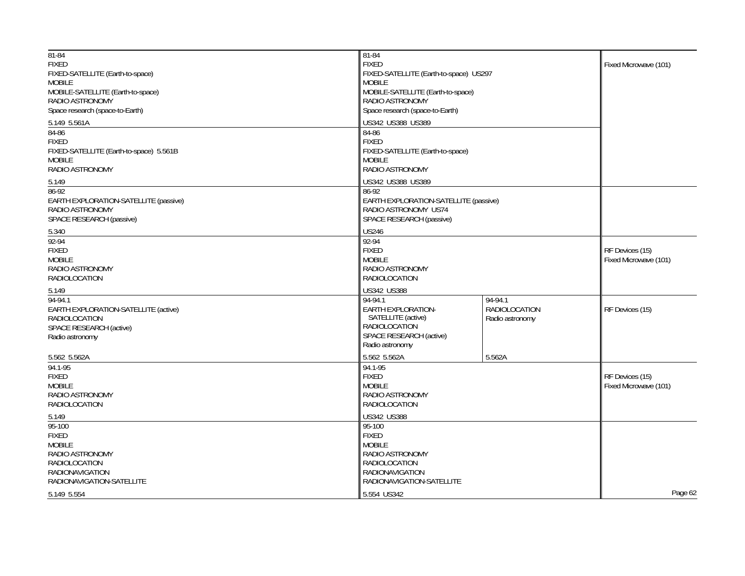| International Table | United States Table (Federal) | United States Table (Non-Federal) | FCC Rule Part(s) |
|---|---|---|---|
| 81-84<br>FIXED<br>FIXED-SATELLITE (Earth-to-space)<br>MOBILE<br>MOBILE-SATELLITE (Earth-to-space)<br>RADIO ASTRONOMY<br>Space research (space-to-Earth)<br><br>5.149 5.561A | 81-84<br>FIXED<br>FIXED-SATELLITE (Earth-to-space) US297<br>MOBILE<br>MOBILE-SATELLITE (Earth-to-space)<br>RADIO ASTRONOMY<br>Space research (space-to-Earth)<br><br>US342 US388 US389 | | Fixed Microwave (101) |
| 84-86<br>FIXED<br>FIXED-SATELLITE (Earth-to-space) 5.561B<br>MOBILE<br>RADIO ASTRONOMY<br><br>5.149 | 84-86<br>FIXED<br>FIXED-SATELLITE (Earth-to-space)<br>MOBILE<br>RADIO ASTRONOMY<br><br>US342 US388 US389 | | |
| 86-92<br>EARTH EXPLORATION-SATELLITE (passive)<br>RADIO ASTRONOMY<br>SPACE RESEARCH (passive)<br><br>5.340 | 86-92<br>EARTH EXPLORATION-SATELLITE (passive)<br>RADIO ASTRONOMY US74<br>SPACE RESEARCH (passive)<br><br>US246 | | |
| 92-94<br>FIXED<br>MOBILE<br>RADIO ASTRONOMY<br>RADIOLOCATION<br><br>5.149 | 92-94<br>FIXED<br>MOBILE<br>RADIO ASTRONOMY<br>RADIOLOCATION<br><br>US342 US388 | | RF Devices (15)<br>Fixed Microwave (101) |
| 94-94.1<br>EARTH EXPLORATION-SATELLITE (active)<br>RADIOLOCATION<br>SPACE RESEARCH (active)<br>Radio astronomy<br><br>5.562 5.562A | 94-94.1<br>EARTH EXPLORATION-SATELLITE (active)<br>RADIOLOCATION<br>SPACE RESEARCH (active)<br>Radio astronomy<br><br>5.562 5.562A | 94-94.1<br>RADIOLOCATION<br>Radio astronomy<br><br>5.562A | RF Devices (15) |
| 94.1-95<br>FIXED<br>MOBILE<br>RADIO ASTRONOMY<br>RADIOLOCATION<br><br>5.149 | 94.1-95<br>FIXED<br>MOBILE<br>RADIO ASTRONOMY<br>RADIOLOCATION<br><br>US342 US388 | | RF Devices (15)<br>Fixed Microwave (101) |
| 95-100<br>FIXED<br>MOBILE<br>RADIO ASTRONOMY<br>RADIOLOCATION<br>RADIONAVIGATION<br>RADIONAVIGATION-SATELLITE<br><br>5.149 5.554 | 95-100<br>FIXED<br>MOBILE<br>RADIO ASTRONOMY<br>RADIOLOCATION<br>RADIONAVIGATION<br>RADIONAVIGATION-SATELLITE<br><br>5.554 US342 | | |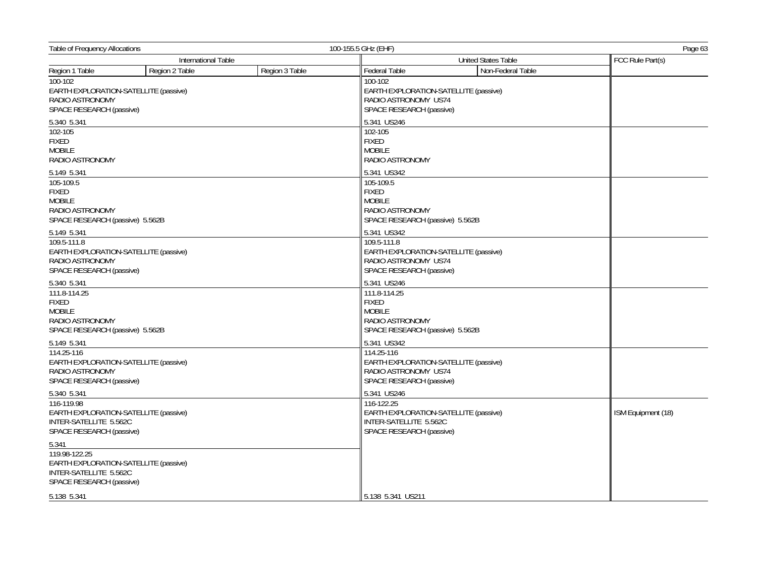| International Table | | | United States Table | | FCC Rule Part(s) |
|---|---|---|---|---|---|
| Region 1 Table | Region 2 Table | Region 3 Table | Federal Table | Non-Federal Table | |
| 100-102<br>EARTH EXPLORATION-SATELLITE (passive)<br>RADIO ASTRONOMY<br>SPACE RESEARCH (passive)<br><br>5.340 5.341 | | | 100-102<br>EARTH EXPLORATION-SATELLITE (passive)<br>RADIO ASTRONOMY US74<br>SPACE RESEARCH (passive)<br><br>5.341 US246 | | |
| 102-105<br>FIXED<br>MOBILE<br>RADIO ASTRONOMY<br><br>5.149 5.341 | | | 102-105<br>FIXED<br>MOBILE<br>RADIO ASTRONOMY<br><br>5.341 US342 | | |
| 105-109.5<br>FIXED<br>MOBILE<br>RADIO ASTRONOMY<br>SPACE RESEARCH (passive) 5.562B<br><br>5.149 5.341 | | | 105-109.5<br>FIXED<br>MOBILE<br>RADIO ASTRONOMY<br>SPACE RESEARCH (passive) 5.562B<br><br>5.341 US342 | | |
| 109.5-111.8<br>EARTH EXPLORATION-SATELLITE (passive)<br>RADIO ASTRONOMY<br>SPACE RESEARCH (passive)<br><br>5.340 5.341 | | | 109.5-111.8<br>EARTH EXPLORATION-SATELLITE (passive)<br>RADIO ASTRONOMY US74<br>SPACE RESEARCH (passive)<br><br>5.341 US246 | | |
| 111.8-114.25<br>FIXED<br>MOBILE<br>RADIO ASTRONOMY<br>SPACE RESEARCH (passive) 5.562B<br><br>5.149 5.341 | | | 111.8-114.25<br>FIXED<br>MOBILE<br>RADIO ASTRONOMY<br>SPACE RESEARCH (passive) 5.562B<br><br>5.341 US342 | | |
| 114.25-116<br>EARTH EXPLORATION-SATELLITE (passive)<br>RADIO ASTRONOMY<br>SPACE RESEARCH (passive)<br><br>5.340 5.341 | | | 114.25-116<br>EARTH EXPLORATION-SATELLITE (passive)<br>RADIO ASTRONOMY US74<br>SPACE RESEARCH (passive)<br><br>5.341 US246 | | |
| 116-119.98<br>EARTH EXPLORATION-SATELLITE (passive)<br>INTER-SATELLITE 5.562C<br>SPACE RESEARCH (passive)<br><br>5.341 | | | 116-122.25<br>EARTH EXPLORATION-SATELLITE (passive)<br>INTER-SATELLITE 5.562C<br>SPACE RESEARCH (passive)<br><br>5.138 5.341 US211 | | ISM Equipment (18) |
| 119.98-122.25<br>EARTH EXPLORATION-SATELLITE (passive)<br>INTER-SATELLITE 5.562C<br>SPACE RESEARCH (passive)<br><br>5.138 5.341 | | | | | |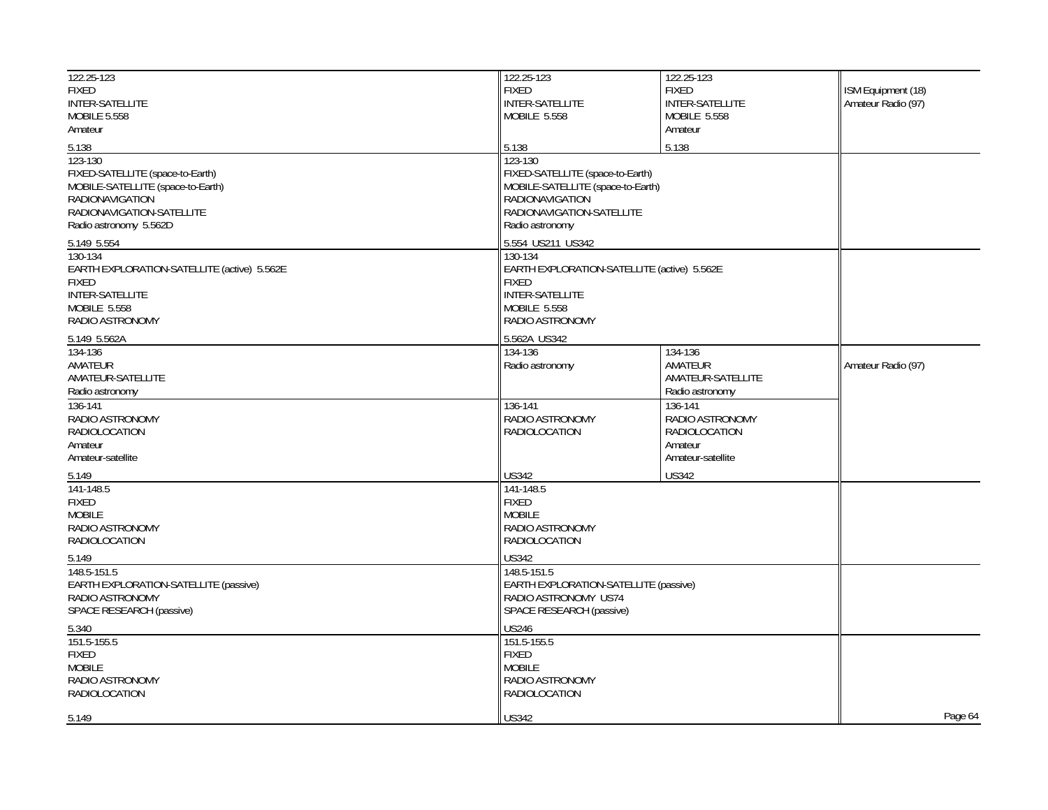| International Table | United States Table – Federal Table | United States Table – Non-Federal Table | FCC Rule Part(s) |
|---|---|---|---|
| 122.25-123<br>FIXED<br>INTER-SATELLITE<br>MOBILE 5.558<br>Amateur<br><br>5.138 | 122.25-123<br>FIXED<br>INTER-SATELLITE<br>MOBILE 5.558<br><br>5.138 | 122.25-123<br>FIXED<br>INTER-SATELLITE<br>MOBILE 5.558<br>Amateur<br><br>5.138 | ISM Equipment (18)<br>Amateur Radio (97) |
| 123-130<br>FIXED-SATELLITE (space-to-Earth)<br>MOBILE-SATELLITE (space-to-Earth)<br>RADIONAVIGATION<br>RADIONAVIGATION-SATELLITE<br>Radio astronomy 5.562D<br><br>5.149 5.554 | 123-130<br>FIXED-SATELLITE (space-to-Earth)<br>MOBILE-SATELLITE (space-to-Earth)<br>RADIONAVIGATION<br>RADIONAVIGATION-SATELLITE<br>Radio astronomy<br><br>5.554 US211 US342 | | |
| 130-134<br>EARTH EXPLORATION-SATELLITE (active) 5.562E<br>FIXED<br>INTER-SATELLITE<br>MOBILE 5.558<br>RADIO ASTRONOMY<br><br>5.149 5.562A | 130-134<br>EARTH EXPLORATION-SATELLITE (active) 5.562E<br>FIXED<br>INTER-SATELLITE<br>MOBILE 5.558<br>RADIO ASTRONOMY<br><br>5.562A US342 | | |
| 134-136<br>AMATEUR<br>AMATEUR-SATELLITE<br>Radio astronomy | 134-136<br>Radio astronomy | 134-136<br>AMATEUR<br>AMATEUR-SATELLITE<br>Radio astronomy | Amateur Radio (97) |
| 136-141<br>RADIO ASTRONOMY<br>RADIOLOCATION<br>Amateur<br>Amateur-satellite<br><br>5.149 | 136-141<br>RADIO ASTRONOMY<br>RADIOLOCATION<br><br>US342 | 136-141<br>RADIO ASTRONOMY<br>RADIOLOCATION<br>Amateur<br>Amateur-satellite<br><br>US342 | |
| 141-148.5<br>FIXED<br>MOBILE<br>RADIO ASTRONOMY<br>RADIOLOCATION<br><br>5.149 | 141-148.5<br>FIXED<br>MOBILE<br>RADIO ASTRONOMY<br>RADIOLOCATION<br><br>US342 | | |
| 148.5-151.5<br>EARTH EXPLORATION-SATELLITE (passive)<br>RADIO ASTRONOMY<br>SPACE RESEARCH (passive)<br><br>5.340 | 148.5-151.5<br>EARTH EXPLORATION-SATELLITE (passive)<br>RADIO ASTRONOMY US74<br>SPACE RESEARCH (passive)<br><br>US246 | | |
| 151.5-155.5<br>FIXED<br>MOBILE<br>RADIO ASTRONOMY<br>RADIOLOCATION<br><br>5.149 | 151.5-155.5<br>FIXED<br>MOBILE<br>RADIO ASTRONOMY<br>RADIOLOCATION<br><br>US342 | | |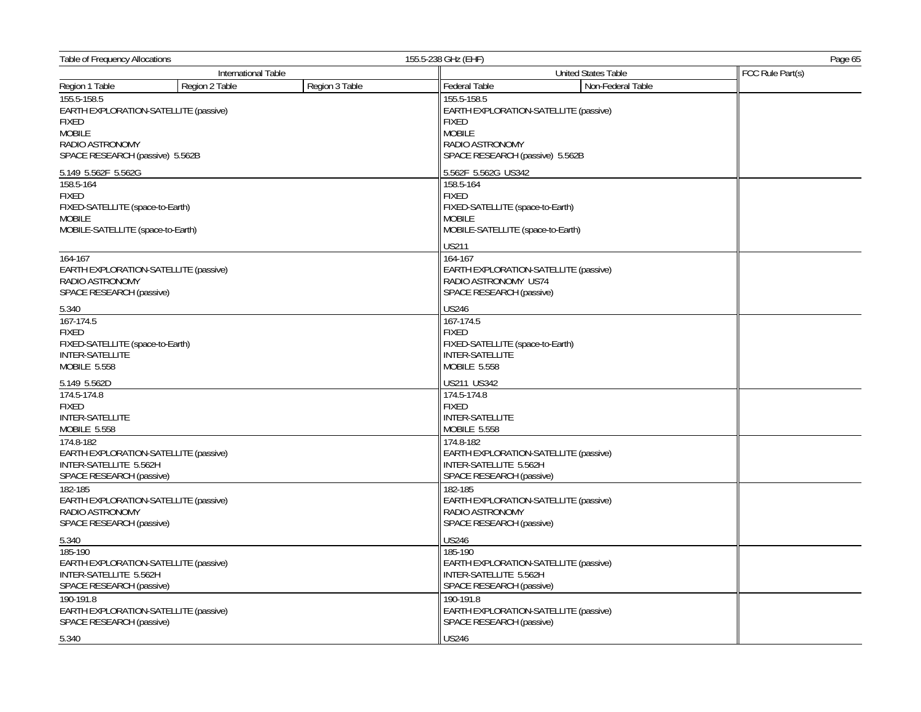| International Table | | | United States Table | | FCC Rule Part(s) |
|---|---|---|---|---|---|
| Region 1 Table | Region 2 Table | Region 3 Table | Federal Table | Non-Federal Table | |
| 155.5-158.5<br>EARTH EXPLORATION-SATELLITE (passive)<br>FIXED<br>MOBILE<br>RADIO ASTRONOMY<br>SPACE RESEARCH (passive) 5.562B<br><br>5.149 5.562F 5.562G | | | 155.5-158.5<br>EARTH EXPLORATION-SATELLITE (passive)<br>FIXED<br>MOBILE<br>RADIO ASTRONOMY<br>SPACE RESEARCH (passive) 5.562B<br><br>5.562F 5.562G US342 | | |
| 158.5-164<br>FIXED<br>FIXED-SATELLITE (space-to-Earth)<br>MOBILE<br>MOBILE-SATELLITE (space-to-Earth) | | | 158.5-164<br>FIXED<br>FIXED-SATELLITE (space-to-Earth)<br>MOBILE<br>MOBILE-SATELLITE (space-to-Earth)<br><br>US211 | | |
| 164-167<br>EARTH EXPLORATION-SATELLITE (passive)<br>RADIO ASTRONOMY<br>SPACE RESEARCH (passive)<br><br>5.340 | | | 164-167<br>EARTH EXPLORATION-SATELLITE (passive)<br>RADIO ASTRONOMY US74<br>SPACE RESEARCH (passive)<br><br>US246 | | |
| 167-174.5<br>FIXED<br>FIXED-SATELLITE (space-to-Earth)<br>INTER-SATELLITE<br>MOBILE 5.558<br><br>5.149 5.562D | | | 167-174.5<br>FIXED<br>FIXED-SATELLITE (space-to-Earth)<br>INTER-SATELLITE<br>MOBILE 5.558<br><br>US211 US342 | | |
| 174.5-174.8<br>FIXED<br>INTER-SATELLITE<br>MOBILE 5.558 | | | 174.5-174.8<br>FIXED<br>INTER-SATELLITE<br>MOBILE 5.558 | | |
| 174.8-182<br>EARTH EXPLORATION-SATELLITE (passive)<br>INTER-SATELLITE 5.562H<br>SPACE RESEARCH (passive) | | | 174.8-182<br>EARTH EXPLORATION-SATELLITE (passive)<br>INTER-SATELLITE 5.562H<br>SPACE RESEARCH (passive) | | |
| 182-185<br>EARTH EXPLORATION-SATELLITE (passive)<br>RADIO ASTRONOMY<br>SPACE RESEARCH (passive)<br><br>5.340 | | | 182-185<br>EARTH EXPLORATION-SATELLITE (passive)<br>RADIO ASTRONOMY<br>SPACE RESEARCH (passive)<br><br>US246 | | |
| 185-190<br>EARTH EXPLORATION-SATELLITE (passive)<br>INTER-SATELLITE 5.562H<br>SPACE RESEARCH (passive) | | | 185-190<br>EARTH EXPLORATION-SATELLITE (passive)<br>INTER-SATELLITE 5.562H<br>SPACE RESEARCH (passive) | | |
| 190-191.8<br>EARTH EXPLORATION-SATELLITE (passive)<br>SPACE RESEARCH (passive)<br><br>5.340 | | | 190-191.8<br>EARTH EXPLORATION-SATELLITE (passive)<br>SPACE RESEARCH (passive)<br><br>US246 | | |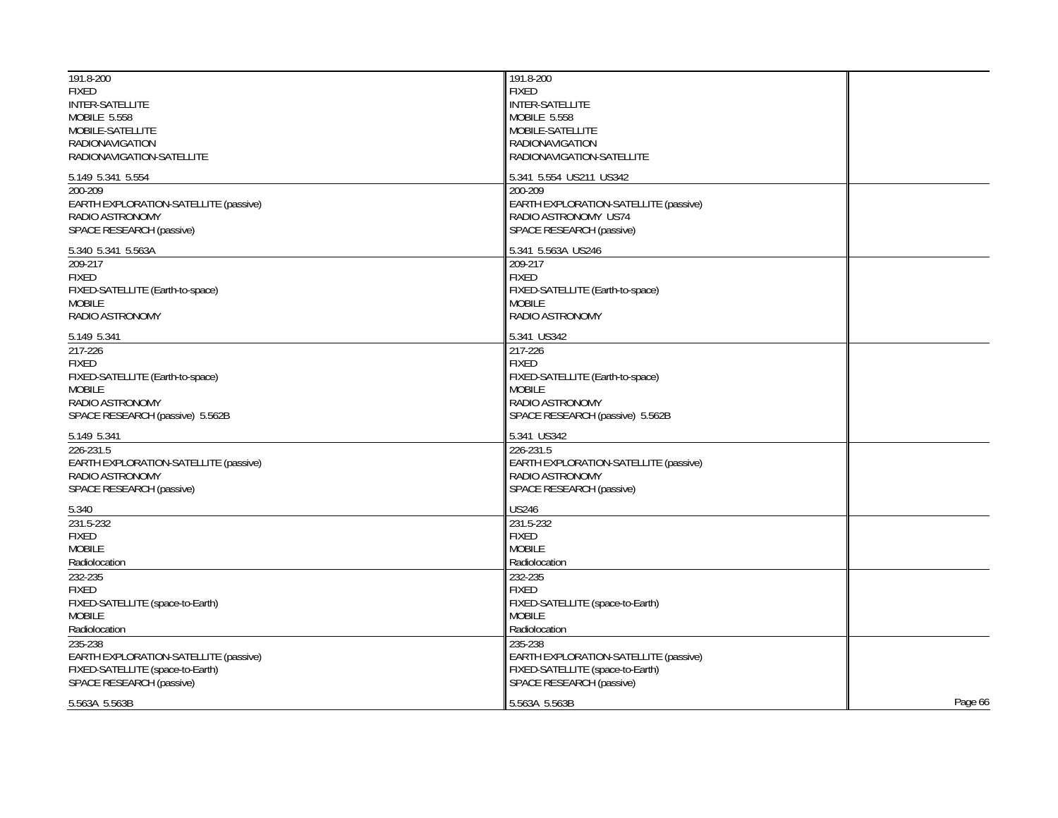| | | |
|---|---|---|
| 191.8-200<br>FIXED<br>INTER-SATELLITE<br>MOBILE 5.558<br>MOBILE-SATELLITE<br>RADIONAVIGATION<br>RADIONAVIGATION-SATELLITE<br><br>5.149 5.341 5.554 | 191.8-200<br>FIXED<br>INTER-SATELLITE<br>MOBILE 5.558<br>MOBILE-SATELLITE<br>RADIONAVIGATION<br>RADIONAVIGATION-SATELLITE<br><br>5.341 5.554 US211 US342 | |
| 200-209<br>EARTH EXPLORATION-SATELLITE (passive)<br>RADIO ASTRONOMY<br>SPACE RESEARCH (passive)<br><br>5.340 5.341 5.563A | 200-209<br>EARTH EXPLORATION-SATELLITE (passive)<br>RADIO ASTRONOMY US74<br>SPACE RESEARCH (passive)<br><br>5.341 5.563A US246 | |
| 209-217<br>FIXED<br>FIXED-SATELLITE (Earth-to-space)<br>MOBILE<br>RADIO ASTRONOMY<br><br>5.149 5.341 | 209-217<br>FIXED<br>FIXED-SATELLITE (Earth-to-space)<br>MOBILE<br>RADIO ASTRONOMY<br><br>5.341 US342 | |
| 217-226<br>FIXED<br>FIXED-SATELLITE (Earth-to-space)<br>MOBILE<br>RADIO ASTRONOMY<br>SPACE RESEARCH (passive) 5.562B<br><br>5.149 5.341 | 217-226<br>FIXED<br>FIXED-SATELLITE (Earth-to-space)<br>MOBILE<br>RADIO ASTRONOMY<br>SPACE RESEARCH (passive) 5.562B<br><br>5.341 US342 | |
| 226-231.5<br>EARTH EXPLORATION-SATELLITE (passive)<br>RADIO ASTRONOMY<br>SPACE RESEARCH (passive)<br><br>5.340 | 226-231.5<br>EARTH EXPLORATION-SATELLITE (passive)<br>RADIO ASTRONOMY<br>SPACE RESEARCH (passive)<br><br>US246 | |
| 231.5-232<br>FIXED<br>MOBILE<br>Radiolocation | 231.5-232<br>FIXED<br>MOBILE<br>Radiolocation | |
| 232-235<br>FIXED<br>FIXED-SATELLITE (space-to-Earth)<br>MOBILE<br>Radiolocation | 232-235<br>FIXED<br>FIXED-SATELLITE (space-to-Earth)<br>MOBILE<br>Radiolocation | |
| 235-238<br>EARTH EXPLORATION-SATELLITE (passive)<br>FIXED-SATELLITE (space-to-Earth)<br>SPACE RESEARCH (passive)<br><br>5.563A 5.563B | 235-238<br>EARTH EXPLORATION-SATELLITE (passive)<br>FIXED-SATELLITE (space-to-Earth)<br>SPACE RESEARCH (passive)<br><br>5.563A 5.563B | |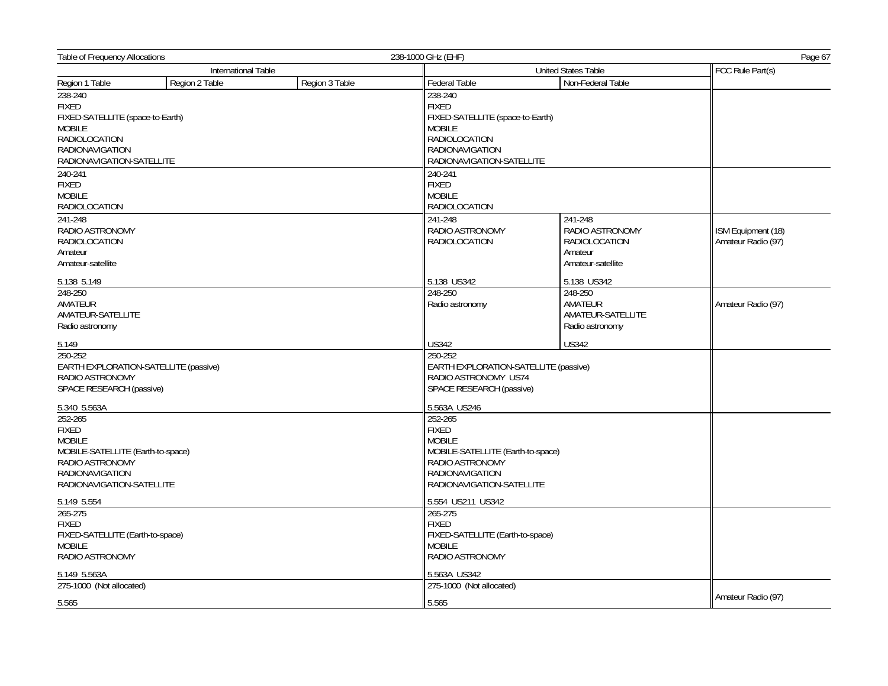Table of Frequency Allocations — 238-1000 GHz (EHF)

| International Table | | | United States Table | | FCC Rule Part(s) |
|---|---|---|---|---|---|
| Region 1 Table | Region 2 Table | Region 3 Table | Federal Table | Non-Federal Table | |
| 238-240<br>FIXED<br>FIXED-SATELLITE (space-to-Earth)<br>MOBILE<br>RADIOLOCATION<br>RADIONAVIGATION<br>RADIONAVIGATION-SATELLITE | | | 238-240<br>FIXED<br>FIXED-SATELLITE (space-to-Earth)<br>MOBILE<br>RADIOLOCATION<br>RADIONAVIGATION<br>RADIONAVIGATION-SATELLITE | | |
| 240-241<br>FIXED<br>MOBILE<br>RADIOLOCATION | | | 240-241<br>FIXED<br>MOBILE<br>RADIOLOCATION | | |
| 241-248<br>RADIO ASTRONOMY<br>RADIOLOCATION<br>Amateur<br>Amateur-satellite<br><br>5.138 5.149 | | | 241-248<br>RADIO ASTRONOMY<br>RADIOLOCATION<br><br>5.138 US342 | 241-248<br>RADIO ASTRONOMY<br>RADIOLOCATION<br>Amateur<br>Amateur-satellite<br><br>5.138 US342 | ISM Equipment (18)<br>Amateur Radio (97) |
| 248-250<br>AMATEUR<br>AMATEUR-SATELLITE<br>Radio astronomy<br><br>5.149 | | | 248-250<br>Radio astronomy<br><br>US342 | 248-250<br>AMATEUR<br>AMATEUR-SATELLITE<br>Radio astronomy<br><br>US342 | Amateur Radio (97) |
| 250-252<br>EARTH EXPLORATION-SATELLITE (passive)<br>RADIO ASTRONOMY<br>SPACE RESEARCH (passive)<br><br>5.340 5.563A | | | 250-252<br>EARTH EXPLORATION-SATELLITE (passive)<br>RADIO ASTRONOMY US74<br>SPACE RESEARCH (passive)<br><br>5.563A US246 | | |
| 252-265<br>FIXED<br>MOBILE<br>MOBILE-SATELLITE (Earth-to-space)<br>RADIO ASTRONOMY<br>RADIONAVIGATION<br>RADIONAVIGATION-SATELLITE<br><br>5.149 5.554 | | | 252-265<br>FIXED<br>MOBILE<br>MOBILE-SATELLITE (Earth-to-space)<br>RADIO ASTRONOMY<br>RADIONAVIGATION<br>RADIONAVIGATION-SATELLITE<br><br>5.554 US211 US342 | | |
| 265-275<br>FIXED<br>FIXED-SATELLITE (Earth-to-space)<br>MOBILE<br>RADIO ASTRONOMY<br><br>5.149 5.563A | | | 265-275<br>FIXED<br>FIXED-SATELLITE (Earth-to-space)<br>MOBILE<br>RADIO ASTRONOMY<br><br>5.563A US342 | | |
| 275-1000 (Not allocated)<br><br>5.565 | | | 275-1000 (Not allocated)<br><br>5.565 | | Amateur Radio (97) |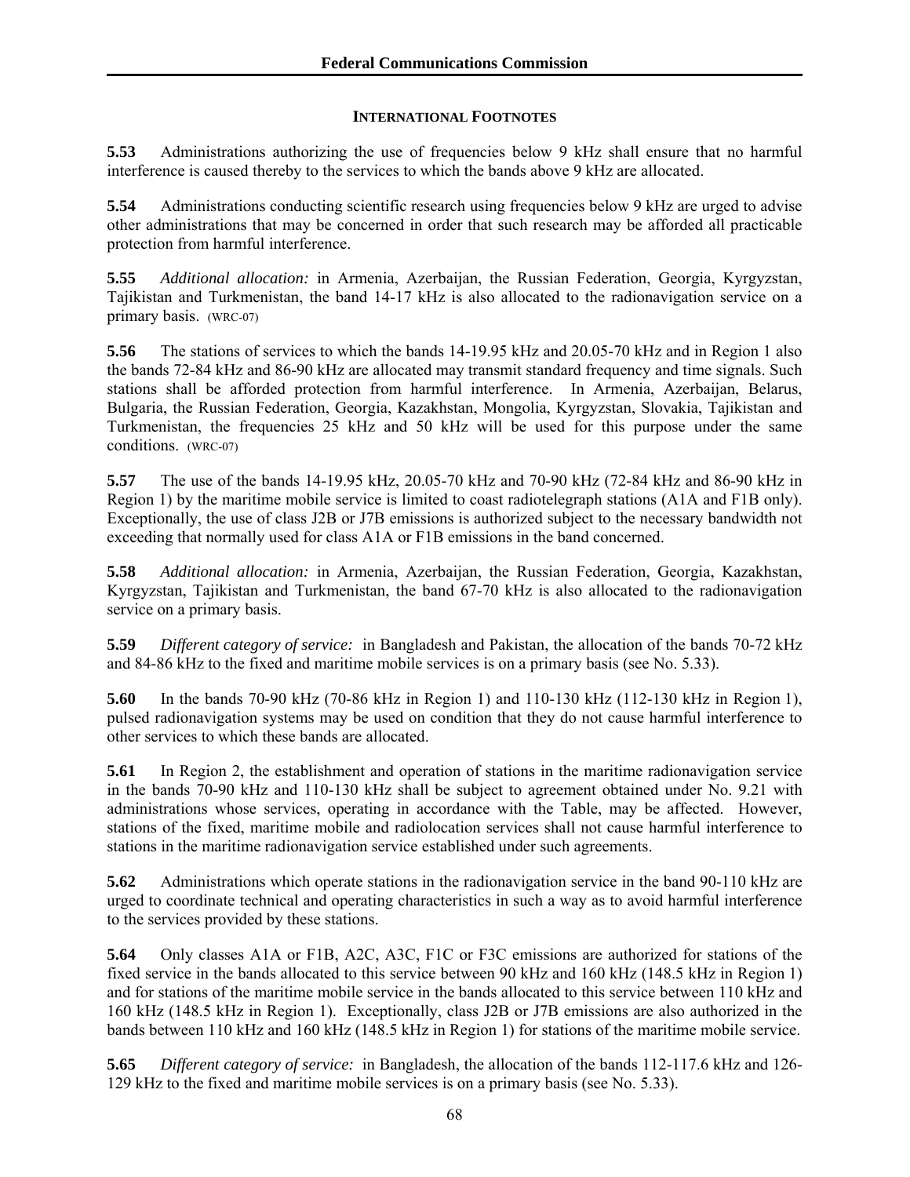## INTERNATIONAL FOOTNOTES

**5.53** Administrations authorizing the use of frequencies below 9 kHz shall ensure that no harmful interference is caused thereby to the services to which the bands above 9 kHz are allocated.

**5.54** Administrations conducting scientific research using frequencies below 9 kHz are urged to advise other administrations that may be concerned in order that such research may be afforded all practicable protection from harmful interference.

**5.55** *Additional allocation:* in Armenia, Azerbaijan, the Russian Federation, Georgia, Kyrgyzstan, Tajikistan and Turkmenistan, the band 14-17 kHz is also allocated to the radionavigation service on a primary basis. (WRC-07)

**5.56** The stations of services to which the bands 14-19.95 kHz and 20.05-70 kHz and in Region 1 also the bands 72-84 kHz and 86-90 kHz are allocated may transmit standard frequency and time signals. Such stations shall be afforded protection from harmful interference. In Armenia, Azerbaijan, Belarus, Bulgaria, the Russian Federation, Georgia, Kazakhstan, Mongolia, Kyrgyzstan, Slovakia, Tajikistan and Turkmenistan, the frequencies 25 kHz and 50 kHz will be used for this purpose under the same conditions. (WRC-07)

**5.57** The use of the bands 14-19.95 kHz, 20.05-70 kHz and 70-90 kHz (72-84 kHz and 86-90 kHz in Region 1) by the maritime mobile service is limited to coast radiotelegraph stations (A1A and F1B only). Exceptionally, the use of class J2B or J7B emissions is authorized subject to the necessary bandwidth not exceeding that normally used for class A1A or F1B emissions in the band concerned.

**5.58** *Additional allocation:* in Armenia, Azerbaijan, the Russian Federation, Georgia, Kazakhstan, Kyrgyzstan, Tajikistan and Turkmenistan, the band 67-70 kHz is also allocated to the radionavigation service on a primary basis.

**5.59** *Different category of service:* in Bangladesh and Pakistan, the allocation of the bands 70-72 kHz and 84-86 kHz to the fixed and maritime mobile services is on a primary basis (see No. 5.33).

**5.60** In the bands 70-90 kHz (70-86 kHz in Region 1) and 110-130 kHz (112-130 kHz in Region 1), pulsed radionavigation systems may be used on condition that they do not cause harmful interference to other services to which these bands are allocated.

**5.61** In Region 2, the establishment and operation of stations in the maritime radionavigation service in the bands 70-90 kHz and 110-130 kHz shall be subject to agreement obtained under No. 9.21 with administrations whose services, operating in accordance with the Table, may be affected. However, stations of the fixed, maritime mobile and radiolocation services shall not cause harmful interference to stations in the maritime radionavigation service established under such agreements.

**5.62** Administrations which operate stations in the radionavigation service in the band 90-110 kHz are urged to coordinate technical and operating characteristics in such a way as to avoid harmful interference to the services provided by these stations.

**5.64** Only classes A1A or F1B, A2C, A3C, F1C or F3C emissions are authorized for stations of the fixed service in the bands allocated to this service between 90 kHz and 160 kHz (148.5 kHz in Region 1) and for stations of the maritime mobile service in the bands allocated to this service between 110 kHz and 160 kHz (148.5 kHz in Region 1). Exceptionally, class J2B or J7B emissions are also authorized in the bands between 110 kHz and 160 kHz (148.5 kHz in Region 1) for stations of the maritime mobile service.

**5.65** *Different category of service:* in Bangladesh, the allocation of the bands 112-117.6 kHz and 126-129 kHz to the fixed and maritime mobile services is on a primary basis (see No. 5.33).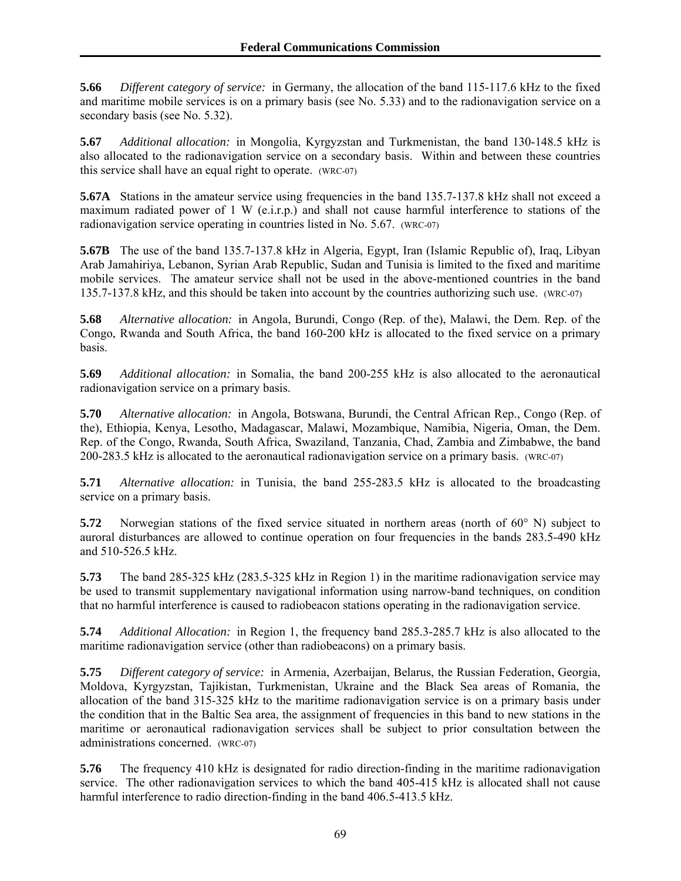**5.66** *Different category of service:* in Germany, the allocation of the band 115-117.6 kHz to the fixed and maritime mobile services is on a primary basis (see No. 5.33) and to the radionavigation service on a secondary basis (see No. 5.32).

**5.67** *Additional allocation:* in Mongolia, Kyrgyzstan and Turkmenistan, the band 130-148.5 kHz is also allocated to the radionavigation service on a secondary basis. Within and between these countries this service shall have an equal right to operate. (WRC-07)

**5.67A** Stations in the amateur service using frequencies in the band 135.7-137.8 kHz shall not exceed a maximum radiated power of 1 W (e.i.r.p.) and shall not cause harmful interference to stations of the radionavigation service operating in countries listed in No. 5.67. (WRC-07)

**5.67B** The use of the band 135.7-137.8 kHz in Algeria, Egypt, Iran (Islamic Republic of), Iraq, Libyan Arab Jamahiriya, Lebanon, Syrian Arab Republic, Sudan and Tunisia is limited to the fixed and maritime mobile services. The amateur service shall not be used in the above-mentioned countries in the band 135.7-137.8 kHz, and this should be taken into account by the countries authorizing such use. (WRC-07)

**5.68** *Alternative allocation:* in Angola, Burundi, Congo (Rep. of the), Malawi, the Dem. Rep. of the Congo, Rwanda and South Africa, the band 160-200 kHz is allocated to the fixed service on a primary basis.

**5.69** *Additional allocation:* in Somalia, the band 200-255 kHz is also allocated to the aeronautical radionavigation service on a primary basis.

**5.70** *Alternative allocation:* in Angola, Botswana, Burundi, the Central African Rep., Congo (Rep. of the), Ethiopia, Kenya, Lesotho, Madagascar, Malawi, Mozambique, Namibia, Nigeria, Oman, the Dem. Rep. of the Congo, Rwanda, South Africa, Swaziland, Tanzania, Chad, Zambia and Zimbabwe, the band 200-283.5 kHz is allocated to the aeronautical radionavigation service on a primary basis. (WRC-07)

**5.71** *Alternative allocation:* in Tunisia, the band 255-283.5 kHz is allocated to the broadcasting service on a primary basis.

**5.72** Norwegian stations of the fixed service situated in northern areas (north of 60° N) subject to auroral disturbances are allowed to continue operation on four frequencies in the bands 283.5-490 kHz and 510-526.5 kHz.

**5.73** The band 285-325 kHz (283.5-325 kHz in Region 1) in the maritime radionavigation service may be used to transmit supplementary navigational information using narrow-band techniques, on condition that no harmful interference is caused to radiobeacon stations operating in the radionavigation service.

**5.74** *Additional Allocation:* in Region 1, the frequency band 285.3-285.7 kHz is also allocated to the maritime radionavigation service (other than radiobeacons) on a primary basis.

**5.75** *Different category of service:* in Armenia, Azerbaijan, Belarus, the Russian Federation, Georgia, Moldova, Kyrgyzstan, Tajikistan, Turkmenistan, Ukraine and the Black Sea areas of Romania, the allocation of the band 315-325 kHz to the maritime radionavigation service is on a primary basis under the condition that in the Baltic Sea area, the assignment of frequencies in this band to new stations in the maritime or aeronautical radionavigation services shall be subject to prior consultation between the administrations concerned. (WRC-07)

**5.76** The frequency 410 kHz is designated for radio direction-finding in the maritime radionavigation service. The other radionavigation services to which the band 405-415 kHz is allocated shall not cause harmful interference to radio direction-finding in the band 406.5-413.5 kHz.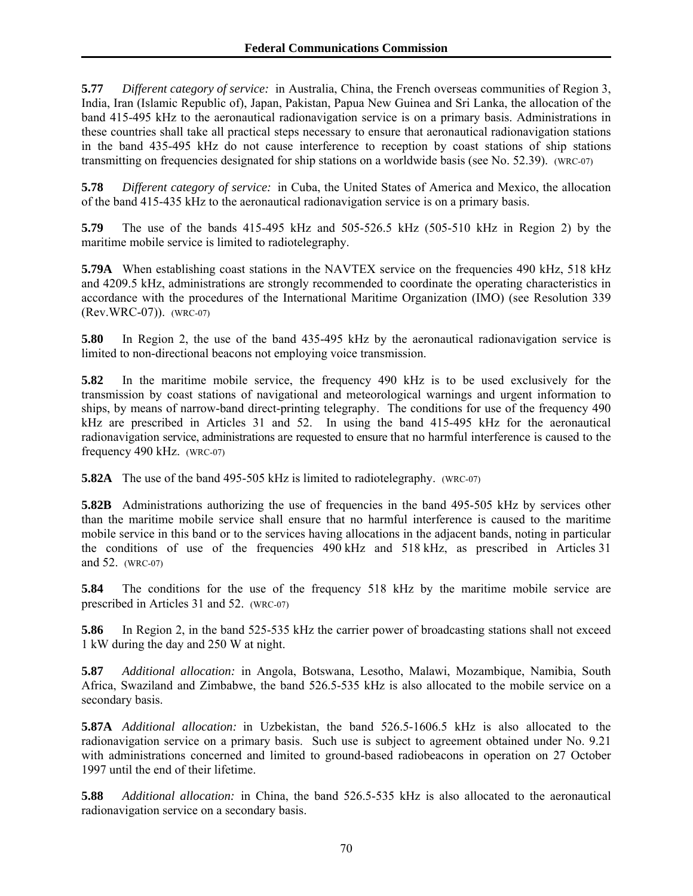**5.77** *Different category of service:* in Australia, China, the French overseas communities of Region 3, India, Iran (Islamic Republic of), Japan, Pakistan, Papua New Guinea and Sri Lanka, the allocation of the band 415-495 kHz to the aeronautical radionavigation service is on a primary basis. Administrations in these countries shall take all practical steps necessary to ensure that aeronautical radionavigation stations in the band 435-495 kHz do not cause interference to reception by coast stations of ship stations transmitting on frequencies designated for ship stations on a worldwide basis (see No. 52.39). (WRC-07)

**5.78** *Different category of service:* in Cuba, the United States of America and Mexico, the allocation of the band 415-435 kHz to the aeronautical radionavigation service is on a primary basis.

**5.79** The use of the bands 415-495 kHz and 505-526.5 kHz (505-510 kHz in Region 2) by the maritime mobile service is limited to radiotelegraphy.

**5.79A** When establishing coast stations in the NAVTEX service on the frequencies 490 kHz, 518 kHz and 4209.5 kHz, administrations are strongly recommended to coordinate the operating characteristics in accordance with the procedures of the International Maritime Organization (IMO) (see Resolution 339 (Rev.WRC-07)). (WRC-07)

**5.80** In Region 2, the use of the band 435-495 kHz by the aeronautical radionavigation service is limited to non-directional beacons not employing voice transmission.

**5.82** In the maritime mobile service, the frequency 490 kHz is to be used exclusively for the transmission by coast stations of navigational and meteorological warnings and urgent information to ships, by means of narrow-band direct-printing telegraphy. The conditions for use of the frequency 490 kHz are prescribed in Articles 31 and 52. In using the band 415-495 kHz for the aeronautical radionavigation service, administrations are requested to ensure that no harmful interference is caused to the frequency 490 kHz. (WRC-07)

**5.82A** The use of the band 495-505 kHz is limited to radiotelegraphy. (WRC-07)

**5.82B** Administrations authorizing the use of frequencies in the band 495-505 kHz by services other than the maritime mobile service shall ensure that no harmful interference is caused to the maritime mobile service in this band or to the services having allocations in the adjacent bands, noting in particular the conditions of use of the frequencies 490 kHz and 518 kHz, as prescribed in Articles 31 and 52. (WRC-07)

**5.84** The conditions for the use of the frequency 518 kHz by the maritime mobile service are prescribed in Articles 31 and 52. (WRC-07)

**5.86** In Region 2, in the band 525-535 kHz the carrier power of broadcasting stations shall not exceed 1 kW during the day and 250 W at night.

**5.87** *Additional allocation:* in Angola, Botswana, Lesotho, Malawi, Mozambique, Namibia, South Africa, Swaziland and Zimbabwe, the band 526.5-535 kHz is also allocated to the mobile service on a secondary basis.

**5.87A** *Additional allocation:* in Uzbekistan, the band 526.5-1606.5 kHz is also allocated to the radionavigation service on a primary basis. Such use is subject to agreement obtained under No. 9.21 with administrations concerned and limited to ground-based radiobeacons in operation on 27 October 1997 until the end of their lifetime.

**5.88** *Additional allocation:* in China, the band 526.5-535 kHz is also allocated to the aeronautical radionavigation service on a secondary basis.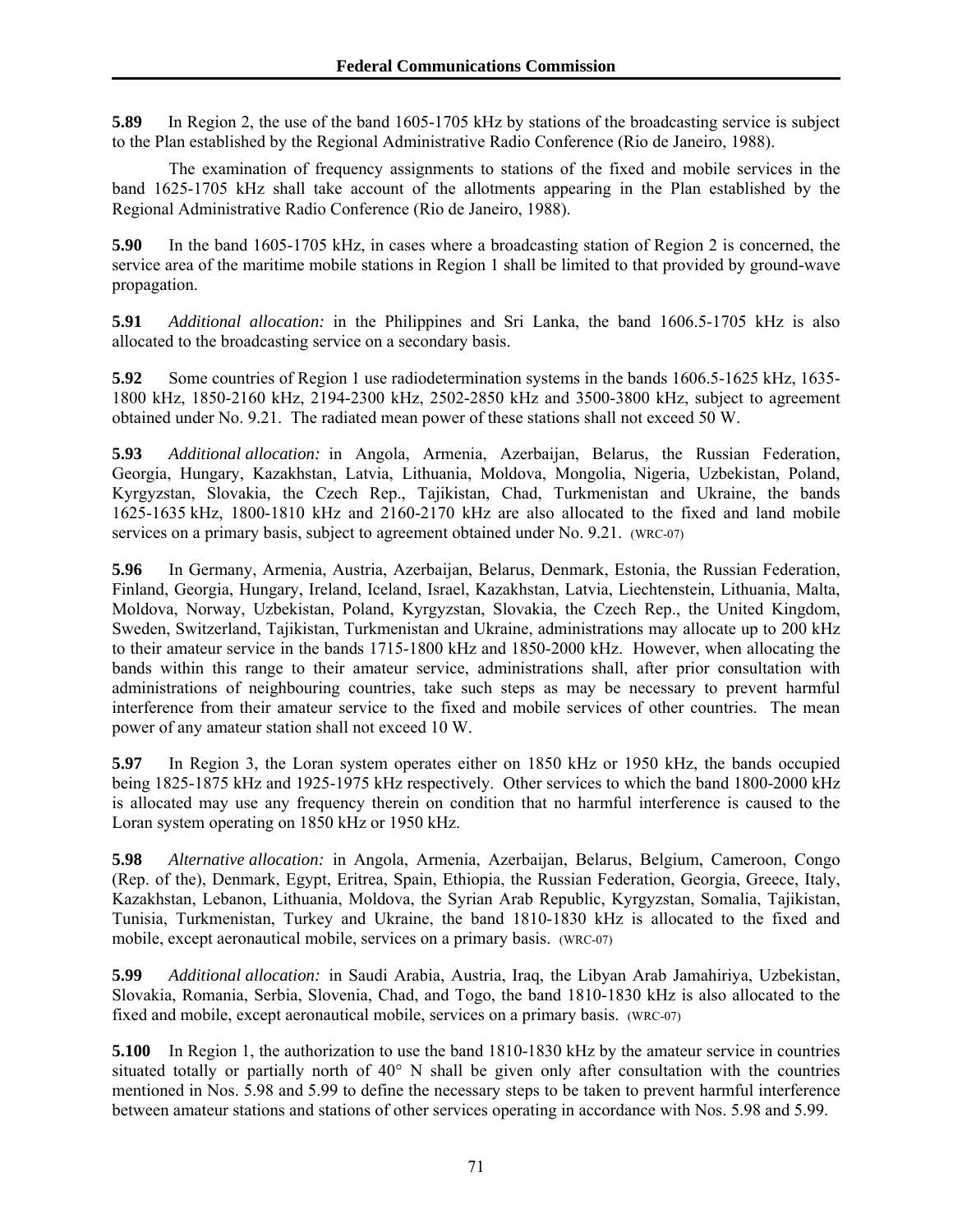**5.89** In Region 2, the use of the band 1605-1705 kHz by stations of the broadcasting service is subject to the Plan established by the Regional Administrative Radio Conference (Rio de Janeiro, 1988).

The examination of frequency assignments to stations of the fixed and mobile services in the band 1625-1705 kHz shall take account of the allotments appearing in the Plan established by the Regional Administrative Radio Conference (Rio de Janeiro, 1988).

**5.90** In the band 1605-1705 kHz, in cases where a broadcasting station of Region 2 is concerned, the service area of the maritime mobile stations in Region 1 shall be limited to that provided by ground-wave propagation.

**5.91** *Additional allocation:* in the Philippines and Sri Lanka, the band 1606.5-1705 kHz is also allocated to the broadcasting service on a secondary basis.

**5.92** Some countries of Region 1 use radiodetermination systems in the bands 1606.5-1625 kHz, 1635-1800 kHz, 1850-2160 kHz, 2194-2300 kHz, 2502-2850 kHz and 3500-3800 kHz, subject to agreement obtained under No. 9.21. The radiated mean power of these stations shall not exceed 50 W.

**5.93** *Additional allocation:* in Angola, Armenia, Azerbaijan, Belarus, the Russian Federation, Georgia, Hungary, Kazakhstan, Latvia, Lithuania, Moldova, Mongolia, Nigeria, Uzbekistan, Poland, Kyrgyzstan, Slovakia, the Czech Rep., Tajikistan, Chad, Turkmenistan and Ukraine, the bands 1625-1635 kHz, 1800-1810 kHz and 2160-2170 kHz are also allocated to the fixed and land mobile services on a primary basis, subject to agreement obtained under No. 9.21. (WRC-07)

**5.96** In Germany, Armenia, Austria, Azerbaijan, Belarus, Denmark, Estonia, the Russian Federation, Finland, Georgia, Hungary, Ireland, Iceland, Israel, Kazakhstan, Latvia, Liechtenstein, Lithuania, Malta, Moldova, Norway, Uzbekistan, Poland, Kyrgyzstan, Slovakia, the Czech Rep., the United Kingdom, Sweden, Switzerland, Tajikistan, Turkmenistan and Ukraine, administrations may allocate up to 200 kHz to their amateur service in the bands 1715-1800 kHz and 1850-2000 kHz. However, when allocating the bands within this range to their amateur service, administrations shall, after prior consultation with administrations of neighbouring countries, take such steps as may be necessary to prevent harmful interference from their amateur service to the fixed and mobile services of other countries. The mean power of any amateur station shall not exceed 10 W.

**5.97** In Region 3, the Loran system operates either on 1850 kHz or 1950 kHz, the bands occupied being 1825-1875 kHz and 1925-1975 kHz respectively. Other services to which the band 1800-2000 kHz is allocated may use any frequency therein on condition that no harmful interference is caused to the Loran system operating on 1850 kHz or 1950 kHz.

**5.98** *Alternative allocation:* in Angola, Armenia, Azerbaijan, Belarus, Belgium, Cameroon, Congo (Rep. of the), Denmark, Egypt, Eritrea, Spain, Ethiopia, the Russian Federation, Georgia, Greece, Italy, Kazakhstan, Lebanon, Lithuania, Moldova, the Syrian Arab Republic, Kyrgyzstan, Somalia, Tajikistan, Tunisia, Turkmenistan, Turkey and Ukraine, the band 1810-1830 kHz is allocated to the fixed and mobile, except aeronautical mobile, services on a primary basis. (WRC-07)

**5.99** *Additional allocation:* in Saudi Arabia, Austria, Iraq, the Libyan Arab Jamahiriya, Uzbekistan, Slovakia, Romania, Serbia, Slovenia, Chad, and Togo, the band 1810-1830 kHz is also allocated to the fixed and mobile, except aeronautical mobile, services on a primary basis. (WRC-07)

**5.100** In Region 1, the authorization to use the band 1810-1830 kHz by the amateur service in countries situated totally or partially north of 40° N shall be given only after consultation with the countries mentioned in Nos. 5.98 and 5.99 to define the necessary steps to be taken to prevent harmful interference between amateur stations and stations of other services operating in accordance with Nos. 5.98 and 5.99.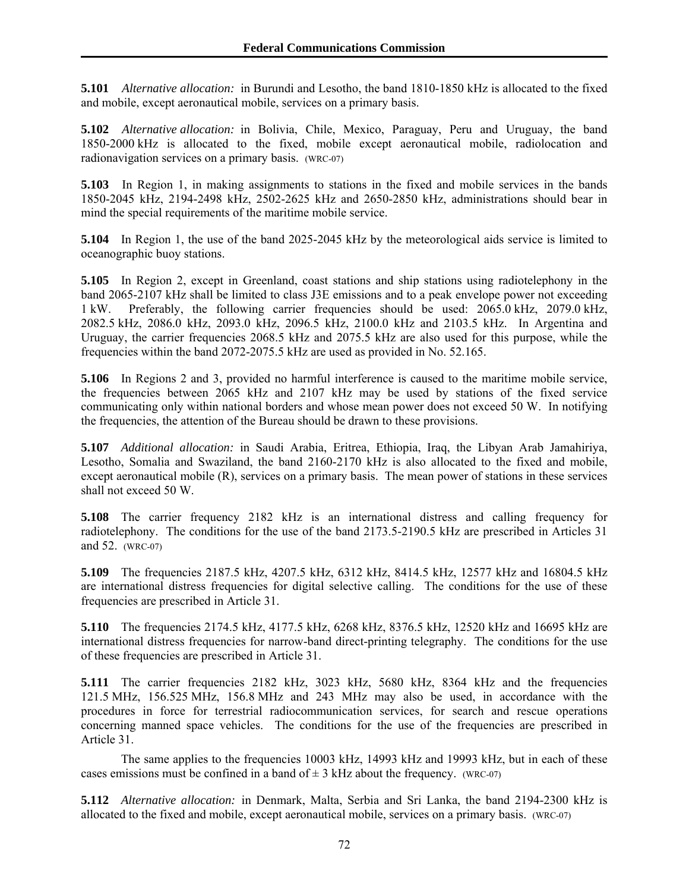**5.101** *Alternative allocation:* in Burundi and Lesotho, the band 1810-1850 kHz is allocated to the fixed and mobile, except aeronautical mobile, services on a primary basis.

**5.102** *Alternative allocation:* in Bolivia, Chile, Mexico, Paraguay, Peru and Uruguay, the band 1850-2000 kHz is allocated to the fixed, mobile except aeronautical mobile, radiolocation and radionavigation services on a primary basis. (WRC-07)

**5.103** In Region 1, in making assignments to stations in the fixed and mobile services in the bands 1850-2045 kHz, 2194-2498 kHz, 2502-2625 kHz and 2650-2850 kHz, administrations should bear in mind the special requirements of the maritime mobile service.

**5.104** In Region 1, the use of the band 2025-2045 kHz by the meteorological aids service is limited to oceanographic buoy stations.

**5.105** In Region 2, except in Greenland, coast stations and ship stations using radiotelephony in the band 2065-2107 kHz shall be limited to class J3E emissions and to a peak envelope power not exceeding 1 kW. Preferably, the following carrier frequencies should be used: 2065.0 kHz, 2079.0 kHz, 2082.5 kHz, 2086.0 kHz, 2093.0 kHz, 2096.5 kHz, 2100.0 kHz and 2103.5 kHz. In Argentina and Uruguay, the carrier frequencies 2068.5 kHz and 2075.5 kHz are also used for this purpose, while the frequencies within the band 2072-2075.5 kHz are used as provided in No. 52.165.

**5.106** In Regions 2 and 3, provided no harmful interference is caused to the maritime mobile service, the frequencies between 2065 kHz and 2107 kHz may be used by stations of the fixed service communicating only within national borders and whose mean power does not exceed 50 W. In notifying the frequencies, the attention of the Bureau should be drawn to these provisions.

**5.107** *Additional allocation:* in Saudi Arabia, Eritrea, Ethiopia, Iraq, the Libyan Arab Jamahiriya, Lesotho, Somalia and Swaziland, the band 2160-2170 kHz is also allocated to the fixed and mobile, except aeronautical mobile (R), services on a primary basis. The mean power of stations in these services shall not exceed 50 W.

**5.108** The carrier frequency 2182 kHz is an international distress and calling frequency for radiotelephony. The conditions for the use of the band 2173.5-2190.5 kHz are prescribed in Articles 31 and 52. (WRC-07)

**5.109** The frequencies 2187.5 kHz, 4207.5 kHz, 6312 kHz, 8414.5 kHz, 12577 kHz and 16804.5 kHz are international distress frequencies for digital selective calling. The conditions for the use of these frequencies are prescribed in Article 31.

**5.110** The frequencies 2174.5 kHz, 4177.5 kHz, 6268 kHz, 8376.5 kHz, 12520 kHz and 16695 kHz are international distress frequencies for narrow-band direct-printing telegraphy. The conditions for the use of these frequencies are prescribed in Article 31.

**5.111** The carrier frequencies 2182 kHz, 3023 kHz, 5680 kHz, 8364 kHz and the frequencies 121.5 MHz, 156.525 MHz, 156.8 MHz and 243 MHz may also be used, in accordance with the procedures in force for terrestrial radiocommunication services, for search and rescue operations concerning manned space vehicles. The conditions for the use of the frequencies are prescribed in Article 31.

The same applies to the frequencies 10003 kHz, 14993 kHz and 19993 kHz, but in each of these cases emissions must be confined in a band of ± 3 kHz about the frequency. (WRC-07)

**5.112** *Alternative allocation:* in Denmark, Malta, Serbia and Sri Lanka, the band 2194-2300 kHz is allocated to the fixed and mobile, except aeronautical mobile, services on a primary basis. (WRC-07)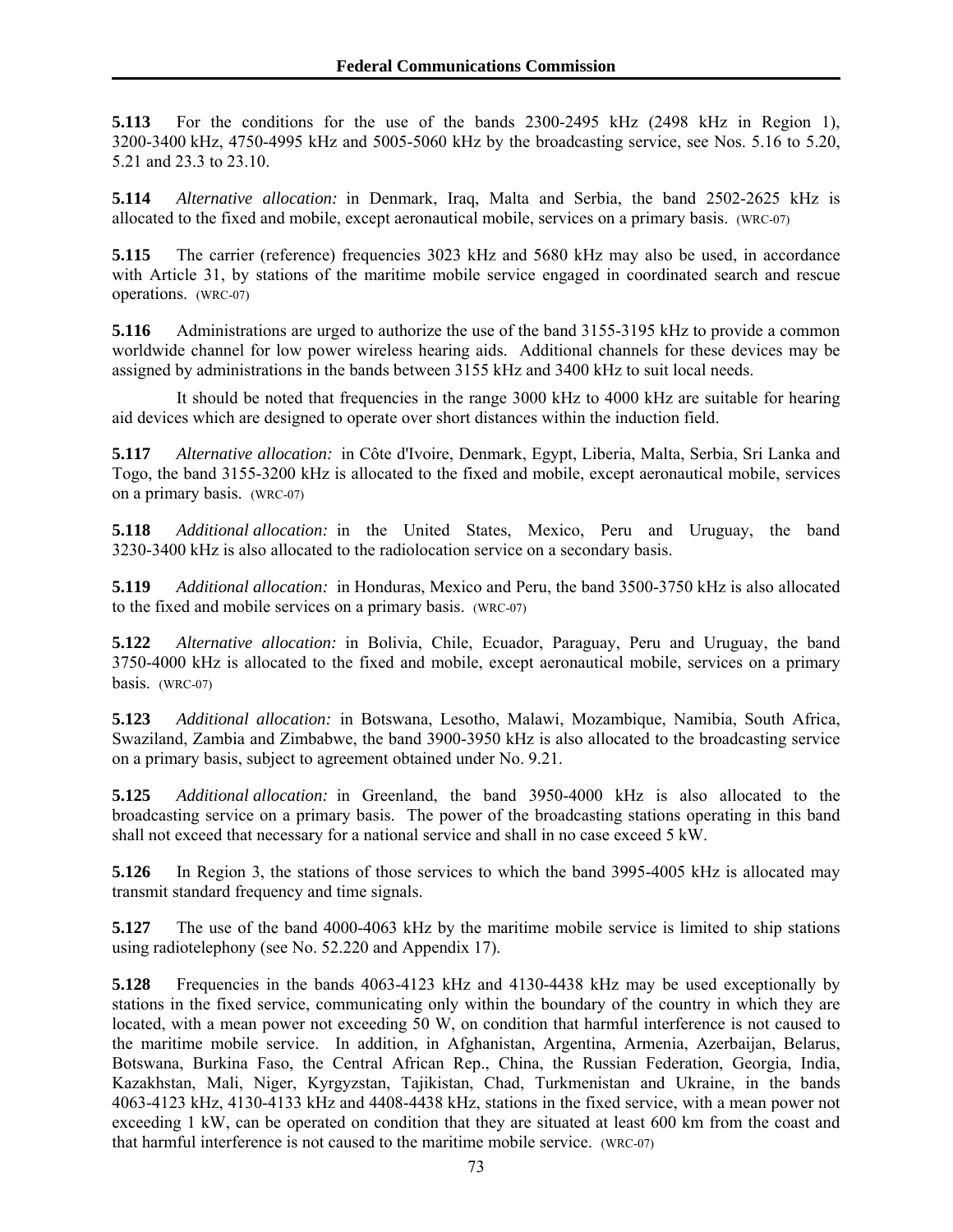**5.113** For the conditions for the use of the bands 2300-2495 kHz (2498 kHz in Region 1), 3200-3400 kHz, 4750-4995 kHz and 5005-5060 kHz by the broadcasting service, see Nos. 5.16 to 5.20, 5.21 and 23.3 to 23.10.

**5.114** *Alternative allocation:* in Denmark, Iraq, Malta and Serbia, the band 2502-2625 kHz is allocated to the fixed and mobile, except aeronautical mobile, services on a primary basis. (WRC-07)

**5.115** The carrier (reference) frequencies 3023 kHz and 5680 kHz may also be used, in accordance with Article 31, by stations of the maritime mobile service engaged in coordinated search and rescue operations. (WRC-07)

**5.116** Administrations are urged to authorize the use of the band 3155-3195 kHz to provide a common worldwide channel for low power wireless hearing aids. Additional channels for these devices may be assigned by administrations in the bands between 3155 kHz and 3400 kHz to suit local needs.

It should be noted that frequencies in the range 3000 kHz to 4000 kHz are suitable for hearing aid devices which are designed to operate over short distances within the induction field.

**5.117** *Alternative allocation:* in Côte d'Ivoire, Denmark, Egypt, Liberia, Malta, Serbia, Sri Lanka and Togo, the band 3155-3200 kHz is allocated to the fixed and mobile, except aeronautical mobile, services on a primary basis. (WRC-07)

**5.118** *Additional allocation:* in the United States, Mexico, Peru and Uruguay, the band 3230-3400 kHz is also allocated to the radiolocation service on a secondary basis.

**5.119** *Additional allocation:* in Honduras, Mexico and Peru, the band 3500-3750 kHz is also allocated to the fixed and mobile services on a primary basis. (WRC-07)

**5.122** *Alternative allocation:* in Bolivia, Chile, Ecuador, Paraguay, Peru and Uruguay, the band 3750-4000 kHz is allocated to the fixed and mobile, except aeronautical mobile, services on a primary basis. (WRC-07)

**5.123** *Additional allocation:* in Botswana, Lesotho, Malawi, Mozambique, Namibia, South Africa, Swaziland, Zambia and Zimbabwe, the band 3900-3950 kHz is also allocated to the broadcasting service on a primary basis, subject to agreement obtained under No. 9.21.

**5.125** *Additional allocation:* in Greenland, the band 3950-4000 kHz is also allocated to the broadcasting service on a primary basis. The power of the broadcasting stations operating in this band shall not exceed that necessary for a national service and shall in no case exceed 5 kW.

**5.126** In Region 3, the stations of those services to which the band 3995-4005 kHz is allocated may transmit standard frequency and time signals.

**5.127** The use of the band 4000-4063 kHz by the maritime mobile service is limited to ship stations using radiotelephony (see No. 52.220 and Appendix 17).

**5.128** Frequencies in the bands 4063-4123 kHz and 4130-4438 kHz may be used exceptionally by stations in the fixed service, communicating only within the boundary of the country in which they are located, with a mean power not exceeding 50 W, on condition that harmful interference is not caused to the maritime mobile service. In addition, in Afghanistan, Argentina, Armenia, Azerbaijan, Belarus, Botswana, Burkina Faso, the Central African Rep., China, the Russian Federation, Georgia, India, Kazakhstan, Mali, Niger, Kyrgyzstan, Tajikistan, Chad, Turkmenistan and Ukraine, in the bands 4063-4123 kHz, 4130-4133 kHz and 4408-4438 kHz, stations in the fixed service, with a mean power not exceeding 1 kW, can be operated on condition that they are situated at least 600 km from the coast and that harmful interference is not caused to the maritime mobile service. (WRC-07)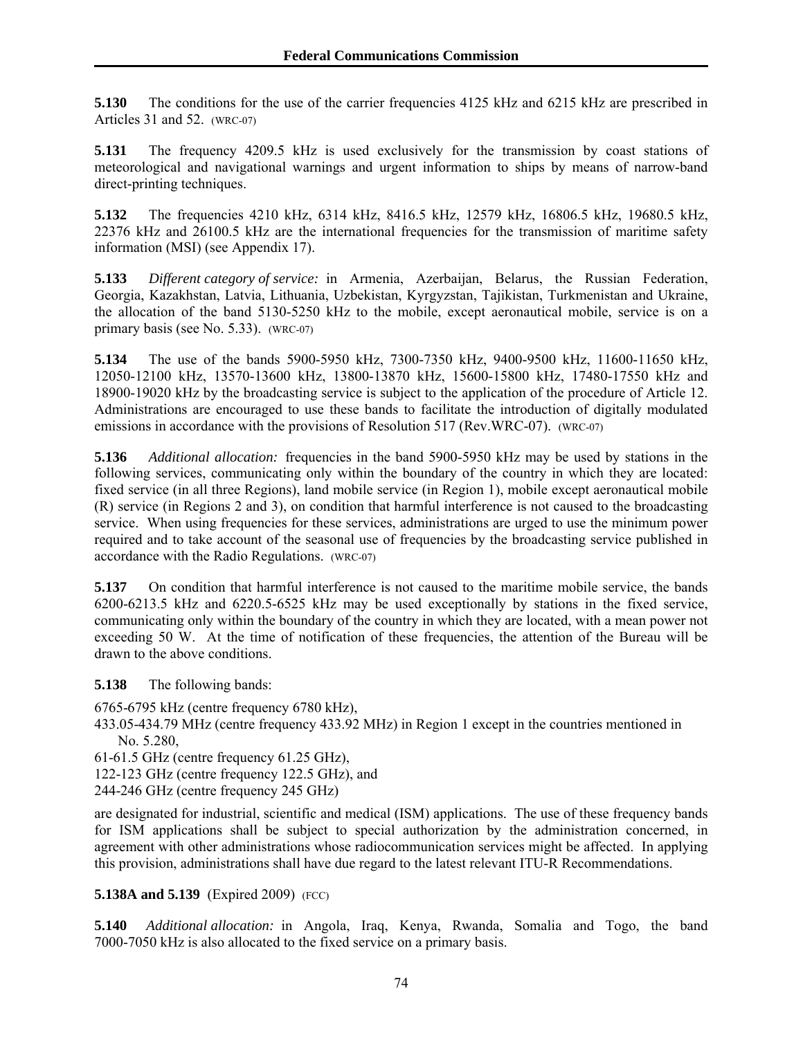**5.130** The conditions for the use of the carrier frequencies 4125 kHz and 6215 kHz are prescribed in Articles 31 and 52. (WRC-07)

**5.131** The frequency 4209.5 kHz is used exclusively for the transmission by coast stations of meteorological and navigational warnings and urgent information to ships by means of narrow-band direct-printing techniques.

**5.132** The frequencies 4210 kHz, 6314 kHz, 8416.5 kHz, 12579 kHz, 16806.5 kHz, 19680.5 kHz, 22376 kHz and 26100.5 kHz are the international frequencies for the transmission of maritime safety information (MSI) (see Appendix 17).

**5.133** *Different category of service:* in Armenia, Azerbaijan, Belarus, the Russian Federation, Georgia, Kazakhstan, Latvia, Lithuania, Uzbekistan, Kyrgyzstan, Tajikistan, Turkmenistan and Ukraine, the allocation of the band 5130-5250 kHz to the mobile, except aeronautical mobile, service is on a primary basis (see No. 5.33). (WRC-07)

**5.134** The use of the bands 5900-5950 kHz, 7300-7350 kHz, 9400-9500 kHz, 11600-11650 kHz, 12050-12100 kHz, 13570-13600 kHz, 13800-13870 kHz, 15600-15800 kHz, 17480-17550 kHz and 18900-19020 kHz by the broadcasting service is subject to the application of the procedure of Article 12. Administrations are encouraged to use these bands to facilitate the introduction of digitally modulated emissions in accordance with the provisions of Resolution 517 (Rev.WRC-07). (WRC-07)

**5.136** *Additional allocation:* frequencies in the band 5900-5950 kHz may be used by stations in the following services, communicating only within the boundary of the country in which they are located: fixed service (in all three Regions), land mobile service (in Region 1), mobile except aeronautical mobile (R) service (in Regions 2 and 3), on condition that harmful interference is not caused to the broadcasting service. When using frequencies for these services, administrations are urged to use the minimum power required and to take account of the seasonal use of frequencies by the broadcasting service published in accordance with the Radio Regulations. (WRC-07)

**5.137** On condition that harmful interference is not caused to the maritime mobile service, the bands 6200-6213.5 kHz and 6220.5-6525 kHz may be used exceptionally by stations in the fixed service, communicating only within the boundary of the country in which they are located, with a mean power not exceeding 50 W. At the time of notification of these frequencies, the attention of the Bureau will be drawn to the above conditions.

**5.138** The following bands:

6765-6795 kHz (centre frequency 6780 kHz),
433.05-434.79 MHz (centre frequency 433.92 MHz) in Region 1 except in the countries mentioned in No. 5.280,
61-61.5 GHz (centre frequency 61.25 GHz),
122-123 GHz (centre frequency 122.5 GHz), and
244-246 GHz (centre frequency 245 GHz)

are designated for industrial, scientific and medical (ISM) applications. The use of these frequency bands for ISM applications shall be subject to special authorization by the administration concerned, in agreement with other administrations whose radiocommunication services might be affected. In applying this provision, administrations shall have due regard to the latest relevant ITU-R Recommendations.

**5.138A and 5.139** (Expired 2009) (FCC)

**5.140** *Additional allocation:* in Angola, Iraq, Kenya, Rwanda, Somalia and Togo, the band 7000-7050 kHz is also allocated to the fixed service on a primary basis.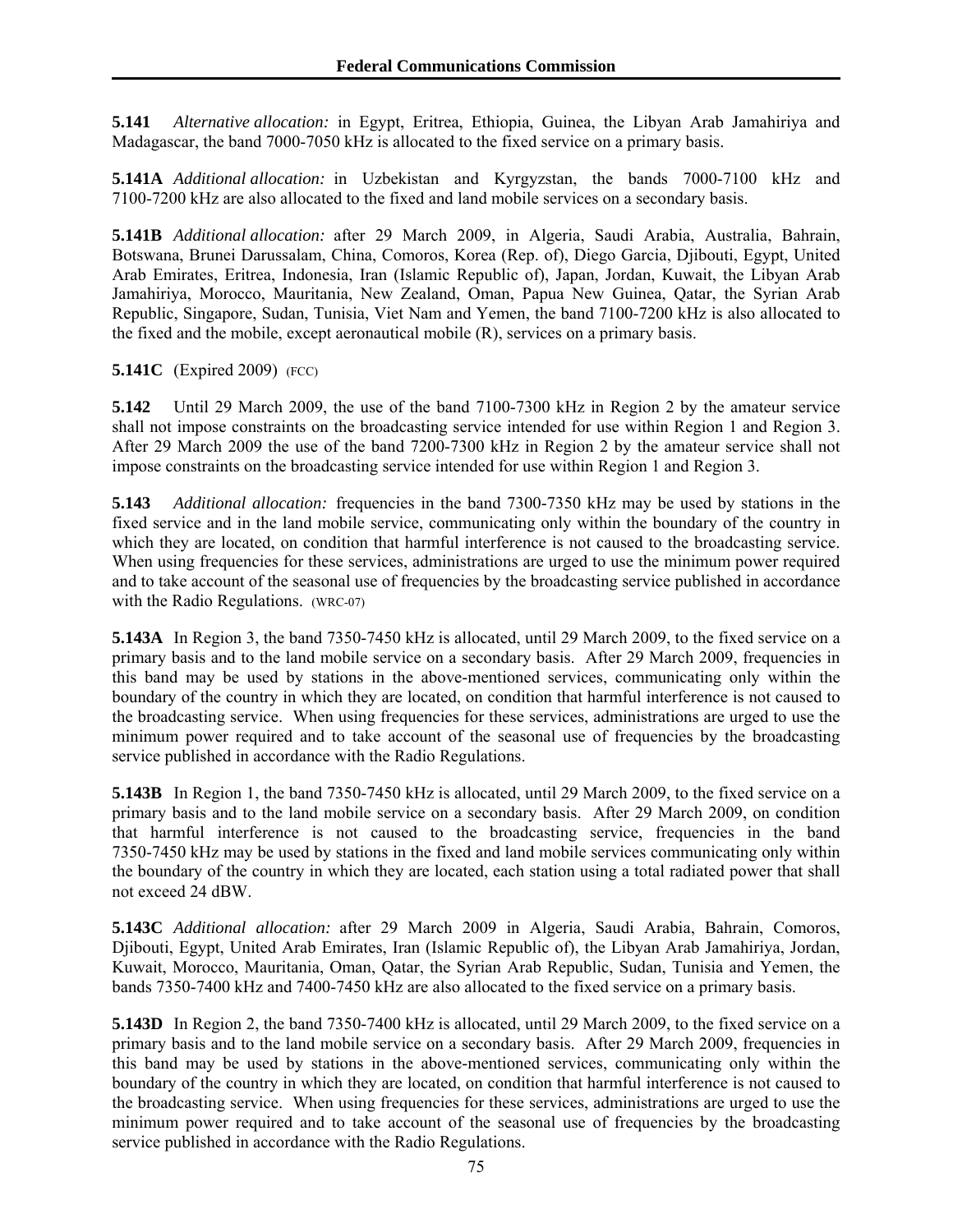**5.141** *Alternative allocation:* in Egypt, Eritrea, Ethiopia, Guinea, the Libyan Arab Jamahiriya and Madagascar, the band 7000-7050 kHz is allocated to the fixed service on a primary basis.

**5.141A** *Additional allocation:* in Uzbekistan and Kyrgyzstan, the bands 7000-7100 kHz and 7100-7200 kHz are also allocated to the fixed and land mobile services on a secondary basis.

**5.141B** *Additional allocation:* after 29 March 2009, in Algeria, Saudi Arabia, Australia, Bahrain, Botswana, Brunei Darussalam, China, Comoros, Korea (Rep. of), Diego Garcia, Djibouti, Egypt, United Arab Emirates, Eritrea, Indonesia, Iran (Islamic Republic of), Japan, Jordan, Kuwait, the Libyan Arab Jamahiriya, Morocco, Mauritania, New Zealand, Oman, Papua New Guinea, Qatar, the Syrian Arab Republic, Singapore, Sudan, Tunisia, Viet Nam and Yemen, the band 7100-7200 kHz is also allocated to the fixed and the mobile, except aeronautical mobile (R), services on a primary basis.

**5.141C** (Expired 2009) (FCC)

**5.142** Until 29 March 2009, the use of the band 7100-7300 kHz in Region 2 by the amateur service shall not impose constraints on the broadcasting service intended for use within Region 1 and Region 3. After 29 March 2009 the use of the band 7200-7300 kHz in Region 2 by the amateur service shall not impose constraints on the broadcasting service intended for use within Region 1 and Region 3.

**5.143** *Additional allocation:* frequencies in the band 7300-7350 kHz may be used by stations in the fixed service and in the land mobile service, communicating only within the boundary of the country in which they are located, on condition that harmful interference is not caused to the broadcasting service. When using frequencies for these services, administrations are urged to use the minimum power required and to take account of the seasonal use of frequencies by the broadcasting service published in accordance with the Radio Regulations. (WRC-07)

**5.143A** In Region 3, the band 7350-7450 kHz is allocated, until 29 March 2009, to the fixed service on a primary basis and to the land mobile service on a secondary basis. After 29 March 2009, frequencies in this band may be used by stations in the above-mentioned services, communicating only within the boundary of the country in which they are located, on condition that harmful interference is not caused to the broadcasting service. When using frequencies for these services, administrations are urged to use the minimum power required and to take account of the seasonal use of frequencies by the broadcasting service published in accordance with the Radio Regulations.

**5.143B** In Region 1, the band 7350-7450 kHz is allocated, until 29 March 2009, to the fixed service on a primary basis and to the land mobile service on a secondary basis. After 29 March 2009, on condition that harmful interference is not caused to the broadcasting service, frequencies in the band 7350-7450 kHz may be used by stations in the fixed and land mobile services communicating only within the boundary of the country in which they are located, each station using a total radiated power that shall not exceed 24 dBW.

**5.143C** *Additional allocation:* after 29 March 2009 in Algeria, Saudi Arabia, Bahrain, Comoros, Djibouti, Egypt, United Arab Emirates, Iran (Islamic Republic of), the Libyan Arab Jamahiriya, Jordan, Kuwait, Morocco, Mauritania, Oman, Qatar, the Syrian Arab Republic, Sudan, Tunisia and Yemen, the bands 7350-7400 kHz and 7400-7450 kHz are also allocated to the fixed service on a primary basis.

**5.143D** In Region 2, the band 7350-7400 kHz is allocated, until 29 March 2009, to the fixed service on a primary basis and to the land mobile service on a secondary basis. After 29 March 2009, frequencies in this band may be used by stations in the above-mentioned services, communicating only within the boundary of the country in which they are located, on condition that harmful interference is not caused to the broadcasting service. When using frequencies for these services, administrations are urged to use the minimum power required and to take account of the seasonal use of frequencies by the broadcasting service published in accordance with the Radio Regulations.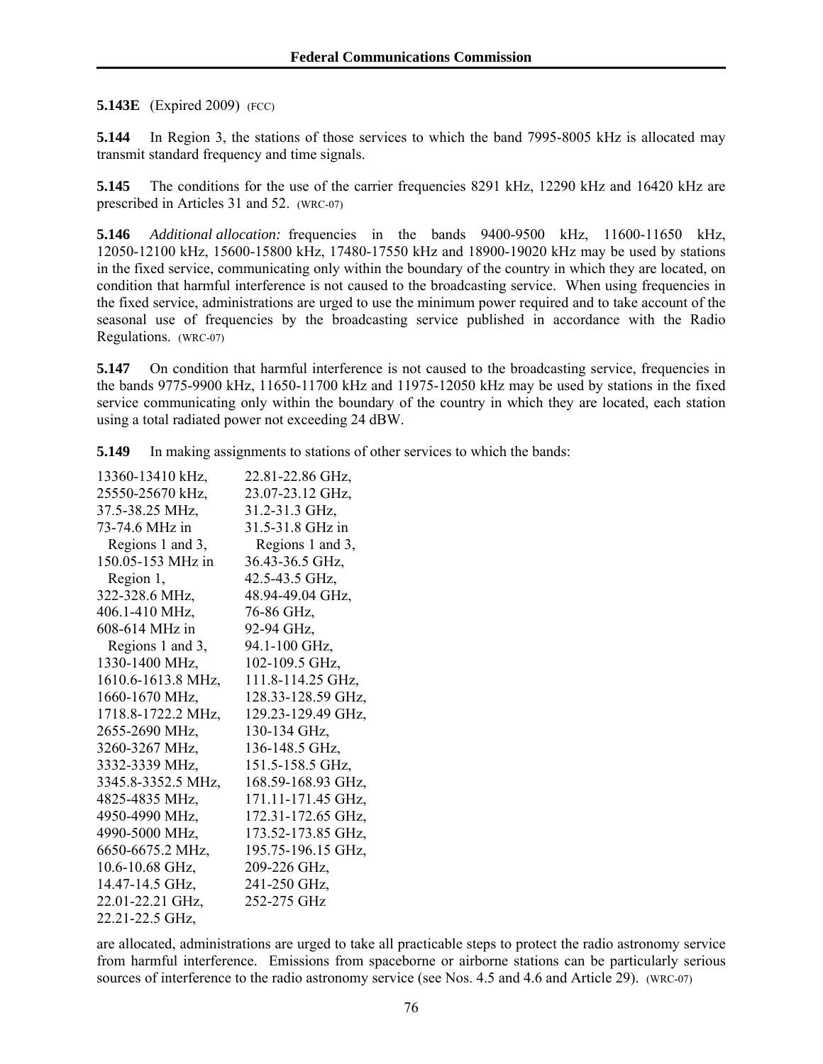**5.143E** (Expired 2009) (FCC)

**5.144** In Region 3, the stations of those services to which the band 7995-8005 kHz is allocated may transmit standard frequency and time signals.

**5.145** The conditions for the use of the carrier frequencies 8291 kHz, 12290 kHz and 16420 kHz are prescribed in Articles 31 and 52. (WRC-07)

**5.146** *Additional allocation:* frequencies in the bands 9400-9500 kHz, 11600-11650 kHz, 12050-12100 kHz, 15600-15800 kHz, 17480-17550 kHz and 18900-19020 kHz may be used by stations in the fixed service, communicating only within the boundary of the country in which they are located, on condition that harmful interference is not caused to the broadcasting service. When using frequencies in the fixed service, administrations are urged to use the minimum power required and to take account of the seasonal use of frequencies by the broadcasting service published in accordance with the Radio Regulations. (WRC-07)

**5.147** On condition that harmful interference is not caused to the broadcasting service, frequencies in the bands 9775-9900 kHz, 11650-11700 kHz and 11975-12050 kHz may be used by stations in the fixed service communicating only within the boundary of the country in which they are located, each station using a total radiated power not exceeding 24 dBW.

**5.149** In making assignments to stations of other services to which the bands:

13360-13410 kHz,
25550-25670 kHz,
37.5-38.25 MHz,
73-74.6 MHz in Regions 1 and 3,
150.05-153 MHz in Region 1,
322-328.6 MHz,
406.1-410 MHz,
608-614 MHz in Regions 1 and 3,
1330-1400 MHz,
1610.6-1613.8 MHz,
1660-1670 MHz,
1718.8-1722.2 MHz,
2655-2690 MHz,
3260-3267 MHz,
3332-3339 MHz,
3345.8-3352.5 MHz,
4825-4835 MHz,
4950-4990 MHz,
4990-5000 MHz,
6650-6675.2 MHz,
10.6-10.68 GHz,
14.47-14.5 GHz,
22.01-22.21 GHz,
22.21-22.5 GHz,
22.81-22.86 GHz,
23.07-23.12 GHz,
31.2-31.3 GHz,
31.5-31.8 GHz in Regions 1 and 3,
36.43-36.5 GHz,
42.5-43.5 GHz,
48.94-49.04 GHz,
76-86 GHz,
92-94 GHz,
94.1-100 GHz,
102-109.5 GHz,
111.8-114.25 GHz,
128.33-128.59 GHz,
129.23-129.49 GHz,
130-134 GHz,
136-148.5 GHz,
151.5-158.5 GHz,
168.59-168.93 GHz,
171.11-171.45 GHz,
172.31-172.65 GHz,
173.52-173.85 GHz,
195.75-196.15 GHz,
209-226 GHz,
241-250 GHz,
252-275 GHz

are allocated, administrations are urged to take all practicable steps to protect the radio astronomy service from harmful interference. Emissions from spaceborne or airborne stations can be particularly serious sources of interference to the radio astronomy service (see Nos. 4.5 and 4.6 and Article 29). (WRC-07)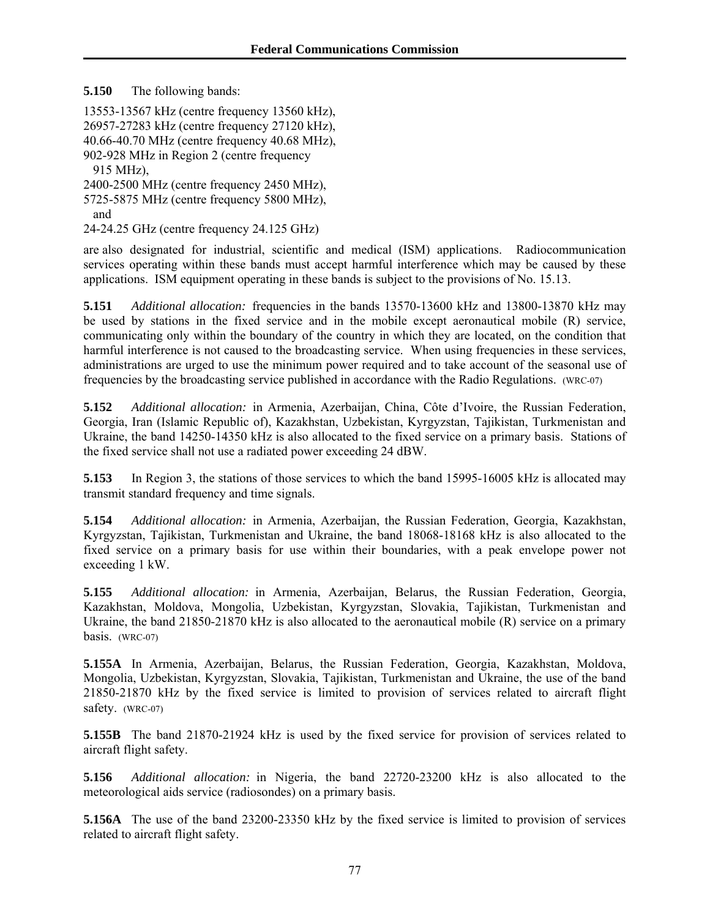**5.150** The following bands:

13553-13567 kHz (centre frequency 13560 kHz),
26957-27283 kHz (centre frequency 27120 kHz),
40.66-40.70 MHz (centre frequency 40.68 MHz),
902-928 MHz in Region 2 (centre frequency 915 MHz),
2400-2500 MHz (centre frequency 2450 MHz),
5725-5875 MHz (centre frequency 5800 MHz), and
24-24.25 GHz (centre frequency 24.125 GHz)

are also designated for industrial, scientific and medical (ISM) applications. Radiocommunication services operating within these bands must accept harmful interference which may be caused by these applications. ISM equipment operating in these bands is subject to the provisions of No. 15.13.

**5.151** *Additional allocation:* frequencies in the bands 13570-13600 kHz and 13800-13870 kHz may be used by stations in the fixed service and in the mobile except aeronautical mobile (R) service, communicating only within the boundary of the country in which they are located, on the condition that harmful interference is not caused to the broadcasting service. When using frequencies in these services, administrations are urged to use the minimum power required and to take account of the seasonal use of frequencies by the broadcasting service published in accordance with the Radio Regulations. (WRC-07)

**5.152** *Additional allocation:* in Armenia, Azerbaijan, China, Côte d'Ivoire, the Russian Federation, Georgia, Iran (Islamic Republic of), Kazakhstan, Uzbekistan, Kyrgyzstan, Tajikistan, Turkmenistan and Ukraine, the band 14250-14350 kHz is also allocated to the fixed service on a primary basis. Stations of the fixed service shall not use a radiated power exceeding 24 dBW.

**5.153** In Region 3, the stations of those services to which the band 15995-16005 kHz is allocated may transmit standard frequency and time signals.

**5.154** *Additional allocation:* in Armenia, Azerbaijan, the Russian Federation, Georgia, Kazakhstan, Kyrgyzstan, Tajikistan, Turkmenistan and Ukraine, the band 18068-18168 kHz is also allocated to the fixed service on a primary basis for use within their boundaries, with a peak envelope power not exceeding 1 kW.

**5.155** *Additional allocation:* in Armenia, Azerbaijan, Belarus, the Russian Federation, Georgia, Kazakhstan, Moldova, Mongolia, Uzbekistan, Kyrgyzstan, Slovakia, Tajikistan, Turkmenistan and Ukraine, the band 21850-21870 kHz is also allocated to the aeronautical mobile (R) service on a primary basis. (WRC-07)

**5.155A** In Armenia, Azerbaijan, Belarus, the Russian Federation, Georgia, Kazakhstan, Moldova, Mongolia, Uzbekistan, Kyrgyzstan, Slovakia, Tajikistan, Turkmenistan and Ukraine, the use of the band 21850-21870 kHz by the fixed service is limited to provision of services related to aircraft flight safety. (WRC-07)

**5.155B** The band 21870-21924 kHz is used by the fixed service for provision of services related to aircraft flight safety.

**5.156** *Additional allocation:* in Nigeria, the band 22720-23200 kHz is also allocated to the meteorological aids service (radiosondes) on a primary basis.

**5.156A** The use of the band 23200-23350 kHz by the fixed service is limited to provision of services related to aircraft flight safety.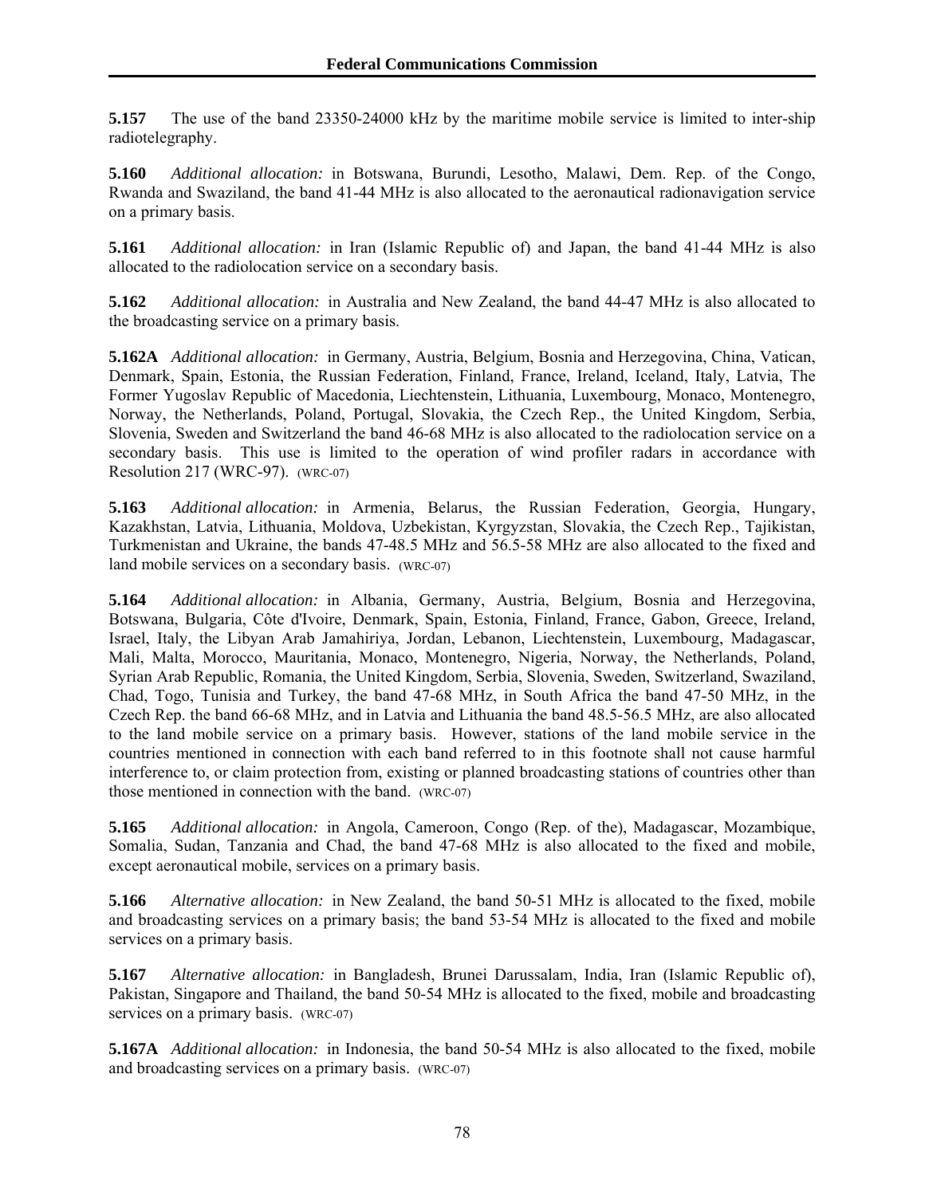**5.157** The use of the band 23350-24000 kHz by the maritime mobile service is limited to inter-ship radiotelegraphy.

**5.160** *Additional allocation:* in Botswana, Burundi, Lesotho, Malawi, Dem. Rep. of the Congo, Rwanda and Swaziland, the band 41-44 MHz is also allocated to the aeronautical radionavigation service on a primary basis.

**5.161** *Additional allocation:* in Iran (Islamic Republic of) and Japan, the band 41-44 MHz is also allocated to the radiolocation service on a secondary basis.

**5.162** *Additional allocation:* in Australia and New Zealand, the band 44-47 MHz is also allocated to the broadcasting service on a primary basis.

**5.162A** *Additional allocation:* in Germany, Austria, Belgium, Bosnia and Herzegovina, China, Vatican, Denmark, Spain, Estonia, the Russian Federation, Finland, France, Ireland, Iceland, Italy, Latvia, The Former Yugoslav Republic of Macedonia, Liechtenstein, Lithuania, Luxembourg, Monaco, Montenegro, Norway, the Netherlands, Poland, Portugal, Slovakia, the Czech Rep., the United Kingdom, Serbia, Slovenia, Sweden and Switzerland the band 46-68 MHz is also allocated to the radiolocation service on a secondary basis. This use is limited to the operation of wind profiler radars in accordance with Resolution 217 (WRC-97). (WRC-07)

**5.163** *Additional allocation:* in Armenia, Belarus, the Russian Federation, Georgia, Hungary, Kazakhstan, Latvia, Lithuania, Moldova, Uzbekistan, Kyrgyzstan, Slovakia, the Czech Rep., Tajikistan, Turkmenistan and Ukraine, the bands 47-48.5 MHz and 56.5-58 MHz are also allocated to the fixed and land mobile services on a secondary basis. (WRC-07)

**5.164** *Additional allocation:* in Albania, Germany, Austria, Belgium, Bosnia and Herzegovina, Botswana, Bulgaria, Côte d'Ivoire, Denmark, Spain, Estonia, Finland, France, Gabon, Greece, Ireland, Israel, Italy, the Libyan Arab Jamahiriya, Jordan, Lebanon, Liechtenstein, Luxembourg, Madagascar, Mali, Malta, Morocco, Mauritania, Monaco, Montenegro, Nigeria, Norway, the Netherlands, Poland, Syrian Arab Republic, Romania, the United Kingdom, Serbia, Slovenia, Sweden, Switzerland, Swaziland, Chad, Togo, Tunisia and Turkey, the band 47-68 MHz, in South Africa the band 47-50 MHz, in the Czech Rep. the band 66-68 MHz, and in Latvia and Lithuania the band 48.5-56.5 MHz, are also allocated to the land mobile service on a primary basis. However, stations of the land mobile service in the countries mentioned in connection with each band referred to in this footnote shall not cause harmful interference to, or claim protection from, existing or planned broadcasting stations of countries other than those mentioned in connection with the band. (WRC-07)

**5.165** *Additional allocation:* in Angola, Cameroon, Congo (Rep. of the), Madagascar, Mozambique, Somalia, Sudan, Tanzania and Chad, the band 47-68 MHz is also allocated to the fixed and mobile, except aeronautical mobile, services on a primary basis.

**5.166** *Alternative allocation:* in New Zealand, the band 50-51 MHz is allocated to the fixed, mobile and broadcasting services on a primary basis; the band 53-54 MHz is allocated to the fixed and mobile services on a primary basis.

**5.167** *Alternative allocation:* in Bangladesh, Brunei Darussalam, India, Iran (Islamic Republic of), Pakistan, Singapore and Thailand, the band 50-54 MHz is allocated to the fixed, mobile and broadcasting services on a primary basis. (WRC-07)

**5.167A** *Additional allocation:* in Indonesia, the band 50-54 MHz is also allocated to the fixed, mobile and broadcasting services on a primary basis. (WRC-07)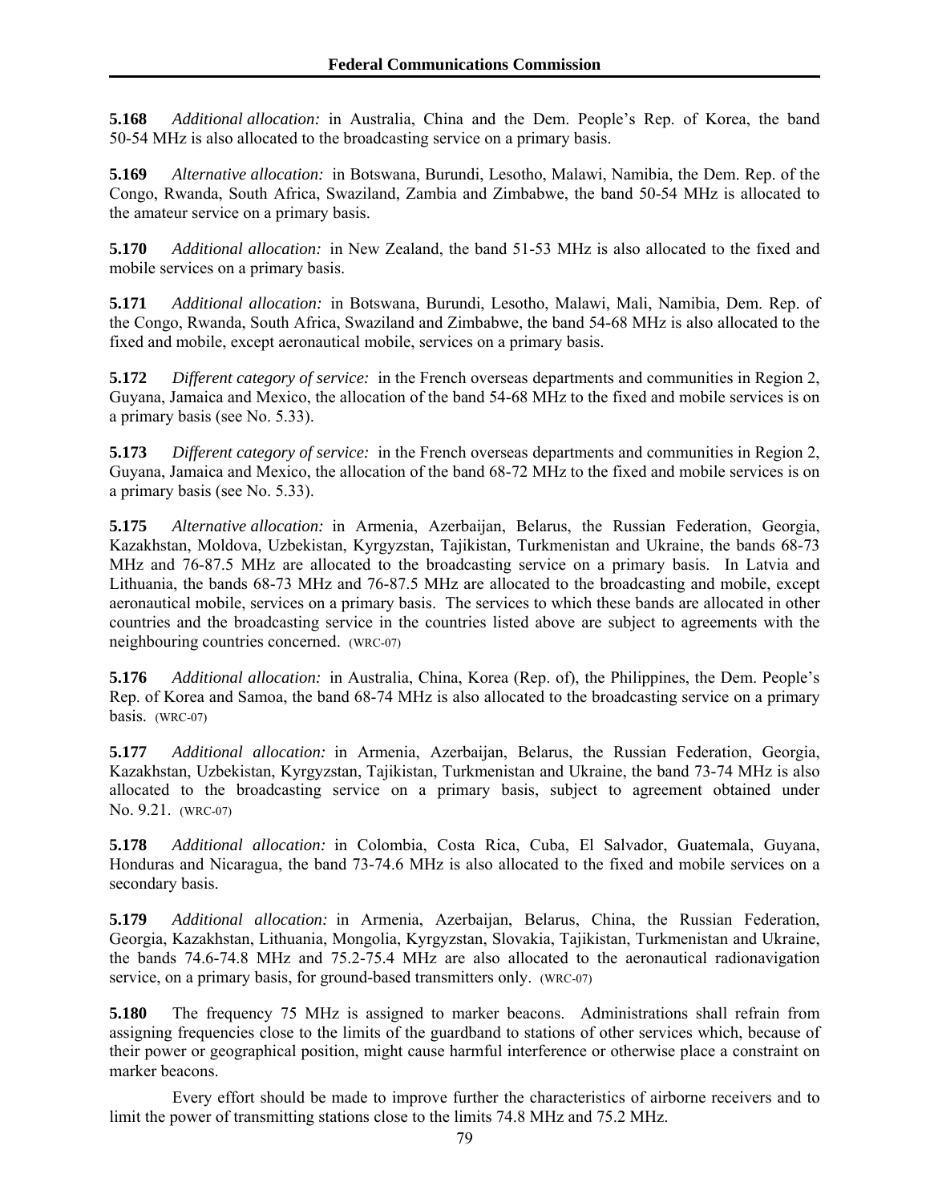**5.168** *Additional allocation:* in Australia, China and the Dem. People's Rep. of Korea, the band 50-54 MHz is also allocated to the broadcasting service on a primary basis.

**5.169** *Alternative allocation:* in Botswana, Burundi, Lesotho, Malawi, Namibia, the Dem. Rep. of the Congo, Rwanda, South Africa, Swaziland, Zambia and Zimbabwe, the band 50-54 MHz is allocated to the amateur service on a primary basis.

**5.170** *Additional allocation:* in New Zealand, the band 51-53 MHz is also allocated to the fixed and mobile services on a primary basis.

**5.171** *Additional allocation:* in Botswana, Burundi, Lesotho, Malawi, Mali, Namibia, Dem. Rep. of the Congo, Rwanda, South Africa, Swaziland and Zimbabwe, the band 54-68 MHz is also allocated to the fixed and mobile, except aeronautical mobile, services on a primary basis.

**5.172** *Different category of service:* in the French overseas departments and communities in Region 2, Guyana, Jamaica and Mexico, the allocation of the band 54-68 MHz to the fixed and mobile services is on a primary basis (see No. 5.33).

**5.173** *Different category of service:* in the French overseas departments and communities in Region 2, Guyana, Jamaica and Mexico, the allocation of the band 68-72 MHz to the fixed and mobile services is on a primary basis (see No. 5.33).

**5.175** *Alternative allocation:* in Armenia, Azerbaijan, Belarus, the Russian Federation, Georgia, Kazakhstan, Moldova, Uzbekistan, Kyrgyzstan, Tajikistan, Turkmenistan and Ukraine, the bands 68-73 MHz and 76-87.5 MHz are allocated to the broadcasting service on a primary basis. In Latvia and Lithuania, the bands 68-73 MHz and 76-87.5 MHz are allocated to the broadcasting and mobile, except aeronautical mobile, services on a primary basis. The services to which these bands are allocated in other countries and the broadcasting service in the countries listed above are subject to agreements with the neighbouring countries concerned. (WRC-07)

**5.176** *Additional allocation:* in Australia, China, Korea (Rep. of), the Philippines, the Dem. People's Rep. of Korea and Samoa, the band 68-74 MHz is also allocated to the broadcasting service on a primary basis. (WRC-07)

**5.177** *Additional allocation:* in Armenia, Azerbaijan, Belarus, the Russian Federation, Georgia, Kazakhstan, Uzbekistan, Kyrgyzstan, Tajikistan, Turkmenistan and Ukraine, the band 73-74 MHz is also allocated to the broadcasting service on a primary basis, subject to agreement obtained under No. 9.21. (WRC-07)

**5.178** *Additional allocation:* in Colombia, Costa Rica, Cuba, El Salvador, Guatemala, Guyana, Honduras and Nicaragua, the band 73-74.6 MHz is also allocated to the fixed and mobile services on a secondary basis.

**5.179** *Additional allocation:* in Armenia, Azerbaijan, Belarus, China, the Russian Federation, Georgia, Kazakhstan, Lithuania, Mongolia, Kyrgyzstan, Slovakia, Tajikistan, Turkmenistan and Ukraine, the bands 74.6-74.8 MHz and 75.2-75.4 MHz are also allocated to the aeronautical radionavigation service, on a primary basis, for ground-based transmitters only. (WRC-07)

**5.180** The frequency 75 MHz is assigned to marker beacons. Administrations shall refrain from assigning frequencies close to the limits of the guardband to stations of other services which, because of their power or geographical position, might cause harmful interference or otherwise place a constraint on marker beacons.

Every effort should be made to improve further the characteristics of airborne receivers and to limit the power of transmitting stations close to the limits 74.8 MHz and 75.2 MHz.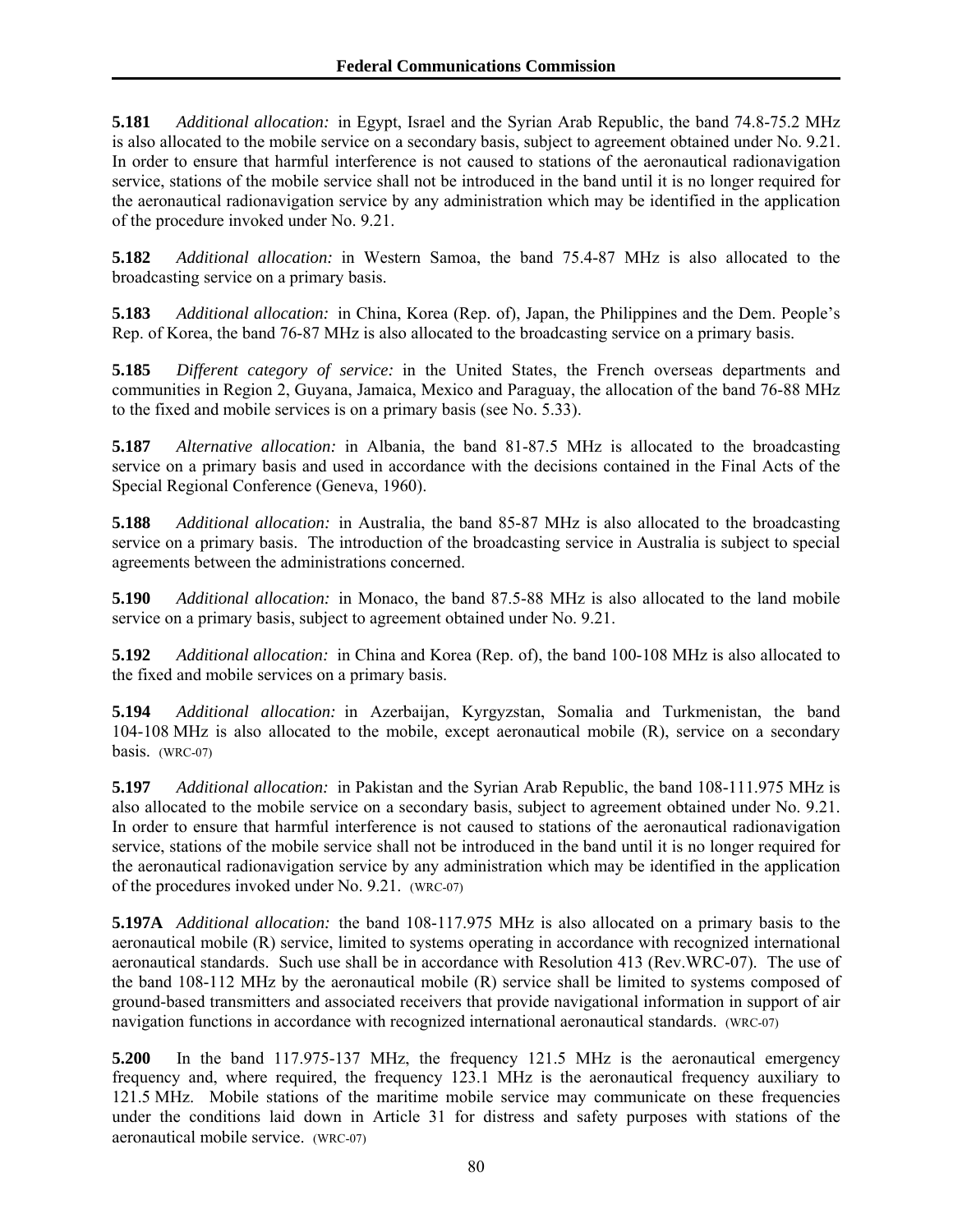**5.181** *Additional allocation:* in Egypt, Israel and the Syrian Arab Republic, the band 74.8-75.2 MHz is also allocated to the mobile service on a secondary basis, subject to agreement obtained under No. 9.21. In order to ensure that harmful interference is not caused to stations of the aeronautical radionavigation service, stations of the mobile service shall not be introduced in the band until it is no longer required for the aeronautical radionavigation service by any administration which may be identified in the application of the procedure invoked under No. 9.21.

**5.182** *Additional allocation:* in Western Samoa, the band 75.4-87 MHz is also allocated to the broadcasting service on a primary basis.

**5.183** *Additional allocation:* in China, Korea (Rep. of), Japan, the Philippines and the Dem. People's Rep. of Korea, the band 76-87 MHz is also allocated to the broadcasting service on a primary basis.

**5.185** *Different category of service:* in the United States, the French overseas departments and communities in Region 2, Guyana, Jamaica, Mexico and Paraguay, the allocation of the band 76-88 MHz to the fixed and mobile services is on a primary basis (see No. 5.33).

**5.187** *Alternative allocation:* in Albania, the band 81-87.5 MHz is allocated to the broadcasting service on a primary basis and used in accordance with the decisions contained in the Final Acts of the Special Regional Conference (Geneva, 1960).

**5.188** *Additional allocation:* in Australia, the band 85-87 MHz is also allocated to the broadcasting service on a primary basis. The introduction of the broadcasting service in Australia is subject to special agreements between the administrations concerned.

**5.190** *Additional allocation:* in Monaco, the band 87.5-88 MHz is also allocated to the land mobile service on a primary basis, subject to agreement obtained under No. 9.21.

**5.192** *Additional allocation:* in China and Korea (Rep. of), the band 100-108 MHz is also allocated to the fixed and mobile services on a primary basis.

**5.194** *Additional allocation:* in Azerbaijan, Kyrgyzstan, Somalia and Turkmenistan, the band 104-108 MHz is also allocated to the mobile, except aeronautical mobile (R), service on a secondary basis. (WRC-07)

**5.197** *Additional allocation:* in Pakistan and the Syrian Arab Republic, the band 108-111.975 MHz is also allocated to the mobile service on a secondary basis, subject to agreement obtained under No. 9.21. In order to ensure that harmful interference is not caused to stations of the aeronautical radionavigation service, stations of the mobile service shall not be introduced in the band until it is no longer required for the aeronautical radionavigation service by any administration which may be identified in the application of the procedures invoked under No. 9.21. (WRC-07)

**5.197A** *Additional allocation:* the band 108-117.975 MHz is also allocated on a primary basis to the aeronautical mobile (R) service, limited to systems operating in accordance with recognized international aeronautical standards. Such use shall be in accordance with Resolution 413 (Rev.WRC-07). The use of the band 108-112 MHz by the aeronautical mobile (R) service shall be limited to systems composed of ground-based transmitters and associated receivers that provide navigational information in support of air navigation functions in accordance with recognized international aeronautical standards. (WRC-07)

**5.200** In the band 117.975-137 MHz, the frequency 121.5 MHz is the aeronautical emergency frequency and, where required, the frequency 123.1 MHz is the aeronautical frequency auxiliary to 121.5 MHz. Mobile stations of the maritime mobile service may communicate on these frequencies under the conditions laid down in Article 31 for distress and safety purposes with stations of the aeronautical mobile service. (WRC-07)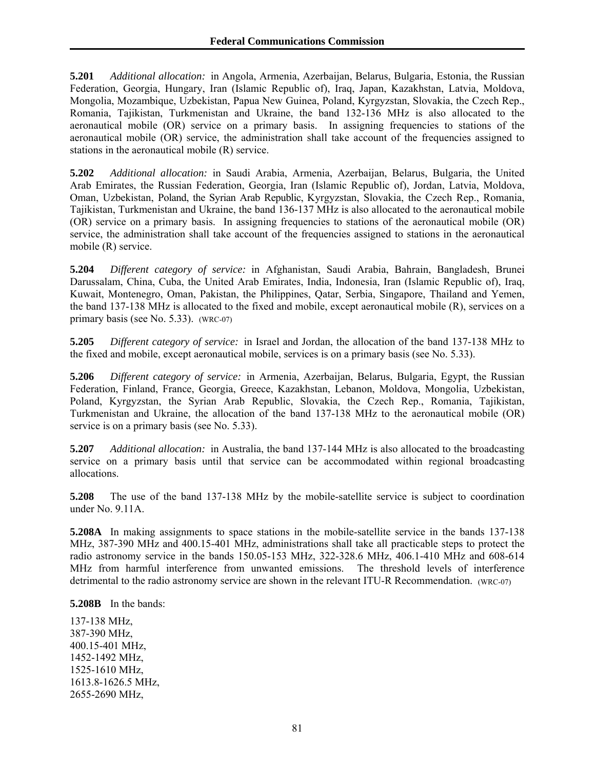**5.201** *Additional allocation:* in Angola, Armenia, Azerbaijan, Belarus, Bulgaria, Estonia, the Russian Federation, Georgia, Hungary, Iran (Islamic Republic of), Iraq, Japan, Kazakhstan, Latvia, Moldova, Mongolia, Mozambique, Uzbekistan, Papua New Guinea, Poland, Kyrgyzstan, Slovakia, the Czech Rep., Romania, Tajikistan, Turkmenistan and Ukraine, the band 132-136 MHz is also allocated to the aeronautical mobile (OR) service on a primary basis. In assigning frequencies to stations of the aeronautical mobile (OR) service, the administration shall take account of the frequencies assigned to stations in the aeronautical mobile (R) service.

**5.202** *Additional allocation:* in Saudi Arabia, Armenia, Azerbaijan, Belarus, Bulgaria, the United Arab Emirates, the Russian Federation, Georgia, Iran (Islamic Republic of), Jordan, Latvia, Moldova, Oman, Uzbekistan, Poland, the Syrian Arab Republic, Kyrgyzstan, Slovakia, the Czech Rep., Romania, Tajikistan, Turkmenistan and Ukraine, the band 136-137 MHz is also allocated to the aeronautical mobile (OR) service on a primary basis. In assigning frequencies to stations of the aeronautical mobile (OR) service, the administration shall take account of the frequencies assigned to stations in the aeronautical mobile (R) service.

**5.204** *Different category of service:* in Afghanistan, Saudi Arabia, Bahrain, Bangladesh, Brunei Darussalam, China, Cuba, the United Arab Emirates, India, Indonesia, Iran (Islamic Republic of), Iraq, Kuwait, Montenegro, Oman, Pakistan, the Philippines, Qatar, Serbia, Singapore, Thailand and Yemen, the band 137-138 MHz is allocated to the fixed and mobile, except aeronautical mobile (R), services on a primary basis (see No. 5.33). (WRC-07)

**5.205** *Different category of service:* in Israel and Jordan, the allocation of the band 137-138 MHz to the fixed and mobile, except aeronautical mobile, services is on a primary basis (see No. 5.33).

**5.206** *Different category of service:* in Armenia, Azerbaijan, Belarus, Bulgaria, Egypt, the Russian Federation, Finland, France, Georgia, Greece, Kazakhstan, Lebanon, Moldova, Mongolia, Uzbekistan, Poland, Kyrgyzstan, the Syrian Arab Republic, Slovakia, the Czech Rep., Romania, Tajikistan, Turkmenistan and Ukraine, the allocation of the band 137-138 MHz to the aeronautical mobile (OR) service is on a primary basis (see No. 5.33).

**5.207** *Additional allocation:* in Australia, the band 137-144 MHz is also allocated to the broadcasting service on a primary basis until that service can be accommodated within regional broadcasting allocations.

**5.208** The use of the band 137-138 MHz by the mobile-satellite service is subject to coordination under No. 9.11A.

**5.208A** In making assignments to space stations in the mobile-satellite service in the bands 137-138 MHz, 387-390 MHz and 400.15-401 MHz, administrations shall take all practicable steps to protect the radio astronomy service in the bands 150.05-153 MHz, 322-328.6 MHz, 406.1-410 MHz and 608-614 MHz from harmful interference from unwanted emissions. The threshold levels of interference detrimental to the radio astronomy service are shown in the relevant ITU-R Recommendation. (WRC-07)

**5.208B** In the bands:

137-138 MHz,
387-390 MHz,
400.15-401 MHz,
1452-1492 MHz,
1525-1610 MHz,
1613.8-1626.5 MHz,
2655-2690 MHz,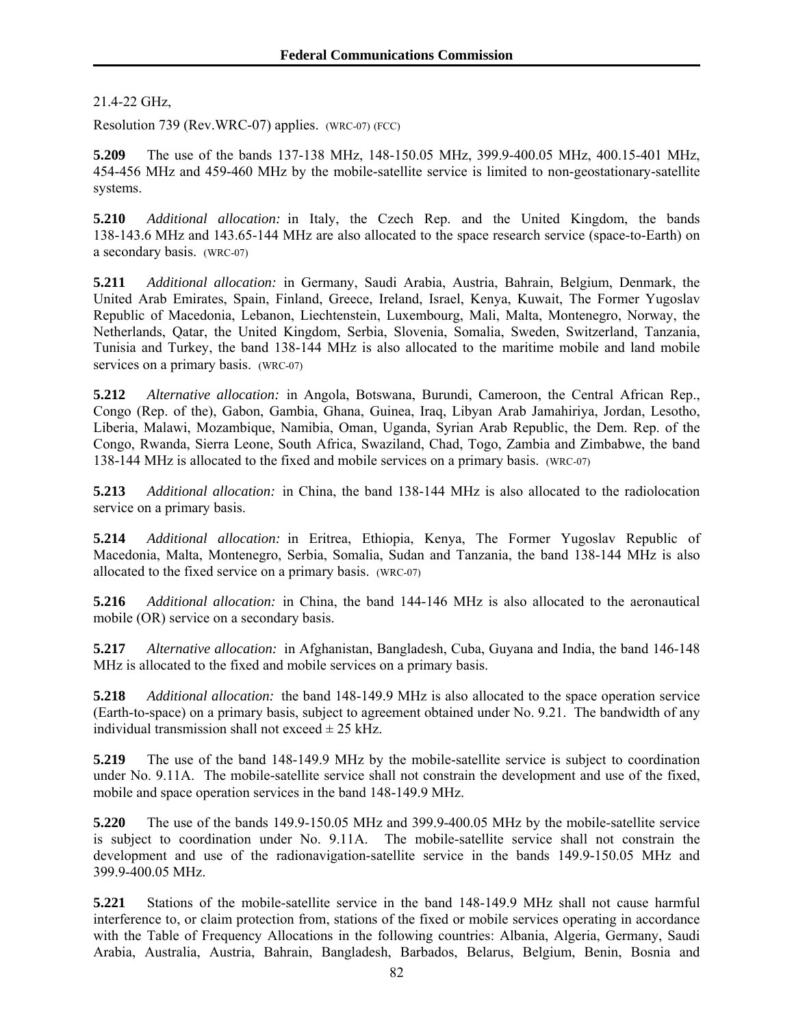21.4-22 GHz,

Resolution 739 (Rev.WRC-07) applies. (WRC-07) (FCC)

**5.209** The use of the bands 137-138 MHz, 148-150.05 MHz, 399.9-400.05 MHz, 400.15-401 MHz, 454-456 MHz and 459-460 MHz by the mobile-satellite service is limited to non-geostationary-satellite systems.

**5.210** *Additional allocation:* in Italy, the Czech Rep. and the United Kingdom, the bands 138-143.6 MHz and 143.65-144 MHz are also allocated to the space research service (space-to-Earth) on a secondary basis. (WRC-07)

**5.211** *Additional allocation:* in Germany, Saudi Arabia, Austria, Bahrain, Belgium, Denmark, the United Arab Emirates, Spain, Finland, Greece, Ireland, Israel, Kenya, Kuwait, The Former Yugoslav Republic of Macedonia, Lebanon, Liechtenstein, Luxembourg, Mali, Malta, Montenegro, Norway, the Netherlands, Qatar, the United Kingdom, Serbia, Slovenia, Somalia, Sweden, Switzerland, Tanzania, Tunisia and Turkey, the band 138-144 MHz is also allocated to the maritime mobile and land mobile services on a primary basis. (WRC-07)

**5.212** *Alternative allocation:* in Angola, Botswana, Burundi, Cameroon, the Central African Rep., Congo (Rep. of the), Gabon, Gambia, Ghana, Guinea, Iraq, Libyan Arab Jamahiriya, Jordan, Lesotho, Liberia, Malawi, Mozambique, Namibia, Oman, Uganda, Syrian Arab Republic, the Dem. Rep. of the Congo, Rwanda, Sierra Leone, South Africa, Swaziland, Chad, Togo, Zambia and Zimbabwe, the band 138-144 MHz is allocated to the fixed and mobile services on a primary basis. (WRC-07)

**5.213** *Additional allocation:* in China, the band 138-144 MHz is also allocated to the radiolocation service on a primary basis.

**5.214** *Additional allocation:* in Eritrea, Ethiopia, Kenya, The Former Yugoslav Republic of Macedonia, Malta, Montenegro, Serbia, Somalia, Sudan and Tanzania, the band 138-144 MHz is also allocated to the fixed service on a primary basis. (WRC-07)

**5.216** *Additional allocation:* in China, the band 144-146 MHz is also allocated to the aeronautical mobile (OR) service on a secondary basis.

**5.217** *Alternative allocation:* in Afghanistan, Bangladesh, Cuba, Guyana and India, the band 146-148 MHz is allocated to the fixed and mobile services on a primary basis.

**5.218** *Additional allocation:* the band 148-149.9 MHz is also allocated to the space operation service (Earth-to-space) on a primary basis, subject to agreement obtained under No. 9.21. The bandwidth of any individual transmission shall not exceed ± 25 kHz.

**5.219** The use of the band 148-149.9 MHz by the mobile-satellite service is subject to coordination under No. 9.11A. The mobile-satellite service shall not constrain the development and use of the fixed, mobile and space operation services in the band 148-149.9 MHz.

**5.220** The use of the bands 149.9-150.05 MHz and 399.9-400.05 MHz by the mobile-satellite service is subject to coordination under No. 9.11A. The mobile-satellite service shall not constrain the development and use of the radionavigation-satellite service in the bands 149.9-150.05 MHz and 399.9-400.05 MHz.

**5.221** Stations of the mobile-satellite service in the band 148-149.9 MHz shall not cause harmful interference to, or claim protection from, stations of the fixed or mobile services operating in accordance with the Table of Frequency Allocations in the following countries: Albania, Algeria, Germany, Saudi Arabia, Australia, Austria, Bahrain, Bangladesh, Barbados, Belarus, Belgium, Benin, Bosnia and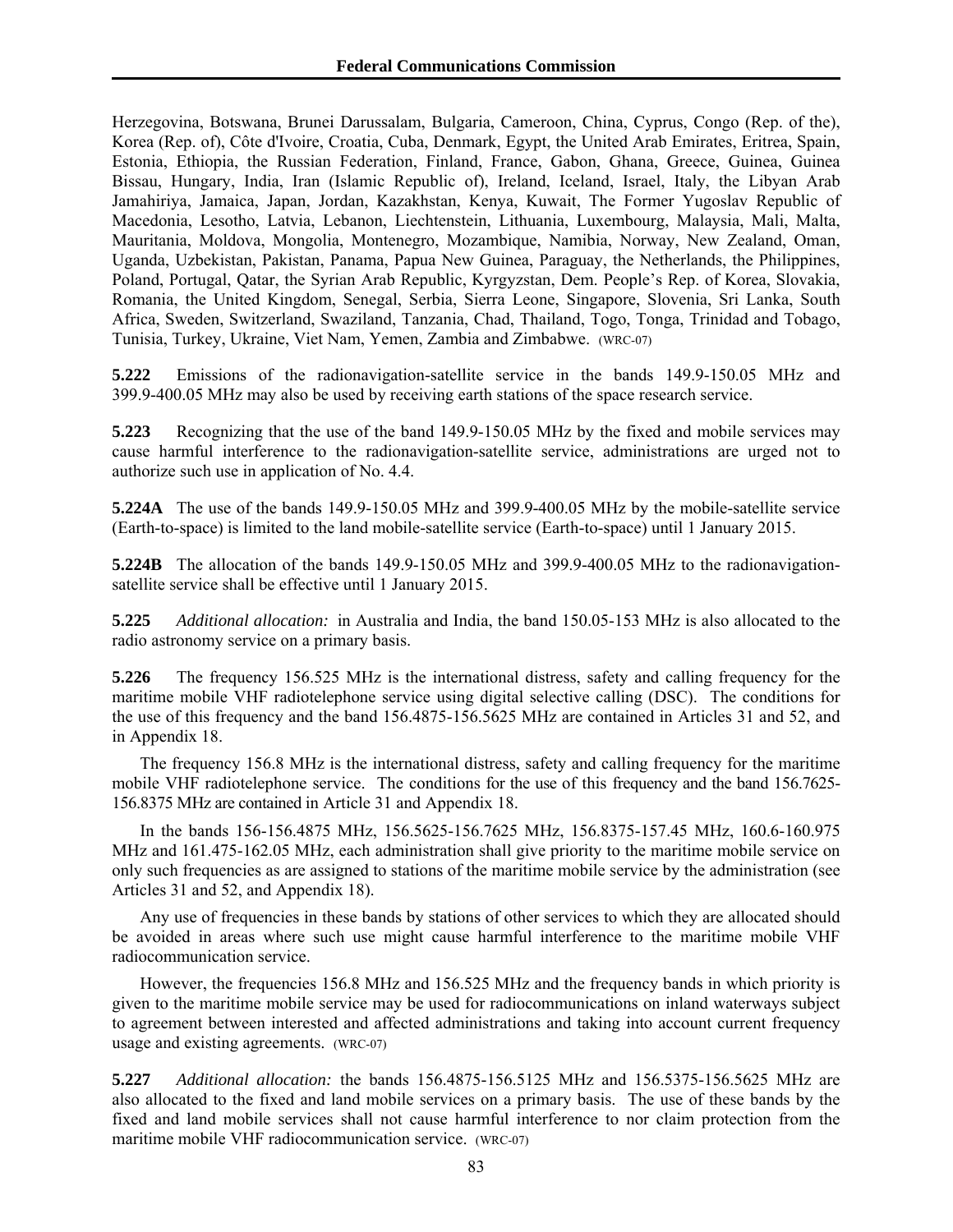Herzegovina, Botswana, Brunei Darussalam, Bulgaria, Cameroon, China, Cyprus, Congo (Rep. of the), Korea (Rep. of), Côte d'Ivoire, Croatia, Cuba, Denmark, Egypt, the United Arab Emirates, Eritrea, Spain, Estonia, Ethiopia, the Russian Federation, Finland, France, Gabon, Ghana, Greece, Guinea, Guinea Bissau, Hungary, India, Iran (Islamic Republic of), Ireland, Iceland, Israel, Italy, the Libyan Arab Jamahiriya, Jamaica, Japan, Jordan, Kazakhstan, Kenya, Kuwait, The Former Yugoslav Republic of Macedonia, Lesotho, Latvia, Lebanon, Liechtenstein, Lithuania, Luxembourg, Malaysia, Mali, Malta, Mauritania, Moldova, Mongolia, Montenegro, Mozambique, Namibia, Norway, New Zealand, Oman, Uganda, Uzbekistan, Pakistan, Panama, Papua New Guinea, Paraguay, the Netherlands, the Philippines, Poland, Portugal, Qatar, the Syrian Arab Republic, Kyrgyzstan, Dem. People's Rep. of Korea, Slovakia, Romania, the United Kingdom, Senegal, Serbia, Sierra Leone, Singapore, Slovenia, Sri Lanka, South Africa, Sweden, Switzerland, Swaziland, Tanzania, Chad, Thailand, Togo, Tonga, Trinidad and Tobago, Tunisia, Turkey, Ukraine, Viet Nam, Yemen, Zambia and Zimbabwe. (WRC-07)

**5.222** Emissions of the radionavigation-satellite service in the bands 149.9-150.05 MHz and 399.9-400.05 MHz may also be used by receiving earth stations of the space research service.

**5.223** Recognizing that the use of the band 149.9-150.05 MHz by the fixed and mobile services may cause harmful interference to the radionavigation-satellite service, administrations are urged not to authorize such use in application of No. 4.4.

**5.224A** The use of the bands 149.9-150.05 MHz and 399.9-400.05 MHz by the mobile-satellite service (Earth-to-space) is limited to the land mobile-satellite service (Earth-to-space) until 1 January 2015.

**5.224B** The allocation of the bands 149.9-150.05 MHz and 399.9-400.05 MHz to the radionavigation-satellite service shall be effective until 1 January 2015.

**5.225** *Additional allocation:* in Australia and India, the band 150.05-153 MHz is also allocated to the radio astronomy service on a primary basis.

**5.226** The frequency 156.525 MHz is the international distress, safety and calling frequency for the maritime mobile VHF radiotelephone service using digital selective calling (DSC). The conditions for the use of this frequency and the band 156.4875-156.5625 MHz are contained in Articles 31 and 52, and in Appendix 18.

The frequency 156.8 MHz is the international distress, safety and calling frequency for the maritime mobile VHF radiotelephone service. The conditions for the use of this frequency and the band 156.7625-156.8375 MHz are contained in Article 31 and Appendix 18.

In the bands 156-156.4875 MHz, 156.5625-156.7625 MHz, 156.8375-157.45 MHz, 160.6-160.975 MHz and 161.475-162.05 MHz, each administration shall give priority to the maritime mobile service on only such frequencies as are assigned to stations of the maritime mobile service by the administration (see Articles 31 and 52, and Appendix 18).

Any use of frequencies in these bands by stations of other services to which they are allocated should be avoided in areas where such use might cause harmful interference to the maritime mobile VHF radiocommunication service.

However, the frequencies 156.8 MHz and 156.525 MHz and the frequency bands in which priority is given to the maritime mobile service may be used for radiocommunications on inland waterways subject to agreement between interested and affected administrations and taking into account current frequency usage and existing agreements. (WRC-07)

**5.227** *Additional allocation:* the bands 156.4875-156.5125 MHz and 156.5375-156.5625 MHz are also allocated to the fixed and land mobile services on a primary basis. The use of these bands by the fixed and land mobile services shall not cause harmful interference to nor claim protection from the maritime mobile VHF radiocommunication service. (WRC-07)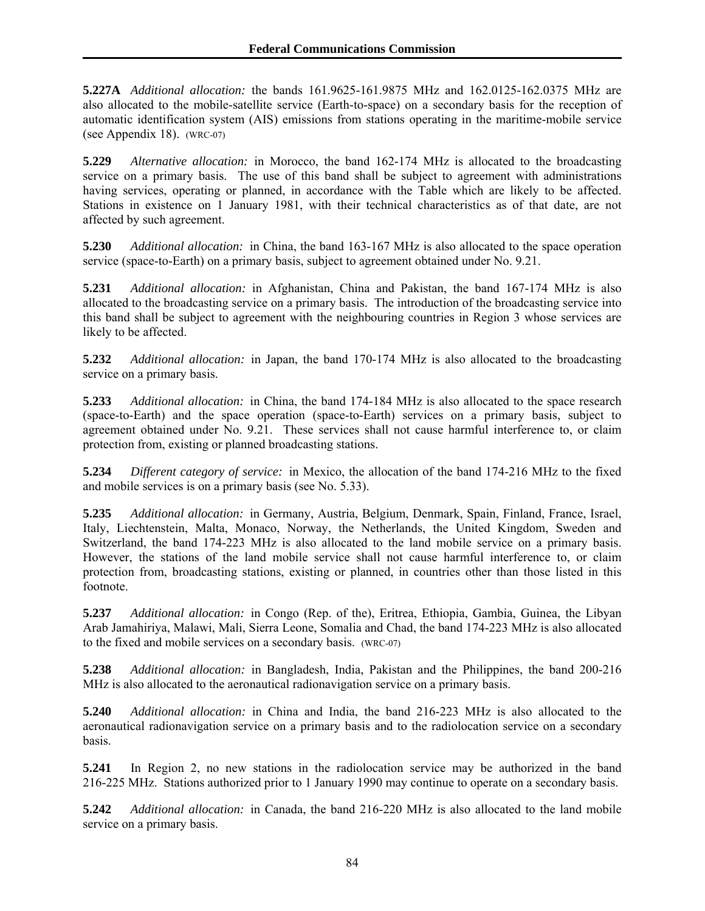**5.227A** *Additional allocation:* the bands 161.9625-161.9875 MHz and 162.0125-162.0375 MHz are also allocated to the mobile-satellite service (Earth-to-space) on a secondary basis for the reception of automatic identification system (AIS) emissions from stations operating in the maritime-mobile service (see Appendix 18). (WRC-07)

**5.229** *Alternative allocation:* in Morocco, the band 162-174 MHz is allocated to the broadcasting service on a primary basis. The use of this band shall be subject to agreement with administrations having services, operating or planned, in accordance with the Table which are likely to be affected. Stations in existence on 1 January 1981, with their technical characteristics as of that date, are not affected by such agreement.

**5.230** *Additional allocation:* in China, the band 163-167 MHz is also allocated to the space operation service (space-to-Earth) on a primary basis, subject to agreement obtained under No. 9.21.

**5.231** *Additional allocation:* in Afghanistan, China and Pakistan, the band 167-174 MHz is also allocated to the broadcasting service on a primary basis. The introduction of the broadcasting service into this band shall be subject to agreement with the neighbouring countries in Region 3 whose services are likely to be affected.

**5.232** *Additional allocation:* in Japan, the band 170-174 MHz is also allocated to the broadcasting service on a primary basis.

**5.233** *Additional allocation:* in China, the band 174-184 MHz is also allocated to the space research (space-to-Earth) and the space operation (space-to-Earth) services on a primary basis, subject to agreement obtained under No. 9.21. These services shall not cause harmful interference to, or claim protection from, existing or planned broadcasting stations.

**5.234** *Different category of service:* in Mexico, the allocation of the band 174-216 MHz to the fixed and mobile services is on a primary basis (see No. 5.33).

**5.235** *Additional allocation:* in Germany, Austria, Belgium, Denmark, Spain, Finland, France, Israel, Italy, Liechtenstein, Malta, Monaco, Norway, the Netherlands, the United Kingdom, Sweden and Switzerland, the band 174-223 MHz is also allocated to the land mobile service on a primary basis. However, the stations of the land mobile service shall not cause harmful interference to, or claim protection from, broadcasting stations, existing or planned, in countries other than those listed in this footnote.

**5.237** *Additional allocation:* in Congo (Rep. of the), Eritrea, Ethiopia, Gambia, Guinea, the Libyan Arab Jamahiriya, Malawi, Mali, Sierra Leone, Somalia and Chad, the band 174-223 MHz is also allocated to the fixed and mobile services on a secondary basis. (WRC-07)

**5.238** *Additional allocation:* in Bangladesh, India, Pakistan and the Philippines, the band 200-216 MHz is also allocated to the aeronautical radionavigation service on a primary basis.

**5.240** *Additional allocation:* in China and India, the band 216-223 MHz is also allocated to the aeronautical radionavigation service on a primary basis and to the radiolocation service on a secondary basis.

**5.241** In Region 2, no new stations in the radiolocation service may be authorized in the band 216-225 MHz. Stations authorized prior to 1 January 1990 may continue to operate on a secondary basis.

**5.242** *Additional allocation:* in Canada, the band 216-220 MHz is also allocated to the land mobile service on a primary basis.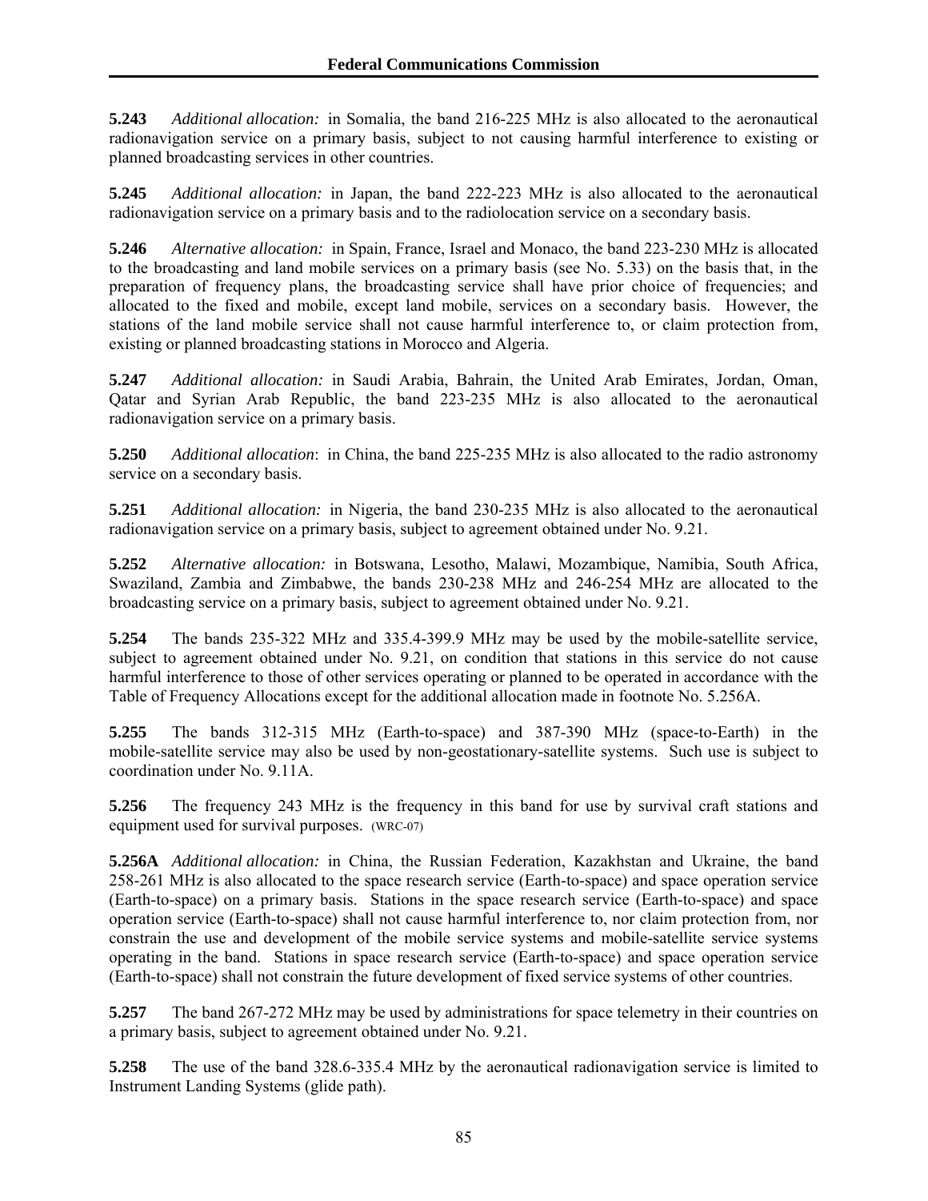**5.243** *Additional allocation:* in Somalia, the band 216-225 MHz is also allocated to the aeronautical radionavigation service on a primary basis, subject to not causing harmful interference to existing or planned broadcasting services in other countries.

**5.245** *Additional allocation:* in Japan, the band 222-223 MHz is also allocated to the aeronautical radionavigation service on a primary basis and to the radiolocation service on a secondary basis.

**5.246** *Alternative allocation:* in Spain, France, Israel and Monaco, the band 223-230 MHz is allocated to the broadcasting and land mobile services on a primary basis (see No. 5.33) on the basis that, in the preparation of frequency plans, the broadcasting service shall have prior choice of frequencies; and allocated to the fixed and mobile, except land mobile, services on a secondary basis. However, the stations of the land mobile service shall not cause harmful interference to, or claim protection from, existing or planned broadcasting stations in Morocco and Algeria.

**5.247** *Additional allocation:* in Saudi Arabia, Bahrain, the United Arab Emirates, Jordan, Oman, Qatar and Syrian Arab Republic, the band 223-235 MHz is also allocated to the aeronautical radionavigation service on a primary basis.

**5.250** *Additional allocation*: in China, the band 225-235 MHz is also allocated to the radio astronomy service on a secondary basis.

**5.251** *Additional allocation:* in Nigeria, the band 230-235 MHz is also allocated to the aeronautical radionavigation service on a primary basis, subject to agreement obtained under No. 9.21.

**5.252** *Alternative allocation:* in Botswana, Lesotho, Malawi, Mozambique, Namibia, South Africa, Swaziland, Zambia and Zimbabwe, the bands 230-238 MHz and 246-254 MHz are allocated to the broadcasting service on a primary basis, subject to agreement obtained under No. 9.21.

**5.254** The bands 235-322 MHz and 335.4-399.9 MHz may be used by the mobile-satellite service, subject to agreement obtained under No. 9.21, on condition that stations in this service do not cause harmful interference to those of other services operating or planned to be operated in accordance with the Table of Frequency Allocations except for the additional allocation made in footnote No. 5.256A.

**5.255** The bands 312-315 MHz (Earth-to-space) and 387-390 MHz (space-to-Earth) in the mobile-satellite service may also be used by non-geostationary-satellite systems. Such use is subject to coordination under No. 9.11A.

**5.256** The frequency 243 MHz is the frequency in this band for use by survival craft stations and equipment used for survival purposes. (WRC-07)

**5.256A** *Additional allocation:* in China, the Russian Federation, Kazakhstan and Ukraine, the band 258-261 MHz is also allocated to the space research service (Earth-to-space) and space operation service (Earth-to-space) on a primary basis. Stations in the space research service (Earth-to-space) and space operation service (Earth-to-space) shall not cause harmful interference to, nor claim protection from, nor constrain the use and development of the mobile service systems and mobile-satellite service systems operating in the band. Stations in space research service (Earth-to-space) and space operation service (Earth-to-space) shall not constrain the future development of fixed service systems of other countries.

**5.257** The band 267-272 MHz may be used by administrations for space telemetry in their countries on a primary basis, subject to agreement obtained under No. 9.21.

**5.258** The use of the band 328.6-335.4 MHz by the aeronautical radionavigation service is limited to Instrument Landing Systems (glide path).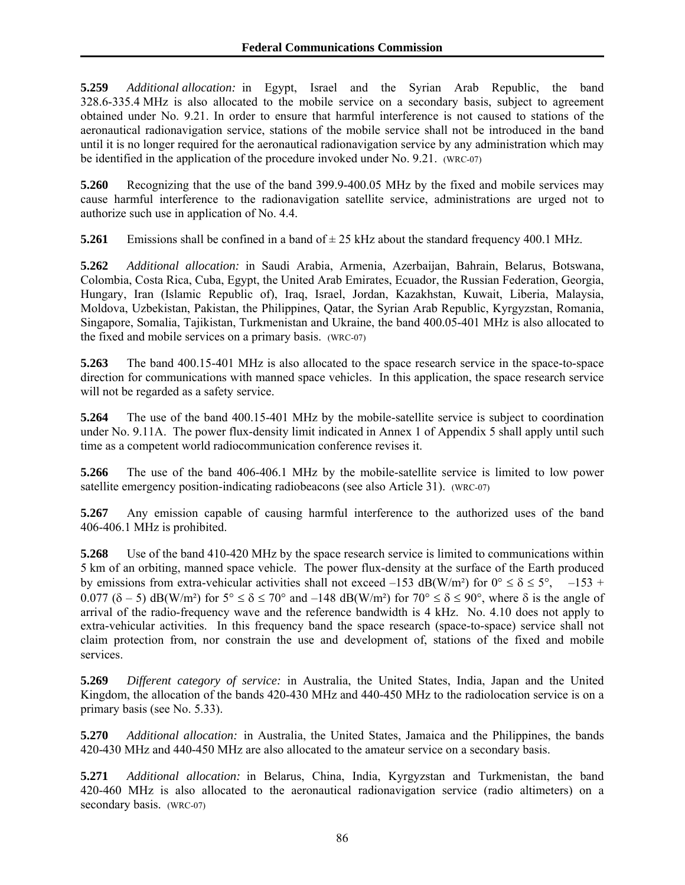**5.259** *Additional allocation:* in Egypt, Israel and the Syrian Arab Republic, the band 328.6-335.4 MHz is also allocated to the mobile service on a secondary basis, subject to agreement obtained under No. 9.21. In order to ensure that harmful interference is not caused to stations of the aeronautical radionavigation service, stations of the mobile service shall not be introduced in the band until it is no longer required for the aeronautical radionavigation service by any administration which may be identified in the application of the procedure invoked under No. 9.21. (WRC-07)

**5.260** Recognizing that the use of the band 399.9-400.05 MHz by the fixed and mobile services may cause harmful interference to the radionavigation satellite service, administrations are urged not to authorize such use in application of No. 4.4.

**5.261** Emissions shall be confined in a band of ± 25 kHz about the standard frequency 400.1 MHz.

**5.262** *Additional allocation:* in Saudi Arabia, Armenia, Azerbaijan, Bahrain, Belarus, Botswana, Colombia, Costa Rica, Cuba, Egypt, the United Arab Emirates, Ecuador, the Russian Federation, Georgia, Hungary, Iran (Islamic Republic of), Iraq, Israel, Jordan, Kazakhstan, Kuwait, Liberia, Malaysia, Moldova, Uzbekistan, Pakistan, the Philippines, Qatar, the Syrian Arab Republic, Kyrgyzstan, Romania, Singapore, Somalia, Tajikistan, Turkmenistan and Ukraine, the band 400.05-401 MHz is also allocated to the fixed and mobile services on a primary basis. (WRC-07)

**5.263** The band 400.15-401 MHz is also allocated to the space research service in the space-to-space direction for communications with manned space vehicles. In this application, the space research service will not be regarded as a safety service.

**5.264** The use of the band 400.15-401 MHz by the mobile-satellite service is subject to coordination under No. 9.11A. The power flux-density limit indicated in Annex 1 of Appendix 5 shall apply until such time as a competent world radiocommunication conference revises it.

**5.266** The use of the band 406-406.1 MHz by the mobile-satellite service is limited to low power satellite emergency position-indicating radiobeacons (see also Article 31). (WRC-07)

**5.267** Any emission capable of causing harmful interference to the authorized uses of the band 406-406.1 MHz is prohibited.

**5.268** Use of the band 410-420 MHz by the space research service is limited to communications within 5 km of an orbiting, manned space vehicle. The power flux-density at the surface of the Earth produced by emissions from extra-vehicular activities shall not exceed $-153$ dB(W/m²) for $0° \leq \delta \leq 5°$, $-153 + 0.077 (\delta - 5)$ dB(W/m²) for $5° \leq \delta \leq 70°$ and $-148$ dB(W/m²) for $70° \leq \delta \leq 90°$, where $\delta$ is the angle of arrival of the radio-frequency wave and the reference bandwidth is 4 kHz. No. 4.10 does not apply to extra-vehicular activities. In this frequency band the space research (space-to-space) service shall not claim protection from, nor constrain the use and development of, stations of the fixed and mobile services.

**5.269** *Different category of service:* in Australia, the United States, India, Japan and the United Kingdom, the allocation of the bands 420-430 MHz and 440-450 MHz to the radiolocation service is on a primary basis (see No. 5.33).

**5.270** *Additional allocation:* in Australia, the United States, Jamaica and the Philippines, the bands 420-430 MHz and 440-450 MHz are also allocated to the amateur service on a secondary basis.

**5.271** *Additional allocation:* in Belarus, China, India, Kyrgyzstan and Turkmenistan, the band 420-460 MHz is also allocated to the aeronautical radionavigation service (radio altimeters) on a secondary basis. (WRC-07)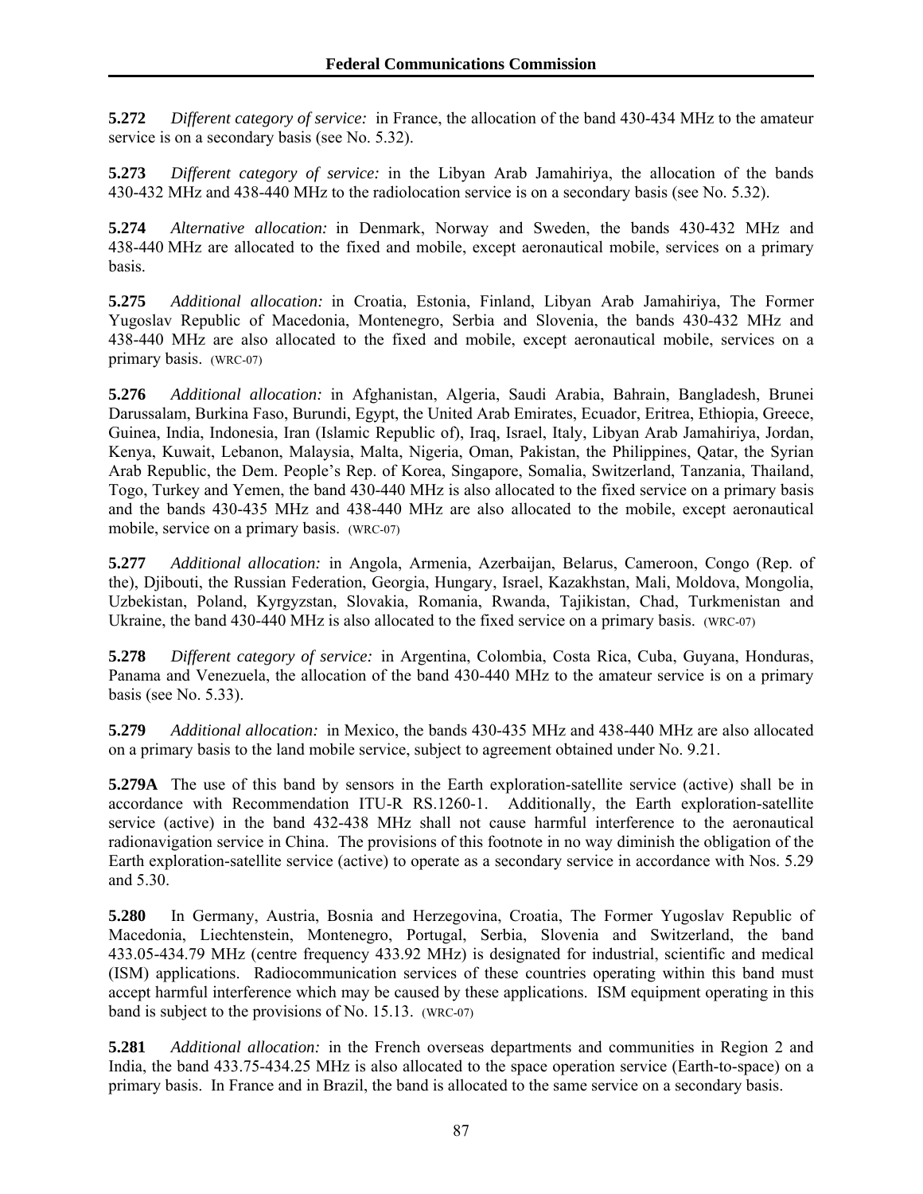**5.272** *Different category of service:* in France, the allocation of the band 430-434 MHz to the amateur service is on a secondary basis (see No. 5.32).

**5.273** *Different category of service:* in the Libyan Arab Jamahiriya, the allocation of the bands 430-432 MHz and 438-440 MHz to the radiolocation service is on a secondary basis (see No. 5.32).

**5.274** *Alternative allocation:* in Denmark, Norway and Sweden, the bands 430-432 MHz and 438-440 MHz are allocated to the fixed and mobile, except aeronautical mobile, services on a primary basis.

**5.275** *Additional allocation:* in Croatia, Estonia, Finland, Libyan Arab Jamahiriya, The Former Yugoslav Republic of Macedonia, Montenegro, Serbia and Slovenia, the bands 430-432 MHz and 438-440 MHz are also allocated to the fixed and mobile, except aeronautical mobile, services on a primary basis. (WRC-07)

**5.276** *Additional allocation:* in Afghanistan, Algeria, Saudi Arabia, Bahrain, Bangladesh, Brunei Darussalam, Burkina Faso, Burundi, Egypt, the United Arab Emirates, Ecuador, Eritrea, Ethiopia, Greece, Guinea, India, Indonesia, Iran (Islamic Republic of), Iraq, Israel, Italy, Libyan Arab Jamahiriya, Jordan, Kenya, Kuwait, Lebanon, Malaysia, Malta, Nigeria, Oman, Pakistan, the Philippines, Qatar, the Syrian Arab Republic, the Dem. People's Rep. of Korea, Singapore, Somalia, Switzerland, Tanzania, Thailand, Togo, Turkey and Yemen, the band 430-440 MHz is also allocated to the fixed service on a primary basis and the bands 430-435 MHz and 438-440 MHz are also allocated to the mobile, except aeronautical mobile, service on a primary basis. (WRC-07)

**5.277** *Additional allocation:* in Angola, Armenia, Azerbaijan, Belarus, Cameroon, Congo (Rep. of the), Djibouti, the Russian Federation, Georgia, Hungary, Israel, Kazakhstan, Mali, Moldova, Mongolia, Uzbekistan, Poland, Kyrgyzstan, Slovakia, Romania, Rwanda, Tajikistan, Chad, Turkmenistan and Ukraine, the band 430-440 MHz is also allocated to the fixed service on a primary basis. (WRC-07)

**5.278** *Different category of service:* in Argentina, Colombia, Costa Rica, Cuba, Guyana, Honduras, Panama and Venezuela, the allocation of the band 430-440 MHz to the amateur service is on a primary basis (see No. 5.33).

**5.279** *Additional allocation:* in Mexico, the bands 430-435 MHz and 438-440 MHz are also allocated on a primary basis to the land mobile service, subject to agreement obtained under No. 9.21.

**5.279A** The use of this band by sensors in the Earth exploration-satellite service (active) shall be in accordance with Recommendation ITU-R RS.1260-1. Additionally, the Earth exploration-satellite service (active) in the band 432-438 MHz shall not cause harmful interference to the aeronautical radionavigation service in China. The provisions of this footnote in no way diminish the obligation of the Earth exploration-satellite service (active) to operate as a secondary service in accordance with Nos. 5.29 and 5.30.

**5.280** In Germany, Austria, Bosnia and Herzegovina, Croatia, The Former Yugoslav Republic of Macedonia, Liechtenstein, Montenegro, Portugal, Serbia, Slovenia and Switzerland, the band 433.05-434.79 MHz (centre frequency 433.92 MHz) is designated for industrial, scientific and medical (ISM) applications. Radiocommunication services of these countries operating within this band must accept harmful interference which may be caused by these applications. ISM equipment operating in this band is subject to the provisions of No. 15.13. (WRC-07)

**5.281** *Additional allocation:* in the French overseas departments and communities in Region 2 and India, the band 433.75-434.25 MHz is also allocated to the space operation service (Earth-to-space) on a primary basis. In France and in Brazil, the band is allocated to the same service on a secondary basis.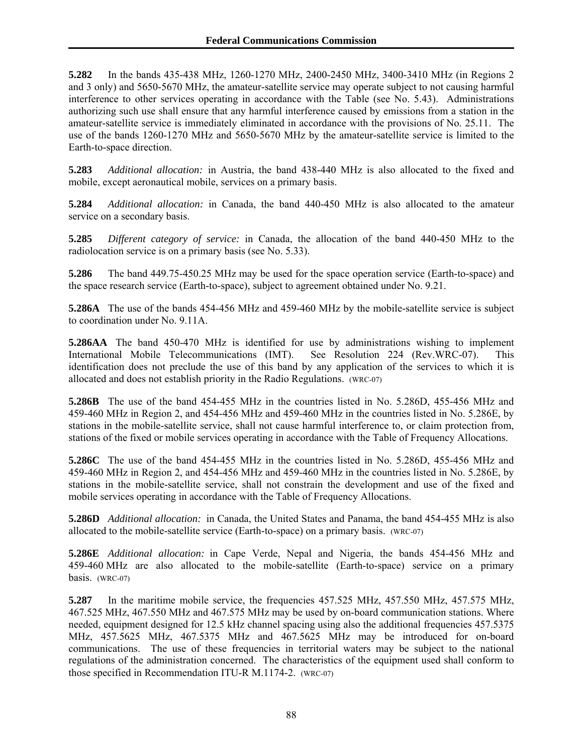**5.282** In the bands 435-438 MHz, 1260-1270 MHz, 2400-2450 MHz, 3400-3410 MHz (in Regions 2 and 3 only) and 5650-5670 MHz, the amateur-satellite service may operate subject to not causing harmful interference to other services operating in accordance with the Table (see No. 5.43). Administrations authorizing such use shall ensure that any harmful interference caused by emissions from a station in the amateur-satellite service is immediately eliminated in accordance with the provisions of No. 25.11. The use of the bands 1260-1270 MHz and 5650-5670 MHz by the amateur-satellite service is limited to the Earth-to-space direction.

**5.283** *Additional allocation:* in Austria, the band 438-440 MHz is also allocated to the fixed and mobile, except aeronautical mobile, services on a primary basis.

**5.284** *Additional allocation:* in Canada, the band 440-450 MHz is also allocated to the amateur service on a secondary basis.

**5.285** *Different category of service:* in Canada, the allocation of the band 440-450 MHz to the radiolocation service is on a primary basis (see No. 5.33).

**5.286** The band 449.75-450.25 MHz may be used for the space operation service (Earth-to-space) and the space research service (Earth-to-space), subject to agreement obtained under No. 9.21.

**5.286A** The use of the bands 454-456 MHz and 459-460 MHz by the mobile-satellite service is subject to coordination under No. 9.11A.

**5.286AA** The band 450-470 MHz is identified for use by administrations wishing to implement International Mobile Telecommunications (IMT). See Resolution 224 (Rev.WRC-07). This identification does not preclude the use of this band by any application of the services to which it is allocated and does not establish priority in the Radio Regulations. (WRC-07)

**5.286B** The use of the band 454-455 MHz in the countries listed in No. 5.286D, 455-456 MHz and 459-460 MHz in Region 2, and 454-456 MHz and 459-460 MHz in the countries listed in No. 5.286E, by stations in the mobile-satellite service, shall not cause harmful interference to, or claim protection from, stations of the fixed or mobile services operating in accordance with the Table of Frequency Allocations.

**5.286C** The use of the band 454-455 MHz in the countries listed in No. 5.286D, 455-456 MHz and 459-460 MHz in Region 2, and 454-456 MHz and 459-460 MHz in the countries listed in No. 5.286E, by stations in the mobile-satellite service, shall not constrain the development and use of the fixed and mobile services operating in accordance with the Table of Frequency Allocations.

**5.286D** *Additional allocation:* in Canada, the United States and Panama, the band 454-455 MHz is also allocated to the mobile-satellite service (Earth-to-space) on a primary basis. (WRC-07)

**5.286E** *Additional allocation:* in Cape Verde, Nepal and Nigeria, the bands 454-456 MHz and 459-460 MHz are also allocated to the mobile-satellite (Earth-to-space) service on a primary basis. (WRC-07)

**5.287** In the maritime mobile service, the frequencies 457.525 MHz, 457.550 MHz, 457.575 MHz, 467.525 MHz, 467.550 MHz and 467.575 MHz may be used by on-board communication stations. Where needed, equipment designed for 12.5 kHz channel spacing using also the additional frequencies 457.5375 MHz, 457.5625 MHz, 467.5375 MHz and 467.5625 MHz may be introduced for on-board communications. The use of these frequencies in territorial waters may be subject to the national regulations of the administration concerned. The characteristics of the equipment used shall conform to those specified in Recommendation ITU-R M.1174-2. (WRC-07)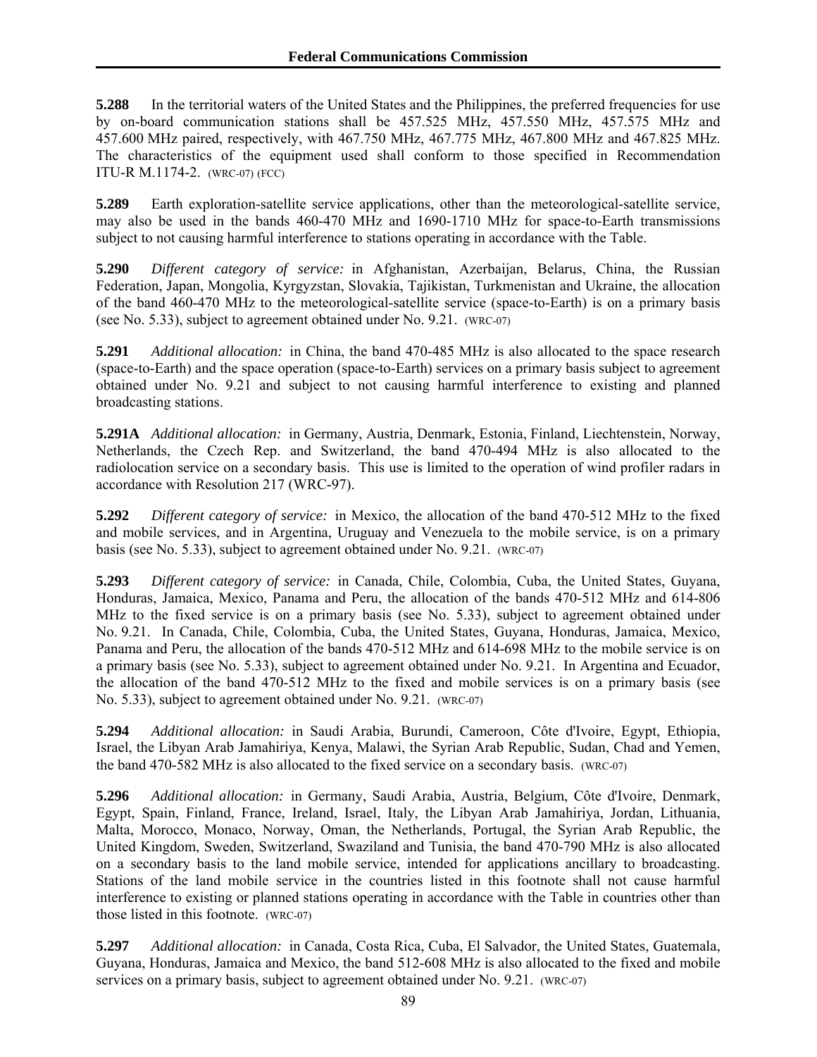**5.288** In the territorial waters of the United States and the Philippines, the preferred frequencies for use by on-board communication stations shall be 457.525 MHz, 457.550 MHz, 457.575 MHz and 457.600 MHz paired, respectively, with 467.750 MHz, 467.775 MHz, 467.800 MHz and 467.825 MHz. The characteristics of the equipment used shall conform to those specified in Recommendation ITU-R M.1174-2. (WRC-07) (FCC)

**5.289** Earth exploration-satellite service applications, other than the meteorological-satellite service, may also be used in the bands 460-470 MHz and 1690-1710 MHz for space-to-Earth transmissions subject to not causing harmful interference to stations operating in accordance with the Table.

**5.290** *Different category of service:* in Afghanistan, Azerbaijan, Belarus, China, the Russian Federation, Japan, Mongolia, Kyrgyzstan, Slovakia, Tajikistan, Turkmenistan and Ukraine, the allocation of the band 460-470 MHz to the meteorological-satellite service (space-to-Earth) is on a primary basis (see No. 5.33), subject to agreement obtained under No. 9.21. (WRC-07)

**5.291** *Additional allocation:* in China, the band 470-485 MHz is also allocated to the space research (space-to-Earth) and the space operation (space-to-Earth) services on a primary basis subject to agreement obtained under No. 9.21 and subject to not causing harmful interference to existing and planned broadcasting stations.

**5.291A** *Additional allocation:* in Germany, Austria, Denmark, Estonia, Finland, Liechtenstein, Norway, Netherlands, the Czech Rep. and Switzerland, the band 470-494 MHz is also allocated to the radiolocation service on a secondary basis. This use is limited to the operation of wind profiler radars in accordance with Resolution 217 (WRC-97).

**5.292** *Different category of service:* in Mexico, the allocation of the band 470-512 MHz to the fixed and mobile services, and in Argentina, Uruguay and Venezuela to the mobile service, is on a primary basis (see No. 5.33), subject to agreement obtained under No. 9.21. (WRC-07)

**5.293** *Different category of service:* in Canada, Chile, Colombia, Cuba, the United States, Guyana, Honduras, Jamaica, Mexico, Panama and Peru, the allocation of the bands 470-512 MHz and 614-806 MHz to the fixed service is on a primary basis (see No. 5.33), subject to agreement obtained under No. 9.21. In Canada, Chile, Colombia, Cuba, the United States, Guyana, Honduras, Jamaica, Mexico, Panama and Peru, the allocation of the bands 470-512 MHz and 614-698 MHz to the mobile service is on a primary basis (see No. 5.33), subject to agreement obtained under No. 9.21. In Argentina and Ecuador, the allocation of the band 470-512 MHz to the fixed and mobile services is on a primary basis (see No. 5.33), subject to agreement obtained under No. 9.21. (WRC-07)

**5.294** *Additional allocation:* in Saudi Arabia, Burundi, Cameroon, Côte d'Ivoire, Egypt, Ethiopia, Israel, the Libyan Arab Jamahiriya, Kenya, Malawi, the Syrian Arab Republic, Sudan, Chad and Yemen, the band 470-582 MHz is also allocated to the fixed service on a secondary basis. (WRC-07)

**5.296** *Additional allocation:* in Germany, Saudi Arabia, Austria, Belgium, Côte d'Ivoire, Denmark, Egypt, Spain, Finland, France, Ireland, Israel, Italy, the Libyan Arab Jamahiriya, Jordan, Lithuania, Malta, Morocco, Monaco, Norway, Oman, the Netherlands, Portugal, the Syrian Arab Republic, the United Kingdom, Sweden, Switzerland, Swaziland and Tunisia, the band 470-790 MHz is also allocated on a secondary basis to the land mobile service, intended for applications ancillary to broadcasting. Stations of the land mobile service in the countries listed in this footnote shall not cause harmful interference to existing or planned stations operating in accordance with the Table in countries other than those listed in this footnote. (WRC-07)

**5.297** *Additional allocation:* in Canada, Costa Rica, Cuba, El Salvador, the United States, Guatemala, Guyana, Honduras, Jamaica and Mexico, the band 512-608 MHz is also allocated to the fixed and mobile services on a primary basis, subject to agreement obtained under No. 9.21. (WRC-07)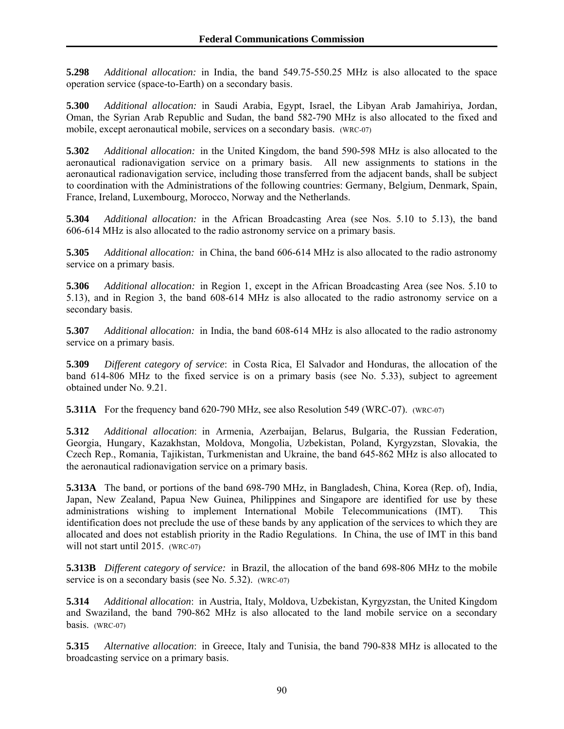**5.298** *Additional allocation:* in India, the band 549.75-550.25 MHz is also allocated to the space operation service (space-to-Earth) on a secondary basis.

**5.300** *Additional allocation:* in Saudi Arabia, Egypt, Israel, the Libyan Arab Jamahiriya, Jordan, Oman, the Syrian Arab Republic and Sudan, the band 582-790 MHz is also allocated to the fixed and mobile, except aeronautical mobile, services on a secondary basis. (WRC-07)

**5.302** *Additional allocation:* in the United Kingdom, the band 590-598 MHz is also allocated to the aeronautical radionavigation service on a primary basis. All new assignments to stations in the aeronautical radionavigation service, including those transferred from the adjacent bands, shall be subject to coordination with the Administrations of the following countries: Germany, Belgium, Denmark, Spain, France, Ireland, Luxembourg, Morocco, Norway and the Netherlands.

**5.304** *Additional allocation:* in the African Broadcasting Area (see Nos. 5.10 to 5.13), the band 606-614 MHz is also allocated to the radio astronomy service on a primary basis.

**5.305** *Additional allocation:* in China, the band 606-614 MHz is also allocated to the radio astronomy service on a primary basis.

**5.306** *Additional allocation:* in Region 1, except in the African Broadcasting Area (see Nos. 5.10 to 5.13), and in Region 3, the band 608-614 MHz is also allocated to the radio astronomy service on a secondary basis.

**5.307** *Additional allocation:* in India, the band 608-614 MHz is also allocated to the radio astronomy service on a primary basis.

**5.309** *Different category of service*: in Costa Rica, El Salvador and Honduras, the allocation of the band 614-806 MHz to the fixed service is on a primary basis (see No. 5.33), subject to agreement obtained under No. 9.21.

**5.311A** For the frequency band 620-790 MHz, see also Resolution 549 (WRC-07). (WRC-07)

**5.312** *Additional allocation*: in Armenia, Azerbaijan, Belarus, Bulgaria, the Russian Federation, Georgia, Hungary, Kazakhstan, Moldova, Mongolia, Uzbekistan, Poland, Kyrgyzstan, Slovakia, the Czech Rep., Romania, Tajikistan, Turkmenistan and Ukraine, the band 645-862 MHz is also allocated to the aeronautical radionavigation service on a primary basis.

**5.313A** The band, or portions of the band 698-790 MHz, in Bangladesh, China, Korea (Rep. of), India, Japan, New Zealand, Papua New Guinea, Philippines and Singapore are identified for use by these administrations wishing to implement International Mobile Telecommunications (IMT). This identification does not preclude the use of these bands by any application of the services to which they are allocated and does not establish priority in the Radio Regulations. In China, the use of IMT in this band will not start until 2015. (WRC-07)

**5.313B** *Different category of service:* in Brazil, the allocation of the band 698-806 MHz to the mobile service is on a secondary basis (see No. 5.32). (WRC-07)

**5.314** *Additional allocation*: in Austria, Italy, Moldova, Uzbekistan, Kyrgyzstan, the United Kingdom and Swaziland, the band 790-862 MHz is also allocated to the land mobile service on a secondary basis. (WRC-07)

**5.315** *Alternative allocation*: in Greece, Italy and Tunisia, the band 790-838 MHz is allocated to the broadcasting service on a primary basis.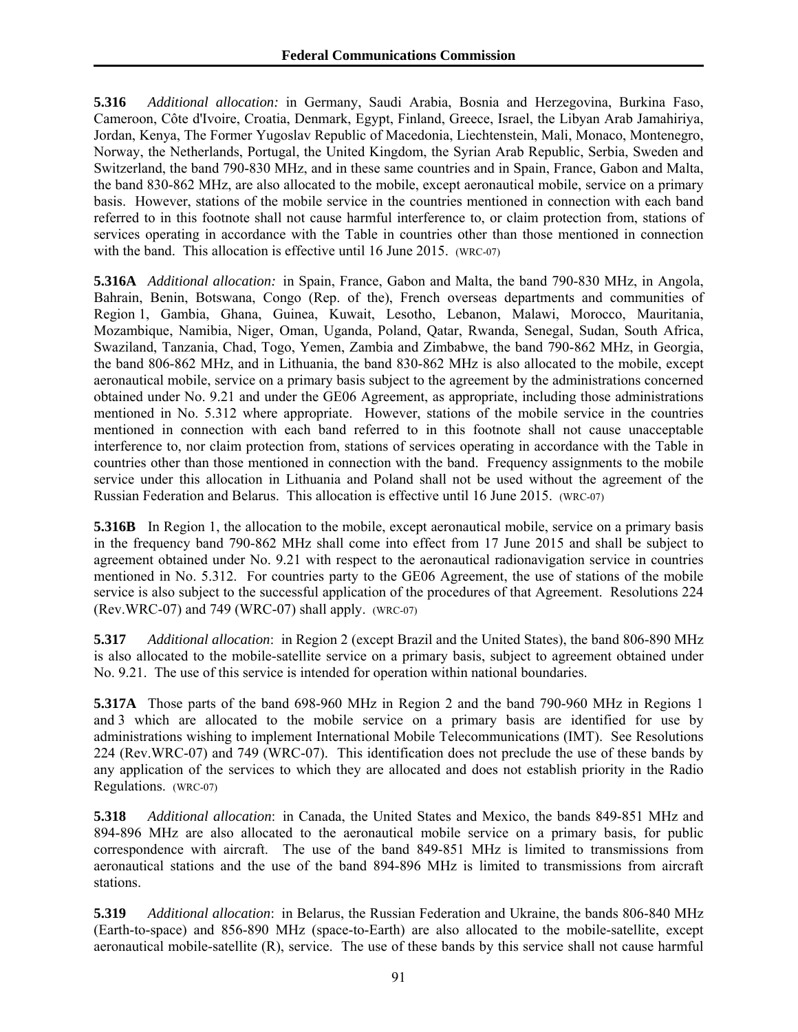**5.316** *Additional allocation:* in Germany, Saudi Arabia, Bosnia and Herzegovina, Burkina Faso, Cameroon, Côte d'Ivoire, Croatia, Denmark, Egypt, Finland, Greece, Israel, the Libyan Arab Jamahiriya, Jordan, Kenya, The Former Yugoslav Republic of Macedonia, Liechtenstein, Mali, Monaco, Montenegro, Norway, the Netherlands, Portugal, the United Kingdom, the Syrian Arab Republic, Serbia, Sweden and Switzerland, the band 790-830 MHz, and in these same countries and in Spain, France, Gabon and Malta, the band 830-862 MHz, are also allocated to the mobile, except aeronautical mobile, service on a primary basis. However, stations of the mobile service in the countries mentioned in connection with each band referred to in this footnote shall not cause harmful interference to, or claim protection from, stations of services operating in accordance with the Table in countries other than those mentioned in connection with the band. This allocation is effective until 16 June 2015. (WRC-07)

**5.316A** *Additional allocation:* in Spain, France, Gabon and Malta, the band 790-830 MHz, in Angola, Bahrain, Benin, Botswana, Congo (Rep. of the), French overseas departments and communities of Region 1, Gambia, Ghana, Guinea, Kuwait, Lesotho, Lebanon, Malawi, Morocco, Mauritania, Mozambique, Namibia, Niger, Oman, Uganda, Poland, Qatar, Rwanda, Senegal, Sudan, South Africa, Swaziland, Tanzania, Chad, Togo, Yemen, Zambia and Zimbabwe, the band 790-862 MHz, in Georgia, the band 806-862 MHz, and in Lithuania, the band 830-862 MHz is also allocated to the mobile, except aeronautical mobile, service on a primary basis subject to the agreement by the administrations concerned obtained under No. 9.21 and under the GE06 Agreement, as appropriate, including those administrations mentioned in No. 5.312 where appropriate. However, stations of the mobile service in the countries mentioned in connection with each band referred to in this footnote shall not cause unacceptable interference to, nor claim protection from, stations of services operating in accordance with the Table in countries other than those mentioned in connection with the band. Frequency assignments to the mobile service under this allocation in Lithuania and Poland shall not be used without the agreement of the Russian Federation and Belarus. This allocation is effective until 16 June 2015. (WRC-07)

**5.316B** In Region 1, the allocation to the mobile, except aeronautical mobile, service on a primary basis in the frequency band 790-862 MHz shall come into effect from 17 June 2015 and shall be subject to agreement obtained under No. 9.21 with respect to the aeronautical radionavigation service in countries mentioned in No. 5.312. For countries party to the GE06 Agreement, the use of stations of the mobile service is also subject to the successful application of the procedures of that Agreement. Resolutions 224 (Rev.WRC-07) and 749 (WRC-07) shall apply. (WRC-07)

**5.317** *Additional allocation*: in Region 2 (except Brazil and the United States), the band 806-890 MHz is also allocated to the mobile-satellite service on a primary basis, subject to agreement obtained under No. 9.21. The use of this service is intended for operation within national boundaries.

**5.317A** Those parts of the band 698-960 MHz in Region 2 and the band 790-960 MHz in Regions 1 and 3 which are allocated to the mobile service on a primary basis are identified for use by administrations wishing to implement International Mobile Telecommunications (IMT). See Resolutions 224 (Rev.WRC-07) and 749 (WRC-07). This identification does not preclude the use of these bands by any application of the services to which they are allocated and does not establish priority in the Radio Regulations. (WRC-07)

**5.318** *Additional allocation*: in Canada, the United States and Mexico, the bands 849-851 MHz and 894-896 MHz are also allocated to the aeronautical mobile service on a primary basis, for public correspondence with aircraft. The use of the band 849-851 MHz is limited to transmissions from aeronautical stations and the use of the band 894-896 MHz is limited to transmissions from aircraft stations.

**5.319** *Additional allocation*: in Belarus, the Russian Federation and Ukraine, the bands 806-840 MHz (Earth-to-space) and 856-890 MHz (space-to-Earth) are also allocated to the mobile-satellite, except aeronautical mobile-satellite (R), service. The use of these bands by this service shall not cause harmful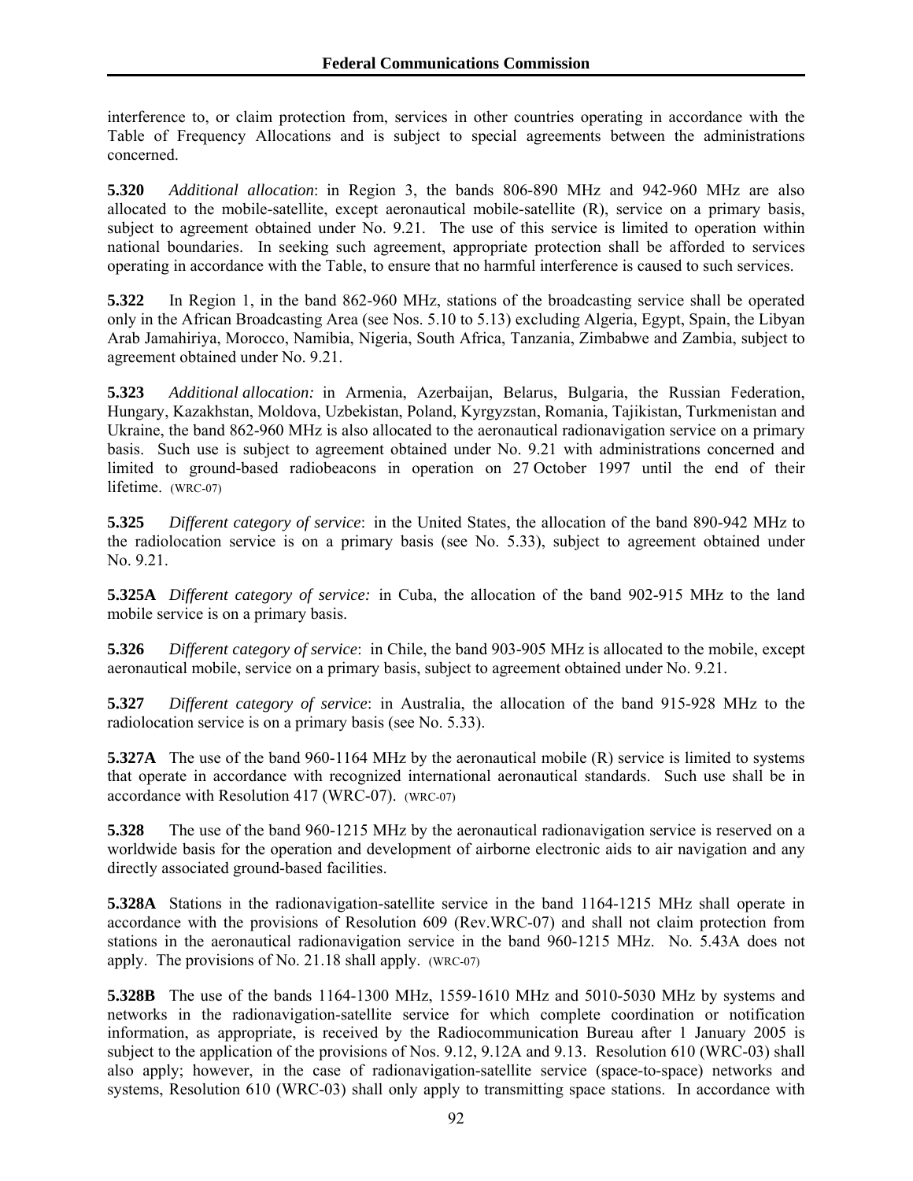interference to, or claim protection from, services in other countries operating in accordance with the Table of Frequency Allocations and is subject to special agreements between the administrations concerned.

**5.320** *Additional allocation*: in Region 3, the bands 806-890 MHz and 942-960 MHz are also allocated to the mobile-satellite, except aeronautical mobile-satellite (R), service on a primary basis, subject to agreement obtained under No. 9.21. The use of this service is limited to operation within national boundaries. In seeking such agreement, appropriate protection shall be afforded to services operating in accordance with the Table, to ensure that no harmful interference is caused to such services.

**5.322** In Region 1, in the band 862-960 MHz, stations of the broadcasting service shall be operated only in the African Broadcasting Area (see Nos. 5.10 to 5.13) excluding Algeria, Egypt, Spain, the Libyan Arab Jamahiriya, Morocco, Namibia, Nigeria, South Africa, Tanzania, Zimbabwe and Zambia, subject to agreement obtained under No. 9.21.

**5.323** *Additional allocation:* in Armenia, Azerbaijan, Belarus, Bulgaria, the Russian Federation, Hungary, Kazakhstan, Moldova, Uzbekistan, Poland, Kyrgyzstan, Romania, Tajikistan, Turkmenistan and Ukraine, the band 862-960 MHz is also allocated to the aeronautical radionavigation service on a primary basis. Such use is subject to agreement obtained under No. 9.21 with administrations concerned and limited to ground-based radiobeacons in operation on 27 October 1997 until the end of their lifetime. (WRC-07)

**5.325** *Different category of service*: in the United States, the allocation of the band 890-942 MHz to the radiolocation service is on a primary basis (see No. 5.33), subject to agreement obtained under No. 9.21.

**5.325A** *Different category of service:* in Cuba, the allocation of the band 902-915 MHz to the land mobile service is on a primary basis.

**5.326** *Different category of service*: in Chile, the band 903-905 MHz is allocated to the mobile, except aeronautical mobile, service on a primary basis, subject to agreement obtained under No. 9.21.

**5.327** *Different category of service*: in Australia, the allocation of the band 915-928 MHz to the radiolocation service is on a primary basis (see No. 5.33).

**5.327A** The use of the band 960-1164 MHz by the aeronautical mobile (R) service is limited to systems that operate in accordance with recognized international aeronautical standards. Such use shall be in accordance with Resolution 417 (WRC-07). (WRC-07)

**5.328** The use of the band 960-1215 MHz by the aeronautical radionavigation service is reserved on a worldwide basis for the operation and development of airborne electronic aids to air navigation and any directly associated ground-based facilities.

**5.328A** Stations in the radionavigation-satellite service in the band 1164-1215 MHz shall operate in accordance with the provisions of Resolution 609 (Rev.WRC-07) and shall not claim protection from stations in the aeronautical radionavigation service in the band 960-1215 MHz. No. 5.43A does not apply. The provisions of No. 21.18 shall apply. (WRC-07)

**5.328B** The use of the bands 1164-1300 MHz, 1559-1610 MHz and 5010-5030 MHz by systems and networks in the radionavigation-satellite service for which complete coordination or notification information, as appropriate, is received by the Radiocommunication Bureau after 1 January 2005 is subject to the application of the provisions of Nos. 9.12, 9.12A and 9.13. Resolution 610 (WRC-03) shall also apply; however, in the case of radionavigation-satellite service (space-to-space) networks and systems, Resolution 610 (WRC-03) shall only apply to transmitting space stations. In accordance with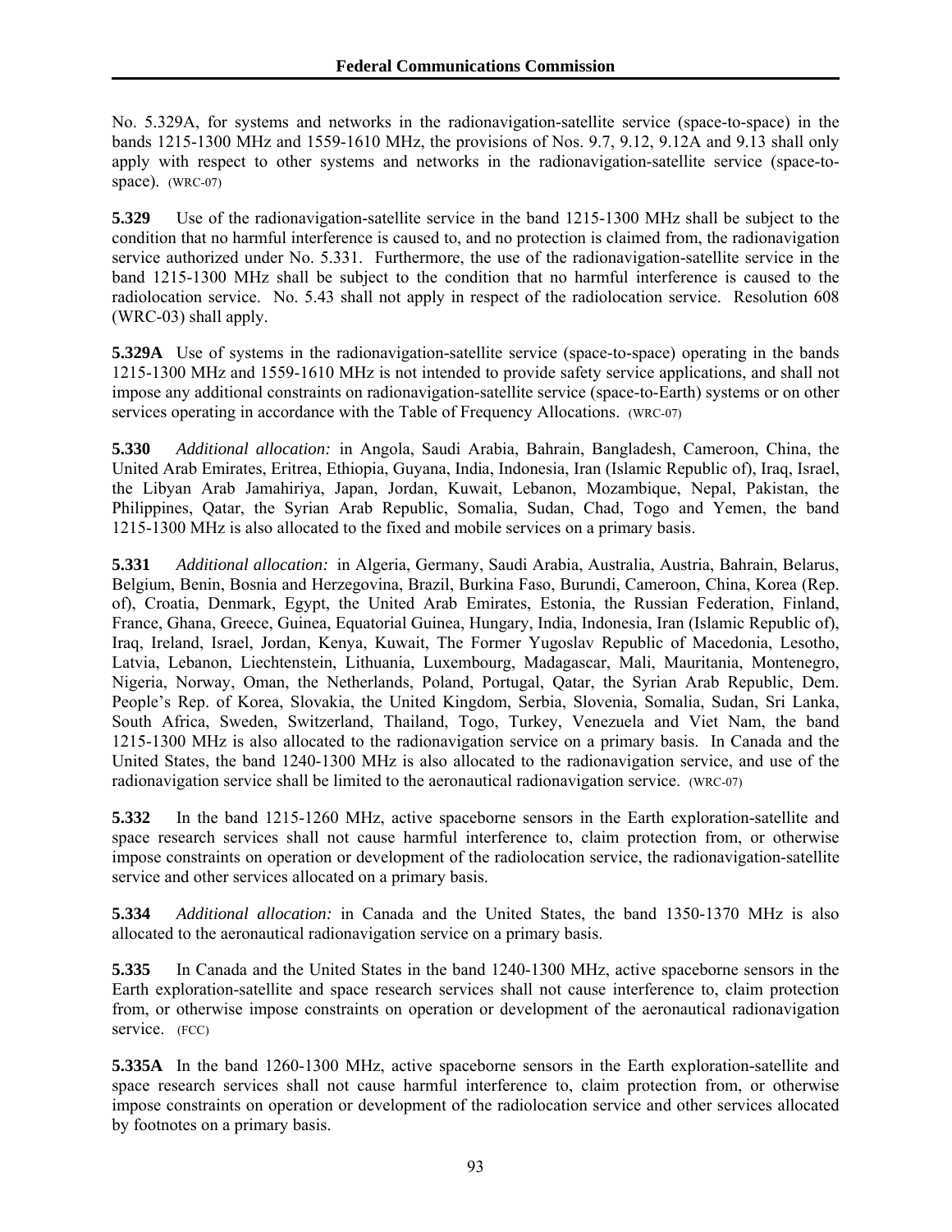No. 5.329A, for systems and networks in the radionavigation-satellite service (space-to-space) in the bands 1215-1300 MHz and 1559-1610 MHz, the provisions of Nos. 9.7, 9.12, 9.12A and 9.13 shall only apply with respect to other systems and networks in the radionavigation-satellite service (space-to-space). (WRC-07)

**5.329** Use of the radionavigation-satellite service in the band 1215-1300 MHz shall be subject to the condition that no harmful interference is caused to, and no protection is claimed from, the radionavigation service authorized under No. 5.331. Furthermore, the use of the radionavigation-satellite service in the band 1215-1300 MHz shall be subject to the condition that no harmful interference is caused to the radiolocation service. No. 5.43 shall not apply in respect of the radiolocation service. Resolution 608 (WRC-03) shall apply.

**5.329A** Use of systems in the radionavigation-satellite service (space-to-space) operating in the bands 1215-1300 MHz and 1559-1610 MHz is not intended to provide safety service applications, and shall not impose any additional constraints on radionavigation-satellite service (space-to-Earth) systems or on other services operating in accordance with the Table of Frequency Allocations. (WRC-07)

**5.330** *Additional allocation:* in Angola, Saudi Arabia, Bahrain, Bangladesh, Cameroon, China, the United Arab Emirates, Eritrea, Ethiopia, Guyana, India, Indonesia, Iran (Islamic Republic of), Iraq, Israel, the Libyan Arab Jamahiriya, Japan, Jordan, Kuwait, Lebanon, Mozambique, Nepal, Pakistan, the Philippines, Qatar, the Syrian Arab Republic, Somalia, Sudan, Chad, Togo and Yemen, the band 1215-1300 MHz is also allocated to the fixed and mobile services on a primary basis.

**5.331** *Additional allocation:* in Algeria, Germany, Saudi Arabia, Australia, Austria, Bahrain, Belarus, Belgium, Benin, Bosnia and Herzegovina, Brazil, Burkina Faso, Burundi, Cameroon, China, Korea (Rep. of), Croatia, Denmark, Egypt, the United Arab Emirates, Estonia, the Russian Federation, Finland, France, Ghana, Greece, Guinea, Equatorial Guinea, Hungary, India, Indonesia, Iran (Islamic Republic of), Iraq, Ireland, Israel, Jordan, Kenya, Kuwait, The Former Yugoslav Republic of Macedonia, Lesotho, Latvia, Lebanon, Liechtenstein, Lithuania, Luxembourg, Madagascar, Mali, Mauritania, Montenegro, Nigeria, Norway, Oman, the Netherlands, Poland, Portugal, Qatar, the Syrian Arab Republic, Dem. People's Rep. of Korea, Slovakia, the United Kingdom, Serbia, Slovenia, Somalia, Sudan, Sri Lanka, South Africa, Sweden, Switzerland, Thailand, Togo, Turkey, Venezuela and Viet Nam, the band 1215-1300 MHz is also allocated to the radionavigation service on a primary basis. In Canada and the United States, the band 1240-1300 MHz is also allocated to the radionavigation service, and use of the radionavigation service shall be limited to the aeronautical radionavigation service. (WRC-07)

**5.332** In the band 1215-1260 MHz, active spaceborne sensors in the Earth exploration-satellite and space research services shall not cause harmful interference to, claim protection from, or otherwise impose constraints on operation or development of the radiolocation service, the radionavigation-satellite service and other services allocated on a primary basis.

**5.334** *Additional allocation:* in Canada and the United States, the band 1350-1370 MHz is also allocated to the aeronautical radionavigation service on a primary basis.

**5.335** In Canada and the United States in the band 1240-1300 MHz, active spaceborne sensors in the Earth exploration-satellite and space research services shall not cause interference to, claim protection from, or otherwise impose constraints on operation or development of the aeronautical radionavigation service. (FCC)

**5.335A** In the band 1260-1300 MHz, active spaceborne sensors in the Earth exploration-satellite and space research services shall not cause harmful interference to, claim protection from, or otherwise impose constraints on operation or development of the radiolocation service and other services allocated by footnotes on a primary basis.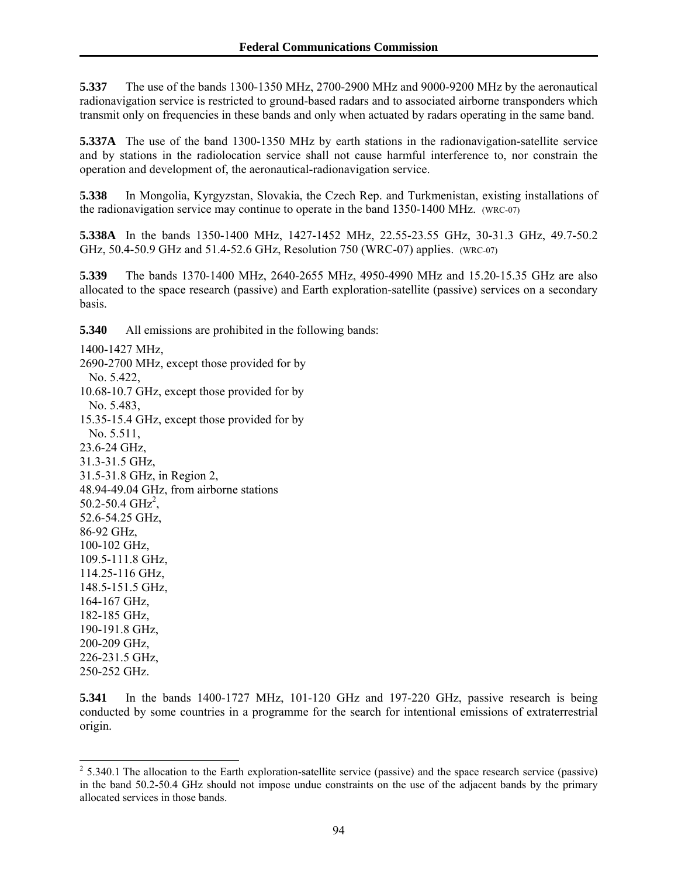**5.337** The use of the bands 1300-1350 MHz, 2700-2900 MHz and 9000-9200 MHz by the aeronautical radionavigation service is restricted to ground-based radars and to associated airborne transponders which transmit only on frequencies in these bands and only when actuated by radars operating in the same band.

**5.337A** The use of the band 1300-1350 MHz by earth stations in the radionavigation-satellite service and by stations in the radiolocation service shall not cause harmful interference to, nor constrain the operation and development of, the aeronautical-radionavigation service.

**5.338** In Mongolia, Kyrgyzstan, Slovakia, the Czech Rep. and Turkmenistan, existing installations of the radionavigation service may continue to operate in the band 1350-1400 MHz. (WRC-07)

**5.338A** In the bands 1350-1400 MHz, 1427-1452 MHz, 22.55-23.55 GHz, 30-31.3 GHz, 49.7-50.2 GHz, 50.4-50.9 GHz and 51.4-52.6 GHz, Resolution 750 (WRC-07) applies. (WRC-07)

**5.339** The bands 1370-1400 MHz, 2640-2655 MHz, 4950-4990 MHz and 15.20-15.35 GHz are also allocated to the space research (passive) and Earth exploration-satellite (passive) services on a secondary basis.

**5.340** All emissions are prohibited in the following bands:

1400-1427 MHz,
2690-2700 MHz, except those provided for by No. 5.422,
10.68-10.7 GHz, except those provided for by No. 5.483,
15.35-15.4 GHz, except those provided for by No. 5.511,
23.6-24 GHz,
31.3-31.5 GHz,
31.5-31.8 GHz, in Region 2,
48.94-49.04 GHz, from airborne stations
50.2-50.4 GHz[2],
52.6-54.25 GHz,
86-92 GHz,
100-102 GHz,
109.5-111.8 GHz,
114.25-116 GHz,
148.5-151.5 GHz,
164-167 GHz,
182-185 GHz,
190-191.8 GHz,
200-209 GHz,
226-231.5 GHz,
250-252 GHz.

**5.341** In the bands 1400-1727 MHz, 101-120 GHz and 197-220 GHz, passive research is being conducted by some countries in a programme for the search for intentional emissions of extraterrestrial origin.

---

[2] 5.340.1 The allocation to the Earth exploration-satellite service (passive) and the space research service (passive) in the band 50.2-50.4 GHz should not impose undue constraints on the use of the adjacent bands by the primary allocated services in those bands.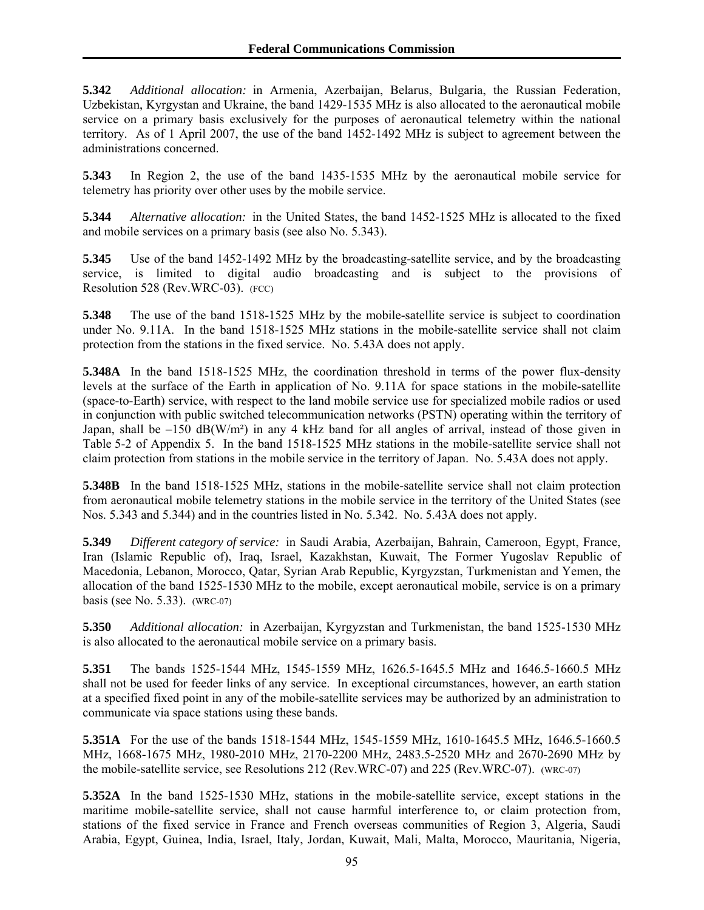**5.342** *Additional allocation:* in Armenia, Azerbaijan, Belarus, Bulgaria, the Russian Federation, Uzbekistan, Kyrgystan and Ukraine, the band 1429-1535 MHz is also allocated to the aeronautical mobile service on a primary basis exclusively for the purposes of aeronautical telemetry within the national territory. As of 1 April 2007, the use of the band 1452-1492 MHz is subject to agreement between the administrations concerned.

**5.343** In Region 2, the use of the band 1435-1535 MHz by the aeronautical mobile service for telemetry has priority over other uses by the mobile service.

**5.344** *Alternative allocation:* in the United States, the band 1452-1525 MHz is allocated to the fixed and mobile services on a primary basis (see also No. 5.343).

**5.345** Use of the band 1452-1492 MHz by the broadcasting-satellite service, and by the broadcasting service, is limited to digital audio broadcasting and is subject to the provisions of Resolution 528 (Rev.WRC-03). (FCC)

**5.348** The use of the band 1518-1525 MHz by the mobile-satellite service is subject to coordination under No. 9.11A. In the band 1518-1525 MHz stations in the mobile-satellite service shall not claim protection from the stations in the fixed service. No. 5.43A does not apply.

**5.348A** In the band 1518-1525 MHz, the coordination threshold in terms of the power flux-density levels at the surface of the Earth in application of No. 9.11A for space stations in the mobile-satellite (space-to-Earth) service, with respect to the land mobile service use for specialized mobile radios or used in conjunction with public switched telecommunication networks (PSTN) operating within the territory of Japan, shall be –150 dB(W/m²) in any 4 kHz band for all angles of arrival, instead of those given in Table 5-2 of Appendix 5. In the band 1518-1525 MHz stations in the mobile-satellite service shall not claim protection from stations in the mobile service in the territory of Japan. No. 5.43A does not apply.

**5.348B** In the band 1518-1525 MHz, stations in the mobile-satellite service shall not claim protection from aeronautical mobile telemetry stations in the mobile service in the territory of the United States (see Nos. 5.343 and 5.344) and in the countries listed in No. 5.342. No. 5.43A does not apply.

**5.349** *Different category of service:* in Saudi Arabia, Azerbaijan, Bahrain, Cameroon, Egypt, France, Iran (Islamic Republic of), Iraq, Israel, Kazakhstan, Kuwait, The Former Yugoslav Republic of Macedonia, Lebanon, Morocco, Qatar, Syrian Arab Republic, Kyrgyzstan, Turkmenistan and Yemen, the allocation of the band 1525-1530 MHz to the mobile, except aeronautical mobile, service is on a primary basis (see No. 5.33). (WRC-07)

**5.350** *Additional allocation:* in Azerbaijan, Kyrgyzstan and Turkmenistan, the band 1525-1530 MHz is also allocated to the aeronautical mobile service on a primary basis.

**5.351** The bands 1525-1544 MHz, 1545-1559 MHz, 1626.5-1645.5 MHz and 1646.5-1660.5 MHz shall not be used for feeder links of any service. In exceptional circumstances, however, an earth station at a specified fixed point in any of the mobile-satellite services may be authorized by an administration to communicate via space stations using these bands.

**5.351A** For the use of the bands 1518-1544 MHz, 1545-1559 MHz, 1610-1645.5 MHz, 1646.5-1660.5 MHz, 1668-1675 MHz, 1980-2010 MHz, 2170-2200 MHz, 2483.5-2520 MHz and 2670-2690 MHz by the mobile-satellite service, see Resolutions 212 (Rev.WRC-07) and 225 (Rev.WRC-07). (WRC-07)

**5.352A** In the band 1525-1530 MHz, stations in the mobile-satellite service, except stations in the maritime mobile-satellite service, shall not cause harmful interference to, or claim protection from, stations of the fixed service in France and French overseas communities of Region 3, Algeria, Saudi Arabia, Egypt, Guinea, India, Israel, Italy, Jordan, Kuwait, Mali, Malta, Morocco, Mauritania, Nigeria,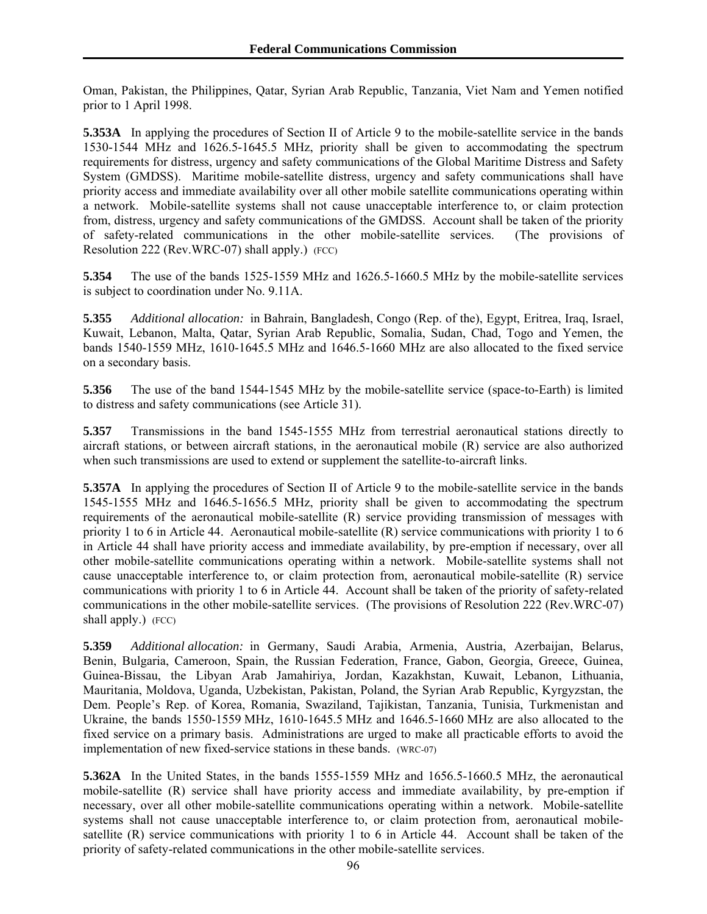Oman, Pakistan, the Philippines, Qatar, Syrian Arab Republic, Tanzania, Viet Nam and Yemen notified prior to 1 April 1998.

**5.353A** In applying the procedures of Section II of Article 9 to the mobile-satellite service in the bands 1530-1544 MHz and 1626.5-1645.5 MHz, priority shall be given to accommodating the spectrum requirements for distress, urgency and safety communications of the Global Maritime Distress and Safety System (GMDSS). Maritime mobile-satellite distress, urgency and safety communications shall have priority access and immediate availability over all other mobile satellite communications operating within a network. Mobile-satellite systems shall not cause unacceptable interference to, or claim protection from, distress, urgency and safety communications of the GMDSS. Account shall be taken of the priority of safety-related communications in the other mobile-satellite services. (The provisions of Resolution 222 (Rev.WRC-07) shall apply.) (FCC)

**5.354** The use of the bands 1525-1559 MHz and 1626.5-1660.5 MHz by the mobile-satellite services is subject to coordination under No. 9.11A.

**5.355** *Additional allocation:* in Bahrain, Bangladesh, Congo (Rep. of the), Egypt, Eritrea, Iraq, Israel, Kuwait, Lebanon, Malta, Qatar, Syrian Arab Republic, Somalia, Sudan, Chad, Togo and Yemen, the bands 1540-1559 MHz, 1610-1645.5 MHz and 1646.5-1660 MHz are also allocated to the fixed service on a secondary basis.

**5.356** The use of the band 1544-1545 MHz by the mobile-satellite service (space-to-Earth) is limited to distress and safety communications (see Article 31).

**5.357** Transmissions in the band 1545-1555 MHz from terrestrial aeronautical stations directly to aircraft stations, or between aircraft stations, in the aeronautical mobile (R) service are also authorized when such transmissions are used to extend or supplement the satellite-to-aircraft links.

**5.357A** In applying the procedures of Section II of Article 9 to the mobile-satellite service in the bands 1545-1555 MHz and 1646.5-1656.5 MHz, priority shall be given to accommodating the spectrum requirements of the aeronautical mobile-satellite (R) service providing transmission of messages with priority 1 to 6 in Article 44. Aeronautical mobile-satellite (R) service communications with priority 1 to 6 in Article 44 shall have priority access and immediate availability, by pre-emption if necessary, over all other mobile-satellite communications operating within a network. Mobile-satellite systems shall not cause unacceptable interference to, or claim protection from, aeronautical mobile-satellite (R) service communications with priority 1 to 6 in Article 44. Account shall be taken of the priority of safety-related communications in the other mobile-satellite services. (The provisions of Resolution 222 (Rev.WRC-07) shall apply.) (FCC)

**5.359** *Additional allocation:* in Germany, Saudi Arabia, Armenia, Austria, Azerbaijan, Belarus, Benin, Bulgaria, Cameroon, Spain, the Russian Federation, France, Gabon, Georgia, Greece, Guinea, Guinea-Bissau, the Libyan Arab Jamahiriya, Jordan, Kazakhstan, Kuwait, Lebanon, Lithuania, Mauritania, Moldova, Uganda, Uzbekistan, Pakistan, Poland, the Syrian Arab Republic, Kyrgyzstan, the Dem. People's Rep. of Korea, Romania, Swaziland, Tajikistan, Tanzania, Tunisia, Turkmenistan and Ukraine, the bands 1550-1559 MHz, 1610-1645.5 MHz and 1646.5-1660 MHz are also allocated to the fixed service on a primary basis. Administrations are urged to make all practicable efforts to avoid the implementation of new fixed-service stations in these bands. (WRC-07)

**5.362A** In the United States, in the bands 1555-1559 MHz and 1656.5-1660.5 MHz, the aeronautical mobile-satellite (R) service shall have priority access and immediate availability, by pre-emption if necessary, over all other mobile-satellite communications operating within a network. Mobile-satellite systems shall not cause unacceptable interference to, or claim protection from, aeronautical mobile-satellite (R) service communications with priority 1 to 6 in Article 44. Account shall be taken of the priority of safety-related communications in the other mobile-satellite services.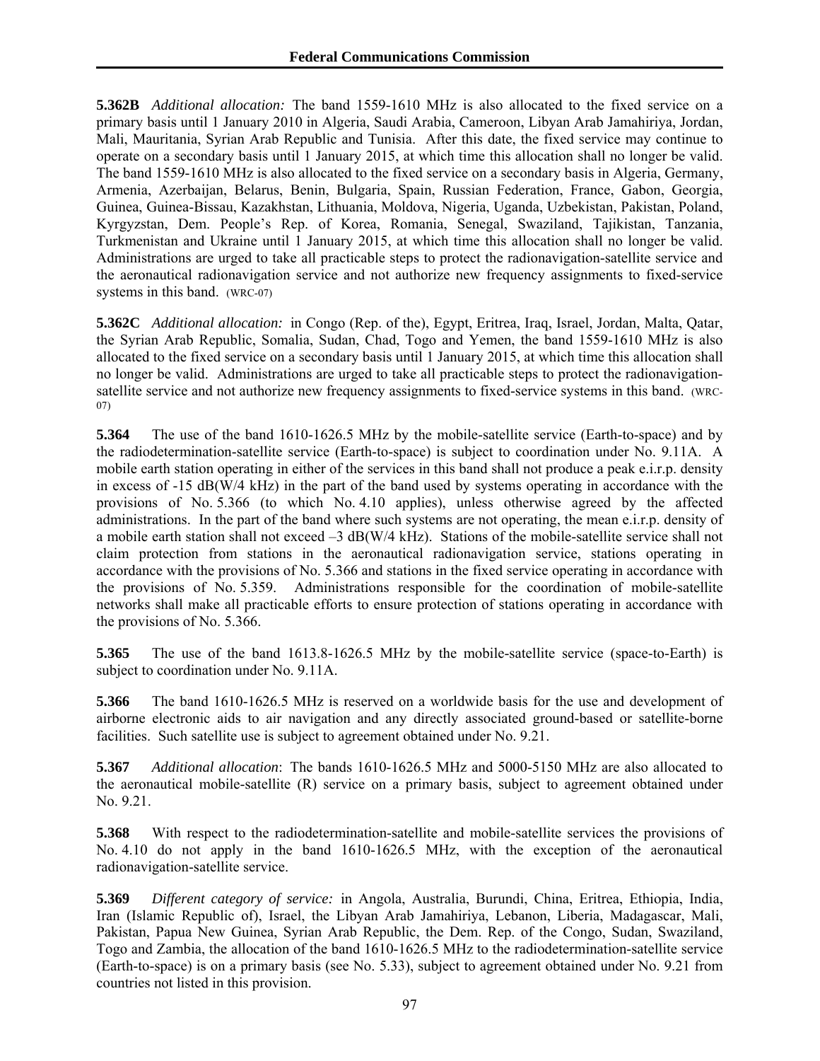**5.362B** *Additional allocation:* The band 1559-1610 MHz is also allocated to the fixed service on a primary basis until 1 January 2010 in Algeria, Saudi Arabia, Cameroon, Libyan Arab Jamahiriya, Jordan, Mali, Mauritania, Syrian Arab Republic and Tunisia. After this date, the fixed service may continue to operate on a secondary basis until 1 January 2015, at which time this allocation shall no longer be valid. The band 1559-1610 MHz is also allocated to the fixed service on a secondary basis in Algeria, Germany, Armenia, Azerbaijan, Belarus, Benin, Bulgaria, Spain, Russian Federation, France, Gabon, Georgia, Guinea, Guinea-Bissau, Kazakhstan, Lithuania, Moldova, Nigeria, Uganda, Uzbekistan, Pakistan, Poland, Kyrgyzstan, Dem. People's Rep. of Korea, Romania, Senegal, Swaziland, Tajikistan, Tanzania, Turkmenistan and Ukraine until 1 January 2015, at which time this allocation shall no longer be valid. Administrations are urged to take all practicable steps to protect the radionavigation-satellite service and the aeronautical radionavigation service and not authorize new frequency assignments to fixed-service systems in this band. (WRC-07)

**5.362C** *Additional allocation:* in Congo (Rep. of the), Egypt, Eritrea, Iraq, Israel, Jordan, Malta, Qatar, the Syrian Arab Republic, Somalia, Sudan, Chad, Togo and Yemen, the band 1559-1610 MHz is also allocated to the fixed service on a secondary basis until 1 January 2015, at which time this allocation shall no longer be valid. Administrations are urged to take all practicable steps to protect the radionavigation-satellite service and not authorize new frequency assignments to fixed-service systems in this band. (WRC-07)

**5.364** The use of the band 1610-1626.5 MHz by the mobile-satellite service (Earth-to-space) and by the radiodetermination-satellite service (Earth-to-space) is subject to coordination under No. 9.11A. A mobile earth station operating in either of the services in this band shall not produce a peak e.i.r.p. density in excess of -15 dB(W/4 kHz) in the part of the band used by systems operating in accordance with the provisions of No. 5.366 (to which No. 4.10 applies), unless otherwise agreed by the affected administrations. In the part of the band where such systems are not operating, the mean e.i.r.p. density of a mobile earth station shall not exceed –3 dB(W/4 kHz). Stations of the mobile-satellite service shall not claim protection from stations in the aeronautical radionavigation service, stations operating in accordance with the provisions of No. 5.366 and stations in the fixed service operating in accordance with the provisions of No. 5.359. Administrations responsible for the coordination of mobile-satellite networks shall make all practicable efforts to ensure protection of stations operating in accordance with the provisions of No. 5.366.

**5.365** The use of the band 1613.8-1626.5 MHz by the mobile-satellite service (space-to-Earth) is subject to coordination under No. 9.11A.

**5.366** The band 1610-1626.5 MHz is reserved on a worldwide basis for the use and development of airborne electronic aids to air navigation and any directly associated ground-based or satellite-borne facilities. Such satellite use is subject to agreement obtained under No. 9.21.

**5.367** *Additional allocation*: The bands 1610-1626.5 MHz and 5000-5150 MHz are also allocated to the aeronautical mobile-satellite (R) service on a primary basis, subject to agreement obtained under No. 9.21.

**5.368** With respect to the radiodetermination-satellite and mobile-satellite services the provisions of No. 4.10 do not apply in the band 1610-1626.5 MHz, with the exception of the aeronautical radionavigation-satellite service.

**5.369** *Different category of service:* in Angola, Australia, Burundi, China, Eritrea, Ethiopia, India, Iran (Islamic Republic of), Israel, the Libyan Arab Jamahiriya, Lebanon, Liberia, Madagascar, Mali, Pakistan, Papua New Guinea, Syrian Arab Republic, the Dem. Rep. of the Congo, Sudan, Swaziland, Togo and Zambia, the allocation of the band 1610-1626.5 MHz to the radiodetermination-satellite service (Earth-to-space) is on a primary basis (see No. 5.33), subject to agreement obtained under No. 9.21 from countries not listed in this provision.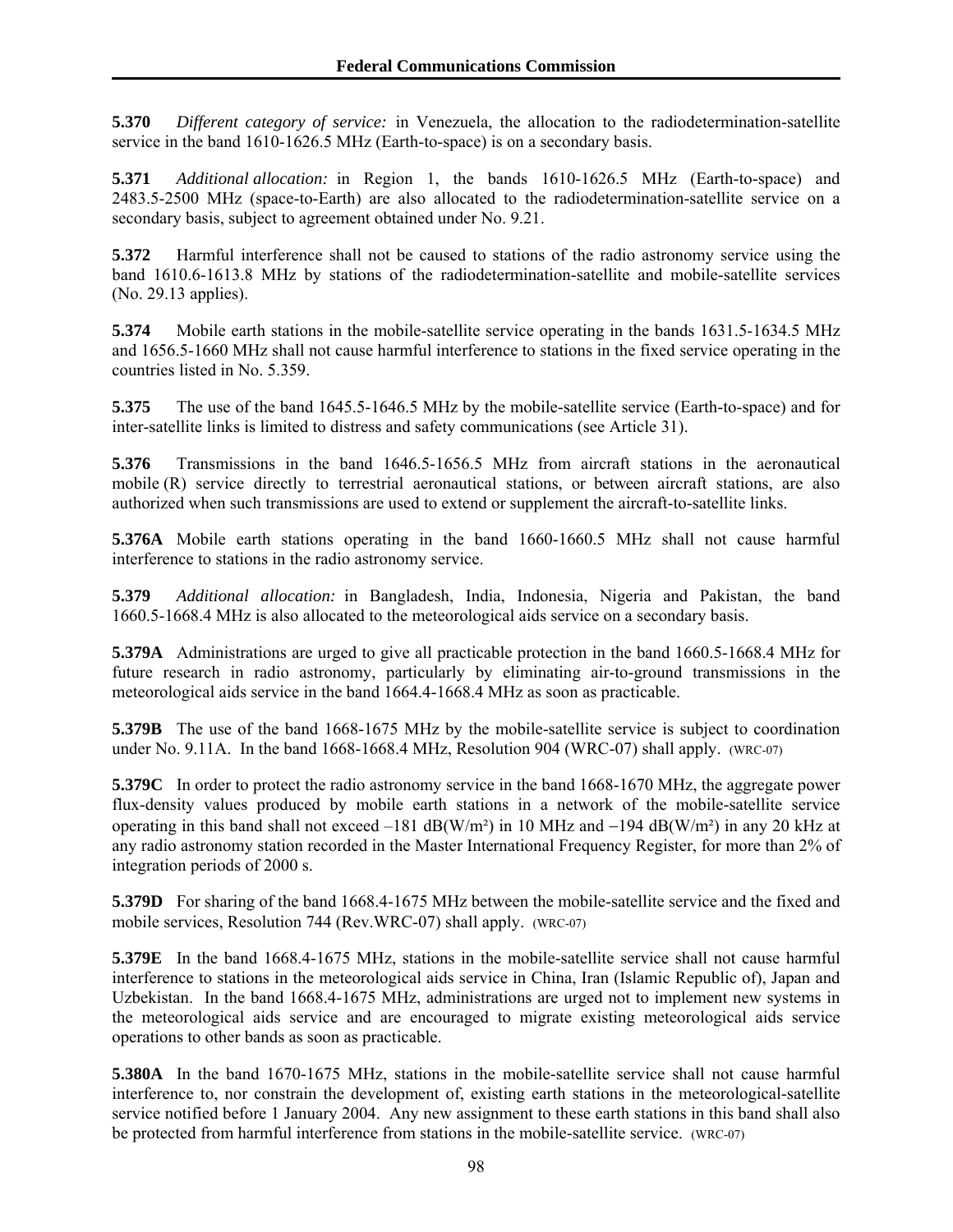**5.370** *Different category of service:* in Venezuela, the allocation to the radiodetermination-satellite service in the band 1610-1626.5 MHz (Earth-to-space) is on a secondary basis.

**5.371** *Additional allocation:* in Region 1, the bands 1610-1626.5 MHz (Earth-to-space) and 2483.5-2500 MHz (space-to-Earth) are also allocated to the radiodetermination-satellite service on a secondary basis, subject to agreement obtained under No. 9.21.

**5.372** Harmful interference shall not be caused to stations of the radio astronomy service using the band 1610.6-1613.8 MHz by stations of the radiodetermination-satellite and mobile-satellite services (No. 29.13 applies).

**5.374** Mobile earth stations in the mobile-satellite service operating in the bands 1631.5-1634.5 MHz and 1656.5-1660 MHz shall not cause harmful interference to stations in the fixed service operating in the countries listed in No. 5.359.

**5.375** The use of the band 1645.5-1646.5 MHz by the mobile-satellite service (Earth-to-space) and for inter-satellite links is limited to distress and safety communications (see Article 31).

**5.376** Transmissions in the band 1646.5-1656.5 MHz from aircraft stations in the aeronautical mobile (R) service directly to terrestrial aeronautical stations, or between aircraft stations, are also authorized when such transmissions are used to extend or supplement the aircraft-to-satellite links.

**5.376A** Mobile earth stations operating in the band 1660-1660.5 MHz shall not cause harmful interference to stations in the radio astronomy service.

**5.379** *Additional allocation:* in Bangladesh, India, Indonesia, Nigeria and Pakistan, the band 1660.5-1668.4 MHz is also allocated to the meteorological aids service on a secondary basis.

**5.379A** Administrations are urged to give all practicable protection in the band 1660.5-1668.4 MHz for future research in radio astronomy, particularly by eliminating air-to-ground transmissions in the meteorological aids service in the band 1664.4-1668.4 MHz as soon as practicable.

**5.379B** The use of the band 1668-1675 MHz by the mobile-satellite service is subject to coordination under No. 9.11A. In the band 1668-1668.4 MHz, Resolution 904 (WRC-07) shall apply. (WRC-07)

**5.379C** In order to protect the radio astronomy service in the band 1668-1670 MHz, the aggregate power flux-density values produced by mobile earth stations in a network of the mobile-satellite service operating in this band shall not exceed –181 dB(W/m²) in 10 MHz and −194 dB(W/m²) in any 20 kHz at any radio astronomy station recorded in the Master International Frequency Register, for more than 2% of integration periods of 2000 s.

**5.379D** For sharing of the band 1668.4-1675 MHz between the mobile-satellite service and the fixed and mobile services, Resolution 744 (Rev.WRC-07) shall apply. (WRC-07)

**5.379E** In the band 1668.4-1675 MHz, stations in the mobile-satellite service shall not cause harmful interference to stations in the meteorological aids service in China, Iran (Islamic Republic of), Japan and Uzbekistan. In the band 1668.4-1675 MHz, administrations are urged not to implement new systems in the meteorological aids service and are encouraged to migrate existing meteorological aids service operations to other bands as soon as practicable.

**5.380A** In the band 1670-1675 MHz, stations in the mobile-satellite service shall not cause harmful interference to, nor constrain the development of, existing earth stations in the meteorological-satellite service notified before 1 January 2004. Any new assignment to these earth stations in this band shall also be protected from harmful interference from stations in the mobile-satellite service. (WRC-07)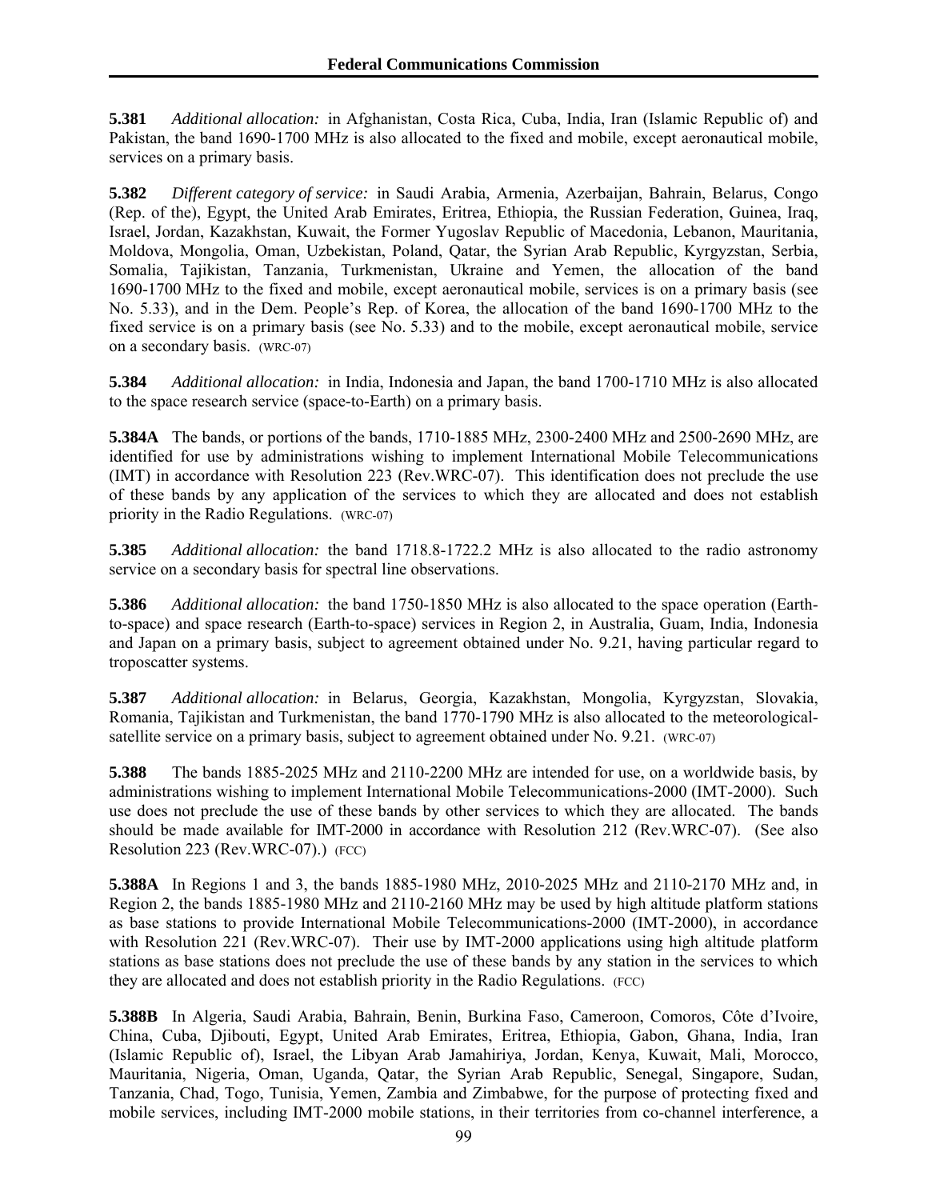**5.381** *Additional allocation:* in Afghanistan, Costa Rica, Cuba, India, Iran (Islamic Republic of) and Pakistan, the band 1690-1700 MHz is also allocated to the fixed and mobile, except aeronautical mobile, services on a primary basis.

**5.382** *Different category of service:* in Saudi Arabia, Armenia, Azerbaijan, Bahrain, Belarus, Congo (Rep. of the), Egypt, the United Arab Emirates, Eritrea, Ethiopia, the Russian Federation, Guinea, Iraq, Israel, Jordan, Kazakhstan, Kuwait, the Former Yugoslav Republic of Macedonia, Lebanon, Mauritania, Moldova, Mongolia, Oman, Uzbekistan, Poland, Qatar, the Syrian Arab Republic, Kyrgyzstan, Serbia, Somalia, Tajikistan, Tanzania, Turkmenistan, Ukraine and Yemen, the allocation of the band 1690-1700 MHz to the fixed and mobile, except aeronautical mobile, services is on a primary basis (see No. 5.33), and in the Dem. People's Rep. of Korea, the allocation of the band 1690-1700 MHz to the fixed service is on a primary basis (see No. 5.33) and to the mobile, except aeronautical mobile, service on a secondary basis. (WRC-07)

**5.384** *Additional allocation:* in India, Indonesia and Japan, the band 1700-1710 MHz is also allocated to the space research service (space-to-Earth) on a primary basis.

**5.384A** The bands, or portions of the bands, 1710-1885 MHz, 2300-2400 MHz and 2500-2690 MHz, are identified for use by administrations wishing to implement International Mobile Telecommunications (IMT) in accordance with Resolution 223 (Rev.WRC-07). This identification does not preclude the use of these bands by any application of the services to which they are allocated and does not establish priority in the Radio Regulations. (WRC-07)

**5.385** *Additional allocation:* the band 1718.8-1722.2 MHz is also allocated to the radio astronomy service on a secondary basis for spectral line observations.

**5.386** *Additional allocation:* the band 1750-1850 MHz is also allocated to the space operation (Earth-to-space) and space research (Earth-to-space) services in Region 2, in Australia, Guam, India, Indonesia and Japan on a primary basis, subject to agreement obtained under No. 9.21, having particular regard to troposcatter systems.

**5.387** *Additional allocation:* in Belarus, Georgia, Kazakhstan, Mongolia, Kyrgyzstan, Slovakia, Romania, Tajikistan and Turkmenistan, the band 1770-1790 MHz is also allocated to the meteorological-satellite service on a primary basis, subject to agreement obtained under No. 9.21. (WRC-07)

**5.388** The bands 1885-2025 MHz and 2110-2200 MHz are intended for use, on a worldwide basis, by administrations wishing to implement International Mobile Telecommunications-2000 (IMT-2000). Such use does not preclude the use of these bands by other services to which they are allocated. The bands should be made available for IMT-2000 in accordance with Resolution 212 (Rev.WRC-07). (See also Resolution 223 (Rev.WRC-07).) (FCC)

**5.388A** In Regions 1 and 3, the bands 1885-1980 MHz, 2010-2025 MHz and 2110-2170 MHz and, in Region 2, the bands 1885-1980 MHz and 2110-2160 MHz may be used by high altitude platform stations as base stations to provide International Mobile Telecommunications-2000 (IMT-2000), in accordance with Resolution 221 (Rev.WRC-07). Their use by IMT-2000 applications using high altitude platform stations as base stations does not preclude the use of these bands by any station in the services to which they are allocated and does not establish priority in the Radio Regulations. (FCC)

**5.388B** In Algeria, Saudi Arabia, Bahrain, Benin, Burkina Faso, Cameroon, Comoros, Côte d'Ivoire, China, Cuba, Djibouti, Egypt, United Arab Emirates, Eritrea, Ethiopia, Gabon, Ghana, India, Iran (Islamic Republic of), Israel, the Libyan Arab Jamahiriya, Jordan, Kenya, Kuwait, Mali, Morocco, Mauritania, Nigeria, Oman, Uganda, Qatar, the Syrian Arab Republic, Senegal, Singapore, Sudan, Tanzania, Chad, Togo, Tunisia, Yemen, Zambia and Zimbabwe, for the purpose of protecting fixed and mobile services, including IMT-2000 mobile stations, in their territories from co-channel interference, a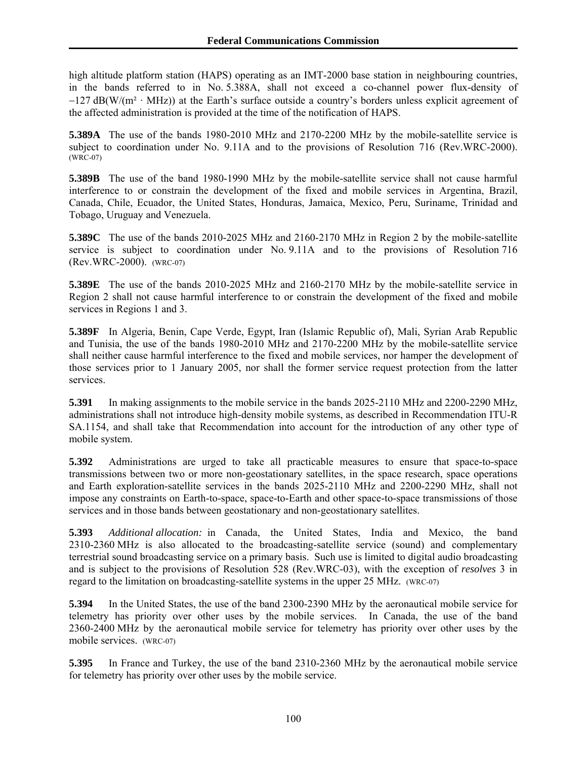high altitude platform station (HAPS) operating as an IMT-2000 base station in neighbouring countries, in the bands referred to in No. 5.388A, shall not exceed a co-channel power flux-density of −127 dB(W/(m² · MHz)) at the Earth's surface outside a country's borders unless explicit agreement of the affected administration is provided at the time of the notification of HAPS.

**5.389A** The use of the bands 1980-2010 MHz and 2170-2200 MHz by the mobile-satellite service is subject to coordination under No. 9.11A and to the provisions of Resolution 716 (Rev.WRC-2000). (WRC-07)

**5.389B** The use of the band 1980-1990 MHz by the mobile-satellite service shall not cause harmful interference to or constrain the development of the fixed and mobile services in Argentina, Brazil, Canada, Chile, Ecuador, the United States, Honduras, Jamaica, Mexico, Peru, Suriname, Trinidad and Tobago, Uruguay and Venezuela.

**5.389C** The use of the bands 2010-2025 MHz and 2160-2170 MHz in Region 2 by the mobile-satellite service is subject to coordination under No. 9.11A and to the provisions of Resolution 716 (Rev.WRC-2000). (WRC-07)

**5.389E** The use of the bands 2010-2025 MHz and 2160-2170 MHz by the mobile-satellite service in Region 2 shall not cause harmful interference to or constrain the development of the fixed and mobile services in Regions 1 and 3.

**5.389F** In Algeria, Benin, Cape Verde, Egypt, Iran (Islamic Republic of), Mali, Syrian Arab Republic and Tunisia, the use of the bands 1980-2010 MHz and 2170-2200 MHz by the mobile-satellite service shall neither cause harmful interference to the fixed and mobile services, nor hamper the development of those services prior to 1 January 2005, nor shall the former service request protection from the latter services.

**5.391** In making assignments to the mobile service in the bands 2025-2110 MHz and 2200-2290 MHz, administrations shall not introduce high-density mobile systems, as described in Recommendation ITU-R SA.1154, and shall take that Recommendation into account for the introduction of any other type of mobile system.

**5.392** Administrations are urged to take all practicable measures to ensure that space-to-space transmissions between two or more non-geostationary satellites, in the space research, space operations and Earth exploration-satellite services in the bands 2025-2110 MHz and 2200-2290 MHz, shall not impose any constraints on Earth-to-space, space-to-Earth and other space-to-space transmissions of those services and in those bands between geostationary and non-geostationary satellites.

**5.393** *Additional allocation:* in Canada, the United States, India and Mexico, the band 2310-2360 MHz is also allocated to the broadcasting-satellite service (sound) and complementary terrestrial sound broadcasting service on a primary basis. Such use is limited to digital audio broadcasting and is subject to the provisions of Resolution 528 (Rev.WRC-03), with the exception of *resolves* 3 in regard to the limitation on broadcasting-satellite systems in the upper 25 MHz. (WRC-07)

**5.394** In the United States, the use of the band 2300-2390 MHz by the aeronautical mobile service for telemetry has priority over other uses by the mobile services. In Canada, the use of the band 2360-2400 MHz by the aeronautical mobile service for telemetry has priority over other uses by the mobile services. (WRC-07)

**5.395** In France and Turkey, the use of the band 2310-2360 MHz by the aeronautical mobile service for telemetry has priority over other uses by the mobile service.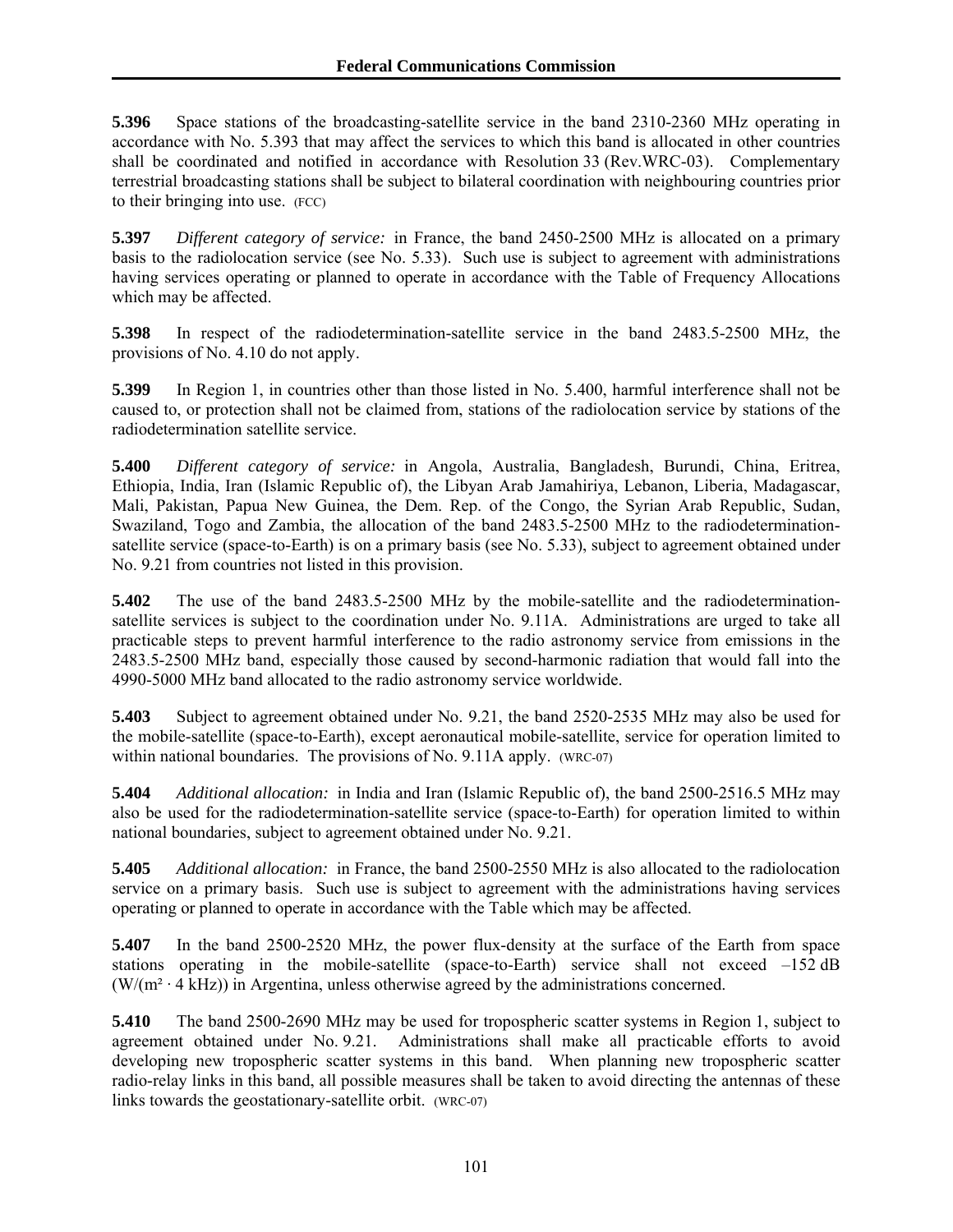**5.396** Space stations of the broadcasting-satellite service in the band 2310-2360 MHz operating in accordance with No. 5.393 that may affect the services to which this band is allocated in other countries shall be coordinated and notified in accordance with Resolution 33 (Rev.WRC-03). Complementary terrestrial broadcasting stations shall be subject to bilateral coordination with neighbouring countries prior to their bringing into use. (FCC)

**5.397** *Different category of service:* in France, the band 2450-2500 MHz is allocated on a primary basis to the radiolocation service (see No. 5.33). Such use is subject to agreement with administrations having services operating or planned to operate in accordance with the Table of Frequency Allocations which may be affected.

**5.398** In respect of the radiodetermination-satellite service in the band 2483.5-2500 MHz, the provisions of No. 4.10 do not apply.

**5.399** In Region 1, in countries other than those listed in No. 5.400, harmful interference shall not be caused to, or protection shall not be claimed from, stations of the radiolocation service by stations of the radiodetermination satellite service.

**5.400** *Different category of service:* in Angola, Australia, Bangladesh, Burundi, China, Eritrea, Ethiopia, India, Iran (Islamic Republic of), the Libyan Arab Jamahiriya, Lebanon, Liberia, Madagascar, Mali, Pakistan, Papua New Guinea, the Dem. Rep. of the Congo, the Syrian Arab Republic, Sudan, Swaziland, Togo and Zambia, the allocation of the band 2483.5-2500 MHz to the radiodetermination-satellite service (space-to-Earth) is on a primary basis (see No. 5.33), subject to agreement obtained under No. 9.21 from countries not listed in this provision.

**5.402** The use of the band 2483.5-2500 MHz by the mobile-satellite and the radiodetermination-satellite services is subject to the coordination under No. 9.11A. Administrations are urged to take all practicable steps to prevent harmful interference to the radio astronomy service from emissions in the 2483.5-2500 MHz band, especially those caused by second-harmonic radiation that would fall into the 4990-5000 MHz band allocated to the radio astronomy service worldwide.

**5.403** Subject to agreement obtained under No. 9.21, the band 2520-2535 MHz may also be used for the mobile-satellite (space-to-Earth), except aeronautical mobile-satellite, service for operation limited to within national boundaries. The provisions of No. 9.11A apply. (WRC-07)

**5.404** *Additional allocation:* in India and Iran (Islamic Republic of), the band 2500-2516.5 MHz may also be used for the radiodetermination-satellite service (space-to-Earth) for operation limited to within national boundaries, subject to agreement obtained under No. 9.21.

**5.405** *Additional allocation:* in France, the band 2500-2550 MHz is also allocated to the radiolocation service on a primary basis. Such use is subject to agreement with the administrations having services operating or planned to operate in accordance with the Table which may be affected.

**5.407** In the band 2500-2520 MHz, the power flux-density at the surface of the Earth from space stations operating in the mobile-satellite (space-to-Earth) service shall not exceed –152 dB ($W/(m^2 \cdot 4$ kHz)) in Argentina, unless otherwise agreed by the administrations concerned.

**5.410** The band 2500-2690 MHz may be used for tropospheric scatter systems in Region 1, subject to agreement obtained under No. 9.21. Administrations shall make all practicable efforts to avoid developing new tropospheric scatter systems in this band. When planning new tropospheric scatter radio-relay links in this band, all possible measures shall be taken to avoid directing the antennas of these links towards the geostationary-satellite orbit. (WRC-07)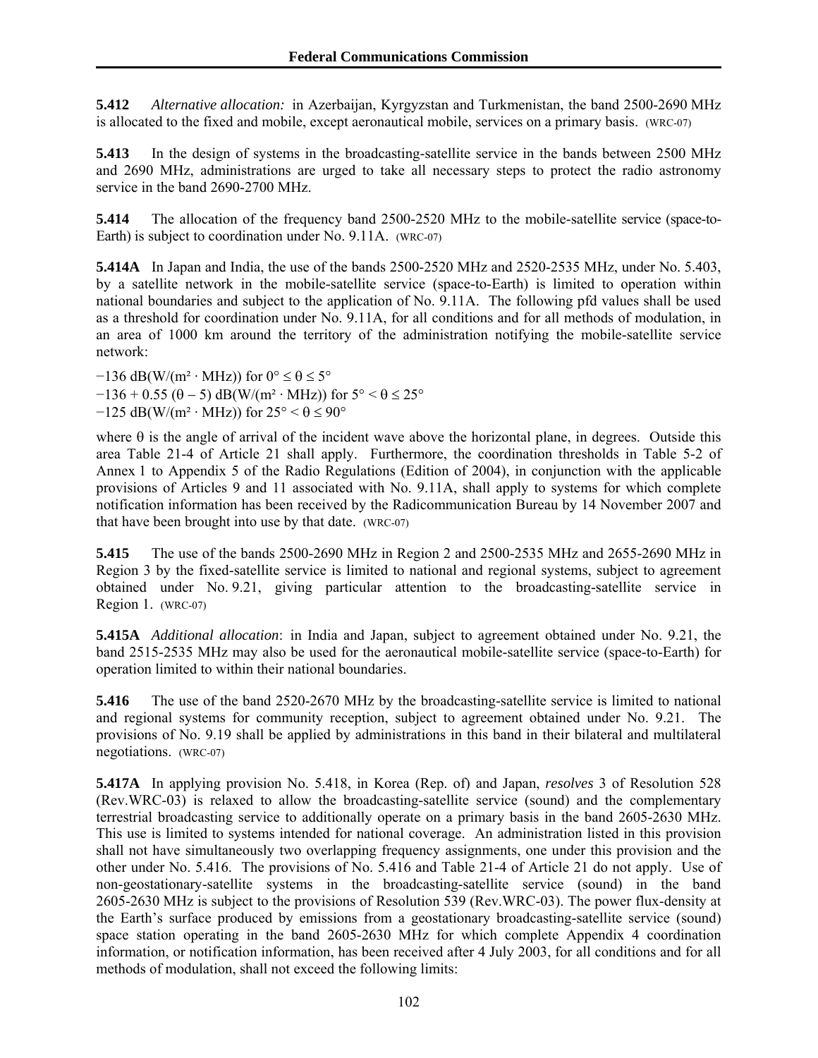**5.412** *Alternative allocation:* in Azerbaijan, Kyrgyzstan and Turkmenistan, the band 2500-2690 MHz is allocated to the fixed and mobile, except aeronautical mobile, services on a primary basis. (WRC-07)

**5.413** In the design of systems in the broadcasting-satellite service in the bands between 2500 MHz and 2690 MHz, administrations are urged to take all necessary steps to protect the radio astronomy service in the band 2690-2700 MHz.

**5.414** The allocation of the frequency band 2500-2520 MHz to the mobile-satellite service (space-to-Earth) is subject to coordination under No. 9.11A. (WRC-07)

**5.414A** In Japan and India, the use of the bands 2500-2520 MHz and 2520-2535 MHz, under No. 5.403, by a satellite network in the mobile-satellite service (space-to-Earth) is limited to operation within national boundaries and subject to the application of No. 9.11A. The following pfd values shall be used as a threshold for coordination under No. 9.11A, for all conditions and for all methods of modulation, in an area of 1000 km around the territory of the administration notifying the mobile-satellite service network:

$-136$ dB(W/(m² · MHz)) for $0° \leq \theta \leq 5°$
$-136 + 0.55 (\theta - 5)$ dB(W/(m² · MHz)) for $5° < \theta \leq 25°$
$-125$ dB(W/(m² · MHz)) for $25° < \theta \leq 90°$

where $\theta$ is the angle of arrival of the incident wave above the horizontal plane, in degrees. Outside this area Table 21-4 of Article 21 shall apply. Furthermore, the coordination thresholds in Table 5-2 of Annex 1 to Appendix 5 of the Radio Regulations (Edition of 2004), in conjunction with the applicable provisions of Articles 9 and 11 associated with No. 9.11A, shall apply to systems for which complete notification information has been received by the Radicommunication Bureau by 14 November 2007 and that have been brought into use by that date. (WRC-07)

**5.415** The use of the bands 2500-2690 MHz in Region 2 and 2500-2535 MHz and 2655-2690 MHz in Region 3 by the fixed-satellite service is limited to national and regional systems, subject to agreement obtained under No. 9.21, giving particular attention to the broadcasting-satellite service in Region 1. (WRC-07)

**5.415A** *Additional allocation*: in India and Japan, subject to agreement obtained under No. 9.21, the band 2515-2535 MHz may also be used for the aeronautical mobile-satellite service (space-to-Earth) for operation limited to within their national boundaries.

**5.416** The use of the band 2520-2670 MHz by the broadcasting-satellite service is limited to national and regional systems for community reception, subject to agreement obtained under No. 9.21. The provisions of No. 9.19 shall be applied by administrations in this band in their bilateral and multilateral negotiations. (WRC-07)

**5.417A** In applying provision No. 5.418, in Korea (Rep. of) and Japan, *resolves* 3 of Resolution 528 (Rev.WRC-03) is relaxed to allow the broadcasting-satellite service (sound) and the complementary terrestrial broadcasting service to additionally operate on a primary basis in the band 2605-2630 MHz. This use is limited to systems intended for national coverage. An administration listed in this provision shall not have simultaneously two overlapping frequency assignments, one under this provision and the other under No. 5.416. The provisions of No. 5.416 and Table 21-4 of Article 21 do not apply. Use of non-geostationary-satellite systems in the broadcasting-satellite service (sound) in the band 2605-2630 MHz is subject to the provisions of Resolution 539 (Rev.WRC-03). The power flux-density at the Earth's surface produced by emissions from a geostationary broadcasting-satellite service (sound) space station operating in the band 2605-2630 MHz for which complete Appendix 4 coordination information, or notification information, has been received after 4 July 2003, for all conditions and for all methods of modulation, shall not exceed the following limits: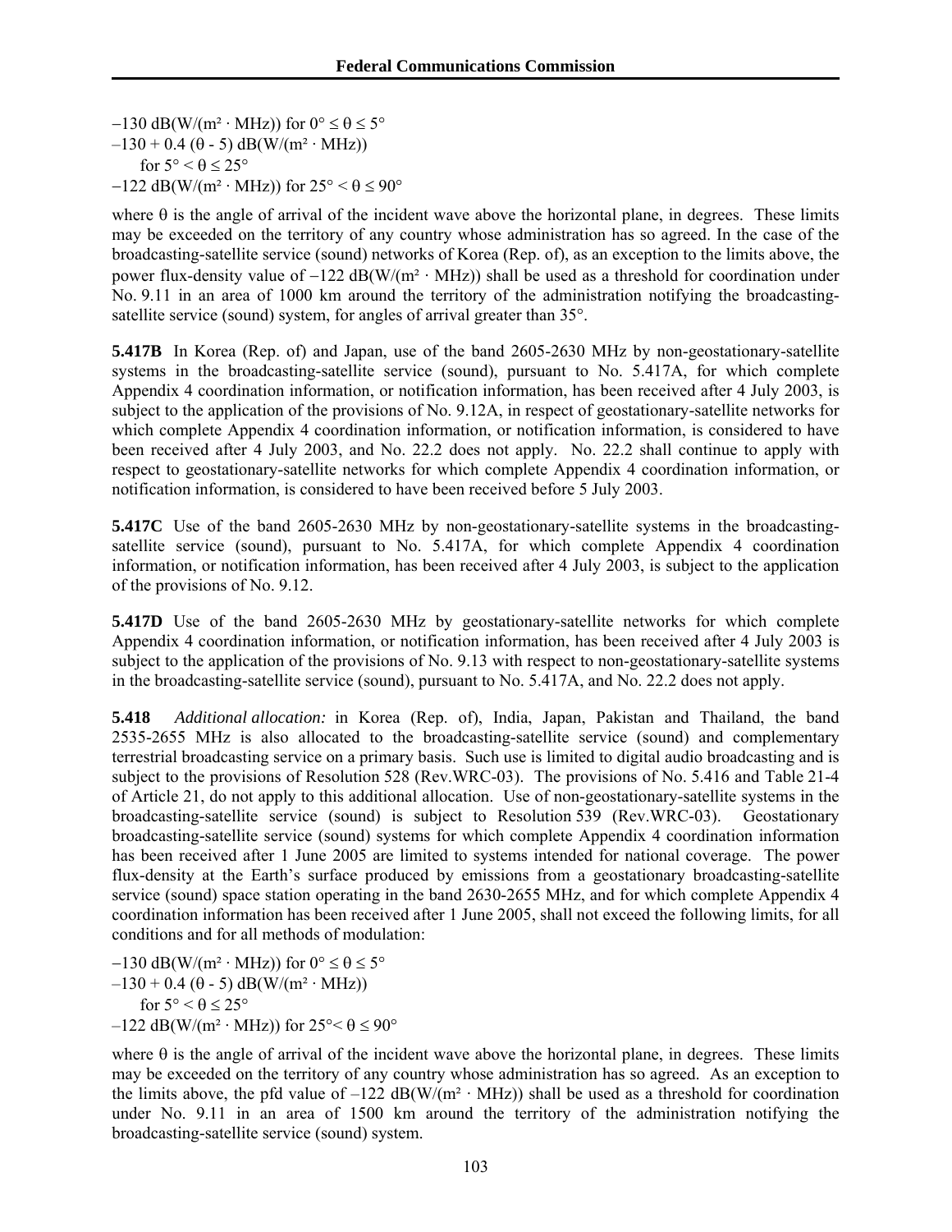$-130$ dB(W/(m² · MHz)) for $0° \leq \theta \leq 5°$
$-130 + 0.4\ (\theta - 5)$ dB(W/(m² · MHz))
for $5° < \theta \leq 25°$
$-122$ dB(W/(m² · MHz)) for $25° < \theta \leq 90°$

where θ is the angle of arrival of the incident wave above the horizontal plane, in degrees. These limits may be exceeded on the territory of any country whose administration has so agreed. In the case of the broadcasting-satellite service (sound) networks of Korea (Rep. of), as an exception to the limits above, the power flux-density value of −122 dB(W/(m² · MHz)) shall be used as a threshold for coordination under No. 9.11 in an area of 1000 km around the territory of the administration notifying the broadcasting-satellite service (sound) system, for angles of arrival greater than 35°.

**5.417B** In Korea (Rep. of) and Japan, use of the band 2605-2630 MHz by non-geostationary-satellite systems in the broadcasting-satellite service (sound), pursuant to No. 5.417A, for which complete Appendix 4 coordination information, or notification information, has been received after 4 July 2003, is subject to the application of the provisions of No. 9.12A, in respect of geostationary-satellite networks for which complete Appendix 4 coordination information, or notification information, is considered to have been received after 4 July 2003, and No. 22.2 does not apply. No. 22.2 shall continue to apply with respect to geostationary-satellite networks for which complete Appendix 4 coordination information, or notification information, is considered to have been received before 5 July 2003.

**5.417C** Use of the band 2605-2630 MHz by non-geostationary-satellite systems in the broadcasting-satellite service (sound), pursuant to No. 5.417A, for which complete Appendix 4 coordination information, or notification information, has been received after 4 July 2003, is subject to the application of the provisions of No. 9.12.

**5.417D** Use of the band 2605-2630 MHz by geostationary-satellite networks for which complete Appendix 4 coordination information, or notification information, has been received after 4 July 2003 is subject to the application of the provisions of No. 9.13 with respect to non-geostationary-satellite systems in the broadcasting-satellite service (sound), pursuant to No. 5.417A, and No. 22.2 does not apply.

**5.418** *Additional allocation:* in Korea (Rep. of), India, Japan, Pakistan and Thailand, the band 2535-2655 MHz is also allocated to the broadcasting-satellite service (sound) and complementary terrestrial broadcasting service on a primary basis. Such use is limited to digital audio broadcasting and is subject to the provisions of Resolution 528 (Rev.WRC-03). The provisions of No. 5.416 and Table 21-4 of Article 21, do not apply to this additional allocation. Use of non-geostationary-satellite systems in the broadcasting-satellite service (sound) is subject to Resolution 539 (Rev.WRC-03). Geostationary broadcasting-satellite service (sound) systems for which complete Appendix 4 coordination information has been received after 1 June 2005 are limited to systems intended for national coverage. The power flux-density at the Earth's surface produced by emissions from a geostationary broadcasting-satellite service (sound) space station operating in the band 2630-2655 MHz, and for which complete Appendix 4 coordination information has been received after 1 June 2005, shall not exceed the following limits, for all conditions and for all methods of modulation:

$-130$ dB(W/(m² · MHz)) for $0° \leq \theta \leq 5°$
$-130 + 0.4\ (\theta - 5)$ dB(W/(m² · MHz))
for $5° < \theta \leq 25°$
$-122$ dB(W/(m² · MHz)) for $25° < \theta \leq 90°$

where θ is the angle of arrival of the incident wave above the horizontal plane, in degrees. These limits may be exceeded on the territory of any country whose administration has so agreed. As an exception to the limits above, the pfd value of –122 dB(W/(m² · MHz)) shall be used as a threshold for coordination under No. 9.11 in an area of 1500 km around the territory of the administration notifying the broadcasting-satellite service (sound) system.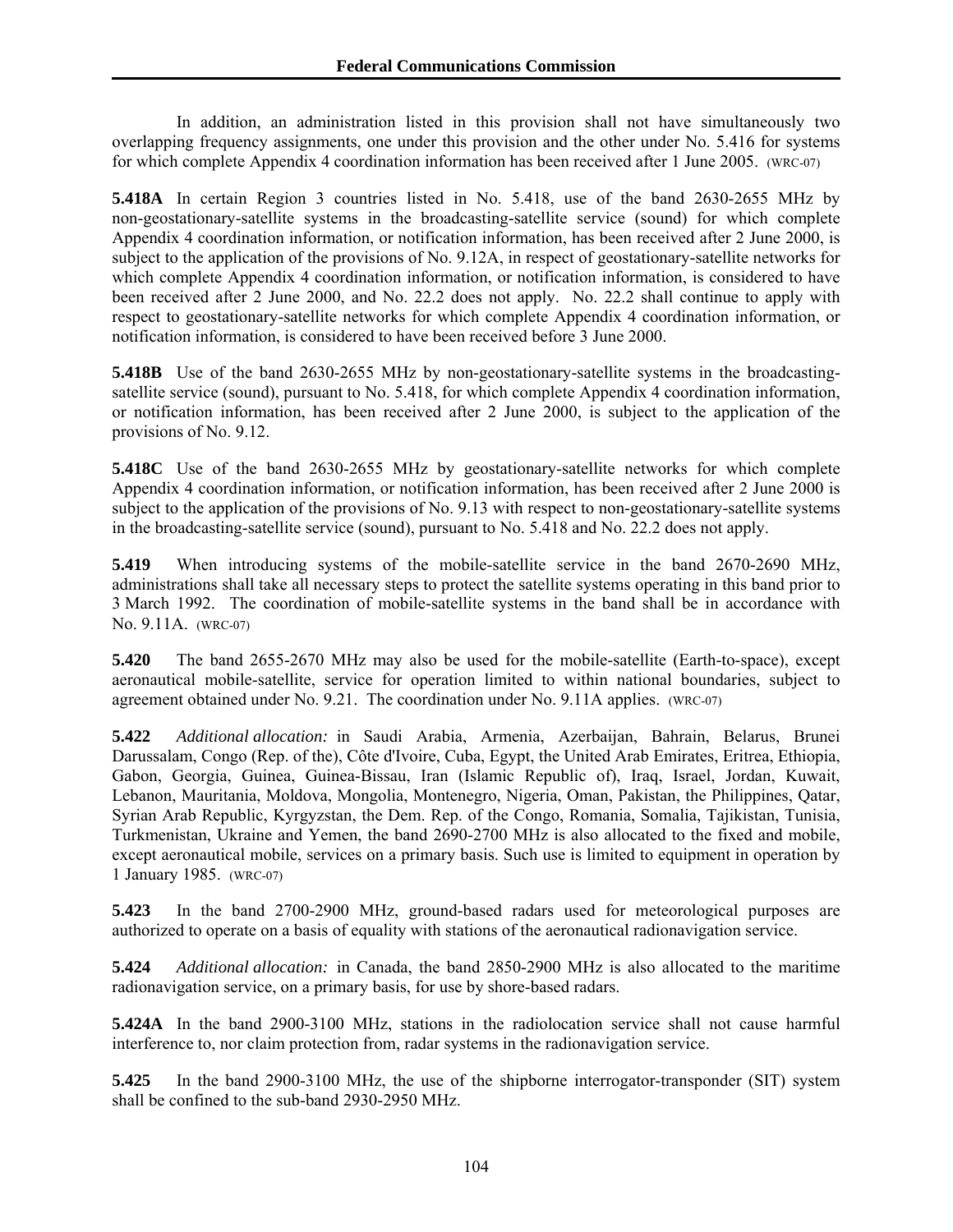In addition, an administration listed in this provision shall not have simultaneously two overlapping frequency assignments, one under this provision and the other under No. 5.416 for systems for which complete Appendix 4 coordination information has been received after 1 June 2005. (WRC-07)

**5.418A** In certain Region 3 countries listed in No. 5.418, use of the band 2630-2655 MHz by non-geostationary-satellite systems in the broadcasting-satellite service (sound) for which complete Appendix 4 coordination information, or notification information, has been received after 2 June 2000, is subject to the application of the provisions of No. 9.12A, in respect of geostationary-satellite networks for which complete Appendix 4 coordination information, or notification information, is considered to have been received after 2 June 2000, and No. 22.2 does not apply. No. 22.2 shall continue to apply with respect to geostationary-satellite networks for which complete Appendix 4 coordination information, or notification information, is considered to have been received before 3 June 2000.

**5.418B** Use of the band 2630-2655 MHz by non-geostationary-satellite systems in the broadcasting-satellite service (sound), pursuant to No. 5.418, for which complete Appendix 4 coordination information, or notification information, has been received after 2 June 2000, is subject to the application of the provisions of No. 9.12.

**5.418C** Use of the band 2630-2655 MHz by geostationary-satellite networks for which complete Appendix 4 coordination information, or notification information, has been received after 2 June 2000 is subject to the application of the provisions of No. 9.13 with respect to non-geostationary-satellite systems in the broadcasting-satellite service (sound), pursuant to No. 5.418 and No. 22.2 does not apply.

**5.419** When introducing systems of the mobile-satellite service in the band 2670-2690 MHz, administrations shall take all necessary steps to protect the satellite systems operating in this band prior to 3 March 1992. The coordination of mobile-satellite systems in the band shall be in accordance with No. 9.11A. (WRC-07)

**5.420** The band 2655-2670 MHz may also be used for the mobile-satellite (Earth-to-space), except aeronautical mobile-satellite, service for operation limited to within national boundaries, subject to agreement obtained under No. 9.21. The coordination under No. 9.11A applies. (WRC-07)

**5.422** *Additional allocation:* in Saudi Arabia, Armenia, Azerbaijan, Bahrain, Belarus, Brunei Darussalam, Congo (Rep. of the), Côte d'Ivoire, Cuba, Egypt, the United Arab Emirates, Eritrea, Ethiopia, Gabon, Georgia, Guinea, Guinea-Bissau, Iran (Islamic Republic of), Iraq, Israel, Jordan, Kuwait, Lebanon, Mauritania, Moldova, Mongolia, Montenegro, Nigeria, Oman, Pakistan, the Philippines, Qatar, Syrian Arab Republic, Kyrgyzstan, the Dem. Rep. of the Congo, Romania, Somalia, Tajikistan, Tunisia, Turkmenistan, Ukraine and Yemen, the band 2690-2700 MHz is also allocated to the fixed and mobile, except aeronautical mobile, services on a primary basis. Such use is limited to equipment in operation by 1 January 1985. (WRC-07)

**5.423** In the band 2700-2900 MHz, ground-based radars used for meteorological purposes are authorized to operate on a basis of equality with stations of the aeronautical radionavigation service.

**5.424** *Additional allocation:* in Canada, the band 2850-2900 MHz is also allocated to the maritime radionavigation service, on a primary basis, for use by shore-based radars.

**5.424A** In the band 2900-3100 MHz, stations in the radiolocation service shall not cause harmful interference to, nor claim protection from, radar systems in the radionavigation service.

**5.425** In the band 2900-3100 MHz, the use of the shipborne interrogator-transponder (SIT) system shall be confined to the sub-band 2930-2950 MHz.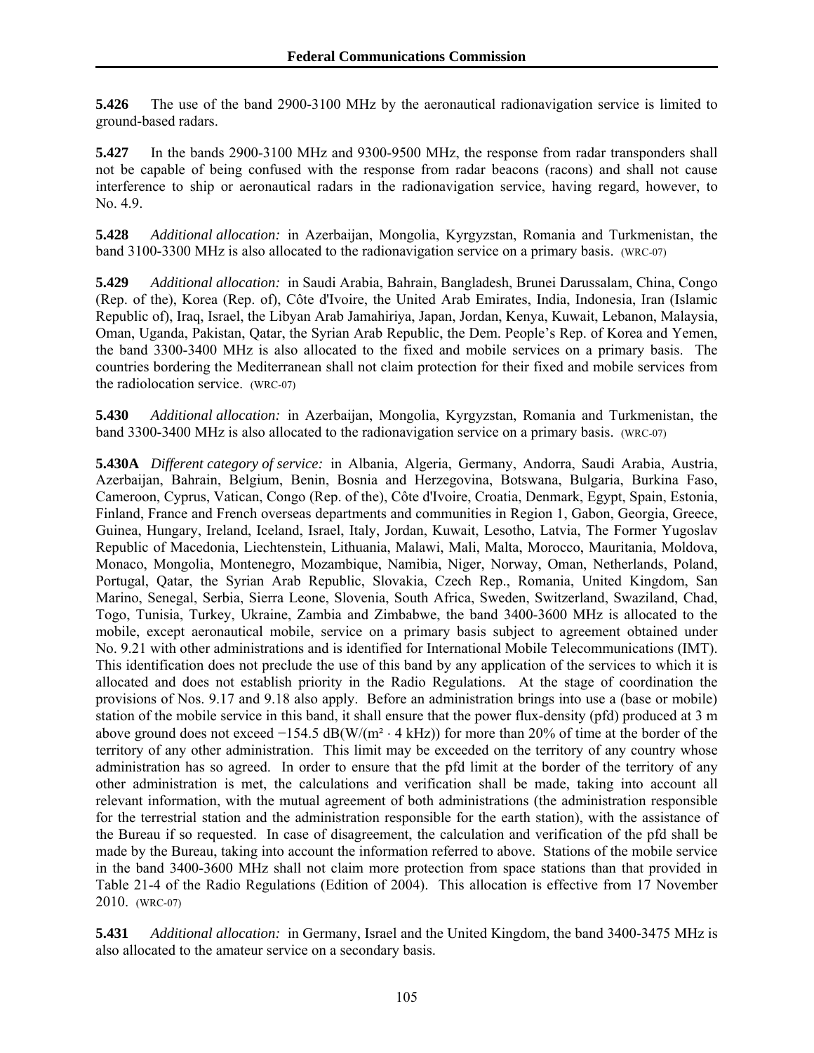**5.426** The use of the band 2900-3100 MHz by the aeronautical radionavigation service is limited to ground-based radars.

**5.427** In the bands 2900-3100 MHz and 9300-9500 MHz, the response from radar transponders shall not be capable of being confused with the response from radar beacons (racons) and shall not cause interference to ship or aeronautical radars in the radionavigation service, having regard, however, to No. 4.9.

**5.428** *Additional allocation:* in Azerbaijan, Mongolia, Kyrgyzstan, Romania and Turkmenistan, the band 3100-3300 MHz is also allocated to the radionavigation service on a primary basis. (WRC-07)

**5.429** *Additional allocation:* in Saudi Arabia, Bahrain, Bangladesh, Brunei Darussalam, China, Congo (Rep. of the), Korea (Rep. of), Côte d'Ivoire, the United Arab Emirates, India, Indonesia, Iran (Islamic Republic of), Iraq, Israel, the Libyan Arab Jamahiriya, Japan, Jordan, Kenya, Kuwait, Lebanon, Malaysia, Oman, Uganda, Pakistan, Qatar, the Syrian Arab Republic, the Dem. People's Rep. of Korea and Yemen, the band 3300-3400 MHz is also allocated to the fixed and mobile services on a primary basis. The countries bordering the Mediterranean shall not claim protection for their fixed and mobile services from the radiolocation service. (WRC-07)

**5.430** *Additional allocation:* in Azerbaijan, Mongolia, Kyrgyzstan, Romania and Turkmenistan, the band 3300-3400 MHz is also allocated to the radionavigation service on a primary basis. (WRC-07)

**5.430A** *Different category of service:* in Albania, Algeria, Germany, Andorra, Saudi Arabia, Austria, Azerbaijan, Bahrain, Belgium, Benin, Bosnia and Herzegovina, Botswana, Bulgaria, Burkina Faso, Cameroon, Cyprus, Vatican, Congo (Rep. of the), Côte d'Ivoire, Croatia, Denmark, Egypt, Spain, Estonia, Finland, France and French overseas departments and communities in Region 1, Gabon, Georgia, Greece, Guinea, Hungary, Ireland, Iceland, Israel, Italy, Jordan, Kuwait, Lesotho, Latvia, The Former Yugoslav Republic of Macedonia, Liechtenstein, Lithuania, Malawi, Mali, Malta, Morocco, Mauritania, Moldova, Monaco, Mongolia, Montenegro, Mozambique, Namibia, Niger, Norway, Oman, Netherlands, Poland, Portugal, Qatar, the Syrian Arab Republic, Slovakia, Czech Rep., Romania, United Kingdom, San Marino, Senegal, Serbia, Sierra Leone, Slovenia, South Africa, Sweden, Switzerland, Swaziland, Chad, Togo, Tunisia, Turkey, Ukraine, Zambia and Zimbabwe, the band 3400-3600 MHz is allocated to the mobile, except aeronautical mobile, service on a primary basis subject to agreement obtained under No. 9.21 with other administrations and is identified for International Mobile Telecommunications (IMT). This identification does not preclude the use of this band by any application of the services to which it is allocated and does not establish priority in the Radio Regulations. At the stage of coordination the provisions of Nos. 9.17 and 9.18 also apply. Before an administration brings into use a (base or mobile) station of the mobile service in this band, it shall ensure that the power flux-density (pfd) produced at 3 m above ground does not exceed $-154.5$ dB(W/(m$^2$ · 4 kHz)) for more than 20% of time at the border of the territory of any other administration. This limit may be exceeded on the territory of any country whose administration has so agreed. In order to ensure that the pfd limit at the border of the territory of any other administration is met, the calculations and verification shall be made, taking into account all relevant information, with the mutual agreement of both administrations (the administration responsible for the terrestrial station and the administration responsible for the earth station), with the assistance of the Bureau if so requested. In case of disagreement, the calculation and verification of the pfd shall be made by the Bureau, taking into account the information referred to above. Stations of the mobile service in the band 3400-3600 MHz shall not claim more protection from space stations than that provided in Table 21-4 of the Radio Regulations (Edition of 2004). This allocation is effective from 17 November 2010. (WRC-07)

**5.431** *Additional allocation:* in Germany, Israel and the United Kingdom, the band 3400-3475 MHz is also allocated to the amateur service on a secondary basis.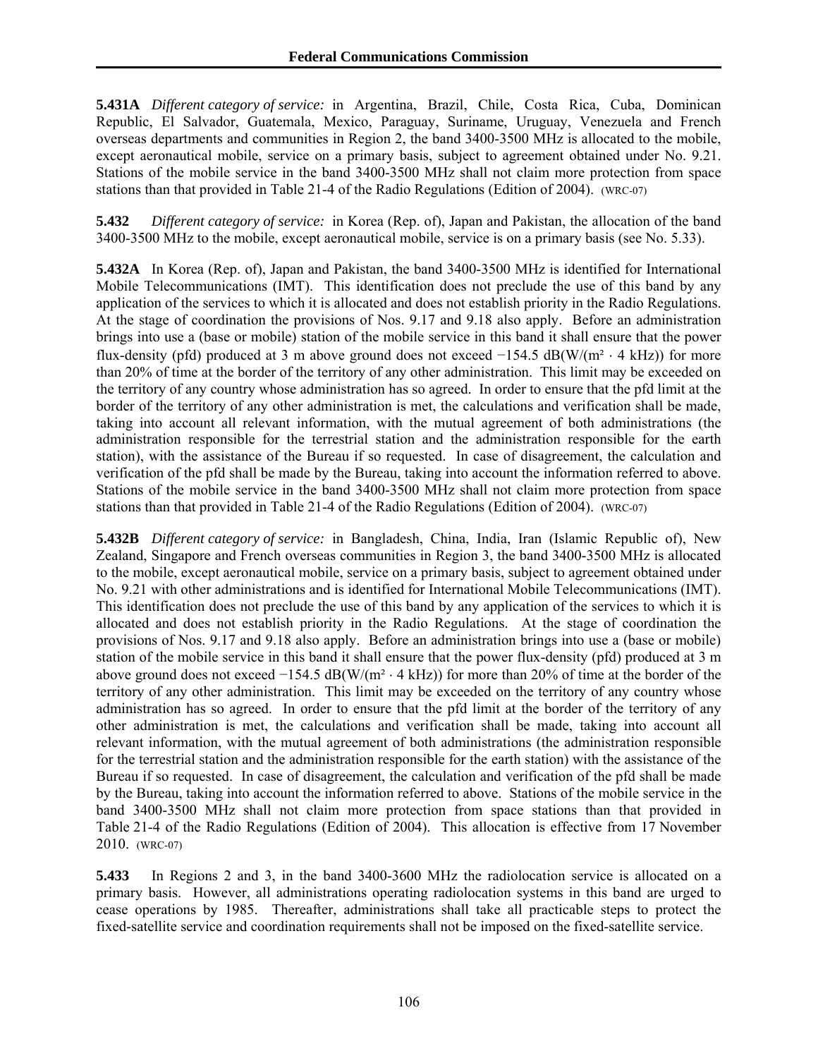**5.431A** *Different category of service:* in Argentina, Brazil, Chile, Costa Rica, Cuba, Dominican Republic, El Salvador, Guatemala, Mexico, Paraguay, Suriname, Uruguay, Venezuela and French overseas departments and communities in Region 2, the band 3400-3500 MHz is allocated to the mobile, except aeronautical mobile, service on a primary basis, subject to agreement obtained under No. 9.21. Stations of the mobile service in the band 3400-3500 MHz shall not claim more protection from space stations than that provided in Table 21-4 of the Radio Regulations (Edition of 2004). (WRC-07)

**5.432** *Different category of service:* in Korea (Rep. of), Japan and Pakistan, the allocation of the band 3400-3500 MHz to the mobile, except aeronautical mobile, service is on a primary basis (see No. 5.33).

**5.432A** In Korea (Rep. of), Japan and Pakistan, the band 3400-3500 MHz is identified for International Mobile Telecommunications (IMT). This identification does not preclude the use of this band by any application of the services to which it is allocated and does not establish priority in the Radio Regulations. At the stage of coordination the provisions of Nos. 9.17 and 9.18 also apply. Before an administration brings into use a (base or mobile) station of the mobile service in this band it shall ensure that the power flux-density (pfd) produced at 3 m above ground does not exceed −154.5 dB(W/(m² · 4 kHz)) for more than 20% of time at the border of the territory of any other administration. This limit may be exceeded on the territory of any country whose administration has so agreed. In order to ensure that the pfd limit at the border of the territory of any other administration is met, the calculations and verification shall be made, taking into account all relevant information, with the mutual agreement of both administrations (the administration responsible for the terrestrial station and the administration responsible for the earth station), with the assistance of the Bureau if so requested. In case of disagreement, the calculation and verification of the pfd shall be made by the Bureau, taking into account the information referred to above. Stations of the mobile service in the band 3400-3500 MHz shall not claim more protection from space stations than that provided in Table 21-4 of the Radio Regulations (Edition of 2004). (WRC-07)

**5.432B** *Different category of service:* in Bangladesh, China, India, Iran (Islamic Republic of), New Zealand, Singapore and French overseas communities in Region 3, the band 3400-3500 MHz is allocated to the mobile, except aeronautical mobile, service on a primary basis, subject to agreement obtained under No. 9.21 with other administrations and is identified for International Mobile Telecommunications (IMT). This identification does not preclude the use of this band by any application of the services to which it is allocated and does not establish priority in the Radio Regulations. At the stage of coordination the provisions of Nos. 9.17 and 9.18 also apply. Before an administration brings into use a (base or mobile) station of the mobile service in this band it shall ensure that the power flux-density (pfd) produced at 3 m above ground does not exceed −154.5 dB(W/(m² · 4 kHz)) for more than 20% of time at the border of the territory of any other administration. This limit may be exceeded on the territory of any country whose administration has so agreed. In order to ensure that the pfd limit at the border of the territory of any other administration is met, the calculations and verification shall be made, taking into account all relevant information, with the mutual agreement of both administrations (the administration responsible for the terrestrial station and the administration responsible for the earth station) with the assistance of the Bureau if so requested. In case of disagreement, the calculation and verification of the pfd shall be made by the Bureau, taking into account the information referred to above. Stations of the mobile service in the band 3400-3500 MHz shall not claim more protection from space stations than that provided in Table 21-4 of the Radio Regulations (Edition of 2004). This allocation is effective from 17 November 2010. (WRC-07)

**5.433** In Regions 2 and 3, in the band 3400-3600 MHz the radiolocation service is allocated on a primary basis. However, all administrations operating radiolocation systems in this band are urged to cease operations by 1985. Thereafter, administrations shall take all practicable steps to protect the fixed-satellite service and coordination requirements shall not be imposed on the fixed-satellite service.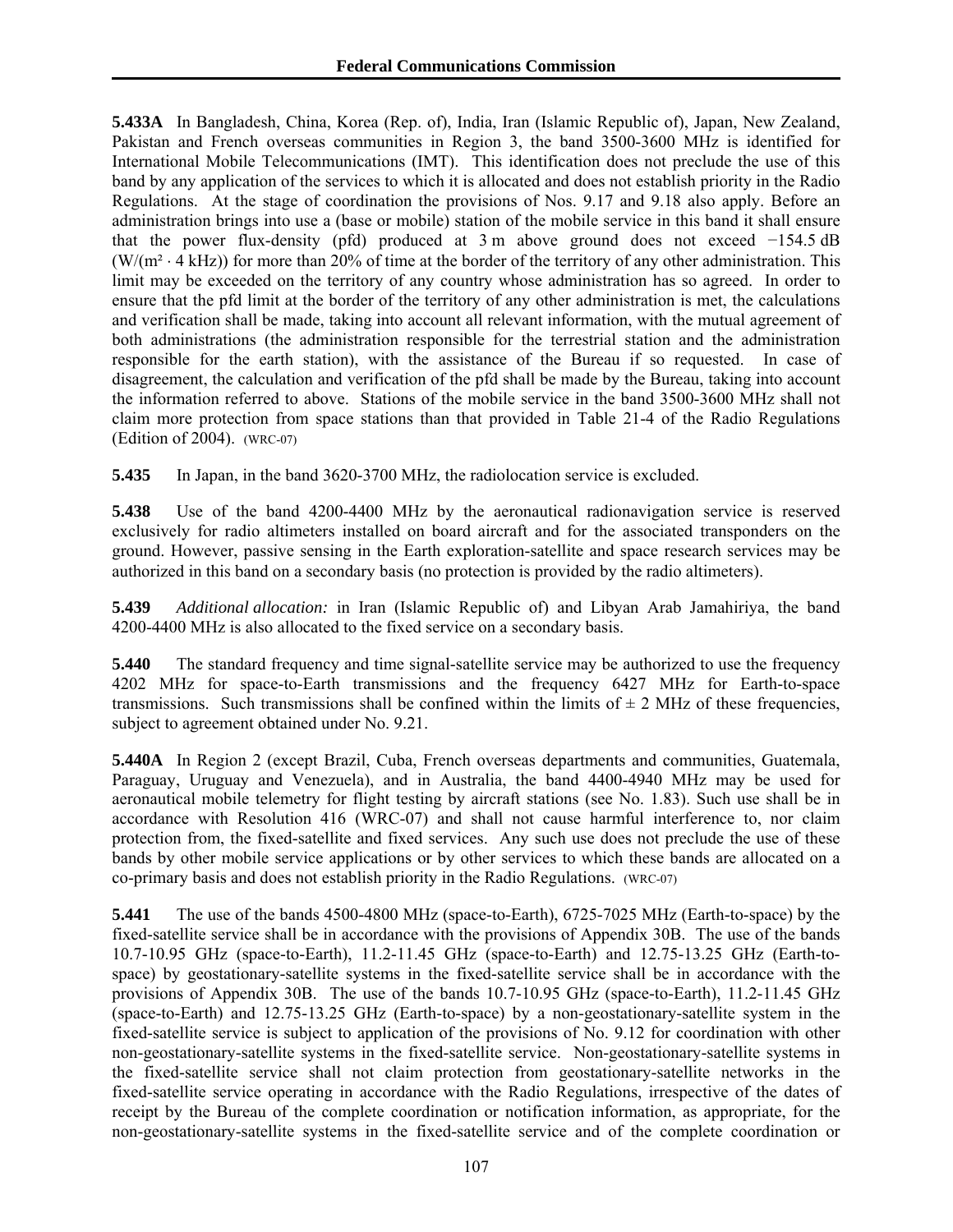**5.433A** In Bangladesh, China, Korea (Rep. of), India, Iran (Islamic Republic of), Japan, New Zealand, Pakistan and French overseas communities in Region 3, the band 3500-3600 MHz is identified for International Mobile Telecommunications (IMT). This identification does not preclude the use of this band by any application of the services to which it is allocated and does not establish priority in the Radio Regulations. At the stage of coordination the provisions of Nos. 9.17 and 9.18 also apply. Before an administration brings into use a (base or mobile) station of the mobile service in this band it shall ensure that the power flux-density (pfd) produced at 3 m above ground does not exceed −154.5 dB (W/(m² · 4 kHz)) for more than 20% of time at the border of the territory of any other administration. This limit may be exceeded on the territory of any country whose administration has so agreed. In order to ensure that the pfd limit at the border of the territory of any other administration is met, the calculations and verification shall be made, taking into account all relevant information, with the mutual agreement of both administrations (the administration responsible for the terrestrial station and the administration responsible for the earth station), with the assistance of the Bureau if so requested. In case of disagreement, the calculation and verification of the pfd shall be made by the Bureau, taking into account the information referred to above. Stations of the mobile service in the band 3500-3600 MHz shall not claim more protection from space stations than that provided in Table 21-4 of the Radio Regulations (Edition of 2004). (WRC-07)

**5.435** In Japan, in the band 3620-3700 MHz, the radiolocation service is excluded.

**5.438** Use of the band 4200-4400 MHz by the aeronautical radionavigation service is reserved exclusively for radio altimeters installed on board aircraft and for the associated transponders on the ground. However, passive sensing in the Earth exploration-satellite and space research services may be authorized in this band on a secondary basis (no protection is provided by the radio altimeters).

**5.439** *Additional allocation:* in Iran (Islamic Republic of) and Libyan Arab Jamahiriya, the band 4200-4400 MHz is also allocated to the fixed service on a secondary basis.

**5.440** The standard frequency and time signal-satellite service may be authorized to use the frequency 4202 MHz for space-to-Earth transmissions and the frequency 6427 MHz for Earth-to-space transmissions. Such transmissions shall be confined within the limits of ± 2 MHz of these frequencies, subject to agreement obtained under No. 9.21.

**5.440A** In Region 2 (except Brazil, Cuba, French overseas departments and communities, Guatemala, Paraguay, Uruguay and Venezuela), and in Australia, the band 4400-4940 MHz may be used for aeronautical mobile telemetry for flight testing by aircraft stations (see No. 1.83). Such use shall be in accordance with Resolution 416 (WRC-07) and shall not cause harmful interference to, nor claim protection from, the fixed-satellite and fixed services. Any such use does not preclude the use of these bands by other mobile service applications or by other services to which these bands are allocated on a co-primary basis and does not establish priority in the Radio Regulations. (WRC-07)

**5.441** The use of the bands 4500-4800 MHz (space-to-Earth), 6725-7025 MHz (Earth-to-space) by the fixed-satellite service shall be in accordance with the provisions of Appendix 30B. The use of the bands 10.7-10.95 GHz (space-to-Earth), 11.2-11.45 GHz (space-to-Earth) and 12.75-13.25 GHz (Earth-to-space) by geostationary-satellite systems in the fixed-satellite service shall be in accordance with the provisions of Appendix 30B. The use of the bands 10.7-10.95 GHz (space-to-Earth), 11.2-11.45 GHz (space-to-Earth) and 12.75-13.25 GHz (Earth-to-space) by a non-geostationary-satellite system in the fixed-satellite service is subject to application of the provisions of No. 9.12 for coordination with other non-geostationary-satellite systems in the fixed-satellite service. Non-geostationary-satellite systems in the fixed-satellite service shall not claim protection from geostationary-satellite networks in the fixed-satellite service operating in accordance with the Radio Regulations, irrespective of the dates of receipt by the Bureau of the complete coordination or notification information, as appropriate, for the non-geostationary-satellite systems in the fixed-satellite service and of the complete coordination or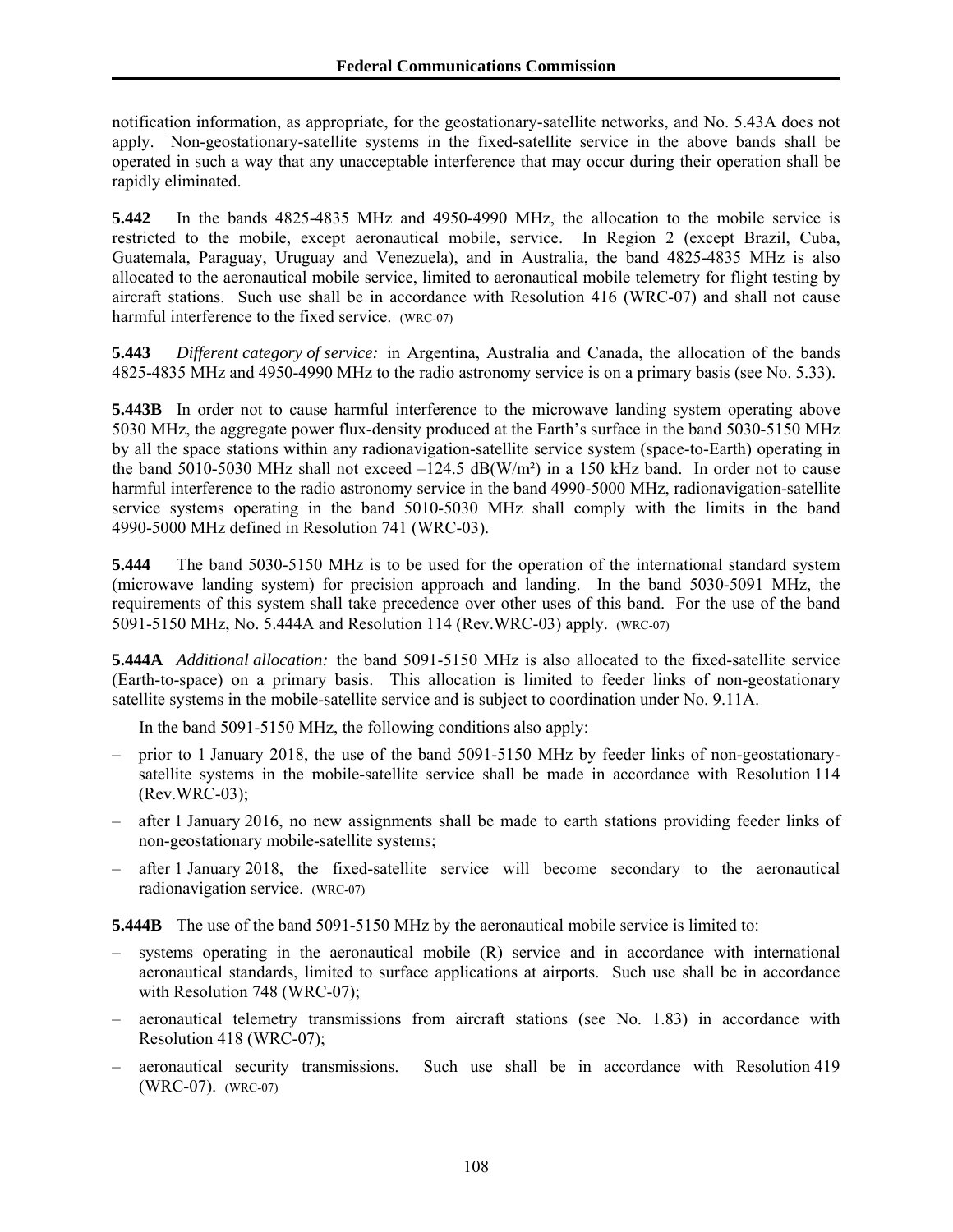notification information, as appropriate, for the geostationary-satellite networks, and No. 5.43A does not apply. Non-geostationary-satellite systems in the fixed-satellite service in the above bands shall be operated in such a way that any unacceptable interference that may occur during their operation shall be rapidly eliminated.

**5.442** In the bands 4825-4835 MHz and 4950-4990 MHz, the allocation to the mobile service is restricted to the mobile, except aeronautical mobile, service. In Region 2 (except Brazil, Cuba, Guatemala, Paraguay, Uruguay and Venezuela), and in Australia, the band 4825-4835 MHz is also allocated to the aeronautical mobile service, limited to aeronautical mobile telemetry for flight testing by aircraft stations. Such use shall be in accordance with Resolution 416 (WRC-07) and shall not cause harmful interference to the fixed service. (WRC-07)

**5.443** *Different category of service:* in Argentina, Australia and Canada, the allocation of the bands 4825-4835 MHz and 4950-4990 MHz to the radio astronomy service is on a primary basis (see No. 5.33).

**5.443B** In order not to cause harmful interference to the microwave landing system operating above 5030 MHz, the aggregate power flux-density produced at the Earth's surface in the band 5030-5150 MHz by all the space stations within any radionavigation-satellite service system (space-to-Earth) operating in the band 5010-5030 MHz shall not exceed $-124.5$ dB(W/m²) in a 150 kHz band. In order not to cause harmful interference to the radio astronomy service in the band 4990-5000 MHz, radionavigation-satellite service systems operating in the band 5010-5030 MHz shall comply with the limits in the band 4990-5000 MHz defined in Resolution 741 (WRC-03).

**5.444** The band 5030-5150 MHz is to be used for the operation of the international standard system (microwave landing system) for precision approach and landing. In the band 5030-5091 MHz, the requirements of this system shall take precedence over other uses of this band. For the use of the band 5091-5150 MHz, No. 5.444A and Resolution 114 (Rev.WRC-03) apply. (WRC-07)

**5.444A** *Additional allocation:* the band 5091-5150 MHz is also allocated to the fixed-satellite service (Earth-to-space) on a primary basis. This allocation is limited to feeder links of non-geostationary satellite systems in the mobile-satellite service and is subject to coordination under No. 9.11A.

In the band 5091-5150 MHz, the following conditions also apply:

– prior to 1 January 2018, the use of the band 5091-5150 MHz by feeder links of non-geostationary-satellite systems in the mobile-satellite service shall be made in accordance with Resolution 114 (Rev.WRC-03);

– after 1 January 2016, no new assignments shall be made to earth stations providing feeder links of non-geostationary mobile-satellite systems;

– after 1 January 2018, the fixed-satellite service will become secondary to the aeronautical radionavigation service. (WRC-07)

**5.444B** The use of the band 5091-5150 MHz by the aeronautical mobile service is limited to:

– systems operating in the aeronautical mobile (R) service and in accordance with international aeronautical standards, limited to surface applications at airports. Such use shall be in accordance with Resolution 748 (WRC-07);

– aeronautical telemetry transmissions from aircraft stations (see No. 1.83) in accordance with Resolution 418 (WRC-07);

– aeronautical security transmissions. Such use shall be in accordance with Resolution 419 (WRC-07). (WRC-07)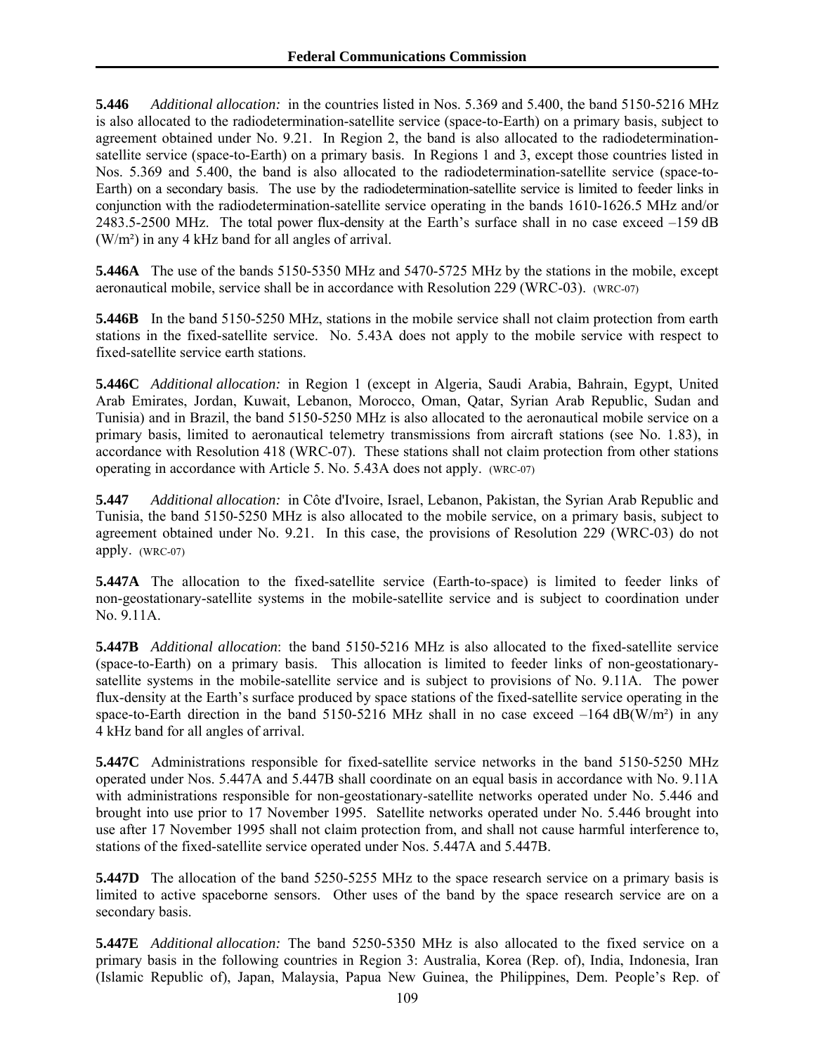**5.446** *Additional allocation:* in the countries listed in Nos. 5.369 and 5.400, the band 5150-5216 MHz is also allocated to the radiodetermination-satellite service (space-to-Earth) on a primary basis, subject to agreement obtained under No. 9.21. In Region 2, the band is also allocated to the radiodetermination-satellite service (space-to-Earth) on a primary basis. In Regions 1 and 3, except those countries listed in Nos. 5.369 and 5.400, the band is also allocated to the radiodetermination-satellite service (space-to-Earth) on a secondary basis. The use by the radiodetermination-satellite service is limited to feeder links in conjunction with the radiodetermination-satellite service operating in the bands 1610-1626.5 MHz and/or 2483.5-2500 MHz. The total power flux-density at the Earth's surface shall in no case exceed –159 dB (W/m²) in any 4 kHz band for all angles of arrival.

**5.446A** The use of the bands 5150-5350 MHz and 5470-5725 MHz by the stations in the mobile, except aeronautical mobile, service shall be in accordance with Resolution 229 (WRC-03). (WRC-07)

**5.446B** In the band 5150-5250 MHz, stations in the mobile service shall not claim protection from earth stations in the fixed-satellite service. No. 5.43A does not apply to the mobile service with respect to fixed-satellite service earth stations.

**5.446C** *Additional allocation:* in Region 1 (except in Algeria, Saudi Arabia, Bahrain, Egypt, United Arab Emirates, Jordan, Kuwait, Lebanon, Morocco, Oman, Qatar, Syrian Arab Republic, Sudan and Tunisia) and in Brazil, the band 5150-5250 MHz is also allocated to the aeronautical mobile service on a primary basis, limited to aeronautical telemetry transmissions from aircraft stations (see No. 1.83), in accordance with Resolution 418 (WRC-07). These stations shall not claim protection from other stations operating in accordance with Article 5. No. 5.43A does not apply. (WRC-07)

**5.447** *Additional allocation:* in Côte d'Ivoire, Israel, Lebanon, Pakistan, the Syrian Arab Republic and Tunisia, the band 5150-5250 MHz is also allocated to the mobile service, on a primary basis, subject to agreement obtained under No. 9.21. In this case, the provisions of Resolution 229 (WRC-03) do not apply. (WRC-07)

**5.447A** The allocation to the fixed-satellite service (Earth-to-space) is limited to feeder links of non-geostationary-satellite systems in the mobile-satellite service and is subject to coordination under No. 9.11A.

**5.447B** *Additional allocation*: the band 5150-5216 MHz is also allocated to the fixed-satellite service (space-to-Earth) on a primary basis. This allocation is limited to feeder links of non-geostationary-satellite systems in the mobile-satellite service and is subject to provisions of No. 9.11A. The power flux-density at the Earth's surface produced by space stations of the fixed-satellite service operating in the space-to-Earth direction in the band 5150-5216 MHz shall in no case exceed –164 dB(W/m²) in any 4 kHz band for all angles of arrival.

**5.447C** Administrations responsible for fixed-satellite service networks in the band 5150-5250 MHz operated under Nos. 5.447A and 5.447B shall coordinate on an equal basis in accordance with No. 9.11A with administrations responsible for non-geostationary-satellite networks operated under No. 5.446 and brought into use prior to 17 November 1995. Satellite networks operated under No. 5.446 brought into use after 17 November 1995 shall not claim protection from, and shall not cause harmful interference to, stations of the fixed-satellite service operated under Nos. 5.447A and 5.447B.

**5.447D** The allocation of the band 5250-5255 MHz to the space research service on a primary basis is limited to active spaceborne sensors. Other uses of the band by the space research service are on a secondary basis.

**5.447E** *Additional allocation:* The band 5250-5350 MHz is also allocated to the fixed service on a primary basis in the following countries in Region 3: Australia, Korea (Rep. of), India, Indonesia, Iran (Islamic Republic of), Japan, Malaysia, Papua New Guinea, the Philippines, Dem. People's Rep. of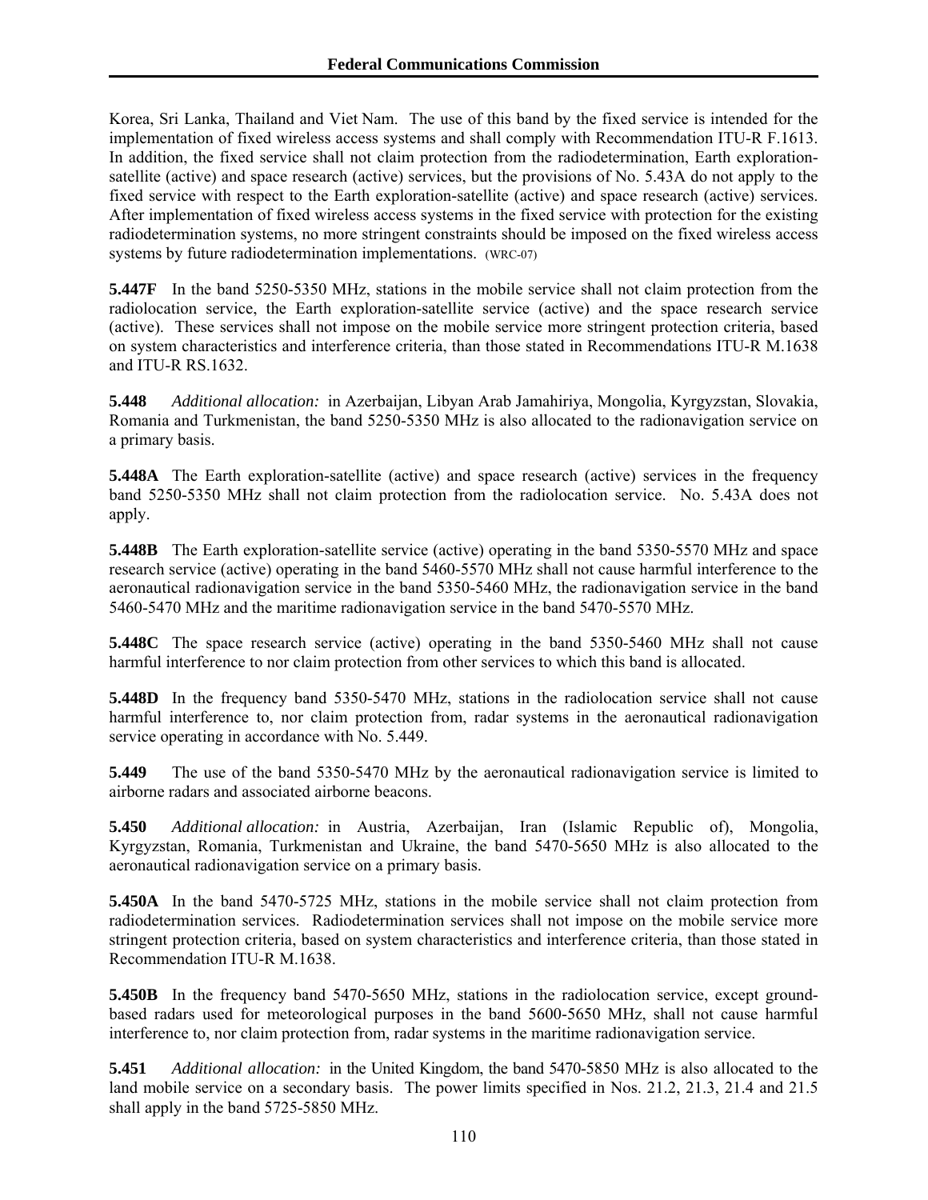Korea, Sri Lanka, Thailand and Viet Nam. The use of this band by the fixed service is intended for the implementation of fixed wireless access systems and shall comply with Recommendation ITU-R F.1613. In addition, the fixed service shall not claim protection from the radiodetermination, Earth exploration-satellite (active) and space research (active) services, but the provisions of No. 5.43A do not apply to the fixed service with respect to the Earth exploration-satellite (active) and space research (active) services. After implementation of fixed wireless access systems in the fixed service with protection for the existing radiodetermination systems, no more stringent constraints should be imposed on the fixed wireless access systems by future radiodetermination implementations. (WRC-07)

**5.447F** In the band 5250-5350 MHz, stations in the mobile service shall not claim protection from the radiolocation service, the Earth exploration-satellite service (active) and the space research service (active). These services shall not impose on the mobile service more stringent protection criteria, based on system characteristics and interference criteria, than those stated in Recommendations ITU-R M.1638 and ITU-R RS.1632.

**5.448** *Additional allocation:* in Azerbaijan, Libyan Arab Jamahiriya, Mongolia, Kyrgyzstan, Slovakia, Romania and Turkmenistan, the band 5250-5350 MHz is also allocated to the radionavigation service on a primary basis.

**5.448A** The Earth exploration-satellite (active) and space research (active) services in the frequency band 5250-5350 MHz shall not claim protection from the radiolocation service. No. 5.43A does not apply.

**5.448B** The Earth exploration-satellite service (active) operating in the band 5350-5570 MHz and space research service (active) operating in the band 5460-5570 MHz shall not cause harmful interference to the aeronautical radionavigation service in the band 5350-5460 MHz, the radionavigation service in the band 5460-5470 MHz and the maritime radionavigation service in the band 5470-5570 MHz.

**5.448C** The space research service (active) operating in the band 5350-5460 MHz shall not cause harmful interference to nor claim protection from other services to which this band is allocated.

**5.448D** In the frequency band 5350-5470 MHz, stations in the radiolocation service shall not cause harmful interference to, nor claim protection from, radar systems in the aeronautical radionavigation service operating in accordance with No. 5.449.

**5.449** The use of the band 5350-5470 MHz by the aeronautical radionavigation service is limited to airborne radars and associated airborne beacons.

**5.450** *Additional allocation:* in Austria, Azerbaijan, Iran (Islamic Republic of), Mongolia, Kyrgyzstan, Romania, Turkmenistan and Ukraine, the band 5470-5650 MHz is also allocated to the aeronautical radionavigation service on a primary basis.

**5.450A** In the band 5470-5725 MHz, stations in the mobile service shall not claim protection from radiodetermination services. Radiodetermination services shall not impose on the mobile service more stringent protection criteria, based on system characteristics and interference criteria, than those stated in Recommendation ITU-R M.1638.

**5.450B** In the frequency band 5470-5650 MHz, stations in the radiolocation service, except ground-based radars used for meteorological purposes in the band 5600-5650 MHz, shall not cause harmful interference to, nor claim protection from, radar systems in the maritime radionavigation service.

**5.451** *Additional allocation:* in the United Kingdom, the band 5470-5850 MHz is also allocated to the land mobile service on a secondary basis. The power limits specified in Nos. 21.2, 21.3, 21.4 and 21.5 shall apply in the band 5725-5850 MHz.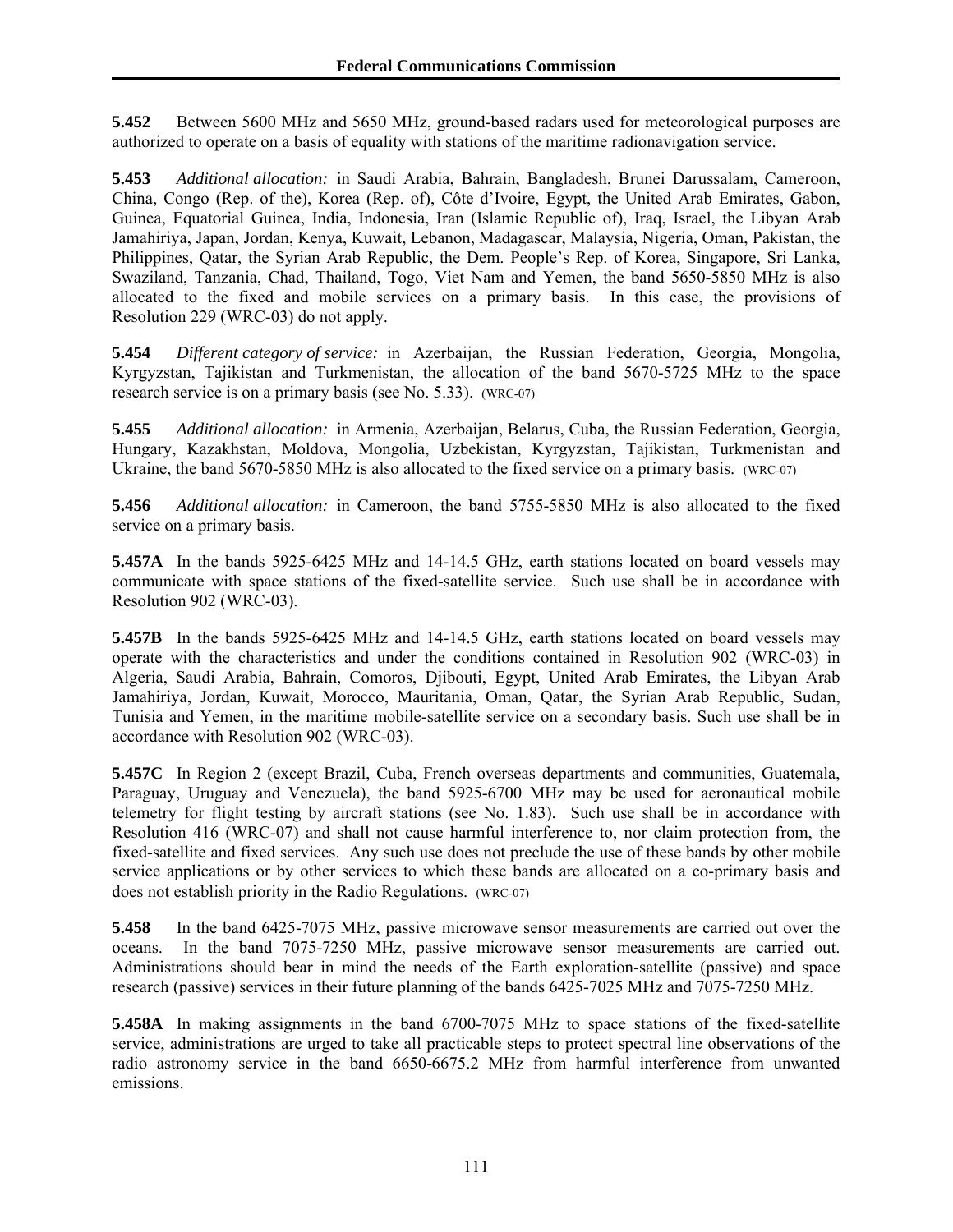**5.452** Between 5600 MHz and 5650 MHz, ground-based radars used for meteorological purposes are authorized to operate on a basis of equality with stations of the maritime radionavigation service.

**5.453** *Additional allocation:* in Saudi Arabia, Bahrain, Bangladesh, Brunei Darussalam, Cameroon, China, Congo (Rep. of the), Korea (Rep. of), Côte d'Ivoire, Egypt, the United Arab Emirates, Gabon, Guinea, Equatorial Guinea, India, Indonesia, Iran (Islamic Republic of), Iraq, Israel, the Libyan Arab Jamahiriya, Japan, Jordan, Kenya, Kuwait, Lebanon, Madagascar, Malaysia, Nigeria, Oman, Pakistan, the Philippines, Qatar, the Syrian Arab Republic, the Dem. People's Rep. of Korea, Singapore, Sri Lanka, Swaziland, Tanzania, Chad, Thailand, Togo, Viet Nam and Yemen, the band 5650-5850 MHz is also allocated to the fixed and mobile services on a primary basis. In this case, the provisions of Resolution 229 (WRC-03) do not apply.

**5.454** *Different category of service:* in Azerbaijan, the Russian Federation, Georgia, Mongolia, Kyrgyzstan, Tajikistan and Turkmenistan, the allocation of the band 5670-5725 MHz to the space research service is on a primary basis (see No. 5.33). (WRC-07)

**5.455** *Additional allocation:* in Armenia, Azerbaijan, Belarus, Cuba, the Russian Federation, Georgia, Hungary, Kazakhstan, Moldova, Mongolia, Uzbekistan, Kyrgyzstan, Tajikistan, Turkmenistan and Ukraine, the band 5670-5850 MHz is also allocated to the fixed service on a primary basis. (WRC-07)

**5.456** *Additional allocation:* in Cameroon, the band 5755-5850 MHz is also allocated to the fixed service on a primary basis.

**5.457A** In the bands 5925-6425 MHz and 14-14.5 GHz, earth stations located on board vessels may communicate with space stations of the fixed-satellite service. Such use shall be in accordance with Resolution 902 (WRC-03).

**5.457B** In the bands 5925-6425 MHz and 14-14.5 GHz, earth stations located on board vessels may operate with the characteristics and under the conditions contained in Resolution 902 (WRC-03) in Algeria, Saudi Arabia, Bahrain, Comoros, Djibouti, Egypt, United Arab Emirates, the Libyan Arab Jamahiriya, Jordan, Kuwait, Morocco, Mauritania, Oman, Qatar, the Syrian Arab Republic, Sudan, Tunisia and Yemen, in the maritime mobile-satellite service on a secondary basis. Such use shall be in accordance with Resolution 902 (WRC-03).

**5.457C** In Region 2 (except Brazil, Cuba, French overseas departments and communities, Guatemala, Paraguay, Uruguay and Venezuela), the band 5925-6700 MHz may be used for aeronautical mobile telemetry for flight testing by aircraft stations (see No. 1.83). Such use shall be in accordance with Resolution 416 (WRC-07) and shall not cause harmful interference to, nor claim protection from, the fixed-satellite and fixed services. Any such use does not preclude the use of these bands by other mobile service applications or by other services to which these bands are allocated on a co-primary basis and does not establish priority in the Radio Regulations. (WRC-07)

**5.458** In the band 6425-7075 MHz, passive microwave sensor measurements are carried out over the oceans. In the band 7075-7250 MHz, passive microwave sensor measurements are carried out. Administrations should bear in mind the needs of the Earth exploration-satellite (passive) and space research (passive) services in their future planning of the bands 6425-7025 MHz and 7075-7250 MHz.

**5.458A** In making assignments in the band 6700-7075 MHz to space stations of the fixed-satellite service, administrations are urged to take all practicable steps to protect spectral line observations of the radio astronomy service in the band 6650-6675.2 MHz from harmful interference from unwanted emissions.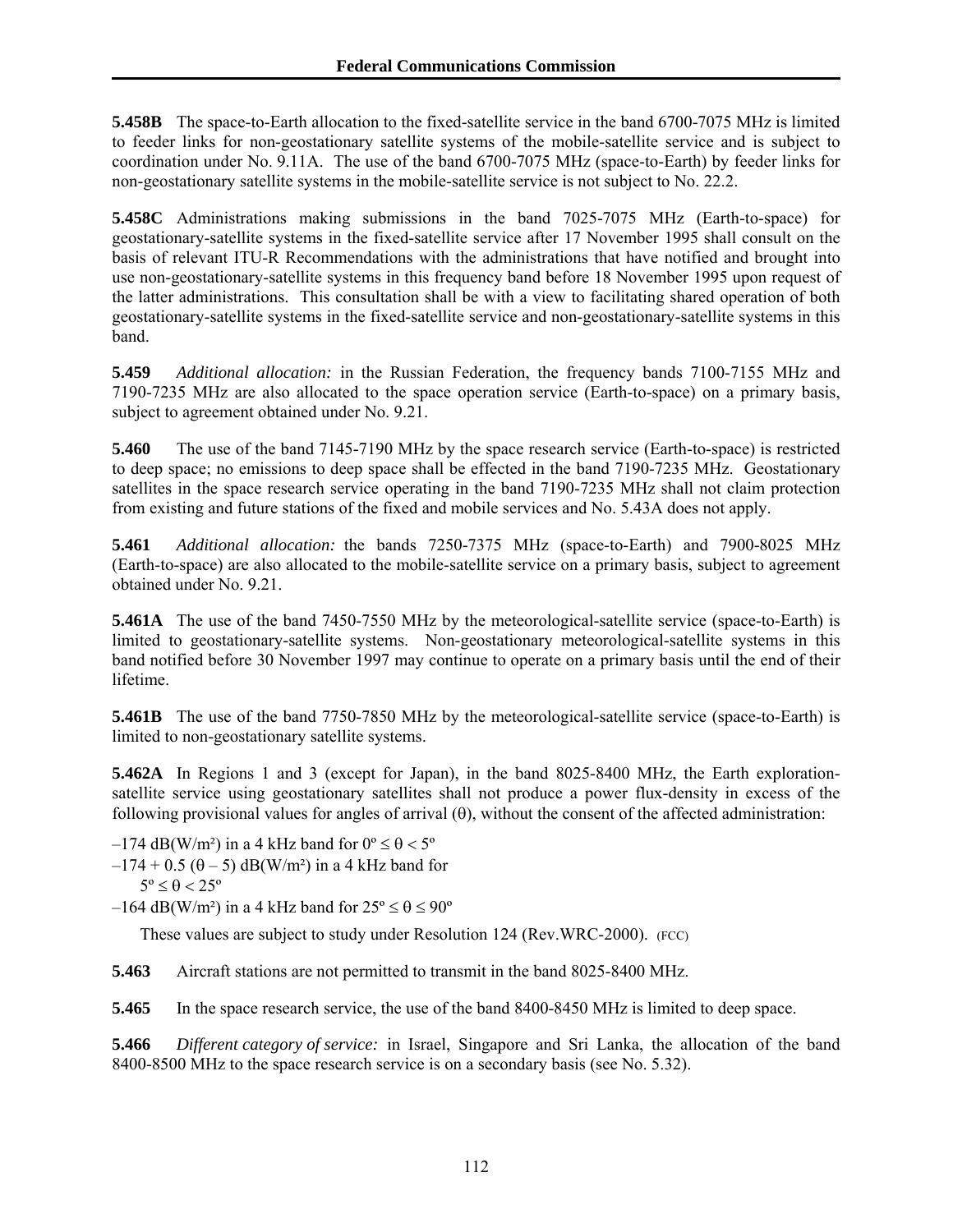**5.458B** The space-to-Earth allocation to the fixed-satellite service in the band 6700-7075 MHz is limited to feeder links for non-geostationary satellite systems of the mobile-satellite service and is subject to coordination under No. 9.11A. The use of the band 6700-7075 MHz (space-to-Earth) by feeder links for non-geostationary satellite systems in the mobile-satellite service is not subject to No. 22.2.

**5.458C** Administrations making submissions in the band 7025-7075 MHz (Earth-to-space) for geostationary-satellite systems in the fixed-satellite service after 17 November 1995 shall consult on the basis of relevant ITU-R Recommendations with the administrations that have notified and brought into use non-geostationary-satellite systems in this frequency band before 18 November 1995 upon request of the latter administrations. This consultation shall be with a view to facilitating shared operation of both geostationary-satellite systems in the fixed-satellite service and non-geostationary-satellite systems in this band.

**5.459** *Additional allocation:* in the Russian Federation, the frequency bands 7100-7155 MHz and 7190-7235 MHz are also allocated to the space operation service (Earth-to-space) on a primary basis, subject to agreement obtained under No. 9.21.

**5.460** The use of the band 7145-7190 MHz by the space research service (Earth-to-space) is restricted to deep space; no emissions to deep space shall be effected in the band 7190-7235 MHz. Geostationary satellites in the space research service operating in the band 7190-7235 MHz shall not claim protection from existing and future stations of the fixed and mobile services and No. 5.43A does not apply.

**5.461** *Additional allocation:* the bands 7250-7375 MHz (space-to-Earth) and 7900-8025 MHz (Earth-to-space) are also allocated to the mobile-satellite service on a primary basis, subject to agreement obtained under No. 9.21.

**5.461A** The use of the band 7450-7550 MHz by the meteorological-satellite service (space-to-Earth) is limited to geostationary-satellite systems. Non-geostationary meteorological-satellite systems in this band notified before 30 November 1997 may continue to operate on a primary basis until the end of their lifetime.

**5.461B** The use of the band 7750-7850 MHz by the meteorological-satellite service (space-to-Earth) is limited to non-geostationary satellite systems.

**5.462A** In Regions 1 and 3 (except for Japan), in the band 8025-8400 MHz, the Earth exploration-satellite service using geostationary satellites shall not produce a power flux-density in excess of the following provisional values for angles of arrival ($\theta$), without the consent of the affected administration:

$-174$ dB(W/m²) in a 4 kHz band for $0° \leq \theta < 5°$
$-174 + 0.5 (\theta - 5)$ dB(W/m²) in a 4 kHz band for $5° \leq \theta < 25°$
$-164$ dB(W/m²) in a 4 kHz band for $25° \leq \theta \leq 90°$

These values are subject to study under Resolution 124 (Rev.WRC-2000). (FCC)

**5.463** Aircraft stations are not permitted to transmit in the band 8025-8400 MHz.

**5.465** In the space research service, the use of the band 8400-8450 MHz is limited to deep space.

**5.466** *Different category of service:* in Israel, Singapore and Sri Lanka, the allocation of the band 8400-8500 MHz to the space research service is on a secondary basis (see No. 5.32).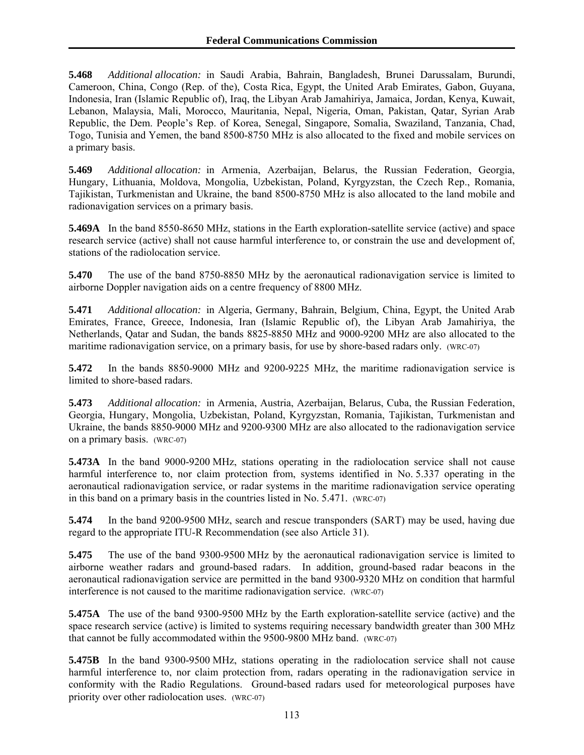**5.468** *Additional allocation:* in Saudi Arabia, Bahrain, Bangladesh, Brunei Darussalam, Burundi, Cameroon, China, Congo (Rep. of the), Costa Rica, Egypt, the United Arab Emirates, Gabon, Guyana, Indonesia, Iran (Islamic Republic of), Iraq, the Libyan Arab Jamahiriya, Jamaica, Jordan, Kenya, Kuwait, Lebanon, Malaysia, Mali, Morocco, Mauritania, Nepal, Nigeria, Oman, Pakistan, Qatar, Syrian Arab Republic, the Dem. People's Rep. of Korea, Senegal, Singapore, Somalia, Swaziland, Tanzania, Chad, Togo, Tunisia and Yemen, the band 8500-8750 MHz is also allocated to the fixed and mobile services on a primary basis.

**5.469** *Additional allocation:* in Armenia, Azerbaijan, Belarus, the Russian Federation, Georgia, Hungary, Lithuania, Moldova, Mongolia, Uzbekistan, Poland, Kyrgyzstan, the Czech Rep., Romania, Tajikistan, Turkmenistan and Ukraine, the band 8500-8750 MHz is also allocated to the land mobile and radionavigation services on a primary basis.

**5.469A** In the band 8550-8650 MHz, stations in the Earth exploration-satellite service (active) and space research service (active) shall not cause harmful interference to, or constrain the use and development of, stations of the radiolocation service.

**5.470** The use of the band 8750-8850 MHz by the aeronautical radionavigation service is limited to airborne Doppler navigation aids on a centre frequency of 8800 MHz.

**5.471** *Additional allocation:* in Algeria, Germany, Bahrain, Belgium, China, Egypt, the United Arab Emirates, France, Greece, Indonesia, Iran (Islamic Republic of), the Libyan Arab Jamahiriya, the Netherlands, Qatar and Sudan, the bands 8825-8850 MHz and 9000-9200 MHz are also allocated to the maritime radionavigation service, on a primary basis, for use by shore-based radars only. (WRC-07)

**5.472** In the bands 8850-9000 MHz and 9200-9225 MHz, the maritime radionavigation service is limited to shore-based radars.

**5.473** *Additional allocation:* in Armenia, Austria, Azerbaijan, Belarus, Cuba, the Russian Federation, Georgia, Hungary, Mongolia, Uzbekistan, Poland, Kyrgyzstan, Romania, Tajikistan, Turkmenistan and Ukraine, the bands 8850-9000 MHz and 9200-9300 MHz are also allocated to the radionavigation service on a primary basis. (WRC-07)

**5.473A** In the band 9000-9200 MHz, stations operating in the radiolocation service shall not cause harmful interference to, nor claim protection from, systems identified in No. 5.337 operating in the aeronautical radionavigation service, or radar systems in the maritime radionavigation service operating in this band on a primary basis in the countries listed in No. 5.471. (WRC-07)

**5.474** In the band 9200-9500 MHz, search and rescue transponders (SART) may be used, having due regard to the appropriate ITU-R Recommendation (see also Article 31).

**5.475** The use of the band 9300-9500 MHz by the aeronautical radionavigation service is limited to airborne weather radars and ground-based radars. In addition, ground-based radar beacons in the aeronautical radionavigation service are permitted in the band 9300-9320 MHz on condition that harmful interference is not caused to the maritime radionavigation service. (WRC-07)

**5.475A** The use of the band 9300-9500 MHz by the Earth exploration-satellite service (active) and the space research service (active) is limited to systems requiring necessary bandwidth greater than 300 MHz that cannot be fully accommodated within the 9500-9800 MHz band. (WRC-07)

**5.475B** In the band 9300-9500 MHz, stations operating in the radiolocation service shall not cause harmful interference to, nor claim protection from, radars operating in the radionavigation service in conformity with the Radio Regulations. Ground-based radars used for meteorological purposes have priority over other radiolocation uses. (WRC-07)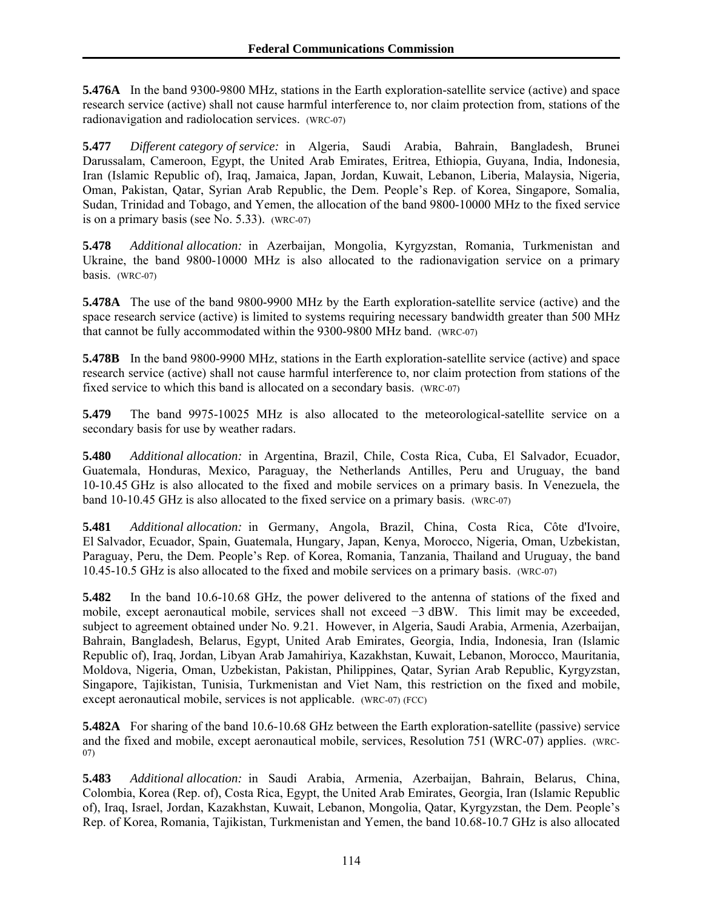**5.476A** In the band 9300-9800 MHz, stations in the Earth exploration-satellite service (active) and space research service (active) shall not cause harmful interference to, nor claim protection from, stations of the radionavigation and radiolocation services. (WRC-07)

**5.477** *Different category of service:* in Algeria, Saudi Arabia, Bahrain, Bangladesh, Brunei Darussalam, Cameroon, Egypt, the United Arab Emirates, Eritrea, Ethiopia, Guyana, India, Indonesia, Iran (Islamic Republic of), Iraq, Jamaica, Japan, Jordan, Kuwait, Lebanon, Liberia, Malaysia, Nigeria, Oman, Pakistan, Qatar, Syrian Arab Republic, the Dem. People's Rep. of Korea, Singapore, Somalia, Sudan, Trinidad and Tobago, and Yemen, the allocation of the band 9800-10000 MHz to the fixed service is on a primary basis (see No. 5.33). (WRC-07)

**5.478** *Additional allocation:* in Azerbaijan, Mongolia, Kyrgyzstan, Romania, Turkmenistan and Ukraine, the band 9800-10000 MHz is also allocated to the radionavigation service on a primary basis. (WRC-07)

**5.478A** The use of the band 9800-9900 MHz by the Earth exploration-satellite service (active) and the space research service (active) is limited to systems requiring necessary bandwidth greater than 500 MHz that cannot be fully accommodated within the 9300-9800 MHz band. (WRC-07)

**5.478B** In the band 9800-9900 MHz, stations in the Earth exploration-satellite service (active) and space research service (active) shall not cause harmful interference to, nor claim protection from stations of the fixed service to which this band is allocated on a secondary basis. (WRC-07)

**5.479** The band 9975-10025 MHz is also allocated to the meteorological-satellite service on a secondary basis for use by weather radars.

**5.480** *Additional allocation:* in Argentina, Brazil, Chile, Costa Rica, Cuba, El Salvador, Ecuador, Guatemala, Honduras, Mexico, Paraguay, the Netherlands Antilles, Peru and Uruguay, the band 10-10.45 GHz is also allocated to the fixed and mobile services on a primary basis. In Venezuela, the band 10-10.45 GHz is also allocated to the fixed service on a primary basis. (WRC-07)

**5.481** *Additional allocation:* in Germany, Angola, Brazil, China, Costa Rica, Côte d'Ivoire, El Salvador, Ecuador, Spain, Guatemala, Hungary, Japan, Kenya, Morocco, Nigeria, Oman, Uzbekistan, Paraguay, Peru, the Dem. People's Rep. of Korea, Romania, Tanzania, Thailand and Uruguay, the band 10.45-10.5 GHz is also allocated to the fixed and mobile services on a primary basis. (WRC-07)

**5.482** In the band 10.6-10.68 GHz, the power delivered to the antenna of stations of the fixed and mobile, except aeronautical mobile, services shall not exceed −3 dBW. This limit may be exceeded, subject to agreement obtained under No. 9.21. However, in Algeria, Saudi Arabia, Armenia, Azerbaijan, Bahrain, Bangladesh, Belarus, Egypt, United Arab Emirates, Georgia, India, Indonesia, Iran (Islamic Republic of), Iraq, Jordan, Libyan Arab Jamahiriya, Kazakhstan, Kuwait, Lebanon, Morocco, Mauritania, Moldova, Nigeria, Oman, Uzbekistan, Pakistan, Philippines, Qatar, Syrian Arab Republic, Kyrgyzstan, Singapore, Tajikistan, Tunisia, Turkmenistan and Viet Nam, this restriction on the fixed and mobile, except aeronautical mobile, services is not applicable. (WRC-07) (FCC)

**5.482A** For sharing of the band 10.6-10.68 GHz between the Earth exploration-satellite (passive) service and the fixed and mobile, except aeronautical mobile, services, Resolution 751 (WRC-07) applies. (WRC-07)

**5.483** *Additional allocation:* in Saudi Arabia, Armenia, Azerbaijan, Bahrain, Belarus, China, Colombia, Korea (Rep. of), Costa Rica, Egypt, the United Arab Emirates, Georgia, Iran (Islamic Republic of), Iraq, Israel, Jordan, Kazakhstan, Kuwait, Lebanon, Mongolia, Qatar, Kyrgyzstan, the Dem. People's Rep. of Korea, Romania, Tajikistan, Turkmenistan and Yemen, the band 10.68-10.7 GHz is also allocated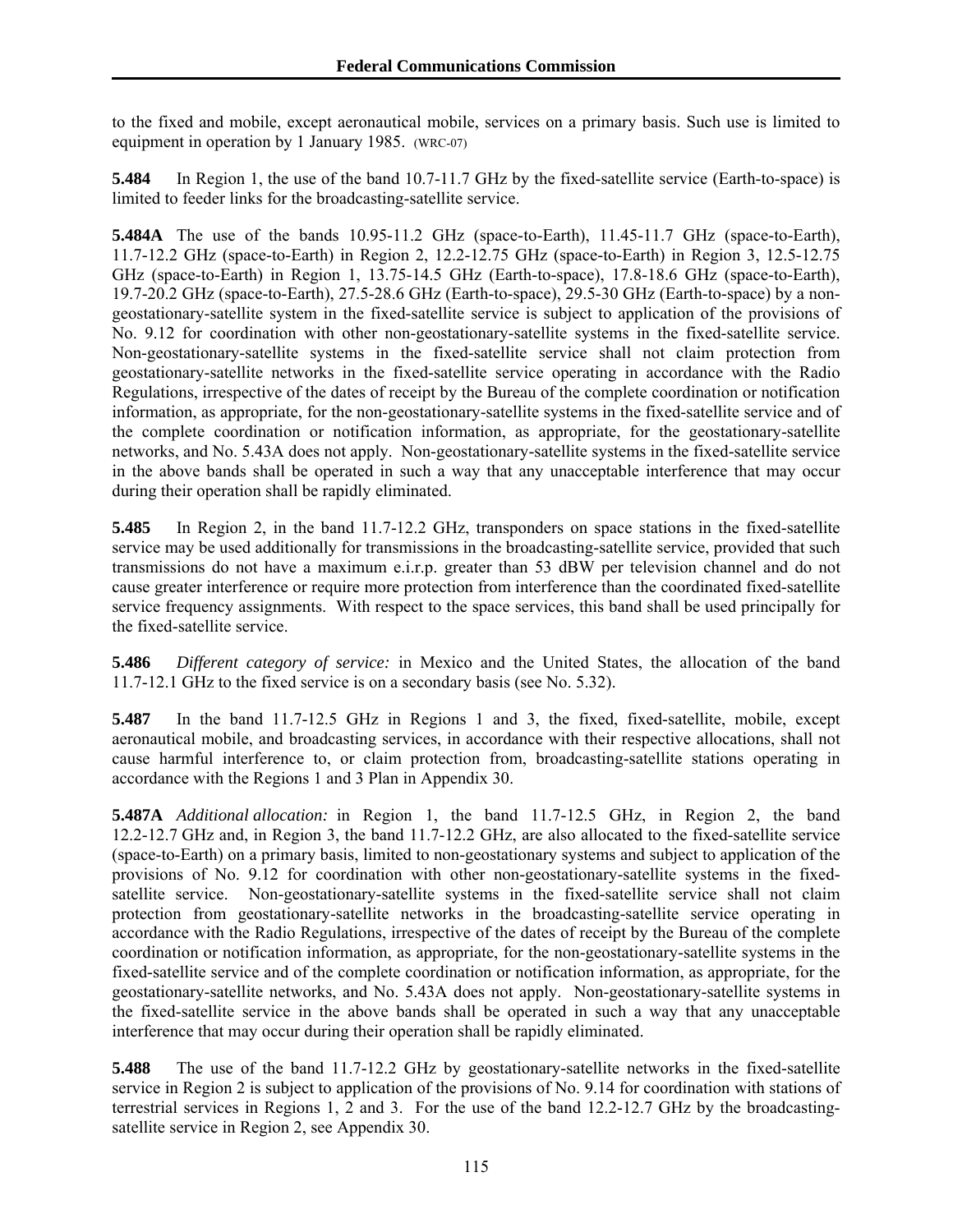to the fixed and mobile, except aeronautical mobile, services on a primary basis. Such use is limited to equipment in operation by 1 January 1985. (WRC-07)

**5.484** In Region 1, the use of the band 10.7-11.7 GHz by the fixed-satellite service (Earth-to-space) is limited to feeder links for the broadcasting-satellite service.

**5.484A** The use of the bands 10.95-11.2 GHz (space-to-Earth), 11.45-11.7 GHz (space-to-Earth), 11.7-12.2 GHz (space-to-Earth) in Region 2, 12.2-12.75 GHz (space-to-Earth) in Region 3, 12.5-12.75 GHz (space-to-Earth) in Region 1, 13.75-14.5 GHz (Earth-to-space), 17.8-18.6 GHz (space-to-Earth), 19.7-20.2 GHz (space-to-Earth), 27.5-28.6 GHz (Earth-to-space), 29.5-30 GHz (Earth-to-space) by a non-geostationary-satellite system in the fixed-satellite service is subject to application of the provisions of No. 9.12 for coordination with other non-geostationary-satellite systems in the fixed-satellite service. Non-geostationary-satellite systems in the fixed-satellite service shall not claim protection from geostationary-satellite networks in the fixed-satellite service operating in accordance with the Radio Regulations, irrespective of the dates of receipt by the Bureau of the complete coordination or notification information, as appropriate, for the non-geostationary-satellite systems in the fixed-satellite service and of the complete coordination or notification information, as appropriate, for the geostationary-satellite networks, and No. 5.43A does not apply. Non-geostationary-satellite systems in the fixed-satellite service in the above bands shall be operated in such a way that any unacceptable interference that may occur during their operation shall be rapidly eliminated.

**5.485** In Region 2, in the band 11.7-12.2 GHz, transponders on space stations in the fixed-satellite service may be used additionally for transmissions in the broadcasting-satellite service, provided that such transmissions do not have a maximum e.i.r.p. greater than 53 dBW per television channel and do not cause greater interference or require more protection from interference than the coordinated fixed-satellite service frequency assignments. With respect to the space services, this band shall be used principally for the fixed-satellite service.

**5.486** *Different category of service:* in Mexico and the United States, the allocation of the band 11.7-12.1 GHz to the fixed service is on a secondary basis (see No. 5.32).

**5.487** In the band 11.7-12.5 GHz in Regions 1 and 3, the fixed, fixed-satellite, mobile, except aeronautical mobile, and broadcasting services, in accordance with their respective allocations, shall not cause harmful interference to, or claim protection from, broadcasting-satellite stations operating in accordance with the Regions 1 and 3 Plan in Appendix 30.

**5.487A** *Additional allocation:* in Region 1, the band 11.7-12.5 GHz, in Region 2, the band 12.2-12.7 GHz and, in Region 3, the band 11.7-12.2 GHz, are also allocated to the fixed-satellite service (space-to-Earth) on a primary basis, limited to non-geostationary systems and subject to application of the provisions of No. 9.12 for coordination with other non-geostationary-satellite systems in the fixed-satellite service. Non-geostationary-satellite systems in the fixed-satellite service shall not claim protection from geostationary-satellite networks in the broadcasting-satellite service operating in accordance with the Radio Regulations, irrespective of the dates of receipt by the Bureau of the complete coordination or notification information, as appropriate, for the non-geostationary-satellite systems in the fixed-satellite service and of the complete coordination or notification information, as appropriate, for the geostationary-satellite networks, and No. 5.43A does not apply. Non-geostationary-satellite systems in the fixed-satellite service in the above bands shall be operated in such a way that any unacceptable interference that may occur during their operation shall be rapidly eliminated.

**5.488** The use of the band 11.7-12.2 GHz by geostationary-satellite networks in the fixed-satellite service in Region 2 is subject to application of the provisions of No. 9.14 for coordination with stations of terrestrial services in Regions 1, 2 and 3. For the use of the band 12.2-12.7 GHz by the broadcasting-satellite service in Region 2, see Appendix 30.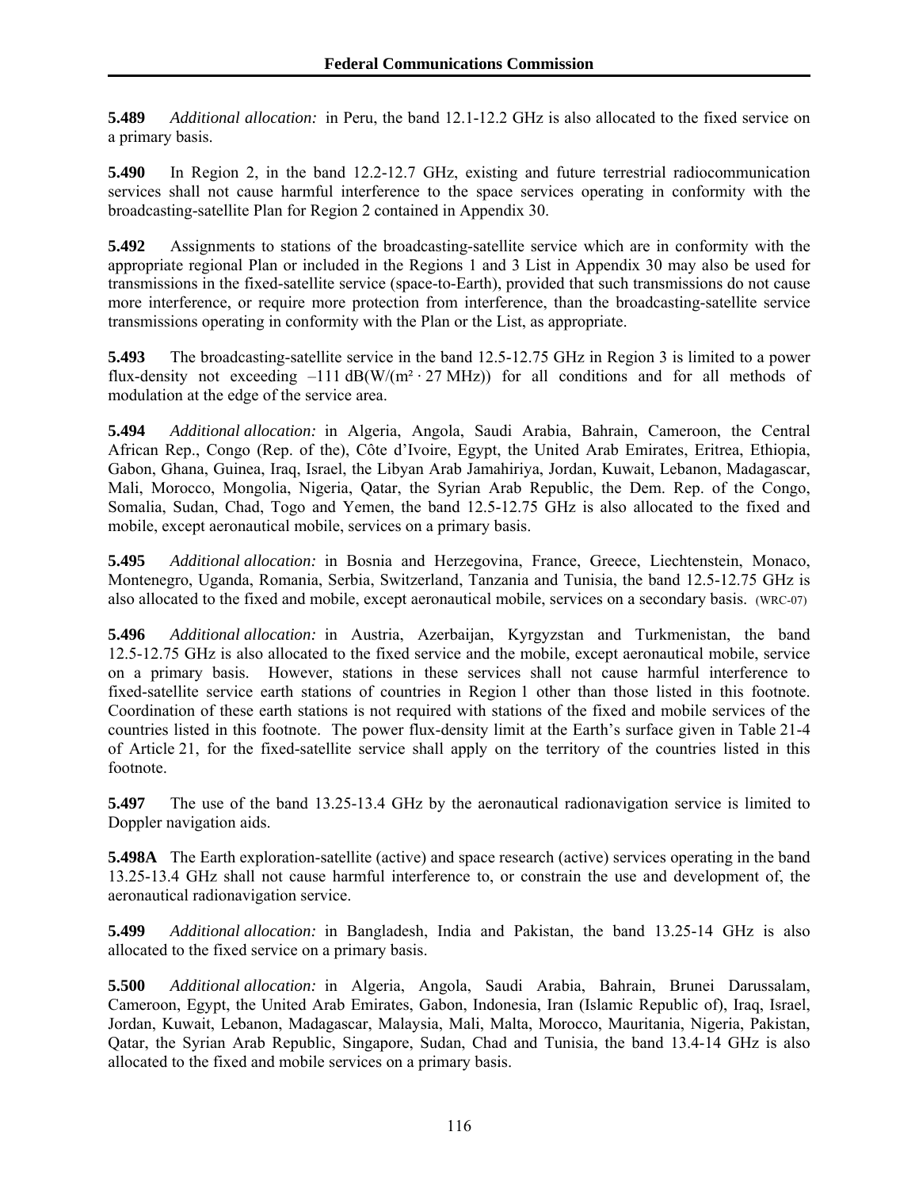**5.489** *Additional allocation:* in Peru, the band 12.1-12.2 GHz is also allocated to the fixed service on a primary basis.

**5.490** In Region 2, in the band 12.2-12.7 GHz, existing and future terrestrial radiocommunication services shall not cause harmful interference to the space services operating in conformity with the broadcasting-satellite Plan for Region 2 contained in Appendix 30.

**5.492** Assignments to stations of the broadcasting-satellite service which are in conformity with the appropriate regional Plan or included in the Regions 1 and 3 List in Appendix 30 may also be used for transmissions in the fixed-satellite service (space-to-Earth), provided that such transmissions do not cause more interference, or require more protection from interference, than the broadcasting-satellite service transmissions operating in conformity with the Plan or the List, as appropriate.

**5.493** The broadcasting-satellite service in the band 12.5-12.75 GHz in Region 3 is limited to a power flux-density not exceeding –111 dB(W/(m² · 27 MHz)) for all conditions and for all methods of modulation at the edge of the service area.

**5.494** *Additional allocation:* in Algeria, Angola, Saudi Arabia, Bahrain, Cameroon, the Central African Rep., Congo (Rep. of the), Côte d'Ivoire, Egypt, the United Arab Emirates, Eritrea, Ethiopia, Gabon, Ghana, Guinea, Iraq, Israel, the Libyan Arab Jamahiriya, Jordan, Kuwait, Lebanon, Madagascar, Mali, Morocco, Mongolia, Nigeria, Qatar, the Syrian Arab Republic, the Dem. Rep. of the Congo, Somalia, Sudan, Chad, Togo and Yemen, the band 12.5-12.75 GHz is also allocated to the fixed and mobile, except aeronautical mobile, services on a primary basis.

**5.495** *Additional allocation:* in Bosnia and Herzegovina, France, Greece, Liechtenstein, Monaco, Montenegro, Uganda, Romania, Serbia, Switzerland, Tanzania and Tunisia, the band 12.5-12.75 GHz is also allocated to the fixed and mobile, except aeronautical mobile, services on a secondary basis. (WRC-07)

**5.496** *Additional allocation:* in Austria, Azerbaijan, Kyrgyzstan and Turkmenistan, the band 12.5-12.75 GHz is also allocated to the fixed service and the mobile, except aeronautical mobile, service on a primary basis. However, stations in these services shall not cause harmful interference to fixed-satellite service earth stations of countries in Region 1 other than those listed in this footnote. Coordination of these earth stations is not required with stations of the fixed and mobile services of the countries listed in this footnote. The power flux-density limit at the Earth's surface given in Table 21-4 of Article 21, for the fixed-satellite service shall apply on the territory of the countries listed in this footnote.

**5.497** The use of the band 13.25-13.4 GHz by the aeronautical radionavigation service is limited to Doppler navigation aids.

**5.498A** The Earth exploration-satellite (active) and space research (active) services operating in the band 13.25-13.4 GHz shall not cause harmful interference to, or constrain the use and development of, the aeronautical radionavigation service.

**5.499** *Additional allocation:* in Bangladesh, India and Pakistan, the band 13.25-14 GHz is also allocated to the fixed service on a primary basis.

**5.500** *Additional allocation:* in Algeria, Angola, Saudi Arabia, Bahrain, Brunei Darussalam, Cameroon, Egypt, the United Arab Emirates, Gabon, Indonesia, Iran (Islamic Republic of), Iraq, Israel, Jordan, Kuwait, Lebanon, Madagascar, Malaysia, Mali, Malta, Morocco, Mauritania, Nigeria, Pakistan, Qatar, the Syrian Arab Republic, Singapore, Sudan, Chad and Tunisia, the band 13.4-14 GHz is also allocated to the fixed and mobile services on a primary basis.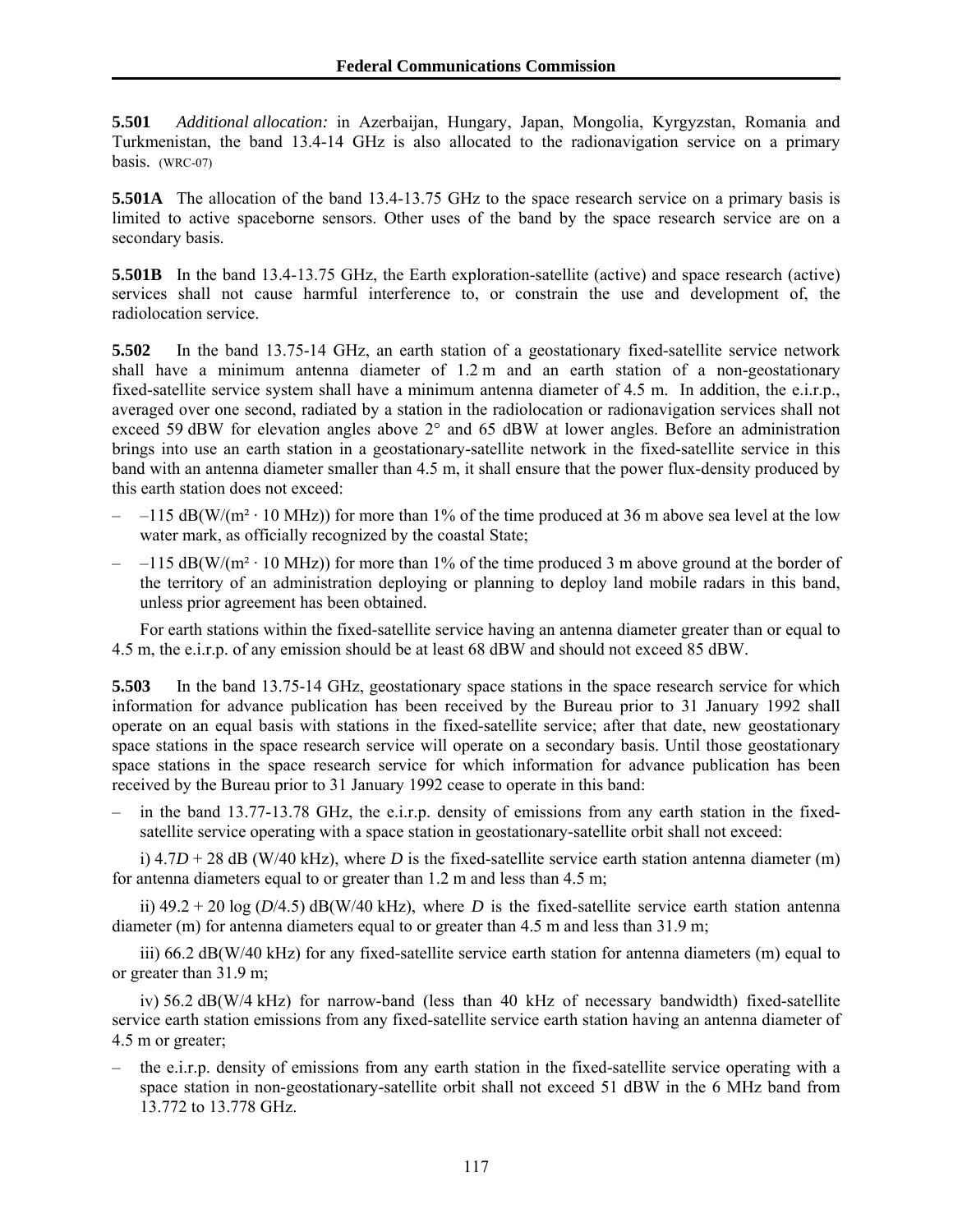**5.501** *Additional allocation:* in Azerbaijan, Hungary, Japan, Mongolia, Kyrgyzstan, Romania and Turkmenistan, the band 13.4-14 GHz is also allocated to the radionavigation service on a primary basis. (WRC-07)

**5.501A** The allocation of the band 13.4-13.75 GHz to the space research service on a primary basis is limited to active spaceborne sensors. Other uses of the band by the space research service are on a secondary basis.

**5.501B** In the band 13.4-13.75 GHz, the Earth exploration-satellite (active) and space research (active) services shall not cause harmful interference to, or constrain the use and development of, the radiolocation service.

**5.502** In the band 13.75-14 GHz, an earth station of a geostationary fixed-satellite service network shall have a minimum antenna diameter of 1.2 m and an earth station of a non-geostationary fixed-satellite service system shall have a minimum antenna diameter of 4.5 m. In addition, the e.i.r.p., averaged over one second, radiated by a station in the radiolocation or radionavigation services shall not exceed 59 dBW for elevation angles above 2° and 65 dBW at lower angles. Before an administration brings into use an earth station in a geostationary-satellite network in the fixed-satellite service in this band with an antenna diameter smaller than 4.5 m, it shall ensure that the power flux-density produced by this earth station does not exceed:

- –115 dB(W/(m² · 10 MHz)) for more than 1% of the time produced at 36 m above sea level at the low water mark, as officially recognized by the coastal State;
- –115 dB(W/(m² · 10 MHz)) for more than 1% of the time produced 3 m above ground at the border of the territory of an administration deploying or planning to deploy land mobile radars in this band, unless prior agreement has been obtained.

For earth stations within the fixed-satellite service having an antenna diameter greater than or equal to 4.5 m, the e.i.r.p. of any emission should be at least 68 dBW and should not exceed 85 dBW.

**5.503** In the band 13.75-14 GHz, geostationary space stations in the space research service for which information for advance publication has been received by the Bureau prior to 31 January 1992 shall operate on an equal basis with stations in the fixed-satellite service; after that date, new geostationary space stations in the space research service will operate on a secondary basis. Until those geostationary space stations in the space research service for which information for advance publication has been received by the Bureau prior to 31 January 1992 cease to operate in this band:

- in the band 13.77-13.78 GHz, the e.i.r.p. density of emissions from any earth station in the fixed-satellite service operating with a space station in geostationary-satellite orbit shall not exceed:

i) $4.7D + 28$ dB (W/40 kHz), where $D$ is the fixed-satellite service earth station antenna diameter (m) for antenna diameters equal to or greater than 1.2 m and less than 4.5 m;

ii) $49.2 + 20 \log (D/4.5)$ dB(W/40 kHz), where $D$ is the fixed-satellite service earth station antenna diameter (m) for antenna diameters equal to or greater than 4.5 m and less than 31.9 m;

iii) 66.2 dB(W/40 kHz) for any fixed-satellite service earth station for antenna diameters (m) equal to or greater than 31.9 m;

iv) 56.2 dB(W/4 kHz) for narrow-band (less than 40 kHz of necessary bandwidth) fixed-satellite service earth station emissions from any fixed-satellite service earth station having an antenna diameter of 4.5 m or greater;

- the e.i.r.p. density of emissions from any earth station in the fixed-satellite service operating with a space station in non-geostationary-satellite orbit shall not exceed 51 dBW in the 6 MHz band from 13.772 to 13.778 GHz.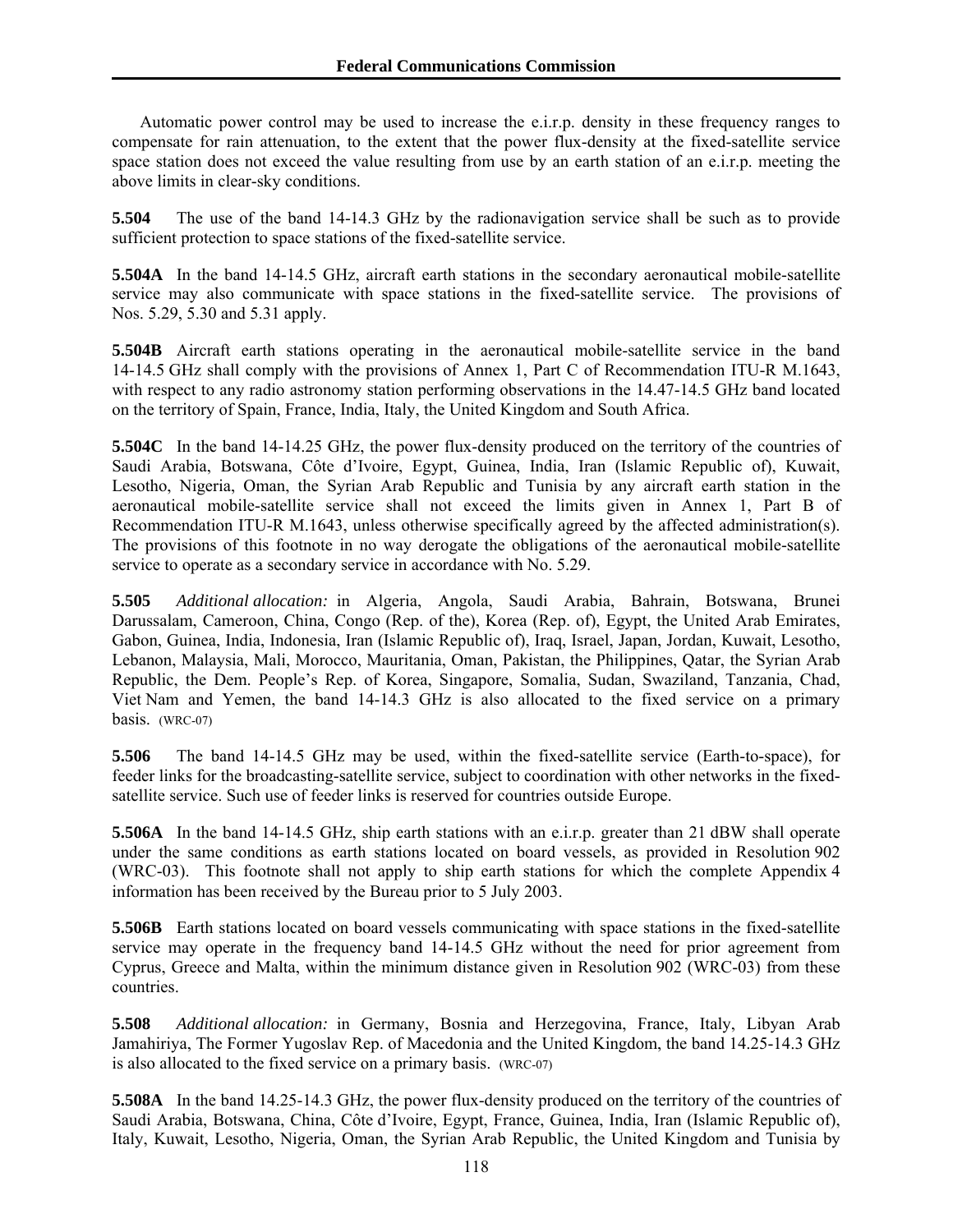Automatic power control may be used to increase the e.i.r.p. density in these frequency ranges to compensate for rain attenuation, to the extent that the power flux-density at the fixed-satellite service space station does not exceed the value resulting from use by an earth station of an e.i.r.p. meeting the above limits in clear-sky conditions.

**5.504** The use of the band 14-14.3 GHz by the radionavigation service shall be such as to provide sufficient protection to space stations of the fixed-satellite service.

**5.504A** In the band 14-14.5 GHz, aircraft earth stations in the secondary aeronautical mobile-satellite service may also communicate with space stations in the fixed-satellite service. The provisions of Nos. 5.29, 5.30 and 5.31 apply.

**5.504B** Aircraft earth stations operating in the aeronautical mobile-satellite service in the band 14-14.5 GHz shall comply with the provisions of Annex 1, Part C of Recommendation ITU-R M.1643, with respect to any radio astronomy station performing observations in the 14.47-14.5 GHz band located on the territory of Spain, France, India, Italy, the United Kingdom and South Africa.

**5.504C** In the band 14-14.25 GHz, the power flux-density produced on the territory of the countries of Saudi Arabia, Botswana, Côte d'Ivoire, Egypt, Guinea, India, Iran (Islamic Republic of), Kuwait, Lesotho, Nigeria, Oman, the Syrian Arab Republic and Tunisia by any aircraft earth station in the aeronautical mobile-satellite service shall not exceed the limits given in Annex 1, Part B of Recommendation ITU-R M.1643, unless otherwise specifically agreed by the affected administration(s). The provisions of this footnote in no way derogate the obligations of the aeronautical mobile-satellite service to operate as a secondary service in accordance with No. 5.29.

**5.505** *Additional allocation:* in Algeria, Angola, Saudi Arabia, Bahrain, Botswana, Brunei Darussalam, Cameroon, China, Congo (Rep. of the), Korea (Rep. of), Egypt, the United Arab Emirates, Gabon, Guinea, India, Indonesia, Iran (Islamic Republic of), Iraq, Israel, Japan, Jordan, Kuwait, Lesotho, Lebanon, Malaysia, Mali, Morocco, Mauritania, Oman, Pakistan, the Philippines, Qatar, the Syrian Arab Republic, the Dem. People's Rep. of Korea, Singapore, Somalia, Sudan, Swaziland, Tanzania, Chad, Viet Nam and Yemen, the band 14-14.3 GHz is also allocated to the fixed service on a primary basis. (WRC-07)

**5.506** The band 14-14.5 GHz may be used, within the fixed-satellite service (Earth-to-space), for feeder links for the broadcasting-satellite service, subject to coordination with other networks in the fixed-satellite service. Such use of feeder links is reserved for countries outside Europe.

**5.506A** In the band 14-14.5 GHz, ship earth stations with an e.i.r.p. greater than 21 dBW shall operate under the same conditions as earth stations located on board vessels, as provided in Resolution 902 (WRC-03). This footnote shall not apply to ship earth stations for which the complete Appendix 4 information has been received by the Bureau prior to 5 July 2003.

**5.506B** Earth stations located on board vessels communicating with space stations in the fixed-satellite service may operate in the frequency band 14-14.5 GHz without the need for prior agreement from Cyprus, Greece and Malta, within the minimum distance given in Resolution 902 (WRC-03) from these countries.

**5.508** *Additional allocation:* in Germany, Bosnia and Herzegovina, France, Italy, Libyan Arab Jamahiriya, The Former Yugoslav Rep. of Macedonia and the United Kingdom, the band 14.25-14.3 GHz is also allocated to the fixed service on a primary basis. (WRC-07)

**5.508A** In the band 14.25-14.3 GHz, the power flux-density produced on the territory of the countries of Saudi Arabia, Botswana, China, Côte d'Ivoire, Egypt, France, Guinea, India, Iran (Islamic Republic of), Italy, Kuwait, Lesotho, Nigeria, Oman, the Syrian Arab Republic, the United Kingdom and Tunisia by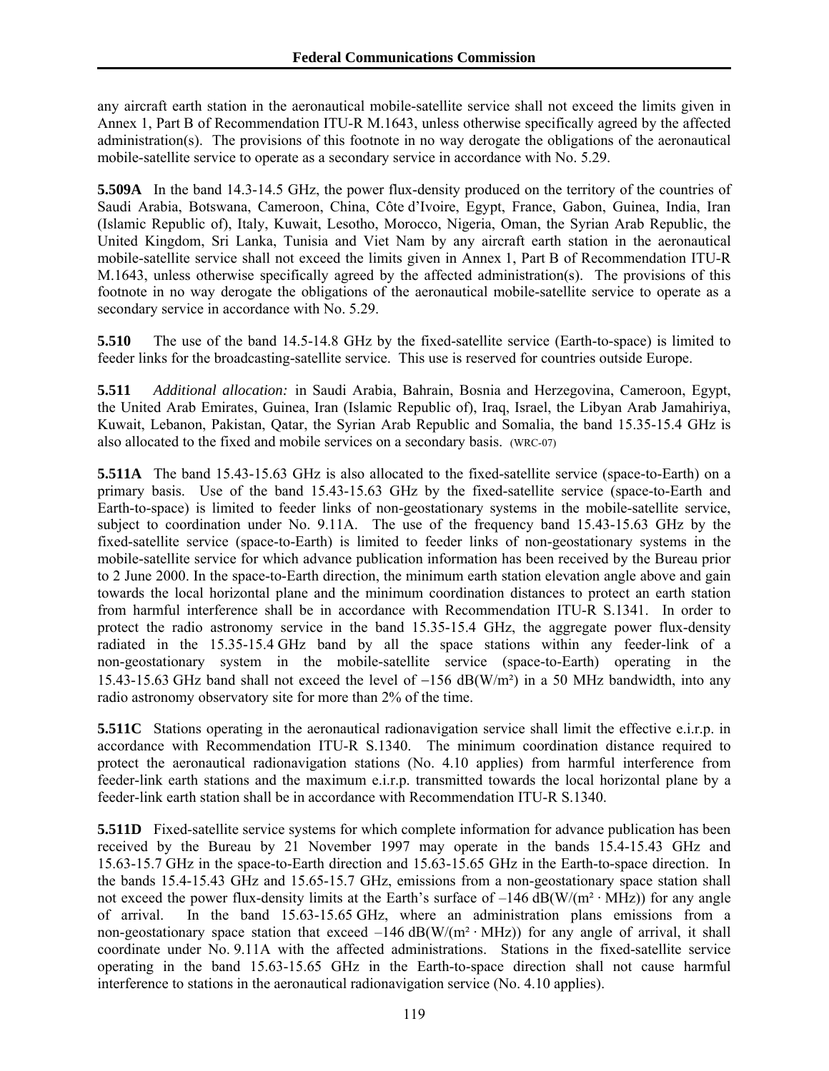any aircraft earth station in the aeronautical mobile-satellite service shall not exceed the limits given in Annex 1, Part B of Recommendation ITU-R M.1643, unless otherwise specifically agreed by the affected administration(s). The provisions of this footnote in no way derogate the obligations of the aeronautical mobile-satellite service to operate as a secondary service in accordance with No. 5.29.

**5.509A** In the band 14.3-14.5 GHz, the power flux-density produced on the territory of the countries of Saudi Arabia, Botswana, Cameroon, China, Côte d'Ivoire, Egypt, France, Gabon, Guinea, India, Iran (Islamic Republic of), Italy, Kuwait, Lesotho, Morocco, Nigeria, Oman, the Syrian Arab Republic, the United Kingdom, Sri Lanka, Tunisia and Viet Nam by any aircraft earth station in the aeronautical mobile-satellite service shall not exceed the limits given in Annex 1, Part B of Recommendation ITU-R M.1643, unless otherwise specifically agreed by the affected administration(s). The provisions of this footnote in no way derogate the obligations of the aeronautical mobile-satellite service to operate as a secondary service in accordance with No. 5.29.

**5.510** The use of the band 14.5-14.8 GHz by the fixed-satellite service (Earth-to-space) is limited to feeder links for the broadcasting-satellite service. This use is reserved for countries outside Europe.

**5.511** *Additional allocation:* in Saudi Arabia, Bahrain, Bosnia and Herzegovina, Cameroon, Egypt, the United Arab Emirates, Guinea, Iran (Islamic Republic of), Iraq, Israel, the Libyan Arab Jamahiriya, Kuwait, Lebanon, Pakistan, Qatar, the Syrian Arab Republic and Somalia, the band 15.35-15.4 GHz is also allocated to the fixed and mobile services on a secondary basis. (WRC-07)

**5.511A** The band 15.43-15.63 GHz is also allocated to the fixed-satellite service (space-to-Earth) on a primary basis. Use of the band 15.43-15.63 GHz by the fixed-satellite service (space-to-Earth and Earth-to-space) is limited to feeder links of non-geostationary systems in the mobile-satellite service, subject to coordination under No. 9.11A. The use of the frequency band 15.43-15.63 GHz by the fixed-satellite service (space-to-Earth) is limited to feeder links of non-geostationary systems in the mobile-satellite service for which advance publication information has been received by the Bureau prior to 2 June 2000. In the space-to-Earth direction, the minimum earth station elevation angle above and gain towards the local horizontal plane and the minimum coordination distances to protect an earth station from harmful interference shall be in accordance with Recommendation ITU-R S.1341. In order to protect the radio astronomy service in the band 15.35-15.4 GHz, the aggregate power flux-density radiated in the 15.35-15.4 GHz band by all the space stations within any feeder-link of a non-geostationary system in the mobile-satellite service (space-to-Earth) operating in the 15.43-15.63 GHz band shall not exceed the level of −156 dB(W/m²) in a 50 MHz bandwidth, into any radio astronomy observatory site for more than 2% of the time.

**5.511C** Stations operating in the aeronautical radionavigation service shall limit the effective e.i.r.p. in accordance with Recommendation ITU-R S.1340. The minimum coordination distance required to protect the aeronautical radionavigation stations (No. 4.10 applies) from harmful interference from feeder-link earth stations and the maximum e.i.r.p. transmitted towards the local horizontal plane by a feeder-link earth station shall be in accordance with Recommendation ITU-R S.1340.

**5.511D** Fixed-satellite service systems for which complete information for advance publication has been received by the Bureau by 21 November 1997 may operate in the bands 15.4-15.43 GHz and 15.63-15.7 GHz in the space-to-Earth direction and 15.63-15.65 GHz in the Earth-to-space direction. In the bands 15.4-15.43 GHz and 15.65-15.7 GHz, emissions from a non-geostationary space station shall not exceed the power flux-density limits at the Earth's surface of –146 dB(W/(m² · MHz)) for any angle of arrival. In the band 15.63-15.65 GHz, where an administration plans emissions from a non-geostationary space station that exceed –146 dB(W/(m² · MHz)) for any angle of arrival, it shall coordinate under No. 9.11A with the affected administrations. Stations in the fixed-satellite service operating in the band 15.63-15.65 GHz in the Earth-to-space direction shall not cause harmful interference to stations in the aeronautical radionavigation service (No. 4.10 applies).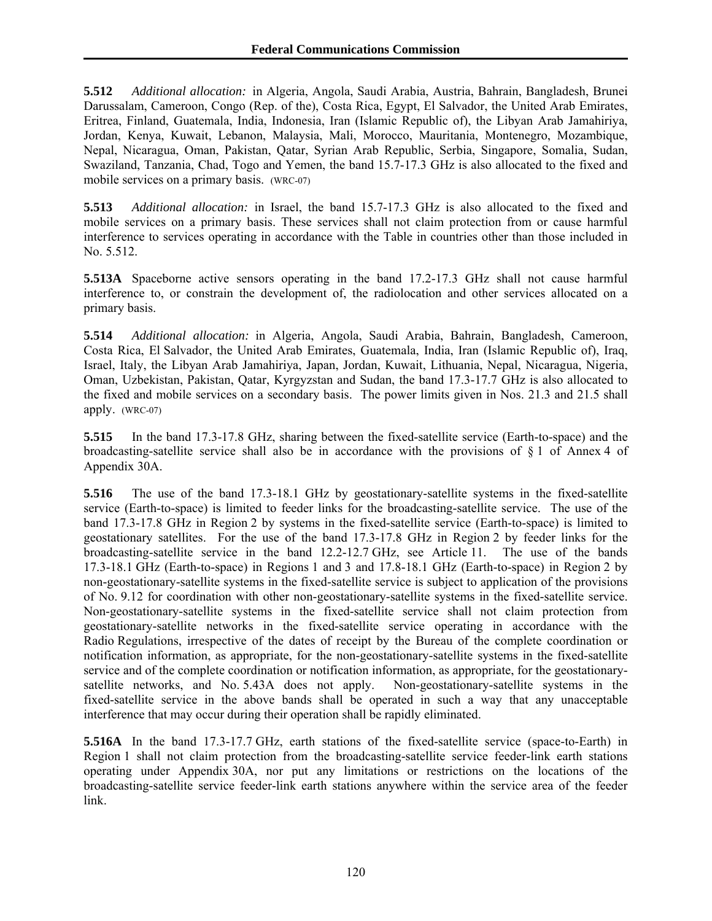**5.512** *Additional allocation:* in Algeria, Angola, Saudi Arabia, Austria, Bahrain, Bangladesh, Brunei Darussalam, Cameroon, Congo (Rep. of the), Costa Rica, Egypt, El Salvador, the United Arab Emirates, Eritrea, Finland, Guatemala, India, Indonesia, Iran (Islamic Republic of), the Libyan Arab Jamahiriya, Jordan, Kenya, Kuwait, Lebanon, Malaysia, Mali, Morocco, Mauritania, Montenegro, Mozambique, Nepal, Nicaragua, Oman, Pakistan, Qatar, Syrian Arab Republic, Serbia, Singapore, Somalia, Sudan, Swaziland, Tanzania, Chad, Togo and Yemen, the band 15.7-17.3 GHz is also allocated to the fixed and mobile services on a primary basis. (WRC-07)

**5.513** *Additional allocation:* in Israel, the band 15.7-17.3 GHz is also allocated to the fixed and mobile services on a primary basis. These services shall not claim protection from or cause harmful interference to services operating in accordance with the Table in countries other than those included in No. 5.512.

**5.513A** Spaceborne active sensors operating in the band 17.2-17.3 GHz shall not cause harmful interference to, or constrain the development of, the radiolocation and other services allocated on a primary basis.

**5.514** *Additional allocation:* in Algeria, Angola, Saudi Arabia, Bahrain, Bangladesh, Cameroon, Costa Rica, El Salvador, the United Arab Emirates, Guatemala, India, Iran (Islamic Republic of), Iraq, Israel, Italy, the Libyan Arab Jamahiriya, Japan, Jordan, Kuwait, Lithuania, Nepal, Nicaragua, Nigeria, Oman, Uzbekistan, Pakistan, Qatar, Kyrgyzstan and Sudan, the band 17.3-17.7 GHz is also allocated to the fixed and mobile services on a secondary basis. The power limits given in Nos. 21.3 and 21.5 shall apply. (WRC-07)

**5.515** In the band 17.3-17.8 GHz, sharing between the fixed-satellite service (Earth-to-space) and the broadcasting-satellite service shall also be in accordance with the provisions of § 1 of Annex 4 of Appendix 30A.

**5.516** The use of the band 17.3-18.1 GHz by geostationary-satellite systems in the fixed-satellite service (Earth-to-space) is limited to feeder links for the broadcasting-satellite service. The use of the band 17.3-17.8 GHz in Region 2 by systems in the fixed-satellite service (Earth-to-space) is limited to geostationary satellites. For the use of the band 17.3-17.8 GHz in Region 2 by feeder links for the broadcasting-satellite service in the band 12.2-12.7 GHz, see Article 11. The use of the bands 17.3-18.1 GHz (Earth-to-space) in Regions 1 and 3 and 17.8-18.1 GHz (Earth-to-space) in Region 2 by non-geostationary-satellite systems in the fixed-satellite service is subject to application of the provisions of No. 9.12 for coordination with other non-geostationary-satellite systems in the fixed-satellite service. Non-geostationary-satellite systems in the fixed-satellite service shall not claim protection from geostationary-satellite networks in the fixed-satellite service operating in accordance with the Radio Regulations, irrespective of the dates of receipt by the Bureau of the complete coordination or notification information, as appropriate, for the non-geostationary-satellite systems in the fixed-satellite service and of the complete coordination or notification information, as appropriate, for the geostationary-satellite networks, and No. 5.43A does not apply. Non-geostationary-satellite systems in the fixed-satellite service in the above bands shall be operated in such a way that any unacceptable interference that may occur during their operation shall be rapidly eliminated.

**5.516A** In the band 17.3-17.7 GHz, earth stations of the fixed-satellite service (space-to-Earth) in Region 1 shall not claim protection from the broadcasting-satellite service feeder-link earth stations operating under Appendix 30A, nor put any limitations or restrictions on the locations of the broadcasting-satellite service feeder-link earth stations anywhere within the service area of the feeder link.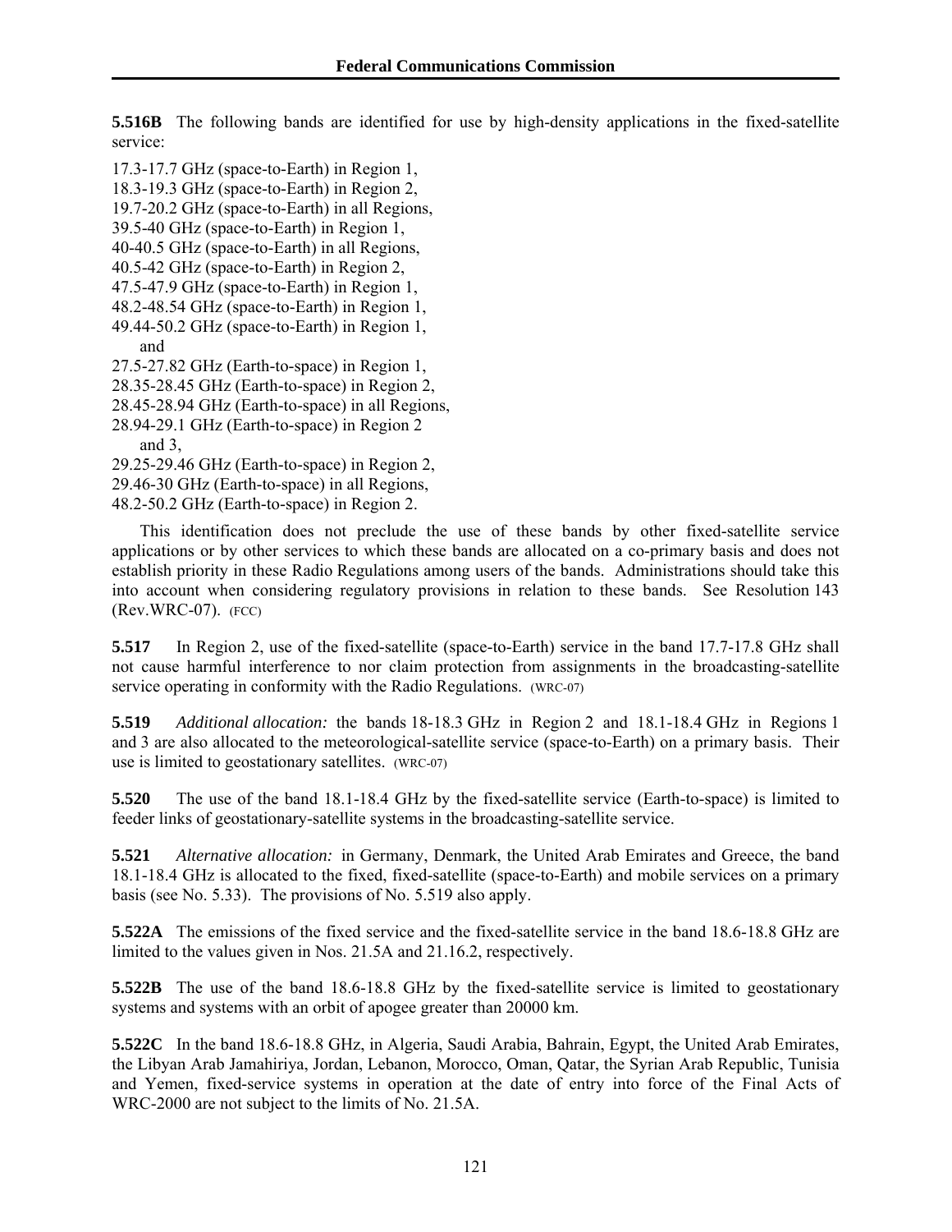**5.516B** The following bands are identified for use by high-density applications in the fixed-satellite service:

17.3-17.7 GHz (space-to-Earth) in Region 1,
18.3-19.3 GHz (space-to-Earth) in Region 2,
19.7-20.2 GHz (space-to-Earth) in all Regions,
39.5-40 GHz (space-to-Earth) in Region 1,
40-40.5 GHz (space-to-Earth) in all Regions,
40.5-42 GHz (space-to-Earth) in Region 2,
47.5-47.9 GHz (space-to-Earth) in Region 1,
48.2-48.54 GHz (space-to-Earth) in Region 1,
49.44-50.2 GHz (space-to-Earth) in Region 1,
and
27.5-27.82 GHz (Earth-to-space) in Region 1,
28.35-28.45 GHz (Earth-to-space) in Region 2,
28.45-28.94 GHz (Earth-to-space) in all Regions,
28.94-29.1 GHz (Earth-to-space) in Region 2 and 3,
29.25-29.46 GHz (Earth-to-space) in Region 2,
29.46-30 GHz (Earth-to-space) in all Regions,
48.2-50.2 GHz (Earth-to-space) in Region 2.

This identification does not preclude the use of these bands by other fixed-satellite service applications or by other services to which these bands are allocated on a co-primary basis and does not establish priority in these Radio Regulations among users of the bands. Administrations should take this into account when considering regulatory provisions in relation to these bands. See Resolution 143 (Rev.WRC-07). (FCC)

**5.517** In Region 2, use of the fixed-satellite (space-to-Earth) service in the band 17.7-17.8 GHz shall not cause harmful interference to nor claim protection from assignments in the broadcasting-satellite service operating in conformity with the Radio Regulations. (WRC-07)

**5.519** *Additional allocation:* the bands 18-18.3 GHz in Region 2 and 18.1-18.4 GHz in Regions 1 and 3 are also allocated to the meteorological-satellite service (space-to-Earth) on a primary basis. Their use is limited to geostationary satellites. (WRC-07)

**5.520** The use of the band 18.1-18.4 GHz by the fixed-satellite service (Earth-to-space) is limited to feeder links of geostationary-satellite systems in the broadcasting-satellite service.

**5.521** *Alternative allocation:* in Germany, Denmark, the United Arab Emirates and Greece, the band 18.1-18.4 GHz is allocated to the fixed, fixed-satellite (space-to-Earth) and mobile services on a primary basis (see No. 5.33). The provisions of No. 5.519 also apply.

**5.522A** The emissions of the fixed service and the fixed-satellite service in the band 18.6-18.8 GHz are limited to the values given in Nos. 21.5A and 21.16.2, respectively.

**5.522B** The use of the band 18.6-18.8 GHz by the fixed-satellite service is limited to geostationary systems and systems with an orbit of apogee greater than 20000 km.

**5.522C** In the band 18.6-18.8 GHz, in Algeria, Saudi Arabia, Bahrain, Egypt, the United Arab Emirates, the Libyan Arab Jamahiriya, Jordan, Lebanon, Morocco, Oman, Qatar, the Syrian Arab Republic, Tunisia and Yemen, fixed-service systems in operation at the date of entry into force of the Final Acts of WRC-2000 are not subject to the limits of No. 21.5A.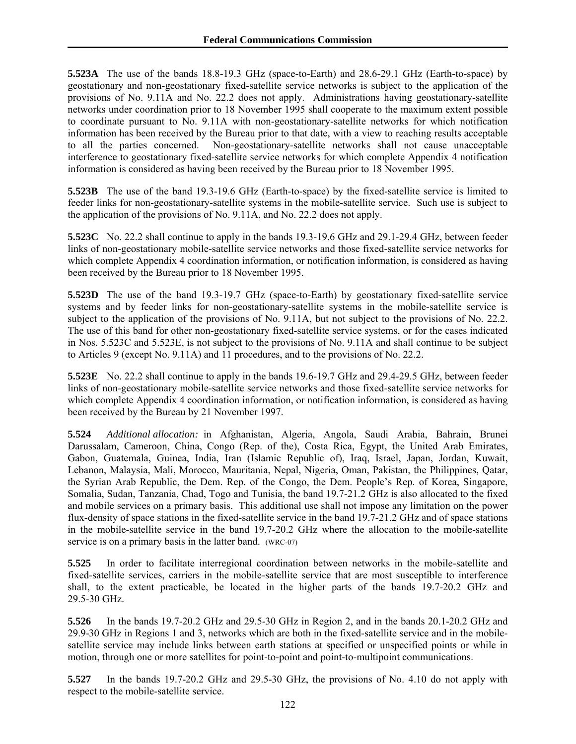**5.523A** The use of the bands 18.8-19.3 GHz (space-to-Earth) and 28.6-29.1 GHz (Earth-to-space) by geostationary and non-geostationary fixed-satellite service networks is subject to the application of the provisions of No. 9.11A and No. 22.2 does not apply. Administrations having geostationary-satellite networks under coordination prior to 18 November 1995 shall cooperate to the maximum extent possible to coordinate pursuant to No. 9.11A with non-geostationary-satellite networks for which notification information has been received by the Bureau prior to that date, with a view to reaching results acceptable to all the parties concerned. Non-geostationary-satellite networks shall not cause unacceptable interference to geostationary fixed-satellite service networks for which complete Appendix 4 notification information is considered as having been received by the Bureau prior to 18 November 1995.

**5.523B** The use of the band 19.3-19.6 GHz (Earth-to-space) by the fixed-satellite service is limited to feeder links for non-geostationary-satellite systems in the mobile-satellite service. Such use is subject to the application of the provisions of No. 9.11A, and No. 22.2 does not apply.

**5.523C** No. 22.2 shall continue to apply in the bands 19.3-19.6 GHz and 29.1-29.4 GHz, between feeder links of non-geostationary mobile-satellite service networks and those fixed-satellite service networks for which complete Appendix 4 coordination information, or notification information, is considered as having been received by the Bureau prior to 18 November 1995.

**5.523D** The use of the band 19.3-19.7 GHz (space-to-Earth) by geostationary fixed-satellite service systems and by feeder links for non-geostationary-satellite systems in the mobile-satellite service is subject to the application of the provisions of No. 9.11A, but not subject to the provisions of No. 22.2. The use of this band for other non-geostationary fixed-satellite service systems, or for the cases indicated in Nos. 5.523C and 5.523E, is not subject to the provisions of No. 9.11A and shall continue to be subject to Articles 9 (except No. 9.11A) and 11 procedures, and to the provisions of No. 22.2.

**5.523E** No. 22.2 shall continue to apply in the bands 19.6-19.7 GHz and 29.4-29.5 GHz, between feeder links of non-geostationary mobile-satellite service networks and those fixed-satellite service networks for which complete Appendix 4 coordination information, or notification information, is considered as having been received by the Bureau by 21 November 1997.

**5.524** *Additional allocation:* in Afghanistan, Algeria, Angola, Saudi Arabia, Bahrain, Brunei Darussalam, Cameroon, China, Congo (Rep. of the), Costa Rica, Egypt, the United Arab Emirates, Gabon, Guatemala, Guinea, India, Iran (Islamic Republic of), Iraq, Israel, Japan, Jordan, Kuwait, Lebanon, Malaysia, Mali, Morocco, Mauritania, Nepal, Nigeria, Oman, Pakistan, the Philippines, Qatar, the Syrian Arab Republic, the Dem. Rep. of the Congo, the Dem. People's Rep. of Korea, Singapore, Somalia, Sudan, Tanzania, Chad, Togo and Tunisia, the band 19.7-21.2 GHz is also allocated to the fixed and mobile services on a primary basis. This additional use shall not impose any limitation on the power flux-density of space stations in the fixed-satellite service in the band 19.7-21.2 GHz and of space stations in the mobile-satellite service in the band 19.7-20.2 GHz where the allocation to the mobile-satellite service is on a primary basis in the latter band. (WRC-07)

**5.525** In order to facilitate interregional coordination between networks in the mobile-satellite and fixed-satellite services, carriers in the mobile-satellite service that are most susceptible to interference shall, to the extent practicable, be located in the higher parts of the bands 19.7-20.2 GHz and 29.5-30 GHz.

**5.526** In the bands 19.7-20.2 GHz and 29.5-30 GHz in Region 2, and in the bands 20.1-20.2 GHz and 29.9-30 GHz in Regions 1 and 3, networks which are both in the fixed-satellite service and in the mobile-satellite service may include links between earth stations at specified or unspecified points or while in motion, through one or more satellites for point-to-point and point-to-multipoint communications.

**5.527** In the bands 19.7-20.2 GHz and 29.5-30 GHz, the provisions of No. 4.10 do not apply with respect to the mobile-satellite service.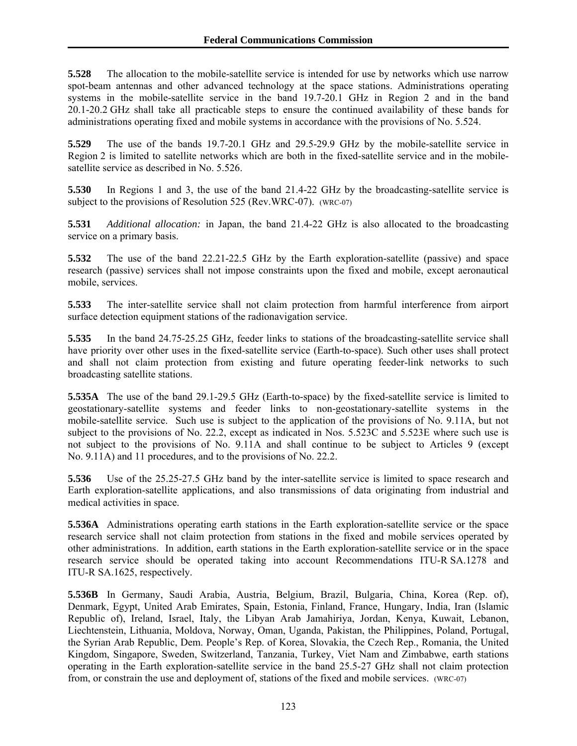**5.528** The allocation to the mobile-satellite service is intended for use by networks which use narrow spot-beam antennas and other advanced technology at the space stations. Administrations operating systems in the mobile-satellite service in the band 19.7-20.1 GHz in Region 2 and in the band 20.1-20.2 GHz shall take all practicable steps to ensure the continued availability of these bands for administrations operating fixed and mobile systems in accordance with the provisions of No. 5.524.

**5.529** The use of the bands 19.7-20.1 GHz and 29.5-29.9 GHz by the mobile-satellite service in Region 2 is limited to satellite networks which are both in the fixed-satellite service and in the mobile-satellite service as described in No. 5.526.

**5.530** In Regions 1 and 3, the use of the band 21.4-22 GHz by the broadcasting-satellite service is subject to the provisions of Resolution 525 (Rev.WRC-07). (WRC-07)

**5.531** *Additional allocation:* in Japan, the band 21.4-22 GHz is also allocated to the broadcasting service on a primary basis.

**5.532** The use of the band 22.21-22.5 GHz by the Earth exploration-satellite (passive) and space research (passive) services shall not impose constraints upon the fixed and mobile, except aeronautical mobile, services.

**5.533** The inter-satellite service shall not claim protection from harmful interference from airport surface detection equipment stations of the radionavigation service.

**5.535** In the band 24.75-25.25 GHz, feeder links to stations of the broadcasting-satellite service shall have priority over other uses in the fixed-satellite service (Earth-to-space). Such other uses shall protect and shall not claim protection from existing and future operating feeder-link networks to such broadcasting satellite stations.

**5.535A** The use of the band 29.1-29.5 GHz (Earth-to-space) by the fixed-satellite service is limited to geostationary-satellite systems and feeder links to non-geostationary-satellite systems in the mobile-satellite service. Such use is subject to the application of the provisions of No. 9.11A, but not subject to the provisions of No. 22.2, except as indicated in Nos. 5.523C and 5.523E where such use is not subject to the provisions of No. 9.11A and shall continue to be subject to Articles 9 (except No. 9.11A) and 11 procedures, and to the provisions of No. 22.2.

**5.536** Use of the 25.25-27.5 GHz band by the inter-satellite service is limited to space research and Earth exploration-satellite applications, and also transmissions of data originating from industrial and medical activities in space.

**5.536A** Administrations operating earth stations in the Earth exploration-satellite service or the space research service shall not claim protection from stations in the fixed and mobile services operated by other administrations. In addition, earth stations in the Earth exploration-satellite service or in the space research service should be operated taking into account Recommendations ITU-R SA.1278 and ITU-R SA.1625, respectively.

**5.536B** In Germany, Saudi Arabia, Austria, Belgium, Brazil, Bulgaria, China, Korea (Rep. of), Denmark, Egypt, United Arab Emirates, Spain, Estonia, Finland, France, Hungary, India, Iran (Islamic Republic of), Ireland, Israel, Italy, the Libyan Arab Jamahiriya, Jordan, Kenya, Kuwait, Lebanon, Liechtenstein, Lithuania, Moldova, Norway, Oman, Uganda, Pakistan, the Philippines, Poland, Portugal, the Syrian Arab Republic, Dem. People's Rep. of Korea, Slovakia, the Czech Rep., Romania, the United Kingdom, Singapore, Sweden, Switzerland, Tanzania, Turkey, Viet Nam and Zimbabwe, earth stations operating in the Earth exploration-satellite service in the band 25.5-27 GHz shall not claim protection from, or constrain the use and deployment of, stations of the fixed and mobile services. (WRC-07)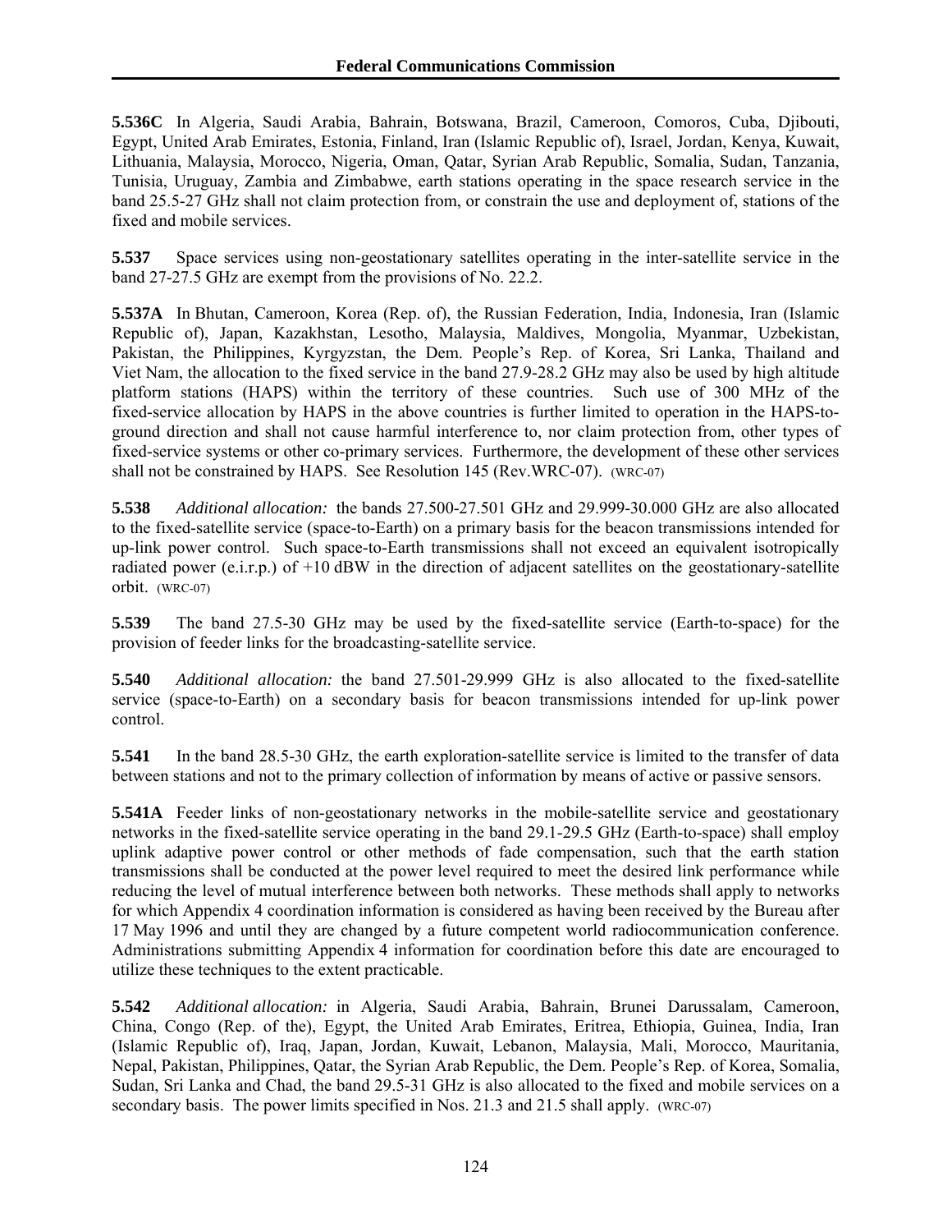**5.536C** In Algeria, Saudi Arabia, Bahrain, Botswana, Brazil, Cameroon, Comoros, Cuba, Djibouti, Egypt, United Arab Emirates, Estonia, Finland, Iran (Islamic Republic of), Israel, Jordan, Kenya, Kuwait, Lithuania, Malaysia, Morocco, Nigeria, Oman, Qatar, Syrian Arab Republic, Somalia, Sudan, Tanzania, Tunisia, Uruguay, Zambia and Zimbabwe, earth stations operating in the space research service in the band 25.5-27 GHz shall not claim protection from, or constrain the use and deployment of, stations of the fixed and mobile services.

**5.537** Space services using non-geostationary satellites operating in the inter-satellite service in the band 27-27.5 GHz are exempt from the provisions of No. 22.2.

**5.537A** In Bhutan, Cameroon, Korea (Rep. of), the Russian Federation, India, Indonesia, Iran (Islamic Republic of), Japan, Kazakhstan, Lesotho, Malaysia, Maldives, Mongolia, Myanmar, Uzbekistan, Pakistan, the Philippines, Kyrgyzstan, the Dem. People's Rep. of Korea, Sri Lanka, Thailand and Viet Nam, the allocation to the fixed service in the band 27.9-28.2 GHz may also be used by high altitude platform stations (HAPS) within the territory of these countries. Such use of 300 MHz of the fixed-service allocation by HAPS in the above countries is further limited to operation in the HAPS-to-ground direction and shall not cause harmful interference to, nor claim protection from, other types of fixed-service systems or other co-primary services. Furthermore, the development of these other services shall not be constrained by HAPS. See Resolution 145 (Rev.WRC-07). (WRC-07)

**5.538** *Additional allocation:* the bands 27.500-27.501 GHz and 29.999-30.000 GHz are also allocated to the fixed-satellite service (space-to-Earth) on a primary basis for the beacon transmissions intended for up-link power control. Such space-to-Earth transmissions shall not exceed an equivalent isotropically radiated power (e.i.r.p.) of +10 dBW in the direction of adjacent satellites on the geostationary-satellite orbit. (WRC-07)

**5.539** The band 27.5-30 GHz may be used by the fixed-satellite service (Earth-to-space) for the provision of feeder links for the broadcasting-satellite service.

**5.540** *Additional allocation:* the band 27.501-29.999 GHz is also allocated to the fixed-satellite service (space-to-Earth) on a secondary basis for beacon transmissions intended for up-link power control.

**5.541** In the band 28.5-30 GHz, the earth exploration-satellite service is limited to the transfer of data between stations and not to the primary collection of information by means of active or passive sensors.

**5.541A** Feeder links of non-geostationary networks in the mobile-satellite service and geostationary networks in the fixed-satellite service operating in the band 29.1-29.5 GHz (Earth-to-space) shall employ uplink adaptive power control or other methods of fade compensation, such that the earth station transmissions shall be conducted at the power level required to meet the desired link performance while reducing the level of mutual interference between both networks. These methods shall apply to networks for which Appendix 4 coordination information is considered as having been received by the Bureau after 17 May 1996 and until they are changed by a future competent world radiocommunication conference. Administrations submitting Appendix 4 information for coordination before this date are encouraged to utilize these techniques to the extent practicable.

**5.542** *Additional allocation:* in Algeria, Saudi Arabia, Bahrain, Brunei Darussalam, Cameroon, China, Congo (Rep. of the), Egypt, the United Arab Emirates, Eritrea, Ethiopia, Guinea, India, Iran (Islamic Republic of), Iraq, Japan, Jordan, Kuwait, Lebanon, Malaysia, Mali, Morocco, Mauritania, Nepal, Pakistan, Philippines, Qatar, the Syrian Arab Republic, the Dem. People's Rep. of Korea, Somalia, Sudan, Sri Lanka and Chad, the band 29.5-31 GHz is also allocated to the fixed and mobile services on a secondary basis. The power limits specified in Nos. 21.3 and 21.5 shall apply. (WRC-07)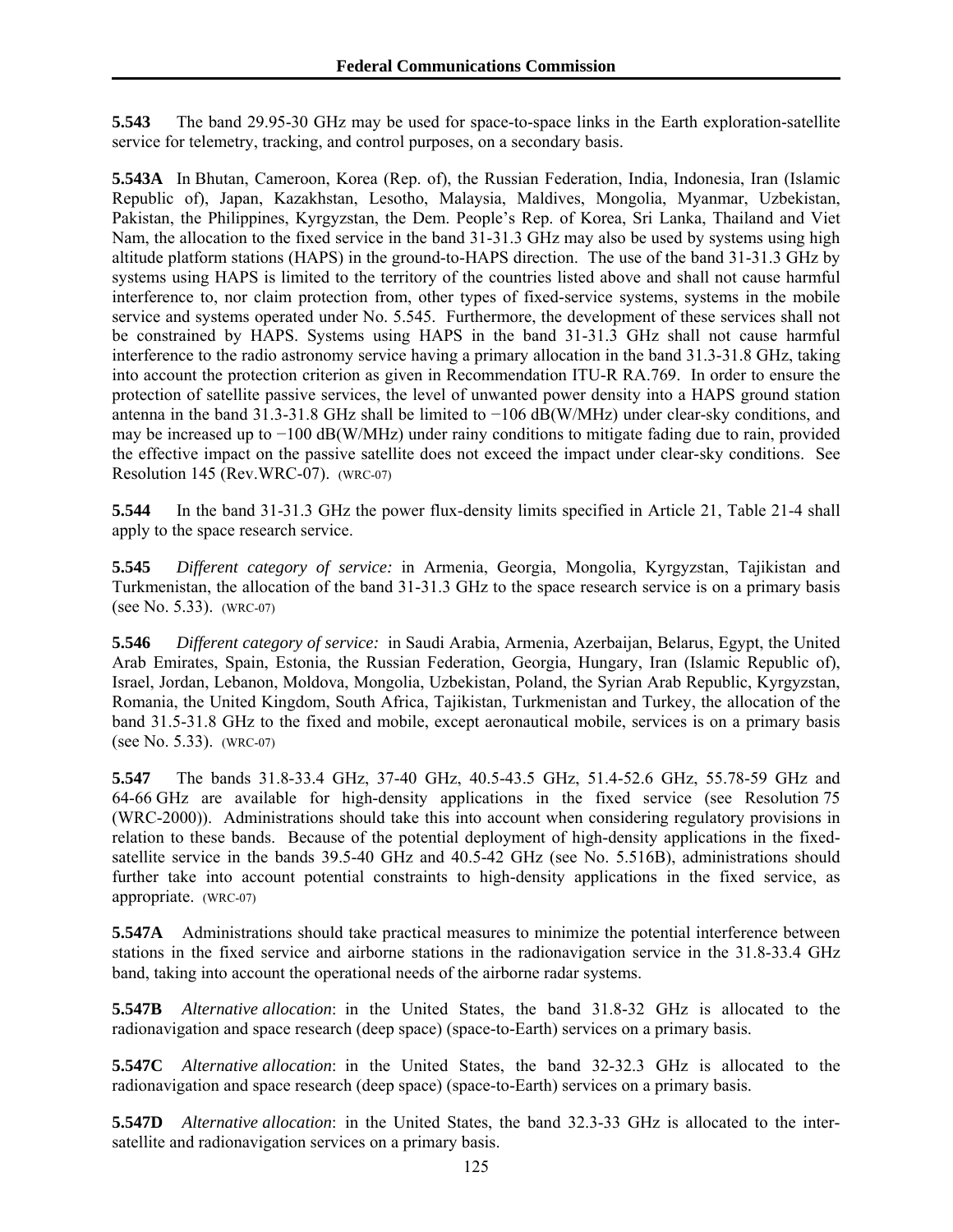**5.543** The band 29.95-30 GHz may be used for space-to-space links in the Earth exploration-satellite service for telemetry, tracking, and control purposes, on a secondary basis.

**5.543A** In Bhutan, Cameroon, Korea (Rep. of), the Russian Federation, India, Indonesia, Iran (Islamic Republic of), Japan, Kazakhstan, Lesotho, Malaysia, Maldives, Mongolia, Myanmar, Uzbekistan, Pakistan, the Philippines, Kyrgyzstan, the Dem. People's Rep. of Korea, Sri Lanka, Thailand and Viet Nam, the allocation to the fixed service in the band 31-31.3 GHz may also be used by systems using high altitude platform stations (HAPS) in the ground-to-HAPS direction. The use of the band 31-31.3 GHz by systems using HAPS is limited to the territory of the countries listed above and shall not cause harmful interference to, nor claim protection from, other types of fixed-service systems, systems in the mobile service and systems operated under No. 5.545. Furthermore, the development of these services shall not be constrained by HAPS. Systems using HAPS in the band 31-31.3 GHz shall not cause harmful interference to the radio astronomy service having a primary allocation in the band 31.3-31.8 GHz, taking into account the protection criterion as given in Recommendation ITU-R RA.769. In order to ensure the protection of satellite passive services, the level of unwanted power density into a HAPS ground station antenna in the band 31.3-31.8 GHz shall be limited to −106 dB(W/MHz) under clear-sky conditions, and may be increased up to −100 dB(W/MHz) under rainy conditions to mitigate fading due to rain, provided the effective impact on the passive satellite does not exceed the impact under clear-sky conditions. See Resolution 145 (Rev.WRC-07). (WRC-07)

**5.544** In the band 31-31.3 GHz the power flux-density limits specified in Article 21, Table 21-4 shall apply to the space research service.

**5.545** *Different category of service:* in Armenia, Georgia, Mongolia, Kyrgyzstan, Tajikistan and Turkmenistan, the allocation of the band 31-31.3 GHz to the space research service is on a primary basis (see No. 5.33). (WRC-07)

**5.546** *Different category of service:* in Saudi Arabia, Armenia, Azerbaijan, Belarus, Egypt, the United Arab Emirates, Spain, Estonia, the Russian Federation, Georgia, Hungary, Iran (Islamic Republic of), Israel, Jordan, Lebanon, Moldova, Mongolia, Uzbekistan, Poland, the Syrian Arab Republic, Kyrgyzstan, Romania, the United Kingdom, South Africa, Tajikistan, Turkmenistan and Turkey, the allocation of the band 31.5-31.8 GHz to the fixed and mobile, except aeronautical mobile, services is on a primary basis (see No. 5.33). (WRC-07)

**5.547** The bands 31.8-33.4 GHz, 37-40 GHz, 40.5-43.5 GHz, 51.4-52.6 GHz, 55.78-59 GHz and 64-66 GHz are available for high-density applications in the fixed service (see Resolution 75 (WRC-2000)). Administrations should take this into account when considering regulatory provisions in relation to these bands. Because of the potential deployment of high-density applications in the fixed-satellite service in the bands 39.5-40 GHz and 40.5-42 GHz (see No. 5.516B), administrations should further take into account potential constraints to high-density applications in the fixed service, as appropriate. (WRC-07)

**5.547A** Administrations should take practical measures to minimize the potential interference between stations in the fixed service and airborne stations in the radionavigation service in the 31.8-33.4 GHz band, taking into account the operational needs of the airborne radar systems.

**5.547B** *Alternative allocation*: in the United States, the band 31.8-32 GHz is allocated to the radionavigation and space research (deep space) (space-to-Earth) services on a primary basis.

**5.547C** *Alternative allocation*: in the United States, the band 32-32.3 GHz is allocated to the radionavigation and space research (deep space) (space-to-Earth) services on a primary basis.

**5.547D** *Alternative allocation*: in the United States, the band 32.3-33 GHz is allocated to the inter-satellite and radionavigation services on a primary basis.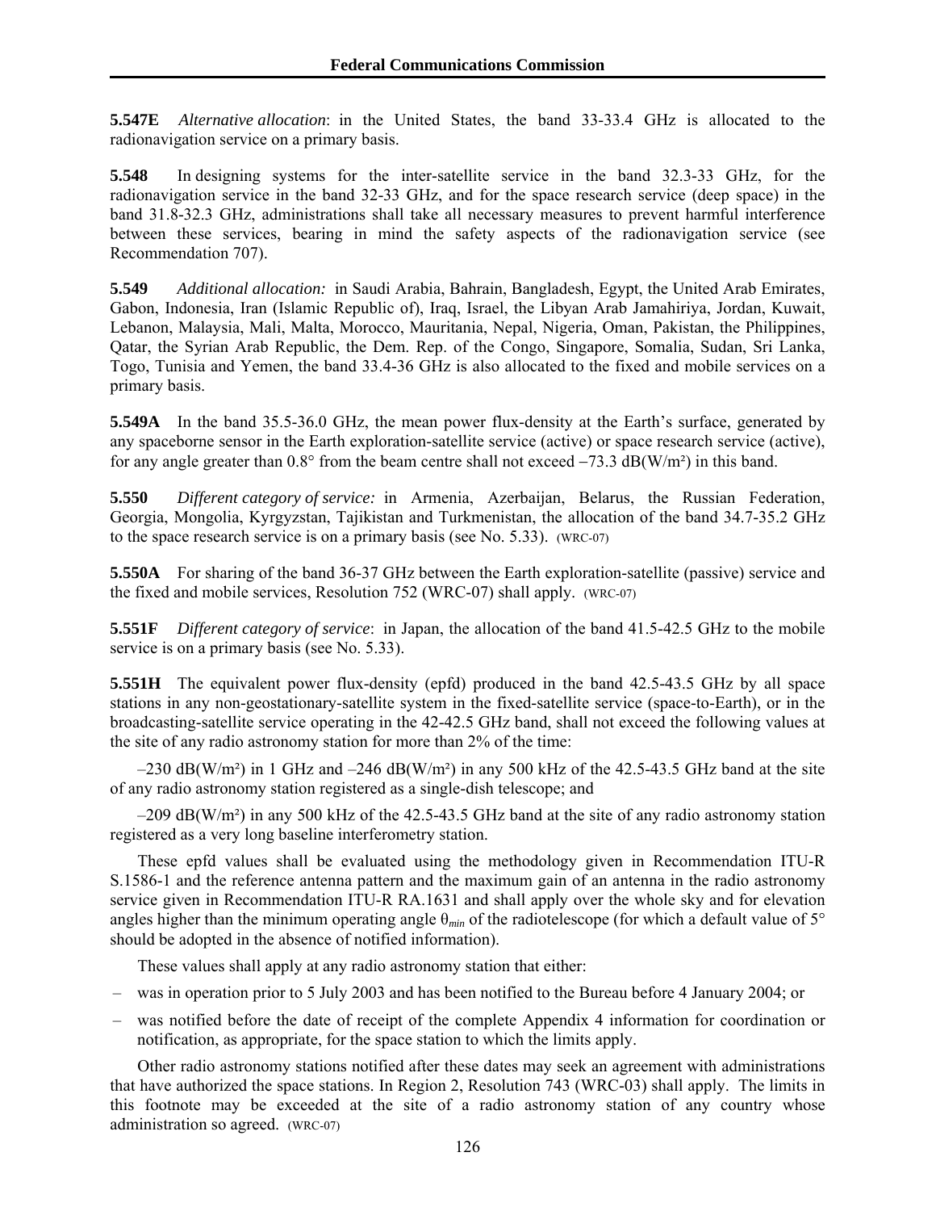**5.547E** *Alternative allocation*: in the United States, the band 33-33.4 GHz is allocated to the radionavigation service on a primary basis.

**5.548** In designing systems for the inter-satellite service in the band 32.3-33 GHz, for the radionavigation service in the band 32-33 GHz, and for the space research service (deep space) in the band 31.8-32.3 GHz, administrations shall take all necessary measures to prevent harmful interference between these services, bearing in mind the safety aspects of the radionavigation service (see Recommendation 707).

**5.549** *Additional allocation:* in Saudi Arabia, Bahrain, Bangladesh, Egypt, the United Arab Emirates, Gabon, Indonesia, Iran (Islamic Republic of), Iraq, Israel, the Libyan Arab Jamahiriya, Jordan, Kuwait, Lebanon, Malaysia, Mali, Malta, Morocco, Mauritania, Nepal, Nigeria, Oman, Pakistan, the Philippines, Qatar, the Syrian Arab Republic, the Dem. Rep. of the Congo, Singapore, Somalia, Sudan, Sri Lanka, Togo, Tunisia and Yemen, the band 33.4-36 GHz is also allocated to the fixed and mobile services on a primary basis.

**5.549A** In the band 35.5-36.0 GHz, the mean power flux-density at the Earth's surface, generated by any spaceborne sensor in the Earth exploration-satellite service (active) or space research service (active), for any angle greater than 0.8° from the beam centre shall not exceed −73.3 dB(W/m²) in this band.

**5.550** *Different category of service:* in Armenia, Azerbaijan, Belarus, the Russian Federation, Georgia, Mongolia, Kyrgyzstan, Tajikistan and Turkmenistan, the allocation of the band 34.7-35.2 GHz to the space research service is on a primary basis (see No. 5.33). (WRC-07)

**5.550A** For sharing of the band 36-37 GHz between the Earth exploration-satellite (passive) service and the fixed and mobile services, Resolution 752 (WRC-07) shall apply. (WRC-07)

**5.551F** *Different category of service*: in Japan, the allocation of the band 41.5-42.5 GHz to the mobile service is on a primary basis (see No. 5.33).

**5.551H** The equivalent power flux-density (epfd) produced in the band 42.5-43.5 GHz by all space stations in any non-geostationary-satellite system in the fixed-satellite service (space-to-Earth), or in the broadcasting-satellite service operating in the 42-42.5 GHz band, shall not exceed the following values at the site of any radio astronomy station for more than 2% of the time:

–230 dB(W/m²) in 1 GHz and –246 dB(W/m²) in any 500 kHz of the 42.5-43.5 GHz band at the site of any radio astronomy station registered as a single-dish telescope; and

–209 dB(W/m²) in any 500 kHz of the 42.5-43.5 GHz band at the site of any radio astronomy station registered as a very long baseline interferometry station.

These epfd values shall be evaluated using the methodology given in Recommendation ITU-R S.1586-1 and the reference antenna pattern and the maximum gain of an antenna in the radio astronomy service given in Recommendation ITU-R RA.1631 and shall apply over the whole sky and for elevation angles higher than the minimum operating angle $\theta_{min}$ of the radiotelescope (for which a default value of 5° should be adopted in the absence of notified information).

These values shall apply at any radio astronomy station that either:

– was in operation prior to 5 July 2003 and has been notified to the Bureau before 4 January 2004; or

– was notified before the date of receipt of the complete Appendix 4 information for coordination or notification, as appropriate, for the space station to which the limits apply.

Other radio astronomy stations notified after these dates may seek an agreement with administrations that have authorized the space stations. In Region 2, Resolution 743 (WRC-03) shall apply. The limits in this footnote may be exceeded at the site of a radio astronomy station of any country whose administration so agreed. (WRC-07)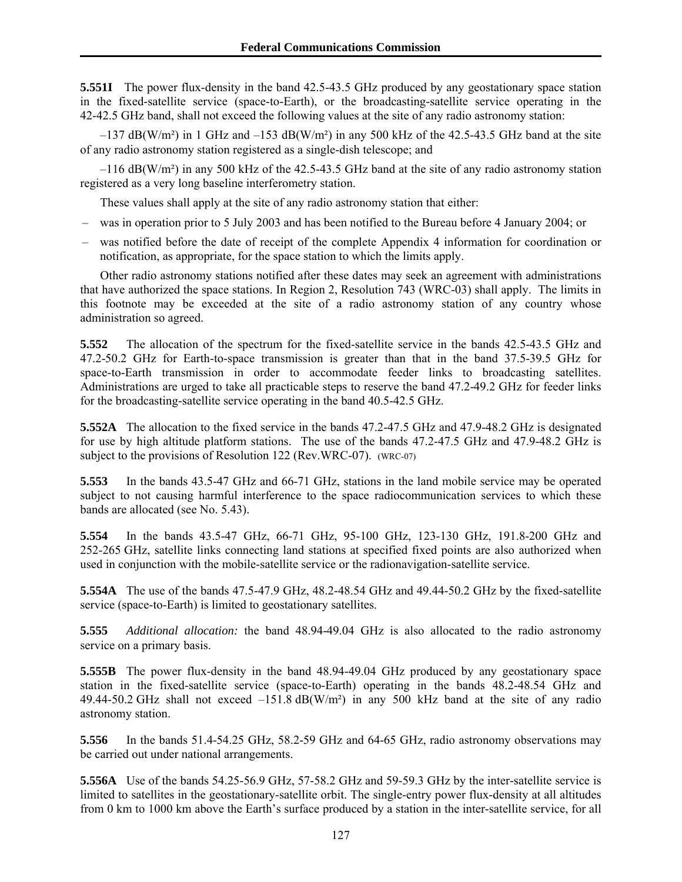**5.551I** The power flux-density in the band 42.5-43.5 GHz produced by any geostationary space station in the fixed-satellite service (space-to-Earth), or the broadcasting-satellite service operating in the 42-42.5 GHz band, shall not exceed the following values at the site of any radio astronomy station:

–137 dB(W/m²) in 1 GHz and –153 dB(W/m²) in any 500 kHz of the 42.5-43.5 GHz band at the site of any radio astronomy station registered as a single-dish telescope; and

–116 dB(W/m²) in any 500 kHz of the 42.5-43.5 GHz band at the site of any radio astronomy station registered as a very long baseline interferometry station.

These values shall apply at the site of any radio astronomy station that either:

– was in operation prior to 5 July 2003 and has been notified to the Bureau before 4 January 2004; or

– was notified before the date of receipt of the complete Appendix 4 information for coordination or notification, as appropriate, for the space station to which the limits apply.

Other radio astronomy stations notified after these dates may seek an agreement with administrations that have authorized the space stations. In Region 2, Resolution 743 (WRC-03) shall apply. The limits in this footnote may be exceeded at the site of a radio astronomy station of any country whose administration so agreed.

**5.552** The allocation of the spectrum for the fixed-satellite service in the bands 42.5-43.5 GHz and 47.2-50.2 GHz for Earth-to-space transmission is greater than that in the band 37.5-39.5 GHz for space-to-Earth transmission in order to accommodate feeder links to broadcasting satellites. Administrations are urged to take all practicable steps to reserve the band 47.2-49.2 GHz for feeder links for the broadcasting-satellite service operating in the band 40.5-42.5 GHz.

**5.552A** The allocation to the fixed service in the bands 47.2-47.5 GHz and 47.9-48.2 GHz is designated for use by high altitude platform stations. The use of the bands 47.2-47.5 GHz and 47.9-48.2 GHz is subject to the provisions of Resolution 122 (Rev.WRC-07). (WRC-07)

**5.553** In the bands 43.5-47 GHz and 66-71 GHz, stations in the land mobile service may be operated subject to not causing harmful interference to the space radiocommunication services to which these bands are allocated (see No. 5.43).

**5.554** In the bands 43.5-47 GHz, 66-71 GHz, 95-100 GHz, 123-130 GHz, 191.8-200 GHz and 252-265 GHz, satellite links connecting land stations at specified fixed points are also authorized when used in conjunction with the mobile-satellite service or the radionavigation-satellite service.

**5.554A** The use of the bands 47.5-47.9 GHz, 48.2-48.54 GHz and 49.44-50.2 GHz by the fixed-satellite service (space-to-Earth) is limited to geostationary satellites.

**5.555** *Additional allocation:* the band 48.94-49.04 GHz is also allocated to the radio astronomy service on a primary basis.

**5.555B** The power flux-density in the band 48.94-49.04 GHz produced by any geostationary space station in the fixed-satellite service (space-to-Earth) operating in the bands 48.2-48.54 GHz and 49.44-50.2 GHz shall not exceed –151.8 dB(W/m²) in any 500 kHz band at the site of any radio astronomy station.

**5.556** In the bands 51.4-54.25 GHz, 58.2-59 GHz and 64-65 GHz, radio astronomy observations may be carried out under national arrangements.

**5.556A** Use of the bands 54.25-56.9 GHz, 57-58.2 GHz and 59-59.3 GHz by the inter-satellite service is limited to satellites in the geostationary-satellite orbit. The single-entry power flux-density at all altitudes from 0 km to 1000 km above the Earth's surface produced by a station in the inter-satellite service, for all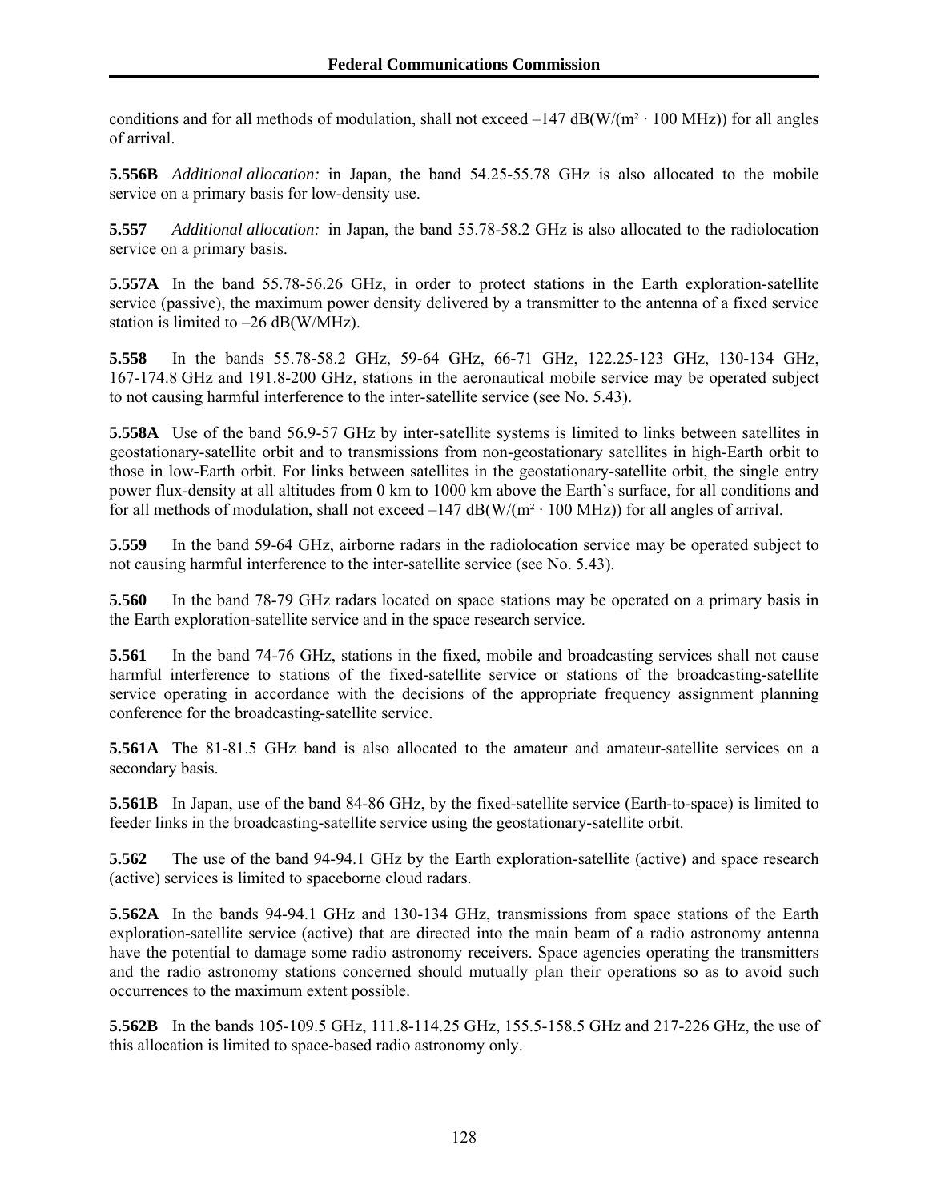conditions and for all methods of modulation, shall not exceed –147 dB(W/(m² · 100 MHz)) for all angles of arrival.

**5.556B** *Additional allocation:* in Japan, the band 54.25-55.78 GHz is also allocated to the mobile service on a primary basis for low-density use.

**5.557** *Additional allocation:* in Japan, the band 55.78-58.2 GHz is also allocated to the radiolocation service on a primary basis.

**5.557A** In the band 55.78-56.26 GHz, in order to protect stations in the Earth exploration-satellite service (passive), the maximum power density delivered by a transmitter to the antenna of a fixed service station is limited to –26 dB(W/MHz).

**5.558** In the bands 55.78-58.2 GHz, 59-64 GHz, 66-71 GHz, 122.25-123 GHz, 130-134 GHz, 167-174.8 GHz and 191.8-200 GHz, stations in the aeronautical mobile service may be operated subject to not causing harmful interference to the inter-satellite service (see No. 5.43).

**5.558A** Use of the band 56.9-57 GHz by inter-satellite systems is limited to links between satellites in geostationary-satellite orbit and to transmissions from non-geostationary satellites in high-Earth orbit to those in low-Earth orbit. For links between satellites in the geostationary-satellite orbit, the single entry power flux-density at all altitudes from 0 km to 1000 km above the Earth's surface, for all conditions and for all methods of modulation, shall not exceed –147 dB(W/(m² · 100 MHz)) for all angles of arrival.

**5.559** In the band 59-64 GHz, airborne radars in the radiolocation service may be operated subject to not causing harmful interference to the inter-satellite service (see No. 5.43).

**5.560** In the band 78-79 GHz radars located on space stations may be operated on a primary basis in the Earth exploration-satellite service and in the space research service.

**5.561** In the band 74-76 GHz, stations in the fixed, mobile and broadcasting services shall not cause harmful interference to stations of the fixed-satellite service or stations of the broadcasting-satellite service operating in accordance with the decisions of the appropriate frequency assignment planning conference for the broadcasting-satellite service.

**5.561A** The 81-81.5 GHz band is also allocated to the amateur and amateur-satellite services on a secondary basis.

**5.561B** In Japan, use of the band 84-86 GHz, by the fixed-satellite service (Earth-to-space) is limited to feeder links in the broadcasting-satellite service using the geostationary-satellite orbit.

**5.562** The use of the band 94-94.1 GHz by the Earth exploration-satellite (active) and space research (active) services is limited to spaceborne cloud radars.

**5.562A** In the bands 94-94.1 GHz and 130-134 GHz, transmissions from space stations of the Earth exploration-satellite service (active) that are directed into the main beam of a radio astronomy antenna have the potential to damage some radio astronomy receivers. Space agencies operating the transmitters and the radio astronomy stations concerned should mutually plan their operations so as to avoid such occurrences to the maximum extent possible.

**5.562B** In the bands 105-109.5 GHz, 111.8-114.25 GHz, 155.5-158.5 GHz and 217-226 GHz, the use of this allocation is limited to space-based radio astronomy only.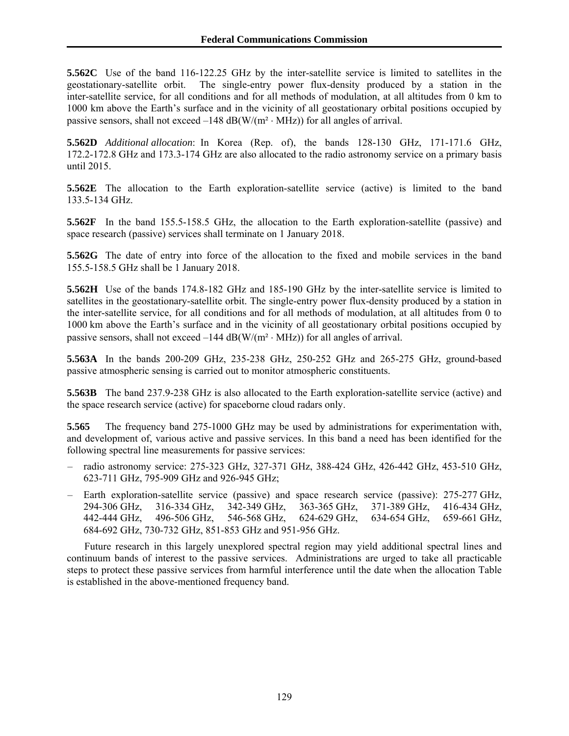**5.562C** Use of the band 116-122.25 GHz by the inter-satellite service is limited to satellites in the geostationary-satellite orbit. The single-entry power flux-density produced by a station in the inter-satellite service, for all conditions and for all methods of modulation, at all altitudes from 0 km to 1000 km above the Earth's surface and in the vicinity of all geostationary orbital positions occupied by passive sensors, shall not exceed –148 dB(W/(m² · MHz)) for all angles of arrival.

**5.562D** *Additional allocation*: In Korea (Rep. of), the bands 128-130 GHz, 171-171.6 GHz, 172.2-172.8 GHz and 173.3-174 GHz are also allocated to the radio astronomy service on a primary basis until 2015.

**5.562E** The allocation to the Earth exploration-satellite service (active) is limited to the band 133.5-134 GHz.

**5.562F** In the band 155.5-158.5 GHz, the allocation to the Earth exploration-satellite (passive) and space research (passive) services shall terminate on 1 January 2018.

**5.562G** The date of entry into force of the allocation to the fixed and mobile services in the band 155.5-158.5 GHz shall be 1 January 2018.

**5.562H** Use of the bands 174.8-182 GHz and 185-190 GHz by the inter-satellite service is limited to satellites in the geostationary-satellite orbit. The single-entry power flux-density produced by a station in the inter-satellite service, for all conditions and for all methods of modulation, at all altitudes from 0 to 1000 km above the Earth's surface and in the vicinity of all geostationary orbital positions occupied by passive sensors, shall not exceed –144 dB(W/(m² · MHz)) for all angles of arrival.

**5.563A** In the bands 200-209 GHz, 235-238 GHz, 250-252 GHz and 265-275 GHz, ground-based passive atmospheric sensing is carried out to monitor atmospheric constituents.

**5.563B** The band 237.9-238 GHz is also allocated to the Earth exploration-satellite service (active) and the space research service (active) for spaceborne cloud radars only.

**5.565** The frequency band 275-1000 GHz may be used by administrations for experimentation with, and development of, various active and passive services. In this band a need has been identified for the following spectral line measurements for passive services:

– radio astronomy service: 275-323 GHz, 327-371 GHz, 388-424 GHz, 426-442 GHz, 453-510 GHz, 623-711 GHz, 795-909 GHz and 926-945 GHz;

– Earth exploration-satellite service (passive) and space research service (passive): 275-277 GHz, 294-306 GHz, 316-334 GHz, 342-349 GHz, 363-365 GHz, 371-389 GHz, 416-434 GHz, 442-444 GHz, 496-506 GHz, 546-568 GHz, 624-629 GHz, 634-654 GHz, 659-661 GHz, 684-692 GHz, 730-732 GHz, 851-853 GHz and 951-956 GHz.

Future research in this largely unexplored spectral region may yield additional spectral lines and continuum bands of interest to the passive services. Administrations are urged to take all practicable steps to protect these passive services from harmful interference until the date when the allocation Table is established in the above-mentioned frequency band.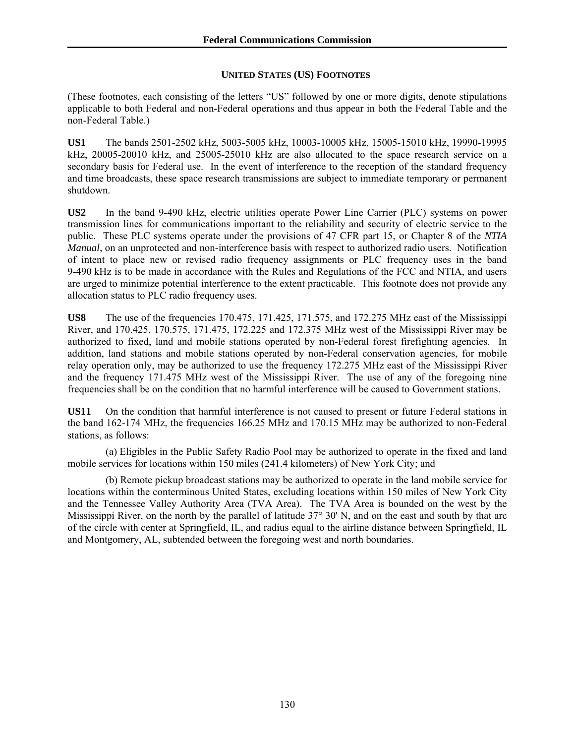## UNITED STATES (US) FOOTNOTES

(These footnotes, each consisting of the letters "US" followed by one or more digits, denote stipulations applicable to both Federal and non-Federal operations and thus appear in both the Federal Table and the non-Federal Table.)

**US1** The bands 2501-2502 kHz, 5003-5005 kHz, 10003-10005 kHz, 15005-15010 kHz, 19990-19995 kHz, 20005-20010 kHz, and 25005-25010 kHz are also allocated to the space research service on a secondary basis for Federal use. In the event of interference to the reception of the standard frequency and time broadcasts, these space research transmissions are subject to immediate temporary or permanent shutdown.

**US2** In the band 9-490 kHz, electric utilities operate Power Line Carrier (PLC) systems on power transmission lines for communications important to the reliability and security of electric service to the public. These PLC systems operate under the provisions of 47 CFR part 15, or Chapter 8 of the *NTIA Manual*, on an unprotected and non-interference basis with respect to authorized radio users. Notification of intent to place new or revised radio frequency assignments or PLC frequency uses in the band 9-490 kHz is to be made in accordance with the Rules and Regulations of the FCC and NTIA, and users are urged to minimize potential interference to the extent practicable. This footnote does not provide any allocation status to PLC radio frequency uses.

**US8** The use of the frequencies 170.475, 171.425, 171.575, and 172.275 MHz east of the Mississippi River, and 170.425, 170.575, 171.475, 172.225 and 172.375 MHz west of the Mississippi River may be authorized to fixed, land and mobile stations operated by non-Federal forest firefighting agencies. In addition, land stations and mobile stations operated by non-Federal conservation agencies, for mobile relay operation only, may be authorized to use the frequency 172.275 MHz east of the Mississippi River and the frequency 171.475 MHz west of the Mississippi River. The use of any of the foregoing nine frequencies shall be on the condition that no harmful interference will be caused to Government stations.

**US11** On the condition that harmful interference is not caused to present or future Federal stations in the band 162-174 MHz, the frequencies 166.25 MHz and 170.15 MHz may be authorized to non-Federal stations, as follows:

(a) Eligibles in the Public Safety Radio Pool may be authorized to operate in the fixed and land mobile services for locations within 150 miles (241.4 kilometers) of New York City; and

(b) Remote pickup broadcast stations may be authorized to operate in the land mobile service for locations within the conterminous United States, excluding locations within 150 miles of New York City and the Tennessee Valley Authority Area (TVA Area). The TVA Area is bounded on the west by the Mississippi River, on the north by the parallel of latitude 37° 30' N, and on the east and south by that arc of the circle with center at Springfield, IL, and radius equal to the airline distance between Springfield, IL and Montgomery, AL, subtended between the foregoing west and north boundaries.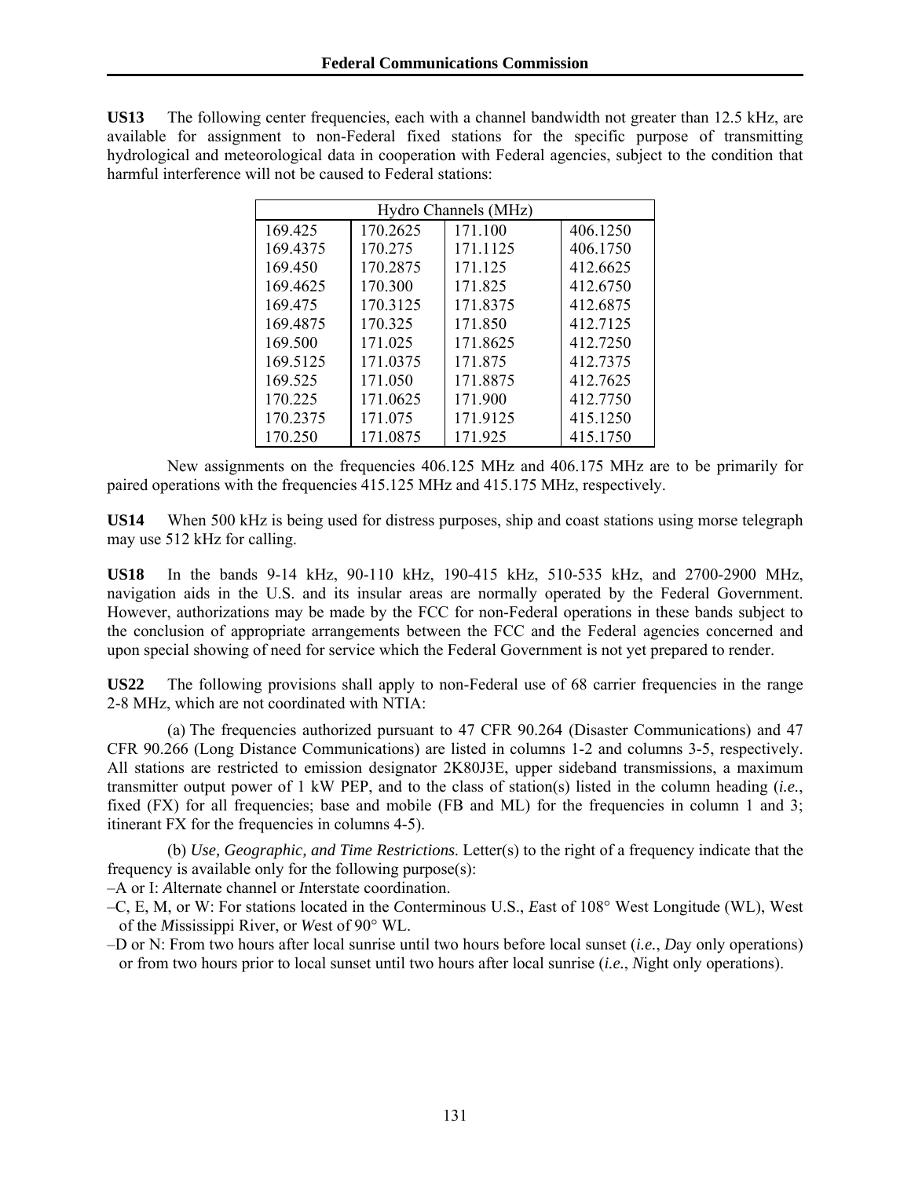**US13** The following center frequencies, each with a channel bandwidth not greater than 12.5 kHz, are available for assignment to non-Federal fixed stations for the specific purpose of transmitting hydrological and meteorological data in cooperation with Federal agencies, subject to the condition that harmful interference will not be caused to Federal stations:

| Hydro Channels (MHz) | | | |
|---|---|---|---|
| 169.425 | 170.2625 | 171.100 | 406.1250 |
| 169.4375 | 170.275 | 171.1125 | 406.1750 |
| 169.450 | 170.2875 | 171.125 | 412.6625 |
| 169.4625 | 170.300 | 171.825 | 412.6750 |
| 169.475 | 170.3125 | 171.8375 | 412.6875 |
| 169.4875 | 170.325 | 171.850 | 412.7125 |
| 169.500 | 171.025 | 171.8625 | 412.7250 |
| 169.5125 | 171.0375 | 171.875 | 412.7375 |
| 169.525 | 171.050 | 171.8875 | 412.7625 |
| 170.225 | 171.0625 | 171.900 | 412.7750 |
| 170.2375 | 171.075 | 171.9125 | 415.1250 |
| 170.250 | 171.0875 | 171.925 | 415.1750 |

New assignments on the frequencies 406.125 MHz and 406.175 MHz are to be primarily for paired operations with the frequencies 415.125 MHz and 415.175 MHz, respectively.

**US14** When 500 kHz is being used for distress purposes, ship and coast stations using morse telegraph may use 512 kHz for calling.

**US18** In the bands 9-14 kHz, 90-110 kHz, 190-415 kHz, 510-535 kHz, and 2700-2900 MHz, navigation aids in the U.S. and its insular areas are normally operated by the Federal Government. However, authorizations may be made by the FCC for non-Federal operations in these bands subject to the conclusion of appropriate arrangements between the FCC and the Federal agencies concerned and upon special showing of need for service which the Federal Government is not yet prepared to render.

**US22** The following provisions shall apply to non-Federal use of 68 carrier frequencies in the range 2-8 MHz, which are not coordinated with NTIA:

(a) The frequencies authorized pursuant to 47 CFR 90.264 (Disaster Communications) and 47 CFR 90.266 (Long Distance Communications) are listed in columns 1-2 and columns 3-5, respectively. All stations are restricted to emission designator 2K80J3E, upper sideband transmissions, a maximum transmitter output power of 1 kW PEP, and to the class of station(s) listed in the column heading (*i.e.*, fixed (FX) for all frequencies; base and mobile (FB and ML) for the frequencies in column 1 and 3; itinerant FX for the frequencies in columns 4-5).

(b) *Use, Geographic, and Time Restrictions.* Letter(s) to the right of a frequency indicate that the frequency is available only for the following purpose(s):

–A or I: *A*lternate channel or *I*nterstate coordination.

–C, E, M, or W: For stations located in the *C*onterminous U.S., *E*ast of 108° West Longitude (WL), West of the *M*ississippi River, or *W*est of 90° WL.

–D or N: From two hours after local sunrise until two hours before local sunset (*i.e.*, *D*ay only operations) or from two hours prior to local sunset until two hours after local sunrise (*i.e.*, *N*ight only operations).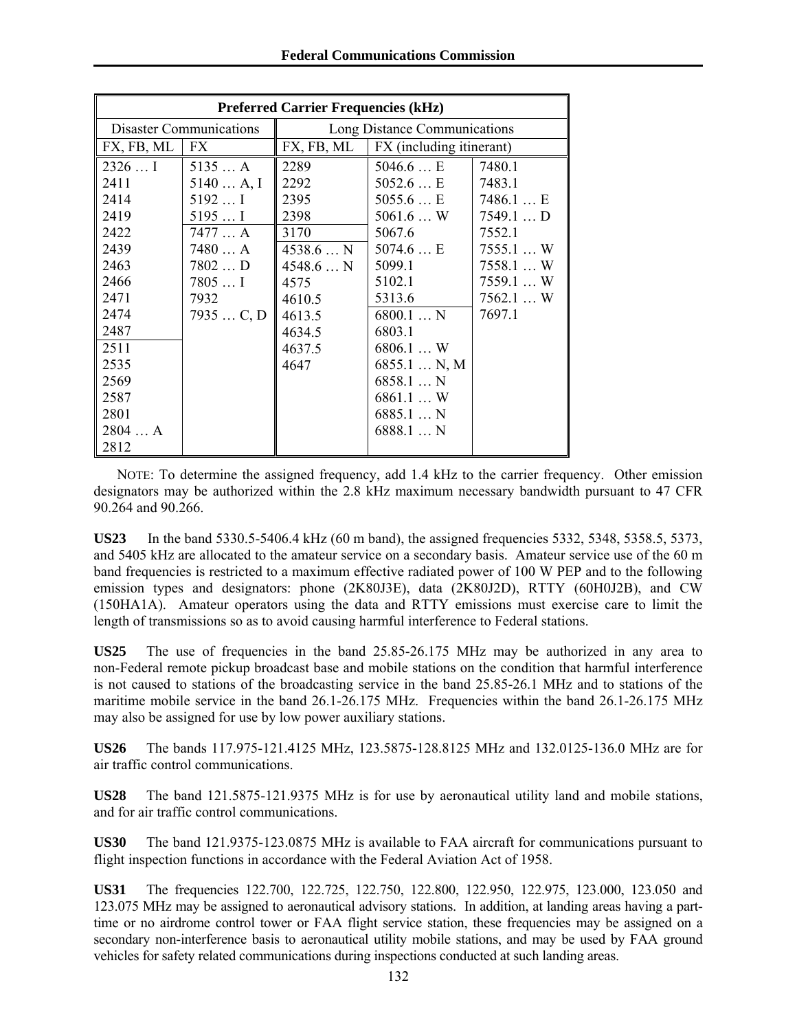| Preferred Carrier Frequencies (kHz) | | | | |
|---|---|---|---|---|
| Disaster Communications | | Long Distance Communications | | |
| FX, FB, ML | FX | FX, FB, ML | FX (including itinerant) | |
| 2326 … I | 5135 … A | 2289 | 5046.6 … E | 7480.1 |
| 2411 | 5140 … A, I | 2292 | 5052.6 … E | 7483.1 |
| 2414 | 5192 … I | 2395 | 5055.6 … E | 7486.1 … E |
| 2419 | 5195 … I | 2398 | 5061.6 … W | 7549.1 … D |
| 2422 | 7477 … A | 3170 | 5067.6 | 7552.1 |
| 2439 | 7480 … A | 4538.6 … N | 5074.6 … E | 7555.1 … W |
| 2463 | 7802 … D | 4548.6 … N | 5099.1 | 7558.1 … W |
| 2466 | 7805 … I | 4575 | 5102.1 | 7559.1 … W |
| 2471 | 7932 | 4610.5 | 5313.6 | 7562.1 … W |
| 2474 | 7935 … C, D | 4613.5 | 6800.1 … N | 7697.1 |
| 2487 | | 4634.5 | 6803.1 | |
| 2511 | | 4637.5 | 6806.1 … W | |
| 2535 | | 4647 | 6855.1 … N, M | |
| 2569 | | | 6858.1 … N | |
| 2587 | | | 6861.1 … W | |
| 2801 | | | 6885.1 … N | |
| 2804 … A | | | 6888.1 … N | |
| 2812 | | | | |

NOTE: To determine the assigned frequency, add 1.4 kHz to the carrier frequency. Other emission designators may be authorized within the 2.8 kHz maximum necessary bandwidth pursuant to 47 CFR 90.264 and 90.266.

**US23** In the band 5330.5-5406.4 kHz (60 m band), the assigned frequencies 5332, 5348, 5358.5, 5373, and 5405 kHz are allocated to the amateur service on a secondary basis. Amateur service use of the 60 m band frequencies is restricted to a maximum effective radiated power of 100 W PEP and to the following emission types and designators: phone (2K80J3E), data (2K80J2D), RTTY (60H0J2B), and CW (150HA1A). Amateur operators using the data and RTTY emissions must exercise care to limit the length of transmissions so as to avoid causing harmful interference to Federal stations.

**US25** The use of frequencies in the band 25.85-26.175 MHz may be authorized in any area to non-Federal remote pickup broadcast base and mobile stations on the condition that harmful interference is not caused to stations of the broadcasting service in the band 25.85-26.1 MHz and to stations of the maritime mobile service in the band 26.1-26.175 MHz. Frequencies within the band 26.1-26.175 MHz may also be assigned for use by low power auxiliary stations.

**US26** The bands 117.975-121.4125 MHz, 123.5875-128.8125 MHz and 132.0125-136.0 MHz are for air traffic control communications.

**US28** The band 121.5875-121.9375 MHz is for use by aeronautical utility land and mobile stations, and for air traffic control communications.

**US30** The band 121.9375-123.0875 MHz is available to FAA aircraft for communications pursuant to flight inspection functions in accordance with the Federal Aviation Act of 1958.

**US31** The frequencies 122.700, 122.725, 122.750, 122.800, 122.950, 122.975, 123.000, 123.050 and 123.075 MHz may be assigned to aeronautical advisory stations. In addition, at landing areas having a part-time or no airdrome control tower or FAA flight service station, these frequencies may be assigned on a secondary non-interference basis to aeronautical utility mobile stations, and may be used by FAA ground vehicles for safety related communications during inspections conducted at such landing areas.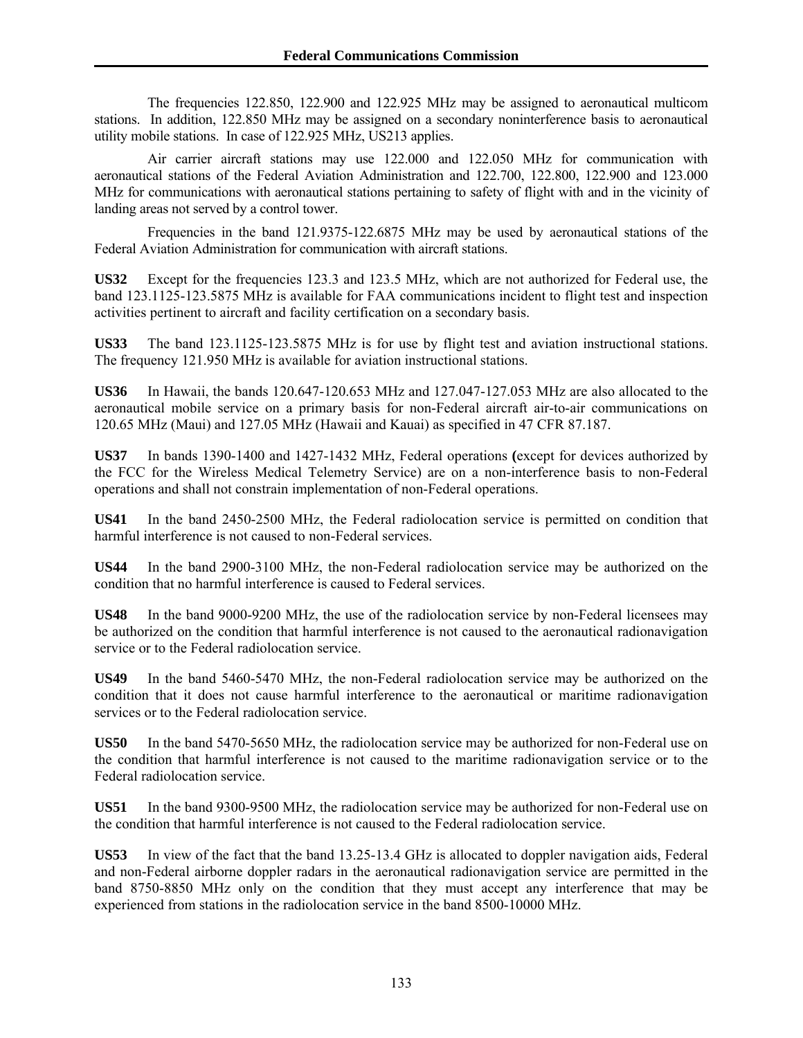The frequencies 122.850, 122.900 and 122.925 MHz may be assigned to aeronautical multicom stations. In addition, 122.850 MHz may be assigned on a secondary noninterference basis to aeronautical utility mobile stations. In case of 122.925 MHz, US213 applies.

Air carrier aircraft stations may use 122.000 and 122.050 MHz for communication with aeronautical stations of the Federal Aviation Administration and 122.700, 122.800, 122.900 and 123.000 MHz for communications with aeronautical stations pertaining to safety of flight with and in the vicinity of landing areas not served by a control tower.

Frequencies in the band 121.9375-122.6875 MHz may be used by aeronautical stations of the Federal Aviation Administration for communication with aircraft stations.

**US32** Except for the frequencies 123.3 and 123.5 MHz, which are not authorized for Federal use, the band 123.1125-123.5875 MHz is available for FAA communications incident to flight test and inspection activities pertinent to aircraft and facility certification on a secondary basis.

**US33** The band 123.1125-123.5875 MHz is for use by flight test and aviation instructional stations. The frequency 121.950 MHz is available for aviation instructional stations.

**US36** In Hawaii, the bands 120.647-120.653 MHz and 127.047-127.053 MHz are also allocated to the aeronautical mobile service on a primary basis for non-Federal aircraft air-to-air communications on 120.65 MHz (Maui) and 127.05 MHz (Hawaii and Kauai) as specified in 47 CFR 87.187.

**US37** In bands 1390-1400 and 1427-1432 MHz, Federal operations **(**except for devices authorized by the FCC for the Wireless Medical Telemetry Service) are on a non-interference basis to non-Federal operations and shall not constrain implementation of non-Federal operations.

**US41** In the band 2450-2500 MHz, the Federal radiolocation service is permitted on condition that harmful interference is not caused to non-Federal services.

**US44** In the band 2900-3100 MHz, the non-Federal radiolocation service may be authorized on the condition that no harmful interference is caused to Federal services.

**US48** In the band 9000-9200 MHz, the use of the radiolocation service by non-Federal licensees may be authorized on the condition that harmful interference is not caused to the aeronautical radionavigation service or to the Federal radiolocation service.

**US49** In the band 5460-5470 MHz, the non-Federal radiolocation service may be authorized on the condition that it does not cause harmful interference to the aeronautical or maritime radionavigation services or to the Federal radiolocation service.

**US50** In the band 5470-5650 MHz, the radiolocation service may be authorized for non-Federal use on the condition that harmful interference is not caused to the maritime radionavigation service or to the Federal radiolocation service.

**US51** In the band 9300-9500 MHz, the radiolocation service may be authorized for non-Federal use on the condition that harmful interference is not caused to the Federal radiolocation service.

**US53** In view of the fact that the band 13.25-13.4 GHz is allocated to doppler navigation aids, Federal and non-Federal airborne doppler radars in the aeronautical radionavigation service are permitted in the band 8750-8850 MHz only on the condition that they must accept any interference that may be experienced from stations in the radiolocation service in the band 8500-10000 MHz.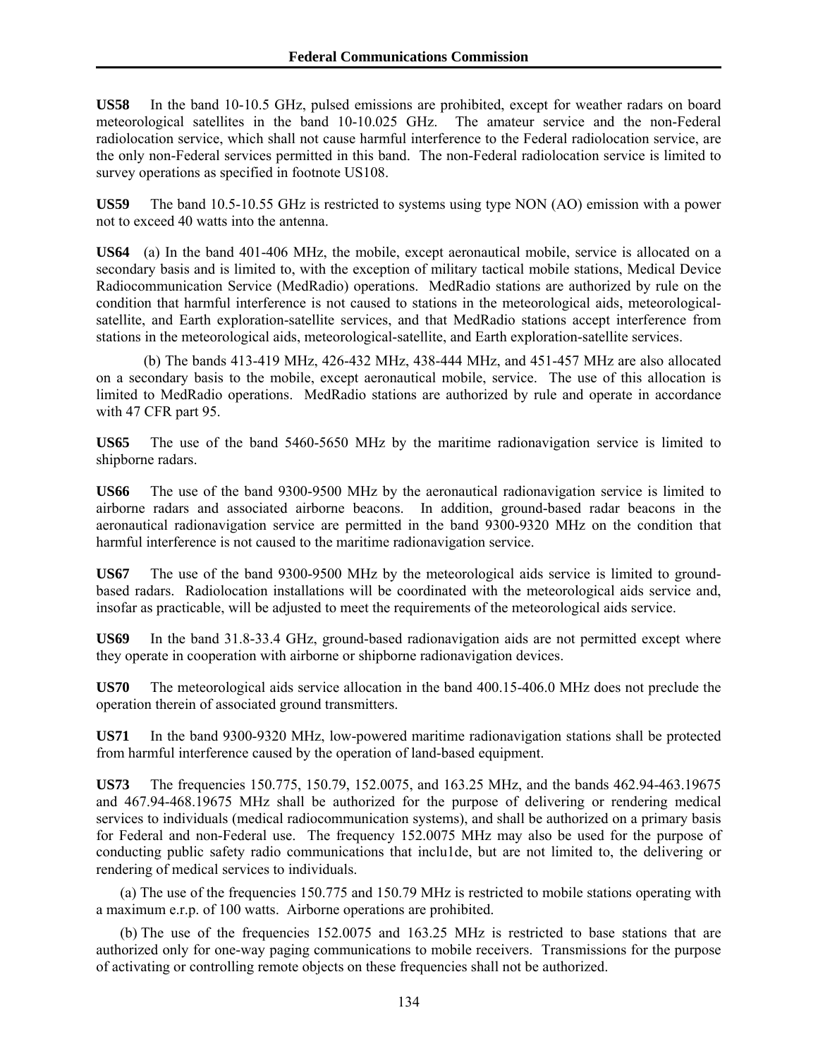**US58** In the band 10-10.5 GHz, pulsed emissions are prohibited, except for weather radars on board meteorological satellites in the band 10-10.025 GHz. The amateur service and the non-Federal radiolocation service, which shall not cause harmful interference to the Federal radiolocation service, are the only non-Federal services permitted in this band. The non-Federal radiolocation service is limited to survey operations as specified in footnote US108.

**US59** The band 10.5-10.55 GHz is restricted to systems using type NON (AO) emission with a power not to exceed 40 watts into the antenna.

**US64** (a) In the band 401-406 MHz, the mobile, except aeronautical mobile, service is allocated on a secondary basis and is limited to, with the exception of military tactical mobile stations, Medical Device Radiocommunication Service (MedRadio) operations. MedRadio stations are authorized by rule on the condition that harmful interference is not caused to stations in the meteorological aids, meteorological-satellite, and Earth exploration-satellite services, and that MedRadio stations accept interference from stations in the meteorological aids, meteorological-satellite, and Earth exploration-satellite services.

(b) The bands 413-419 MHz, 426-432 MHz, 438-444 MHz, and 451-457 MHz are also allocated on a secondary basis to the mobile, except aeronautical mobile, service. The use of this allocation is limited to MedRadio operations. MedRadio stations are authorized by rule and operate in accordance with 47 CFR part 95.

**US65** The use of the band 5460-5650 MHz by the maritime radionavigation service is limited to shipborne radars.

**US66** The use of the band 9300-9500 MHz by the aeronautical radionavigation service is limited to airborne radars and associated airborne beacons. In addition, ground-based radar beacons in the aeronautical radionavigation service are permitted in the band 9300-9320 MHz on the condition that harmful interference is not caused to the maritime radionavigation service.

**US67** The use of the band 9300-9500 MHz by the meteorological aids service is limited to ground-based radars. Radiolocation installations will be coordinated with the meteorological aids service and, insofar as practicable, will be adjusted to meet the requirements of the meteorological aids service.

**US69** In the band 31.8-33.4 GHz, ground-based radionavigation aids are not permitted except where they operate in cooperation with airborne or shipborne radionavigation devices.

**US70** The meteorological aids service allocation in the band 400.15-406.0 MHz does not preclude the operation therein of associated ground transmitters.

**US71** In the band 9300-9320 MHz, low-powered maritime radionavigation stations shall be protected from harmful interference caused by the operation of land-based equipment.

**US73** The frequencies 150.775, 150.79, 152.0075, and 163.25 MHz, and the bands 462.94-463.19675 and 467.94-468.19675 MHz shall be authorized for the purpose of delivering or rendering medical services to individuals (medical radiocommunication systems), and shall be authorized on a primary basis for Federal and non-Federal use. The frequency 152.0075 MHz may also be used for the purpose of conducting public safety radio communications that inclu1de, but are not limited to, the delivering or rendering of medical services to individuals.

(a) The use of the frequencies 150.775 and 150.79 MHz is restricted to mobile stations operating with a maximum e.r.p. of 100 watts. Airborne operations are prohibited.

(b) The use of the frequencies 152.0075 and 163.25 MHz is restricted to base stations that are authorized only for one-way paging communications to mobile receivers. Transmissions for the purpose of activating or controlling remote objects on these frequencies shall not be authorized.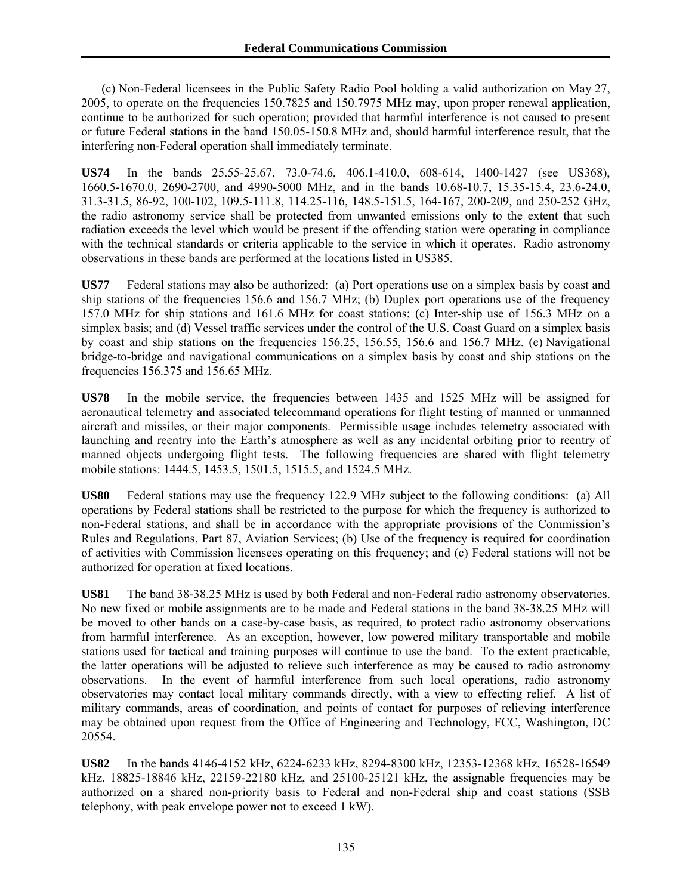(c) Non-Federal licensees in the Public Safety Radio Pool holding a valid authorization on May 27, 2005, to operate on the frequencies 150.7825 and 150.7975 MHz may, upon proper renewal application, continue to be authorized for such operation; provided that harmful interference is not caused to present or future Federal stations in the band 150.05-150.8 MHz and, should harmful interference result, that the interfering non-Federal operation shall immediately terminate.

**US74** In the bands 25.55-25.67, 73.0-74.6, 406.1-410.0, 608-614, 1400-1427 (see US368), 1660.5-1670.0, 2690-2700, and 4990-5000 MHz, and in the bands 10.68-10.7, 15.35-15.4, 23.6-24.0, 31.3-31.5, 86-92, 100-102, 109.5-111.8, 114.25-116, 148.5-151.5, 164-167, 200-209, and 250-252 GHz, the radio astronomy service shall be protected from unwanted emissions only to the extent that such radiation exceeds the level which would be present if the offending station were operating in compliance with the technical standards or criteria applicable to the service in which it operates. Radio astronomy observations in these bands are performed at the locations listed in US385.

**US77** Federal stations may also be authorized: (a) Port operations use on a simplex basis by coast and ship stations of the frequencies 156.6 and 156.7 MHz; (b) Duplex port operations use of the frequency 157.0 MHz for ship stations and 161.6 MHz for coast stations; (c) Inter-ship use of 156.3 MHz on a simplex basis; and (d) Vessel traffic services under the control of the U.S. Coast Guard on a simplex basis by coast and ship stations on the frequencies 156.25, 156.55, 156.6 and 156.7 MHz. (e) Navigational bridge-to-bridge and navigational communications on a simplex basis by coast and ship stations on the frequencies 156.375 and 156.65 MHz.

**US78** In the mobile service, the frequencies between 1435 and 1525 MHz will be assigned for aeronautical telemetry and associated telecommand operations for flight testing of manned or unmanned aircraft and missiles, or their major components. Permissible usage includes telemetry associated with launching and reentry into the Earth's atmosphere as well as any incidental orbiting prior to reentry of manned objects undergoing flight tests. The following frequencies are shared with flight telemetry mobile stations: 1444.5, 1453.5, 1501.5, 1515.5, and 1524.5 MHz.

**US80** Federal stations may use the frequency 122.9 MHz subject to the following conditions: (a) All operations by Federal stations shall be restricted to the purpose for which the frequency is authorized to non-Federal stations, and shall be in accordance with the appropriate provisions of the Commission's Rules and Regulations, Part 87, Aviation Services; (b) Use of the frequency is required for coordination of activities with Commission licensees operating on this frequency; and (c) Federal stations will not be authorized for operation at fixed locations.

**US81** The band 38-38.25 MHz is used by both Federal and non-Federal radio astronomy observatories. No new fixed or mobile assignments are to be made and Federal stations in the band 38-38.25 MHz will be moved to other bands on a case-by-case basis, as required, to protect radio astronomy observations from harmful interference. As an exception, however, low powered military transportable and mobile stations used for tactical and training purposes will continue to use the band. To the extent practicable, the latter operations will be adjusted to relieve such interference as may be caused to radio astronomy observations. In the event of harmful interference from such local operations, radio astronomy observatories may contact local military commands directly, with a view to effecting relief. A list of military commands, areas of coordination, and points of contact for purposes of relieving interference may be obtained upon request from the Office of Engineering and Technology, FCC, Washington, DC 20554.

**US82** In the bands 4146-4152 kHz, 6224-6233 kHz, 8294-8300 kHz, 12353-12368 kHz, 16528-16549 kHz, 18825-18846 kHz, 22159-22180 kHz, and 25100-25121 kHz, the assignable frequencies may be authorized on a shared non-priority basis to Federal and non-Federal ship and coast stations (SSB telephony, with peak envelope power not to exceed 1 kW).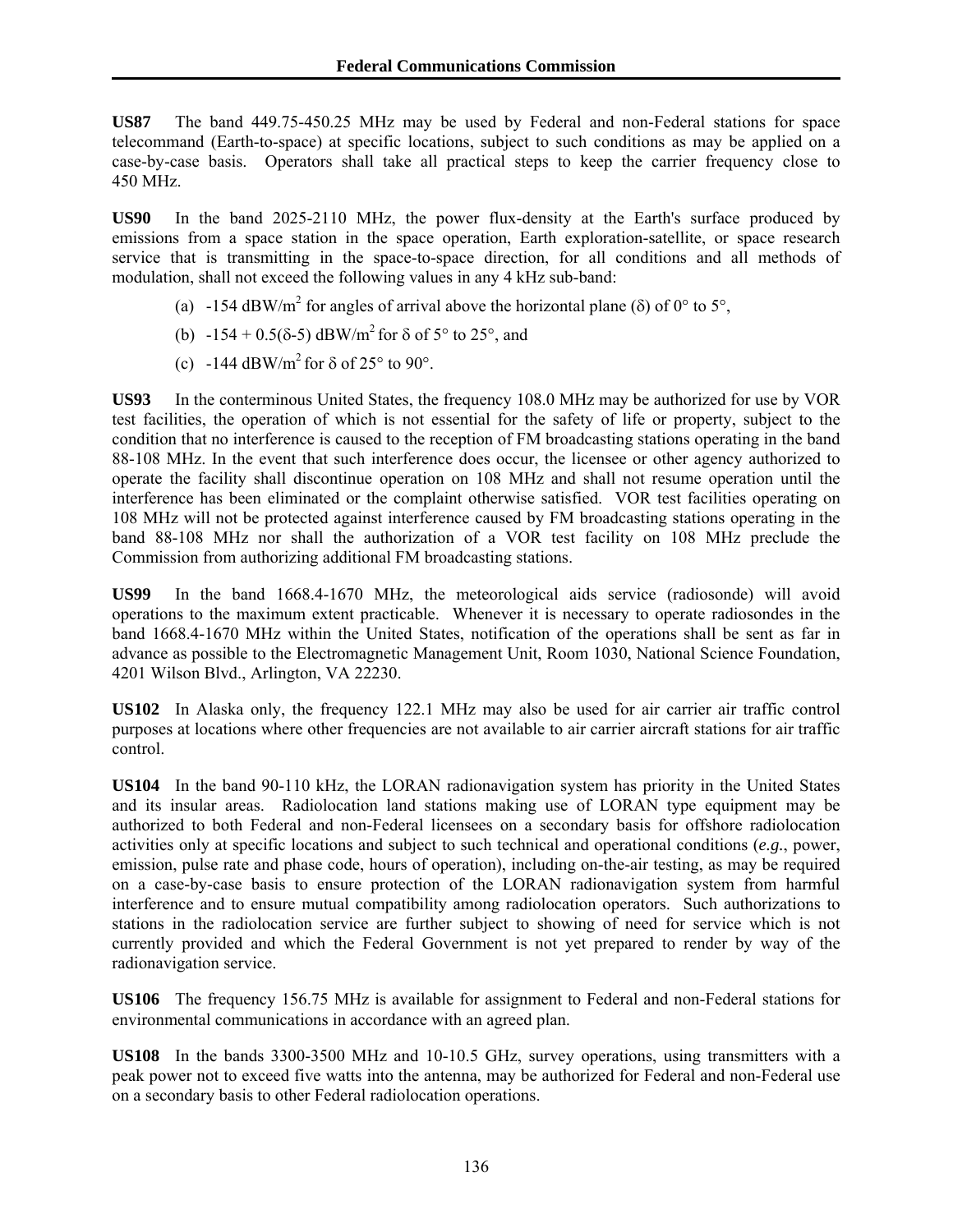**US87** The band 449.75-450.25 MHz may be used by Federal and non-Federal stations for space telecommand (Earth-to-space) at specific locations, subject to such conditions as may be applied on a case-by-case basis. Operators shall take all practical steps to keep the carrier frequency close to 450 MHz.

**US90** In the band 2025-2110 MHz, the power flux-density at the Earth's surface produced by emissions from a space station in the space operation, Earth exploration-satellite, or space research service that is transmitting in the space-to-space direction, for all conditions and all methods of modulation, shall not exceed the following values in any 4 kHz sub-band:

(a) -154 dBW/$m^2$ for angles of arrival above the horizontal plane (δ) of 0° to 5°,

(b) -154 + 0.5(δ-5) dBW/$m^2$ for δ of 5° to 25°, and

(c) -144 dBW/$m^2$ for δ of 25° to 90°.

**US93** In the conterminous United States, the frequency 108.0 MHz may be authorized for use by VOR test facilities, the operation of which is not essential for the safety of life or property, subject to the condition that no interference is caused to the reception of FM broadcasting stations operating in the band 88-108 MHz. In the event that such interference does occur, the licensee or other agency authorized to operate the facility shall discontinue operation on 108 MHz and shall not resume operation until the interference has been eliminated or the complaint otherwise satisfied. VOR test facilities operating on 108 MHz will not be protected against interference caused by FM broadcasting stations operating in the band 88-108 MHz nor shall the authorization of a VOR test facility on 108 MHz preclude the Commission from authorizing additional FM broadcasting stations.

**US99** In the band 1668.4-1670 MHz, the meteorological aids service (radiosonde) will avoid operations to the maximum extent practicable. Whenever it is necessary to operate radiosondes in the band 1668.4-1670 MHz within the United States, notification of the operations shall be sent as far in advance as possible to the Electromagnetic Management Unit, Room 1030, National Science Foundation, 4201 Wilson Blvd., Arlington, VA 22230.

**US102** In Alaska only, the frequency 122.1 MHz may also be used for air carrier air traffic control purposes at locations where other frequencies are not available to air carrier aircraft stations for air traffic control.

**US104** In the band 90-110 kHz, the LORAN radionavigation system has priority in the United States and its insular areas. Radiolocation land stations making use of LORAN type equipment may be authorized to both Federal and non-Federal licensees on a secondary basis for offshore radiolocation activities only at specific locations and subject to such technical and operational conditions (*e.g.*, power, emission, pulse rate and phase code, hours of operation), including on-the-air testing, as may be required on a case-by-case basis to ensure protection of the LORAN radionavigation system from harmful interference and to ensure mutual compatibility among radiolocation operators. Such authorizations to stations in the radiolocation service are further subject to showing of need for service which is not currently provided and which the Federal Government is not yet prepared to render by way of the radionavigation service.

**US106** The frequency 156.75 MHz is available for assignment to Federal and non-Federal stations for environmental communications in accordance with an agreed plan.

**US108** In the bands 3300-3500 MHz and 10-10.5 GHz, survey operations, using transmitters with a peak power not to exceed five watts into the antenna, may be authorized for Federal and non-Federal use on a secondary basis to other Federal radiolocation operations.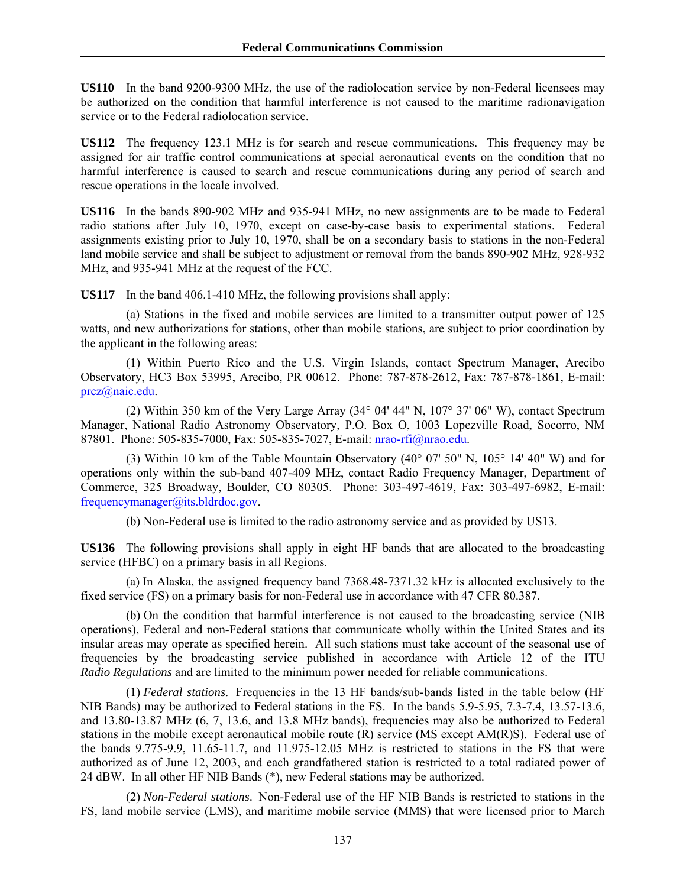**US110** In the band 9200-9300 MHz, the use of the radiolocation service by non-Federal licensees may be authorized on the condition that harmful interference is not caused to the maritime radionavigation service or to the Federal radiolocation service.

**US112** The frequency 123.1 MHz is for search and rescue communications. This frequency may be assigned for air traffic control communications at special aeronautical events on the condition that no harmful interference is caused to search and rescue communications during any period of search and rescue operations in the locale involved.

**US116** In the bands 890-902 MHz and 935-941 MHz, no new assignments are to be made to Federal radio stations after July 10, 1970, except on case-by-case basis to experimental stations. Federal assignments existing prior to July 10, 1970, shall be on a secondary basis to stations in the non-Federal land mobile service and shall be subject to adjustment or removal from the bands 890-902 MHz, 928-932 MHz, and 935-941 MHz at the request of the FCC.

**US117** In the band 406.1-410 MHz, the following provisions shall apply:

(a) Stations in the fixed and mobile services are limited to a transmitter output power of 125 watts, and new authorizations for stations, other than mobile stations, are subject to prior coordination by the applicant in the following areas:

(1) Within Puerto Rico and the U.S. Virgin Islands, contact Spectrum Manager, Arecibo Observatory, HC3 Box 53995, Arecibo, PR 00612. Phone: 787-878-2612, Fax: 787-878-1861, E-mail: prcz@naic.edu.

(2) Within 350 km of the Very Large Array (34° 04' 44" N, 107° 37' 06" W), contact Spectrum Manager, National Radio Astronomy Observatory, P.O. Box O, 1003 Lopezville Road, Socorro, NM 87801. Phone: 505-835-7000, Fax: 505-835-7027, E-mail: nrao-rfi@nrao.edu.

(3) Within 10 km of the Table Mountain Observatory (40° 07' 50" N, 105° 14' 40" W) and for operations only within the sub-band 407-409 MHz, contact Radio Frequency Manager, Department of Commerce, 325 Broadway, Boulder, CO 80305. Phone: 303-497-4619, Fax: 303-497-6982, E-mail: frequencymanager@its.bldrdoc.gov.

(b) Non-Federal use is limited to the radio astronomy service and as provided by US13.

**US136** The following provisions shall apply in eight HF bands that are allocated to the broadcasting service (HFBC) on a primary basis in all Regions.

(a) In Alaska, the assigned frequency band 7368.48-7371.32 kHz is allocated exclusively to the fixed service (FS) on a primary basis for non-Federal use in accordance with 47 CFR 80.387.

(b) On the condition that harmful interference is not caused to the broadcasting service (NIB operations), Federal and non-Federal stations that communicate wholly within the United States and its insular areas may operate as specified herein. All such stations must take account of the seasonal use of frequencies by the broadcasting service published in accordance with Article 12 of the ITU *Radio Regulations* and are limited to the minimum power needed for reliable communications.

(1) *Federal stations*. Frequencies in the 13 HF bands/sub-bands listed in the table below (HF NIB Bands) may be authorized to Federal stations in the FS. In the bands 5.9-5.95, 7.3-7.4, 13.57-13.6, and 13.80-13.87 MHz (6, 7, 13.6, and 13.8 MHz bands), frequencies may also be authorized to Federal stations in the mobile except aeronautical mobile route (R) service (MS except AM(R)S). Federal use of the bands 9.775-9.9, 11.65-11.7, and 11.975-12.05 MHz is restricted to stations in the FS that were authorized as of June 12, 2003, and each grandfathered station is restricted to a total radiated power of 24 dBW. In all other HF NIB Bands (*), new Federal stations may be authorized.

(2) *Non-Federal stations*. Non-Federal use of the HF NIB Bands is restricted to stations in the FS, land mobile service (LMS), and maritime mobile service (MMS) that were licensed prior to March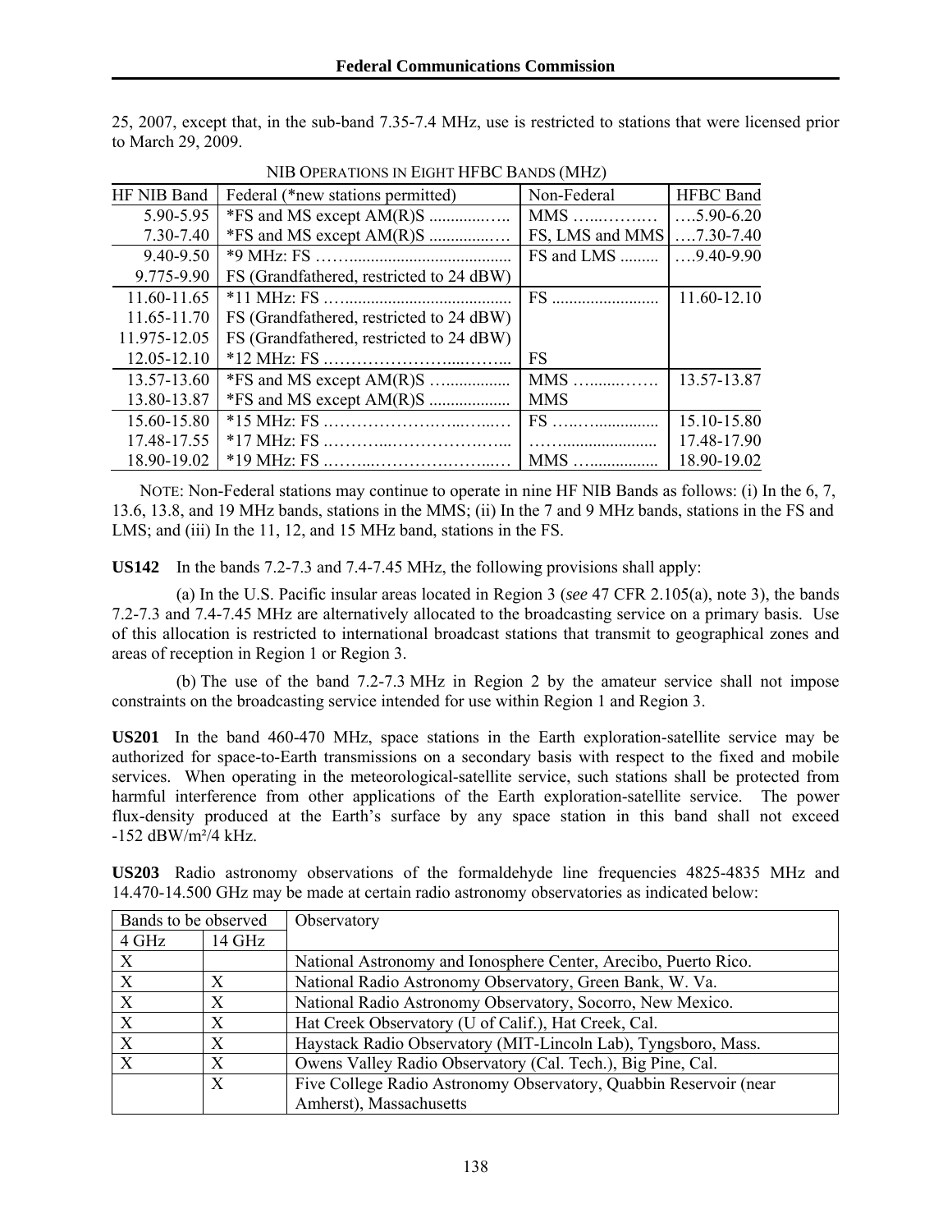25, 2007, except that, in the sub-band 7.35-7.4 MHz, use is restricted to stations that were licensed prior to March 29, 2009.

NIB OPERATIONS IN EIGHT HFBC BANDS (MHZ)

| HF NIB Band | Federal (*new stations permitted) | Non-Federal | HFBC Band |
|---|---|---|---|
| 5.90-5.95 | *FS and MS except AM(R)S ............…... | MMS …...……..… | ….5.90-6.20 |
| 7.30-7.40 | *FS and MS except AM(R)S ............…. | FS, LMS and MMS | ….7.30-7.40 |
| 9.40-9.50 | *9 MHz: FS ……..................................... | FS and LMS ......... | ….9.40-9.90 |
| 9.775-9.90 | FS (Grandfathered, restricted to 24 dBW) | | |
| 11.60-11.65 | *11 MHz: FS …...................................... | FS ........................ | 11.60-12.10 |
| 11.65-11.70 | FS (Grandfathered, restricted to 24 dBW) | | |
| 11.975-12.05 | FS (Grandfathered, restricted to 24 dBW) | | |
| 12.05-12.10 | *12 MHz: FS .………………….....……... | FS | |
| 13.57-13.60 | *FS and MS except AM(R)S …............... | MMS …........…… | 13.57-13.87 |
| 13.80-13.87 | *FS and MS except AM(R)S .................. | MMS | |
| 15.60-15.80 | *15 MHz: FS .……………….….....…..… | FS …..…............... | 15.10-15.80 |
| 17.48-17.55 | *17 MHz: FS .………....…………….….. | ……..................... | 17.48-17.90 |
| 18.90-19.02 | *19 MHz: FS .……...………….……...… | MMS …................ | 18.90-19.02 |

NOTE: Non-Federal stations may continue to operate in nine HF NIB Bands as follows: (i) In the 6, 7, 13.6, 13.8, and 19 MHz bands, stations in the MMS; (ii) In the 7 and 9 MHz bands, stations in the FS and LMS; and (iii) In the 11, 12, and 15 MHz band, stations in the FS.

**US142** In the bands 7.2-7.3 and 7.4-7.45 MHz, the following provisions shall apply:

(a) In the U.S. Pacific insular areas located in Region 3 (*see* 47 CFR 2.105(a), note 3), the bands 7.2-7.3 and 7.4-7.45 MHz are alternatively allocated to the broadcasting service on a primary basis. Use of this allocation is restricted to international broadcast stations that transmit to geographical zones and areas of reception in Region 1 or Region 3.

(b) The use of the band 7.2-7.3 MHz in Region 2 by the amateur service shall not impose constraints on the broadcasting service intended for use within Region 1 and Region 3.

**US201** In the band 460-470 MHz, space stations in the Earth exploration-satellite service may be authorized for space-to-Earth transmissions on a secondary basis with respect to the fixed and mobile services. When operating in the meteorological-satellite service, such stations shall be protected from harmful interference from other applications of the Earth exploration-satellite service. The power flux-density produced at the Earth's surface by any space station in this band shall not exceed -152 dBW/m²/4 kHz.

**US203** Radio astronomy observations of the formaldehyde line frequencies 4825-4835 MHz and 14.470-14.500 GHz may be made at certain radio astronomy observatories as indicated below:

| Bands to be observed | | Observatory |
|---|---|---|
| 4 GHz | 14 GHz | |
| X | | National Astronomy and Ionosphere Center, Arecibo, Puerto Rico. |
| X | X | National Radio Astronomy Observatory, Green Bank, W. Va. |
| X | X | National Radio Astronomy Observatory, Socorro, New Mexico. |
| X | X | Hat Creek Observatory (U of Calif.), Hat Creek, Cal. |
| X | X | Haystack Radio Observatory (MIT-Lincoln Lab), Tyngsboro, Mass. |
| X | X | Owens Valley Radio Observatory (Cal. Tech.), Big Pine, Cal. |
| | X | Five College Radio Astronomy Observatory, Quabbin Reservoir (near Amherst), Massachusetts |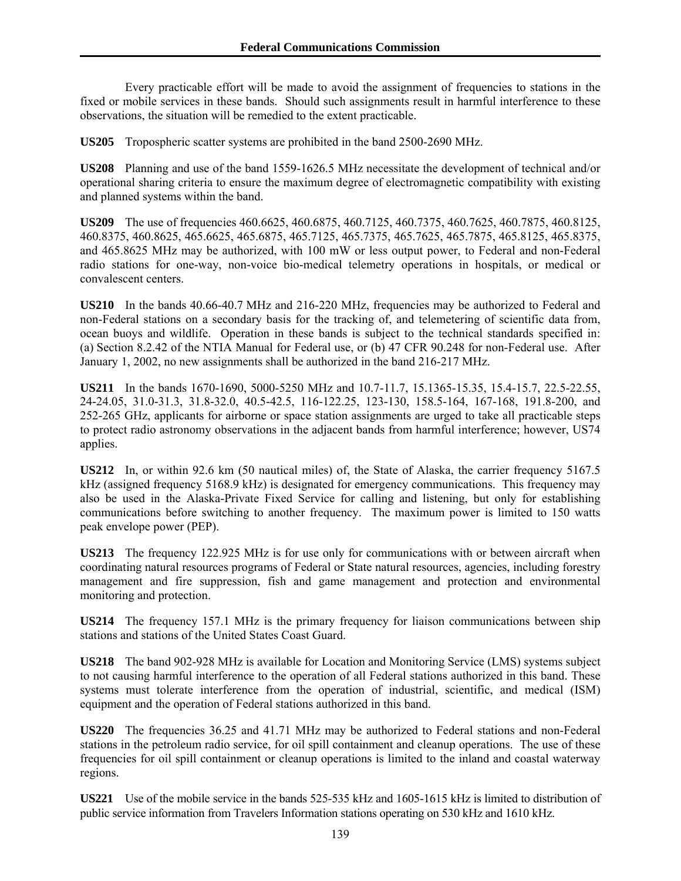Every practicable effort will be made to avoid the assignment of frequencies to stations in the fixed or mobile services in these bands. Should such assignments result in harmful interference to these observations, the situation will be remedied to the extent practicable.

**US205** Tropospheric scatter systems are prohibited in the band 2500-2690 MHz.

**US208** Planning and use of the band 1559-1626.5 MHz necessitate the development of technical and/or operational sharing criteria to ensure the maximum degree of electromagnetic compatibility with existing and planned systems within the band.

**US209** The use of frequencies 460.6625, 460.6875, 460.7125, 460.7375, 460.7625, 460.7875, 460.8125, 460.8375, 460.8625, 465.6625, 465.6875, 465.7125, 465.7375, 465.7625, 465.7875, 465.8125, 465.8375, and 465.8625 MHz may be authorized, with 100 mW or less output power, to Federal and non-Federal radio stations for one-way, non-voice bio-medical telemetry operations in hospitals, or medical or convalescent centers.

**US210** In the bands 40.66-40.7 MHz and 216-220 MHz, frequencies may be authorized to Federal and non-Federal stations on a secondary basis for the tracking of, and telemetering of scientific data from, ocean buoys and wildlife. Operation in these bands is subject to the technical standards specified in: (a) Section 8.2.42 of the NTIA Manual for Federal use, or (b) 47 CFR 90.248 for non-Federal use. After January 1, 2002, no new assignments shall be authorized in the band 216-217 MHz.

**US211** In the bands 1670-1690, 5000-5250 MHz and 10.7-11.7, 15.1365-15.35, 15.4-15.7, 22.5-22.55, 24-24.05, 31.0-31.3, 31.8-32.0, 40.5-42.5, 116-122.25, 123-130, 158.5-164, 167-168, 191.8-200, and 252-265 GHz, applicants for airborne or space station assignments are urged to take all practicable steps to protect radio astronomy observations in the adjacent bands from harmful interference; however, US74 applies.

**US212** In, or within 92.6 km (50 nautical miles) of, the State of Alaska, the carrier frequency 5167.5 kHz (assigned frequency 5168.9 kHz) is designated for emergency communications. This frequency may also be used in the Alaska-Private Fixed Service for calling and listening, but only for establishing communications before switching to another frequency. The maximum power is limited to 150 watts peak envelope power (PEP).

**US213** The frequency 122.925 MHz is for use only for communications with or between aircraft when coordinating natural resources programs of Federal or State natural resources, agencies, including forestry management and fire suppression, fish and game management and protection and environmental monitoring and protection.

**US214** The frequency 157.1 MHz is the primary frequency for liaison communications between ship stations and stations of the United States Coast Guard.

**US218** The band 902-928 MHz is available for Location and Monitoring Service (LMS) systems subject to not causing harmful interference to the operation of all Federal stations authorized in this band. These systems must tolerate interference from the operation of industrial, scientific, and medical (ISM) equipment and the operation of Federal stations authorized in this band.

**US220** The frequencies 36.25 and 41.71 MHz may be authorized to Federal stations and non-Federal stations in the petroleum radio service, for oil spill containment and cleanup operations. The use of these frequencies for oil spill containment or cleanup operations is limited to the inland and coastal waterway regions.

**US221** Use of the mobile service in the bands 525-535 kHz and 1605-1615 kHz is limited to distribution of public service information from Travelers Information stations operating on 530 kHz and 1610 kHz.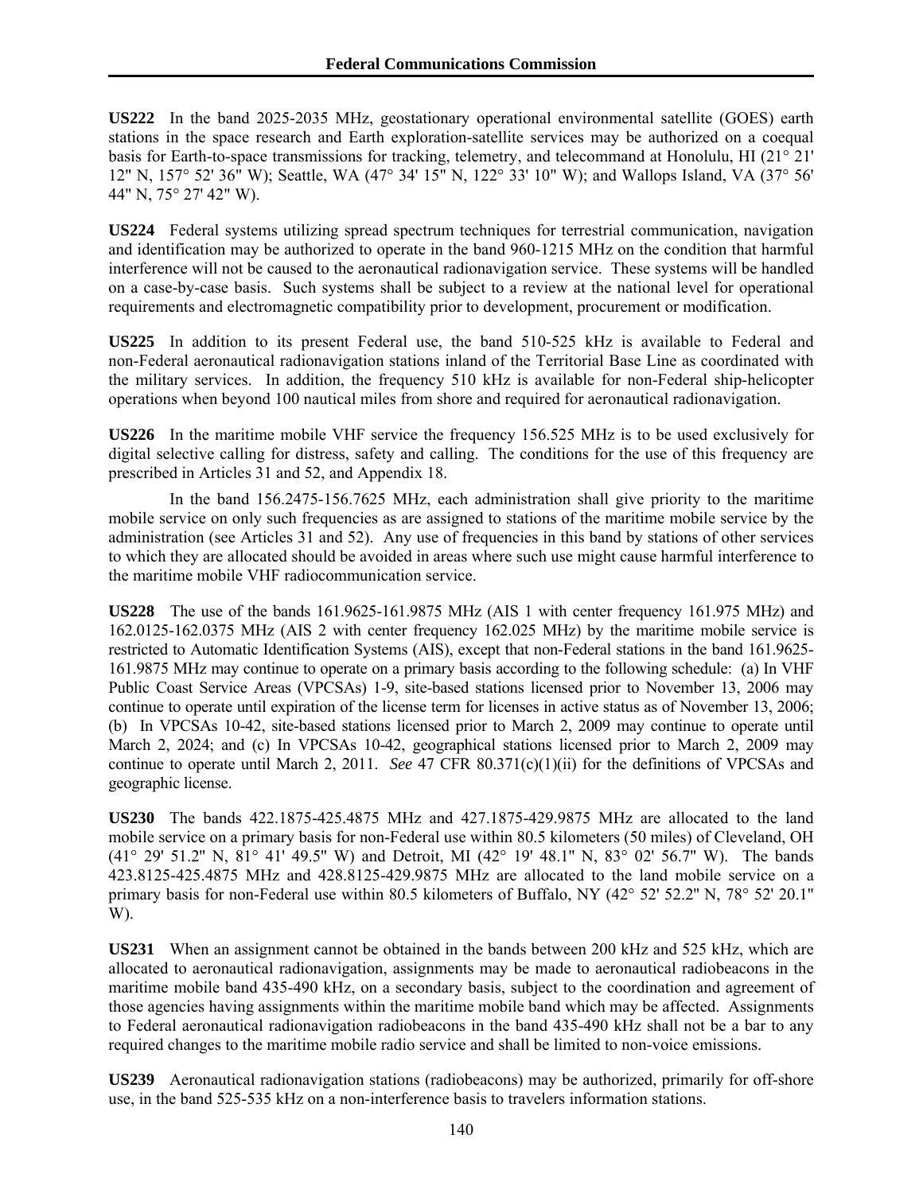**US222** In the band 2025-2035 MHz, geostationary operational environmental satellite (GOES) earth stations in the space research and Earth exploration-satellite services may be authorized on a coequal basis for Earth-to-space transmissions for tracking, telemetry, and telecommand at Honolulu, HI (21° 21' 12" N, 157° 52' 36" W); Seattle, WA (47° 34' 15" N, 122° 33' 10" W); and Wallops Island, VA (37° 56' 44" N, 75° 27' 42" W).

**US224** Federal systems utilizing spread spectrum techniques for terrestrial communication, navigation and identification may be authorized to operate in the band 960-1215 MHz on the condition that harmful interference will not be caused to the aeronautical radionavigation service. These systems will be handled on a case-by-case basis. Such systems shall be subject to a review at the national level for operational requirements and electromagnetic compatibility prior to development, procurement or modification.

**US225** In addition to its present Federal use, the band 510-525 kHz is available to Federal and non-Federal aeronautical radionavigation stations inland of the Territorial Base Line as coordinated with the military services. In addition, the frequency 510 kHz is available for non-Federal ship-helicopter operations when beyond 100 nautical miles from shore and required for aeronautical radionavigation.

**US226** In the maritime mobile VHF service the frequency 156.525 MHz is to be used exclusively for digital selective calling for distress, safety and calling. The conditions for the use of this frequency are prescribed in Articles 31 and 52, and Appendix 18.

In the band 156.2475-156.7625 MHz, each administration shall give priority to the maritime mobile service on only such frequencies as are assigned to stations of the maritime mobile service by the administration (see Articles 31 and 52). Any use of frequencies in this band by stations of other services to which they are allocated should be avoided in areas where such use might cause harmful interference to the maritime mobile VHF radiocommunication service.

**US228** The use of the bands 161.9625-161.9875 MHz (AIS 1 with center frequency 161.975 MHz) and 162.0125-162.0375 MHz (AIS 2 with center frequency 162.025 MHz) by the maritime mobile service is restricted to Automatic Identification Systems (AIS), except that non-Federal stations in the band 161.9625-161.9875 MHz may continue to operate on a primary basis according to the following schedule: (a) In VHF Public Coast Service Areas (VPCSAs) 1-9, site-based stations licensed prior to November 13, 2006 may continue to operate until expiration of the license term for licenses in active status as of November 13, 2006; (b) In VPCSAs 10-42, site-based stations licensed prior to March 2, 2009 may continue to operate until March 2, 2024; and (c) In VPCSAs 10-42, geographical stations licensed prior to March 2, 2009 may continue to operate until March 2, 2011. *See* 47 CFR 80.371(c)(1)(ii) for the definitions of VPCSAs and geographic license.

**US230** The bands 422.1875-425.4875 MHz and 427.1875-429.9875 MHz are allocated to the land mobile service on a primary basis for non-Federal use within 80.5 kilometers (50 miles) of Cleveland, OH (41° 29' 51.2" N, 81° 41' 49.5" W) and Detroit, MI (42° 19' 48.1" N, 83° 02' 56.7" W). The bands 423.8125-425.4875 MHz and 428.8125-429.9875 MHz are allocated to the land mobile service on a primary basis for non-Federal use within 80.5 kilometers of Buffalo, NY (42° 52' 52.2" N, 78° 52' 20.1" W).

**US231** When an assignment cannot be obtained in the bands between 200 kHz and 525 kHz, which are allocated to aeronautical radionavigation, assignments may be made to aeronautical radiobeacons in the maritime mobile band 435-490 kHz, on a secondary basis, subject to the coordination and agreement of those agencies having assignments within the maritime mobile band which may be affected. Assignments to Federal aeronautical radionavigation radiobeacons in the band 435-490 kHz shall not be a bar to any required changes to the maritime mobile radio service and shall be limited to non-voice emissions.

**US239** Aeronautical radionavigation stations (radiobeacons) may be authorized, primarily for off-shore use, in the band 525-535 kHz on a non-interference basis to travelers information stations.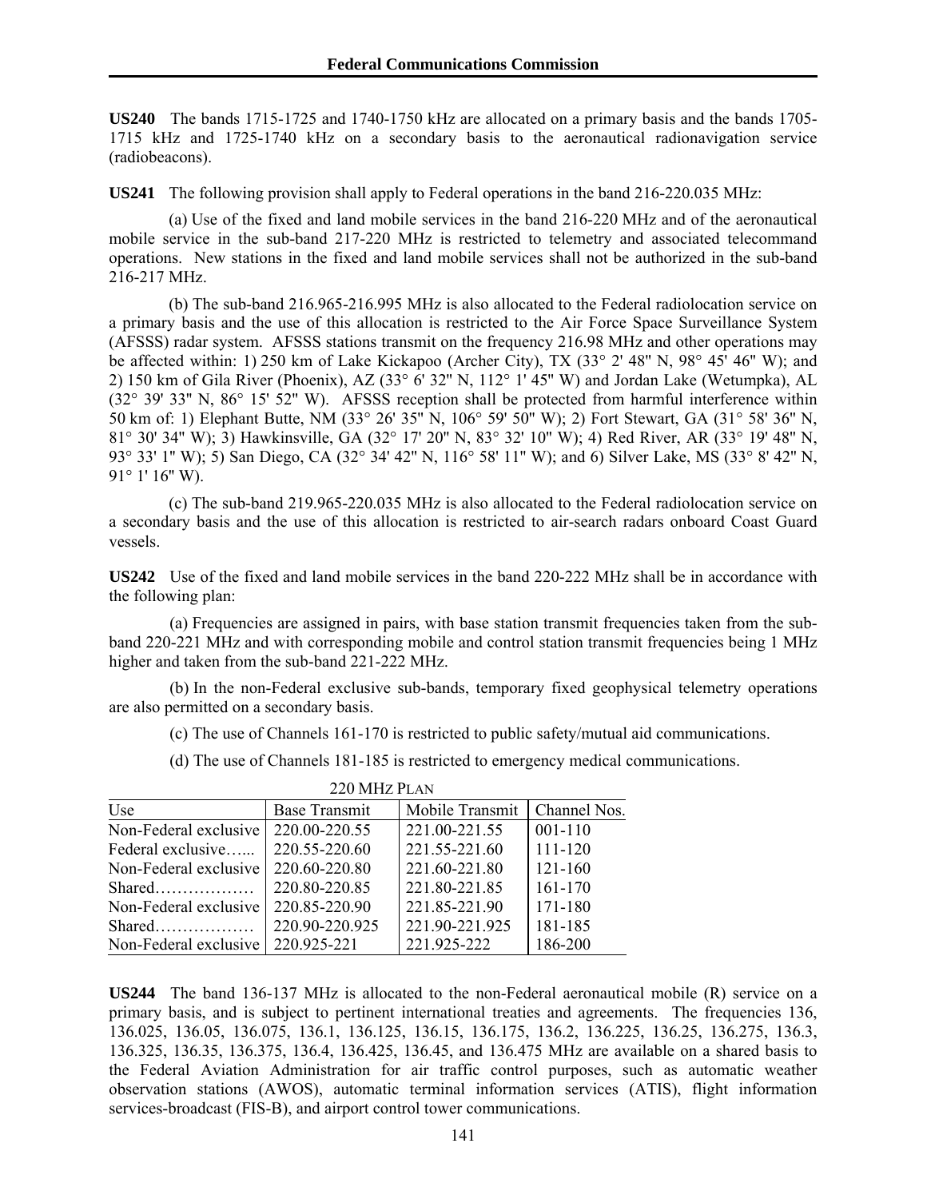**US240** The bands 1715-1725 and 1740-1750 kHz are allocated on a primary basis and the bands 1705-1715 kHz and 1725-1740 kHz on a secondary basis to the aeronautical radionavigation service (radiobeacons).

**US241** The following provision shall apply to Federal operations in the band 216-220.035 MHz:

(a) Use of the fixed and land mobile services in the band 216-220 MHz and of the aeronautical mobile service in the sub-band 217-220 MHz is restricted to telemetry and associated telecommand operations. New stations in the fixed and land mobile services shall not be authorized in the sub-band 216-217 MHz.

(b) The sub-band 216.965-216.995 MHz is also allocated to the Federal radiolocation service on a primary basis and the use of this allocation is restricted to the Air Force Space Surveillance System (AFSSS) radar system. AFSSS stations transmit on the frequency 216.98 MHz and other operations may be affected within: 1) 250 km of Lake Kickapoo (Archer City), TX (33° 2' 48" N, 98° 45' 46" W); and 2) 150 km of Gila River (Phoenix), AZ (33° 6' 32" N, 112° 1' 45" W) and Jordan Lake (Wetumpka), AL (32° 39' 33" N, 86° 15' 52" W). AFSSS reception shall be protected from harmful interference within 50 km of: 1) Elephant Butte, NM (33° 26' 35" N, 106° 59' 50" W); 2) Fort Stewart, GA (31° 58' 36" N, 81° 30' 34" W); 3) Hawkinsville, GA (32° 17' 20" N, 83° 32' 10" W); 4) Red River, AR (33° 19' 48" N, 93° 33' 1" W); 5) San Diego, CA (32° 34' 42" N, 116° 58' 11" W); and 6) Silver Lake, MS (33° 8' 42" N, 91° 1' 16" W).

(c) The sub-band 219.965-220.035 MHz is also allocated to the Federal radiolocation service on a secondary basis and the use of this allocation is restricted to air-search radars onboard Coast Guard vessels.

**US242** Use of the fixed and land mobile services in the band 220-222 MHz shall be in accordance with the following plan:

(a) Frequencies are assigned in pairs, with base station transmit frequencies taken from the sub-band 220-221 MHz and with corresponding mobile and control station transmit frequencies being 1 MHz higher and taken from the sub-band 221-222 MHz.

(b) In the non-Federal exclusive sub-bands, temporary fixed geophysical telemetry operations are also permitted on a secondary basis.

(c) The use of Channels 161-170 is restricted to public safety/mutual aid communications.

(d) The use of Channels 181-185 is restricted to emergency medical communications.

220 MHz Plan

| Use | Base Transmit | Mobile Transmit | Channel Nos. |
|---|---|---|---|
| Non-Federal exclusive | 220.00-220.55 | 221.00-221.55 | 001-110 |
| Federal exclusive…... | 220.55-220.60 | 221.55-221.60 | 111-120 |
| Non-Federal exclusive | 220.60-220.80 | 221.60-221.80 | 121-160 |
| Shared……………… | 220.80-220.85 | 221.80-221.85 | 161-170 |
| Non-Federal exclusive | 220.85-220.90 | 221.85-221.90 | 171-180 |
| Shared……………… | 220.90-220.925 | 221.90-221.925 | 181-185 |
| Non-Federal exclusive | 220.925-221 | 221.925-222 | 186-200 |

**US244** The band 136-137 MHz is allocated to the non-Federal aeronautical mobile (R) service on a primary basis, and is subject to pertinent international treaties and agreements. The frequencies 136, 136.025, 136.05, 136.075, 136.1, 136.125, 136.15, 136.175, 136.2, 136.225, 136.25, 136.275, 136.3, 136.325, 136.35, 136.375, 136.4, 136.425, 136.45, and 136.475 MHz are available on a shared basis to the Federal Aviation Administration for air traffic control purposes, such as automatic weather observation stations (AWOS), automatic terminal information services (ATIS), flight information services-broadcast (FIS-B), and airport control tower communications.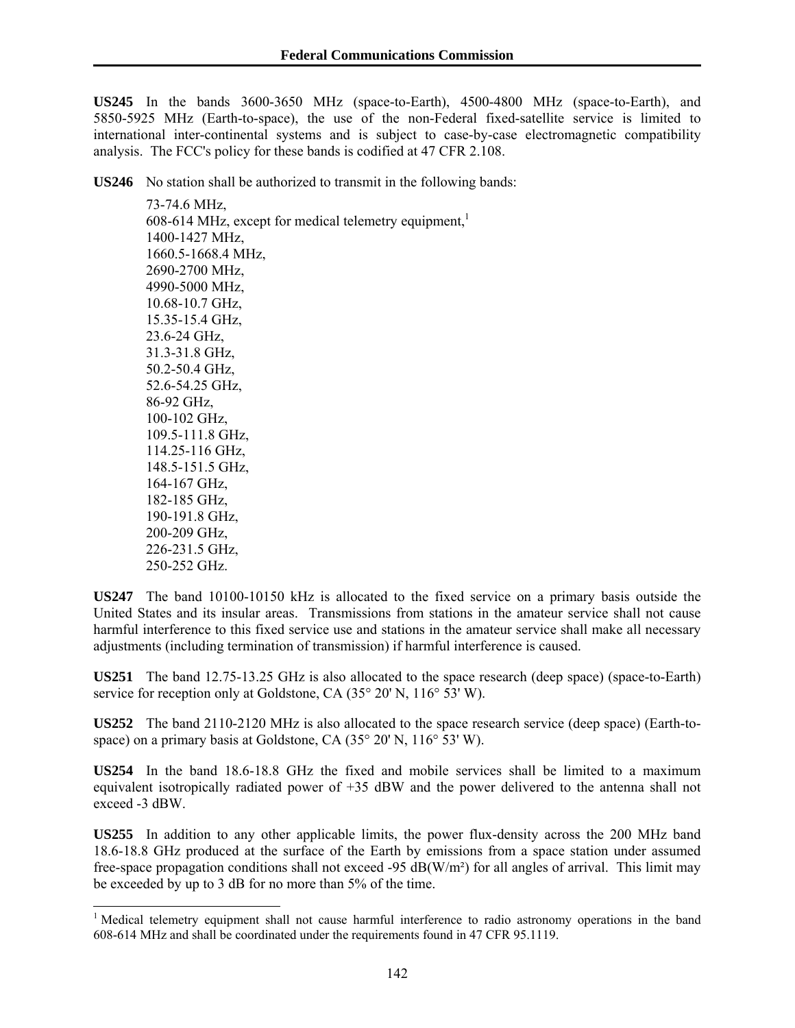**US245** In the bands 3600-3650 MHz (space-to-Earth), 4500-4800 MHz (space-to-Earth), and 5850-5925 MHz (Earth-to-space), the use of the non-Federal fixed-satellite service is limited to international inter-continental systems and is subject to case-by-case electromagnetic compatibility analysis. The FCC's policy for these bands is codified at 47 CFR 2.108.

**US246** No station shall be authorized to transmit in the following bands:

> 73-74.6 MHz,
> 608-614 MHz, except for medical telemetry equipment,[1]
> 1400-1427 MHz,
> 1660.5-1668.4 MHz,
> 2690-2700 MHz,
> 4990-5000 MHz,
> 10.68-10.7 GHz,
> 15.35-15.4 GHz,
> 23.6-24 GHz,
> 31.3-31.8 GHz,
> 50.2-50.4 GHz,
> 52.6-54.25 GHz,
> 86-92 GHz,
> 100-102 GHz,
> 109.5-111.8 GHz,
> 114.25-116 GHz,
> 148.5-151.5 GHz,
> 164-167 GHz,
> 182-185 GHz,
> 190-191.8 GHz,
> 200-209 GHz,
> 226-231.5 GHz,
> 250-252 GHz.

**US247** The band 10100-10150 kHz is allocated to the fixed service on a primary basis outside the United States and its insular areas. Transmissions from stations in the amateur service shall not cause harmful interference to this fixed service use and stations in the amateur service shall make all necessary adjustments (including termination of transmission) if harmful interference is caused.

**US251** The band 12.75-13.25 GHz is also allocated to the space research (deep space) (space-to-Earth) service for reception only at Goldstone, CA (35° 20' N, 116° 53' W).

**US252** The band 2110-2120 MHz is also allocated to the space research service (deep space) (Earth-to-space) on a primary basis at Goldstone, CA (35° 20' N, 116° 53' W).

**US254** In the band 18.6-18.8 GHz the fixed and mobile services shall be limited to a maximum equivalent isotropically radiated power of +35 dBW and the power delivered to the antenna shall not exceed -3 dBW.

**US255** In addition to any other applicable limits, the power flux-density across the 200 MHz band 18.6-18.8 GHz produced at the surface of the Earth by emissions from a space station under assumed free-space propagation conditions shall not exceed -95 dB(W/m²) for all angles of arrival. This limit may be exceeded by up to 3 dB for no more than 5% of the time.

---

[1] Medical telemetry equipment shall not cause harmful interference to radio astronomy operations in the band 608-614 MHz and shall be coordinated under the requirements found in 47 CFR 95.1119.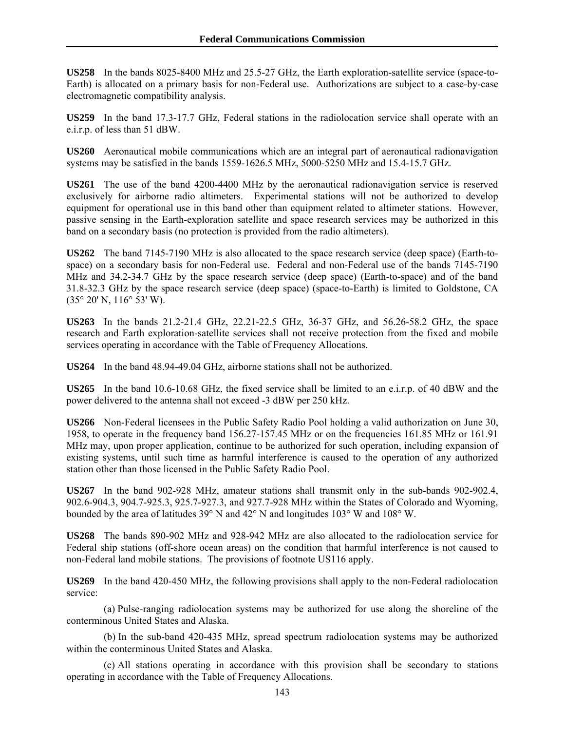**US258** In the bands 8025-8400 MHz and 25.5-27 GHz, the Earth exploration-satellite service (space-to-Earth) is allocated on a primary basis for non-Federal use. Authorizations are subject to a case-by-case electromagnetic compatibility analysis.

**US259** In the band 17.3-17.7 GHz, Federal stations in the radiolocation service shall operate with an e.i.r.p. of less than 51 dBW.

**US260** Aeronautical mobile communications which are an integral part of aeronautical radionavigation systems may be satisfied in the bands 1559-1626.5 MHz, 5000-5250 MHz and 15.4-15.7 GHz.

**US261** The use of the band 4200-4400 MHz by the aeronautical radionavigation service is reserved exclusively for airborne radio altimeters. Experimental stations will not be authorized to develop equipment for operational use in this band other than equipment related to altimeter stations. However, passive sensing in the Earth-exploration satellite and space research services may be authorized in this band on a secondary basis (no protection is provided from the radio altimeters).

**US262** The band 7145-7190 MHz is also allocated to the space research service (deep space) (Earth-to-space) on a secondary basis for non-Federal use. Federal and non-Federal use of the bands 7145-7190 MHz and 34.2-34.7 GHz by the space research service (deep space) (Earth-to-space) and of the band 31.8-32.3 GHz by the space research service (deep space) (space-to-Earth) is limited to Goldstone, CA (35° 20' N, 116° 53' W).

**US263** In the bands 21.2-21.4 GHz, 22.21-22.5 GHz, 36-37 GHz, and 56.26-58.2 GHz, the space research and Earth exploration-satellite services shall not receive protection from the fixed and mobile services operating in accordance with the Table of Frequency Allocations.

**US264** In the band 48.94-49.04 GHz, airborne stations shall not be authorized.

**US265** In the band 10.6-10.68 GHz, the fixed service shall be limited to an e.i.r.p. of 40 dBW and the power delivered to the antenna shall not exceed -3 dBW per 250 kHz.

**US266** Non-Federal licensees in the Public Safety Radio Pool holding a valid authorization on June 30, 1958, to operate in the frequency band 156.27-157.45 MHz or on the frequencies 161.85 MHz or 161.91 MHz may, upon proper application, continue to be authorized for such operation, including expansion of existing systems, until such time as harmful interference is caused to the operation of any authorized station other than those licensed in the Public Safety Radio Pool.

**US267** In the band 902-928 MHz, amateur stations shall transmit only in the sub-bands 902-902.4, 902.6-904.3, 904.7-925.3, 925.7-927.3, and 927.7-928 MHz within the States of Colorado and Wyoming, bounded by the area of latitudes 39° N and 42° N and longitudes 103° W and 108° W.

**US268** The bands 890-902 MHz and 928-942 MHz are also allocated to the radiolocation service for Federal ship stations (off-shore ocean areas) on the condition that harmful interference is not caused to non-Federal land mobile stations. The provisions of footnote US116 apply.

**US269** In the band 420-450 MHz, the following provisions shall apply to the non-Federal radiolocation service:

(a) Pulse-ranging radiolocation systems may be authorized for use along the shoreline of the conterminous United States and Alaska.

(b) In the sub-band 420-435 MHz, spread spectrum radiolocation systems may be authorized within the conterminous United States and Alaska.

(c) All stations operating in accordance with this provision shall be secondary to stations operating in accordance with the Table of Frequency Allocations.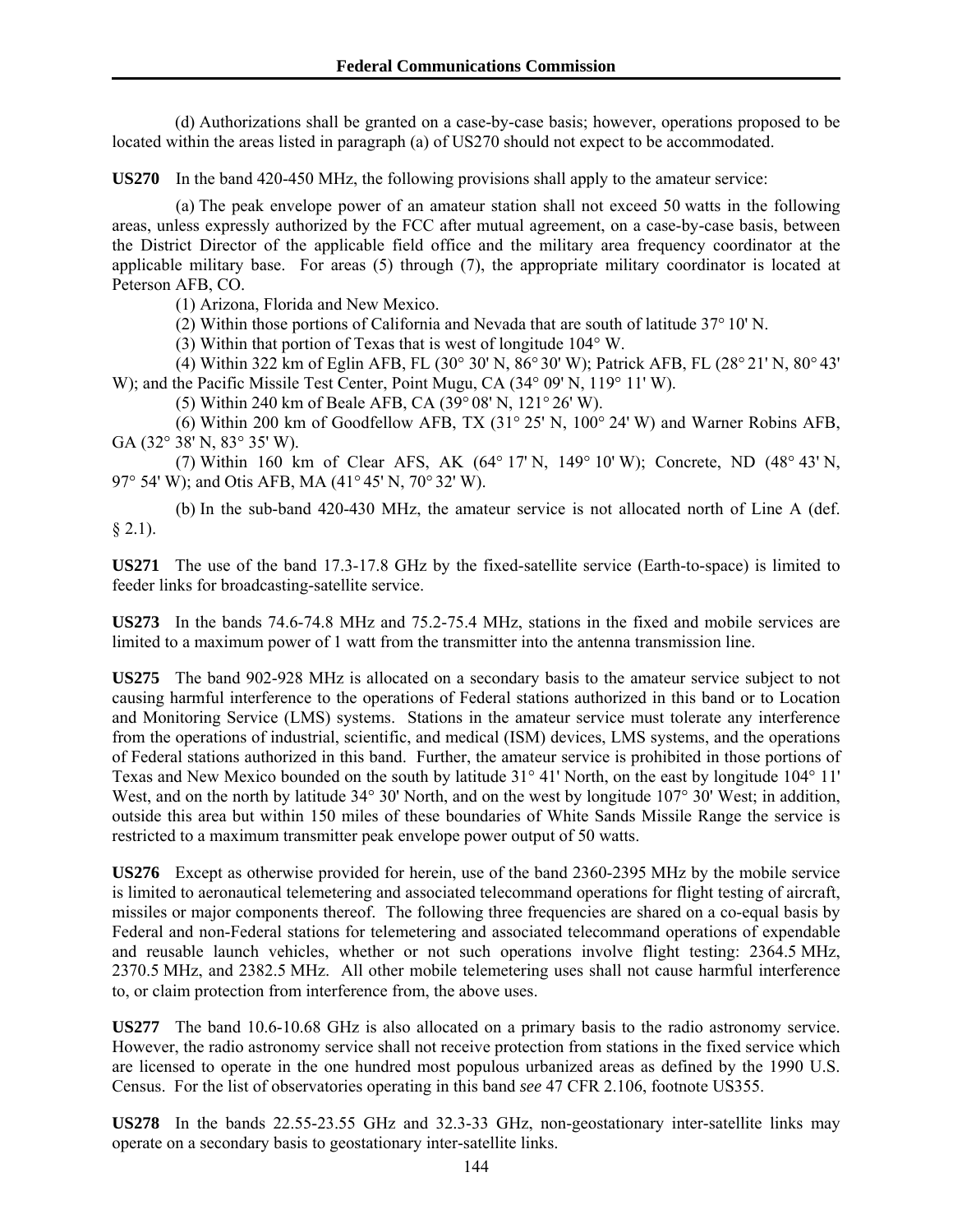(d) Authorizations shall be granted on a case-by-case basis; however, operations proposed to be located within the areas listed in paragraph (a) of US270 should not expect to be accommodated.

**US270** In the band 420-450 MHz, the following provisions shall apply to the amateur service:

(a) The peak envelope power of an amateur station shall not exceed 50 watts in the following areas, unless expressly authorized by the FCC after mutual agreement, on a case-by-case basis, between the District Director of the applicable field office and the military area frequency coordinator at the applicable military base. For areas (5) through (7), the appropriate military coordinator is located at Peterson AFB, CO.

(1) Arizona, Florida and New Mexico.

(2) Within those portions of California and Nevada that are south of latitude 37° 10' N.

(3) Within that portion of Texas that is west of longitude 104° W.

(4) Within 322 km of Eglin AFB, FL (30° 30' N, 86° 30' W); Patrick AFB, FL (28° 21' N, 80° 43' W); and the Pacific Missile Test Center, Point Mugu, CA (34° 09' N, 119° 11' W).

(5) Within 240 km of Beale AFB, CA (39° 08' N, 121° 26' W).

(6) Within 200 km of Goodfellow AFB, TX (31° 25' N, 100° 24' W) and Warner Robins AFB, GA (32° 38' N, 83° 35' W).

(7) Within 160 km of Clear AFS, AK (64° 17' N, 149° 10' W); Concrete, ND (48° 43' N, 97° 54' W); and Otis AFB, MA (41° 45' N, 70° 32' W).

(b) In the sub-band 420-430 MHz, the amateur service is not allocated north of Line A (def. § 2.1).

**US271** The use of the band 17.3-17.8 GHz by the fixed-satellite service (Earth-to-space) is limited to feeder links for broadcasting-satellite service.

**US273** In the bands 74.6-74.8 MHz and 75.2-75.4 MHz, stations in the fixed and mobile services are limited to a maximum power of 1 watt from the transmitter into the antenna transmission line.

**US275** The band 902-928 MHz is allocated on a secondary basis to the amateur service subject to not causing harmful interference to the operations of Federal stations authorized in this band or to Location and Monitoring Service (LMS) systems. Stations in the amateur service must tolerate any interference from the operations of industrial, scientific, and medical (ISM) devices, LMS systems, and the operations of Federal stations authorized in this band. Further, the amateur service is prohibited in those portions of Texas and New Mexico bounded on the south by latitude 31° 41' North, on the east by longitude 104° 11' West, and on the north by latitude 34° 30' North, and on the west by longitude 107° 30' West; in addition, outside this area but within 150 miles of these boundaries of White Sands Missile Range the service is restricted to a maximum transmitter peak envelope power output of 50 watts.

**US276** Except as otherwise provided for herein, use of the band 2360-2395 MHz by the mobile service is limited to aeronautical telemetering and associated telecommand operations for flight testing of aircraft, missiles or major components thereof. The following three frequencies are shared on a co-equal basis by Federal and non-Federal stations for telemetering and associated telecommand operations of expendable and reusable launch vehicles, whether or not such operations involve flight testing: 2364.5 MHz, 2370.5 MHz, and 2382.5 MHz. All other mobile telemetering uses shall not cause harmful interference to, or claim protection from interference from, the above uses.

**US277** The band 10.6-10.68 GHz is also allocated on a primary basis to the radio astronomy service. However, the radio astronomy service shall not receive protection from stations in the fixed service which are licensed to operate in the one hundred most populous urbanized areas as defined by the 1990 U.S. Census. For the list of observatories operating in this band *see* 47 CFR 2.106, footnote US355.

**US278** In the bands 22.55-23.55 GHz and 32.3-33 GHz, non-geostationary inter-satellite links may operate on a secondary basis to geostationary inter-satellite links.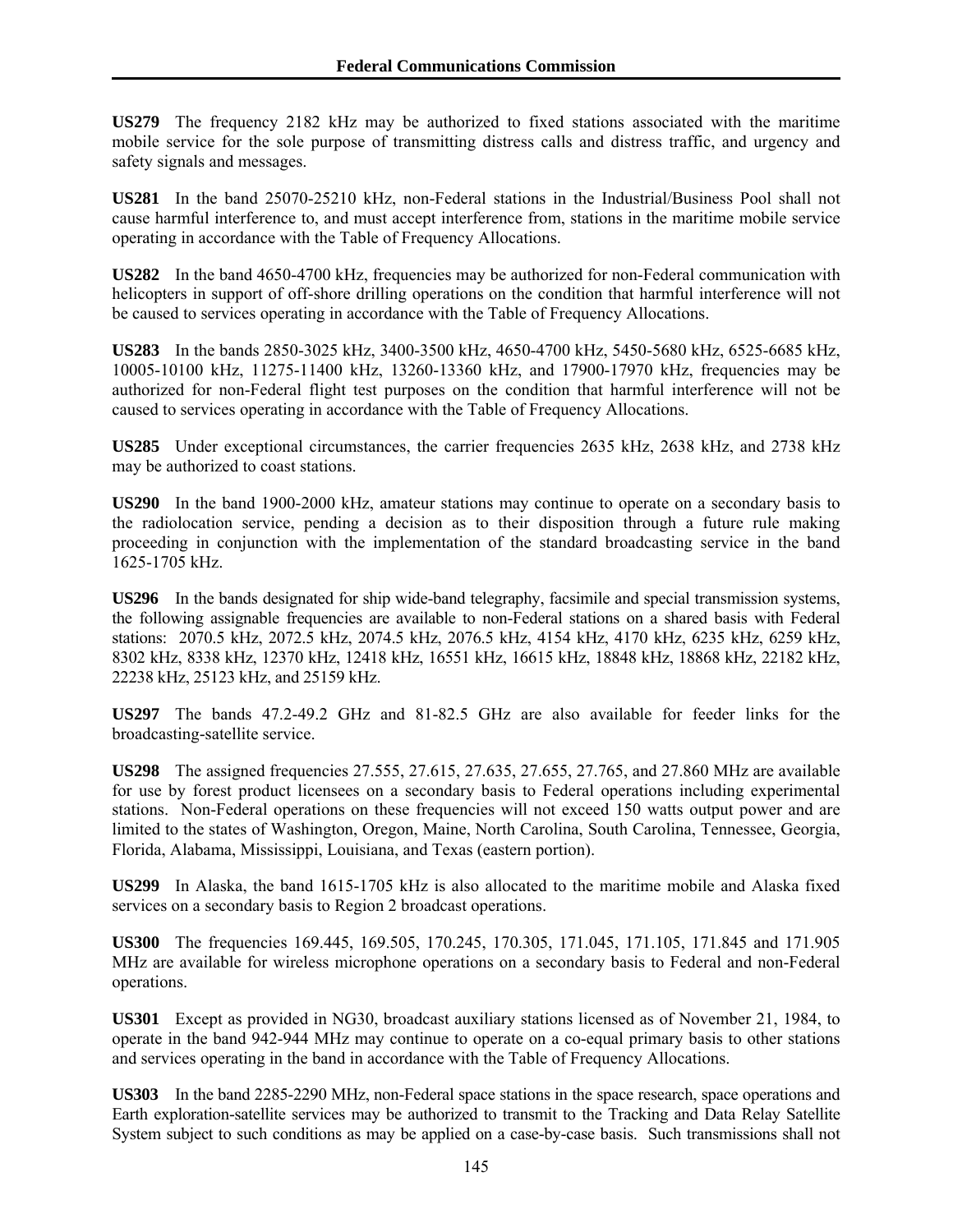**US279** The frequency 2182 kHz may be authorized to fixed stations associated with the maritime mobile service for the sole purpose of transmitting distress calls and distress traffic, and urgency and safety signals and messages.

**US281** In the band 25070-25210 kHz, non-Federal stations in the Industrial/Business Pool shall not cause harmful interference to, and must accept interference from, stations in the maritime mobile service operating in accordance with the Table of Frequency Allocations.

**US282** In the band 4650-4700 kHz, frequencies may be authorized for non-Federal communication with helicopters in support of off-shore drilling operations on the condition that harmful interference will not be caused to services operating in accordance with the Table of Frequency Allocations.

**US283** In the bands 2850-3025 kHz, 3400-3500 kHz, 4650-4700 kHz, 5450-5680 kHz, 6525-6685 kHz, 10005-10100 kHz, 11275-11400 kHz, 13260-13360 kHz, and 17900-17970 kHz, frequencies may be authorized for non-Federal flight test purposes on the condition that harmful interference will not be caused to services operating in accordance with the Table of Frequency Allocations.

**US285** Under exceptional circumstances, the carrier frequencies 2635 kHz, 2638 kHz, and 2738 kHz may be authorized to coast stations.

**US290** In the band 1900-2000 kHz, amateur stations may continue to operate on a secondary basis to the radiolocation service, pending a decision as to their disposition through a future rule making proceeding in conjunction with the implementation of the standard broadcasting service in the band 1625-1705 kHz.

**US296** In the bands designated for ship wide-band telegraphy, facsimile and special transmission systems, the following assignable frequencies are available to non-Federal stations on a shared basis with Federal stations: 2070.5 kHz, 2072.5 kHz, 2074.5 kHz, 2076.5 kHz, 4154 kHz, 4170 kHz, 6235 kHz, 6259 kHz, 8302 kHz, 8338 kHz, 12370 kHz, 12418 kHz, 16551 kHz, 16615 kHz, 18848 kHz, 18868 kHz, 22182 kHz, 22238 kHz, 25123 kHz, and 25159 kHz.

**US297** The bands 47.2-49.2 GHz and 81-82.5 GHz are also available for feeder links for the broadcasting-satellite service.

**US298** The assigned frequencies 27.555, 27.615, 27.635, 27.655, 27.765, and 27.860 MHz are available for use by forest product licensees on a secondary basis to Federal operations including experimental stations. Non-Federal operations on these frequencies will not exceed 150 watts output power and are limited to the states of Washington, Oregon, Maine, North Carolina, South Carolina, Tennessee, Georgia, Florida, Alabama, Mississippi, Louisiana, and Texas (eastern portion).

**US299** In Alaska, the band 1615-1705 kHz is also allocated to the maritime mobile and Alaska fixed services on a secondary basis to Region 2 broadcast operations.

**US300** The frequencies 169.445, 169.505, 170.245, 170.305, 171.045, 171.105, 171.845 and 171.905 MHz are available for wireless microphone operations on a secondary basis to Federal and non-Federal operations.

**US301** Except as provided in NG30, broadcast auxiliary stations licensed as of November 21, 1984, to operate in the band 942-944 MHz may continue to operate on a co-equal primary basis to other stations and services operating in the band in accordance with the Table of Frequency Allocations.

**US303** In the band 2285-2290 MHz, non-Federal space stations in the space research, space operations and Earth exploration-satellite services may be authorized to transmit to the Tracking and Data Relay Satellite System subject to such conditions as may be applied on a case-by-case basis. Such transmissions shall not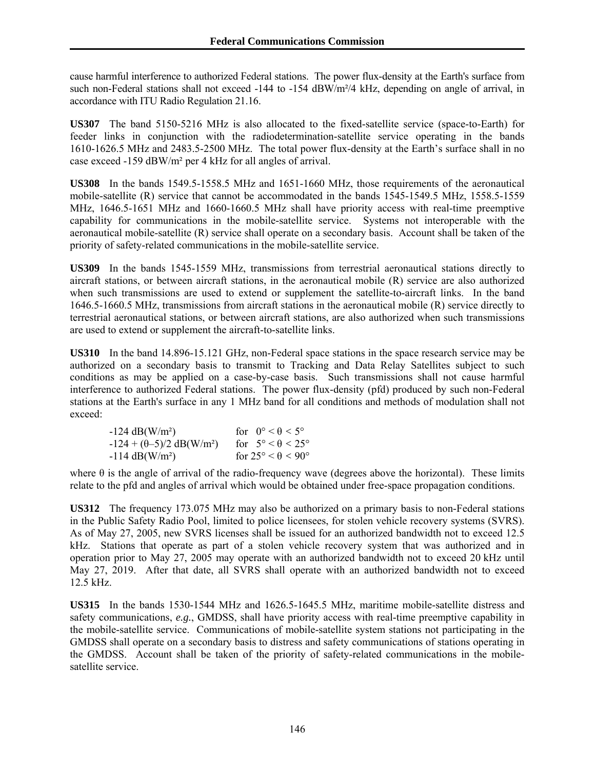cause harmful interference to authorized Federal stations. The power flux-density at the Earth's surface from such non-Federal stations shall not exceed -144 to -154 dBW/m²/4 kHz, depending on angle of arrival, in accordance with ITU Radio Regulation 21.16.

**US307** The band 5150-5216 MHz is also allocated to the fixed-satellite service (space-to-Earth) for feeder links in conjunction with the radiodetermination-satellite service operating in the bands 1610-1626.5 MHz and 2483.5-2500 MHz. The total power flux-density at the Earth's surface shall in no case exceed -159 dBW/m² per 4 kHz for all angles of arrival.

**US308** In the bands 1549.5-1558.5 MHz and 1651-1660 MHz, those requirements of the aeronautical mobile-satellite (R) service that cannot be accommodated in the bands 1545-1549.5 MHz, 1558.5-1559 MHz, 1646.5-1651 MHz and 1660-1660.5 MHz shall have priority access with real-time preemptive capability for communications in the mobile-satellite service. Systems not interoperable with the aeronautical mobile-satellite (R) service shall operate on a secondary basis. Account shall be taken of the priority of safety-related communications in the mobile-satellite service.

**US309** In the bands 1545-1559 MHz, transmissions from terrestrial aeronautical stations directly to aircraft stations, or between aircraft stations, in the aeronautical mobile (R) service are also authorized when such transmissions are used to extend or supplement the satellite-to-aircraft links. In the band 1646.5-1660.5 MHz, transmissions from aircraft stations in the aeronautical mobile (R) service directly to terrestrial aeronautical stations, or between aircraft stations, are also authorized when such transmissions are used to extend or supplement the aircraft-to-satellite links.

**US310** In the band 14.896-15.121 GHz, non-Federal space stations in the space research service may be authorized on a secondary basis to transmit to Tracking and Data Relay Satellites subject to such conditions as may be applied on a case-by-case basis. Such transmissions shall not cause harmful interference to authorized Federal stations. The power flux-density (pfd) produced by such non-Federal stations at the Earth's surface in any 1 MHz band for all conditions and methods of modulation shall not exceed:

| | |
|---|---|
| -124 dB(W/m²) | for $0° < \theta < 5°$ |
| $-124 + (\theta - 5)/2$ dB(W/m²) | for $5° < \theta < 25°$ |
| -114 dB(W/m²) | for $25° < \theta < 90°$ |

where $\theta$ is the angle of arrival of the radio-frequency wave (degrees above the horizontal). These limits relate to the pfd and angles of arrival which would be obtained under free-space propagation conditions.

**US312** The frequency 173.075 MHz may also be authorized on a primary basis to non-Federal stations in the Public Safety Radio Pool, limited to police licensees, for stolen vehicle recovery systems (SVRS). As of May 27, 2005, new SVRS licenses shall be issued for an authorized bandwidth not to exceed 12.5 kHz. Stations that operate as part of a stolen vehicle recovery system that was authorized and in operation prior to May 27, 2005 may operate with an authorized bandwidth not to exceed 20 kHz until May 27, 2019. After that date, all SVRS shall operate with an authorized bandwidth not to exceed 12.5 kHz.

**US315** In the bands 1530-1544 MHz and 1626.5-1645.5 MHz, maritime mobile-satellite distress and safety communications, *e.g.*, GMDSS, shall have priority access with real-time preemptive capability in the mobile-satellite service. Communications of mobile-satellite system stations not participating in the GMDSS shall operate on a secondary basis to distress and safety communications of stations operating in the GMDSS. Account shall be taken of the priority of safety-related communications in the mobile-satellite service.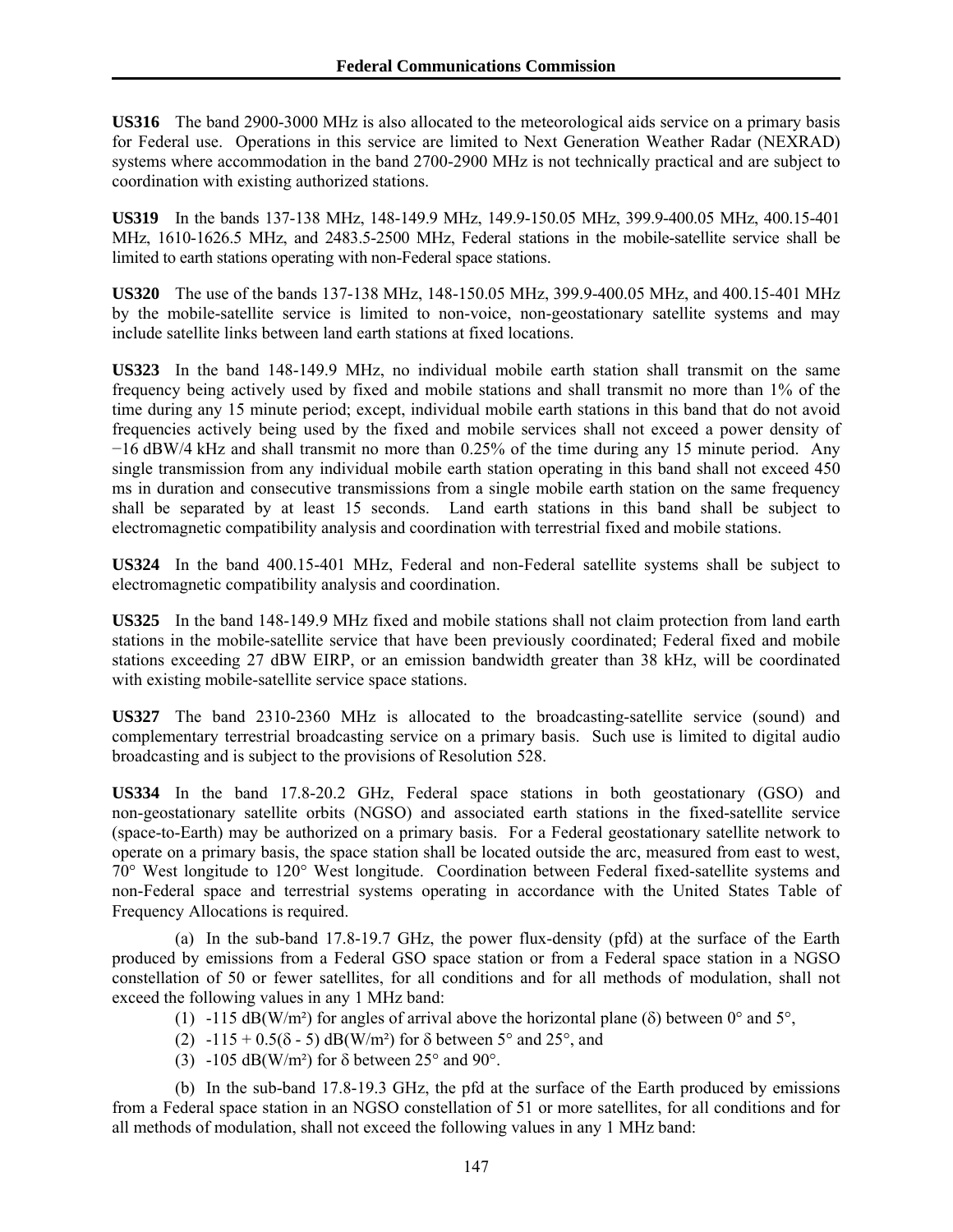**US316** The band 2900-3000 MHz is also allocated to the meteorological aids service on a primary basis for Federal use. Operations in this service are limited to Next Generation Weather Radar (NEXRAD) systems where accommodation in the band 2700-2900 MHz is not technically practical and are subject to coordination with existing authorized stations.

**US319** In the bands 137-138 MHz, 148-149.9 MHz, 149.9-150.05 MHz, 399.9-400.05 MHz, 400.15-401 MHz, 1610-1626.5 MHz, and 2483.5-2500 MHz, Federal stations in the mobile-satellite service shall be limited to earth stations operating with non-Federal space stations.

**US320** The use of the bands 137-138 MHz, 148-150.05 MHz, 399.9-400.05 MHz, and 400.15-401 MHz by the mobile-satellite service is limited to non-voice, non-geostationary satellite systems and may include satellite links between land earth stations at fixed locations.

**US323** In the band 148-149.9 MHz, no individual mobile earth station shall transmit on the same frequency being actively used by fixed and mobile stations and shall transmit no more than 1% of the time during any 15 minute period; except, individual mobile earth stations in this band that do not avoid frequencies actively being used by the fixed and mobile services shall not exceed a power density of −16 dBW/4 kHz and shall transmit no more than 0.25% of the time during any 15 minute period. Any single transmission from any individual mobile earth station operating in this band shall not exceed 450 ms in duration and consecutive transmissions from a single mobile earth station on the same frequency shall be separated by at least 15 seconds. Land earth stations in this band shall be subject to electromagnetic compatibility analysis and coordination with terrestrial fixed and mobile stations.

**US324** In the band 400.15-401 MHz, Federal and non-Federal satellite systems shall be subject to electromagnetic compatibility analysis and coordination.

**US325** In the band 148-149.9 MHz fixed and mobile stations shall not claim protection from land earth stations in the mobile-satellite service that have been previously coordinated; Federal fixed and mobile stations exceeding 27 dBW EIRP, or an emission bandwidth greater than 38 kHz, will be coordinated with existing mobile-satellite service space stations.

**US327** The band 2310-2360 MHz is allocated to the broadcasting-satellite service (sound) and complementary terrestrial broadcasting service on a primary basis. Such use is limited to digital audio broadcasting and is subject to the provisions of Resolution 528.

**US334** In the band 17.8-20.2 GHz, Federal space stations in both geostationary (GSO) and non-geostationary satellite orbits (NGSO) and associated earth stations in the fixed-satellite service (space-to-Earth) may be authorized on a primary basis. For a Federal geostationary satellite network to operate on a primary basis, the space station shall be located outside the arc, measured from east to west, 70° West longitude to 120° West longitude. Coordination between Federal fixed-satellite systems and non-Federal space and terrestrial systems operating in accordance with the United States Table of Frequency Allocations is required.

(a) In the sub-band 17.8-19.7 GHz, the power flux-density (pfd) at the surface of the Earth produced by emissions from a Federal GSO space station or from a Federal space station in a NGSO constellation of 50 or fewer satellites, for all conditions and for all methods of modulation, shall not exceed the following values in any 1 MHz band:

(1) -115 dB(W/m²) for angles of arrival above the horizontal plane ($\delta$) between 0° and 5°,

(2) $-115 + 0.5(\delta - 5)$ dB(W/m²) for $\delta$ between 5° and 25°, and

(3) -105 dB(W/m²) for $\delta$ between 25° and 90°.

(b) In the sub-band 17.8-19.3 GHz, the pfd at the surface of the Earth produced by emissions from a Federal space station in an NGSO constellation of 51 or more satellites, for all conditions and for all methods of modulation, shall not exceed the following values in any 1 MHz band: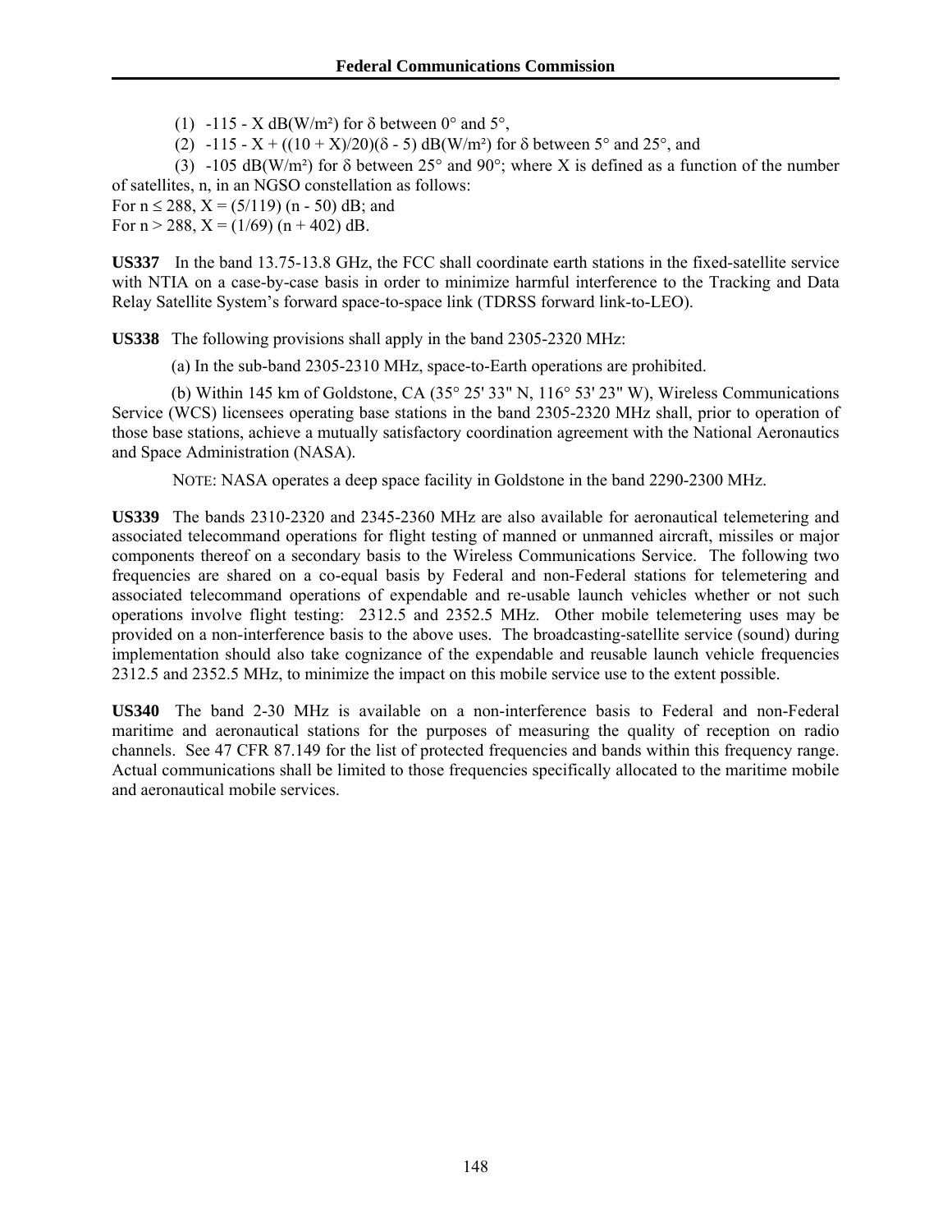(1) $-115 - X$ dB(W/m²) for $\delta$ between 0° and 5°,

(2) $-115 - X + ((10 + X)/20)(\delta - 5)$ dB(W/m²) for $\delta$ between 5° and 25°, and

(3) $-105$ dB(W/m²) for $\delta$ between 25° and 90°; where X is defined as a function of the number of satellites, n, in an NGSO constellation as follows:

For $n \leq 288$, $X = (5/119)(n - 50)$ dB; and
For $n > 288$, $X = (1/69)(n + 402)$ dB.

**US337** In the band 13.75-13.8 GHz, the FCC shall coordinate earth stations in the fixed-satellite service with NTIA on a case-by-case basis in order to minimize harmful interference to the Tracking and Data Relay Satellite System's forward space-to-space link (TDRSS forward link-to-LEO).

**US338** The following provisions shall apply in the band 2305-2320 MHz:

(a) In the sub-band 2305-2310 MHz, space-to-Earth operations are prohibited.

(b) Within 145 km of Goldstone, CA (35° 25' 33" N, 116° 53' 23" W), Wireless Communications Service (WCS) licensees operating base stations in the band 2305-2320 MHz shall, prior to operation of those base stations, achieve a mutually satisfactory coordination agreement with the National Aeronautics and Space Administration (NASA).

NOTE: NASA operates a deep space facility in Goldstone in the band 2290-2300 MHz.

**US339** The bands 2310-2320 and 2345-2360 MHz are also available for aeronautical telemetering and associated telecommand operations for flight testing of manned or unmanned aircraft, missiles or major components thereof on a secondary basis to the Wireless Communications Service. The following two frequencies are shared on a co-equal basis by Federal and non-Federal stations for telemetering and associated telecommand operations of expendable and re-usable launch vehicles whether or not such operations involve flight testing: 2312.5 and 2352.5 MHz. Other mobile telemetering uses may be provided on a non-interference basis to the above uses. The broadcasting-satellite service (sound) during implementation should also take cognizance of the expendable and reusable launch vehicle frequencies 2312.5 and 2352.5 MHz, to minimize the impact on this mobile service use to the extent possible.

**US340** The band 2-30 MHz is available on a non-interference basis to Federal and non-Federal maritime and aeronautical stations for the purposes of measuring the quality of reception on radio channels. See 47 CFR 87.149 for the list of protected frequencies and bands within this frequency range. Actual communications shall be limited to those frequencies specifically allocated to the maritime mobile and aeronautical mobile services.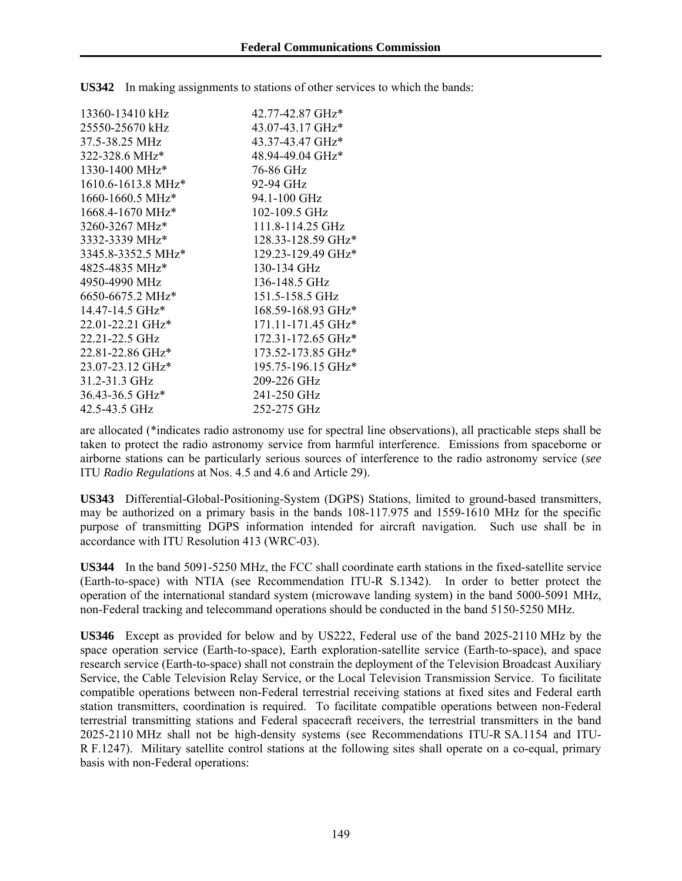**US342** In making assignments to stations of other services to which the bands:

| | |
|---|---|
| 13360-13410 kHz | 42.77-42.87 GHz* |
| 25550-25670 kHz | 43.07-43.17 GHz* |
| 37.5-38.25 MHz | 43.37-43.47 GHz* |
| 322-328.6 MHz* | 48.94-49.04 GHz* |
| 1330-1400 MHz* | 76-86 GHz |
| 1610.6-1613.8 MHz* | 92-94 GHz |
| 1660-1660.5 MHz* | 94.1-100 GHz |
| 1668.4-1670 MHz* | 102-109.5 GHz |
| 3260-3267 MHz* | 111.8-114.25 GHz |
| 3332-3339 MHz* | 128.33-128.59 GHz* |
| 3345.8-3352.5 MHz* | 129.23-129.49 GHz* |
| 4825-4835 MHz* | 130-134 GHz |
| 4950-4990 MHz | 136-148.5 GHz |
| 6650-6675.2 MHz* | 151.5-158.5 GHz |
| 14.47-14.5 GHz* | 168.59-168.93 GHz* |
| 22.01-22.21 GHz* | 171.11-171.45 GHz* |
| 22.21-22.5 GHz | 172.31-172.65 GHz* |
| 22.81-22.86 GHz* | 173.52-173.85 GHz* |
| 23.07-23.12 GHz* | 195.75-196.15 GHz* |
| 31.2-31.3 GHz | 209-226 GHz |
| 36.43-36.5 GHz* | 241-250 GHz |
| 42.5-43.5 GHz | 252-275 GHz |

are allocated (*indicates radio astronomy use for spectral line observations), all practicable steps shall be taken to protect the radio astronomy service from harmful interference. Emissions from spaceborne or airborne stations can be particularly serious sources of interference to the radio astronomy service (*see* ITU *Radio Regulations* at Nos. 4.5 and 4.6 and Article 29).

**US343** Differential-Global-Positioning-System (DGPS) Stations, limited to ground-based transmitters, may be authorized on a primary basis in the bands 108-117.975 and 1559-1610 MHz for the specific purpose of transmitting DGPS information intended for aircraft navigation. Such use shall be in accordance with ITU Resolution 413 (WRC-03).

**US344** In the band 5091-5250 MHz, the FCC shall coordinate earth stations in the fixed-satellite service (Earth-to-space) with NTIA (see Recommendation ITU-R S.1342). In order to better protect the operation of the international standard system (microwave landing system) in the band 5000-5091 MHz, non-Federal tracking and telecommand operations should be conducted in the band 5150-5250 MHz.

**US346** Except as provided for below and by US222, Federal use of the band 2025-2110 MHz by the space operation service (Earth-to-space), Earth exploration-satellite service (Earth-to-space), and space research service (Earth-to-space) shall not constrain the deployment of the Television Broadcast Auxiliary Service, the Cable Television Relay Service, or the Local Television Transmission Service. To facilitate compatible operations between non-Federal terrestrial receiving stations at fixed sites and Federal earth station transmitters, coordination is required. To facilitate compatible operations between non-Federal terrestrial transmitting stations and Federal spacecraft receivers, the terrestrial transmitters in the band 2025-2110 MHz shall not be high-density systems (see Recommendations ITU-R SA.1154 and ITU-R F.1247). Military satellite control stations at the following sites shall operate on a co-equal, primary basis with non-Federal operations: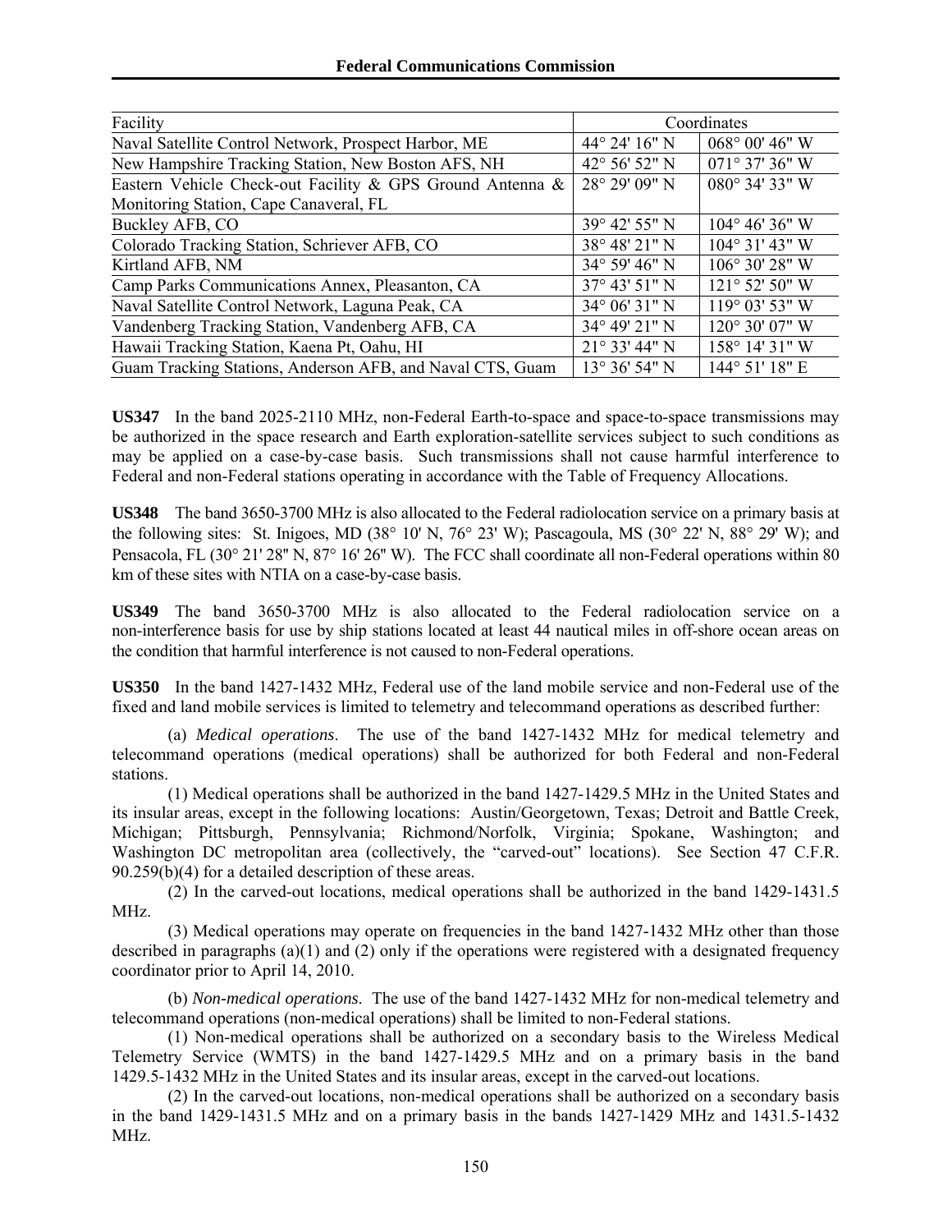| Facility | Coordinates | |
|---|---|---|
| Naval Satellite Control Network, Prospect Harbor, ME | 44° 24' 16" N | 068° 00' 46" W |
| New Hampshire Tracking Station, New Boston AFS, NH | 42° 56' 52" N | 071° 37' 36" W |
| Eastern Vehicle Check-out Facility & GPS Ground Antenna & Monitoring Station, Cape Canaveral, FL | 28° 29' 09" N | 080° 34' 33" W |
| Buckley AFB, CO | 39° 42' 55" N | 104° 46' 36" W |
| Colorado Tracking Station, Schriever AFB, CO | 38° 48' 21" N | 104° 31' 43" W |
| Kirtland AFB, NM | 34° 59' 46" N | 106° 30' 28" W |
| Camp Parks Communications Annex, Pleasanton, CA | 37° 43' 51" N | 121° 52' 50" W |
| Naval Satellite Control Network, Laguna Peak, CA | 34° 06' 31" N | 119° 03' 53" W |
| Vandenberg Tracking Station, Vandenberg AFB, CA | 34° 49' 21" N | 120° 30' 07" W |
| Hawaii Tracking Station, Kaena Pt, Oahu, HI | 21° 33' 44" N | 158° 14' 31" W |
| Guam Tracking Stations, Anderson AFB, and Naval CTS, Guam | 13° 36' 54" N | 144° 51' 18" E |

**US347** In the band 2025-2110 MHz, non-Federal Earth-to-space and space-to-space transmissions may be authorized in the space research and Earth exploration-satellite services subject to such conditions as may be applied on a case-by-case basis. Such transmissions shall not cause harmful interference to Federal and non-Federal stations operating in accordance with the Table of Frequency Allocations.

**US348** The band 3650-3700 MHz is also allocated to the Federal radiolocation service on a primary basis at the following sites: St. Inigoes, MD (38° 10' N, 76° 23' W); Pascagoula, MS (30° 22' N, 88° 29' W); and Pensacola, FL (30° 21' 28" N, 87° 16' 26" W). The FCC shall coordinate all non-Federal operations within 80 km of these sites with NTIA on a case-by-case basis.

**US349** The band 3650-3700 MHz is also allocated to the Federal radiolocation service on a non-interference basis for use by ship stations located at least 44 nautical miles in off-shore ocean areas on the condition that harmful interference is not caused to non-Federal operations.

**US350** In the band 1427-1432 MHz, Federal use of the land mobile service and non-Federal use of the fixed and land mobile services is limited to telemetry and telecommand operations as described further:

(a) *Medical operations*. The use of the band 1427-1432 MHz for medical telemetry and telecommand operations (medical operations) shall be authorized for both Federal and non-Federal stations.

(1) Medical operations shall be authorized in the band 1427-1429.5 MHz in the United States and its insular areas, except in the following locations: Austin/Georgetown, Texas; Detroit and Battle Creek, Michigan; Pittsburgh, Pennsylvania; Richmond/Norfolk, Virginia; Spokane, Washington; and Washington DC metropolitan area (collectively, the "carved-out" locations). See Section 47 C.F.R. 90.259(b)(4) for a detailed description of these areas.

(2) In the carved-out locations, medical operations shall be authorized in the band 1429-1431.5 MHz.

(3) Medical operations may operate on frequencies in the band 1427-1432 MHz other than those described in paragraphs (a)(1) and (2) only if the operations were registered with a designated frequency coordinator prior to April 14, 2010.

(b) *Non-medical operations*. The use of the band 1427-1432 MHz for non-medical telemetry and telecommand operations (non-medical operations) shall be limited to non-Federal stations.

(1) Non-medical operations shall be authorized on a secondary basis to the Wireless Medical Telemetry Service (WMTS) in the band 1427-1429.5 MHz and on a primary basis in the band 1429.5-1432 MHz in the United States and its insular areas, except in the carved-out locations.

(2) In the carved-out locations, non-medical operations shall be authorized on a secondary basis in the band 1429-1431.5 MHz and on a primary basis in the bands 1427-1429 MHz and 1431.5-1432 MHz.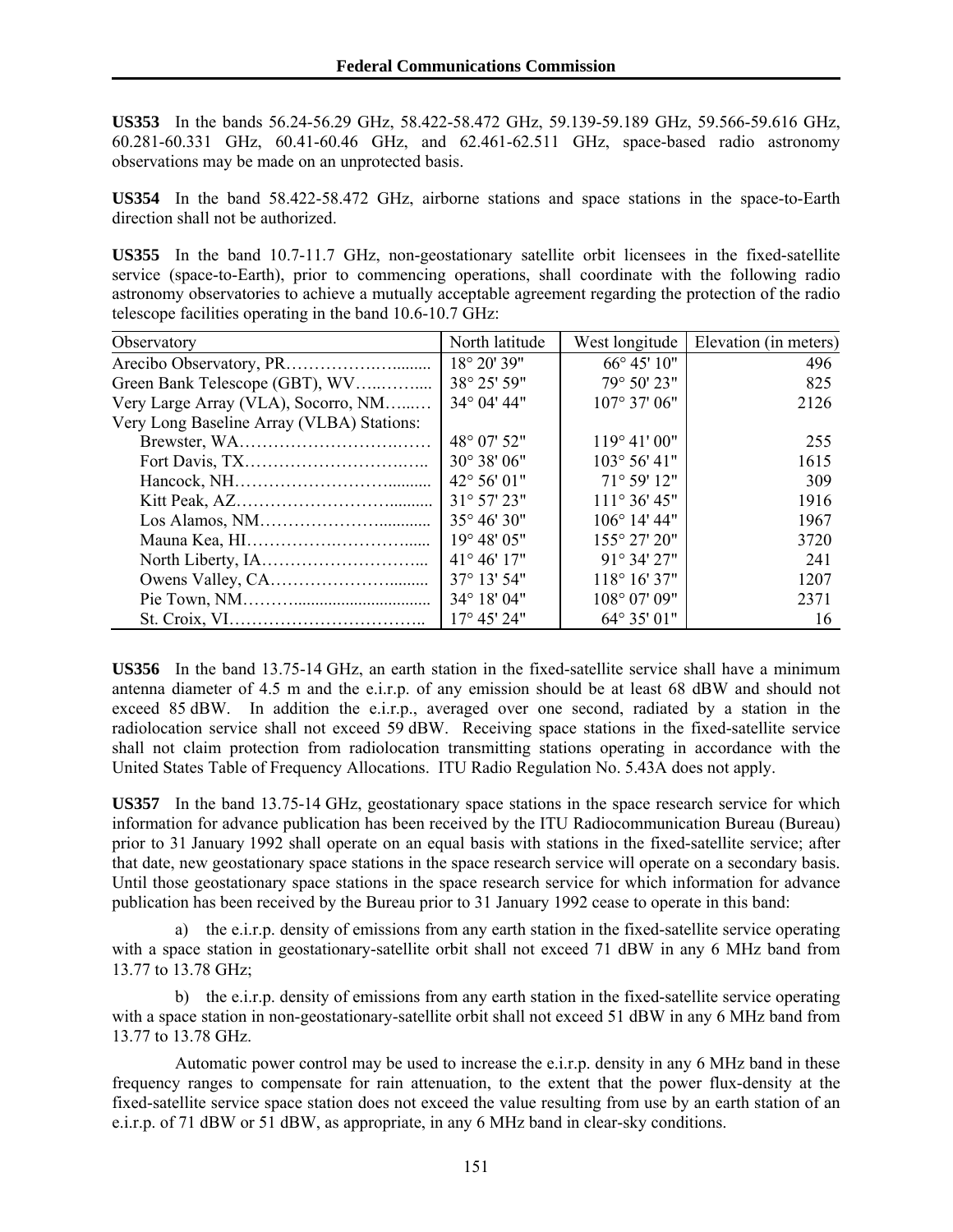**US353** In the bands 56.24-56.29 GHz, 58.422-58.472 GHz, 59.139-59.189 GHz, 59.566-59.616 GHz, 60.281-60.331 GHz, 60.41-60.46 GHz, and 62.461-62.511 GHz, space-based radio astronomy observations may be made on an unprotected basis.

**US354** In the band 58.422-58.472 GHz, airborne stations and space stations in the space-to-Earth direction shall not be authorized.

**US355** In the band 10.7-11.7 GHz, non-geostationary satellite orbit licensees in the fixed-satellite service (space-to-Earth), prior to commencing operations, shall coordinate with the following radio astronomy observatories to achieve a mutually acceptable agreement regarding the protection of the radio telescope facilities operating in the band 10.6-10.7 GHz:

| Observatory | North latitude | West longitude | Elevation (in meters) |
|---|---|---|---|
| Arecibo Observatory, PR | 18° 20' 39" | 66° 45' 10" | 496 |
| Green Bank Telescope (GBT), WV | 38° 25' 59" | 79° 50' 23" | 825 |
| Very Large Array (VLA), Socorro, NM | 34° 04' 44" | 107° 37' 06" | 2126 |
| Very Long Baseline Array (VLBA) Stations: | | | |
| Brewster, WA | 48° 07' 52" | 119° 41' 00" | 255 |
| Fort Davis, TX | 30° 38' 06" | 103° 56' 41" | 1615 |
| Hancock, NH | 42° 56' 01" | 71° 59' 12" | 309 |
| Kitt Peak, AZ | 31° 57' 23" | 111° 36' 45" | 1916 |
| Los Alamos, NM | 35° 46' 30" | 106° 14' 44" | 1967 |
| Mauna Kea, HI | 19° 48' 05" | 155° 27' 20" | 3720 |
| North Liberty, IA | 41° 46' 17" | 91° 34' 27" | 241 |
| Owens Valley, CA | 37° 13' 54" | 118° 16' 37" | 1207 |
| Pie Town, NM | 34° 18' 04" | 108° 07' 09" | 2371 |
| St. Croix, VI | 17° 45' 24" | 64° 35' 01" | 16 |

**US356** In the band 13.75-14 GHz, an earth station in the fixed-satellite service shall have a minimum antenna diameter of 4.5 m and the e.i.r.p. of any emission should be at least 68 dBW and should not exceed 85 dBW. In addition the e.i.r.p., averaged over one second, radiated by a station in the radiolocation service shall not exceed 59 dBW. Receiving space stations in the fixed-satellite service shall not claim protection from radiolocation transmitting stations operating in accordance with the United States Table of Frequency Allocations. ITU Radio Regulation No. 5.43A does not apply.

**US357** In the band 13.75-14 GHz, geostationary space stations in the space research service for which information for advance publication has been received by the ITU Radiocommunication Bureau (Bureau) prior to 31 January 1992 shall operate on an equal basis with stations in the fixed-satellite service; after that date, new geostationary space stations in the space research service will operate on a secondary basis. Until those geostationary space stations in the space research service for which information for advance publication has been received by the Bureau prior to 31 January 1992 cease to operate in this band:

a) the e.i.r.p. density of emissions from any earth station in the fixed-satellite service operating with a space station in geostationary-satellite orbit shall not exceed 71 dBW in any 6 MHz band from 13.77 to 13.78 GHz;

b) the e.i.r.p. density of emissions from any earth station in the fixed-satellite service operating with a space station in non-geostationary-satellite orbit shall not exceed 51 dBW in any 6 MHz band from 13.77 to 13.78 GHz.

Automatic power control may be used to increase the e.i.r.p. density in any 6 MHz band in these frequency ranges to compensate for rain attenuation, to the extent that the power flux-density at the fixed-satellite service space station does not exceed the value resulting from use by an earth station of an e.i.r.p. of 71 dBW or 51 dBW, as appropriate, in any 6 MHz band in clear-sky conditions.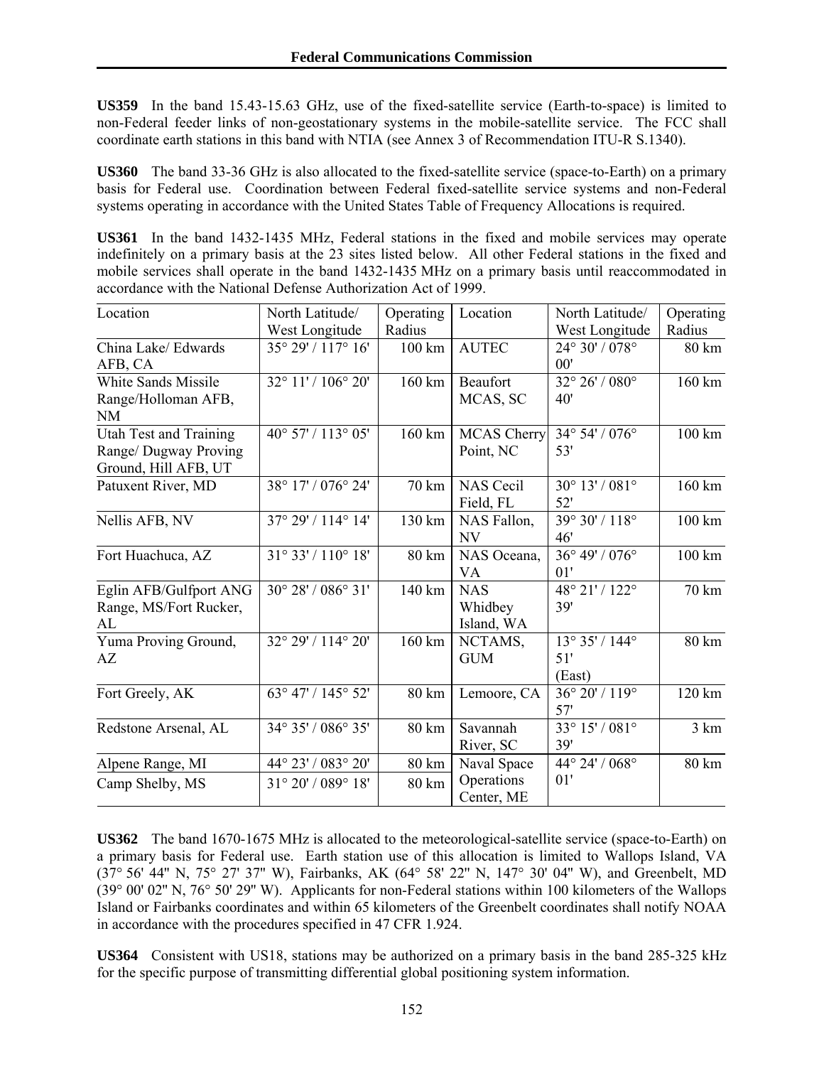**US359** In the band 15.43-15.63 GHz, use of the fixed-satellite service (Earth-to-space) is limited to non-Federal feeder links of non-geostationary systems in the mobile-satellite service. The FCC shall coordinate earth stations in this band with NTIA (see Annex 3 of Recommendation ITU-R S.1340).

**US360** The band 33-36 GHz is also allocated to the fixed-satellite service (space-to-Earth) on a primary basis for Federal use. Coordination between Federal fixed-satellite service systems and non-Federal systems operating in accordance with the United States Table of Frequency Allocations is required.

**US361** In the band 1432-1435 MHz, Federal stations in the fixed and mobile services may operate indefinitely on a primary basis at the 23 sites listed below. All other Federal stations in the fixed and mobile services shall operate in the band 1432-1435 MHz on a primary basis until reaccommodated in accordance with the National Defense Authorization Act of 1999.

| Location | North Latitude/ West Longitude | Operating Radius | Location | North Latitude/ West Longitude | Operating Radius |
|---|---|---|---|---|---|
| China Lake/ Edwards AFB, CA | 35° 29' / 117° 16' | 100 km | AUTEC | 24° 30' / 078° 00' | 80 km |
| White Sands Missile Range/Holloman AFB, NM | 32° 11' / 106° 20' | 160 km | Beaufort MCAS, SC | 32° 26' / 080° 40' | 160 km |
| Utah Test and Training Range/ Dugway Proving Ground, Hill AFB, UT | 40° 57' / 113° 05' | 160 km | MCAS Cherry Point, NC | 34° 54' / 076° 53' | 100 km |
| Patuxent River, MD | 38° 17' / 076° 24' | 70 km | NAS Cecil Field, FL | 30° 13' / 081° 52' | 160 km |
| Nellis AFB, NV | 37° 29' / 114° 14' | 130 km | NAS Fallon, NV | 39° 30' / 118° 46' | 100 km |
| Fort Huachuca, AZ | 31° 33' / 110° 18' | 80 km | NAS Oceana, VA | 36° 49' / 076° 01' | 100 km |
| Eglin AFB/Gulfport ANG Range, MS/Fort Rucker, AL | 30° 28' / 086° 31' | 140 km | NAS Whidbey Island, WA | 48° 21' / 122° 39' | 70 km |
| Yuma Proving Ground, AZ | 32° 29' / 114° 20' | 160 km | NCTAMS, GUM | 13° 35' / 144° 51' (East) | 80 km |
| Fort Greely, AK | 63° 47' / 145° 52' | 80 km | Lemoore, CA | 36° 20' / 119° 57' | 120 km |
| Redstone Arsenal, AL | 34° 35' / 086° 35' | 80 km | Savannah River, SC | 33° 15' / 081° 39' | 3 km |
| Alpene Range, MI | 44° 23' / 083° 20' | 80 km | Naval Space Operations Center, ME | 44° 24' / 068° 01' | 80 km |
| Camp Shelby, MS | 31° 20' / 089° 18' | 80 km | | | |

**US362** The band 1670-1675 MHz is allocated to the meteorological-satellite service (space-to-Earth) on a primary basis for Federal use. Earth station use of this allocation is limited to Wallops Island, VA (37° 56' 44" N, 75° 27' 37" W), Fairbanks, AK (64° 58' 22" N, 147° 30' 04" W), and Greenbelt, MD (39° 00' 02" N, 76° 50' 29" W). Applicants for non-Federal stations within 100 kilometers of the Wallops Island or Fairbanks coordinates and within 65 kilometers of the Greenbelt coordinates shall notify NOAA in accordance with the procedures specified in 47 CFR 1.924.

**US364** Consistent with US18, stations may be authorized on a primary basis in the band 285-325 kHz for the specific purpose of transmitting differential global positioning system information.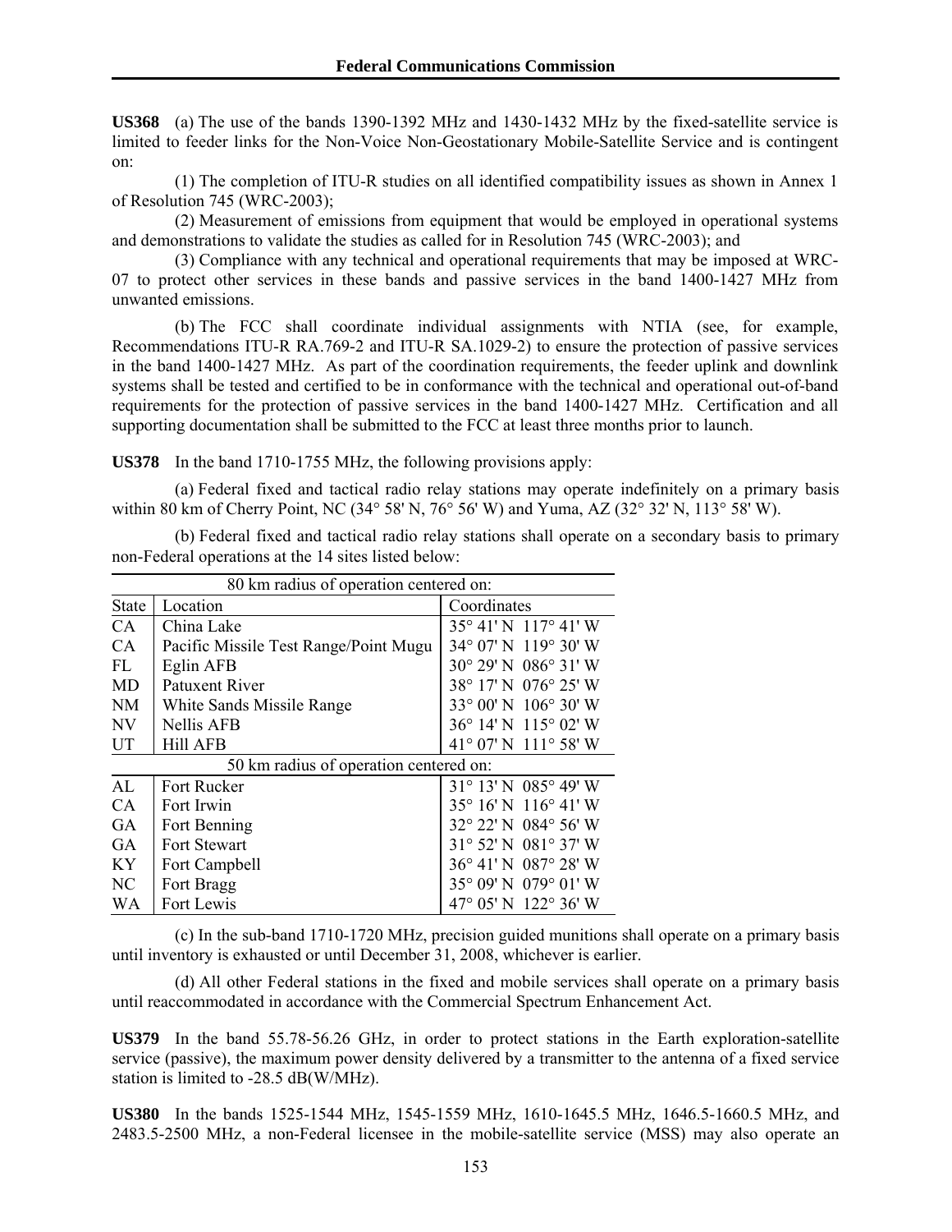**US368** (a) The use of the bands 1390-1392 MHz and 1430-1432 MHz by the fixed-satellite service is limited to feeder links for the Non-Voice Non-Geostationary Mobile-Satellite Service and is contingent on:

(1) The completion of ITU-R studies on all identified compatibility issues as shown in Annex 1 of Resolution 745 (WRC-2003);

(2) Measurement of emissions from equipment that would be employed in operational systems and demonstrations to validate the studies as called for in Resolution 745 (WRC-2003); and

(3) Compliance with any technical and operational requirements that may be imposed at WRC-07 to protect other services in these bands and passive services in the band 1400-1427 MHz from unwanted emissions.

(b) The FCC shall coordinate individual assignments with NTIA (see, for example, Recommendations ITU-R RA.769-2 and ITU-R SA.1029-2) to ensure the protection of passive services in the band 1400-1427 MHz. As part of the coordination requirements, the feeder uplink and downlink systems shall be tested and certified to be in conformance with the technical and operational out-of-band requirements for the protection of passive services in the band 1400-1427 MHz. Certification and all supporting documentation shall be submitted to the FCC at least three months prior to launch.

**US378** In the band 1710-1755 MHz, the following provisions apply:

(a) Federal fixed and tactical radio relay stations may operate indefinitely on a primary basis within 80 km of Cherry Point, NC (34° 58' N, 76° 56' W) and Yuma, AZ (32° 32' N, 113° 58' W).

(b) Federal fixed and tactical radio relay stations shall operate on a secondary basis to primary non-Federal operations at the 14 sites listed below:

| 80 km radius of operation centered on: | | |
|---|---|---|
| State | Location | Coordinates |
| CA | China Lake | 35° 41' N 117° 41' W |
| CA | Pacific Missile Test Range/Point Mugu | 34° 07' N 119° 30' W |
| FL | Eglin AFB | 30° 29' N 086° 31' W |
| MD | Patuxent River | 38° 17' N 076° 25' W |
| NM | White Sands Missile Range | 33° 00' N 106° 30' W |
| NV | Nellis AFB | 36° 14' N 115° 02' W |
| UT | Hill AFB | 41° 07' N 111° 58' W |
| 50 km radius of operation centered on: | | |
| AL | Fort Rucker | 31° 13' N 085° 49' W |
| CA | Fort Irwin | 35° 16' N 116° 41' W |
| GA | Fort Benning | 32° 22' N 084° 56' W |
| GA | Fort Stewart | 31° 52' N 081° 37' W |
| KY | Fort Campbell | 36° 41' N 087° 28' W |
| NC | Fort Bragg | 35° 09' N 079° 01' W |
| WA | Fort Lewis | 47° 05' N 122° 36' W |

(c) In the sub-band 1710-1720 MHz, precision guided munitions shall operate on a primary basis until inventory is exhausted or until December 31, 2008, whichever is earlier.

(d) All other Federal stations in the fixed and mobile services shall operate on a primary basis until reaccommodated in accordance with the Commercial Spectrum Enhancement Act.

**US379** In the band 55.78-56.26 GHz, in order to protect stations in the Earth exploration-satellite service (passive), the maximum power density delivered by a transmitter to the antenna of a fixed service station is limited to -28.5 dB(W/MHz).

**US380** In the bands 1525-1544 MHz, 1545-1559 MHz, 1610-1645.5 MHz, 1646.5-1660.5 MHz, and 2483.5-2500 MHz, a non-Federal licensee in the mobile-satellite service (MSS) may also operate an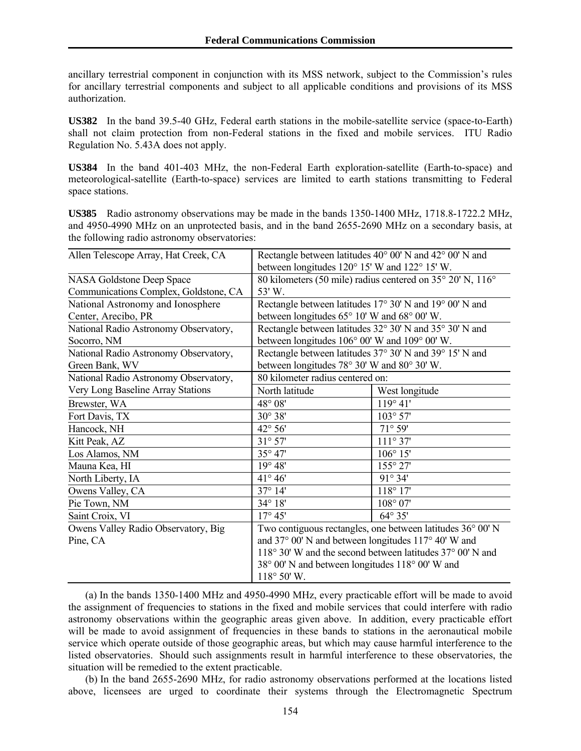ancillary terrestrial component in conjunction with its MSS network, subject to the Commission's rules for ancillary terrestrial components and subject to all applicable conditions and provisions of its MSS authorization.

**US382** In the band 39.5-40 GHz, Federal earth stations in the mobile-satellite service (space-to-Earth) shall not claim protection from non-Federal stations in the fixed and mobile services. ITU Radio Regulation No. 5.43A does not apply.

**US384** In the band 401-403 MHz, the non-Federal Earth exploration-satellite (Earth-to-space) and meteorological-satellite (Earth-to-space) services are limited to earth stations transmitting to Federal space stations.

**US385** Radio astronomy observations may be made in the bands 1350-1400 MHz, 1718.8-1722.2 MHz, and 4950-4990 MHz on an unprotected basis, and in the band 2655-2690 MHz on a secondary basis, at the following radio astronomy observatories:

| | | |
|---|---|---|
| Allen Telescope Array, Hat Creek, CA | Rectangle between latitudes 40° 00' N and 42° 00' N and between longitudes 120° 15' W and 122° 15' W. | |
| NASA Goldstone Deep Space Communications Complex, Goldstone, CA | 80 kilometers (50 mile) radius centered on 35° 20' N, 116° 53' W. | |
| National Astronomy and Ionosphere Center, Arecibo, PR | Rectangle between latitudes 17° 30' N and 19° 00' N and between longitudes 65° 10' W and 68° 00' W. | |
| National Radio Astronomy Observatory, Socorro, NM | Rectangle between latitudes 32° 30' N and 35° 30' N and between longitudes 106° 00' W and 109° 00' W. | |
| National Radio Astronomy Observatory, Green Bank, WV | Rectangle between latitudes 37° 30' N and 39° 15' N and between longitudes 78° 30' W and 80° 30' W. | |
| National Radio Astronomy Observatory, Very Long Baseline Array Stations | 80 kilometer radius centered on: | |
| | North latitude | West longitude |
| Brewster, WA | 48° 08' | 119° 41' |
| Fort Davis, TX | 30° 38' | 103° 57' |
| Hancock, NH | 42° 56' | 71° 59' |
| Kitt Peak, AZ | 31° 57' | 111° 37' |
| Los Alamos, NM | 35° 47' | 106° 15' |
| Mauna Kea, HI | 19° 48' | 155° 27' |
| North Liberty, IA | 41° 46' | 91° 34' |
| Owens Valley, CA | 37° 14' | 118° 17' |
| Pie Town, NM | 34° 18' | 108° 07' |
| Saint Croix, VI | 17° 45' | 64° 35' |
| Owens Valley Radio Observatory, Big Pine, CA | Two contiguous rectangles, one between latitudes 36° 00' N and 37° 00' N and between longitudes 117° 40' W and 118° 30' W and the second between latitudes 37° 00' N and 38° 00' N and between longitudes 118° 00' W and 118° 50' W. | |

(a) In the bands 1350-1400 MHz and 4950-4990 MHz, every practicable effort will be made to avoid the assignment of frequencies to stations in the fixed and mobile services that could interfere with radio astronomy observations within the geographic areas given above. In addition, every practicable effort will be made to avoid assignment of frequencies in these bands to stations in the aeronautical mobile service which operate outside of those geographic areas, but which may cause harmful interference to the listed observatories. Should such assignments result in harmful interference to these observatories, the situation will be remedied to the extent practicable.

(b) In the band 2655-2690 MHz, for radio astronomy observations performed at the locations listed above, licensees are urged to coordinate their systems through the Electromagnetic Spectrum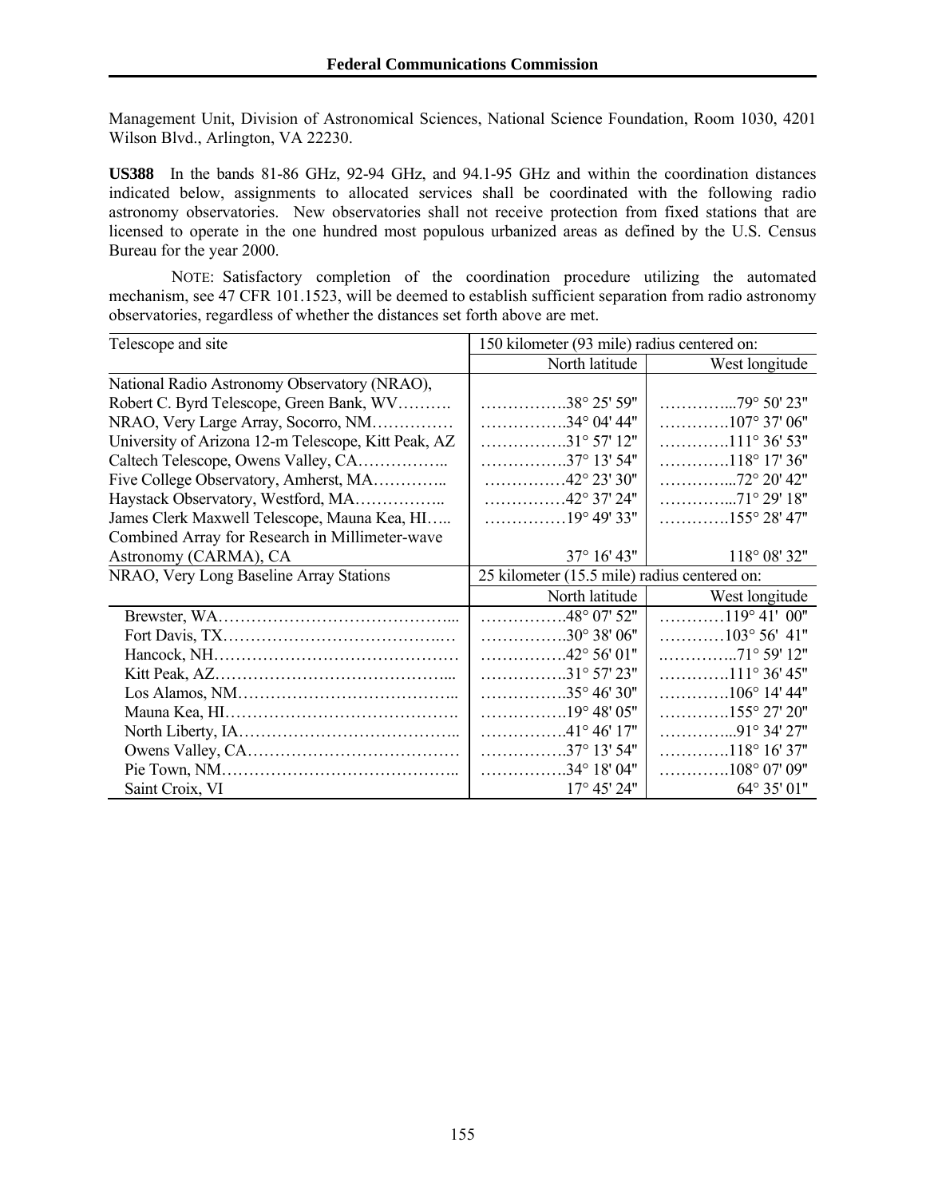Management Unit, Division of Astronomical Sciences, National Science Foundation, Room 1030, 4201 Wilson Blvd., Arlington, VA 22230.

**US388** In the bands 81-86 GHz, 92-94 GHz, and 94.1-95 GHz and within the coordination distances indicated below, assignments to allocated services shall be coordinated with the following radio astronomy observatories. New observatories shall not receive protection from fixed stations that are licensed to operate in the one hundred most populous urbanized areas as defined by the U.S. Census Bureau for the year 2000.

NOTE: Satisfactory completion of the coordination procedure utilizing the automated mechanism, see 47 CFR 101.1523, will be deemed to establish sufficient separation from radio astronomy observatories, regardless of whether the distances set forth above are met.

| Telescope and site | 150 kilometer (93 mile) radius centered on: | |
|---|---|---|
| | North latitude | West longitude |
| National Radio Astronomy Observatory (NRAO), Robert C. Byrd Telescope, Green Bank, WV | 38° 25' 59" | 79° 50' 23" |
| NRAO, Very Large Array, Socorro, NM | 34° 04' 44" | 107° 37' 06" |
| University of Arizona 12-m Telescope, Kitt Peak, AZ | 31° 57' 12" | 111° 36' 53" |
| Caltech Telescope, Owens Valley, CA | 37° 13' 54" | 118° 17' 36" |
| Five College Observatory, Amherst, MA | 42° 23' 30" | 72° 20' 42" |
| Haystack Observatory, Westford, MA | 42° 37' 24" | 71° 29' 18" |
| James Clerk Maxwell Telescope, Mauna Kea, HI | 19° 49' 33" | 155° 28' 47" |
| Combined Array for Research in Millimeter-wave Astronomy (CARMA), CA | 37° 16' 43" | 118° 08' 32" |
| NRAO, Very Long Baseline Array Stations | 25 kilometer (15.5 mile) radius centered on: | |
| | North latitude | West longitude |
| Brewster, WA | 48° 07' 52" | 119° 41' 00" |
| Fort Davis, TX | 30° 38' 06" | 103° 56' 41" |
| Hancock, NH | 42° 56' 01" | 71° 59' 12" |
| Kitt Peak, AZ | 31° 57' 23" | 111° 36' 45" |
| Los Alamos, NM | 35° 46' 30" | 106° 14' 44" |
| Mauna Kea, HI | 19° 48' 05" | 155° 27' 20" |
| North Liberty, IA | 41° 46' 17" | 91° 34' 27" |
| Owens Valley, CA | 37° 13' 54" | 118° 16' 37" |
| Pie Town, NM | 34° 18' 04" | 108° 07' 09" |
| Saint Croix, VI | 17° 45' 24" | 64° 35' 01" |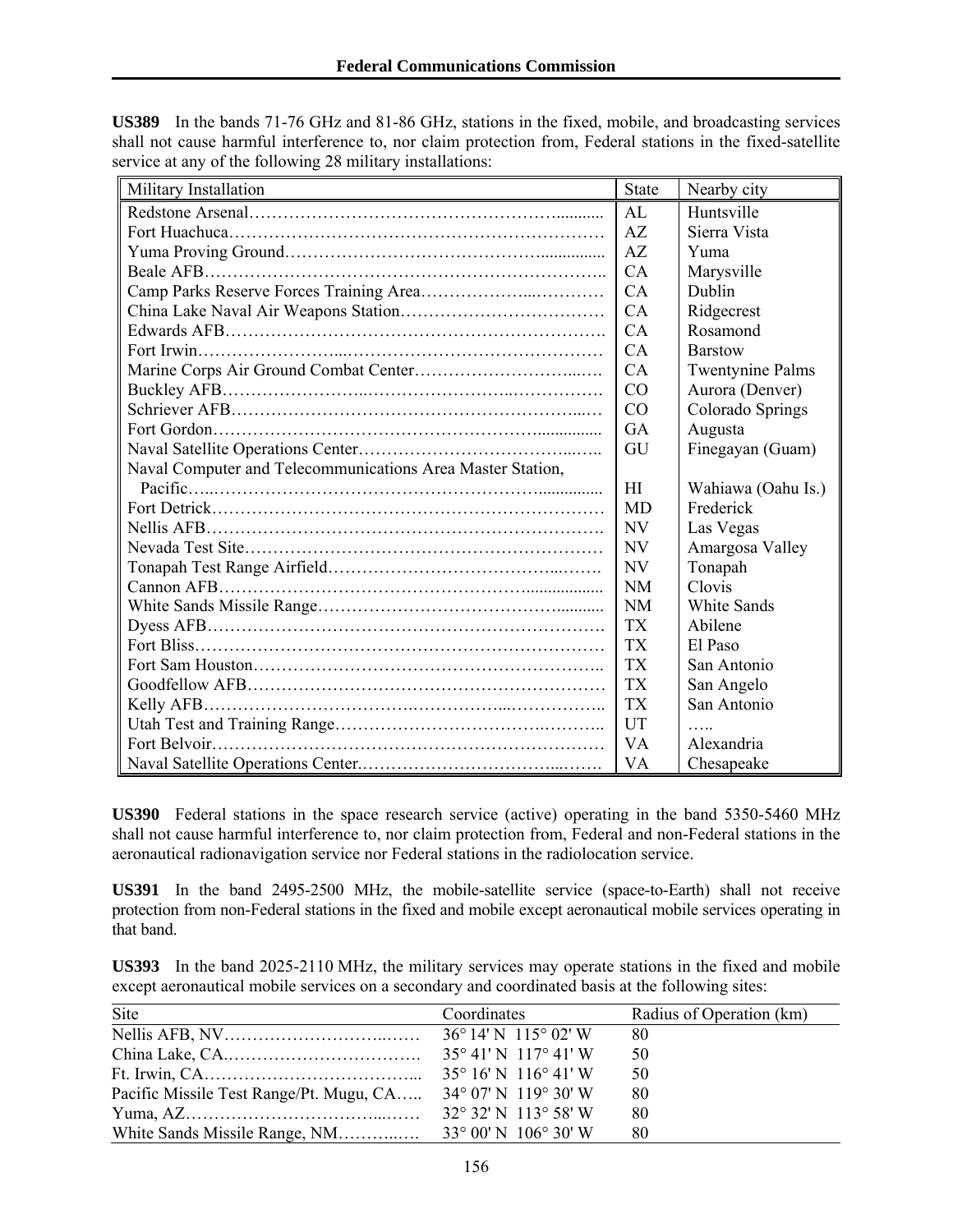**US389** In the bands 71-76 GHz and 81-86 GHz, stations in the fixed, mobile, and broadcasting services shall not cause harmful interference to, nor claim protection from, Federal stations in the fixed-satellite service at any of the following 28 military installations:

| Military Installation | State | Nearby city |
|---|---|---|
| Redstone Arsenal | AL | Huntsville |
| Fort Huachuca | AZ | Sierra Vista |
| Yuma Proving Ground | AZ | Yuma |
| Beale AFB | CA | Marysville |
| Camp Parks Reserve Forces Training Area | CA | Dublin |
| China Lake Naval Air Weapons Station | CA | Ridgecrest |
| Edwards AFB | CA | Rosamond |
| Fort Irwin | CA | Barstow |
| Marine Corps Air Ground Combat Center | CA | Twentynine Palms |
| Buckley AFB | CO | Aurora (Denver) |
| Schriever AFB | CO | Colorado Springs |
| Fort Gordon | GA | Augusta |
| Naval Satellite Operations Center | GU | Finegayan (Guam) |
| Naval Computer and Telecommunications Area Master Station, Pacific | HI | Wahiawa (Oahu Is.) |
| Fort Detrick | MD | Frederick |
| Nellis AFB | NV | Las Vegas |
| Nevada Test Site | NV | Amargosa Valley |
| Tonapah Test Range Airfield | NV | Tonapah |
| Cannon AFB | NM | Clovis |
| White Sands Missile Range | NM | White Sands |
| Dyess AFB | TX | Abilene |
| Fort Bliss | TX | El Paso |
| Fort Sam Houston | TX | San Antonio |
| Goodfellow AFB | TX | San Angelo |
| Kelly AFB | TX | San Antonio |
| Utah Test and Training Range | UT | ….. |
| Fort Belvoir | VA | Alexandria |
| Naval Satellite Operations Center | VA | Chesapeake |

**US390** Federal stations in the space research service (active) operating in the band 5350-5460 MHz shall not cause harmful interference to, nor claim protection from, Federal and non-Federal stations in the aeronautical radionavigation service nor Federal stations in the radiolocation service.

**US391** In the band 2495-2500 MHz, the mobile-satellite service (space-to-Earth) shall not receive protection from non-Federal stations in the fixed and mobile except aeronautical mobile services operating in that band.

**US393** In the band 2025-2110 MHz, the military services may operate stations in the fixed and mobile except aeronautical mobile services on a secondary and coordinated basis at the following sites:

| Site | Coordinates | Radius of Operation (km) |
|---|---|---|
| Nellis AFB, NV | 36° 14' N 115° 02' W | 80 |
| China Lake, CA | 35° 41' N 117° 41' W | 50 |
| Ft. Irwin, CA | 35° 16' N 116° 41' W | 50 |
| Pacific Missile Test Range/Pt. Mugu, CA | 34° 07' N 119° 30' W | 80 |
| Yuma, AZ | 32° 32' N 113° 58' W | 80 |
| White Sands Missile Range, NM | 33° 00' N 106° 30' W | 80 |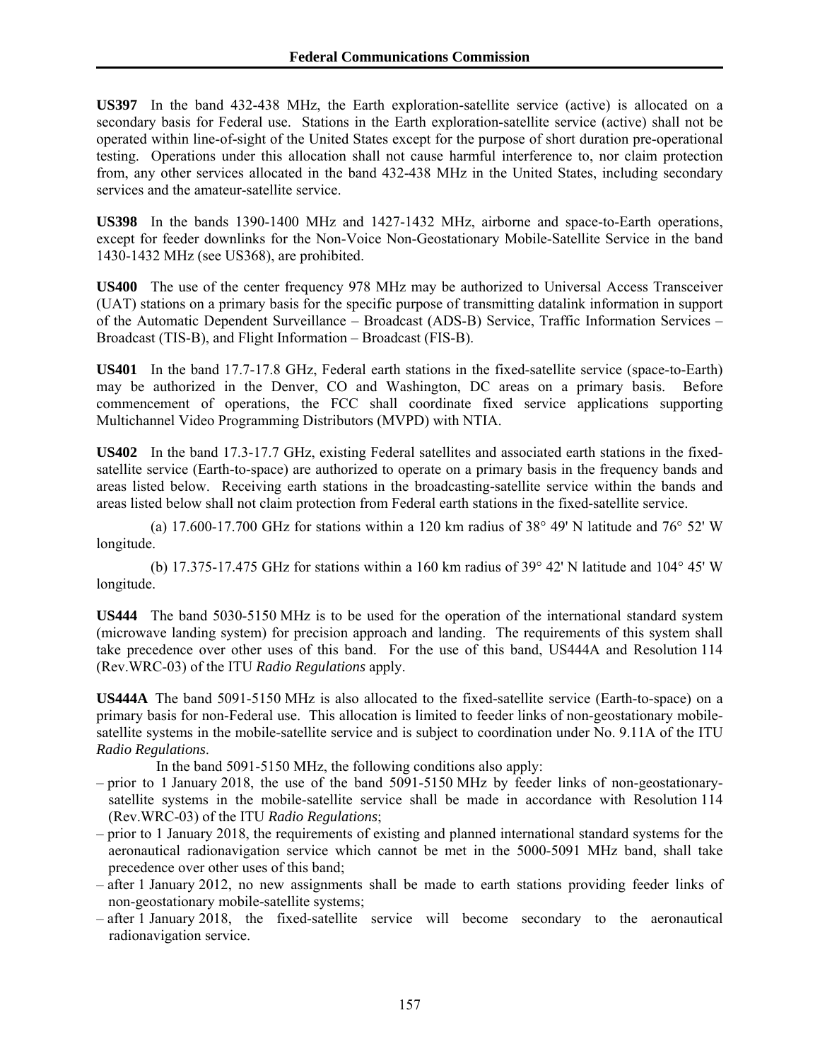**US397** In the band 432-438 MHz, the Earth exploration-satellite service (active) is allocated on a secondary basis for Federal use. Stations in the Earth exploration-satellite service (active) shall not be operated within line-of-sight of the United States except for the purpose of short duration pre-operational testing. Operations under this allocation shall not cause harmful interference to, nor claim protection from, any other services allocated in the band 432-438 MHz in the United States, including secondary services and the amateur-satellite service.

**US398** In the bands 1390-1400 MHz and 1427-1432 MHz, airborne and space-to-Earth operations, except for feeder downlinks for the Non-Voice Non-Geostationary Mobile-Satellite Service in the band 1430-1432 MHz (see US368), are prohibited.

**US400** The use of the center frequency 978 MHz may be authorized to Universal Access Transceiver (UAT) stations on a primary basis for the specific purpose of transmitting datalink information in support of the Automatic Dependent Surveillance – Broadcast (ADS-B) Service, Traffic Information Services – Broadcast (TIS-B), and Flight Information – Broadcast (FIS-B).

**US401** In the band 17.7-17.8 GHz, Federal earth stations in the fixed-satellite service (space-to-Earth) may be authorized in the Denver, CO and Washington, DC areas on a primary basis. Before commencement of operations, the FCC shall coordinate fixed service applications supporting Multichannel Video Programming Distributors (MVPD) with NTIA.

**US402** In the band 17.3-17.7 GHz, existing Federal satellites and associated earth stations in the fixed-satellite service (Earth-to-space) are authorized to operate on a primary basis in the frequency bands and areas listed below. Receiving earth stations in the broadcasting-satellite service within the bands and areas listed below shall not claim protection from Federal earth stations in the fixed-satellite service.

(a) 17.600-17.700 GHz for stations within a 120 km radius of 38° 49' N latitude and 76° 52' W longitude.

(b) 17.375-17.475 GHz for stations within a 160 km radius of 39° 42' N latitude and 104° 45' W longitude.

**US444** The band 5030-5150 MHz is to be used for the operation of the international standard system (microwave landing system) for precision approach and landing. The requirements of this system shall take precedence over other uses of this band. For the use of this band, US444A and Resolution 114 (Rev.WRC-03) of the ITU *Radio Regulations* apply.

**US444A** The band 5091-5150 MHz is also allocated to the fixed-satellite service (Earth-to-space) on a primary basis for non-Federal use. This allocation is limited to feeder links of non-geostationary mobile-satellite systems in the mobile-satellite service and is subject to coordination under No. 9.11A of the ITU *Radio Regulations*.

In the band 5091-5150 MHz, the following conditions also apply:

– prior to 1 January 2018, the use of the band 5091-5150 MHz by feeder links of non-geostationary-satellite systems in the mobile-satellite service shall be made in accordance with Resolution 114 (Rev.WRC-03) of the ITU *Radio Regulations*;
– prior to 1 January 2018, the requirements of existing and planned international standard systems for the aeronautical radionavigation service which cannot be met in the 5000-5091 MHz band, shall take precedence over other uses of this band;
– after 1 January 2012, no new assignments shall be made to earth stations providing feeder links of non-geostationary mobile-satellite systems;
– after 1 January 2018, the fixed-satellite service will become secondary to the aeronautical radionavigation service.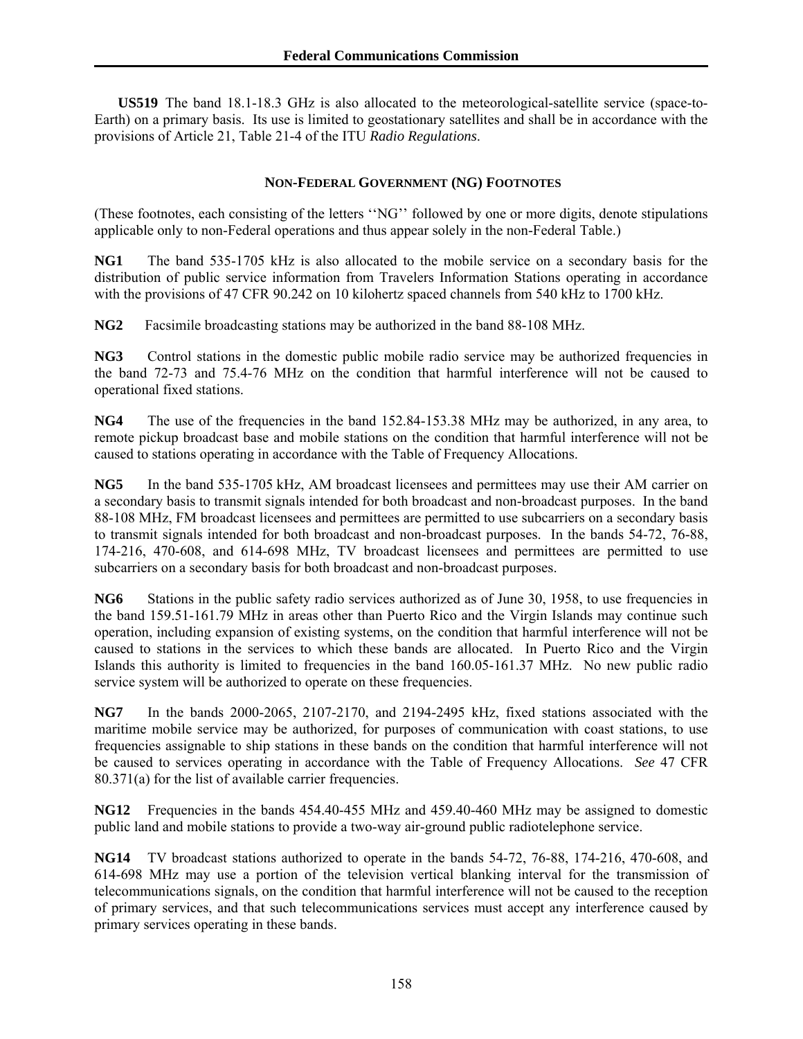**US519** The band 18.1-18.3 GHz is also allocated to the meteorological-satellite service (space-to-Earth) on a primary basis. Its use is limited to geostationary satellites and shall be in accordance with the provisions of Article 21, Table 21-4 of the ITU *Radio Regulations*.

## NON-FEDERAL GOVERNMENT (NG) FOOTNOTES

(These footnotes, each consisting of the letters ''NG'' followed by one or more digits, denote stipulations applicable only to non-Federal operations and thus appear solely in the non-Federal Table.)

**NG1** The band 535-1705 kHz is also allocated to the mobile service on a secondary basis for the distribution of public service information from Travelers Information Stations operating in accordance with the provisions of 47 CFR 90.242 on 10 kilohertz spaced channels from 540 kHz to 1700 kHz.

**NG2** Facsimile broadcasting stations may be authorized in the band 88-108 MHz.

**NG3** Control stations in the domestic public mobile radio service may be authorized frequencies in the band 72-73 and 75.4-76 MHz on the condition that harmful interference will not be caused to operational fixed stations.

**NG4** The use of the frequencies in the band 152.84-153.38 MHz may be authorized, in any area, to remote pickup broadcast base and mobile stations on the condition that harmful interference will not be caused to stations operating in accordance with the Table of Frequency Allocations.

**NG5** In the band 535-1705 kHz, AM broadcast licensees and permittees may use their AM carrier on a secondary basis to transmit signals intended for both broadcast and non-broadcast purposes. In the band 88-108 MHz, FM broadcast licensees and permittees are permitted to use subcarriers on a secondary basis to transmit signals intended for both broadcast and non-broadcast purposes. In the bands 54-72, 76-88, 174-216, 470-608, and 614-698 MHz, TV broadcast licensees and permittees are permitted to use subcarriers on a secondary basis for both broadcast and non-broadcast purposes.

**NG6** Stations in the public safety radio services authorized as of June 30, 1958, to use frequencies in the band 159.51-161.79 MHz in areas other than Puerto Rico and the Virgin Islands may continue such operation, including expansion of existing systems, on the condition that harmful interference will not be caused to stations in the services to which these bands are allocated. In Puerto Rico and the Virgin Islands this authority is limited to frequencies in the band 160.05-161.37 MHz. No new public radio service system will be authorized to operate on these frequencies.

**NG7** In the bands 2000-2065, 2107-2170, and 2194-2495 kHz, fixed stations associated with the maritime mobile service may be authorized, for purposes of communication with coast stations, to use frequencies assignable to ship stations in these bands on the condition that harmful interference will not be caused to services operating in accordance with the Table of Frequency Allocations. *See* 47 CFR 80.371(a) for the list of available carrier frequencies.

**NG12** Frequencies in the bands 454.40-455 MHz and 459.40-460 MHz may be assigned to domestic public land and mobile stations to provide a two-way air-ground public radiotelephone service.

**NG14** TV broadcast stations authorized to operate in the bands 54-72, 76-88, 174-216, 470-608, and 614-698 MHz may use a portion of the television vertical blanking interval for the transmission of telecommunications signals, on the condition that harmful interference will not be caused to the reception of primary services, and that such telecommunications services must accept any interference caused by primary services operating in these bands.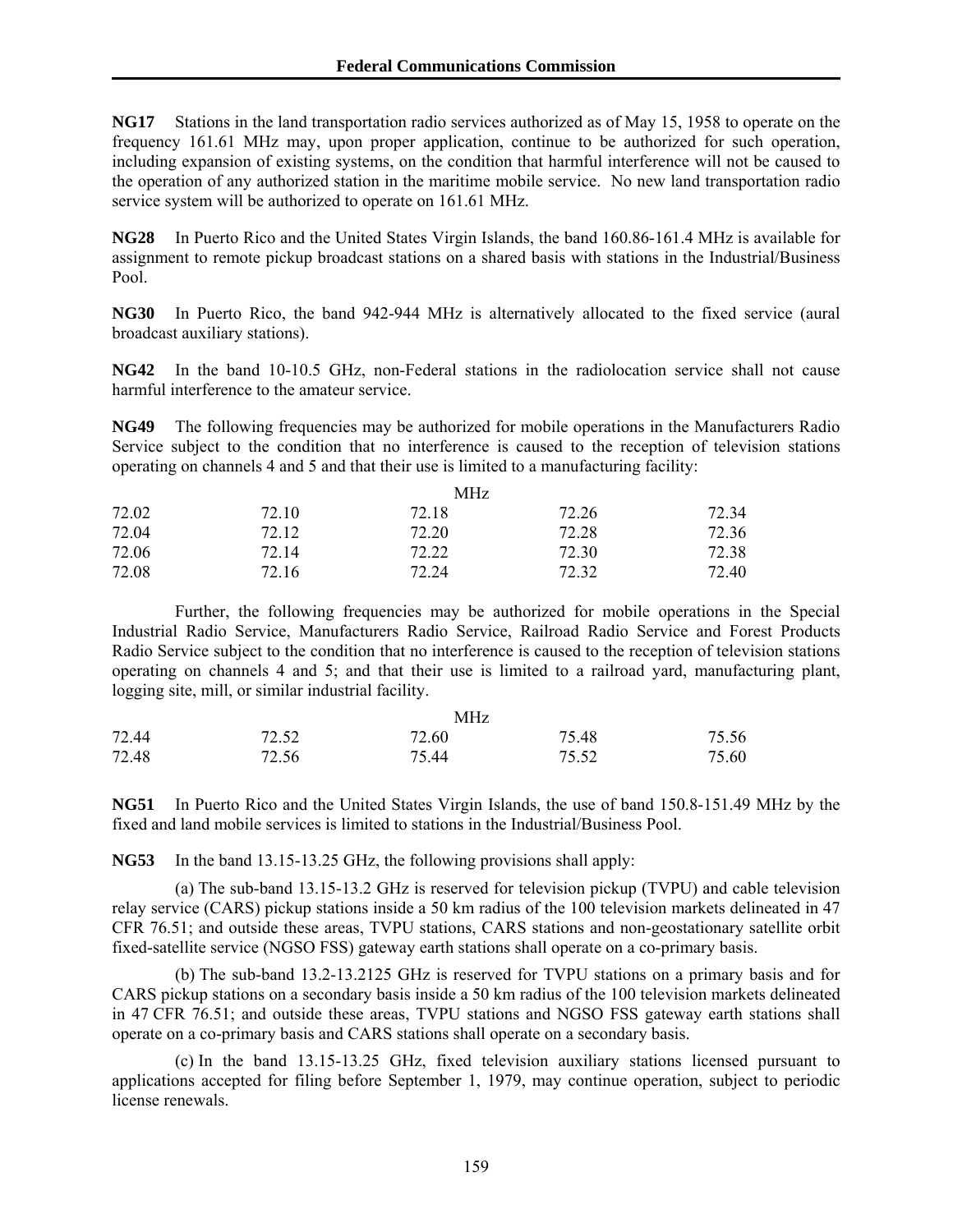**NG17** Stations in the land transportation radio services authorized as of May 15, 1958 to operate on the frequency 161.61 MHz may, upon proper application, continue to be authorized for such operation, including expansion of existing systems, on the condition that harmful interference will not be caused to the operation of any authorized station in the maritime mobile service. No new land transportation radio service system will be authorized to operate on 161.61 MHz.

**NG28** In Puerto Rico and the United States Virgin Islands, the band 160.86-161.4 MHz is available for assignment to remote pickup broadcast stations on a shared basis with stations in the Industrial/Business Pool.

**NG30** In Puerto Rico, the band 942-944 MHz is alternatively allocated to the fixed service (aural broadcast auxiliary stations).

**NG42** In the band 10-10.5 GHz, non-Federal stations in the radiolocation service shall not cause harmful interference to the amateur service.

**NG49** The following frequencies may be authorized for mobile operations in the Manufacturers Radio Service subject to the condition that no interference is caused to the reception of television stations operating on channels 4 and 5 and that their use is limited to a manufacturing facility:

| | | MHz | | |
|---|---|---|---|---|
| 72.02 | 72.10 | 72.18 | 72.26 | 72.34 |
| 72.04 | 72.12 | 72.20 | 72.28 | 72.36 |
| 72.06 | 72.14 | 72.22 | 72.30 | 72.38 |
| 72.08 | 72.16 | 72.24 | 72.32 | 72.40 |

Further, the following frequencies may be authorized for mobile operations in the Special Industrial Radio Service, Manufacturers Radio Service, Railroad Radio Service and Forest Products Radio Service subject to the condition that no interference is caused to the reception of television stations operating on channels 4 and 5; and that their use is limited to a railroad yard, manufacturing plant, logging site, mill, or similar industrial facility.

| | | MHz | | |
|---|---|---|---|---|
| 72.44 | 72.52 | 72.60 | 75.48 | 75.56 |
| 72.48 | 72.56 | 75.44 | 75.52 | 75.60 |

**NG51** In Puerto Rico and the United States Virgin Islands, the use of band 150.8-151.49 MHz by the fixed and land mobile services is limited to stations in the Industrial/Business Pool.

**NG53** In the band 13.15-13.25 GHz, the following provisions shall apply:

(a) The sub-band 13.15-13.2 GHz is reserved for television pickup (TVPU) and cable television relay service (CARS) pickup stations inside a 50 km radius of the 100 television markets delineated in 47 CFR 76.51; and outside these areas, TVPU stations, CARS stations and non-geostationary satellite orbit fixed-satellite service (NGSO FSS) gateway earth stations shall operate on a co-primary basis.

(b) The sub-band 13.2-13.2125 GHz is reserved for TVPU stations on a primary basis and for CARS pickup stations on a secondary basis inside a 50 km radius of the 100 television markets delineated in 47 CFR 76.51; and outside these areas, TVPU stations and NGSO FSS gateway earth stations shall operate on a co-primary basis and CARS stations shall operate on a secondary basis.

(c) In the band 13.15-13.25 GHz, fixed television auxiliary stations licensed pursuant to applications accepted for filing before September 1, 1979, may continue operation, subject to periodic license renewals.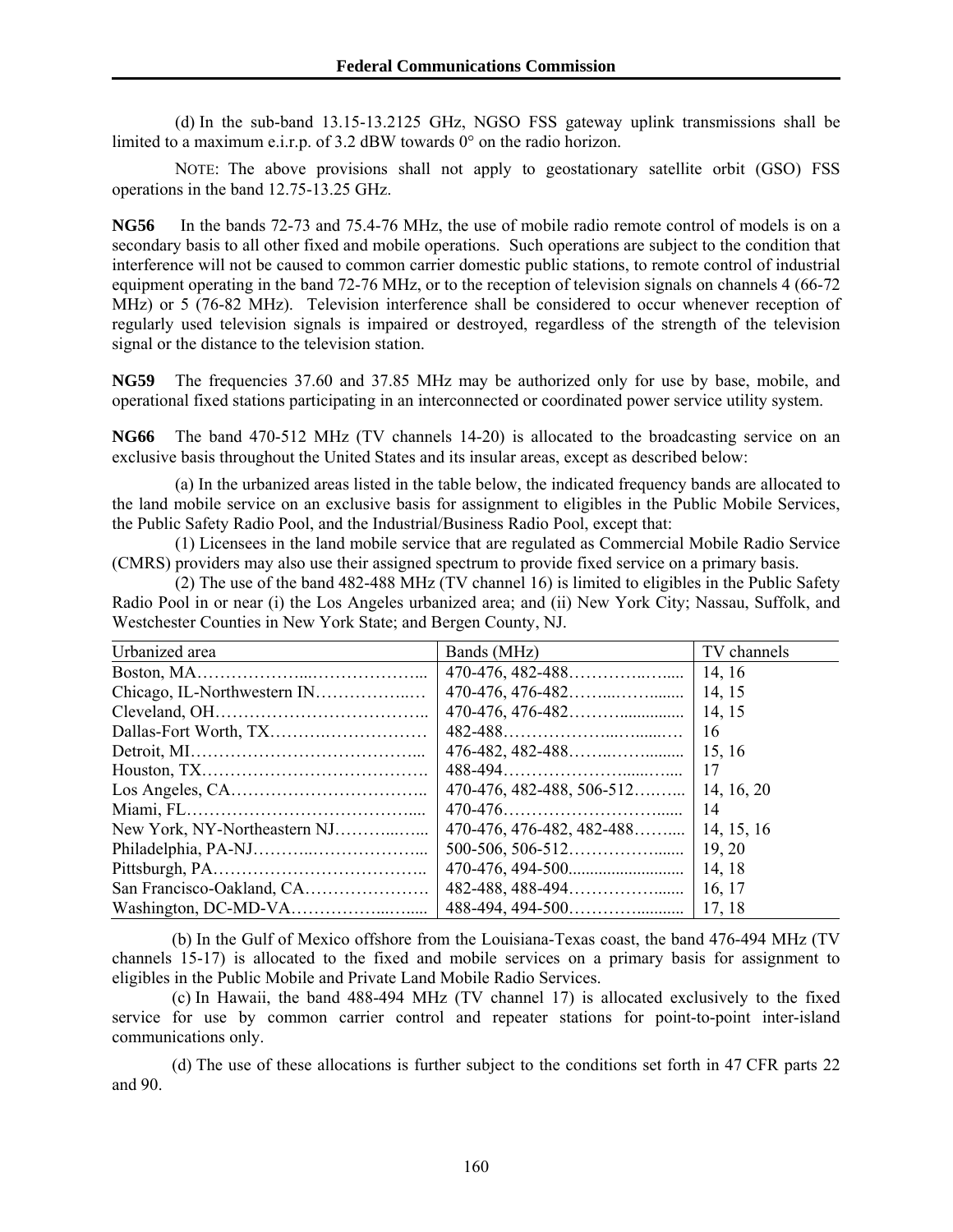(d) In the sub-band 13.15-13.2125 GHz, NGSO FSS gateway uplink transmissions shall be limited to a maximum e.i.r.p. of 3.2 dBW towards 0° on the radio horizon.

NOTE: The above provisions shall not apply to geostationary satellite orbit (GSO) FSS operations in the band 12.75-13.25 GHz.

**NG56** In the bands 72-73 and 75.4-76 MHz, the use of mobile radio remote control of models is on a secondary basis to all other fixed and mobile operations. Such operations are subject to the condition that interference will not be caused to common carrier domestic public stations, to remote control of industrial equipment operating in the band 72-76 MHz, or to the reception of television signals on channels 4 (66-72 MHz) or 5 (76-82 MHz). Television interference shall be considered to occur whenever reception of regularly used television signals is impaired or destroyed, regardless of the strength of the television signal or the distance to the television station.

**NG59** The frequencies 37.60 and 37.85 MHz may be authorized only for use by base, mobile, and operational fixed stations participating in an interconnected or coordinated power service utility system.

**NG66** The band 470-512 MHz (TV channels 14-20) is allocated to the broadcasting service on an exclusive basis throughout the United States and its insular areas, except as described below:

(a) In the urbanized areas listed in the table below, the indicated frequency bands are allocated to the land mobile service on an exclusive basis for assignment to eligibles in the Public Mobile Services, the Public Safety Radio Pool, and the Industrial/Business Radio Pool, except that:

(1) Licensees in the land mobile service that are regulated as Commercial Mobile Radio Service (CMRS) providers may also use their assigned spectrum to provide fixed service on a primary basis.

(2) The use of the band 482-488 MHz (TV channel 16) is limited to eligibles in the Public Safety Radio Pool in or near (i) the Los Angeles urbanized area; and (ii) New York City; Nassau, Suffolk, and Westchester Counties in New York State; and Bergen County, NJ.

| Urbanized area | Bands (MHz) | TV channels |
|---|---|---|
| Boston, MA | 470-476, 482-488 | 14, 16 |
| Chicago, IL-Northwestern IN | 470-476, 476-482 | 14, 15 |
| Cleveland, OH | 470-476, 476-482 | 14, 15 |
| Dallas-Fort Worth, TX | 482-488 | 16 |
| Detroit, MI | 476-482, 482-488 | 15, 16 |
| Houston, TX | 488-494 | 17 |
| Los Angeles, CA | 470-476, 482-488, 506-512 | 14, 16, 20 |
| Miami, FL | 470-476 | 14 |
| New York, NY-Northeastern NJ | 470-476, 476-482, 482-488 | 14, 15, 16 |
| Philadelphia, PA-NJ | 500-506, 506-512 | 19, 20 |
| Pittsburgh, PA | 470-476, 494-500 | 14, 18 |
| San Francisco-Oakland, CA | 482-488, 488-494 | 16, 17 |
| Washington, DC-MD-VA | 488-494, 494-500 | 17, 18 |

(b) In the Gulf of Mexico offshore from the Louisiana-Texas coast, the band 476-494 MHz (TV channels 15-17) is allocated to the fixed and mobile services on a primary basis for assignment to eligibles in the Public Mobile and Private Land Mobile Radio Services.

(c) In Hawaii, the band 488-494 MHz (TV channel 17) is allocated exclusively to the fixed service for use by common carrier control and repeater stations for point-to-point inter-island communications only.

(d) The use of these allocations is further subject to the conditions set forth in 47 CFR parts 22 and 90.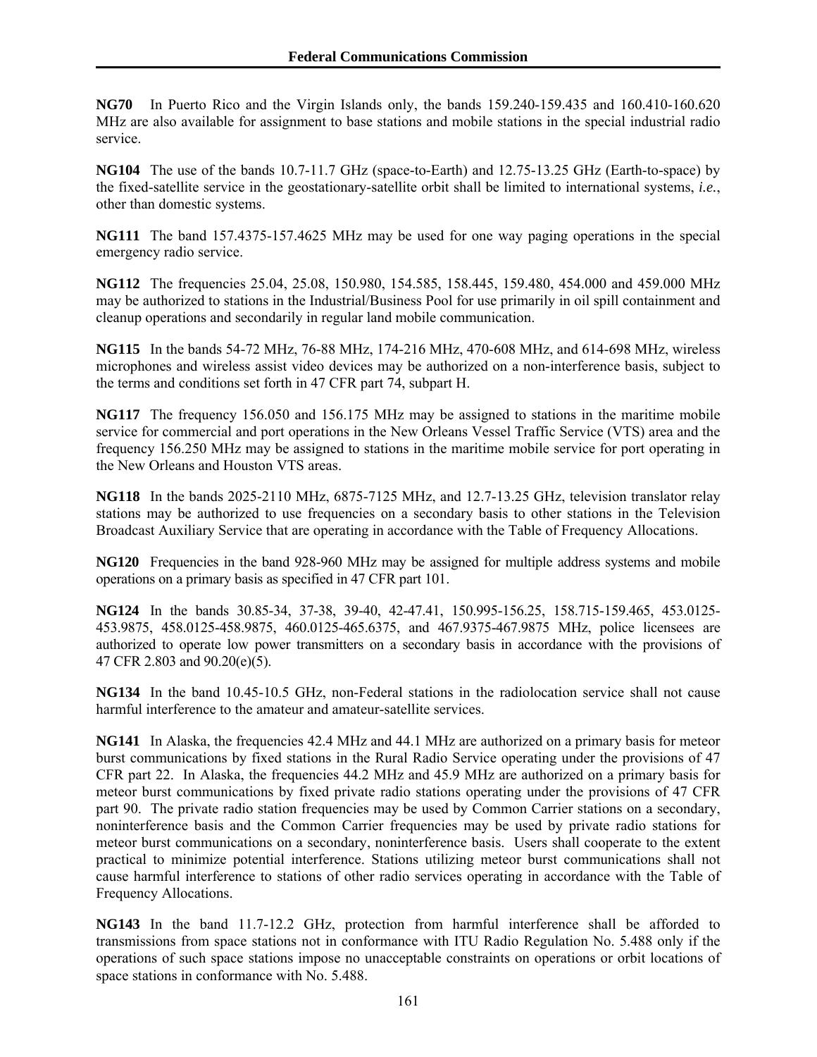**NG70** In Puerto Rico and the Virgin Islands only, the bands 159.240-159.435 and 160.410-160.620 MHz are also available for assignment to base stations and mobile stations in the special industrial radio service.

**NG104** The use of the bands 10.7-11.7 GHz (space-to-Earth) and 12.75-13.25 GHz (Earth-to-space) by the fixed-satellite service in the geostationary-satellite orbit shall be limited to international systems, *i.e.*, other than domestic systems.

**NG111** The band 157.4375-157.4625 MHz may be used for one way paging operations in the special emergency radio service.

**NG112** The frequencies 25.04, 25.08, 150.980, 154.585, 158.445, 159.480, 454.000 and 459.000 MHz may be authorized to stations in the Industrial/Business Pool for use primarily in oil spill containment and cleanup operations and secondarily in regular land mobile communication.

**NG115** In the bands 54-72 MHz, 76-88 MHz, 174-216 MHz, 470-608 MHz, and 614-698 MHz, wireless microphones and wireless assist video devices may be authorized on a non-interference basis, subject to the terms and conditions set forth in 47 CFR part 74, subpart H.

**NG117** The frequency 156.050 and 156.175 MHz may be assigned to stations in the maritime mobile service for commercial and port operations in the New Orleans Vessel Traffic Service (VTS) area and the frequency 156.250 MHz may be assigned to stations in the maritime mobile service for port operating in the New Orleans and Houston VTS areas.

**NG118** In the bands 2025-2110 MHz, 6875-7125 MHz, and 12.7-13.25 GHz, television translator relay stations may be authorized to use frequencies on a secondary basis to other stations in the Television Broadcast Auxiliary Service that are operating in accordance with the Table of Frequency Allocations.

**NG120** Frequencies in the band 928-960 MHz may be assigned for multiple address systems and mobile operations on a primary basis as specified in 47 CFR part 101.

**NG124** In the bands 30.85-34, 37-38, 39-40, 42-47.41, 150.995-156.25, 158.715-159.465, 453.0125-453.9875, 458.0125-458.9875, 460.0125-465.6375, and 467.9375-467.9875 MHz, police licensees are authorized to operate low power transmitters on a secondary basis in accordance with the provisions of 47 CFR 2.803 and 90.20(e)(5).

**NG134** In the band 10.45-10.5 GHz, non-Federal stations in the radiolocation service shall not cause harmful interference to the amateur and amateur-satellite services.

**NG141** In Alaska, the frequencies 42.4 MHz and 44.1 MHz are authorized on a primary basis for meteor burst communications by fixed stations in the Rural Radio Service operating under the provisions of 47 CFR part 22. In Alaska, the frequencies 44.2 MHz and 45.9 MHz are authorized on a primary basis for meteor burst communications by fixed private radio stations operating under the provisions of 47 CFR part 90. The private radio station frequencies may be used by Common Carrier stations on a secondary, noninterference basis and the Common Carrier frequencies may be used by private radio stations for meteor burst communications on a secondary, noninterference basis. Users shall cooperate to the extent practical to minimize potential interference. Stations utilizing meteor burst communications shall not cause harmful interference to stations of other radio services operating in accordance with the Table of Frequency Allocations.

**NG143** In the band 11.7-12.2 GHz, protection from harmful interference shall be afforded to transmissions from space stations not in conformance with ITU Radio Regulation No. 5.488 only if the operations of such space stations impose no unacceptable constraints on operations or orbit locations of space stations in conformance with No. 5.488.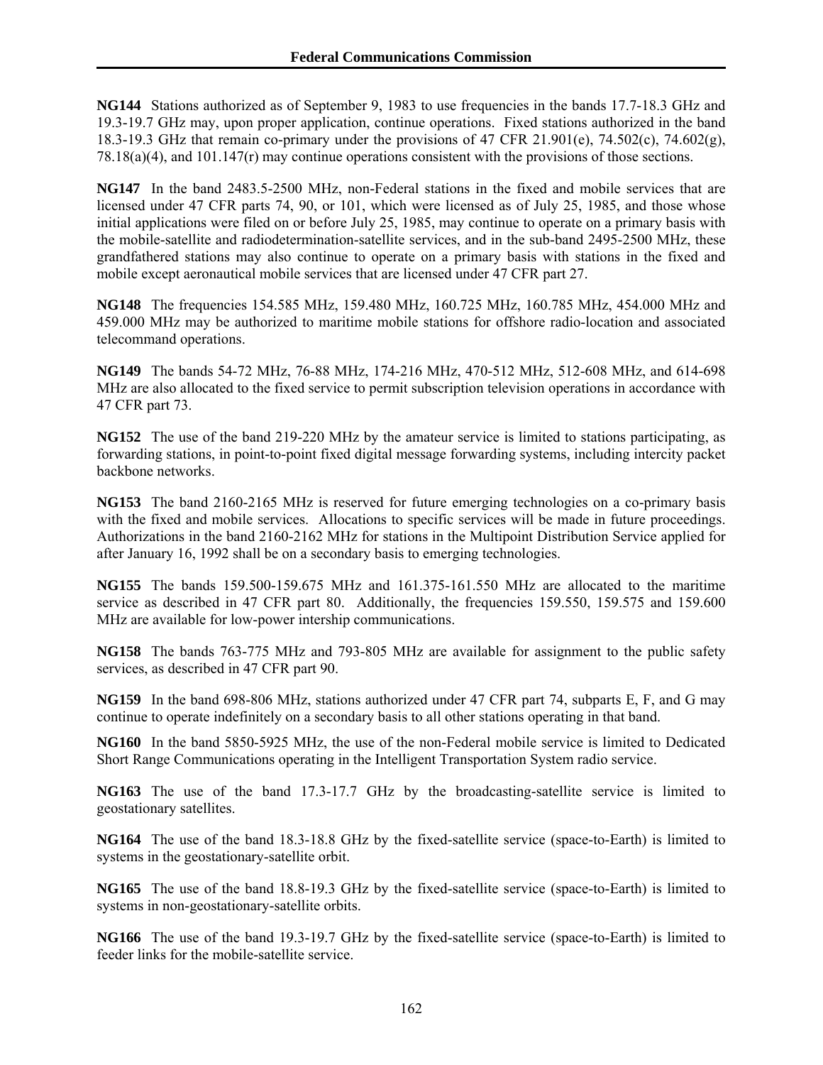**NG144** Stations authorized as of September 9, 1983 to use frequencies in the bands 17.7-18.3 GHz and 19.3-19.7 GHz may, upon proper application, continue operations. Fixed stations authorized in the band 18.3-19.3 GHz that remain co-primary under the provisions of 47 CFR 21.901(e), 74.502(c), 74.602(g), 78.18(a)(4), and 101.147(r) may continue operations consistent with the provisions of those sections.

**NG147** In the band 2483.5-2500 MHz, non-Federal stations in the fixed and mobile services that are licensed under 47 CFR parts 74, 90, or 101, which were licensed as of July 25, 1985, and those whose initial applications were filed on or before July 25, 1985, may continue to operate on a primary basis with the mobile-satellite and radiodetermination-satellite services, and in the sub-band 2495-2500 MHz, these grandfathered stations may also continue to operate on a primary basis with stations in the fixed and mobile except aeronautical mobile services that are licensed under 47 CFR part 27.

**NG148** The frequencies 154.585 MHz, 159.480 MHz, 160.725 MHz, 160.785 MHz, 454.000 MHz and 459.000 MHz may be authorized to maritime mobile stations for offshore radio-location and associated telecommand operations.

**NG149** The bands 54-72 MHz, 76-88 MHz, 174-216 MHz, 470-512 MHz, 512-608 MHz, and 614-698 MHz are also allocated to the fixed service to permit subscription television operations in accordance with 47 CFR part 73.

**NG152** The use of the band 219-220 MHz by the amateur service is limited to stations participating, as forwarding stations, in point-to-point fixed digital message forwarding systems, including intercity packet backbone networks.

**NG153** The band 2160-2165 MHz is reserved for future emerging technologies on a co-primary basis with the fixed and mobile services. Allocations to specific services will be made in future proceedings. Authorizations in the band 2160-2162 MHz for stations in the Multipoint Distribution Service applied for after January 16, 1992 shall be on a secondary basis to emerging technologies.

**NG155** The bands 159.500-159.675 MHz and 161.375-161.550 MHz are allocated to the maritime service as described in 47 CFR part 80. Additionally, the frequencies 159.550, 159.575 and 159.600 MHz are available for low-power intership communications.

**NG158** The bands 763-775 MHz and 793-805 MHz are available for assignment to the public safety services, as described in 47 CFR part 90.

**NG159** In the band 698-806 MHz, stations authorized under 47 CFR part 74, subparts E, F, and G may continue to operate indefinitely on a secondary basis to all other stations operating in that band.

**NG160** In the band 5850-5925 MHz, the use of the non-Federal mobile service is limited to Dedicated Short Range Communications operating in the Intelligent Transportation System radio service.

**NG163** The use of the band 17.3-17.7 GHz by the broadcasting-satellite service is limited to geostationary satellites.

**NG164** The use of the band 18.3-18.8 GHz by the fixed-satellite service (space-to-Earth) is limited to systems in the geostationary-satellite orbit.

**NG165** The use of the band 18.8-19.3 GHz by the fixed-satellite service (space-to-Earth) is limited to systems in non-geostationary-satellite orbits.

**NG166** The use of the band 19.3-19.7 GHz by the fixed-satellite service (space-to-Earth) is limited to feeder links for the mobile-satellite service.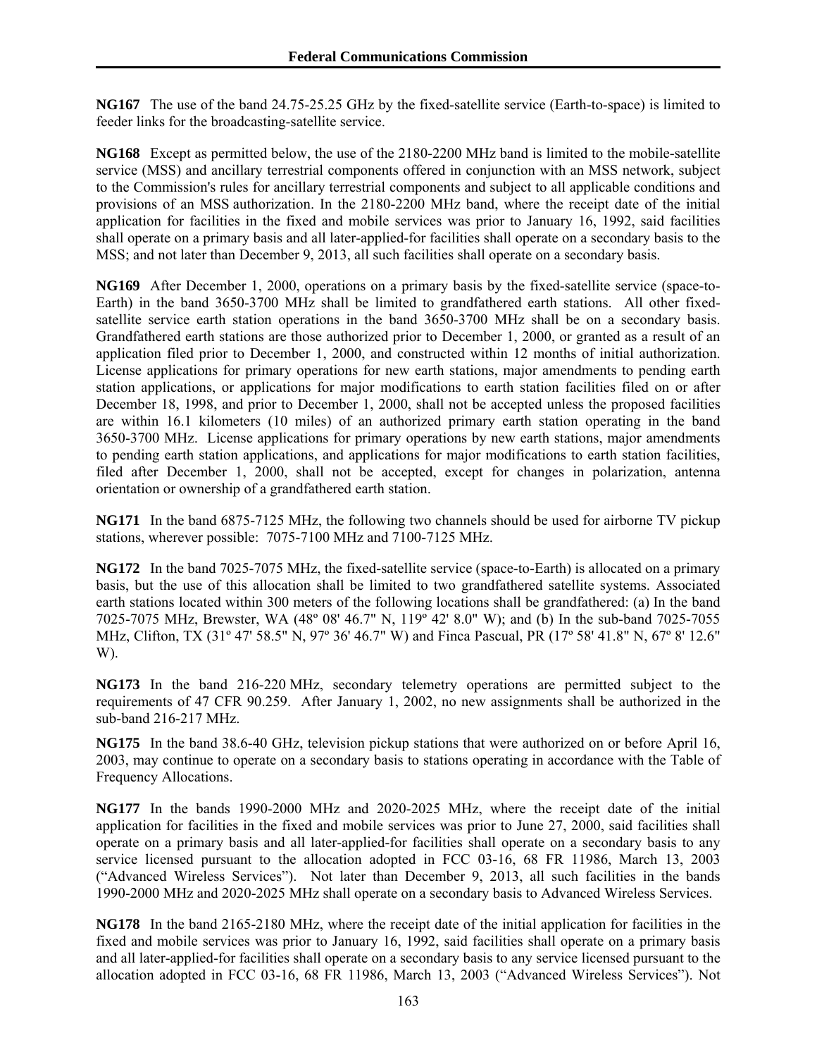**NG167** The use of the band 24.75-25.25 GHz by the fixed-satellite service (Earth-to-space) is limited to feeder links for the broadcasting-satellite service.

**NG168** Except as permitted below, the use of the 2180-2200 MHz band is limited to the mobile-satellite service (MSS) and ancillary terrestrial components offered in conjunction with an MSS network, subject to the Commission's rules for ancillary terrestrial components and subject to all applicable conditions and provisions of an MSS authorization. In the 2180-2200 MHz band, where the receipt date of the initial application for facilities in the fixed and mobile services was prior to January 16, 1992, said facilities shall operate on a primary basis and all later-applied-for facilities shall operate on a secondary basis to the MSS; and not later than December 9, 2013, all such facilities shall operate on a secondary basis.

**NG169** After December 1, 2000, operations on a primary basis by the fixed-satellite service (space-to-Earth) in the band 3650-3700 MHz shall be limited to grandfathered earth stations. All other fixed-satellite service earth station operations in the band 3650-3700 MHz shall be on a secondary basis. Grandfathered earth stations are those authorized prior to December 1, 2000, or granted as a result of an application filed prior to December 1, 2000, and constructed within 12 months of initial authorization. License applications for primary operations for new earth stations, major amendments to pending earth station applications, or applications for major modifications to earth station facilities filed on or after December 18, 1998, and prior to December 1, 2000, shall not be accepted unless the proposed facilities are within 16.1 kilometers (10 miles) of an authorized primary earth station operating in the band 3650-3700 MHz. License applications for primary operations by new earth stations, major amendments to pending earth station applications, and applications for major modifications to earth station facilities, filed after December 1, 2000, shall not be accepted, except for changes in polarization, antenna orientation or ownership of a grandfathered earth station.

**NG171** In the band 6875-7125 MHz, the following two channels should be used for airborne TV pickup stations, wherever possible: 7075-7100 MHz and 7100-7125 MHz.

**NG172** In the band 7025-7075 MHz, the fixed-satellite service (space-to-Earth) is allocated on a primary basis, but the use of this allocation shall be limited to two grandfathered satellite systems. Associated earth stations located within 300 meters of the following locations shall be grandfathered: (a) In the band 7025-7075 MHz, Brewster, WA (48º 08' 46.7" N, 119º 42' 8.0" W); and (b) In the sub-band 7025-7055 MHz, Clifton, TX (31º 47' 58.5" N, 97º 36' 46.7" W) and Finca Pascual, PR (17º 58' 41.8" N, 67º 8' 12.6" W).

**NG173** In the band 216-220 MHz, secondary telemetry operations are permitted subject to the requirements of 47 CFR 90.259. After January 1, 2002, no new assignments shall be authorized in the sub-band 216-217 MHz.

**NG175** In the band 38.6-40 GHz, television pickup stations that were authorized on or before April 16, 2003, may continue to operate on a secondary basis to stations operating in accordance with the Table of Frequency Allocations.

**NG177** In the bands 1990-2000 MHz and 2020-2025 MHz, where the receipt date of the initial application for facilities in the fixed and mobile services was prior to June 27, 2000, said facilities shall operate on a primary basis and all later-applied-for facilities shall operate on a secondary basis to any service licensed pursuant to the allocation adopted in FCC 03-16, 68 FR 11986, March 13, 2003 ("Advanced Wireless Services"). Not later than December 9, 2013, all such facilities in the bands 1990-2000 MHz and 2020-2025 MHz shall operate on a secondary basis to Advanced Wireless Services.

**NG178** In the band 2165-2180 MHz, where the receipt date of the initial application for facilities in the fixed and mobile services was prior to January 16, 1992, said facilities shall operate on a primary basis and all later-applied-for facilities shall operate on a secondary basis to any service licensed pursuant to the allocation adopted in FCC 03-16, 68 FR 11986, March 13, 2003 ("Advanced Wireless Services"). Not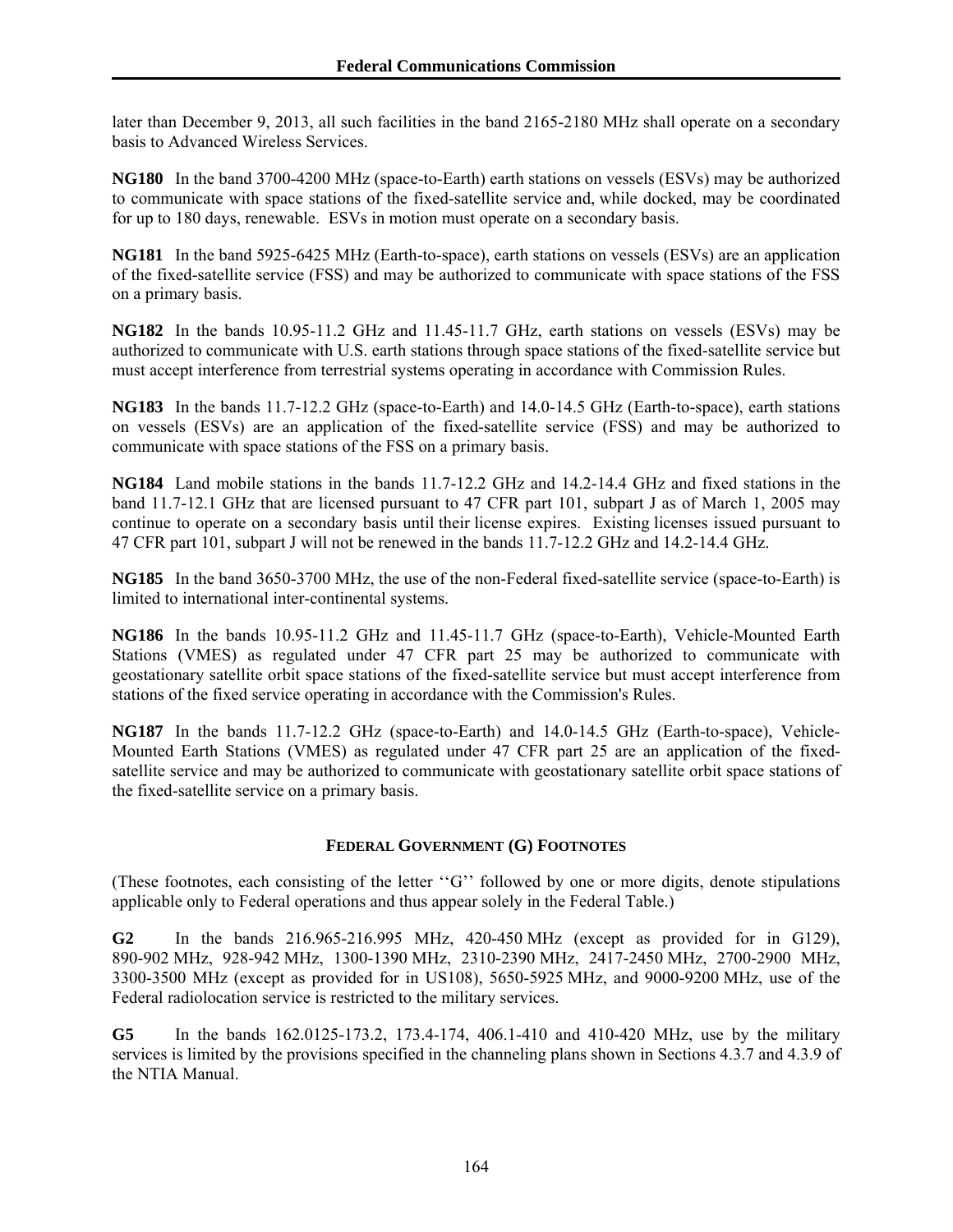later than December 9, 2013, all such facilities in the band 2165-2180 MHz shall operate on a secondary basis to Advanced Wireless Services.

**NG180** In the band 3700-4200 MHz (space-to-Earth) earth stations on vessels (ESVs) may be authorized to communicate with space stations of the fixed-satellite service and, while docked, may be coordinated for up to 180 days, renewable. ESVs in motion must operate on a secondary basis.

**NG181** In the band 5925-6425 MHz (Earth-to-space), earth stations on vessels (ESVs) are an application of the fixed-satellite service (FSS) and may be authorized to communicate with space stations of the FSS on a primary basis.

**NG182** In the bands 10.95-11.2 GHz and 11.45-11.7 GHz, earth stations on vessels (ESVs) may be authorized to communicate with U.S. earth stations through space stations of the fixed-satellite service but must accept interference from terrestrial systems operating in accordance with Commission Rules.

**NG183** In the bands 11.7-12.2 GHz (space-to-Earth) and 14.0-14.5 GHz (Earth-to-space), earth stations on vessels (ESVs) are an application of the fixed-satellite service (FSS) and may be authorized to communicate with space stations of the FSS on a primary basis.

**NG184** Land mobile stations in the bands 11.7-12.2 GHz and 14.2-14.4 GHz and fixed stations in the band 11.7-12.1 GHz that are licensed pursuant to 47 CFR part 101, subpart J as of March 1, 2005 may continue to operate on a secondary basis until their license expires. Existing licenses issued pursuant to 47 CFR part 101, subpart J will not be renewed in the bands 11.7-12.2 GHz and 14.2-14.4 GHz.

**NG185** In the band 3650-3700 MHz, the use of the non-Federal fixed-satellite service (space-to-Earth) is limited to international inter-continental systems.

**NG186** In the bands 10.95-11.2 GHz and 11.45-11.7 GHz (space-to-Earth), Vehicle-Mounted Earth Stations (VMES) as regulated under 47 CFR part 25 may be authorized to communicate with geostationary satellite orbit space stations of the fixed-satellite service but must accept interference from stations of the fixed service operating in accordance with the Commission's Rules.

**NG187** In the bands 11.7-12.2 GHz (space-to-Earth) and 14.0-14.5 GHz (Earth-to-space), Vehicle-Mounted Earth Stations (VMES) as regulated under 47 CFR part 25 are an application of the fixed-satellite service and may be authorized to communicate with geostationary satellite orbit space stations of the fixed-satellite service on a primary basis.

## FEDERAL GOVERNMENT (G) FOOTNOTES

(These footnotes, each consisting of the letter ''G'' followed by one or more digits, denote stipulations applicable only to Federal operations and thus appear solely in the Federal Table.)

**G2** In the bands 216.965-216.995 MHz, 420-450 MHz (except as provided for in G129), 890-902 MHz, 928-942 MHz, 1300-1390 MHz, 2310-2390 MHz, 2417-2450 MHz, 2700-2900 MHz, 3300-3500 MHz (except as provided for in US108), 5650-5925 MHz, and 9000-9200 MHz, use of the Federal radiolocation service is restricted to the military services.

**G5** In the bands 162.0125-173.2, 173.4-174, 406.1-410 and 410-420 MHz, use by the military services is limited by the provisions specified in the channeling plans shown in Sections 4.3.7 and 4.3.9 of the NTIA Manual.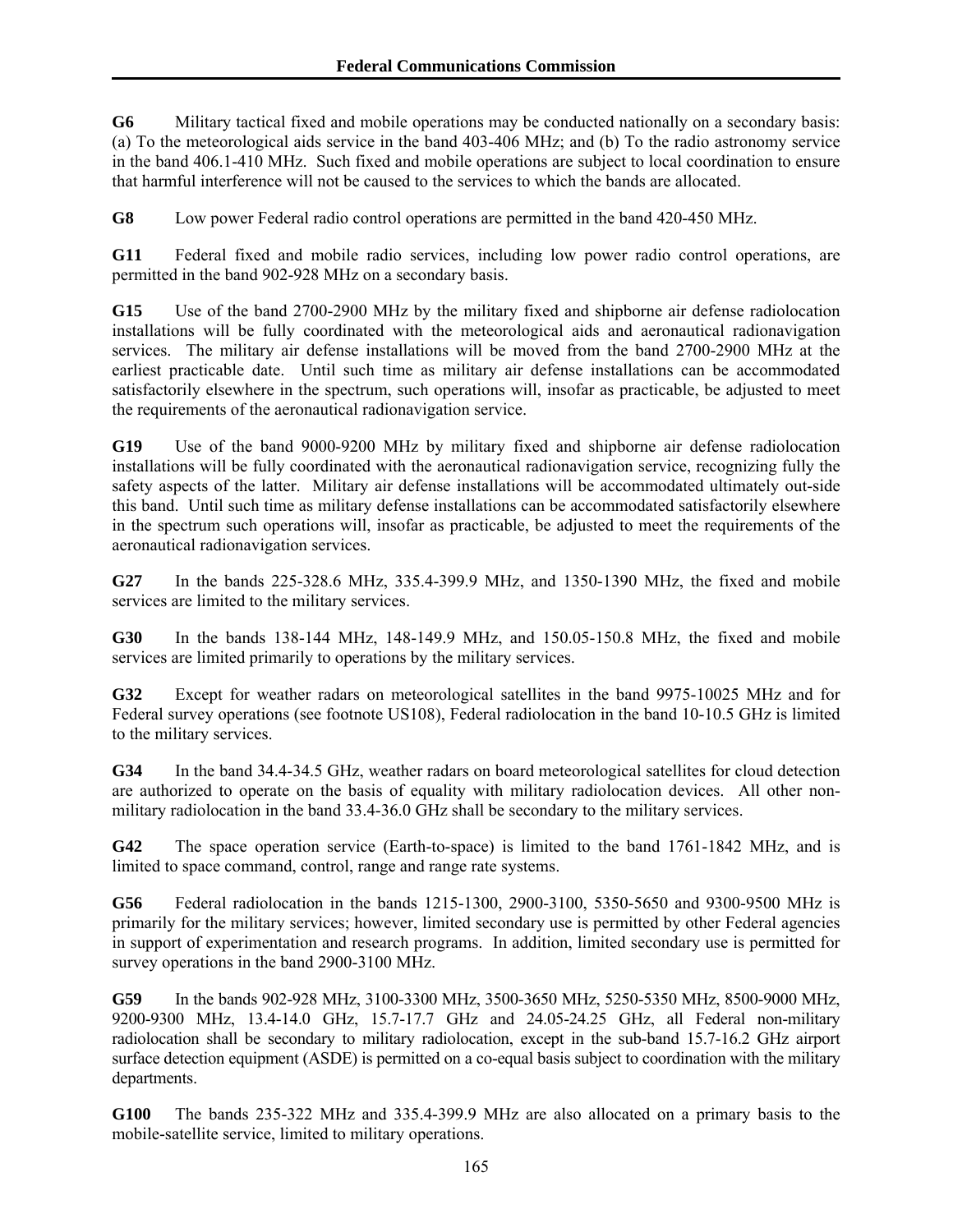**G6** Military tactical fixed and mobile operations may be conducted nationally on a secondary basis: (a) To the meteorological aids service in the band 403-406 MHz; and (b) To the radio astronomy service in the band 406.1-410 MHz. Such fixed and mobile operations are subject to local coordination to ensure that harmful interference will not be caused to the services to which the bands are allocated.

**G8** Low power Federal radio control operations are permitted in the band 420-450 MHz.

**G11** Federal fixed and mobile radio services, including low power radio control operations, are permitted in the band 902-928 MHz on a secondary basis.

**G15** Use of the band 2700-2900 MHz by the military fixed and shipborne air defense radiolocation installations will be fully coordinated with the meteorological aids and aeronautical radionavigation services. The military air defense installations will be moved from the band 2700-2900 MHz at the earliest practicable date. Until such time as military air defense installations can be accommodated satisfactorily elsewhere in the spectrum, such operations will, insofar as practicable, be adjusted to meet the requirements of the aeronautical radionavigation service.

**G19** Use of the band 9000-9200 MHz by military fixed and shipborne air defense radiolocation installations will be fully coordinated with the aeronautical radionavigation service, recognizing fully the safety aspects of the latter. Military air defense installations will be accommodated ultimately out-side this band. Until such time as military defense installations can be accommodated satisfactorily elsewhere in the spectrum such operations will, insofar as practicable, be adjusted to meet the requirements of the aeronautical radionavigation services.

**G27** In the bands 225-328.6 MHz, 335.4-399.9 MHz, and 1350-1390 MHz, the fixed and mobile services are limited to the military services.

**G30** In the bands 138-144 MHz, 148-149.9 MHz, and 150.05-150.8 MHz, the fixed and mobile services are limited primarily to operations by the military services.

**G32** Except for weather radars on meteorological satellites in the band 9975-10025 MHz and for Federal survey operations (see footnote US108), Federal radiolocation in the band 10-10.5 GHz is limited to the military services.

**G34** In the band 34.4-34.5 GHz, weather radars on board meteorological satellites for cloud detection are authorized to operate on the basis of equality with military radiolocation devices. All other non-military radiolocation in the band 33.4-36.0 GHz shall be secondary to the military services.

**G42** The space operation service (Earth-to-space) is limited to the band 1761-1842 MHz, and is limited to space command, control, range and range rate systems.

**G56** Federal radiolocation in the bands 1215-1300, 2900-3100, 5350-5650 and 9300-9500 MHz is primarily for the military services; however, limited secondary use is permitted by other Federal agencies in support of experimentation and research programs. In addition, limited secondary use is permitted for survey operations in the band 2900-3100 MHz.

**G59** In the bands 902-928 MHz, 3100-3300 MHz, 3500-3650 MHz, 5250-5350 MHz, 8500-9000 MHz, 9200-9300 MHz, 13.4-14.0 GHz, 15.7-17.7 GHz and 24.05-24.25 GHz, all Federal non-military radiolocation shall be secondary to military radiolocation, except in the sub-band 15.7-16.2 GHz airport surface detection equipment (ASDE) is permitted on a co-equal basis subject to coordination with the military departments.

**G100** The bands 235-322 MHz and 335.4-399.9 MHz are also allocated on a primary basis to the mobile-satellite service, limited to military operations.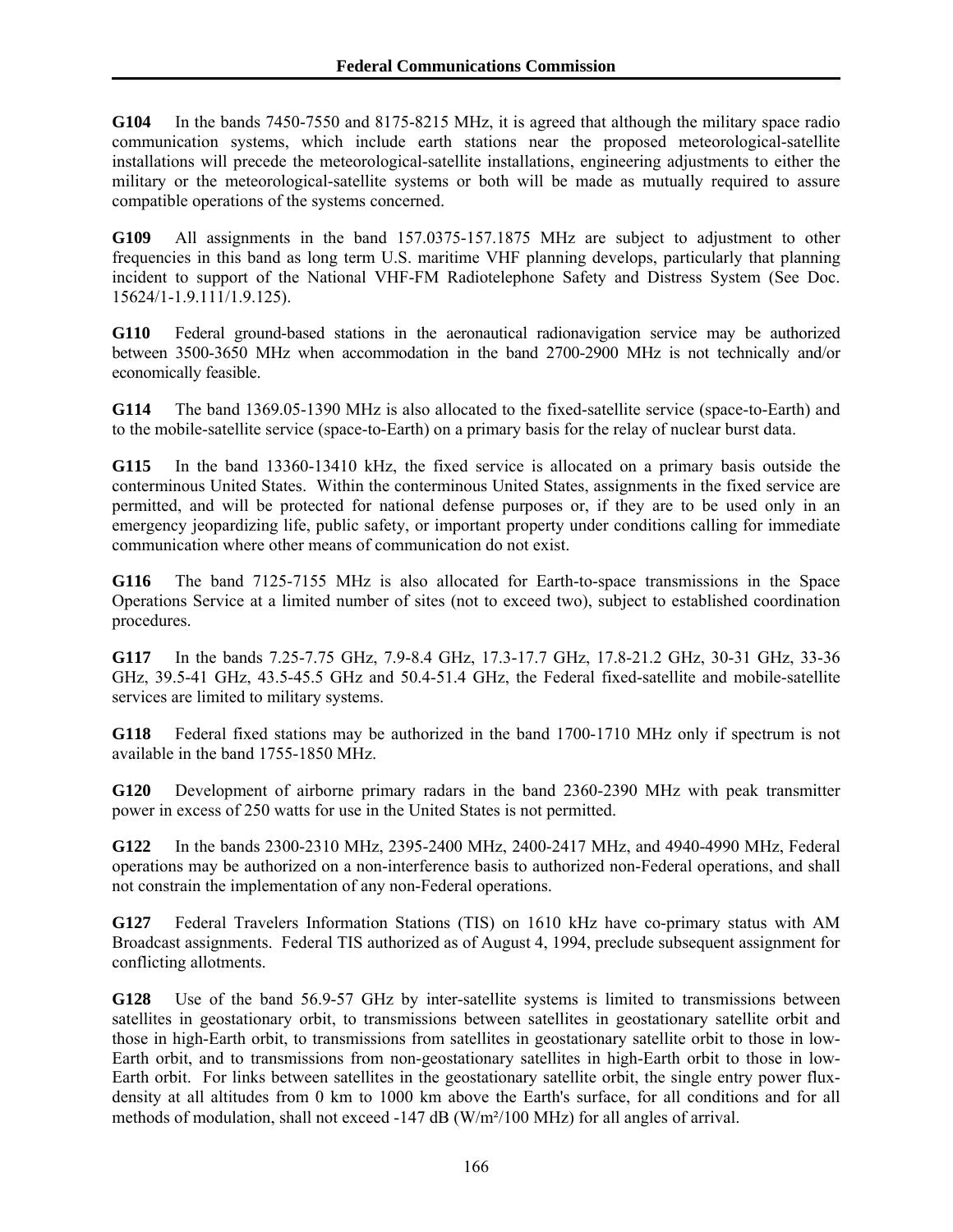**G104** In the bands 7450-7550 and 8175-8215 MHz, it is agreed that although the military space radio communication systems, which include earth stations near the proposed meteorological-satellite installations will precede the meteorological-satellite installations, engineering adjustments to either the military or the meteorological-satellite systems or both will be made as mutually required to assure compatible operations of the systems concerned.

**G109** All assignments in the band 157.0375-157.1875 MHz are subject to adjustment to other frequencies in this band as long term U.S. maritime VHF planning develops, particularly that planning incident to support of the National VHF-FM Radiotelephone Safety and Distress System (See Doc. 15624/1-1.9.111/1.9.125).

**G110** Federal ground-based stations in the aeronautical radionavigation service may be authorized between 3500-3650 MHz when accommodation in the band 2700-2900 MHz is not technically and/or economically feasible.

**G114** The band 1369.05-1390 MHz is also allocated to the fixed-satellite service (space-to-Earth) and to the mobile-satellite service (space-to-Earth) on a primary basis for the relay of nuclear burst data.

**G115** In the band 13360-13410 kHz, the fixed service is allocated on a primary basis outside the conterminous United States. Within the conterminous United States, assignments in the fixed service are permitted, and will be protected for national defense purposes or, if they are to be used only in an emergency jeopardizing life, public safety, or important property under conditions calling for immediate communication where other means of communication do not exist.

**G116** The band 7125-7155 MHz is also allocated for Earth-to-space transmissions in the Space Operations Service at a limited number of sites (not to exceed two), subject to established coordination procedures.

**G117** In the bands 7.25-7.75 GHz, 7.9-8.4 GHz, 17.3-17.7 GHz, 17.8-21.2 GHz, 30-31 GHz, 33-36 GHz, 39.5-41 GHz, 43.5-45.5 GHz and 50.4-51.4 GHz, the Federal fixed-satellite and mobile-satellite services are limited to military systems.

**G118** Federal fixed stations may be authorized in the band 1700-1710 MHz only if spectrum is not available in the band 1755-1850 MHz.

**G120** Development of airborne primary radars in the band 2360-2390 MHz with peak transmitter power in excess of 250 watts for use in the United States is not permitted.

**G122** In the bands 2300-2310 MHz, 2395-2400 MHz, 2400-2417 MHz, and 4940-4990 MHz, Federal operations may be authorized on a non-interference basis to authorized non-Federal operations, and shall not constrain the implementation of any non-Federal operations.

**G127** Federal Travelers Information Stations (TIS) on 1610 kHz have co-primary status with AM Broadcast assignments. Federal TIS authorized as of August 4, 1994, preclude subsequent assignment for conflicting allotments.

**G128** Use of the band 56.9-57 GHz by inter-satellite systems is limited to transmissions between satellites in geostationary orbit, to transmissions between satellites in geostationary satellite orbit and those in high-Earth orbit, to transmissions from satellites in geostationary satellite orbit to those in low-Earth orbit, and to transmissions from non-geostationary satellites in high-Earth orbit to those in low-Earth orbit. For links between satellites in the geostationary satellite orbit, the single entry power flux-density at all altitudes from 0 km to 1000 km above the Earth's surface, for all conditions and for all methods of modulation, shall not exceed -147 dB ($W/m^2/100$ MHz) for all angles of arrival.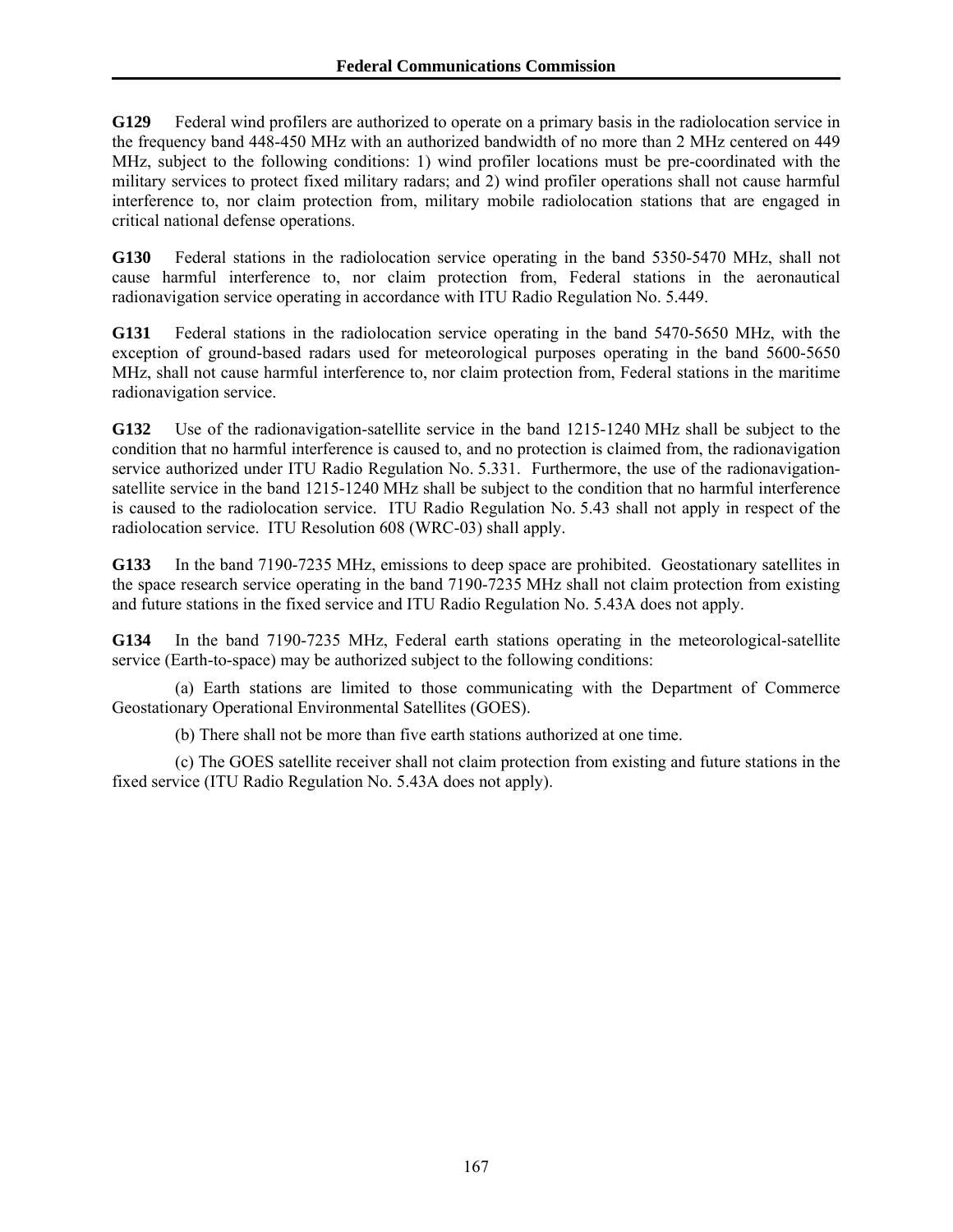**G129** Federal wind profilers are authorized to operate on a primary basis in the radiolocation service in the frequency band 448-450 MHz with an authorized bandwidth of no more than 2 MHz centered on 449 MHz, subject to the following conditions: 1) wind profiler locations must be pre-coordinated with the military services to protect fixed military radars; and 2) wind profiler operations shall not cause harmful interference to, nor claim protection from, military mobile radiolocation stations that are engaged in critical national defense operations.

**G130** Federal stations in the radiolocation service operating in the band 5350-5470 MHz, shall not cause harmful interference to, nor claim protection from, Federal stations in the aeronautical radionavigation service operating in accordance with ITU Radio Regulation No. 5.449.

**G131** Federal stations in the radiolocation service operating in the band 5470-5650 MHz, with the exception of ground-based radars used for meteorological purposes operating in the band 5600-5650 MHz, shall not cause harmful interference to, nor claim protection from, Federal stations in the maritime radionavigation service.

**G132** Use of the radionavigation-satellite service in the band 1215-1240 MHz shall be subject to the condition that no harmful interference is caused to, and no protection is claimed from, the radionavigation service authorized under ITU Radio Regulation No. 5.331. Furthermore, the use of the radionavigation-satellite service in the band 1215-1240 MHz shall be subject to the condition that no harmful interference is caused to the radiolocation service. ITU Radio Regulation No. 5.43 shall not apply in respect of the radiolocation service. ITU Resolution 608 (WRC-03) shall apply.

**G133** In the band 7190-7235 MHz, emissions to deep space are prohibited. Geostationary satellites in the space research service operating in the band 7190-7235 MHz shall not claim protection from existing and future stations in the fixed service and ITU Radio Regulation No. 5.43A does not apply.

**G134** In the band 7190-7235 MHz, Federal earth stations operating in the meteorological-satellite service (Earth-to-space) may be authorized subject to the following conditions:

(a) Earth stations are limited to those communicating with the Department of Commerce Geostationary Operational Environmental Satellites (GOES).

(b) There shall not be more than five earth stations authorized at one time.

(c) The GOES satellite receiver shall not claim protection from existing and future stations in the fixed service (ITU Radio Regulation No. 5.43A does not apply).